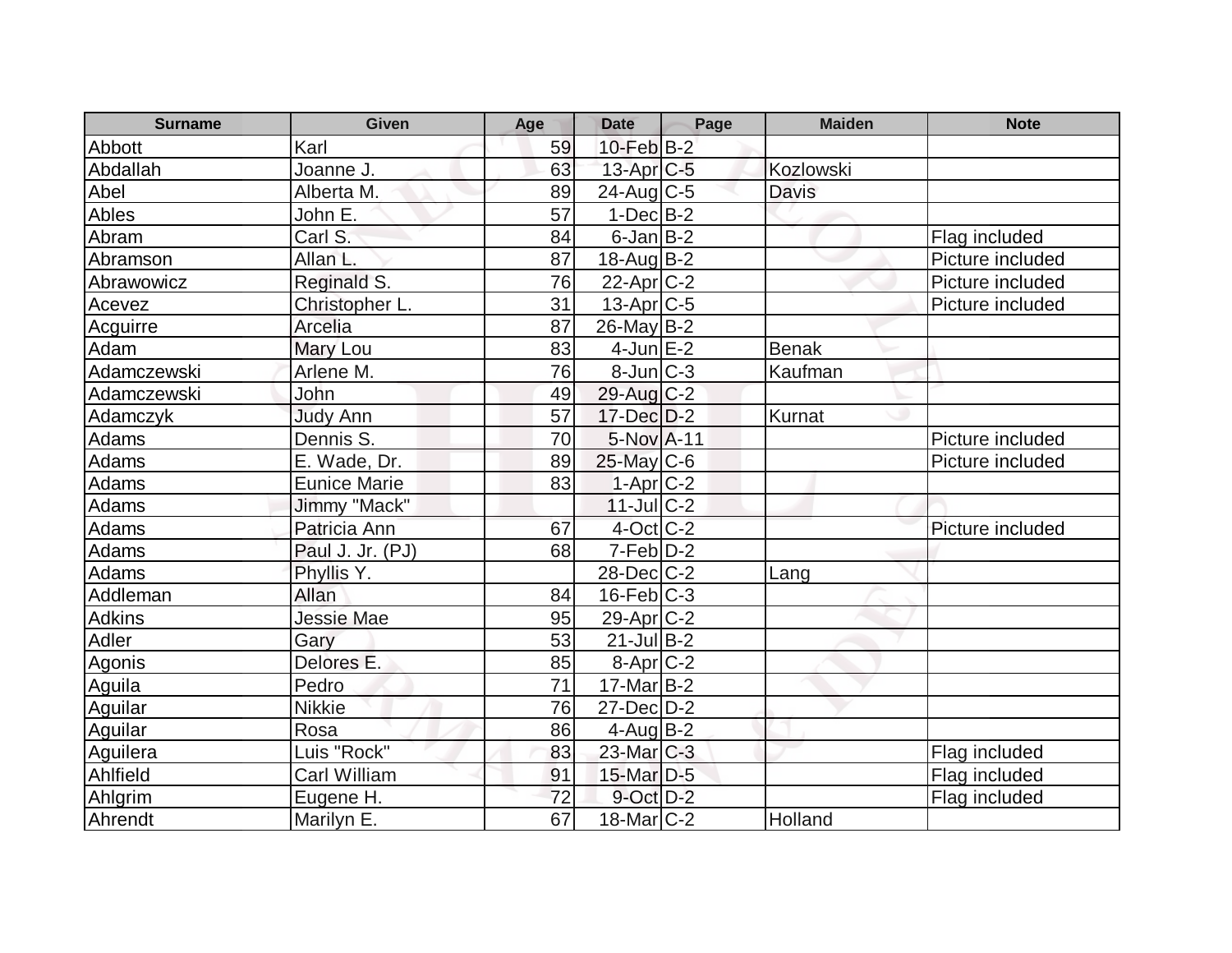| Surname | Given | Age | Date | Page | Maiden | Note |
|---|---|---|---|---|---|---|
| Abbott | Karl | 59 | 10-Feb | B-2 | | |
| Abdallah | Joanne J. | 63 | 13-Apr | C-5 | Kozlowski | |
| Abel | Alberta M. | 89 | 24-Aug | C-5 | Davis | |
| Ables | John E. | 57 | 1-Dec | B-2 | | |
| Abram | Carl S. | 84 | 6-Jan | B-2 | | Flag included |
| Abramson | Allan L. | 87 | 18-Aug | B-2 | | Picture included |
| Abrawowicz | Reginald S. | 76 | 22-Apr | C-2 | | Picture included |
| Acevez | Christopher L. | 31 | 13-Apr | C-5 | | Picture included |
| Acguirre | Arcelia | 87 | 26-May | B-2 | | |
| Adam | Mary Lou | 83 | 4-Jun | E-2 | Benak | |
| Adamczewski | Arlene M. | 76 | 8-Jun | C-3 | Kaufman | |
| Adamczewski | John | 49 | 29-Aug | C-2 | | |
| Adamczyk | Judy Ann | 57 | 17-Dec | D-2 | Kurnat | |
| Adams | Dennis S. | 70 | 5-Nov | A-11 | | Picture included |
| Adams | E. Wade, Dr. | 89 | 25-May | C-6 | | Picture included |
| Adams | Eunice Marie | 83 | 1-Apr | C-2 | | |
| Adams | Jimmy "Mack" | | 11-Jul | C-2 | | |
| Adams | Patricia Ann | 67 | 4-Oct | C-2 | | Picture included |
| Adams | Paul J. Jr. (PJ) | 68 | 7-Feb | D-2 | | |
| Adams | Phyllis Y. | | 28-Dec | C-2 | Lang | |
| Addleman | Allan | 84 | 16-Feb | C-3 | | |
| Adkins | Jessie Mae | 95 | 29-Apr | C-2 | | |
| Adler | Gary | 53 | 21-Jul | B-2 | | |
| Agonis | Delores E. | 85 | 8-Apr | C-2 | | |
| Aguila | Pedro | 71 | 17-Mar | B-2 | | |
| Aguilar | Nikkie | 76 | 27-Dec | D-2 | | |
| Aguilar | Rosa | 86 | 4-Aug | B-2 | | |
| Aguilera | Luis "Rock" | 83 | 23-Mar | C-3 | | Flag included |
| Ahlfield | Carl William | 91 | 15-Mar | D-5 | | Flag included |
| Ahlgrim | Eugene H. | 72 | 9-Oct | D-2 | | Flag included |
| Ahrendt | Marilyn E. | 67 | 18-Mar | C-2 | Holland | |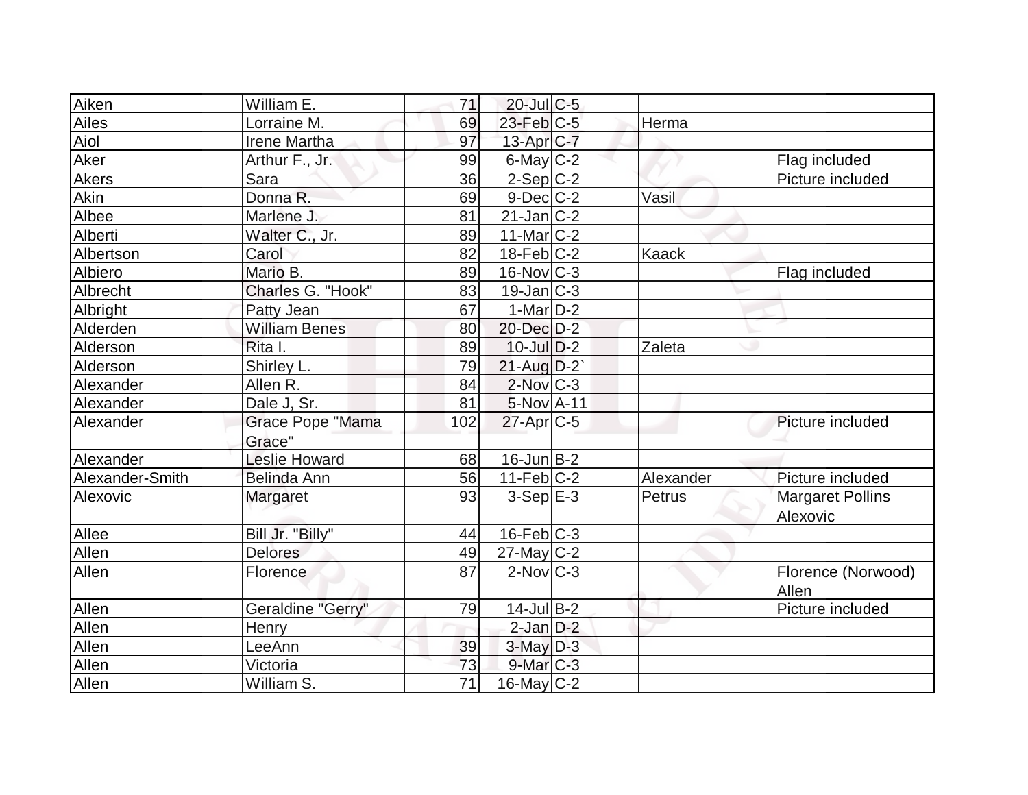| | | | | | | |
|---|---|---|---|---|---|---|
| Aiken | William E. | 71 | 20-Jul | C-5 | | |
| Ailes | Lorraine M. | 69 | 23-Feb | C-5 | Herma | |
| Aiol | Irene Martha | 97 | 13-Apr | C-7 | | |
| Aker | Arthur F., Jr. | 99 | 6-May | C-2 | | Flag included |
| Akers | Sara | 36 | 2-Sep | C-2 | | Picture included |
| Akin | Donna R. | 69 | 9-Dec | C-2 | Vasil | |
| Albee | Marlene J. | 81 | 21-Jan | C-2 | | |
| Alberti | Walter C., Jr. | 89 | 11-Mar | C-2 | | |
| Albertson | Carol | 82 | 18-Feb | C-2 | Kaack | |
| Albiero | Mario B. | 89 | 16-Nov | C-3 | | Flag included |
| Albrecht | Charles G. "Hook" | 83 | 19-Jan | C-3 | | |
| Albright | Patty Jean | 67 | 1-Mar | D-2 | | |
| Alderden | William Benes | 80 | 20-Dec | D-2 | | |
| Alderson | Rita I. | 89 | 10-Jul | D-2 | Zaleta | |
| Alderson | Shirley L. | 79 | 21-Aug | D-2` | | |
| Alexander | Allen R. | 84 | 2-Nov | C-3 | | |
| Alexander | Dale J, Sr. | 81 | 5-Nov | A-11 | | |
| Alexander | Grace Pope "Mama Grace" | 102 | 27-Apr | C-5 | | Picture included |
| Alexander | Leslie Howard | 68 | 16-Jun | B-2 | | |
| Alexander-Smith | Belinda Ann | 56 | 11-Feb | C-2 | Alexander | Picture included |
| Alexovic | Margaret | 93 | 3-Sep | E-3 | Petrus | Margaret Pollins Alexovic |
| Allee | Bill Jr. "Billy" | 44 | 16-Feb | C-3 | | |
| Allen | Delores | 49 | 27-May | C-2 | | |
| Allen | Florence | 87 | 2-Nov | C-3 | | Florence (Norwood) Allen |
| Allen | Geraldine "Gerry" | 79 | 14-Jul | B-2 | | Picture included |
| Allen | Henry | | 2-Jan | D-2 | | |
| Allen | LeeAnn | 39 | 3-May | D-3 | | |
| Allen | Victoria | 73 | 9-Mar | C-3 | | |
| Allen | William S. | 71 | 16-May | C-2 | | |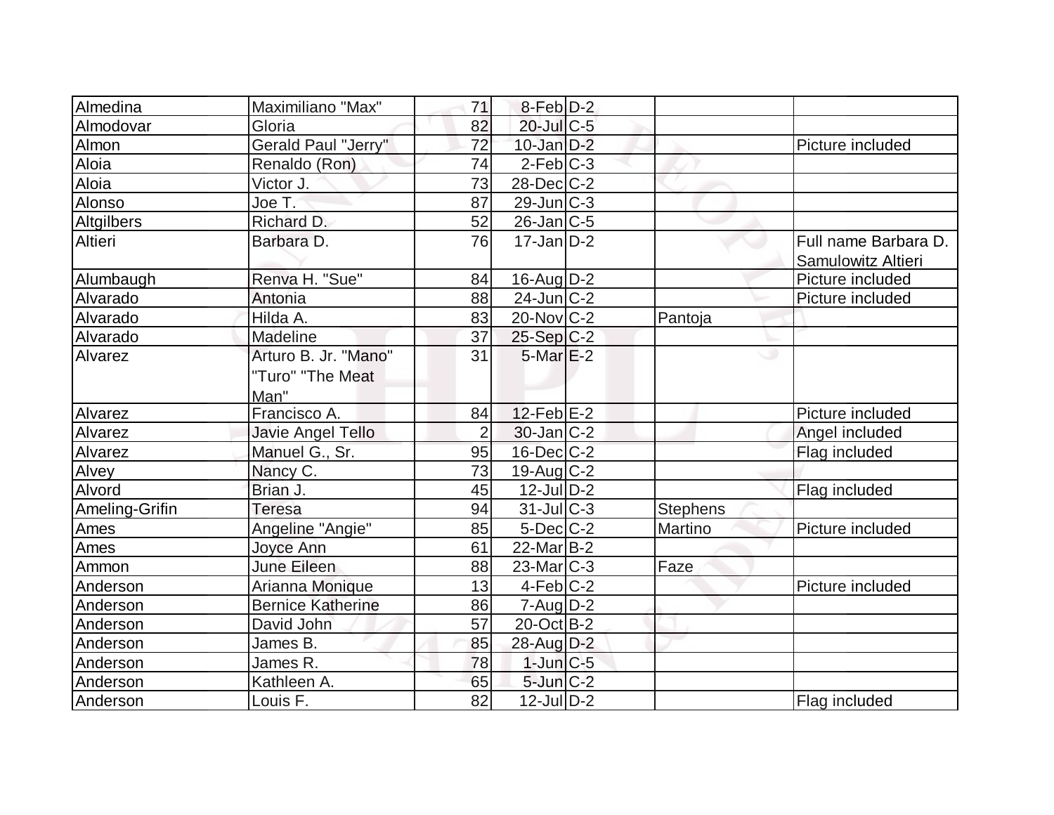| Almedina | Maximiliano "Max" | 71 | 8-Feb | D-2 | | |
|---|---|---|---|---|---|---|
| Almodovar | Gloria | 82 | 20-Jul | C-5 | | |
| Almon | Gerald Paul "Jerry" | 72 | 10-Jan | D-2 | | Picture included |
| Aloia | Renaldo (Ron) | 74 | 2-Feb | C-3 | | |
| Aloia | Victor J. | 73 | 28-Dec | C-2 | | |
| Alonso | Joe T. | 87 | 29-Jun | C-3 | | |
| Altgilbers | Richard D. | 52 | 26-Jan | C-5 | | |
| Altieri | Barbara D. | 76 | 17-Jan | D-2 | | Full name Barbara D. Samulowitz Altieri |
| Alumbaugh | Renva H. "Sue" | 84 | 16-Aug | D-2 | | Picture included |
| Alvarado | Antonia | 88 | 24-Jun | C-2 | | Picture included |
| Alvarado | Hilda A. | 83 | 20-Nov | C-2 | Pantoja | |
| Alvarado | Madeline | 37 | 25-Sep | C-2 | | |
| Alvarez | Arturo B. Jr. "Mano" "Turo" "The Meat Man" | 31 | 5-Mar | E-2 | | |
| Alvarez | Francisco A. | 84 | 12-Feb | E-2 | | Picture included |
| Alvarez | Javie Angel Tello | 2 | 30-Jan | C-2 | | Angel included |
| Alvarez | Manuel G., Sr. | 95 | 16-Dec | C-2 | | Flag included |
| Alvey | Nancy C. | 73 | 19-Aug | C-2 | | |
| Alvord | Brian J. | 45 | 12-Jul | D-2 | | Flag included |
| Ameling-Grifin | Teresa | 94 | 31-Jul | C-3 | Stephens | |
| Ames | Angeline "Angie" | 85 | 5-Dec | C-2 | Martino | Picture included |
| Ames | Joyce Ann | 61 | 22-Mar | B-2 | | |
| Ammon | June Eileen | 88 | 23-Mar | C-3 | Faze | |
| Anderson | Arianna Monique | 13 | 4-Feb | C-2 | | Picture included |
| Anderson | Bernice Katherine | 86 | 7-Aug | D-2 | | |
| Anderson | David John | 57 | 20-Oct | B-2 | | |
| Anderson | James B. | 85 | 28-Aug | D-2 | | |
| Anderson | James R. | 78 | 1-Jun | C-5 | | |
| Anderson | Kathleen A. | 65 | 5-Jun | C-2 | | |
| Anderson | Louis F. | 82 | 12-Jul | D-2 | | Flag included |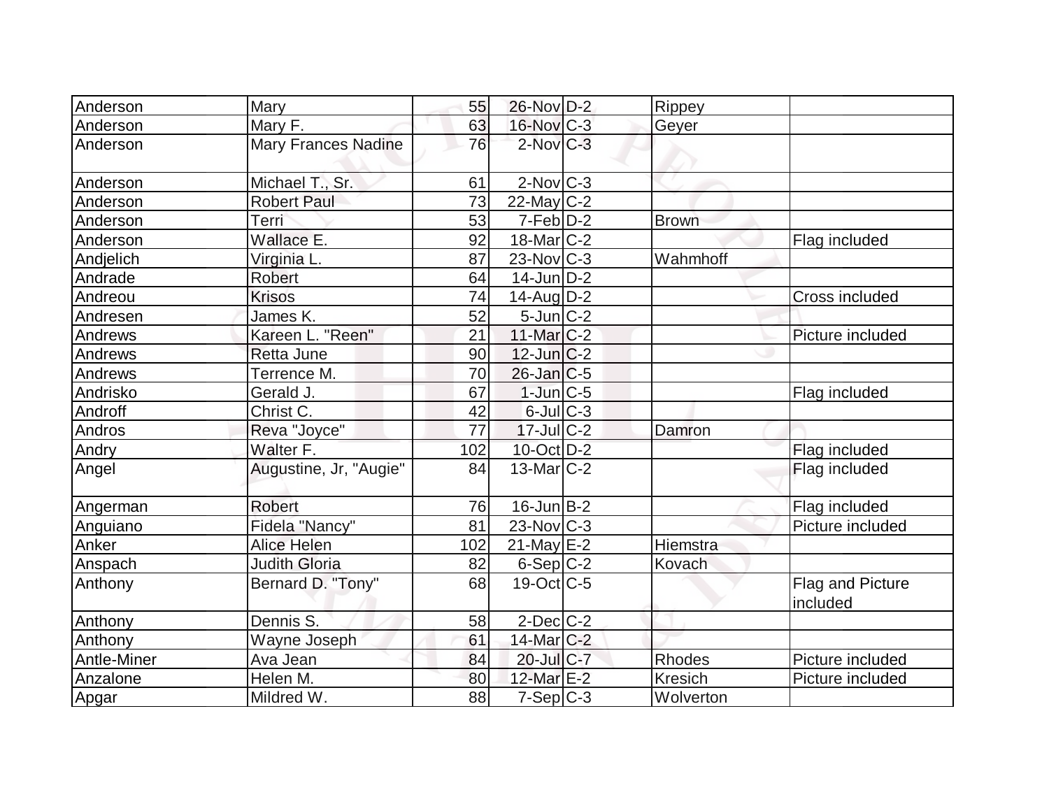| | | | | | | |
|---|---|---|---|---|---|---|
| Anderson | Mary | 55 | 26-Nov | D-2 | Rippey | |
| Anderson | Mary F. | 63 | 16-Nov | C-3 | Geyer | |
| Anderson | Mary Frances Nadine | 76 | 2-Nov | C-3 | | |
| Anderson | Michael T., Sr. | 61 | 2-Nov | C-3 | | |
| Anderson | Robert Paul | 73 | 22-May | C-2 | | |
| Anderson | Terri | 53 | 7-Feb | D-2 | Brown | |
| Anderson | Wallace E. | 92 | 18-Mar | C-2 | | Flag included |
| Andjelich | Virginia L. | 87 | 23-Nov | C-3 | Wahmhoff | |
| Andrade | Robert | 64 | 14-Jun | D-2 | | |
| Andreou | Krisos | 74 | 14-Aug | D-2 | | Cross included |
| Andresen | James K. | 52 | 5-Jun | C-2 | | |
| Andrews | Kareen L. "Reen" | 21 | 11-Mar | C-2 | | Picture included |
| Andrews | Retta June | 90 | 12-Jun | C-2 | | |
| Andrews | Terrence M. | 70 | 26-Jan | C-5 | | |
| Andrisko | Gerald J. | 67 | 1-Jun | C-5 | | Flag included |
| Androff | Christ C. | 42 | 6-Jul | C-3 | | |
| Andros | Reva "Joyce" | 77 | 17-Jul | C-2 | Damron | |
| Andry | Walter F. | 102 | 10-Oct | D-2 | | Flag included |
| Angel | Augustine, Jr, "Augie" | 84 | 13-Mar | C-2 | | Flag included |
| Angerman | Robert | 76 | 16-Jun | B-2 | | Flag included |
| Anguiano | Fidela "Nancy" | 81 | 23-Nov | C-3 | | Picture included |
| Anker | Alice Helen | 102 | 21-May | E-2 | Hiemstra | |
| Anspach | Judith Gloria | 82 | 6-Sep | C-2 | Kovach | |
| Anthony | Bernard D. "Tony" | 68 | 19-Oct | C-5 | | Flag and Picture included |
| Anthony | Dennis S. | 58 | 2-Dec | C-2 | | |
| Anthony | Wayne Joseph | 61 | 14-Mar | C-2 | | |
| Antle-Miner | Ava Jean | 84 | 20-Jul | C-7 | Rhodes | Picture included |
| Anzalone | Helen M. | 80 | 12-Mar | E-2 | Kresich | Picture included |
| Apgar | Mildred W. | 88 | 7-Sep | C-3 | Wolverton | |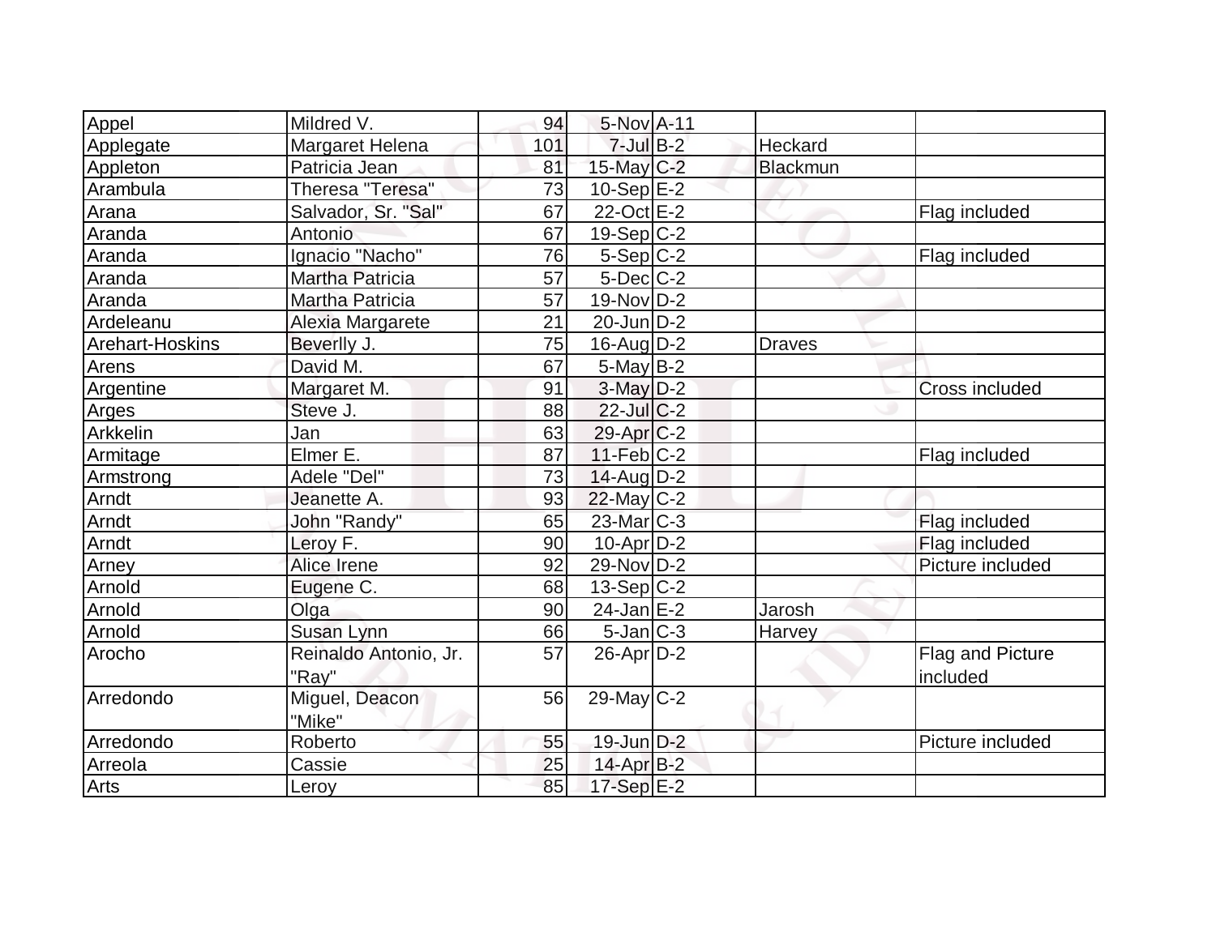| | | | | | | |
|---|---|---|---|---|---|---|
| Appel | Mildred V. | 94 | 5-Nov | A-11 | | |
| Applegate | Margaret Helena | 101 | 7-Jul | B-2 | Heckard | |
| Appleton | Patricia Jean | 81 | 15-May | C-2 | Blackmun | |
| Arambula | Theresa "Teresa" | 73 | 10-Sep | E-2 | | |
| Arana | Salvador, Sr. "Sal" | 67 | 22-Oct | E-2 | | Flag included |
| Aranda | Antonio | 67 | 19-Sep | C-2 | | |
| Aranda | Ignacio "Nacho" | 76 | 5-Sep | C-2 | | Flag included |
| Aranda | Martha Patricia | 57 | 5-Dec | C-2 | | |
| Aranda | Martha Patricia | 57 | 19-Nov | D-2 | | |
| Ardeleanu | Alexia Margarete | 21 | 20-Jun | D-2 | | |
| Arehart-Hoskins | Beverlly J. | 75 | 16-Aug | D-2 | Draves | |
| Arens | David M. | 67 | 5-May | B-2 | | |
| Argentine | Margaret M. | 91 | 3-May | D-2 | | Cross included |
| Arges | Steve J. | 88 | 22-Jul | C-2 | | |
| Arkkelin | Jan | 63 | 29-Apr | C-2 | | |
| Armitage | Elmer E. | 87 | 11-Feb | C-2 | | Flag included |
| Armstrong | Adele "Del" | 73 | 14-Aug | D-2 | | |
| Arndt | Jeanette A. | 93 | 22-May | C-2 | | |
| Arndt | John "Randy" | 65 | 23-Mar | C-3 | | Flag included |
| Arndt | Leroy F. | 90 | 10-Apr | D-2 | | Flag included |
| Arney | Alice Irene | 92 | 29-Nov | D-2 | | Picture included |
| Arnold | Eugene C. | 68 | 13-Sep | C-2 | | |
| Arnold | Olga | 90 | 24-Jan | E-2 | Jarosh | |
| Arnold | Susan Lynn | 66 | 5-Jan | C-3 | Harvey | |
| Arocho | Reinaldo Antonio, Jr. "Ray" | 57 | 26-Apr | D-2 | | Flag and Picture included |
| Arredondo | Miguel, Deacon "Mike" | 56 | 29-May | C-2 | | |
| Arredondo | Roberto | 55 | 19-Jun | D-2 | | Picture included |
| Arreola | Cassie | 25 | 14-Apr | B-2 | | |
| Arts | Leroy | 85 | 17-Sep | E-2 | | |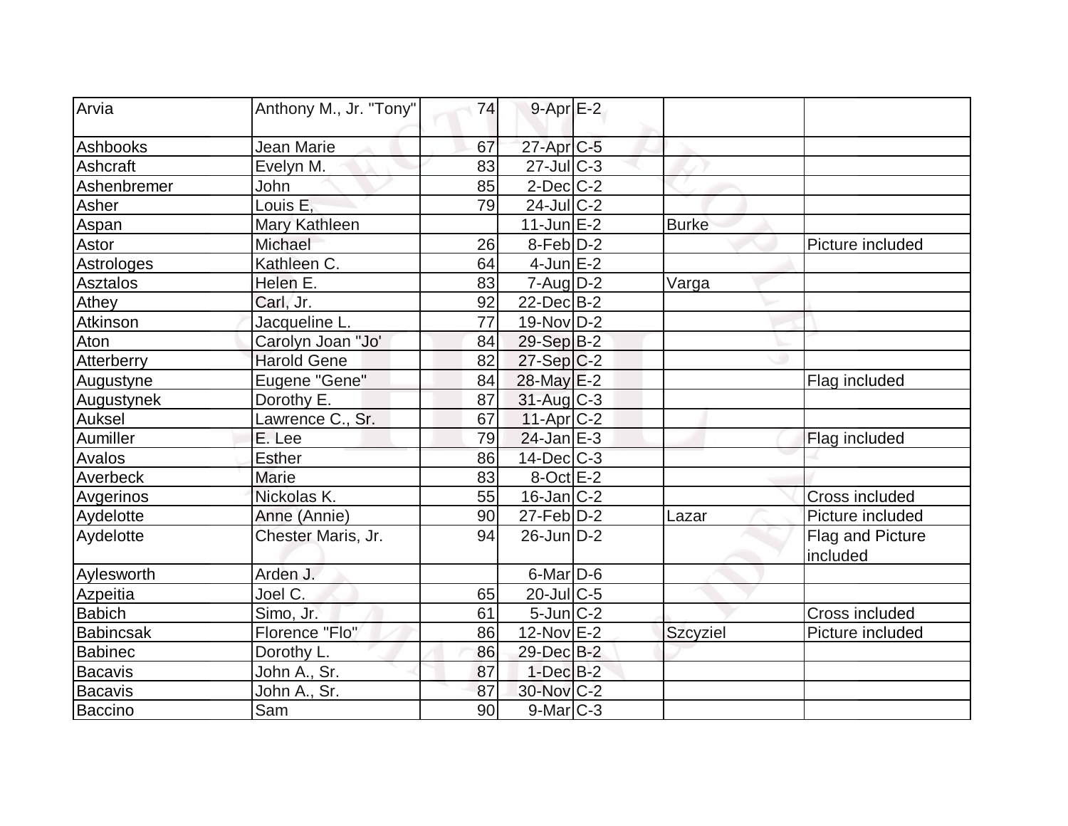| Arvia | Anthony M., Jr. "Tony" | 74 | 9-Apr | E-2 | | |
|---|---|---|---|---|---|---|
| Ashbooks | Jean Marie | 67 | 27-Apr | C-5 | | |
| Ashcraft | Evelyn M. | 83 | 27-Jul | C-3 | | |
| Ashenbremer | John | 85 | 2-Dec | C-2 | | |
| Asher | Louis E, | 79 | 24-Jul | C-2 | | |
| Aspan | Mary Kathleen | | 11-Jun | E-2 | Burke | |
| Astor | Michael | 26 | 8-Feb | D-2 | | Picture included |
| Astrologes | Kathleen C. | 64 | 4-Jun | E-2 | | |
| Asztalos | Helen E. | 83 | 7-Aug | D-2 | Varga | |
| Athey | Carl, Jr. | 92 | 22-Dec | B-2 | | |
| Atkinson | Jacqueline L. | 77 | 19-Nov | D-2 | | |
| Aton | Carolyn Joan "Jo' | 84 | 29-Sep | B-2 | | |
| Atterberry | Harold Gene | 82 | 27-Sep | C-2 | | |
| Augustyne | Eugene "Gene" | 84 | 28-May | E-2 | | Flag included |
| Augustynek | Dorothy E. | 87 | 31-Aug | C-3 | | |
| Auksel | Lawrence C., Sr. | 67 | 11-Apr | C-2 | | |
| Aumiller | E. Lee | 79 | 24-Jan | E-3 | | Flag included |
| Avalos | Esther | 86 | 14-Dec | C-3 | | |
| Averbeck | Marie | 83 | 8-Oct | E-2 | | |
| Avgerinos | Nickolas K. | 55 | 16-Jan | C-2 | | Cross included |
| Aydelotte | Anne (Annie) | 90 | 27-Feb | D-2 | Lazar | Picture included |
| Aydelotte | Chester Maris, Jr. | 94 | 26-Jun | D-2 | | Flag and Picture included |
| Aylesworth | Arden J. | | 6-Mar | D-6 | | |
| Azpeitia | Joel C. | 65 | 20-Jul | C-5 | | |
| Babich | Simo, Jr. | 61 | 5-Jun | C-2 | | Cross included |
| Babincsak | Florence "Flo" | 86 | 12-Nov | E-2 | Szcyziel | Picture included |
| Babinec | Dorothy L. | 86 | 29-Dec | B-2 | | |
| Bacavis | John A., Sr. | 87 | 1-Dec | B-2 | | |
| Bacavis | John A., Sr. | 87 | 30-Nov | C-2 | | |
| Baccino | Sam | 90 | 9-Mar | C-3 | | |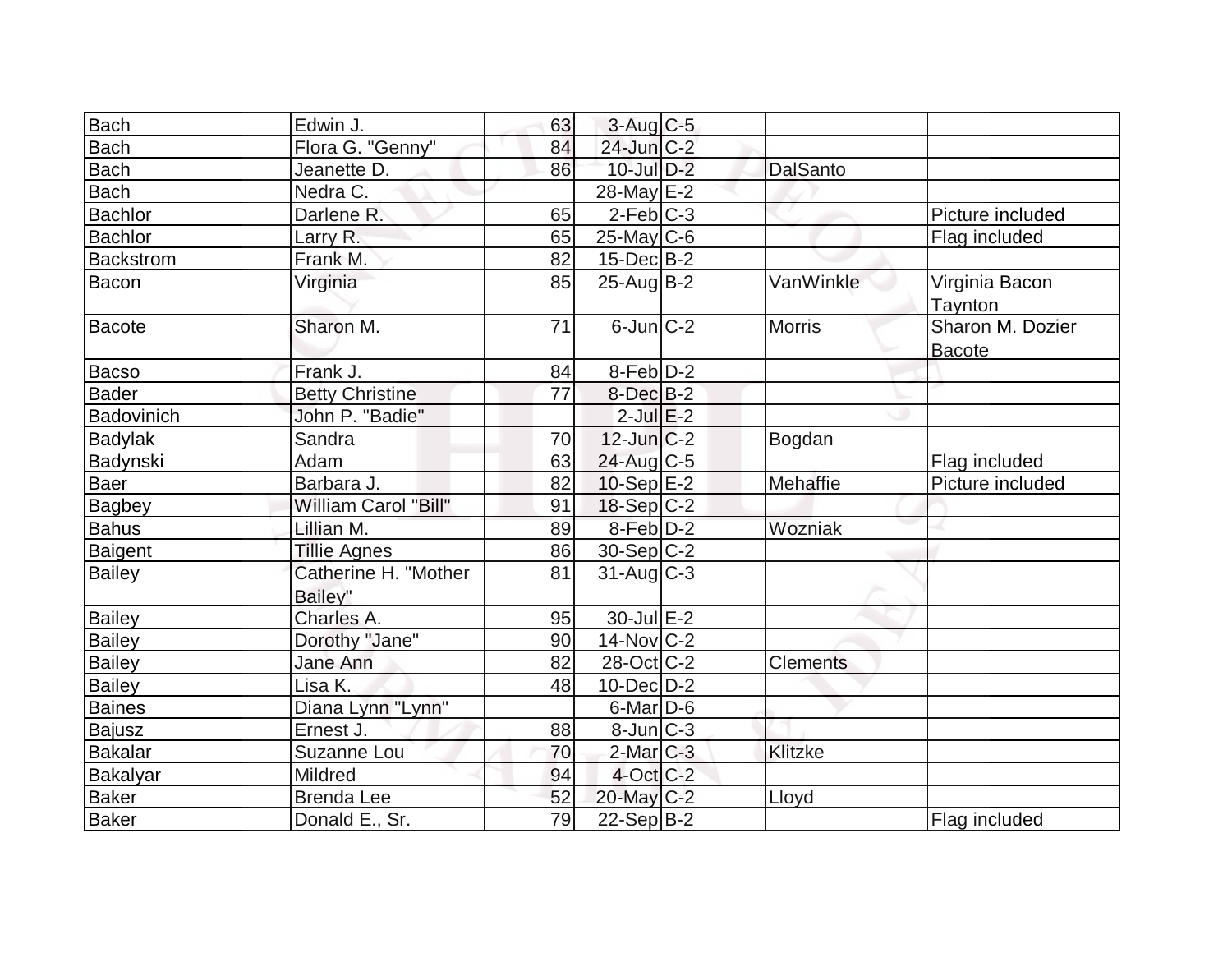| | | | | | | |
|---|---|---|---|---|---|---|
| Bach | Edwin J. | 63 | 3-Aug | C-5 | | |
| Bach | Flora G. "Genny" | 84 | 24-Jun | C-2 | | |
| Bach | Jeanette D. | 86 | 10-Jul | D-2 | DalSanto | |
| Bach | Nedra C. | | 28-May | E-2 | | |
| Bachlor | Darlene R. | 65 | 2-Feb | C-3 | | Picture included |
| Bachlor | Larry R. | 65 | 25-May | C-6 | | Flag included |
| Backstrom | Frank M. | 82 | 15-Dec | B-2 | | |
| Bacon | Virginia | 85 | 25-Aug | B-2 | VanWinkle | Virginia Bacon Taynton |
| Bacote | Sharon M. | 71 | 6-Jun | C-2 | Morris | Sharon M. Dozier Bacote |
| Bacso | Frank J. | 84 | 8-Feb | D-2 | | |
| Bader | Betty Christine | 77 | 8-Dec | B-2 | | |
| Badovinich | John P. "Badie" | | 2-Jul | E-2 | | |
| Badylak | Sandra | 70 | 12-Jun | C-2 | Bogdan | |
| Badynski | Adam | 63 | 24-Aug | C-5 | | Flag included |
| Baer | Barbara J. | 82 | 10-Sep | E-2 | Mehaffie | Picture included |
| Bagbey | William Carol "Bill" | 91 | 18-Sep | C-2 | | |
| Bahus | Lillian M. | 89 | 8-Feb | D-2 | Wozniak | |
| Baigent | Tillie Agnes | 86 | 30-Sep | C-2 | | |
| Bailey | Catherine H. "Mother Bailey" | 81 | 31-Aug | C-3 | | |
| Bailey | Charles A. | 95 | 30-Jul | E-2 | | |
| Bailey | Dorothy "Jane" | 90 | 14-Nov | C-2 | | |
| Bailey | Jane Ann | 82 | 28-Oct | C-2 | Clements | |
| Bailey | Lisa K. | 48 | 10-Dec | D-2 | | |
| Baines | Diana Lynn "Lynn" | | 6-Mar | D-6 | | |
| Bajusz | Ernest J. | 88 | 8-Jun | C-3 | | |
| Bakalar | Suzanne Lou | 70 | 2-Mar | C-3 | Klitzke | |
| Bakalyar | Mildred | 94 | 4-Oct | C-2 | | |
| Baker | Brenda Lee | 52 | 20-May | C-2 | Lloyd | |
| Baker | Donald E., Sr. | 79 | 22-Sep | B-2 | | Flag included |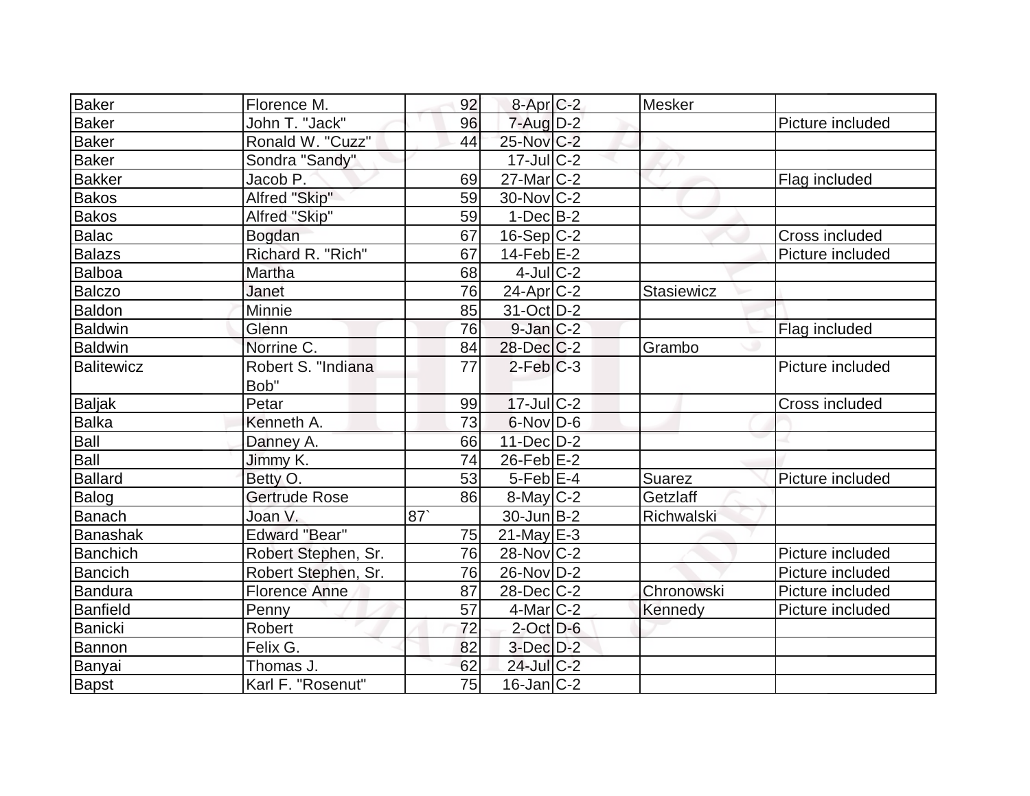| Baker | Florence M. | 92 | 8-Apr | C-2 | Mesker | |
|---|---|---|---|---|---|---|
| Baker | John T. "Jack" | 96 | 7-Aug | D-2 | | Picture included |
| Baker | Ronald W. "Cuzz" | 44 | 25-Nov | C-2 | | |
| Baker | Sondra "Sandy" | | 17-Jul | C-2 | | |
| Bakker | Jacob P. | 69 | 27-Mar | C-2 | | Flag included |
| Bakos | Alfred "Skip" | 59 | 30-Nov | C-2 | | |
| Bakos | Alfred "Skip" | 59 | 1-Dec | B-2 | | |
| Balac | Bogdan | 67 | 16-Sep | C-2 | | Cross included |
| Balazs | Richard R. "Rich" | 67 | 14-Feb | E-2 | | Picture included |
| Balboa | Martha | 68 | 4-Jul | C-2 | | |
| Balczo | Janet | 76 | 24-Apr | C-2 | Stasiewicz | |
| Baldon | Minnie | 85 | 31-Oct | D-2 | | |
| Baldwin | Glenn | 76 | 9-Jan | C-2 | | Flag included |
| Baldwin | Norrine C. | 84 | 28-Dec | C-2 | Grambo | |
| Balitewicz | Robert S. "Indiana Bob" | 77 | 2-Feb | C-3 | | Picture included |
| Baljak | Petar | 99 | 17-Jul | C-2 | | Cross included |
| Balka | Kenneth A. | 73 | 6-Nov | D-6 | | |
| Ball | Danney A. | 66 | 11-Dec | D-2 | | |
| Ball | Jimmy K. | 74 | 26-Feb | E-2 | | |
| Ballard | Betty O. | 53 | 5-Feb | E-4 | Suarez | Picture included |
| Balog | Gertrude Rose | 86 | 8-May | C-2 | Getzlaff | |
| Banach | Joan V. | 87` | 30-Jun | B-2 | Richwalski | |
| Banashak | Edward "Bear" | 75 | 21-May | E-3 | | |
| Banchich | Robert Stephen, Sr. | 76 | 28-Nov | C-2 | | Picture included |
| Bancich | Robert Stephen, Sr. | 76 | 26-Nov | D-2 | | Picture included |
| Bandura | Florence Anne | 87 | 28-Dec | C-2 | Chronowski | Picture included |
| Banfield | Penny | 57 | 4-Mar | C-2 | Kennedy | Picture included |
| Banicki | Robert | 72 | 2-Oct | D-6 | | |
| Bannon | Felix G. | 82 | 3-Dec | D-2 | | |
| Banyai | Thomas J. | 62 | 24-Jul | C-2 | | |
| Bapst | Karl F. "Rosenut" | 75 | 16-Jan | C-2 | | |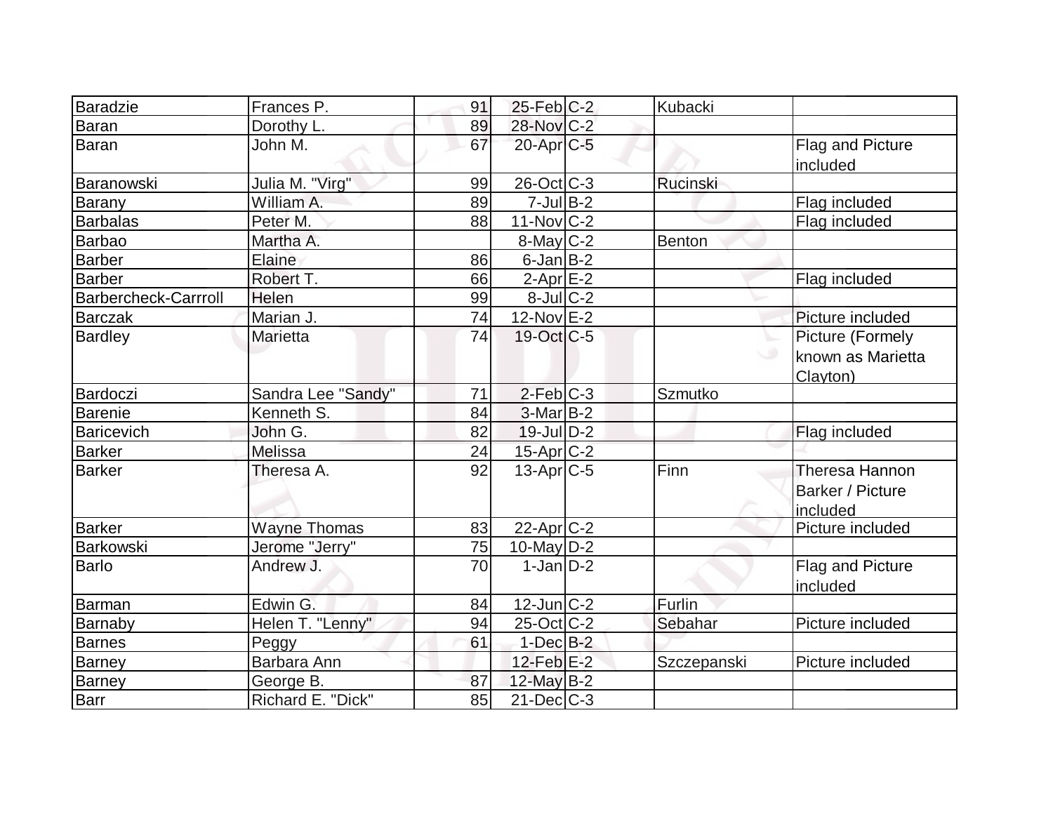| Baradzie | Frances P. | 91 | 25-Feb | C-2 | Kubacki | |
|---|---|---|---|---|---|---|
| Baran | Dorothy L. | 89 | 28-Nov | C-2 | | |
| Baran | John M. | 67 | 20-Apr | C-5 | | Flag and Picture included |
| Baranowski | Julia M. "Virg" | 99 | 26-Oct | C-3 | Rucinski | |
| Barany | William A. | 89 | 7-Jul | B-2 | | Flag included |
| Barbalas | Peter M. | 88 | 11-Nov | C-2 | | Flag included |
| Barbao | Martha A. | | 8-May | C-2 | Benton | |
| Barber | Elaine | 86 | 6-Jan | B-2 | | |
| Barber | Robert T. | 66 | 2-Apr | E-2 | | Flag included |
| Barbercheck-Carrroll | Helen | 99 | 8-Jul | C-2 | | |
| Barczak | Marian J. | 74 | 12-Nov | E-2 | | Picture included |
| Bardley | Marietta | 74 | 19-Oct | C-5 | | Picture (Formely known as Marietta Clayton) |
| Bardoczi | Sandra Lee "Sandy" | 71 | 2-Feb | C-3 | Szmutko | |
| Barenie | Kenneth S. | 84 | 3-Mar | B-2 | | |
| Baricevich | John G. | 82 | 19-Jul | D-2 | | Flag included |
| Barker | Melissa | 24 | 15-Apr | C-2 | | |
| Barker | Theresa A. | 92 | 13-Apr | C-5 | Finn | Theresa Hannon Barker / Picture included |
| Barker | Wayne Thomas | 83 | 22-Apr | C-2 | | Picture included |
| Barkowski | Jerome "Jerry" | 75 | 10-May | D-2 | | |
| Barlo | Andrew J. | 70 | 1-Jan | D-2 | | Flag and Picture included |
| Barman | Edwin G. | 84 | 12-Jun | C-2 | Furlin | |
| Barnaby | Helen T. "Lenny" | 94 | 25-Oct | C-2 | Sebahar | Picture included |
| Barnes | Peggy | 61 | 1-Dec | B-2 | | |
| Barney | Barbara Ann | | 12-Feb | E-2 | Szczepanski | Picture included |
| Barney | George B. | 87 | 12-May | B-2 | | |
| Barr | Richard E. "Dick" | 85 | 21-Dec | C-3 | | |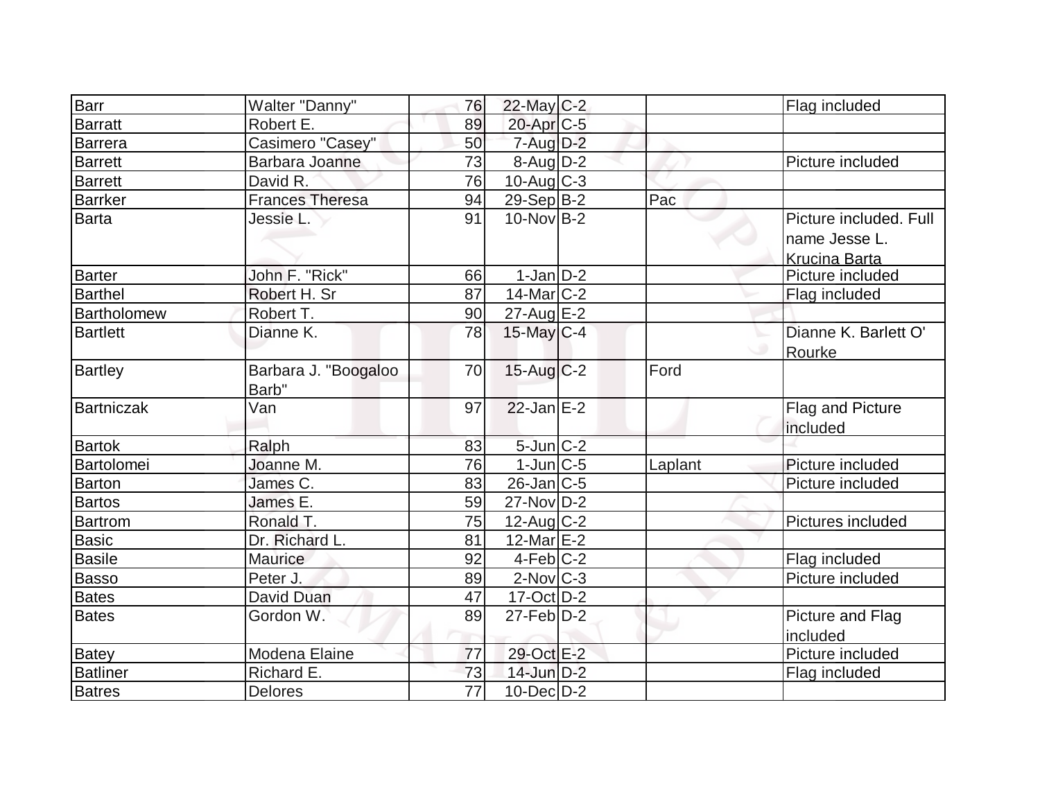| | | | | | | |
|---|---|---|---|---|---|---|
| Barr | Walter "Danny" | 76 | 22-May | C-2 | | Flag included |
| Barratt | Robert E. | 89 | 20-Apr | C-5 | | |
| Barrera | Casimero "Casey" | 50 | 7-Aug | D-2 | | |
| Barrett | Barbara Joanne | 73 | 8-Aug | D-2 | | Picture included |
| Barrett | David R. | 76 | 10-Aug | C-3 | | |
| Barrker | Frances Theresa | 94 | 29-Sep | B-2 | Pac | |
| Barta | Jessie L. | 91 | 10-Nov | B-2 | | Picture included. Full name Jesse L. Krucina Barta |
| Barter | John F. "Rick" | 66 | 1-Jan | D-2 | | Picture included |
| Barthel | Robert H. Sr | 87 | 14-Mar | C-2 | | Flag included |
| Bartholomew | Robert T. | 90 | 27-Aug | E-2 | | |
| Bartlett | Dianne K. | 78 | 15-May | C-4 | | Dianne K. Barlett O' Rourke |
| Bartley | Barbara J. "Boogaloo Barb" | 70 | 15-Aug | C-2 | Ford | |
| Bartniczak | Van | 97 | 22-Jan | E-2 | | Flag and Picture included |
| Bartok | Ralph | 83 | 5-Jun | C-2 | | |
| Bartolomei | Joanne M. | 76 | 1-Jun | C-5 | Laplant | Picture included |
| Barton | James C. | 83 | 26-Jan | C-5 | | Picture included |
| Bartos | James E. | 59 | 27-Nov | D-2 | | |
| Bartrom | Ronald T. | 75 | 12-Aug | C-2 | | Pictures included |
| Basic | Dr. Richard L. | 81 | 12-Mar | E-2 | | |
| Basile | Maurice | 92 | 4-Feb | C-2 | | Flag included |
| Basso | Peter J. | 89 | 2-Nov | C-3 | | Picture included |
| Bates | David Duan | 47 | 17-Oct | D-2 | | |
| Bates | Gordon W. | 89 | 27-Feb | D-2 | | Picture and Flag included |
| Batey | Modena Elaine | 77 | 29-Oct | E-2 | | Picture included |
| Batliner | Richard E. | 73 | 14-Jun | D-2 | | Flag included |
| Batres | Delores | 77 | 10-Dec | D-2 | | |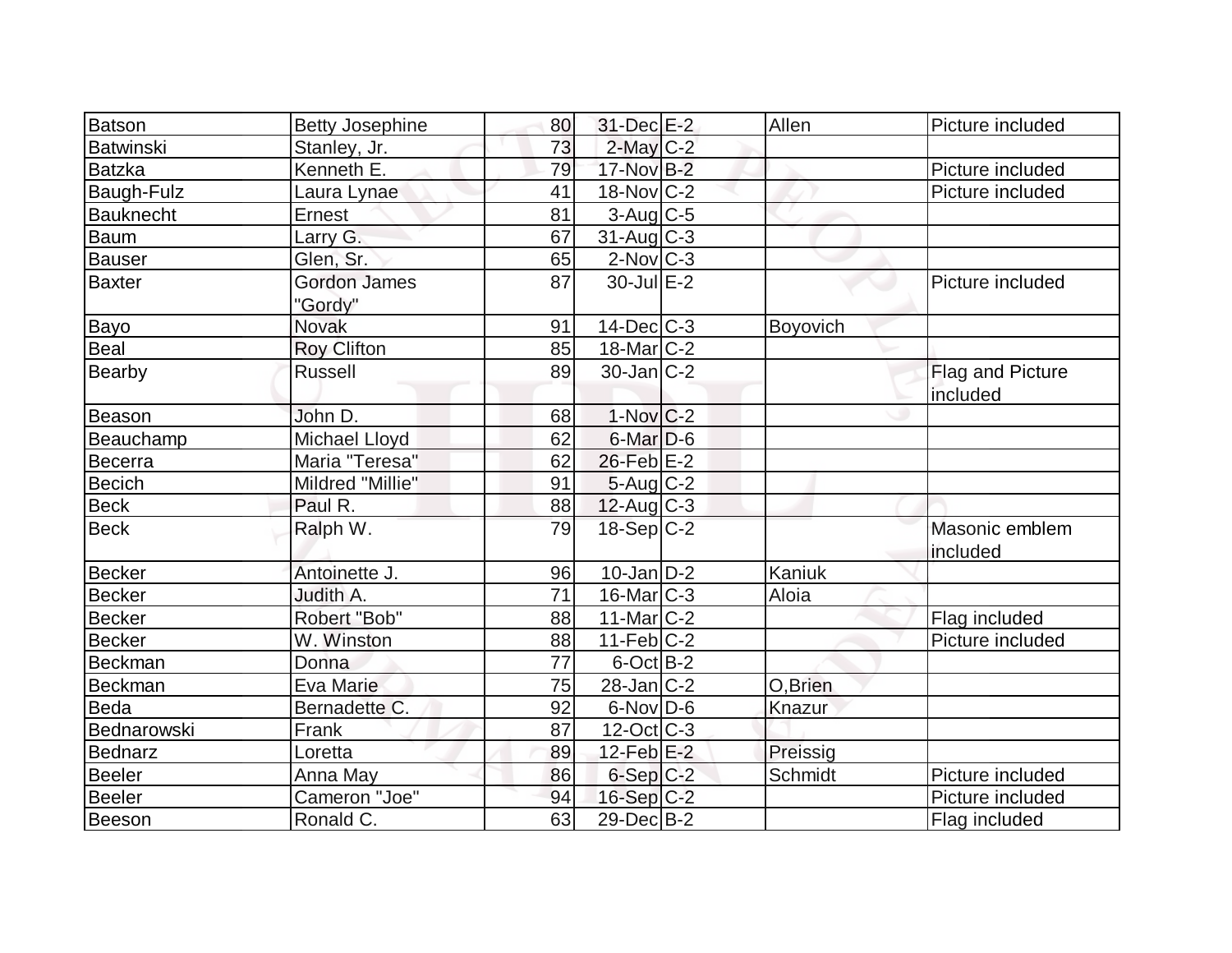| | | | | | | |
|---|---|---|---|---|---|---|
| Batson | Betty Josephine | 80 | 31-Dec | E-2 | Allen | Picture included |
| Batwinski | Stanley, Jr. | 73 | 2-May | C-2 | | |
| Batzka | Kenneth E. | 79 | 17-Nov | B-2 | | Picture included |
| Baugh-Fulz | Laura Lynae | 41 | 18-Nov | C-2 | | Picture included |
| Bauknecht | Ernest | 81 | 3-Aug | C-5 | | |
| Baum | Larry G. | 67 | 31-Aug | C-3 | | |
| Bauser | Glen, Sr. | 65 | 2-Nov | C-3 | | |
| Baxter | Gordon James "Gordy" | 87 | 30-Jul | E-2 | | Picture included |
| Bayo | Novak | 91 | 14-Dec | C-3 | Boyovich | |
| Beal | Roy Clifton | 85 | 18-Mar | C-2 | | |
| Bearby | Russell | 89 | 30-Jan | C-2 | | Flag and Picture included |
| Beason | John D. | 68 | 1-Nov | C-2 | | |
| Beauchamp | Michael Lloyd | 62 | 6-Mar | D-6 | | |
| Becerra | Maria "Teresa" | 62 | 26-Feb | E-2 | | |
| Becich | Mildred "Millie" | 91 | 5-Aug | C-2 | | |
| Beck | Paul R. | 88 | 12-Aug | C-3 | | |
| Beck | Ralph W. | 79 | 18-Sep | C-2 | | Masonic emblem included |
| Becker | Antoinette J. | 96 | 10-Jan | D-2 | Kaniuk | |
| Becker | Judith A. | 71 | 16-Mar | C-3 | Aloia | |
| Becker | Robert "Bob" | 88 | 11-Mar | C-2 | | Flag included |
| Becker | W. Winston | 88 | 11-Feb | C-2 | | Picture included |
| Beckman | Donna | 77 | 6-Oct | B-2 | | |
| Beckman | Eva Marie | 75 | 28-Jan | C-2 | O,Brien | |
| Beda | Bernadette C. | 92 | 6-Nov | D-6 | Knazur | |
| Bednarowski | Frank | 87 | 12-Oct | C-3 | | |
| Bednarz | Loretta | 89 | 12-Feb | E-2 | Preissig | |
| Beeler | Anna May | 86 | 6-Sep | C-2 | Schmidt | Picture included |
| Beeler | Cameron "Joe" | 94 | 16-Sep | C-2 | | Picture included |
| Beeson | Ronald C. | 63 | 29-Dec | B-2 | | Flag included |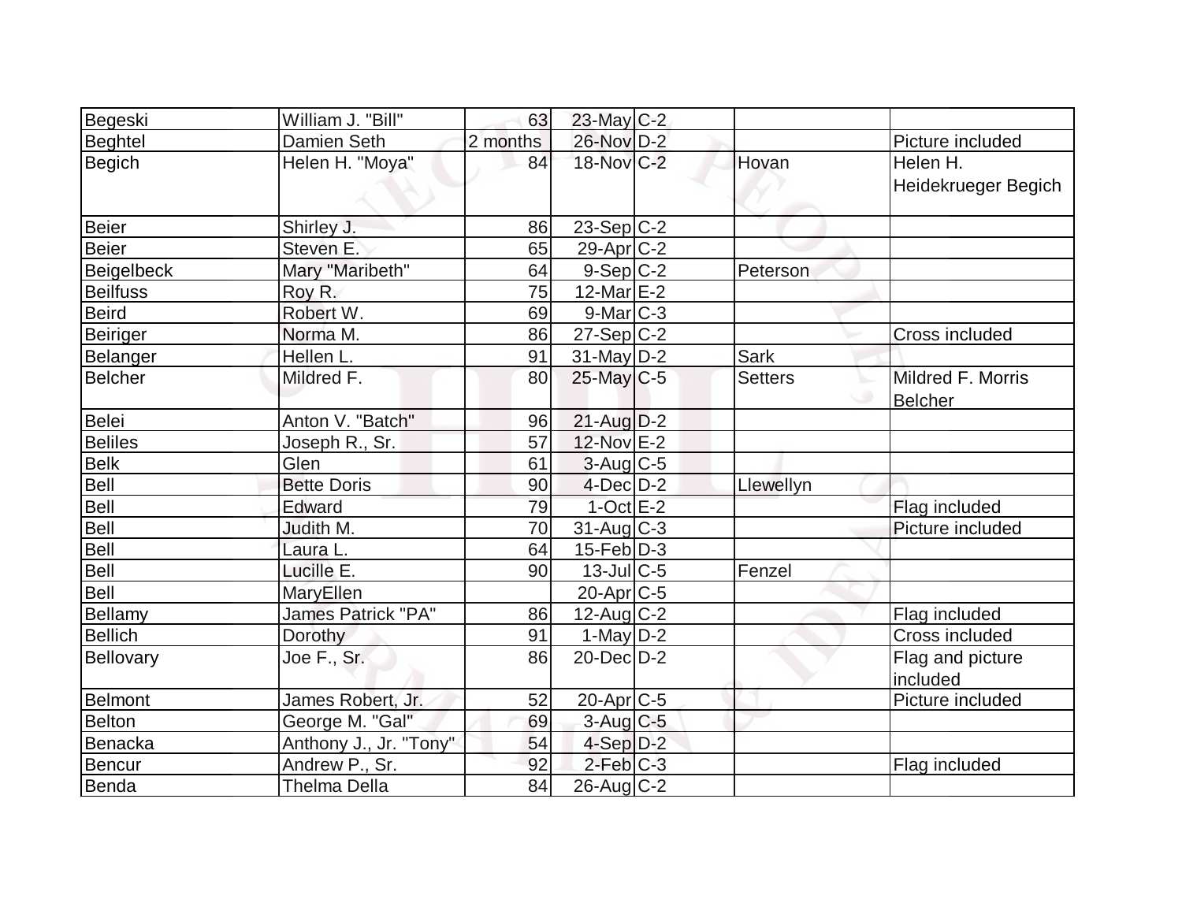| Begeski | William J. "Bill" | 63 | 23-May | C-2 | | |
|---|---|---|---|---|---|---|
| Beghtel | Damien Seth | 2 months | 26-Nov | D-2 | | Picture included |
| Begich | Helen H. "Moya" | 84 | 18-Nov | C-2 | Hovan | Helen H. Heidekrueger Begich |
| Beier | Shirley J. | 86 | 23-Sep | C-2 | | |
| Beier | Steven E. | 65 | 29-Apr | C-2 | | |
| Beigelbeck | Mary "Maribeth" | 64 | 9-Sep | C-2 | Peterson | |
| Beilfuss | Roy R. | 75 | 12-Mar | E-2 | | |
| Beird | Robert W. | 69 | 9-Mar | C-3 | | |
| Beiriger | Norma M. | 86 | 27-Sep | C-2 | | Cross included |
| Belanger | Hellen L. | 91 | 31-May | D-2 | Sark | |
| Belcher | Mildred F. | 80 | 25-May | C-5 | Setters | Mildred F. Morris Belcher |
| Belei | Anton V. "Batch" | 96 | 21-Aug | D-2 | | |
| Beliles | Joseph R., Sr. | 57 | 12-Nov | E-2 | | |
| Belk | Glen | 61 | 3-Aug | C-5 | | |
| Bell | Bette Doris | 90 | 4-Dec | D-2 | Llewellyn | |
| Bell | Edward | 79 | 1-Oct | E-2 | | Flag included |
| Bell | Judith M. | 70 | 31-Aug | C-3 | | Picture included |
| Bell | Laura L. | 64 | 15-Feb | D-3 | | |
| Bell | Lucille E. | 90 | 13-Jul | C-5 | Fenzel | |
| Bell | MaryEllen | | 20-Apr | C-5 | | |
| Bellamy | James Patrick "PA" | 86 | 12-Aug | C-2 | | Flag included |
| Bellich | Dorothy | 91 | 1-May | D-2 | | Cross included |
| Bellovary | Joe F., Sr. | 86 | 20-Dec | D-2 | | Flag and picture included |
| Belmont | James Robert, Jr. | 52 | 20-Apr | C-5 | | Picture included |
| Belton | George M. "Gal" | 69 | 3-Aug | C-5 | | |
| Benacka | Anthony J., Jr. "Tony" | 54 | 4-Sep | D-2 | | |
| Bencur | Andrew P., Sr. | 92 | 2-Feb | C-3 | | Flag included |
| Benda | Thelma Della | 84 | 26-Aug | C-2 | | |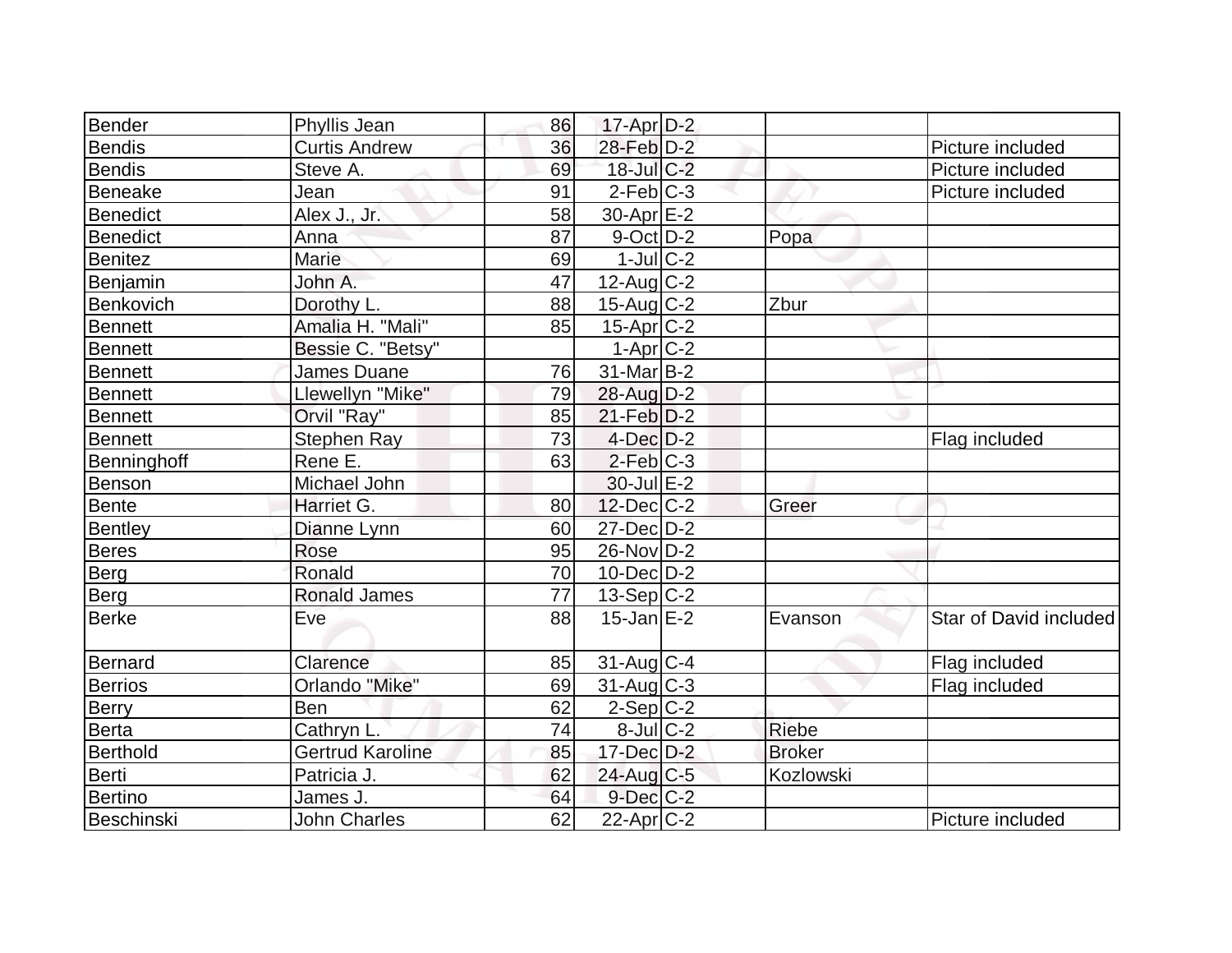| | | | | | | |
|---|---|---|---|---|---|---|
| Bender | Phyllis Jean | 86 | 17-Apr | D-2 | | |
| Bendis | Curtis Andrew | 36 | 28-Feb | D-2 | | Picture included |
| Bendis | Steve A. | 69 | 18-Jul | C-2 | | Picture included |
| Beneake | Jean | 91 | 2-Feb | C-3 | | Picture included |
| Benedict | Alex J., Jr. | 58 | 30-Apr | E-2 | | |
| Benedict | Anna | 87 | 9-Oct | D-2 | Popa | |
| Benitez | Marie | 69 | 1-Jul | C-2 | | |
| Benjamin | John A. | 47 | 12-Aug | C-2 | | |
| Benkovich | Dorothy L. | 88 | 15-Aug | C-2 | Zbur | |
| Bennett | Amalia H. "Mali" | 85 | 15-Apr | C-2 | | |
| Bennett | Bessie C. "Betsy" | | 1-Apr | C-2 | | |
| Bennett | James Duane | 76 | 31-Mar | B-2 | | |
| Bennett | Llewellyn "Mike" | 79 | 28-Aug | D-2 | | |
| Bennett | Orvil "Ray" | 85 | 21-Feb | D-2 | | |
| Bennett | Stephen Ray | 73 | 4-Dec | D-2 | | Flag included |
| Benninghoff | Rene E. | 63 | 2-Feb | C-3 | | |
| Benson | Michael John | | 30-Jul | E-2 | | |
| Bente | Harriet G. | 80 | 12-Dec | C-2 | Greer | |
| Bentley | Dianne Lynn | 60 | 27-Dec | D-2 | | |
| Beres | Rose | 95 | 26-Nov | D-2 | | |
| Berg | Ronald | 70 | 10-Dec | D-2 | | |
| Berg | Ronald James | 77 | 13-Sep | C-2 | | |
| Berke | Eve | 88 | 15-Jan | E-2 | Evanson | Star of David included |
| Bernard | Clarence | 85 | 31-Aug | C-4 | | Flag included |
| Berrios | Orlando "Mike" | 69 | 31-Aug | C-3 | | Flag included |
| Berry | Ben | 62 | 2-Sep | C-2 | | |
| Berta | Cathryn L. | 74 | 8-Jul | C-2 | Riebe | |
| Berthold | Gertrud Karoline | 85 | 17-Dec | D-2 | Broker | |
| Berti | Patricia J. | 62 | 24-Aug | C-5 | Kozlowski | |
| Bertino | James J. | 64 | 9-Dec | C-2 | | |
| Beschinski | John Charles | 62 | 22-Apr | C-2 | | Picture included |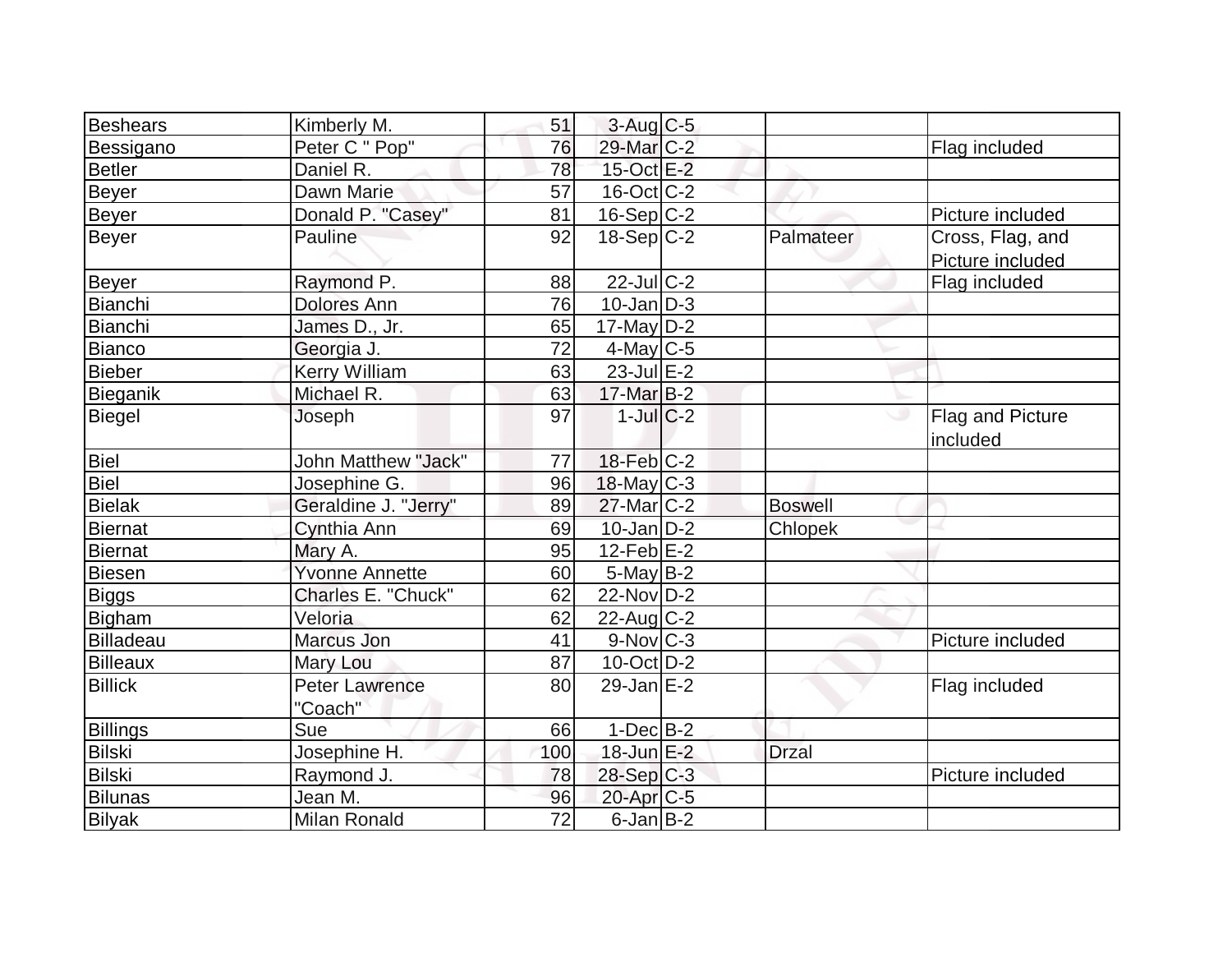| | | | | | | |
|---|---|---|---|---|---|---|
| Beshears | Kimberly M. | 51 | 3-Aug | C-5 | | |
| Bessigano | Peter C " Pop" | 76 | 29-Mar | C-2 | | Flag included |
| Betler | Daniel R. | 78 | 15-Oct | E-2 | | |
| Beyer | Dawn Marie | 57 | 16-Oct | C-2 | | |
| Beyer | Donald P. "Casey" | 81 | 16-Sep | C-2 | | Picture included |
| Beyer | Pauline | 92 | 18-Sep | C-2 | Palmateer | Cross, Flag, and Picture included |
| Beyer | Raymond P. | 88 | 22-Jul | C-2 | | Flag included |
| Bianchi | Dolores Ann | 76 | 10-Jan | D-3 | | |
| Bianchi | James D., Jr. | 65 | 17-May | D-2 | | |
| Bianco | Georgia J. | 72 | 4-May | C-5 | | |
| Bieber | Kerry William | 63 | 23-Jul | E-2 | | |
| Bieganik | Michael R. | 63 | 17-Mar | B-2 | | |
| Biegel | Joseph | 97 | 1-Jul | C-2 | | Flag and Picture included |
| Biel | John Matthew "Jack" | 77 | 18-Feb | C-2 | | |
| Biel | Josephine G. | 96 | 18-May | C-3 | | |
| Bielak | Geraldine J. "Jerry" | 89 | 27-Mar | C-2 | Boswell | |
| Biernat | Cynthia Ann | 69 | 10-Jan | D-2 | Chlopek | |
| Biernat | Mary A. | 95 | 12-Feb | E-2 | | |
| Biesen | Yvonne Annette | 60 | 5-May | B-2 | | |
| Biggs | Charles E. "Chuck" | 62 | 22-Nov | D-2 | | |
| Bigham | Veloria | 62 | 22-Aug | C-2 | | |
| Billadeau | Marcus Jon | 41 | 9-Nov | C-3 | | Picture included |
| Billeaux | Mary Lou | 87 | 10-Oct | D-2 | | |
| Billick | Peter Lawrence "Coach" | 80 | 29-Jan | E-2 | | Flag included |
| Billings | Sue | 66 | 1-Dec | B-2 | | |
| Bilski | Josephine H. | 100 | 18-Jun | E-2 | Drzal | |
| Bilski | Raymond J. | 78 | 28-Sep | C-3 | | Picture included |
| Bilunas | Jean M. | 96 | 20-Apr | C-5 | | |
| Bilyak | Milan Ronald | 72 | 6-Jan | B-2 | | |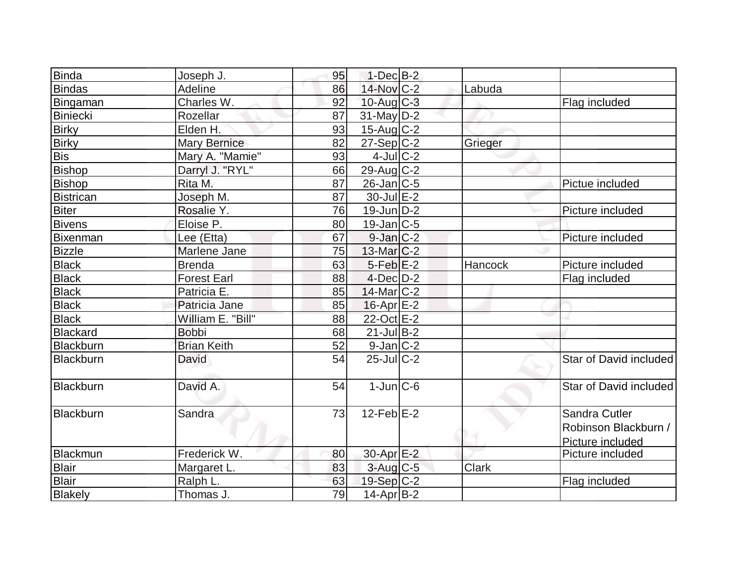| | | | | | | |
|---|---|---|---|---|---|---|
| Binda | Joseph J. | 95 | 1-Dec | B-2 | | |
| Bindas | Adeline | 86 | 14-Nov | C-2 | Labuda | |
| Bingaman | Charles W. | 92 | 10-Aug | C-3 | | Flag included |
| Biniecki | Rozellar | 87 | 31-May | D-2 | | |
| Birky | Elden H. | 93 | 15-Aug | C-2 | | |
| Birky | Mary Bernice | 82 | 27-Sep | C-2 | Grieger | |
| Bis | Mary A. "Mamie" | 93 | 4-Jul | C-2 | | |
| Bishop | Darryl J. "RYL" | 66 | 29-Aug | C-2 | | |
| Bishop | Rita M. | 87 | 26-Jan | C-5 | | Pictue included |
| Bistrican | Joseph M. | 87 | 30-Jul | E-2 | | |
| Biter | Rosalie Y. | 76 | 19-Jun | D-2 | | Picture included |
| Bivens | Eloise P. | 80 | 19-Jan | C-5 | | |
| Bixenman | Lee (Etta) | 67 | 9-Jan | C-2 | | Picture included |
| Bizzle | Marlene Jane | 75 | 13-Mar | C-2 | | |
| Black | Brenda | 63 | 5-Feb | E-2 | Hancock | Picture included |
| Black | Forest Earl | 88 | 4-Dec | D-2 | | Flag included |
| Black | Patricia E. | 85 | 14-Mar | C-2 | | |
| Black | Patricia Jane | 85 | 16-Apr | E-2 | | |
| Black | William E. "Bill" | 88 | 22-Oct | E-2 | | |
| Blackard | Bobbi | 68 | 21-Jul | B-2 | | |
| Blackburn | Brian Keith | 52 | 9-Jan | C-2 | | |
| Blackburn | David | 54 | 25-Jul | C-2 | | Star of David included |
| Blackburn | David A. | 54 | 1-Jun | C-6 | | Star of David included |
| Blackburn | Sandra | 73 | 12-Feb | E-2 | | Sandra Cutler Robinson Blackburn / Picture included |
| Blackmun | Frederick W. | 80 | 30-Apr | E-2 | | Picture included |
| Blair | Margaret L. | 83 | 3-Aug | C-5 | Clark | |
| Blair | Ralph L. | 63 | 19-Sep | C-2 | | Flag included |
| Blakely | Thomas J. | 79 | 14-Apr | B-2 | | |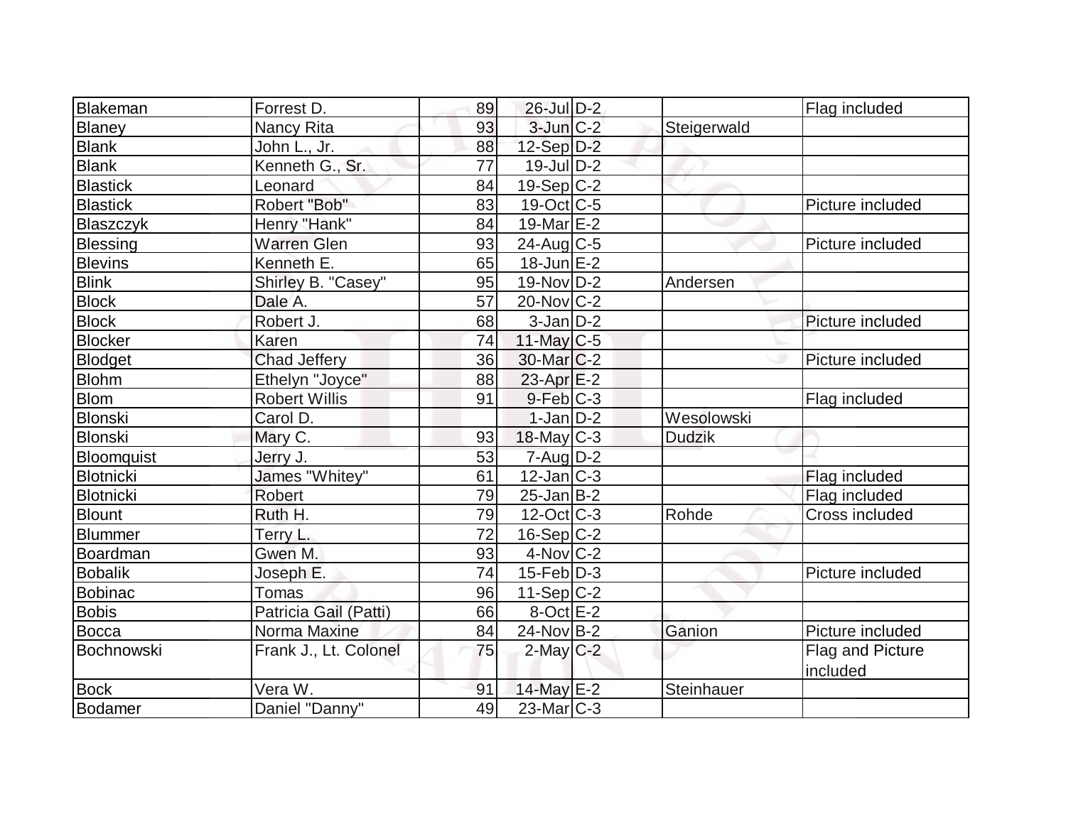| | | | | | | |
|---|---|---|---|---|---|---|
| Blakeman | Forrest D. | 89 | 26-Jul | D-2 | | Flag included |
| Blaney | Nancy Rita | 93 | 3-Jun | C-2 | Steigerwald | |
| Blank | John L., Jr. | 88 | 12-Sep | D-2 | | |
| Blank | Kenneth G., Sr. | 77 | 19-Jul | D-2 | | |
| Blastick | Leonard | 84 | 19-Sep | C-2 | | |
| Blastick | Robert "Bob" | 83 | 19-Oct | C-5 | | Picture included |
| Blaszczyk | Henry "Hank" | 84 | 19-Mar | E-2 | | |
| Blessing | Warren Glen | 93 | 24-Aug | C-5 | | Picture included |
| Blevins | Kenneth E. | 65 | 18-Jun | E-2 | | |
| Blink | Shirley B. "Casey" | 95 | 19-Nov | D-2 | Andersen | |
| Block | Dale A. | 57 | 20-Nov | C-2 | | |
| Block | Robert J. | 68 | 3-Jan | D-2 | | Picture included |
| Blocker | Karen | 74 | 11-May | C-5 | | |
| Blodget | Chad Jeffery | 36 | 30-Mar | C-2 | | Picture included |
| Blohm | Ethelyn "Joyce" | 88 | 23-Apr | E-2 | | |
| Blom | Robert Willis | 91 | 9-Feb | C-3 | | Flag included |
| Blonski | Carol D. | | 1-Jan | D-2 | Wesolowski | |
| Blonski | Mary C. | 93 | 18-May | C-3 | Dudzik | |
| Bloomquist | Jerry J. | 53 | 7-Aug | D-2 | | |
| Blotnicki | James "Whitey" | 61 | 12-Jan | C-3 | | Flag included |
| Blotnicki | Robert | 79 | 25-Jan | B-2 | | Flag included |
| Blount | Ruth H. | 79 | 12-Oct | C-3 | Rohde | Cross included |
| Blummer | Terry L. | 72 | 16-Sep | C-2 | | |
| Boardman | Gwen M. | 93 | 4-Nov | C-2 | | |
| Bobalik | Joseph E. | 74 | 15-Feb | D-3 | | Picture included |
| Bobinac | Tomas | 96 | 11-Sep | C-2 | | |
| Bobis | Patricia Gail (Patti) | 66 | 8-Oct | E-2 | | |
| Bocca | Norma Maxine | 84 | 24-Nov | B-2 | Ganion | Picture included |
| Bochnowski | Frank J., Lt. Colonel | 75 | 2-May | C-2 | | Flag and Picture included |
| Bock | Vera W. | 91 | 14-May | E-2 | Steinhauer | |
| Bodamer | Daniel "Danny" | 49 | 23-Mar | C-3 | | |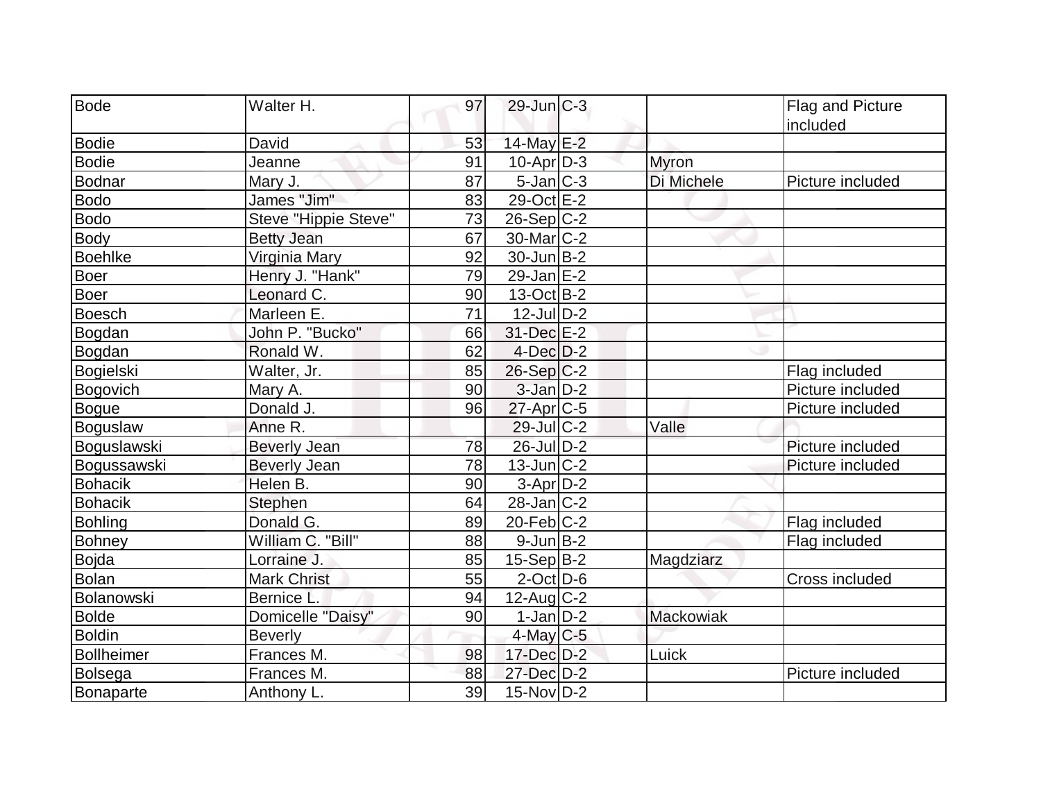| | | | | | | |
|---|---|---|---|---|---|---|
| Bode | Walter H. | 97 | 29-Jun | C-3 | | Flag and Picture included |
| Bodie | David | 53 | 14-May | E-2 | | |
| Bodie | Jeanne | 91 | 10-Apr | D-3 | Myron | |
| Bodnar | Mary J. | 87 | 5-Jan | C-3 | Di Michele | Picture included |
| Bodo | James "Jim" | 83 | 29-Oct | E-2 | | |
| Bodo | Steve "Hippie Steve" | 73 | 26-Sep | C-2 | | |
| Body | Betty Jean | 67 | 30-Mar | C-2 | | |
| Boehlke | Virginia Mary | 92 | 30-Jun | B-2 | | |
| Boer | Henry J. "Hank" | 79 | 29-Jan | E-2 | | |
| Boer | Leonard C. | 90 | 13-Oct | B-2 | | |
| Boesch | Marleen E. | 71 | 12-Jul | D-2 | | |
| Bogdan | John P. "Bucko" | 66 | 31-Dec | E-2 | | |
| Bogdan | Ronald W. | 62 | 4-Dec | D-2 | | |
| Bogielski | Walter, Jr. | 85 | 26-Sep | C-2 | | Flag included |
| Bogovich | Mary A. | 90 | 3-Jan | D-2 | | Picture included |
| Bogue | Donald J. | 96 | 27-Apr | C-5 | | Picture included |
| Boguslaw | Anne R. | | 29-Jul | C-2 | Valle | |
| Boguslawski | Beverly Jean | 78 | 26-Jul | D-2 | | Picture included |
| Bogussawski | Beverly Jean | 78 | 13-Jun | C-2 | | Picture included |
| Bohacik | Helen B. | 90 | 3-Apr | D-2 | | |
| Bohacik | Stephen | 64 | 28-Jan | C-2 | | |
| Bohling | Donald G. | 89 | 20-Feb | C-2 | | Flag included |
| Bohney | William C. "Bill" | 88 | 9-Jun | B-2 | | Flag included |
| Bojda | Lorraine J. | 85 | 15-Sep | B-2 | Magdziarz | |
| Bolan | Mark Christ | 55 | 2-Oct | D-6 | | Cross included |
| Bolanowski | Bernice L. | 94 | 12-Aug | C-2 | | |
| Bolde | Domicelle "Daisy" | 90 | 1-Jan | D-2 | Mackowiak | |
| Boldin | Beverly | | 4-May | C-5 | | |
| Bollheimer | Frances M. | 98 | 17-Dec | D-2 | Luick | |
| Bolsega | Frances M. | 88 | 27-Dec | D-2 | | Picture included |
| Bonaparte | Anthony L. | 39 | 15-Nov | D-2 | | |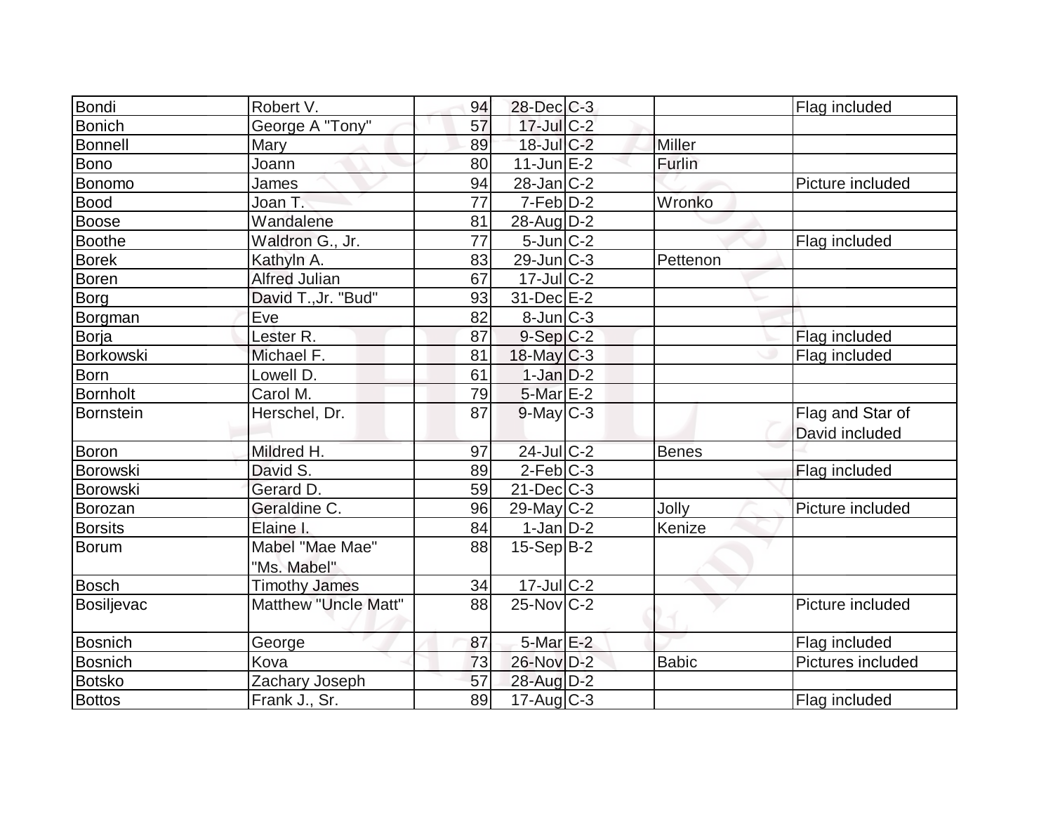| | | | | | | |
|---|---|---|---|---|---|---|
| Bondi | Robert V. | 94 | 28-Dec | C-3 | | Flag included |
| Bonich | George A "Tony" | 57 | 17-Jul | C-2 | | |
| Bonnell | Mary | 89 | 18-Jul | C-2 | Miller | |
| Bono | Joann | 80 | 11-Jun | E-2 | Furlin | |
| Bonomo | James | 94 | 28-Jan | C-2 | | Picture included |
| Bood | Joan T. | 77 | 7-Feb | D-2 | Wronko | |
| Boose | Wandalene | 81 | 28-Aug | D-2 | | |
| Boothe | Waldron G., Jr. | 77 | 5-Jun | C-2 | | Flag included |
| Borek | Kathyln A. | 83 | 29-Jun | C-3 | Pettenon | |
| Boren | Alfred Julian | 67 | 17-Jul | C-2 | | |
| Borg | David T.,Jr. "Bud" | 93 | 31-Dec | E-2 | | |
| Borgman | Eve | 82 | 8-Jun | C-3 | | |
| Borja | Lester R. | 87 | 9-Sep | C-2 | | Flag included |
| Borkowski | Michael F. | 81 | 18-May | C-3 | | Flag included |
| Born | Lowell D. | 61 | 1-Jan | D-2 | | |
| Bornholt | Carol M. | 79 | 5-Mar | E-2 | | |
| Bornstein | Herschel, Dr. | 87 | 9-May | C-3 | | Flag and Star of David included |
| Boron | Mildred H. | 97 | 24-Jul | C-2 | Benes | |
| Borowski | David S. | 89 | 2-Feb | C-3 | | Flag included |
| Borowski | Gerard D. | 59 | 21-Dec | C-3 | | |
| Borozan | Geraldine C. | 96 | 29-May | C-2 | Jolly | Picture included |
| Borsits | Elaine I. | 84 | 1-Jan | D-2 | Kenize | |
| Borum | Mabel "Mae Mae" "Ms. Mabel" | 88 | 15-Sep | B-2 | | |
| Bosch | Timothy James | 34 | 17-Jul | C-2 | | |
| Bosiljevac | Matthew "Uncle Matt" | 88 | 25-Nov | C-2 | | Picture included |
| Bosnich | George | 87 | 5-Mar | E-2 | | Flag included |
| Bosnich | Kova | 73 | 26-Nov | D-2 | Babic | Pictures included |
| Botsko | Zachary Joseph | 57 | 28-Aug | D-2 | | |
| Bottos | Frank J., Sr. | 89 | 17-Aug | C-3 | | Flag included |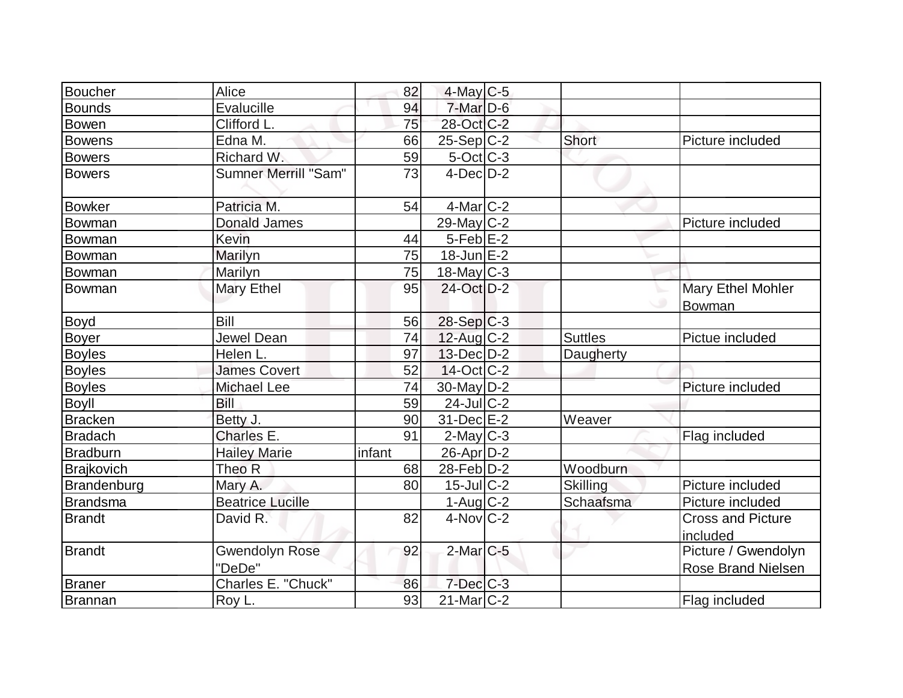| | | | | | | |
|---|---|---|---|---|---|---|
| Boucher | Alice | 82 | 4-May | C-5 | | |
| Bounds | Evalucille | 94 | 7-Mar | D-6 | | |
| Bowen | Clifford L. | 75 | 28-Oct | C-2 | | |
| Bowens | Edna M. | 66 | 25-Sep | C-2 | Short | Picture included |
| Bowers | Richard W. | 59 | 5-Oct | C-3 | | |
| Bowers | Sumner Merrill "Sam" | 73 | 4-Dec | D-2 | | |
| Bowker | Patricia M. | 54 | 4-Mar | C-2 | | |
| Bowman | Donald James | | 29-May | C-2 | | Picture included |
| Bowman | Kevin | 44 | 5-Feb | E-2 | | |
| Bowman | Marilyn | 75 | 18-Jun | E-2 | | |
| Bowman | Marilyn | 75 | 18-May | C-3 | | |
| Bowman | Mary Ethel | 95 | 24-Oct | D-2 | | Mary Ethel Mohler Bowman |
| Boyd | Bill | 56 | 28-Sep | C-3 | | |
| Boyer | Jewel Dean | 74 | 12-Aug | C-2 | Suttles | Pictue included |
| Boyles | Helen L. | 97 | 13-Dec | D-2 | Daugherty | |
| Boyles | James Covert | 52 | 14-Oct | C-2 | | |
| Boyles | Michael Lee | 74 | 30-May | D-2 | | Picture included |
| Boyll | Bill | 59 | 24-Jul | C-2 | | |
| Bracken | Betty J. | 90 | 31-Dec | E-2 | Weaver | |
| Bradach | Charles E. | 91 | 2-May | C-3 | | Flag included |
| Bradburn | Hailey Marie | infant | 26-Apr | D-2 | | |
| Brajkovich | Theo R | 68 | 28-Feb | D-2 | Woodburn | |
| Brandenburg | Mary A. | 80 | 15-Jul | C-2 | Skilling | Picture included |
| Brandsma | Beatrice Lucille | | 1-Aug | C-2 | Schaafsma | Picture included |
| Brandt | David R. | 82 | 4-Nov | C-2 | | Cross and Picture included |
| Brandt | Gwendolyn Rose "DeDe" | 92 | 2-Mar | C-5 | | Picture / Gwendolyn Rose Brand Nielsen |
| Braner | Charles E. "Chuck" | 86 | 7-Dec | C-3 | | |
| Brannan | Roy L. | 93 | 21-Mar | C-2 | | Flag included |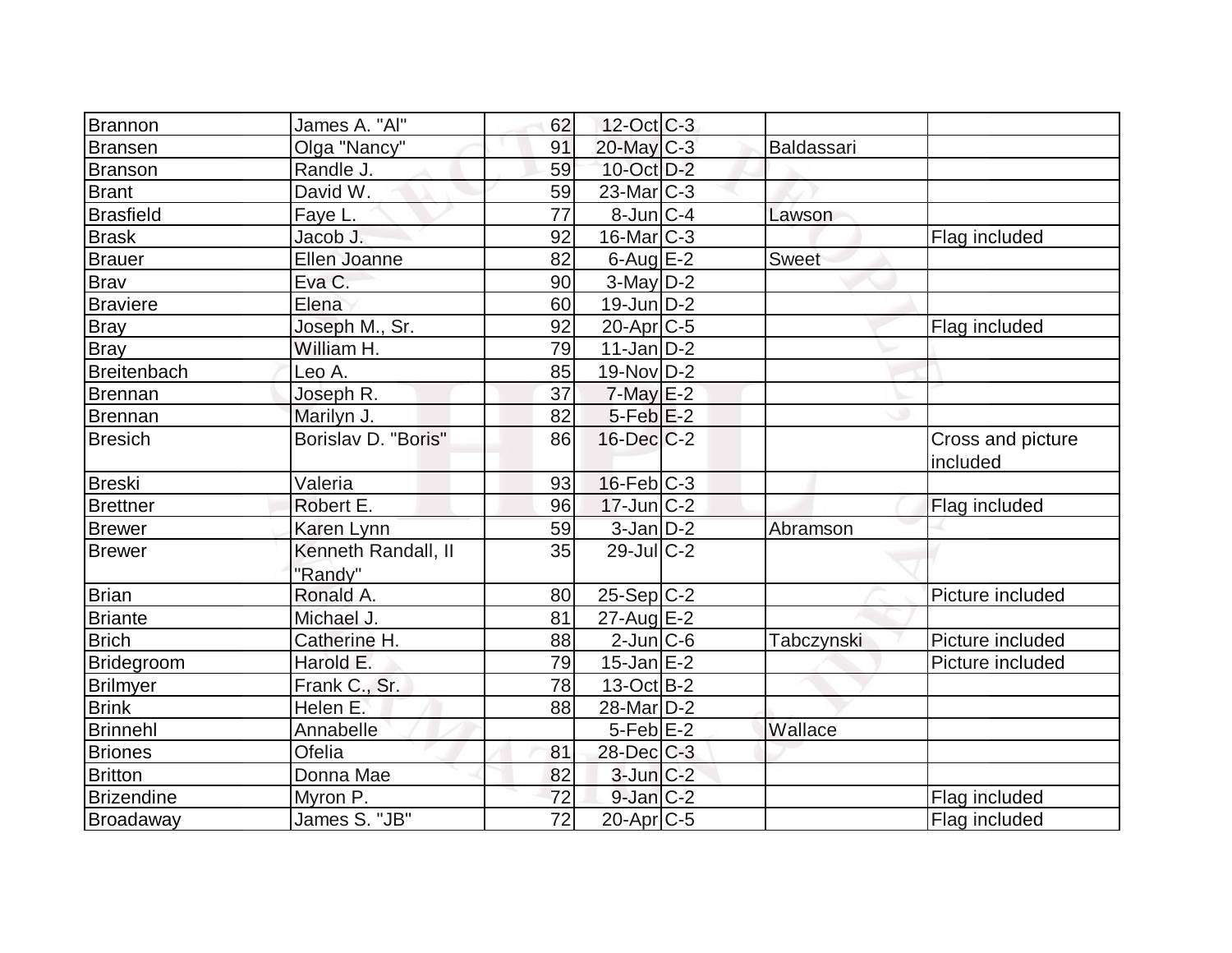| Brannon | James A. "Al" | 62 | 12-Oct | C-3 | | |
|---|---|---|---|---|---|---|
| Bransen | Olga "Nancy" | 91 | 20-May | C-3 | Baldassari | |
| Branson | Randle J. | 59 | 10-Oct | D-2 | | |
| Brant | David W. | 59 | 23-Mar | C-3 | | |
| Brasfield | Faye L. | 77 | 8-Jun | C-4 | Lawson | |
| Brask | Jacob J. | 92 | 16-Mar | C-3 | | Flag included |
| Brauer | Ellen Joanne | 82 | 6-Aug | E-2 | Sweet | |
| Brav | Eva C. | 90 | 3-May | D-2 | | |
| Braviere | Elena | 60 | 19-Jun | D-2 | | |
| Bray | Joseph M., Sr. | 92 | 20-Apr | C-5 | | Flag included |
| Bray | William H. | 79 | 11-Jan | D-2 | | |
| Breitenbach | Leo A. | 85 | 19-Nov | D-2 | | |
| Brennan | Joseph R. | 37 | 7-May | E-2 | | |
| Brennan | Marilyn J. | 82 | 5-Feb | E-2 | | |
| Bresich | Borislav D. "Boris" | 86 | 16-Dec | C-2 | | Cross and picture included |
| Breski | Valeria | 93 | 16-Feb | C-3 | | |
| Brettner | Robert E. | 96 | 17-Jun | C-2 | | Flag included |
| Brewer | Karen Lynn | 59 | 3-Jan | D-2 | Abramson | |
| Brewer | Kenneth Randall, II "Randy" | 35 | 29-Jul | C-2 | | |
| Brian | Ronald A. | 80 | 25-Sep | C-2 | | Picture included |
| Briante | Michael J. | 81 | 27-Aug | E-2 | | |
| Brich | Catherine H. | 88 | 2-Jun | C-6 | Tabczynski | Picture included |
| Bridegroom | Harold E. | 79 | 15-Jan | E-2 | | Picture included |
| Brilmyer | Frank C., Sr. | 78 | 13-Oct | B-2 | | |
| Brink | Helen E. | 88 | 28-Mar | D-2 | | |
| Brinnehl | Annabelle | | 5-Feb | E-2 | Wallace | |
| Briones | Ofelia | 81 | 28-Dec | C-3 | | |
| Britton | Donna Mae | 82 | 3-Jun | C-2 | | |
| Brizendine | Myron P. | 72 | 9-Jan | C-2 | | Flag included |
| Broadaway | James S. "JB" | 72 | 20-Apr | C-5 | | Flag included |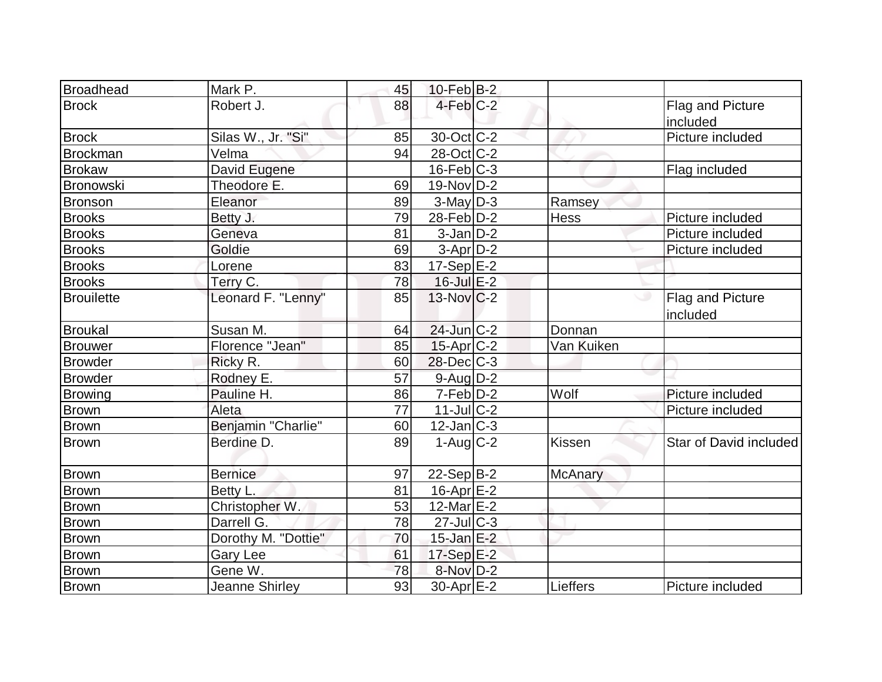| | | | | | | |
|---|---|---|---|---|---|---|
| Broadhead | Mark P. | 45 | 10-Feb | B-2 | | |
| Brock | Robert J. | 88 | 4-Feb | C-2 | | Flag and Picture included |
| Brock | Silas W., Jr. "Si" | 85 | 30-Oct | C-2 | | Picture included |
| Brockman | Velma | 94 | 28-Oct | C-2 | | |
| Brokaw | David Eugene | | 16-Feb | C-3 | | Flag included |
| Bronowski | Theodore E. | 69 | 19-Nov | D-2 | | |
| Bronson | Eleanor | 89 | 3-May | D-3 | Ramsey | |
| Brooks | Betty J. | 79 | 28-Feb | D-2 | Hess | Picture included |
| Brooks | Geneva | 81 | 3-Jan | D-2 | | Picture included |
| Brooks | Goldie | 69 | 3-Apr | D-2 | | Picture included |
| Brooks | Lorene | 83 | 17-Sep | E-2 | | |
| Brooks | Terry C. | 78 | 16-Jul | E-2 | | |
| Brouilette | Leonard F. "Lenny" | 85 | 13-Nov | C-2 | | Flag and Picture included |
| Broukal | Susan M. | 64 | 24-Jun | C-2 | Donnan | |
| Brouwer | Florence "Jean" | 85 | 15-Apr | C-2 | Van Kuiken | |
| Browder | Ricky R. | 60 | 28-Dec | C-3 | | |
| Browder | Rodney E. | 57 | 9-Aug | D-2 | | |
| Browing | Pauline H. | 86 | 7-Feb | D-2 | Wolf | Picture included |
| Brown | Aleta | 77 | 11-Jul | C-2 | | Picture included |
| Brown | Benjamin "Charlie" | 60 | 12-Jan | C-3 | | |
| Brown | Berdine D. | 89 | 1-Aug | C-2 | Kissen | Star of David included |
| Brown | Bernice | 97 | 22-Sep | B-2 | McAnary | |
| Brown | Betty L. | 81 | 16-Apr | E-2 | | |
| Brown | Christopher W. | 53 | 12-Mar | E-2 | | |
| Brown | Darrell G. | 78 | 27-Jul | C-3 | | |
| Brown | Dorothy M. "Dottie" | 70 | 15-Jan | E-2 | | |
| Brown | Gary Lee | 61 | 17-Sep | E-2 | | |
| Brown | Gene W. | 78 | 8-Nov | D-2 | | |
| Brown | Jeanne Shirley | 93 | 30-Apr | E-2 | Lieffers | Picture included |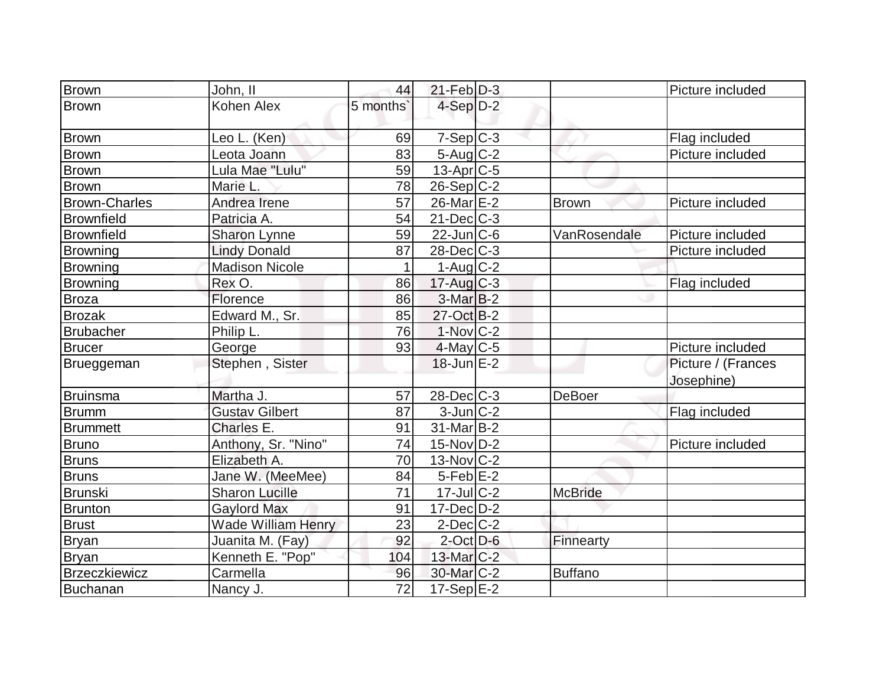| | | | | | | |
|---|---|---|---|---|---|---|
| Brown | John, II | 44 | 21-Feb | D-3 | | Picture included |
| Brown | Kohen Alex | 5 months` | 4-Sep | D-2 | | |
| Brown | Leo L. (Ken) | 69 | 7-Sep | C-3 | | Flag included |
| Brown | Leota Joann | 83 | 5-Aug | C-2 | | Picture included |
| Brown | Lula Mae "Lulu" | 59 | 13-Apr | C-5 | | |
| Brown | Marie L. | 78 | 26-Sep | C-2 | | |
| Brown-Charles | Andrea Irene | 57 | 26-Mar | E-2 | Brown | Picture included |
| Brownfield | Patricia A. | 54 | 21-Dec | C-3 | | |
| Brownfield | Sharon Lynne | 59 | 22-Jun | C-6 | VanRosendale | Picture included |
| Browning | Lindy Donald | 87 | 28-Dec | C-3 | | Picture included |
| Browning | Madison Nicole | 1 | 1-Aug | C-2 | | |
| Browning | Rex O. | 86 | 17-Aug | C-3 | | Flag included |
| Broza | Florence | 86 | 3-Mar | B-2 | | |
| Brozak | Edward M., Sr. | 85 | 27-Oct | B-2 | | |
| Brubacher | Philip L. | 76 | 1-Nov | C-2 | | |
| Brucer | George | 93 | 4-May | C-5 | | Picture included |
| Brueggeman | Stephen , Sister | | 18-Jun | E-2 | | Picture / (Frances Josephine) |
| Bruinsma | Martha J. | 57 | 28-Dec | C-3 | DeBoer | |
| Brumm | Gustav Gilbert | 87 | 3-Jun | C-2 | | Flag included |
| Brummett | Charles E. | 91 | 31-Mar | B-2 | | |
| Bruno | Anthony, Sr. "Nino" | 74 | 15-Nov | D-2 | | Picture included |
| Bruns | Elizabeth A. | 70 | 13-Nov | C-2 | | |
| Bruns | Jane W. (MeeMee) | 84 | 5-Feb | E-2 | | |
| Brunski | Sharon Lucille | 71 | 17-Jul | C-2 | McBride | |
| Brunton | Gaylord Max | 91 | 17-Dec | D-2 | | |
| Brust | Wade William Henry | 23 | 2-Dec | C-2 | | |
| Bryan | Juanita M. (Fay) | 92 | 2-Oct | D-6 | Finnearty | |
| Bryan | Kenneth E. "Pop" | 104 | 13-Mar | C-2 | | |
| Brzeczkiewicz | Carmella | 96 | 30-Mar | C-2 | Buffano | |
| Buchanan | Nancy J. | 72 | 17-Sep | E-2 | | |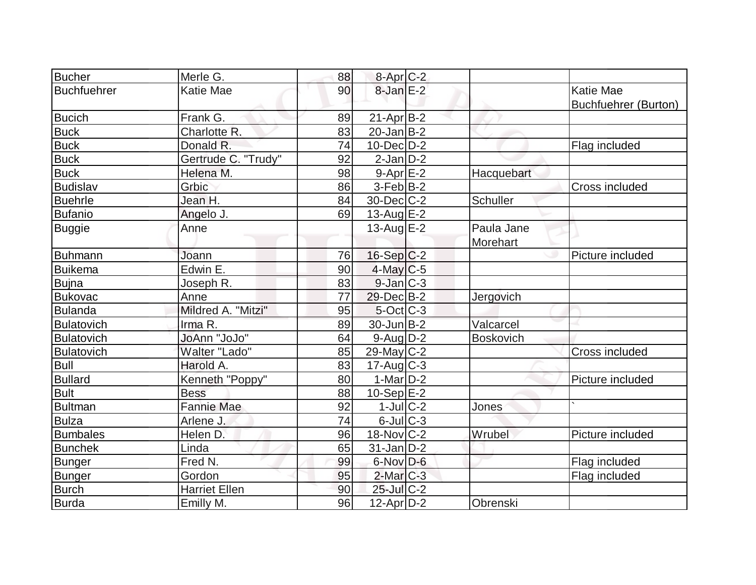| | | | | | | |
|---|---|---|---|---|---|---|
| Bucher | Merle G. | 88 | 8-Apr | C-2 | | |
| Buchfuehrer | Katie Mae | 90 | 8-Jan | E-2 | | Katie Mae Buchfuehrer (Burton) |
| Bucich | Frank G. | 89 | 21-Apr | B-2 | | |
| Buck | Charlotte R. | 83 | 20-Jan | B-2 | | |
| Buck | Donald R. | 74 | 10-Dec | D-2 | | Flag included |
| Buck | Gertrude C. "Trudy" | 92 | 2-Jan | D-2 | | |
| Buck | Helena M. | 98 | 9-Apr | E-2 | Hacquebart | |
| Budislav | Grbic | 86 | 3-Feb | B-2 | | Cross included |
| Buehrle | Jean H. | 84 | 30-Dec | C-2 | Schuller | |
| Bufanio | Angelo J. | 69 | 13-Aug | E-2 | | |
| Buggie | Anne | | 13-Aug | E-2 | Paula Jane Morehart | |
| Buhmann | Joann | 76 | 16-Sep | C-2 | | Picture included |
| Buikema | Edwin E. | 90 | 4-May | C-5 | | |
| Bujna | Joseph R. | 83 | 9-Jan | C-3 | | |
| Bukovac | Anne | 77 | 29-Dec | B-2 | Jergovich | |
| Bulanda | Mildred A. "Mitzi" | 95 | 5-Oct | C-3 | | |
| Bulatovich | Irma R. | 89 | 30-Jun | B-2 | Valcarcel | |
| Bulatovich | JoAnn "JoJo" | 64 | 9-Aug | D-2 | Boskovich | |
| Bulatovich | Walter "Lado" | 85 | 29-May | C-2 | | Cross included |
| Bull | Harold A. | 83 | 17-Aug | C-3 | | |
| Bullard | Kenneth "Poppy" | 80 | 1-Mar | D-2 | | Picture included |
| Bult | Bess | 88 | 10-Sep | E-2 | | |
| Bultman | Fannie Mae | 92 | 1-Jul | C-2 | Jones | ` |
| Bulza | Arlene J. | 74 | 6-Jul | C-3 | | |
| Bumbales | Helen D. | 96 | 18-Nov | C-2 | Wrubel | Picture included |
| Bunchek | Linda | 65 | 31-Jan | D-2 | | |
| Bunger | Fred N. | 99 | 6-Nov | D-6 | | Flag included |
| Bunger | Gordon | 95 | 2-Mar | C-3 | | Flag included |
| Burch | Harriet Ellen | 90 | 25-Jul | C-2 | | |
| Burda | Emilly M. | 96 | 12-Apr | D-2 | Obrenski | |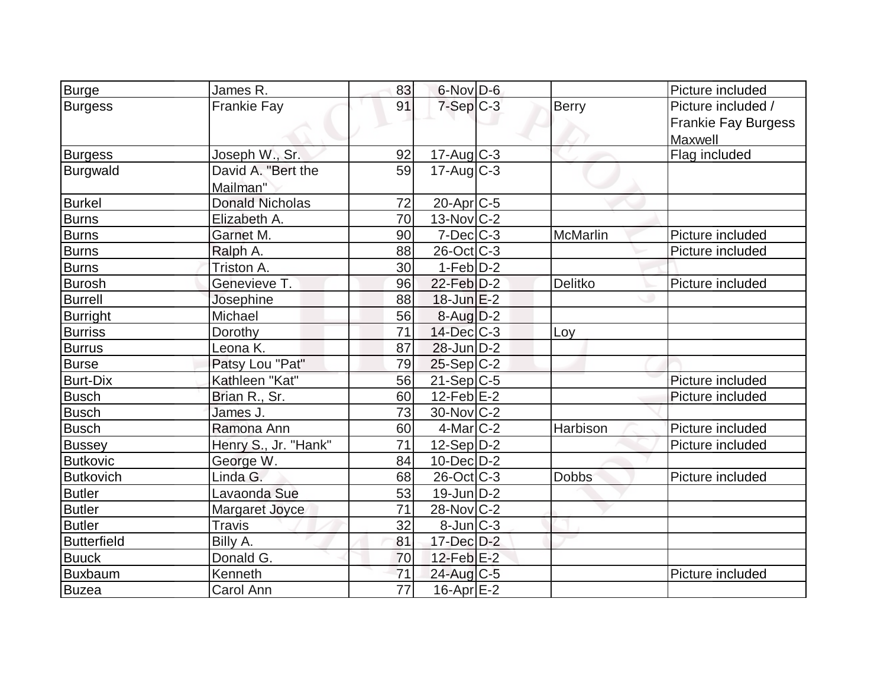| Burge | James R. | 83 | 6-Nov | D-6 | | Picture included |
|---|---|---|---|---|---|---|
| Burgess | Frankie Fay | 91 | 7-Sep | C-3 | Berry | Picture included / Frankie Fay Burgess Maxwell |
| Burgess | Joseph W., Sr. | 92 | 17-Aug | C-3 | | Flag included |
| Burgwald | David A. "Bert the Mailman" | 59 | 17-Aug | C-3 | | |
| Burkel | Donald Nicholas | 72 | 20-Apr | C-5 | | |
| Burns | Elizabeth A. | 70 | 13-Nov | C-2 | | |
| Burns | Garnet M. | 90 | 7-Dec | C-3 | McMarlin | Picture included |
| Burns | Ralph A. | 88 | 26-Oct | C-3 | | Picture included |
| Burns | Triston A. | 30 | 1-Feb | D-2 | | |
| Burosh | Genevieve T. | 96 | 22-Feb | D-2 | Delitko | Picture included |
| Burrell | Josephine | 88 | 18-Jun | E-2 | | |
| Burright | Michael | 56 | 8-Aug | D-2 | | |
| Burriss | Dorothy | 71 | 14-Dec | C-3 | Loy | |
| Burrus | Leona K. | 87 | 28-Jun | D-2 | | |
| Burse | Patsy Lou "Pat" | 79 | 25-Sep | C-2 | | |
| Burt-Dix | Kathleen "Kat" | 56 | 21-Sep | C-5 | | Picture included |
| Busch | Brian R., Sr. | 60 | 12-Feb | E-2 | | Picture included |
| Busch | James J. | 73 | 30-Nov | C-2 | | |
| Busch | Ramona Ann | 60 | 4-Mar | C-2 | Harbison | Picture included |
| Bussey | Henry S., Jr. "Hank" | 71 | 12-Sep | D-2 | | Picture included |
| Butkovic | George W. | 84 | 10-Dec | D-2 | | |
| Butkovich | Linda G. | 68 | 26-Oct | C-3 | Dobbs | Picture included |
| Butler | Lavaonda Sue | 53 | 19-Jun | D-2 | | |
| Butler | Margaret Joyce | 71 | 28-Nov | C-2 | | |
| Butler | Travis | 32 | 8-Jun | C-3 | | |
| Butterfield | Billy A. | 81 | 17-Dec | D-2 | | |
| Buuck | Donald G. | 70 | 12-Feb | E-2 | | |
| Buxbaum | Kenneth | 71 | 24-Aug | C-5 | | Picture included |
| Buzea | Carol Ann | 77 | 16-Apr | E-2 | | |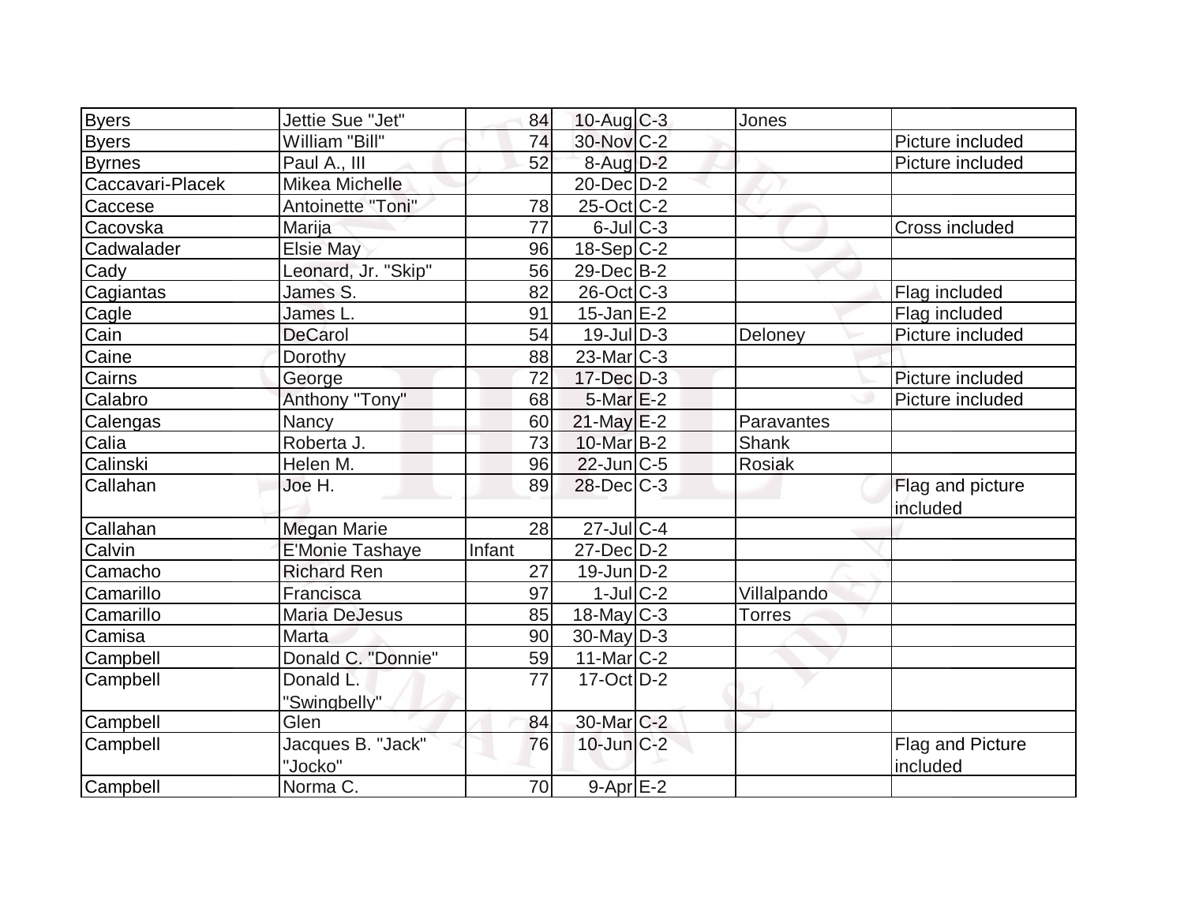| Byers | Jettie Sue "Jet" | 84 | 10-Aug | C-3 | Jones | |
|---|---|---|---|---|---|---|
| Byers | William "Bill" | 74 | 30-Nov | C-2 | | Picture included |
| Byrnes | Paul A., III | 52 | 8-Aug | D-2 | | Picture included |
| Caccavari-Placek | Mikea Michelle | | 20-Dec | D-2 | | |
| Caccese | Antoinette "Toni" | 78 | 25-Oct | C-2 | | |
| Cacovska | Marija | 77 | 6-Jul | C-3 | | Cross included |
| Cadwalader | Elsie May | 96 | 18-Sep | C-2 | | |
| Cady | Leonard, Jr. "Skip" | 56 | 29-Dec | B-2 | | |
| Cagiantas | James S. | 82 | 26-Oct | C-3 | | Flag included |
| Cagle | James L. | 91 | 15-Jan | E-2 | | Flag included |
| Cain | DeCarol | 54 | 19-Jul | D-3 | Deloney | Picture included |
| Caine | Dorothy | 88 | 23-Mar | C-3 | | |
| Cairns | George | 72 | 17-Dec | D-3 | | Picture included |
| Calabro | Anthony "Tony" | 68 | 5-Mar | E-2 | | Picture included |
| Calengas | Nancy | 60 | 21-May | E-2 | Paravantes | |
| Calia | Roberta J. | 73 | 10-Mar | B-2 | Shank | |
| Calinski | Helen M. | 96 | 22-Jun | C-5 | Rosiak | |
| Callahan | Joe H. | 89 | 28-Dec | C-3 | | Flag and picture included |
| Callahan | Megan Marie | 28 | 27-Jul | C-4 | | |
| Calvin | E'Monie Tashaye | Infant | 27-Dec | D-2 | | |
| Camacho | Richard Ren | 27 | 19-Jun | D-2 | | |
| Camarillo | Francisca | 97 | 1-Jul | C-2 | Villalpando | |
| Camarillo | Maria DeJesus | 85 | 18-May | C-3 | Torres | |
| Camisa | Marta | 90 | 30-May | D-3 | | |
| Campbell | Donald C. "Donnie" | 59 | 11-Mar | C-2 | | |
| Campbell | Donald L. "Swingbelly" | 77 | 17-Oct | D-2 | | |
| Campbell | Glen | 84 | 30-Mar | C-2 | | |
| Campbell | Jacques B. "Jack" "Jocko" | 76 | 10-Jun | C-2 | | Flag and Picture included |
| Campbell | Norma C. | 70 | 9-Apr | E-2 | | |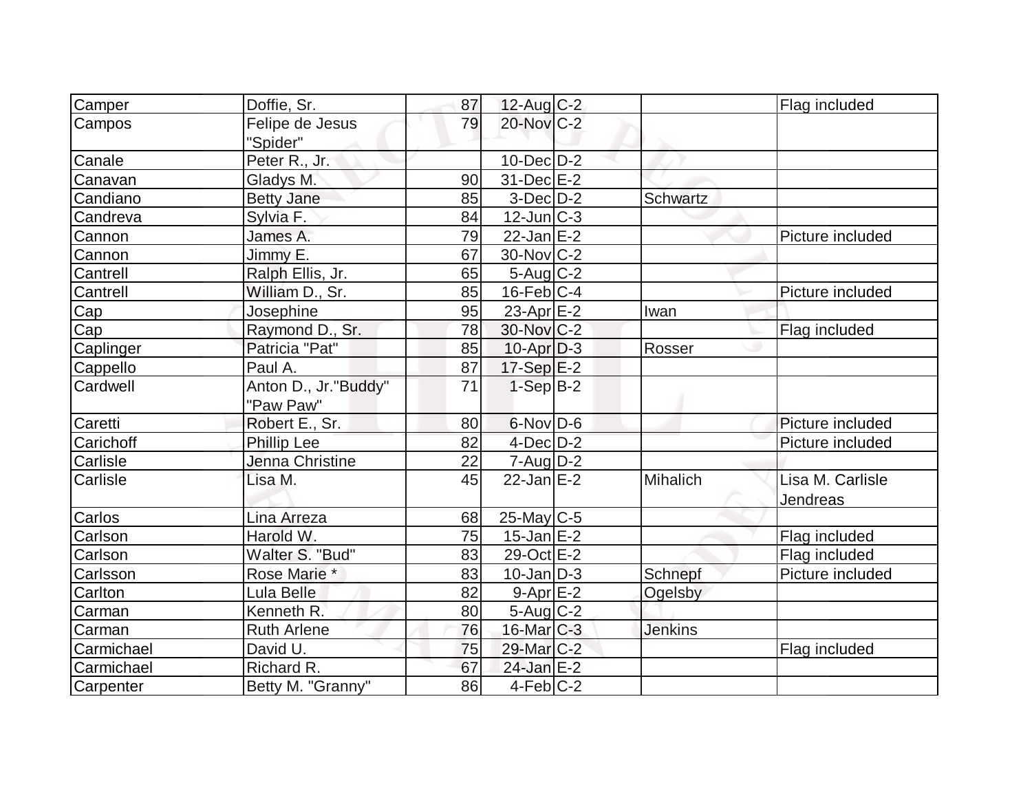| | | | | | | |
|---|---|---|---|---|---|---|
| Camper | Doffie, Sr. | 87 | 12-Aug | C-2 | | Flag included |
| Campos | Felipe de Jesus "Spider" | 79 | 20-Nov | C-2 | | |
| Canale | Peter R., Jr. | | 10-Dec | D-2 | | |
| Canavan | Gladys M. | 90 | 31-Dec | E-2 | | |
| Candiano | Betty Jane | 85 | 3-Dec | D-2 | Schwartz | |
| Candreva | Sylvia F. | 84 | 12-Jun | C-3 | | |
| Cannon | James A. | 79 | 22-Jan | E-2 | | Picture included |
| Cannon | Jimmy E. | 67 | 30-Nov | C-2 | | |
| Cantrell | Ralph Ellis, Jr. | 65 | 5-Aug | C-2 | | |
| Cantrell | William D., Sr. | 85 | 16-Feb | C-4 | | Picture included |
| Cap | Josephine | 95 | 23-Apr | E-2 | Iwan | |
| Cap | Raymond D., Sr. | 78 | 30-Nov | C-2 | | Flag included |
| Caplinger | Patricia "Pat" | 85 | 10-Apr | D-3 | Rosser | |
| Cappello | Paul A. | 87 | 17-Sep | E-2 | | |
| Cardwell | Anton D., Jr."Buddy" "Paw Paw" | 71 | 1-Sep | B-2 | | |
| Caretti | Robert E., Sr. | 80 | 6-Nov | D-6 | | Picture included |
| Carichoff | Phillip Lee | 82 | 4-Dec | D-2 | | Picture included |
| Carlisle | Jenna Christine | 22 | 7-Aug | D-2 | | |
| Carlisle | Lisa M. | 45 | 22-Jan | E-2 | Mihalich | Lisa M. Carlisle Jendreas |
| Carlos | Lina Arreza | 68 | 25-May | C-5 | | |
| Carlson | Harold W. | 75 | 15-Jan | E-2 | | Flag included |
| Carlson | Walter S. "Bud" | 83 | 29-Oct | E-2 | | Flag included |
| Carlsson | Rose Marie * | 83 | 10-Jan | D-3 | Schnepf | Picture included |
| Carlton | Lula Belle | 82 | 9-Apr | E-2 | Ogelsby | |
| Carman | Kenneth R. | 80 | 5-Aug | C-2 | | |
| Carman | Ruth Arlene | 76 | 16-Mar | C-3 | Jenkins | |
| Carmichael | David U. | 75 | 29-Mar | C-2 | | Flag included |
| Carmichael | Richard R. | 67 | 24-Jan | E-2 | | |
| Carpenter | Betty M. "Granny" | 86 | 4-Feb | C-2 | | |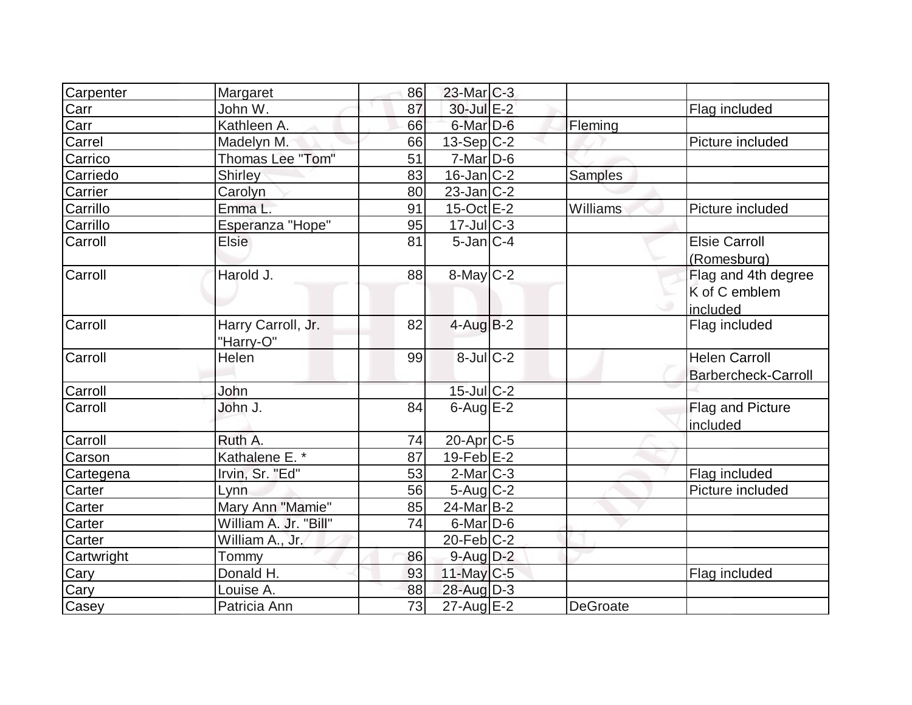| | | | | | | |
|---|---|---|---|---|---|---|
| Carpenter | Margaret | 86 | 23-Mar | C-3 | | |
| Carr | John W. | 87 | 30-Jul | E-2 | | Flag included |
| Carr | Kathleen A. | 66 | 6-Mar | D-6 | Fleming | |
| Carrel | Madelyn M. | 66 | 13-Sep | C-2 | | Picture included |
| Carrico | Thomas Lee "Tom" | 51 | 7-Mar | D-6 | | |
| Carriedo | Shirley | 83 | 16-Jan | C-2 | Samples | |
| Carrier | Carolyn | 80 | 23-Jan | C-2 | | |
| Carrillo | Emma L. | 91 | 15-Oct | E-2 | Williams | Picture included |
| Carrillo | Esperanza "Hope" | 95 | 17-Jul | C-3 | | |
| Carroll | Elsie | 81 | 5-Jan | C-4 | | Elsie Carroll (Romesburg) |
| Carroll | Harold J. | 88 | 8-May | C-2 | | Flag and 4th degree K of C emblem included |
| Carroll | Harry Carroll, Jr. "Harry-O" | 82 | 4-Aug | B-2 | | Flag included |
| Carroll | Helen | 99 | 8-Jul | C-2 | | Helen Carroll Barbercheck-Carroll |
| Carroll | John | | 15-Jul | C-2 | | |
| Carroll | John J. | 84 | 6-Aug | E-2 | | Flag and Picture included |
| Carroll | Ruth A. | 74 | 20-Apr | C-5 | | |
| Carson | Kathalene E. * | 87 | 19-Feb | E-2 | | |
| Cartegena | Irvin, Sr. "Ed" | 53 | 2-Mar | C-3 | | Flag included |
| Carter | Lynn | 56 | 5-Aug | C-2 | | Picture included |
| Carter | Mary Ann "Mamie" | 85 | 24-Mar | B-2 | | |
| Carter | William A. Jr. "Bill" | 74 | 6-Mar | D-6 | | |
| Carter | William A., Jr. | | 20-Feb | C-2 | | |
| Cartwright | Tommy | 86 | 9-Aug | D-2 | | |
| Cary | Donald H. | 93 | 11-May | C-5 | | Flag included |
| Cary | Louise A. | 88 | 28-Aug | D-3 | | |
| Casey | Patricia Ann | 73 | 27-Aug | E-2 | DeGroate | |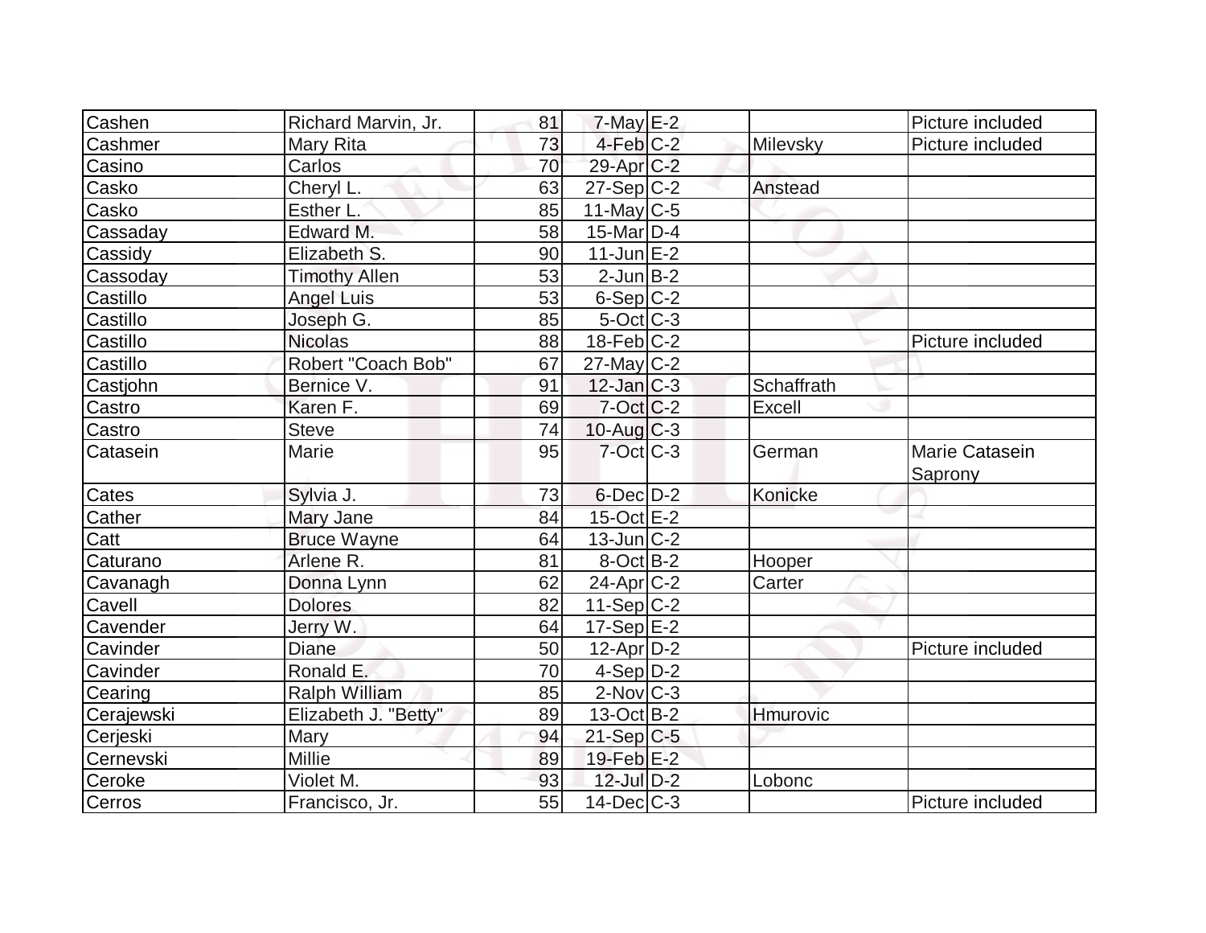| | | | | | | |
|---|---|---|---|---|---|---|
| Cashen | Richard Marvin, Jr. | 81 | 7-May | E-2 | | Picture included |
| Cashmer | Mary Rita | 73 | 4-Feb | C-2 | Milevsky | Picture included |
| Casino | Carlos | 70 | 29-Apr | C-2 | | |
| Casko | Cheryl L. | 63 | 27-Sep | C-2 | Anstead | |
| Casko | Esther L. | 85 | 11-May | C-5 | | |
| Cassaday | Edward M. | 58 | 15-Mar | D-4 | | |
| Cassidy | Elizabeth S. | 90 | 11-Jun | E-2 | | |
| Cassoday | Timothy Allen | 53 | 2-Jun | B-2 | | |
| Castillo | Angel Luis | 53 | 6-Sep | C-2 | | |
| Castillo | Joseph G. | 85 | 5-Oct | C-3 | | |
| Castillo | Nicolas | 88 | 18-Feb | C-2 | | Picture included |
| Castillo | Robert "Coach Bob" | 67 | 27-May | C-2 | | |
| Castjohn | Bernice V. | 91 | 12-Jan | C-3 | Schaffrath | |
| Castro | Karen F. | 69 | 7-Oct | C-2 | Excell | |
| Castro | Steve | 74 | 10-Aug | C-3 | | |
| Catasein | Marie | 95 | 7-Oct | C-3 | German | Marie Catasein Saprony |
| Cates | Sylvia J. | 73 | 6-Dec | D-2 | Konicke | |
| Cather | Mary Jane | 84 | 15-Oct | E-2 | | |
| Catt | Bruce Wayne | 64 | 13-Jun | C-2 | | |
| Caturano | Arlene R. | 81 | 8-Oct | B-2 | Hooper | |
| Cavanagh | Donna Lynn | 62 | 24-Apr | C-2 | Carter | |
| Cavell | Dolores | 82 | 11-Sep | C-2 | | |
| Cavender | Jerry W. | 64 | 17-Sep | E-2 | | |
| Cavinder | Diane | 50 | 12-Apr | D-2 | | Picture included |
| Cavinder | Ronald E. | 70 | 4-Sep | D-2 | | |
| Cearing | Ralph William | 85 | 2-Nov | C-3 | | |
| Cerajewski | Elizabeth J. "Betty" | 89 | 13-Oct | B-2 | Hmurovic | |
| Cerjeski | Mary | 94 | 21-Sep | C-5 | | |
| Cernevski | Millie | 89 | 19-Feb | E-2 | | |
| Ceroke | Violet M. | 93 | 12-Jul | D-2 | Lobonc | |
| Cerros | Francisco, Jr. | 55 | 14-Dec | C-3 | | Picture included |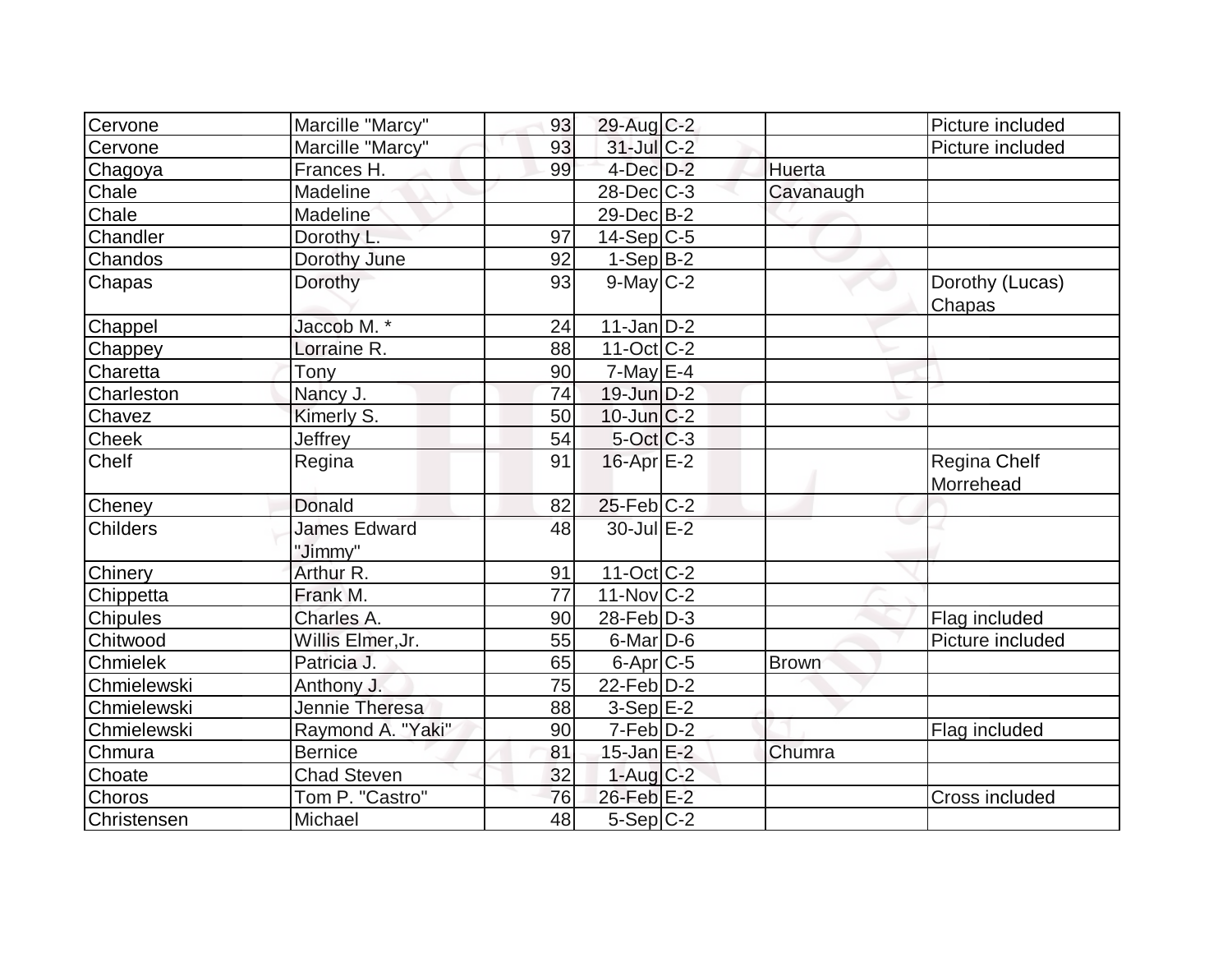| | | | | | | |
|---|---|---|---|---|---|---|
| Cervone | Marcille "Marcy" | 93 | 29-Aug | C-2 | | Picture included |
| Cervone | Marcille "Marcy" | 93 | 31-Jul | C-2 | | Picture included |
| Chagoya | Frances H. | 99 | 4-Dec | D-2 | Huerta | |
| Chale | Madeline | | 28-Dec | C-3 | Cavanaugh | |
| Chale | Madeline | | 29-Dec | B-2 | | |
| Chandler | Dorothy L. | 97 | 14-Sep | C-5 | | |
| Chandos | Dorothy June | 92 | 1-Sep | B-2 | | |
| Chapas | Dorothy | 93 | 9-May | C-2 | | Dorothy (Lucas) Chapas |
| Chappel | Jaccob M. * | 24 | 11-Jan | D-2 | | |
| Chappey | Lorraine R. | 88 | 11-Oct | C-2 | | |
| Charetta | Tony | 90 | 7-May | E-4 | | |
| Charleston | Nancy J. | 74 | 19-Jun | D-2 | | |
| Chavez | Kimerly S. | 50 | 10-Jun | C-2 | | |
| Cheek | Jeffrey | 54 | 5-Oct | C-3 | | |
| Chelf | Regina | 91 | 16-Apr | E-2 | | Regina Chelf Morrehead |
| Cheney | Donald | 82 | 25-Feb | C-2 | | |
| Childers | James Edward "Jimmy" | 48 | 30-Jul | E-2 | | |
| Chinery | Arthur R. | 91 | 11-Oct | C-2 | | |
| Chippetta | Frank M. | 77 | 11-Nov | C-2 | | |
| Chipules | Charles A. | 90 | 28-Feb | D-3 | | Flag included |
| Chitwood | Willis Elmer,Jr. | 55 | 6-Mar | D-6 | | Picture included |
| Chmielek | Patricia J. | 65 | 6-Apr | C-5 | Brown | |
| Chmielewski | Anthony J. | 75 | 22-Feb | D-2 | | |
| Chmielewski | Jennie Theresa | 88 | 3-Sep | E-2 | | |
| Chmielewski | Raymond A. "Yaki" | 90 | 7-Feb | D-2 | | Flag included |
| Chmura | Bernice | 81 | 15-Jan | E-2 | Chumra | |
| Choate | Chad Steven | 32 | 1-Aug | C-2 | | |
| Choros | Tom P. "Castro" | 76 | 26-Feb | E-2 | | Cross included |
| Christensen | Michael | 48 | 5-Sep | C-2 | | |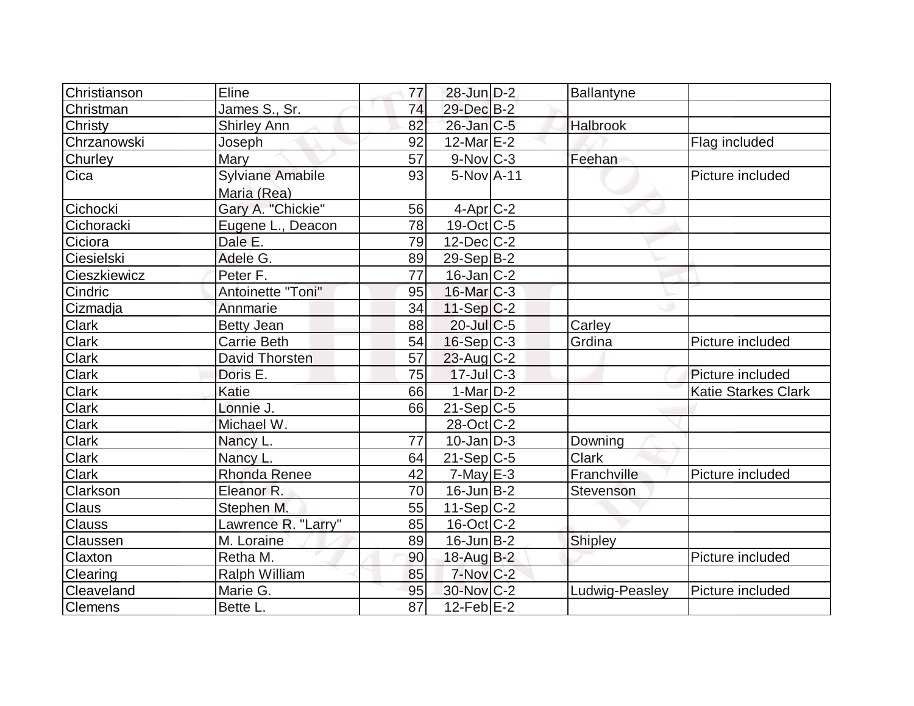| | | | | | | |
|---|---|---|---|---|---|---|
| Christianson | Eline | 77 | 28-Jun | D-2 | Ballantyne | |
| Christman | James S., Sr. | 74 | 29-Dec | B-2 | | |
| Christy | Shirley Ann | 82 | 26-Jan | C-5 | Halbrook | |
| Chrzanowski | Joseph | 92 | 12-Mar | E-2 | | Flag included |
| Churley | Mary | 57 | 9-Nov | C-3 | Feehan | |
| Cica | Sylviane Amabile Maria (Rea) | 93 | 5-Nov | A-11 | | Picture included |
| Cichocki | Gary A. "Chickie" | 56 | 4-Apr | C-2 | | |
| Cichoracki | Eugene L., Deacon | 78 | 19-Oct | C-5 | | |
| Ciciora | Dale E. | 79 | 12-Dec | C-2 | | |
| Ciesielski | Adele G. | 89 | 29-Sep | B-2 | | |
| Cieszkiewicz | Peter F. | 77 | 16-Jan | C-2 | | |
| Cindric | Antoinette "Toni" | 95 | 16-Mar | C-3 | | |
| Cizmadja | Annmarie | 34 | 11-Sep | C-2 | | |
| Clark | Betty Jean | 88 | 20-Jul | C-5 | Carley | |
| Clark | Carrie Beth | 54 | 16-Sep | C-3 | Grdina | Picture included |
| Clark | David Thorsten | 57 | 23-Aug | C-2 | | |
| Clark | Doris E. | 75 | 17-Jul | C-3 | | Picture included |
| Clark | Katie | 66 | 1-Mar | D-2 | | Katie Starkes Clark |
| Clark | Lonnie J. | 66 | 21-Sep | C-5 | | |
| Clark | Michael W. | | 28-Oct | C-2 | | |
| Clark | Nancy L. | 77 | 10-Jan | D-3 | Downing | |
| Clark | Nancy L. | 64 | 21-Sep | C-5 | Clark | |
| Clark | Rhonda Renee | 42 | 7-May | E-3 | Franchville | Picture included |
| Clarkson | Eleanor R. | 70 | 16-Jun | B-2 | Stevenson | |
| Claus | Stephen M. | 55 | 11-Sep | C-2 | | |
| Clauss | Lawrence R. "Larry" | 85 | 16-Oct | C-2 | | |
| Claussen | M. Loraine | 89 | 16-Jun | B-2 | Shipley | |
| Claxton | Retha M. | 90 | 18-Aug | B-2 | | Picture included |
| Clearing | Ralph William | 85 | 7-Nov | C-2 | | |
| Cleaveland | Marie G. | 95 | 30-Nov | C-2 | Ludwig-Peasley | Picture included |
| Clemens | Bette L. | 87 | 12-Feb | E-2 | | |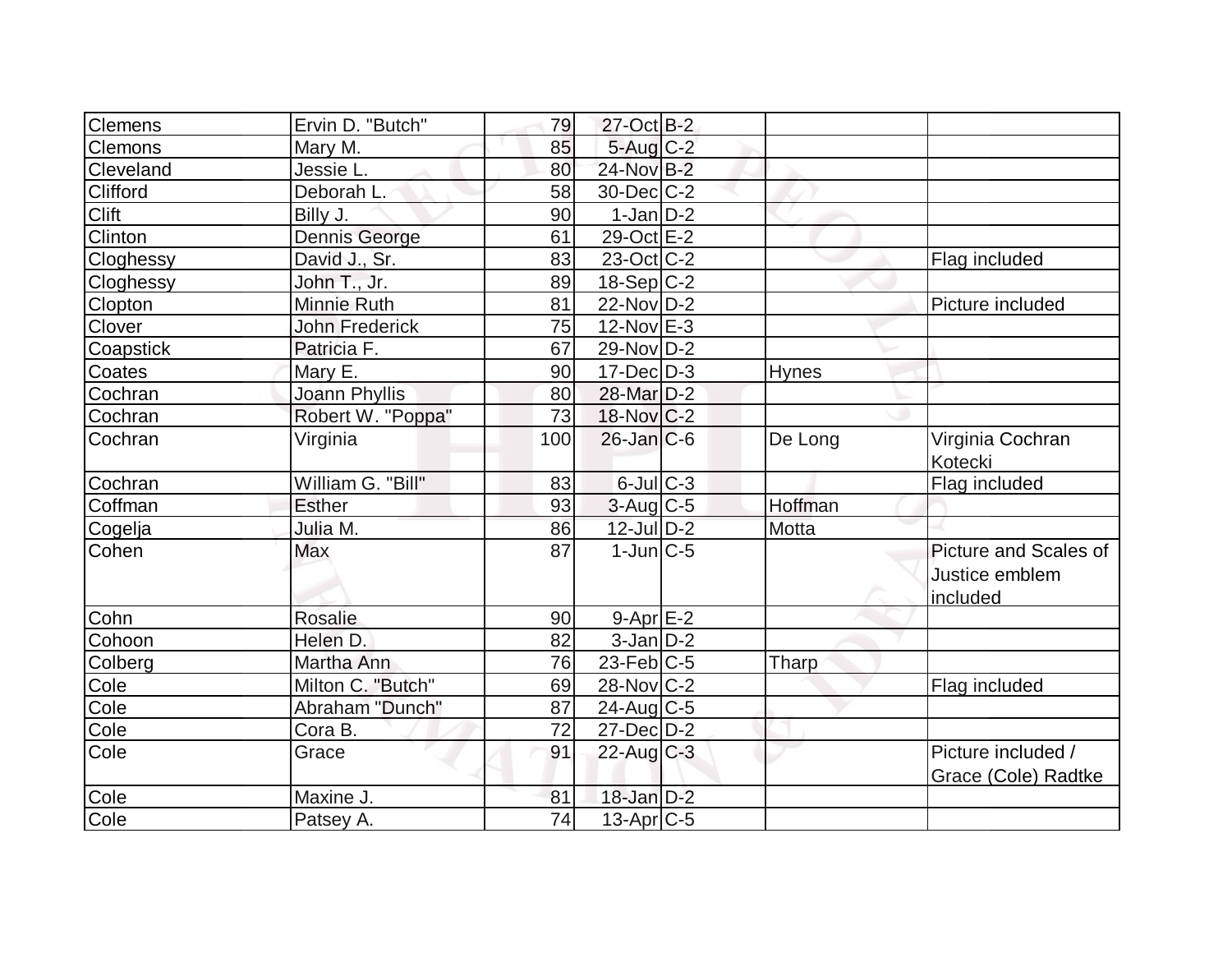| | | | | | | |
|---|---|---|---|---|---|---|
| Clemens | Ervin D. "Butch" | 79 | 27-Oct | B-2 | | |
| Clemons | Mary M. | 85 | 5-Aug | C-2 | | |
| Cleveland | Jessie L. | 80 | 24-Nov | B-2 | | |
| Clifford | Deborah L. | 58 | 30-Dec | C-2 | | |
| Clift | Billy J. | 90 | 1-Jan | D-2 | | |
| Clinton | Dennis George | 61 | 29-Oct | E-2 | | |
| Cloghessy | David J., Sr. | 83 | 23-Oct | C-2 | | Flag included |
| Cloghessy | John T., Jr. | 89 | 18-Sep | C-2 | | |
| Clopton | Minnie Ruth | 81 | 22-Nov | D-2 | | Picture included |
| Clover | John Frederick | 75 | 12-Nov | E-3 | | |
| Coapstick | Patricia F. | 67 | 29-Nov | D-2 | | |
| Coates | Mary E. | 90 | 17-Dec | D-3 | Hynes | |
| Cochran | Joann Phyllis | 80 | 28-Mar | D-2 | | |
| Cochran | Robert W. "Poppa" | 73 | 18-Nov | C-2 | | |
| Cochran | Virginia | 100 | 26-Jan | C-6 | De Long | Virginia Cochran Kotecki |
| Cochran | William G. "Bill" | 83 | 6-Jul | C-3 | | Flag included |
| Coffman | Esther | 93 | 3-Aug | C-5 | Hoffman | |
| Cogelja | Julia M. | 86 | 12-Jul | D-2 | Motta | |
| Cohen | Max | 87 | 1-Jun | C-5 | | Picture and Scales of Justice emblem included |
| Cohn | Rosalie | 90 | 9-Apr | E-2 | | |
| Cohoon | Helen D. | 82 | 3-Jan | D-2 | | |
| Colberg | Martha Ann | 76 | 23-Feb | C-5 | Tharp | |
| Cole | Milton C. "Butch" | 69 | 28-Nov | C-2 | | Flag included |
| Cole | Abraham "Dunch" | 87 | 24-Aug | C-5 | | |
| Cole | Cora B. | 72 | 27-Dec | D-2 | | |
| Cole | Grace | 91 | 22-Aug | C-3 | | Picture included / Grace (Cole) Radtke |
| Cole | Maxine J. | 81 | 18-Jan | D-2 | | |
| Cole | Patsey A. | 74 | 13-Apr | C-5 | | |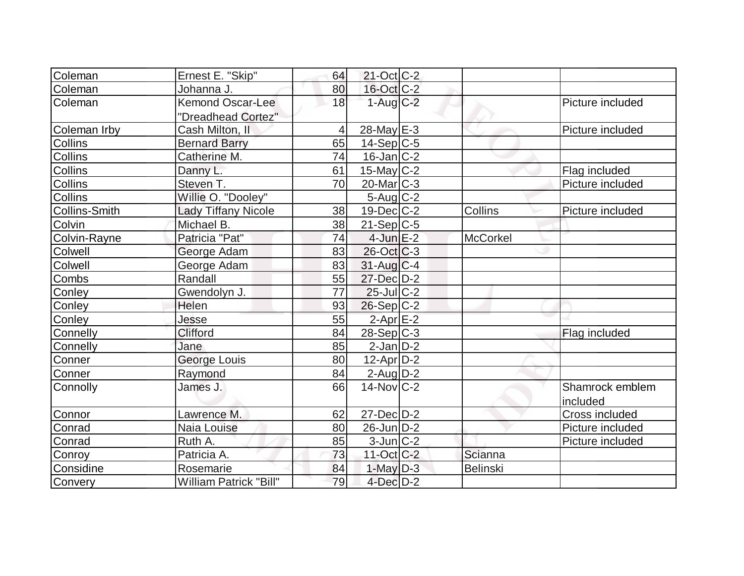| | | | | | | |
|---|---|---|---|---|---|---|
| Coleman | Ernest E. "Skip" | 64 | 21-Oct | C-2 | | |
| Coleman | Johanna J. | 80 | 16-Oct | C-2 | | |
| Coleman | Kemond Oscar-Lee "Dreadhead Cortez" | 18 | 1-Aug | C-2 | | Picture included |
| Coleman Irby | Cash Milton, II | 4 | 28-May | E-3 | | Picture included |
| Collins | Bernard Barry | 65 | 14-Sep | C-5 | | |
| Collins | Catherine M. | 74 | 16-Jan | C-2 | | |
| Collins | Danny L. | 61 | 15-May | C-2 | | Flag included |
| Collins | Steven T. | 70 | 20-Mar | C-3 | | Picture included |
| Collins | Willie O. "Dooley" | | 5-Aug | C-2 | | |
| Collins-Smith | Lady Tiffany Nicole | 38 | 19-Dec | C-2 | Collins | Picture included |
| Colvin | Michael B. | 38 | 21-Sep | C-5 | | |
| Colvin-Rayne | Patricia "Pat" | 74 | 4-Jun | E-2 | McCorkel | |
| Colwell | George Adam | 83 | 26-Oct | C-3 | | |
| Colwell | George Adam | 83 | 31-Aug | C-4 | | |
| Combs | Randall | 55 | 27-Dec | D-2 | | |
| Conley | Gwendolyn J. | 77 | 25-Jul | C-2 | | |
| Conley | Helen | 93 | 26-Sep | C-2 | | |
| Conley | Jesse | 55 | 2-Apr | E-2 | | |
| Connelly | Clifford | 84 | 28-Sep | C-3 | | Flag included |
| Connelly | Jane | 85 | 2-Jan | D-2 | | |
| Conner | George Louis | 80 | 12-Apr | D-2 | | |
| Conner | Raymond | 84 | 2-Aug | D-2 | | |
| Connolly | James J. | 66 | 14-Nov | C-2 | | Shamrock emblem included |
| Connor | Lawrence M. | 62 | 27-Dec | D-2 | | Cross included |
| Conrad | Naia Louise | 80 | 26-Jun | D-2 | | Picture included |
| Conrad | Ruth A. | 85 | 3-Jun | C-2 | | Picture included |
| Conroy | Patricia A. | 73 | 11-Oct | C-2 | Scianna | |
| Considine | Rosemarie | 84 | 1-May | D-3 | Belinski | |
| Convery | William Patrick "Bill" | 79 | 4-Dec | D-2 | | |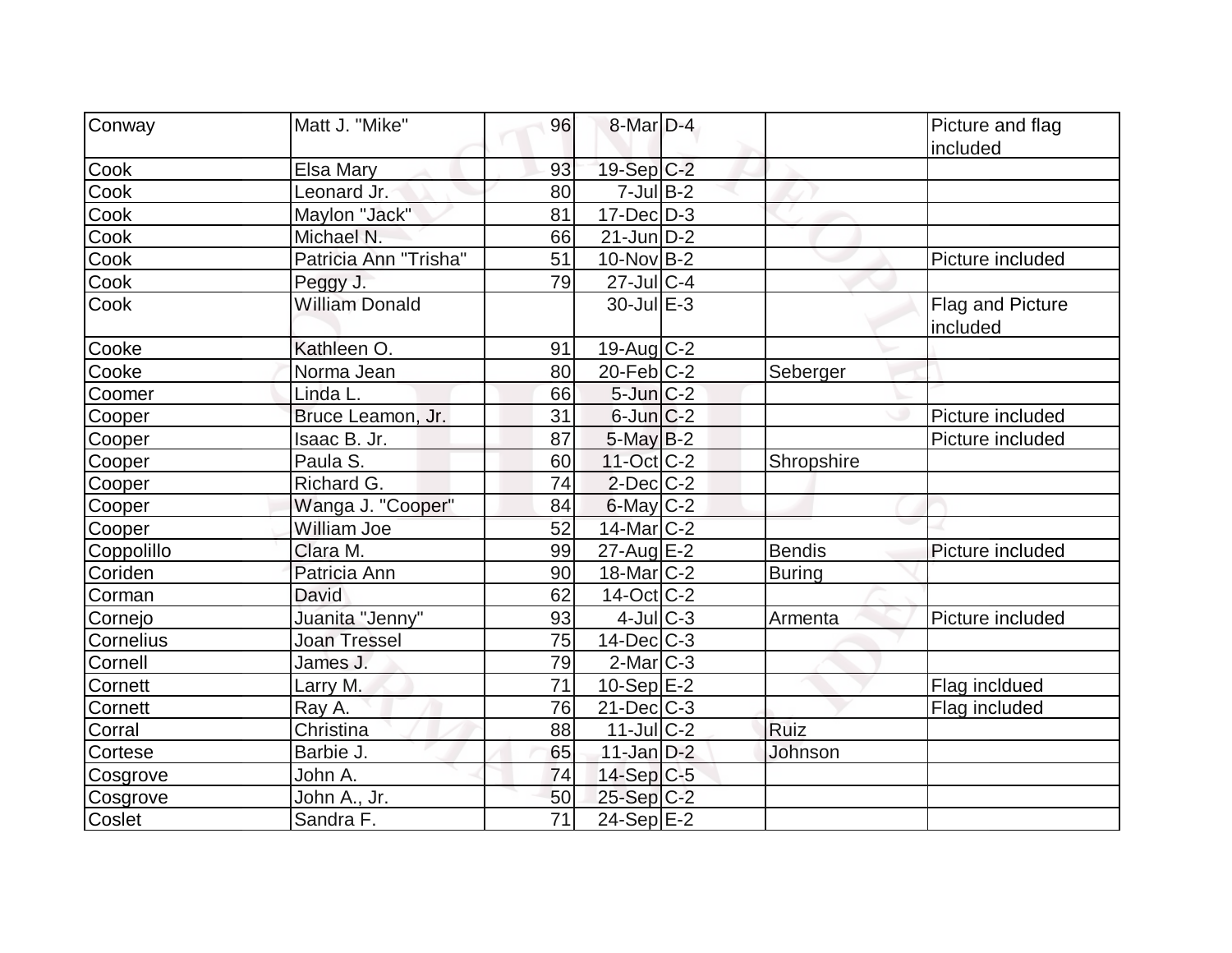| Conway | Matt J. "Mike" | 96 | 8-Mar | D-4 | | Picture and flag included |
|---|---|---|---|---|---|---|
| Cook | Elsa Mary | 93 | 19-Sep | C-2 | | |
| Cook | Leonard Jr. | 80 | 7-Jul | B-2 | | |
| Cook | Maylon "Jack" | 81 | 17-Dec | D-3 | | |
| Cook | Michael N. | 66 | 21-Jun | D-2 | | |
| Cook | Patricia Ann "Trisha" | 51 | 10-Nov | B-2 | | Picture included |
| Cook | Peggy J. | 79 | 27-Jul | C-4 | | |
| Cook | William Donald | | 30-Jul | E-3 | | Flag and Picture included |
| Cooke | Kathleen O. | 91 | 19-Aug | C-2 | | |
| Cooke | Norma Jean | 80 | 20-Feb | C-2 | Seberger | |
| Coomer | Linda L. | 66 | 5-Jun | C-2 | | |
| Cooper | Bruce Leamon, Jr. | 31 | 6-Jun | C-2 | | Picture included |
| Cooper | Isaac B. Jr. | 87 | 5-May | B-2 | | Picture included |
| Cooper | Paula S. | 60 | 11-Oct | C-2 | Shropshire | |
| Cooper | Richard G. | 74 | 2-Dec | C-2 | | |
| Cooper | Wanga J. "Cooper" | 84 | 6-May | C-2 | | |
| Cooper | William Joe | 52 | 14-Mar | C-2 | | |
| Coppolillo | Clara M. | 99 | 27-Aug | E-2 | Bendis | Picture included |
| Coriden | Patricia Ann | 90 | 18-Mar | C-2 | Buring | |
| Corman | David | 62 | 14-Oct | C-2 | | |
| Cornejo | Juanita "Jenny" | 93 | 4-Jul | C-3 | Armenta | Picture included |
| Cornelius | Joan Tressel | 75 | 14-Dec | C-3 | | |
| Cornell | James J. | 79 | 2-Mar | C-3 | | |
| Cornett | Larry M. | 71 | 10-Sep | E-2 | | Flag incldued |
| Cornett | Ray A. | 76 | 21-Dec | C-3 | | Flag included |
| Corral | Christina | 88 | 11-Jul | C-2 | Ruiz | |
| Cortese | Barbie J. | 65 | 11-Jan | D-2 | Johnson | |
| Cosgrove | John A. | 74 | 14-Sep | C-5 | | |
| Cosgrove | John A., Jr. | 50 | 25-Sep | C-2 | | |
| Coslet | Sandra F. | 71 | 24-Sep | E-2 | | |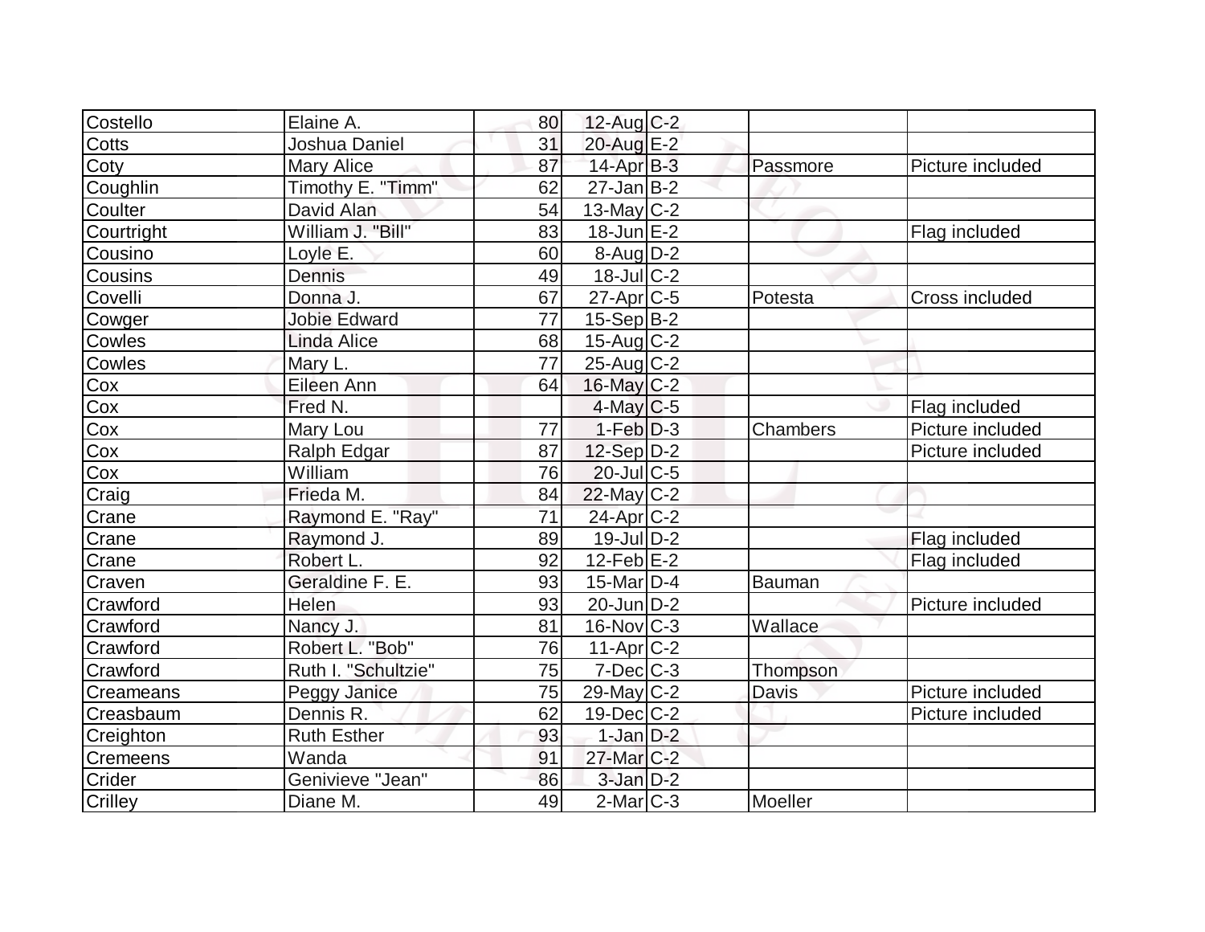| Costello | Elaine A. | 80 | 12-Aug | C-2 | | |
|---|---|---|---|---|---|---|
| Cotts | Joshua Daniel | 31 | 20-Aug | E-2 | | |
| Coty | Mary Alice | 87 | 14-Apr | B-3 | Passmore | Picture included |
| Coughlin | Timothy E. "Timm" | 62 | 27-Jan | B-2 | | |
| Coulter | David Alan | 54 | 13-May | C-2 | | |
| Courtright | William J. "Bill" | 83 | 18-Jun | E-2 | | Flag included |
| Cousino | Loyle E. | 60 | 8-Aug | D-2 | | |
| Cousins | Dennis | 49 | 18-Jul | C-2 | | |
| Covelli | Donna J. | 67 | 27-Apr | C-5 | Potesta | Cross included |
| Cowger | Jobie Edward | 77 | 15-Sep | B-2 | | |
| Cowles | Linda Alice | 68 | 15-Aug | C-2 | | |
| Cowles | Mary L. | 77 | 25-Aug | C-2 | | |
| Cox | Eileen Ann | 64 | 16-May | C-2 | | |
| Cox | Fred N. | | 4-May | C-5 | | Flag included |
| Cox | Mary Lou | 77 | 1-Feb | D-3 | Chambers | Picture included |
| Cox | Ralph Edgar | 87 | 12-Sep | D-2 | | Picture included |
| Cox | William | 76 | 20-Jul | C-5 | | |
| Craig | Frieda M. | 84 | 22-May | C-2 | | |
| Crane | Raymond E. "Ray" | 71 | 24-Apr | C-2 | | |
| Crane | Raymond J. | 89 | 19-Jul | D-2 | | Flag included |
| Crane | Robert L. | 92 | 12-Feb | E-2 | | Flag included |
| Craven | Geraldine F. E. | 93 | 15-Mar | D-4 | Bauman | |
| Crawford | Helen | 93 | 20-Jun | D-2 | | Picture included |
| Crawford | Nancy J. | 81 | 16-Nov | C-3 | Wallace | |
| Crawford | Robert L. "Bob" | 76 | 11-Apr | C-2 | | |
| Crawford | Ruth I. "Schultzie" | 75 | 7-Dec | C-3 | Thompson | |
| Creameans | Peggy Janice | 75 | 29-May | C-2 | Davis | Picture included |
| Creasbaum | Dennis R. | 62 | 19-Dec | C-2 | | Picture included |
| Creighton | Ruth Esther | 93 | 1-Jan | D-2 | | |
| Cremeens | Wanda | 91 | 27-Mar | C-2 | | |
| Crider | Genivieve "Jean" | 86 | 3-Jan | D-2 | | |
| Crilley | Diane M. | 49 | 2-Mar | C-3 | Moeller | |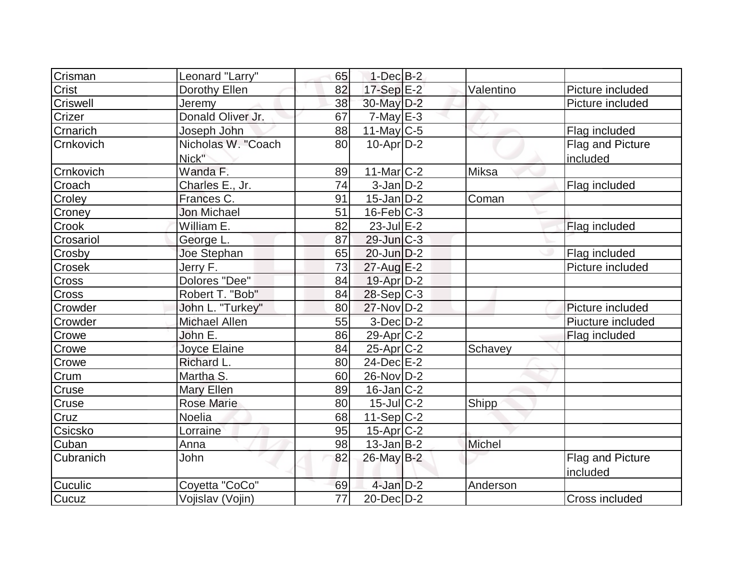| Crisman | Leonard "Larry" | 65 | 1-Dec | B-2 | | |
|---|---|---|---|---|---|---|
| Crist | Dorothy Ellen | 82 | 17-Sep | E-2 | Valentino | Picture included |
| Criswell | Jeremy | 38 | 30-May | D-2 | | Picture included |
| Crizer | Donald Oliver Jr. | 67 | 7-May | E-3 | | |
| Crnarich | Joseph John | 88 | 11-May | C-5 | | Flag included |
| Crnkovich | Nicholas W. "Coach Nick" | 80 | 10-Apr | D-2 | | Flag and Picture included |
| Crnkovich | Wanda F. | 89 | 11-Mar | C-2 | Miksa | |
| Croach | Charles E., Jr. | 74 | 3-Jan | D-2 | | Flag included |
| Croley | Frances C. | 91 | 15-Jan | D-2 | Coman | |
| Croney | Jon Michael | 51 | 16-Feb | C-3 | | |
| Crook | William E. | 82 | 23-Jul | E-2 | | Flag included |
| Crosariol | George L. | 87 | 29-Jun | C-3 | | |
| Crosby | Joe Stephan | 65 | 20-Jun | D-2 | | Flag included |
| Crosek | Jerry F. | 73 | 27-Aug | E-2 | | Picture included |
| Cross | Dolores "Dee" | 84 | 19-Apr | D-2 | | |
| Cross | Robert T. "Bob" | 84 | 28-Sep | C-3 | | |
| Crowder | John L. "Turkey" | 80 | 27-Nov | D-2 | | Picture included |
| Crowder | Michael Allen | 55 | 3-Dec | D-2 | | Piucture included |
| Crowe | John E. | 86 | 29-Apr | C-2 | | Flag included |
| Crowe | Joyce Elaine | 84 | 25-Apr | C-2 | Schavey | |
| Crowe | Richard L. | 80 | 24-Dec | E-2 | | |
| Crum | Martha S. | 60 | 26-Nov | D-2 | | |
| Cruse | Mary Ellen | 89 | 16-Jan | C-2 | | |
| Cruse | Rose Marie | 80 | 15-Jul | C-2 | Shipp | |
| Cruz | Noelia | 68 | 11-Sep | C-2 | | |
| Csicsko | Lorraine | 95 | 15-Apr | C-2 | | |
| Cuban | Anna | 98 | 13-Jan | B-2 | Michel | |
| Cubranich | John | 82 | 26-May | B-2 | | Flag and Picture included |
| Cuculic | Coyetta "CoCo" | 69 | 4-Jan | D-2 | Anderson | |
| Cucuz | Vojislav (Vojin) | 77 | 20-Dec | D-2 | | Cross included |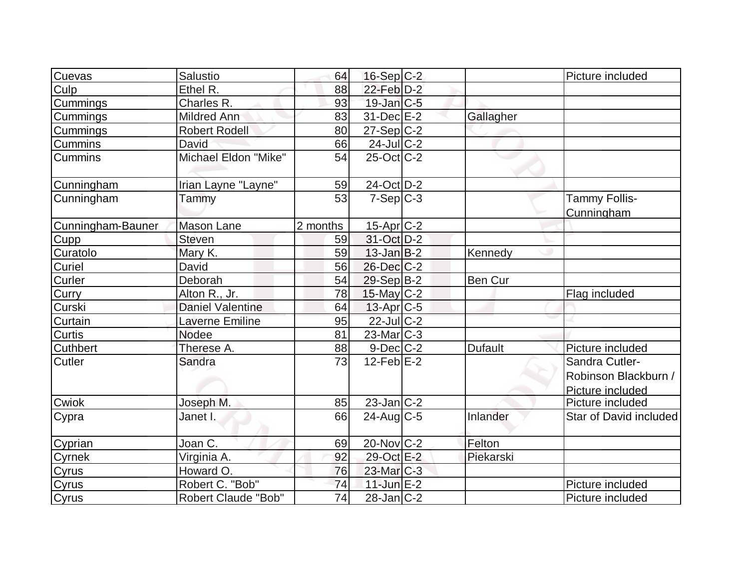| | | | | | | |
|---|---|---|---|---|---|---|
| Cuevas | Salustio | 64 | 16-Sep | C-2 | | Picture included |
| Culp | Ethel R. | 88 | 22-Feb | D-2 | | |
| Cummings | Charles R. | 93 | 19-Jan | C-5 | | |
| Cummings | Mildred Ann | 83 | 31-Dec | E-2 | Gallagher | |
| Cummings | Robert Rodell | 80 | 27-Sep | C-2 | | |
| Cummins | David | 66 | 24-Jul | C-2 | | |
| Cummins | Michael Eldon "Mike" | 54 | 25-Oct | C-2 | | |
| Cunningham | Irian Layne "Layne" | 59 | 24-Oct | D-2 | | |
| Cunningham | Tammy | 53 | 7-Sep | C-3 | | Tammy Follis-Cunningham |
| Cunningham-Bauner | Mason Lane | 2 months | 15-Apr | C-2 | | |
| Cupp | Steven | 59 | 31-Oct | D-2 | | |
| Curatolo | Mary K. | 59 | 13-Jan | B-2 | Kennedy | |
| Curiel | David | 56 | 26-Dec | C-2 | | |
| Curler | Deborah | 54 | 29-Sep | B-2 | Ben Cur | |
| Curry | Alton R., Jr. | 78 | 15-May | C-2 | | Flag included |
| Curski | Daniel Valentine | 64 | 13-Apr | C-5 | | |
| Curtain | Laverne Emiline | 95 | 22-Jul | C-2 | | |
| Curtis | Nodee | 81 | 23-Mar | C-3 | | |
| Cuthbert | Therese A. | 88 | 9-Dec | C-2 | Dufault | Picture included |
| Cutler | Sandra | 73 | 12-Feb | E-2 | | Sandra Cutler-Robinson Blackburn / Picture included |
| Cwiok | Joseph M. | 85 | 23-Jan | C-2 | | Picture included |
| Cypra | Janet I. | 66 | 24-Aug | C-5 | Inlander | Star of David included |
| Cyprian | Joan C. | 69 | 20-Nov | C-2 | Felton | |
| Cyrnek | Virginia A. | 92 | 29-Oct | E-2 | Piekarski | |
| Cyrus | Howard O. | 76 | 23-Mar | C-3 | | |
| Cyrus | Robert C. "Bob" | 74 | 11-Jun | E-2 | | Picture included |
| Cyrus | Robert Claude "Bob" | 74 | 28-Jan | C-2 | | Picture included |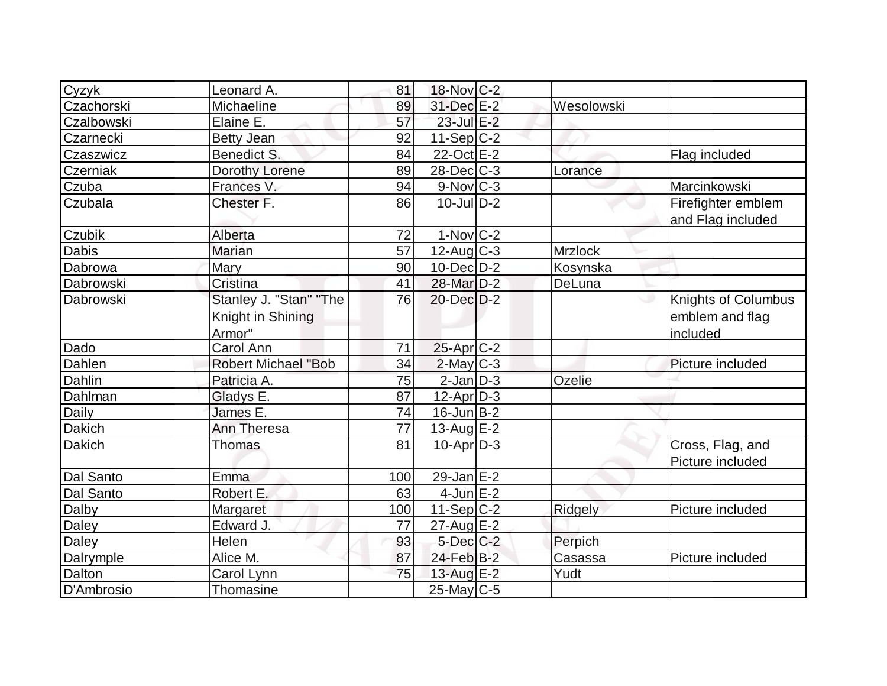| | | | | | | |
|---|---|---|---|---|---|---|
| Cyzyk | Leonard A. | 81 | 18-Nov | C-2 | | |
| Czachorski | Michaeline | 89 | 31-Dec | E-2 | Wesolowski | |
| Czalbowski | Elaine E. | 57 | 23-Jul | E-2 | | |
| Czarnecki | Betty Jean | 92 | 11-Sep | C-2 | | |
| Czaszwicz | Benedict S. | 84 | 22-Oct | E-2 | | Flag included |
| Czerniak | Dorothy Lorene | 89 | 28-Dec | C-3 | Lorance | |
| Czuba | Frances V. | 94 | 9-Nov | C-3 | | Marcinkowski |
| Czubala | Chester F. | 86 | 10-Jul | D-2 | | Firefighter emblem and Flag included |
| Czubik | Alberta | 72 | 1-Nov | C-2 | | |
| Dabis | Marian | 57 | 12-Aug | C-3 | Mrzlock | |
| Dabrowa | Mary | 90 | 10-Dec | D-2 | Kosynska | |
| Dabrowski | Cristina | 41 | 28-Mar | D-2 | DeLuna | |
| Dabrowski | Stanley J. "Stan" "The Knight in Shining Armor" | 76 | 20-Dec | D-2 | | Knights of Columbus emblem and flag included |
| Dado | Carol Ann | 71 | 25-Apr | C-2 | | |
| Dahlen | Robert Michael "Bob | 34 | 2-May | C-3 | | Picture included |
| Dahlin | Patricia A. | 75 | 2-Jan | D-3 | Ozelie | |
| Dahlman | Gladys E. | 87 | 12-Apr | D-3 | | |
| Daily | James E. | 74 | 16-Jun | B-2 | | |
| Dakich | Ann Theresa | 77 | 13-Aug | E-2 | | |
| Dakich | Thomas | 81 | 10-Apr | D-3 | | Cross, Flag, and Picture included |
| Dal Santo | Emma | 100 | 29-Jan | E-2 | | |
| Dal Santo | Robert E. | 63 | 4-Jun | E-2 | | |
| Dalby | Margaret | 100 | 11-Sep | C-2 | Ridgely | Picture included |
| Daley | Edward J. | 77 | 27-Aug | E-2 | | |
| Daley | Helen | 93 | 5-Dec | C-2 | Perpich | |
| Dalrymple | Alice M. | 87 | 24-Feb | B-2 | Casassa | Picture included |
| Dalton | Carol Lynn | 75 | 13-Aug | E-2 | Yudt | |
| D'Ambrosio | Thomasine | | 25-May | C-5 | | |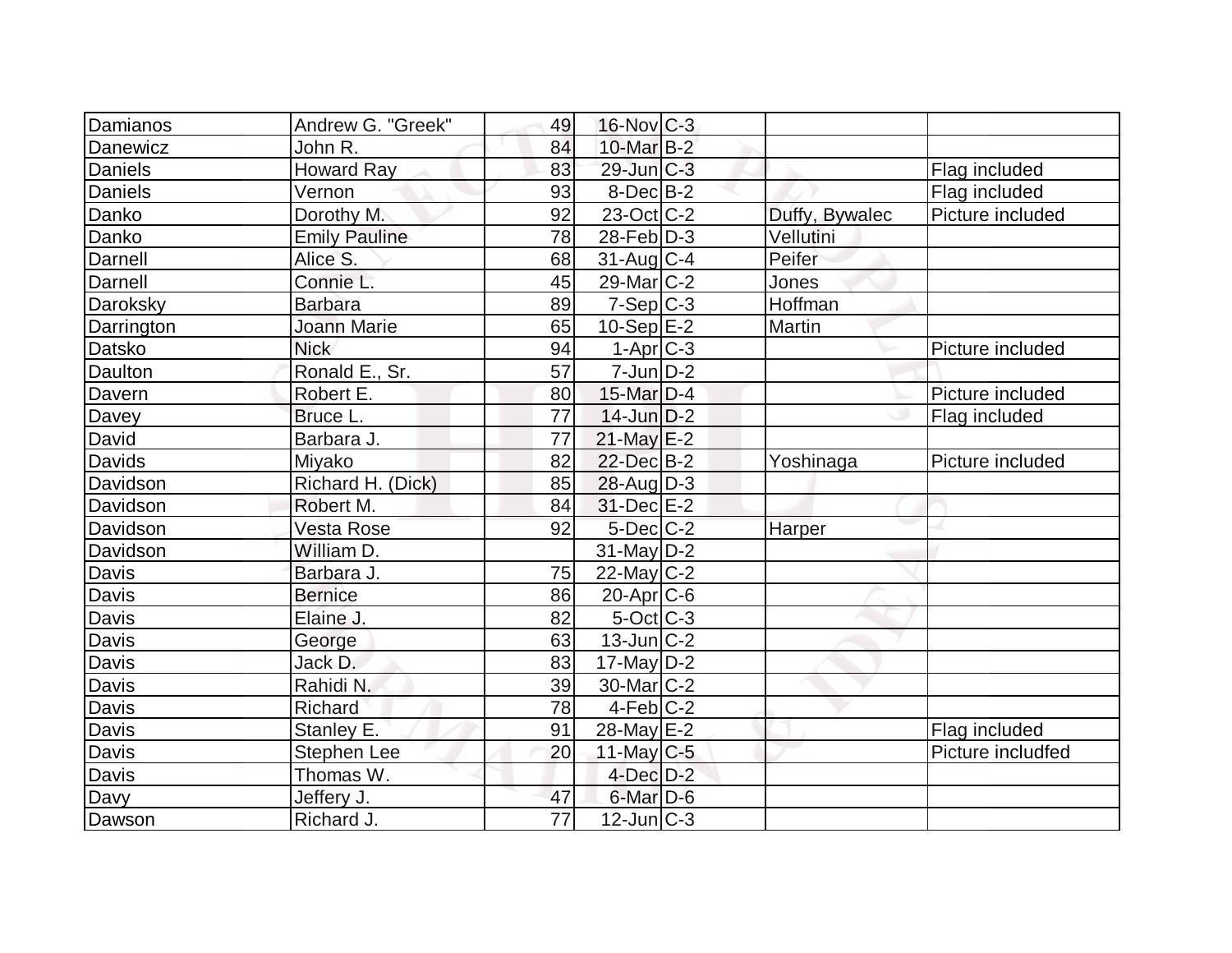| | | | | | | |
|---|---|---|---|---|---|---|
| Damianos | Andrew G. "Greek" | 49 | 16-Nov | C-3 | | |
| Danewicz | John R. | 84 | 10-Mar | B-2 | | |
| Daniels | Howard Ray | 83 | 29-Jun | C-3 | | Flag included |
| Daniels | Vernon | 93 | 8-Dec | B-2 | | Flag included |
| Danko | Dorothy M. | 92 | 23-Oct | C-2 | Duffy, Bywalec | Picture included |
| Danko | Emily Pauline | 78 | 28-Feb | D-3 | Vellutini | |
| Darnell | Alice S. | 68 | 31-Aug | C-4 | Peifer | |
| Darnell | Connie L. | 45 | 29-Mar | C-2 | Jones | |
| Daroksky | Barbara | 89 | 7-Sep | C-3 | Hoffman | |
| Darrington | Joann Marie | 65 | 10-Sep | E-2 | Martin | |
| Datsko | Nick | 94 | 1-Apr | C-3 | | Picture included |
| Daulton | Ronald E., Sr. | 57 | 7-Jun | D-2 | | |
| Davern | Robert E. | 80 | 15-Mar | D-4 | | Picture included |
| Davey | Bruce L. | 77 | 14-Jun | D-2 | | Flag included |
| David | Barbara J. | 77 | 21-May | E-2 | | |
| Davids | Miyako | 82 | 22-Dec | B-2 | Yoshinaga | Picture included |
| Davidson | Richard H. (Dick) | 85 | 28-Aug | D-3 | | |
| Davidson | Robert M. | 84 | 31-Dec | E-2 | | |
| Davidson | Vesta Rose | 92 | 5-Dec | C-2 | Harper | |
| Davidson | William D. | | 31-May | D-2 | | |
| Davis | Barbara J. | 75 | 22-May | C-2 | | |
| Davis | Bernice | 86 | 20-Apr | C-6 | | |
| Davis | Elaine J. | 82 | 5-Oct | C-3 | | |
| Davis | George | 63 | 13-Jun | C-2 | | |
| Davis | Jack D. | 83 | 17-May | D-2 | | |
| Davis | Rahidi N. | 39 | 30-Mar | C-2 | | |
| Davis | Richard | 78 | 4-Feb | C-2 | | |
| Davis | Stanley E. | 91 | 28-May | E-2 | | Flag included |
| Davis | Stephen Lee | 20 | 11-May | C-5 | | Picture includfed |
| Davis | Thomas W. | | 4-Dec | D-2 | | |
| Davy | Jeffery J. | 47 | 6-Mar | D-6 | | |
| Dawson | Richard J. | 77 | 12-Jun | C-3 | | |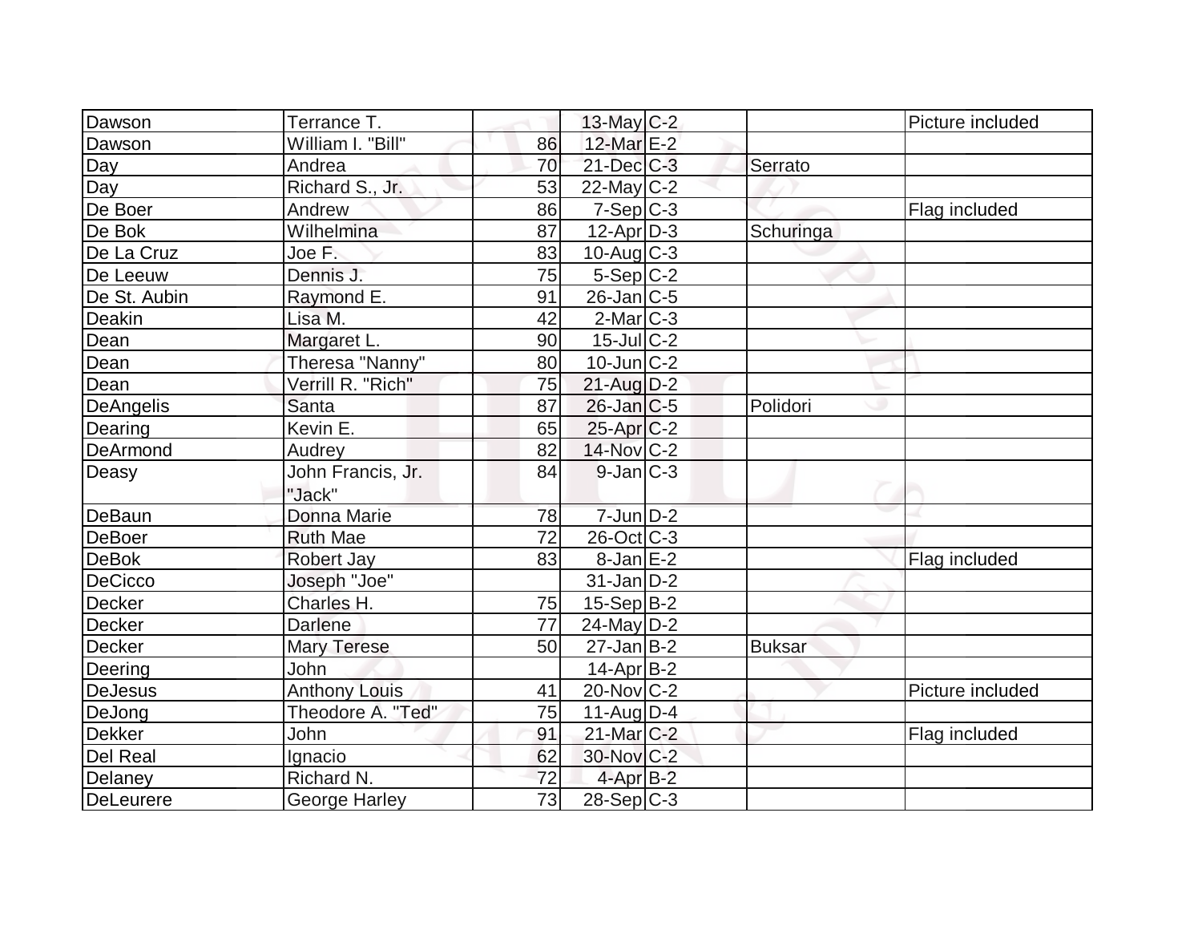| | | | | | | |
|---|---|---|---|---|---|---|
| Dawson | Terrance T. | | 13-May | C-2 | | Picture included |
| Dawson | William I. "Bill" | 86 | 12-Mar | E-2 | | |
| Day | Andrea | 70 | 21-Dec | C-3 | Serrato | |
| Day | Richard S., Jr. | 53 | 22-May | C-2 | | |
| De Boer | Andrew | 86 | 7-Sep | C-3 | | Flag included |
| De Bok | Wilhelmina | 87 | 12-Apr | D-3 | Schuringa | |
| De La Cruz | Joe F. | 83 | 10-Aug | C-3 | | |
| De Leeuw | Dennis J. | 75 | 5-Sep | C-2 | | |
| De St. Aubin | Raymond E. | 91 | 26-Jan | C-5 | | |
| Deakin | Lisa M. | 42 | 2-Mar | C-3 | | |
| Dean | Margaret L. | 90 | 15-Jul | C-2 | | |
| Dean | Theresa "Nanny" | 80 | 10-Jun | C-2 | | |
| Dean | Verrill R. "Rich" | 75 | 21-Aug | D-2 | | |
| DeAngelis | Santa | 87 | 26-Jan | C-5 | Polidori | |
| Dearing | Kevin E. | 65 | 25-Apr | C-2 | | |
| DeArmond | Audrey | 82 | 14-Nov | C-2 | | |
| Deasy | John Francis, Jr. "Jack" | 84 | 9-Jan | C-3 | | |
| DeBaun | Donna Marie | 78 | 7-Jun | D-2 | | |
| DeBoer | Ruth Mae | 72 | 26-Oct | C-3 | | |
| DeBok | Robert Jay | 83 | 8-Jan | E-2 | | Flag included |
| DeCicco | Joseph "Joe" | | 31-Jan | D-2 | | |
| Decker | Charles H. | 75 | 15-Sep | B-2 | | |
| Decker | Darlene | 77 | 24-May | D-2 | | |
| Decker | Mary Terese | 50 | 27-Jan | B-2 | Buksar | |
| Deering | John | | 14-Apr | B-2 | | |
| DeJesus | Anthony Louis | 41 | 20-Nov | C-2 | | Picture included |
| DeJong | Theodore A. "Ted" | 75 | 11-Aug | D-4 | | |
| Dekker | John | 91 | 21-Mar | C-2 | | Flag included |
| Del Real | Ignacio | 62 | 30-Nov | C-2 | | |
| Delaney | Richard N. | 72 | 4-Apr | B-2 | | |
| DeLeurere | George Harley | 73 | 28-Sep | C-3 | | |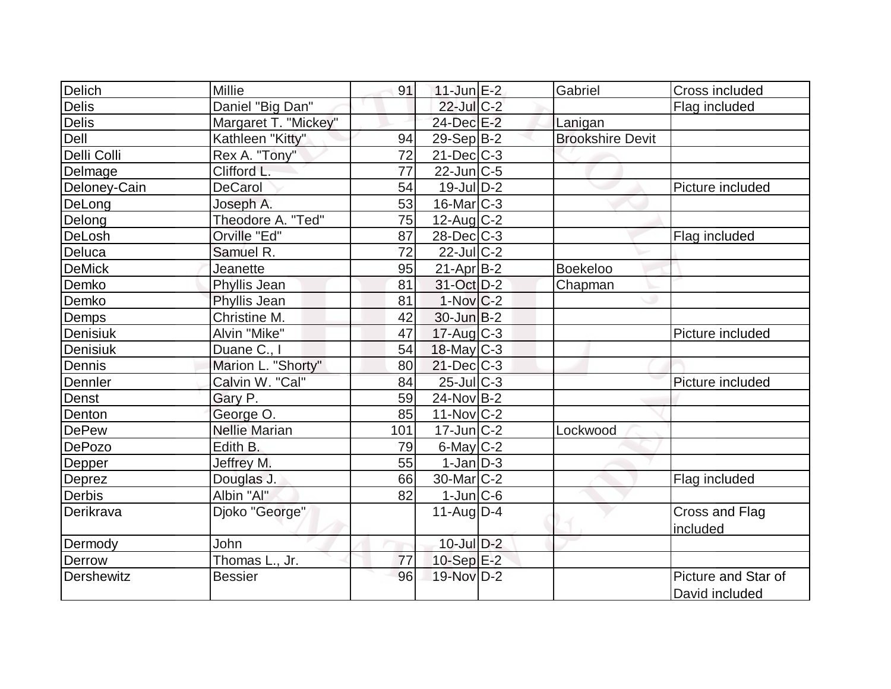| Delich | Millie | 91 | 11-Jun | E-2 | Gabriel | Cross included |
|---|---|---|---|---|---|---|
| Delis | Daniel "Big Dan" | | 22-Jul | C-2 | | Flag included |
| Delis | Margaret T. "Mickey" | | 24-Dec | E-2 | Lanigan | |
| Dell | Kathleen "Kitty" | 94 | 29-Sep | B-2 | Brookshire Devit | |
| Delli Colli | Rex A. "Tony" | 72 | 21-Dec | C-3 | | |
| DeImage | Clifford L. | 77 | 22-Jun | C-5 | | |
| Deloney-Cain | DeCarol | 54 | 19-Jul | D-2 | | Picture included |
| DeLong | Joseph A. | 53 | 16-Mar | C-3 | | |
| Delong | Theodore A. "Ted" | 75 | 12-Aug | C-2 | | |
| DeLosh | Orville "Ed" | 87 | 28-Dec | C-3 | | Flag included |
| Deluca | Samuel R. | 72 | 22-Jul | C-2 | | |
| DeMick | Jeanette | 95 | 21-Apr | B-2 | Boekeloo | |
| Demko | Phyllis Jean | 81 | 31-Oct | D-2 | Chapman | |
| Demko | Phyllis Jean | 81 | 1-Nov | C-2 | | |
| Demps | Christine M. | 42 | 30-Jun | B-2 | | |
| Denisiuk | Alvin "Mike" | 47 | 17-Aug | C-3 | | Picture included |
| Denisiuk | Duane C., I | 54 | 18-May | C-3 | | |
| Dennis | Marion L. "Shorty" | 80 | 21-Dec | C-3 | | |
| Dennler | Calvin W. "Cal" | 84 | 25-Jul | C-3 | | Picture included |
| Denst | Gary P. | 59 | 24-Nov | B-2 | | |
| Denton | George O. | 85 | 11-Nov | C-2 | | |
| DePew | Nellie Marian | 101 | 17-Jun | C-2 | Lockwood | |
| DePozo | Edith B. | 79 | 6-May | C-2 | | |
| Depper | Jeffrey M. | 55 | 1-Jan | D-3 | | |
| Deprez | Douglas J. | 66 | 30-Mar | C-2 | | Flag included |
| Derbis | Albin "Al" | 82 | 1-Jun | C-6 | | |
| Derikrava | Djoko "George" | | 11-Aug | D-4 | | Cross and Flag included |
| Dermody | John | | 10-Jul | D-2 | | |
| Derrow | Thomas L., Jr. | 77 | 10-Sep | E-2 | | |
| Dershewitz | Bessier | 96 | 19-Nov | D-2 | | Picture and Star of David included |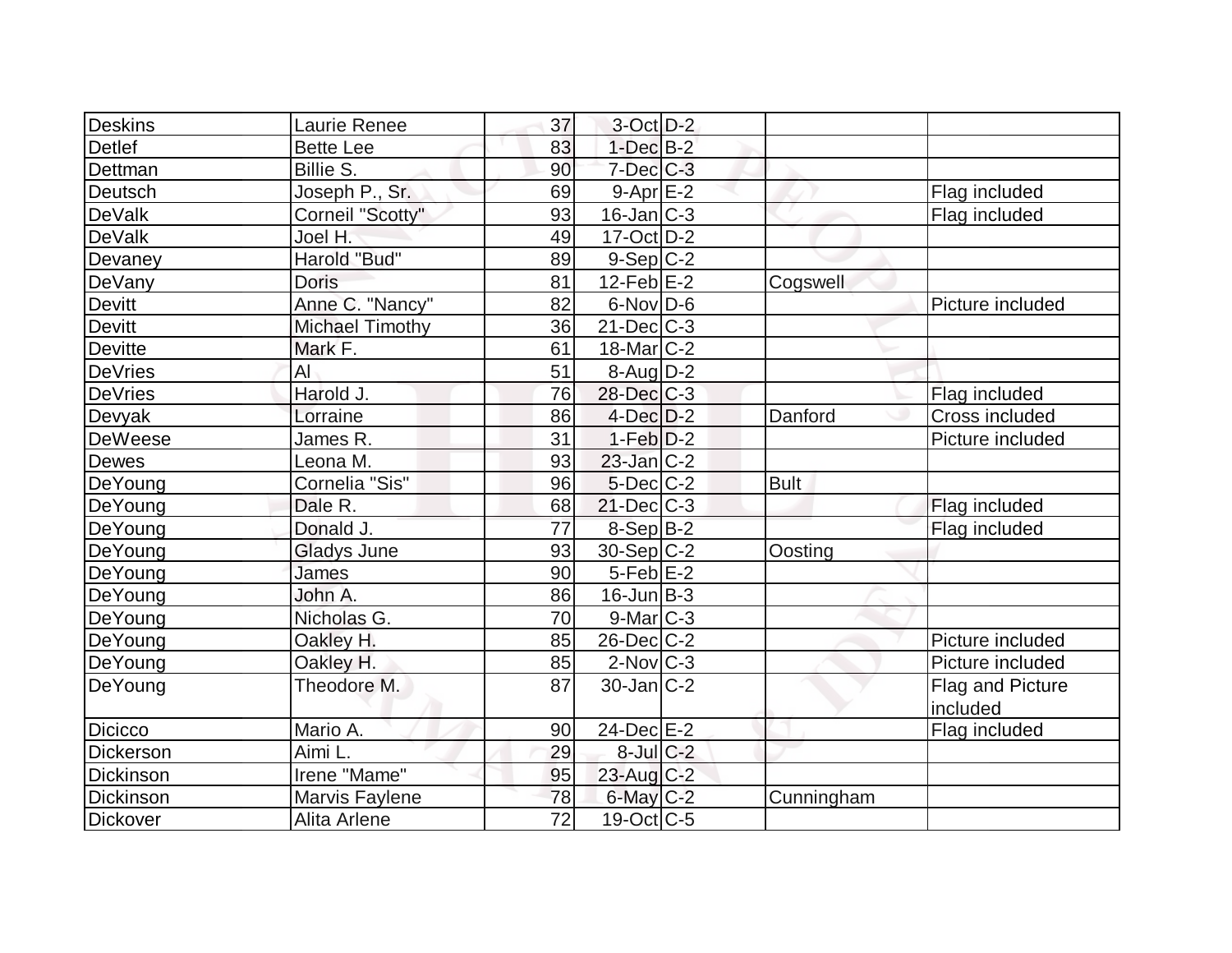| | | | | | | |
|---|---|---|---|---|---|---|
| Deskins | Laurie Renee | 37 | 3-Oct | D-2 | | |
| Detlef | Bette Lee | 83 | 1-Dec | B-2 | | |
| Dettman | Billie S. | 90 | 7-Dec | C-3 | | |
| Deutsch | Joseph P., Sr. | 69 | 9-Apr | E-2 | | Flag included |
| DeValk | Corneil "Scotty" | 93 | 16-Jan | C-3 | | Flag included |
| DeValk | Joel H. | 49 | 17-Oct | D-2 | | |
| Devaney | Harold "Bud" | 89 | 9-Sep | C-2 | | |
| DeVany | Doris | 81 | 12-Feb | E-2 | Cogswell | |
| Devitt | Anne C. "Nancy" | 82 | 6-Nov | D-6 | | Picture included |
| Devitt | Michael Timothy | 36 | 21-Dec | C-3 | | |
| Devitte | Mark F. | 61 | 18-Mar | C-2 | | |
| DeVries | Al | 51 | 8-Aug | D-2 | | |
| DeVries | Harold J. | 76 | 28-Dec | C-3 | | Flag included |
| Devyak | Lorraine | 86 | 4-Dec | D-2 | Danford | Cross included |
| DeWeese | James R. | 31 | 1-Feb | D-2 | | Picture included |
| Dewes | Leona M. | 93 | 23-Jan | C-2 | | |
| DeYoung | Cornelia "Sis" | 96 | 5-Dec | C-2 | Bult | |
| DeYoung | Dale R. | 68 | 21-Dec | C-3 | | Flag included |
| DeYoung | Donald J. | 77 | 8-Sep | B-2 | | Flag included |
| DeYoung | Gladys June | 93 | 30-Sep | C-2 | Oosting | |
| DeYoung | James | 90 | 5-Feb | E-2 | | |
| DeYoung | John A. | 86 | 16-Jun | B-3 | | |
| DeYoung | Nicholas G. | 70 | 9-Mar | C-3 | | |
| DeYoung | Oakley H. | 85 | 26-Dec | C-2 | | Picture included |
| DeYoung | Oakley H. | 85 | 2-Nov | C-3 | | Picture included |
| DeYoung | Theodore M. | 87 | 30-Jan | C-2 | | Flag and Picture included |
| Dicicco | Mario A. | 90 | 24-Dec | E-2 | | Flag included |
| Dickerson | Aimi L. | 29 | 8-Jul | C-2 | | |
| Dickinson | Irene "Mame" | 95 | 23-Aug | C-2 | | |
| Dickinson | Marvis Faylene | 78 | 6-May | C-2 | Cunningham | |
| Dickover | Alita Arlene | 72 | 19-Oct | C-5 | | |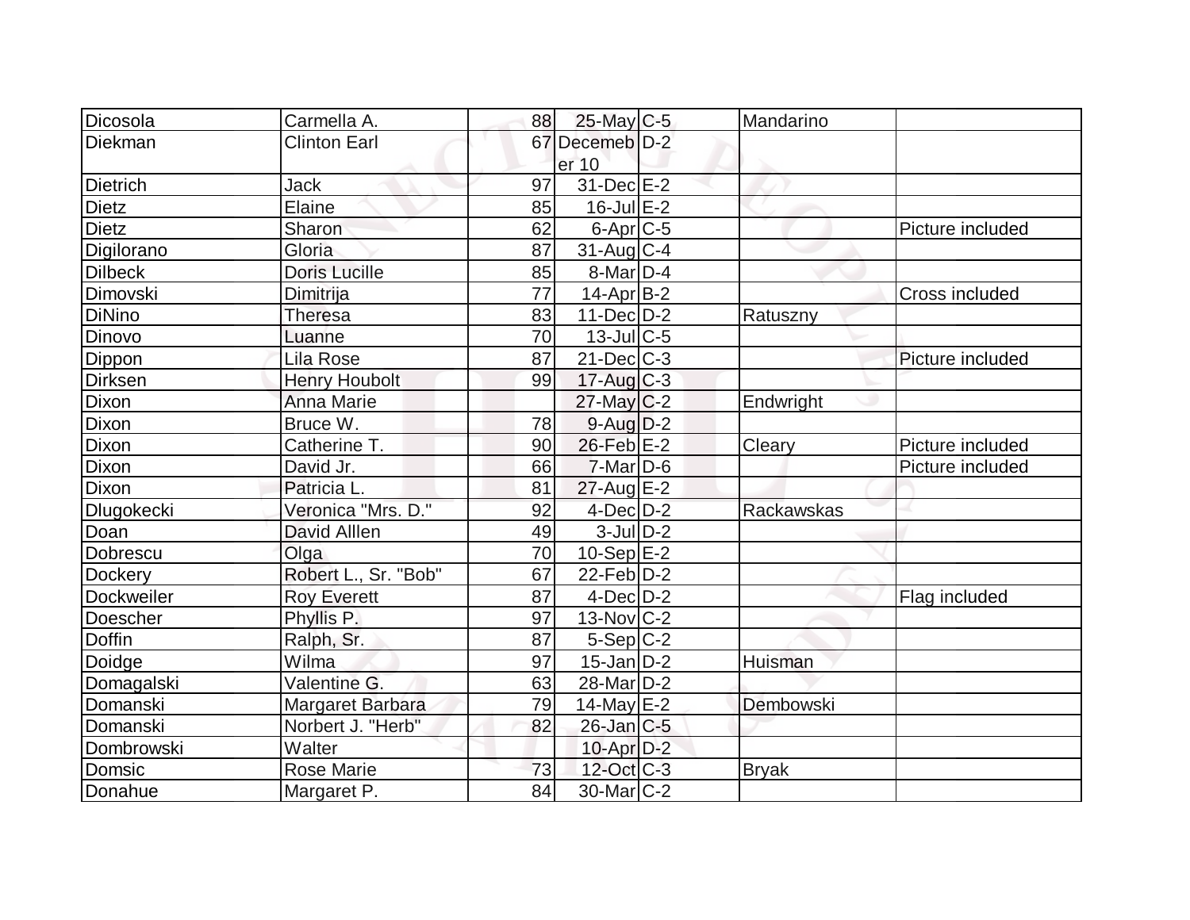| | | | | | | |
|---|---|---|---|---|---|---|
| Dicosola | Carmella A. | 88 | 25-May | C-5 | Mandarino | |
| Diekman | Clinton Earl | 67 | Decemeber 10 | D-2 | | |
| Dietrich | Jack | 97 | 31-Dec | E-2 | | |
| Dietz | Elaine | 85 | 16-Jul | E-2 | | |
| Dietz | Sharon | 62 | 6-Apr | C-5 | | Picture included |
| Digilorano | Gloria | 87 | 31-Aug | C-4 | | |
| Dilbeck | Doris Lucille | 85 | 8-Mar | D-4 | | |
| Dimovski | Dimitrija | 77 | 14-Apr | B-2 | | Cross included |
| DiNino | Theresa | 83 | 11-Dec | D-2 | Ratuszny | |
| Dinovo | Luanne | 70 | 13-Jul | C-5 | | |
| Dippon | Lila Rose | 87 | 21-Dec | C-3 | | Picture included |
| Dirksen | Henry Houbolt | 99 | 17-Aug | C-3 | | |
| Dixon | Anna Marie | | 27-May | C-2 | Endwright | |
| Dixon | Bruce W. | 78 | 9-Aug | D-2 | | |
| Dixon | Catherine T. | 90 | 26-Feb | E-2 | Cleary | Picture included |
| Dixon | David Jr. | 66 | 7-Mar | D-6 | | Picture included |
| Dixon | Patricia L. | 81 | 27-Aug | E-2 | | |
| Dlugokecki | Veronica "Mrs. D." | 92 | 4-Dec | D-2 | Rackawskas | |
| Doan | David Alllen | 49 | 3-Jul | D-2 | | |
| Dobrescu | Olga | 70 | 10-Sep | E-2 | | |
| Dockery | Robert L., Sr. "Bob" | 67 | 22-Feb | D-2 | | |
| Dockweiler | Roy Everett | 87 | 4-Dec | D-2 | | Flag included |
| Doescher | Phyllis P. | 97 | 13-Nov | C-2 | | |
| Doffin | Ralph, Sr. | 87 | 5-Sep | C-2 | | |
| Doidge | Wilma | 97 | 15-Jan | D-2 | Huisman | |
| Domagalski | Valentine G. | 63 | 28-Mar | D-2 | | |
| Domanski | Margaret Barbara | 79 | 14-May | E-2 | Dembowski | |
| Domanski | Norbert J. "Herb" | 82 | 26-Jan | C-5 | | |
| Dombrowski | Walter | | 10-Apr | D-2 | | |
| Domsic | Rose Marie | 73 | 12-Oct | C-3 | Bryak | |
| Donahue | Margaret P. | 84 | 30-Mar | C-2 | | |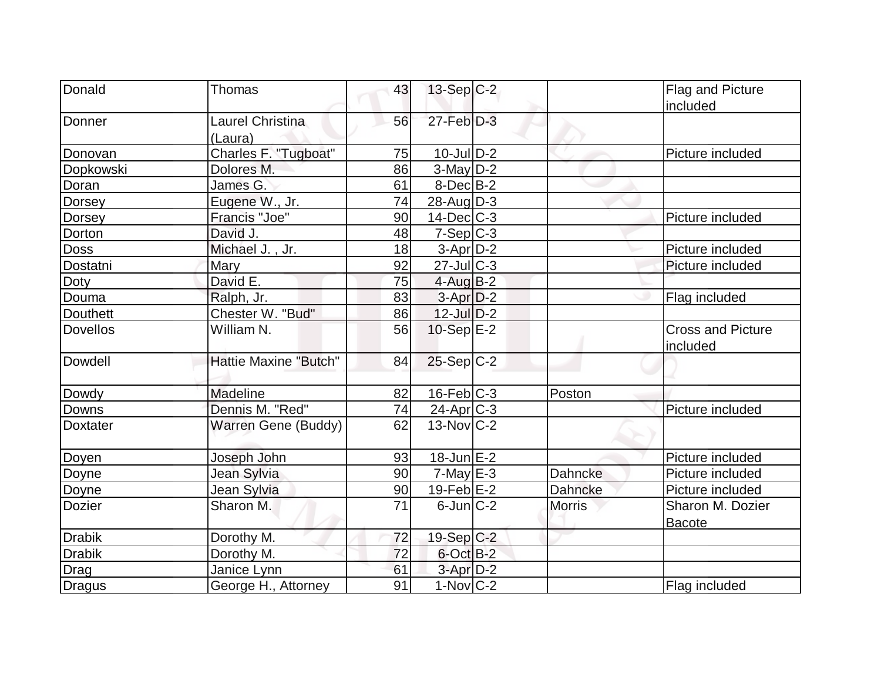| | | | | | | |
|---|---|---|---|---|---|---|
| Donald | Thomas | 43 | 13-Sep | C-2 | | Flag and Picture included |
| Donner | Laurel Christina (Laura) | 56 | 27-Feb | D-3 | | |
| Donovan | Charles F. "Tugboat" | 75 | 10-Jul | D-2 | | Picture included |
| Dopkowski | Dolores M. | 86 | 3-May | D-2 | | |
| Doran | James G. | 61 | 8-Dec | B-2 | | |
| Dorsey | Eugene W., Jr. | 74 | 28-Aug | D-3 | | |
| Dorsey | Francis "Joe" | 90 | 14-Dec | C-3 | | Picture included |
| Dorton | David J. | 48 | 7-Sep | C-3 | | |
| Doss | Michael J. , Jr. | 18 | 3-Apr | D-2 | | Picture included |
| Dostatni | Mary | 92 | 27-Jul | C-3 | | Picture included |
| Doty | David E. | 75 | 4-Aug | B-2 | | |
| Douma | Ralph, Jr. | 83 | 3-Apr | D-2 | | Flag included |
| Douthett | Chester W. "Bud" | 86 | 12-Jul | D-2 | | |
| Dovellos | William N. | 56 | 10-Sep | E-2 | | Cross and Picture included |
| Dowdell | Hattie Maxine "Butch" | 84 | 25-Sep | C-2 | | |
| Dowdy | Madeline | 82 | 16-Feb | C-3 | Poston | |
| Downs | Dennis M. "Red" | 74 | 24-Apr | C-3 | | Picture included |
| Doxtater | Warren Gene (Buddy) | 62 | 13-Nov | C-2 | | |
| Doyen | Joseph John | 93 | 18-Jun | E-2 | | Picture included |
| Doyne | Jean Sylvia | 90 | 7-May | E-3 | Dahncke | Picture included |
| Doyne | Jean Sylvia | 90 | 19-Feb | E-2 | Dahncke | Picture included |
| Dozier | Sharon M. | 71 | 6-Jun | C-2 | Morris | Sharon M. Dozier Bacote |
| Drabik | Dorothy M. | 72 | 19-Sep | C-2 | | |
| Drabik | Dorothy M. | 72 | 6-Oct | B-2 | | |
| Drag | Janice Lynn | 61 | 3-Apr | D-2 | | |
| Dragus | George H., Attorney | 91 | 1-Nov | C-2 | | Flag included |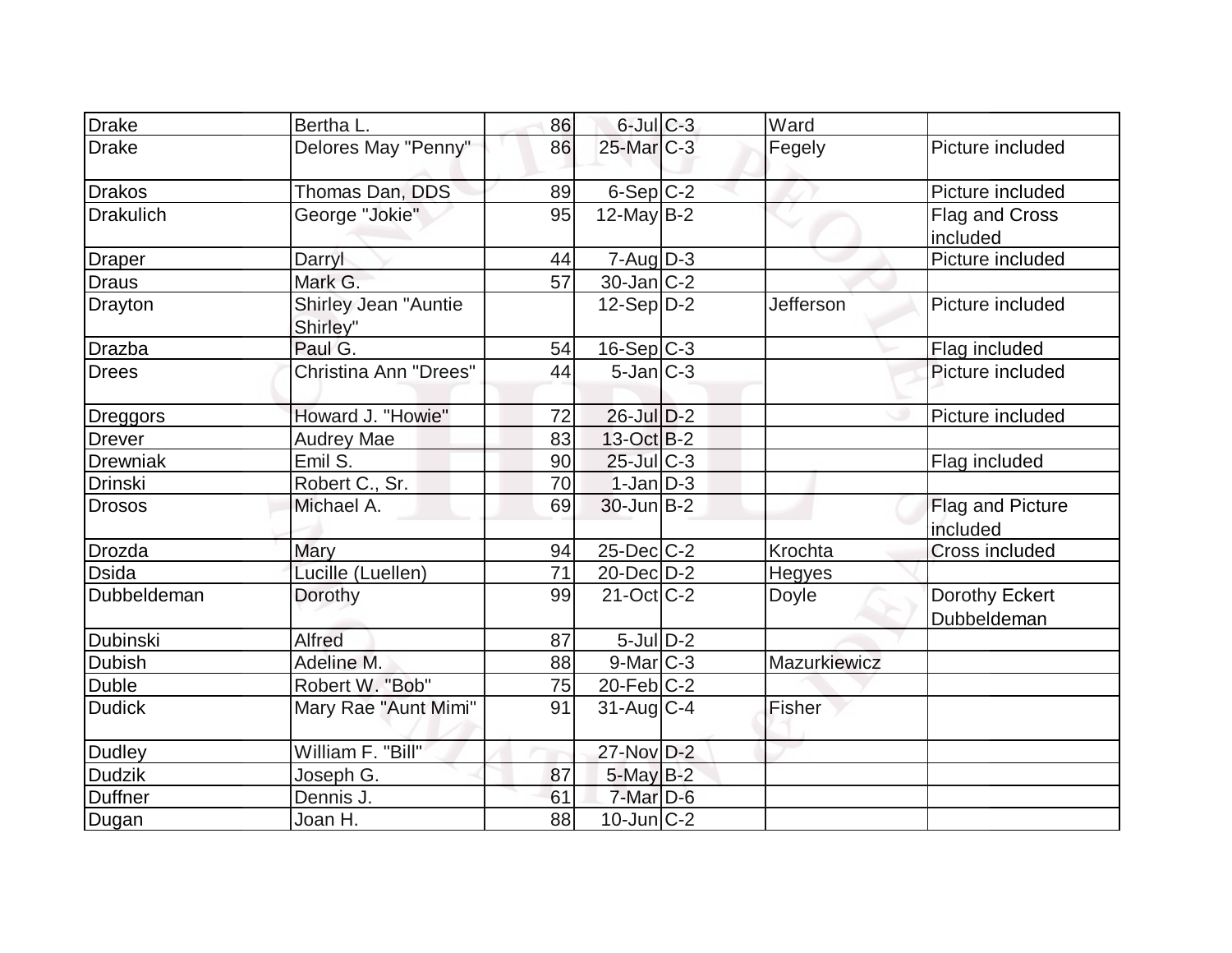| | | | | | | |
|---|---|---|---|---|---|---|
| Drake | Bertha L. | 86 | 6-Jul | C-3 | Ward | |
| Drake | Delores May "Penny" | 86 | 25-Mar | C-3 | Fegely | Picture included |
| Drakos | Thomas Dan, DDS | 89 | 6-Sep | C-2 | | Picture included |
| Drakulich | George "Jokie" | 95 | 12-May | B-2 | | Flag and Cross included |
| Draper | Darryl | 44 | 7-Aug | D-3 | | Picture included |
| Draus | Mark G. | 57 | 30-Jan | C-2 | | |
| Drayton | Shirley Jean "Auntie Shirley" | | 12-Sep | D-2 | Jefferson | Picture included |
| Drazba | Paul G. | 54 | 16-Sep | C-3 | | Flag included |
| Drees | Christina Ann "Drees" | 44 | 5-Jan | C-3 | | Picture included |
| Dreggors | Howard J. "Howie" | 72 | 26-Jul | D-2 | | Picture included |
| Drever | Audrey Mae | 83 | 13-Oct | B-2 | | |
| Drewniak | Emil S. | 90 | 25-Jul | C-3 | | Flag included |
| Drinski | Robert C., Sr. | 70 | 1-Jan | D-3 | | |
| Drosos | Michael A. | 69 | 30-Jun | B-2 | | Flag and Picture included |
| Drozda | Mary | 94 | 25-Dec | C-2 | Krochta | Cross included |
| Dsida | Lucille (Luellen) | 71 | 20-Dec | D-2 | Hegyes | |
| Dubbeldeman | Dorothy | 99 | 21-Oct | C-2 | Doyle | Dorothy Eckert Dubbeldeman |
| Dubinski | Alfred | 87 | 5-Jul | D-2 | | |
| Dubish | Adeline M. | 88 | 9-Mar | C-3 | Mazurkiewicz | |
| Duble | Robert W. "Bob" | 75 | 20-Feb | C-2 | | |
| Dudick | Mary Rae "Aunt Mimi" | 91 | 31-Aug | C-4 | Fisher | |
| Dudley | William F. "Bill" | | 27-Nov | D-2 | | |
| Dudzik | Joseph G. | 87 | 5-May | B-2 | | |
| Duffner | Dennis J. | 61 | 7-Mar | D-6 | | |
| Dugan | Joan H. | 88 | 10-Jun | C-2 | | |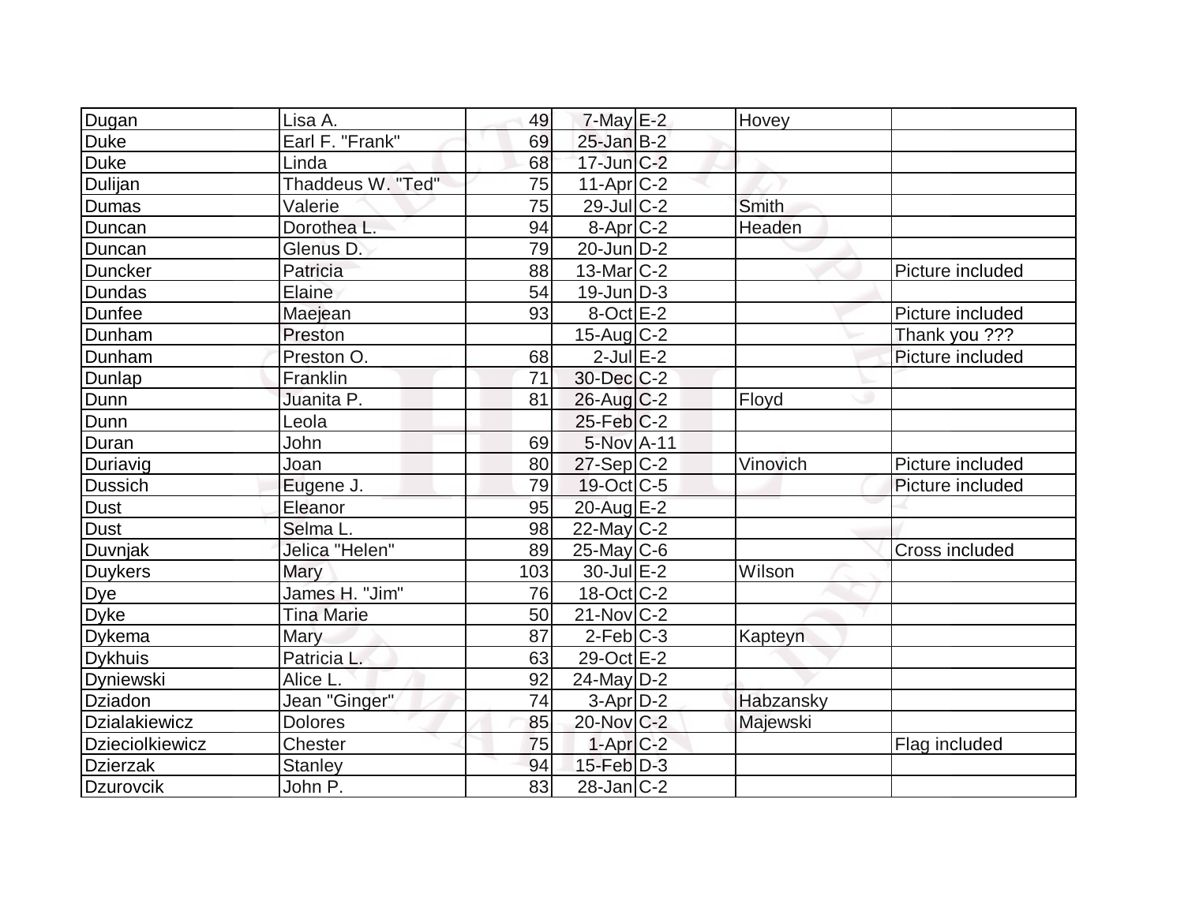| | | | | | | |
|---|---|---|---|---|---|---|
| Dugan | Lisa A. | 49 | 7-May | E-2 | Hovey | |
| Duke | Earl F. "Frank" | 69 | 25-Jan | B-2 | | |
| Duke | Linda | 68 | 17-Jun | C-2 | | |
| Dulijan | Thaddeus W. "Ted" | 75 | 11-Apr | C-2 | | |
| Dumas | Valerie | 75 | 29-Jul | C-2 | Smith | |
| Duncan | Dorothea L. | 94 | 8-Apr | C-2 | Headen | |
| Duncan | Glenus D. | 79 | 20-Jun | D-2 | | |
| Duncker | Patricia | 88 | 13-Mar | C-2 | | Picture included |
| Dundas | Elaine | 54 | 19-Jun | D-3 | | |
| Dunfee | Maejean | 93 | 8-Oct | E-2 | | Picture included |
| Dunham | Preston | | 15-Aug | C-2 | | Thank you ??? |
| Dunham | Preston O. | 68 | 2-Jul | E-2 | | Picture included |
| Dunlap | Franklin | 71 | 30-Dec | C-2 | | |
| Dunn | Juanita P. | 81 | 26-Aug | C-2 | Floyd | |
| Dunn | Leola | | 25-Feb | C-2 | | |
| Duran | John | 69 | 5-Nov | A-11 | | |
| Duriavig | Joan | 80 | 27-Sep | C-2 | Vinovich | Picture included |
| Dussich | Eugene J. | 79 | 19-Oct | C-5 | | Picture included |
| Dust | Eleanor | 95 | 20-Aug | E-2 | | |
| Dust | Selma L. | 98 | 22-May | C-2 | | |
| Duvnjak | Jelica "Helen" | 89 | 25-May | C-6 | | Cross included |
| Duykers | Mary | 103 | 30-Jul | E-2 | Wilson | |
| Dye | James H. "Jim" | 76 | 18-Oct | C-2 | | |
| Dyke | Tina Marie | 50 | 21-Nov | C-2 | | |
| Dykema | Mary | 87 | 2-Feb | C-3 | Kapteyn | |
| Dykhuis | Patricia L. | 63 | 29-Oct | E-2 | | |
| Dyniewski | Alice L. | 92 | 24-May | D-2 | | |
| Dziadon | Jean "Ginger" | 74 | 3-Apr | D-2 | Habzansky | |
| Dzialakiewicz | Dolores | 85 | 20-Nov | C-2 | Majewski | |
| Dzieciolkiewicz | Chester | 75 | 1-Apr | C-2 | | Flag included |
| Dzierzak | Stanley | 94 | 15-Feb | D-3 | | |
| Dzurovcik | John P. | 83 | 28-Jan | C-2 | | |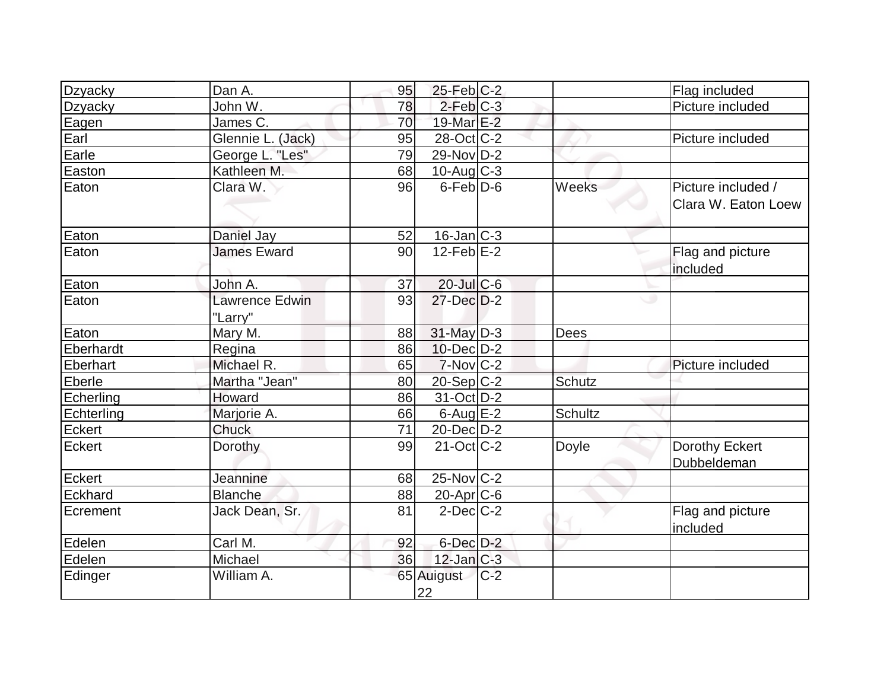| Dzyacky | Dan A. | 95 | 25-Feb | C-2 | | Flag included |
|---|---|---|---|---|---|---|
| Dzyacky | John W. | 78 | 2-Feb | C-3 | | Picture included |
| Eagen | James C. | 70 | 19-Mar | E-2 | | |
| Earl | Glennie L. (Jack) | 95 | 28-Oct | C-2 | | Picture included |
| Earle | George L. "Les" | 79 | 29-Nov | D-2 | | |
| Easton | Kathleen M. | 68 | 10-Aug | C-3 | | |
| Eaton | Clara W. | 96 | 6-Feb | D-6 | Weeks | Picture included / Clara W. Eaton Loew |
| Eaton | Daniel Jay | 52 | 16-Jan | C-3 | | |
| Eaton | James Eward | 90 | 12-Feb | E-2 | | Flag and picture included |
| Eaton | John A. | 37 | 20-Jul | C-6 | | |
| Eaton | Lawrence Edwin "Larry" | 93 | 27-Dec | D-2 | | |
| Eaton | Mary M. | 88 | 31-May | D-3 | Dees | |
| Eberhardt | Regina | 86 | 10-Dec | D-2 | | |
| Eberhart | Michael R. | 65 | 7-Nov | C-2 | | Picture included |
| Eberle | Martha "Jean" | 80 | 20-Sep | C-2 | Schutz | |
| Echerling | Howard | 86 | 31-Oct | D-2 | | |
| Echterling | Marjorie A. | 66 | 6-Aug | E-2 | Schultz | |
| Eckert | Chuck | 71 | 20-Dec | D-2 | | |
| Eckert | Dorothy | 99 | 21-Oct | C-2 | Doyle | Dorothy Eckert Dubbeldeman |
| Eckert | Jeannine | 68 | 25-Nov | C-2 | | |
| Eckhard | Blanche | 88 | 20-Apr | C-6 | | |
| Ecrement | Jack Dean, Sr. | 81 | 2-Dec | C-2 | | Flag and picture included |
| Edelen | Carl M. | 92 | 6-Dec | D-2 | | |
| Edelen | Michael | 36 | 12-Jan | C-3 | | |
| Edinger | William A. | 65 | Auigust 22 | C-2 | | |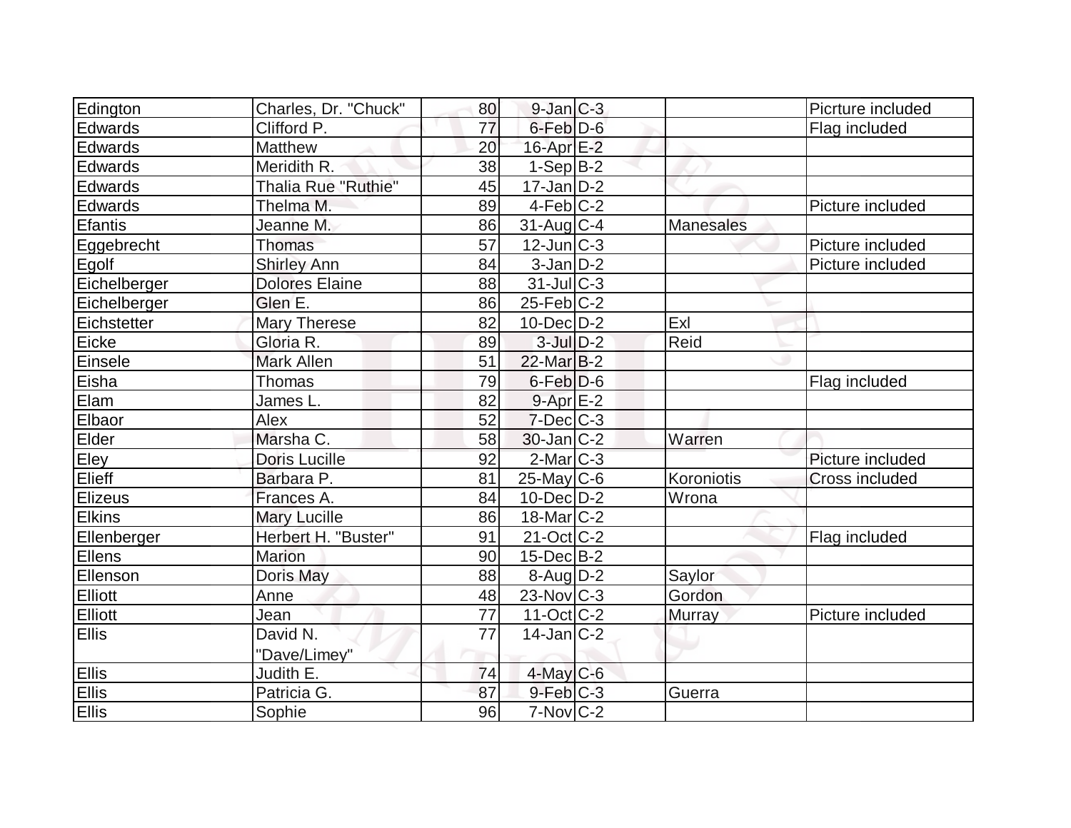| | | | | | | |
|---|---|---|---|---|---|---|
| Edington | Charles, Dr. "Chuck" | 80 | 9-Jan | C-3 | | Picrture included |
| Edwards | Clifford P. | 77 | 6-Feb | D-6 | | Flag included |
| Edwards | Matthew | 20 | 16-Apr | E-2 | | |
| Edwards | Meridith R. | 38 | 1-Sep | B-2 | | |
| Edwards | Thalia Rue "Ruthie" | 45 | 17-Jan | D-2 | | |
| Edwards | Thelma M. | 89 | 4-Feb | C-2 | | Picture included |
| Efantis | Jeanne M. | 86 | 31-Aug | C-4 | Manesales | |
| Eggebrecht | Thomas | 57 | 12-Jun | C-3 | | Picture included |
| Egolf | Shirley Ann | 84 | 3-Jan | D-2 | | Picture included |
| Eichelberger | Dolores Elaine | 88 | 31-Jul | C-3 | | |
| Eichelberger | Glen E. | 86 | 25-Feb | C-2 | | |
| Eichstetter | Mary Therese | 82 | 10-Dec | D-2 | Exl | |
| Eicke | Gloria R. | 89 | 3-Jul | D-2 | Reid | |
| Einsele | Mark Allen | 51 | 22-Mar | B-2 | | |
| Eisha | Thomas | 79 | 6-Feb | D-6 | | Flag included |
| Elam | James L. | 82 | 9-Apr | E-2 | | |
| Elbaor | Alex | 52 | 7-Dec | C-3 | | |
| Elder | Marsha C. | 58 | 30-Jan | C-2 | Warren | |
| Eley | Doris Lucille | 92 | 2-Mar | C-3 | | Picture included |
| Elieff | Barbara P. | 81 | 25-May | C-6 | Koroniotis | Cross included |
| Elizeus | Frances A. | 84 | 10-Dec | D-2 | Wrona | |
| Elkins | Mary Lucille | 86 | 18-Mar | C-2 | | |
| Ellenberger | Herbert H. "Buster" | 91 | 21-Oct | C-2 | | Flag included |
| Ellens | Marion | 90 | 15-Dec | B-2 | | |
| Ellenson | Doris May | 88 | 8-Aug | D-2 | Saylor | |
| Elliott | Anne | 48 | 23-Nov | C-3 | Gordon | |
| Elliott | Jean | 77 | 11-Oct | C-2 | Murray | Picture included |
| Ellis | David N. "Dave/Limey" | 77 | 14-Jan | C-2 | | |
| Ellis | Judith E. | 74 | 4-May | C-6 | | |
| Ellis | Patricia G. | 87 | 9-Feb | C-3 | Guerra | |
| Ellis | Sophie | 96 | 7-Nov | C-2 | | |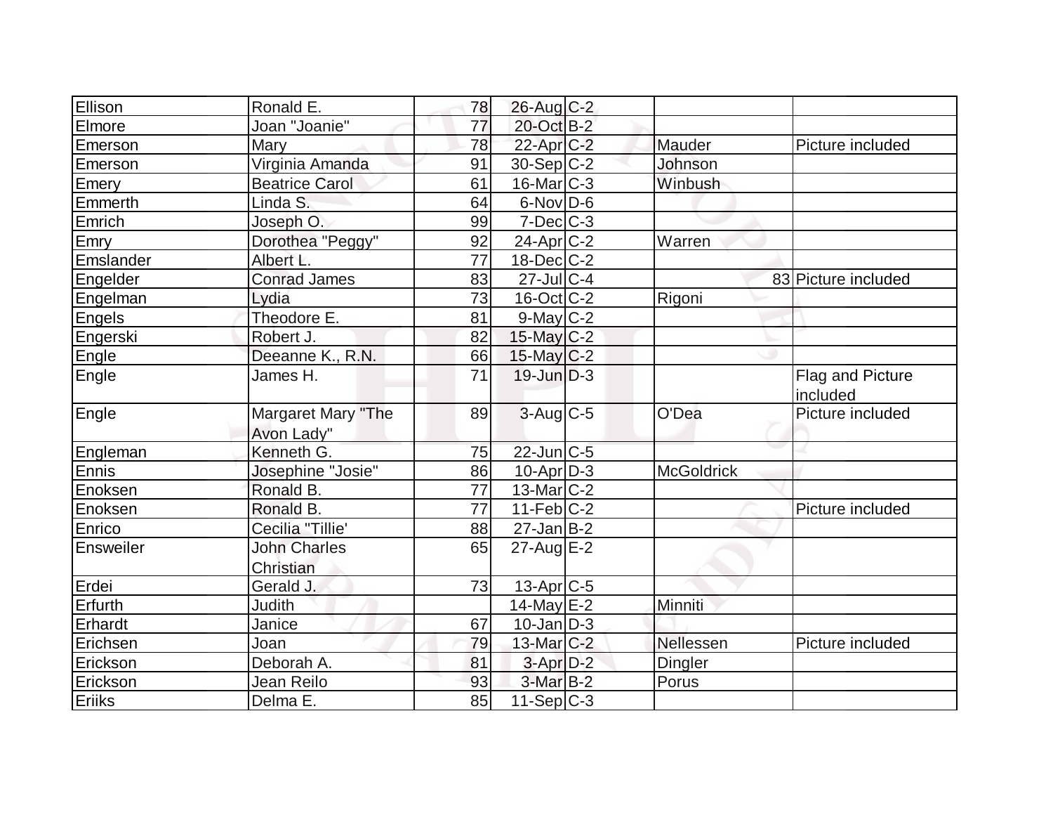| | | | | | | |
|---|---|---|---|---|---|---|
| Ellison | Ronald E. | 78 | 26-Aug | C-2 | | |
| Elmore | Joan "Joanie" | 77 | 20-Oct | B-2 | | |
| Emerson | Mary | 78 | 22-Apr | C-2 | Mauder | Picture included |
| Emerson | Virginia Amanda | 91 | 30-Sep | C-2 | Johnson | |
| Emery | Beatrice Carol | 61 | 16-Mar | C-3 | Winbush | |
| Emmerth | Linda S. | 64 | 6-Nov | D-6 | | |
| Emrich | Joseph O. | 99 | 7-Dec | C-3 | | |
| Emry | Dorothea "Peggy" | 92 | 24-Apr | C-2 | Warren | |
| Emslander | Albert L. | 77 | 18-Dec | C-2 | | |
| Engelder | Conrad James | 83 | 27-Jul | C-4 | 83 | Picture included |
| Engelman | Lydia | 73 | 16-Oct | C-2 | Rigoni | |
| Engels | Theodore E. | 81 | 9-May | C-2 | | |
| Engerski | Robert J. | 82 | 15-May | C-2 | | |
| Engle | Deeanne K., R.N. | 66 | 15-May | C-2 | | |
| Engle | James H. | 71 | 19-Jun | D-3 | | Flag and Picture included |
| Engle | Margaret Mary "The Avon Lady" | 89 | 3-Aug | C-5 | O'Dea | Picture included |
| Engleman | Kenneth G. | 75 | 22-Jun | C-5 | | |
| Ennis | Josephine "Josie" | 86 | 10-Apr | D-3 | McGoldrick | |
| Enoksen | Ronald B. | 77 | 13-Mar | C-2 | | |
| Enoksen | Ronald B. | 77 | 11-Feb | C-2 | | Picture included |
| Enrico | Cecilia "Tillie' | 88 | 27-Jan | B-2 | | |
| Ensweiler | John Charles Christian | 65 | 27-Aug | E-2 | | |
| Erdei | Gerald J. | 73 | 13-Apr | C-5 | | |
| Erfurth | Judith | | 14-May | E-2 | Minniti | |
| Erhardt | Janice | 67 | 10-Jan | D-3 | | |
| Erichsen | Joan | 79 | 13-Mar | C-2 | Nellessen | Picture included |
| Erickson | Deborah A. | 81 | 3-Apr | D-2 | Dingler | |
| Erickson | Jean Reilo | 93 | 3-Mar | B-2 | Porus | |
| Eriiks | Delma E. | 85 | 11-Sep | C-3 | | |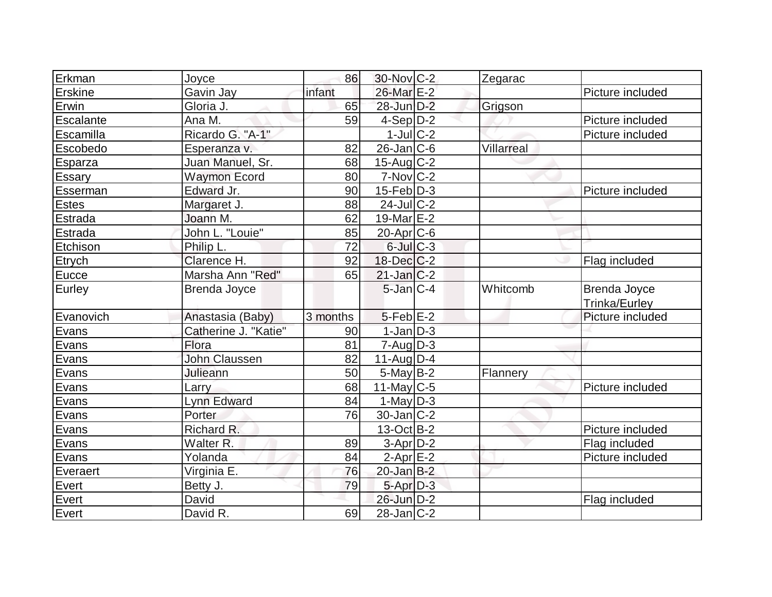| | | | | | | |
|---|---|---|---|---|---|---|
| Erkman | Joyce | 86 | 30-Nov | C-2 | Zegarac | |
| Erskine | Gavin Jay | infant | 26-Mar | E-2 | | Picture included |
| Erwin | Gloria J. | 65 | 28-Jun | D-2 | Grigson | |
| Escalante | Ana M. | 59 | 4-Sep | D-2 | | Picture included |
| Escamilla | Ricardo G. "A-1" | | 1-Jul | C-2 | | Picture included |
| Escobedo | Esperanza v. | 82 | 26-Jan | C-6 | Villarreal | |
| Esparza | Juan Manuel, Sr. | 68 | 15-Aug | C-2 | | |
| Essary | Waymon Ecord | 80 | 7-Nov | C-2 | | |
| Esserman | Edward Jr. | 90 | 15-Feb | D-3 | | Picture included |
| Estes | Margaret J. | 88 | 24-Jul | C-2 | | |
| Estrada | Joann M. | 62 | 19-Mar | E-2 | | |
| Estrada | John L. "Louie" | 85 | 20-Apr | C-6 | | |
| Etchison | Philip L. | 72 | 6-Jul | C-3 | | |
| Etrych | Clarence H. | 92 | 18-Dec | C-2 | | Flag included |
| Eucce | Marsha Ann "Red" | 65 | 21-Jan | C-2 | | |
| Eurley | Brenda Joyce | | 5-Jan | C-4 | Whitcomb | Brenda Joyce Trinka/Eurley |
| Evanovich | Anastasia (Baby) | 3 months | 5-Feb | E-2 | | Picture included |
| Evans | Catherine J. "Katie" | 90 | 1-Jan | D-3 | | |
| Evans | Flora | 81 | 7-Aug | D-3 | | |
| Evans | John Claussen | 82 | 11-Aug | D-4 | | |
| Evans | Julieann | 50 | 5-May | B-2 | Flannery | |
| Evans | Larry | 68 | 11-May | C-5 | | Picture included |
| Evans | Lynn Edward | 84 | 1-May | D-3 | | |
| Evans | Porter | 76 | 30-Jan | C-2 | | |
| Evans | Richard R. | | 13-Oct | B-2 | | Picture included |
| Evans | Walter R. | 89 | 3-Apr | D-2 | | Flag included |
| Evans | Yolanda | 84 | 2-Apr | E-2 | | Picture included |
| Everaert | Virginia E. | 76 | 20-Jan | B-2 | | |
| Evert | Betty J. | 79 | 5-Apr | D-3 | | |
| Evert | David | | 26-Jun | D-2 | | Flag included |
| Evert | David R. | 69 | 28-Jan | C-2 | | |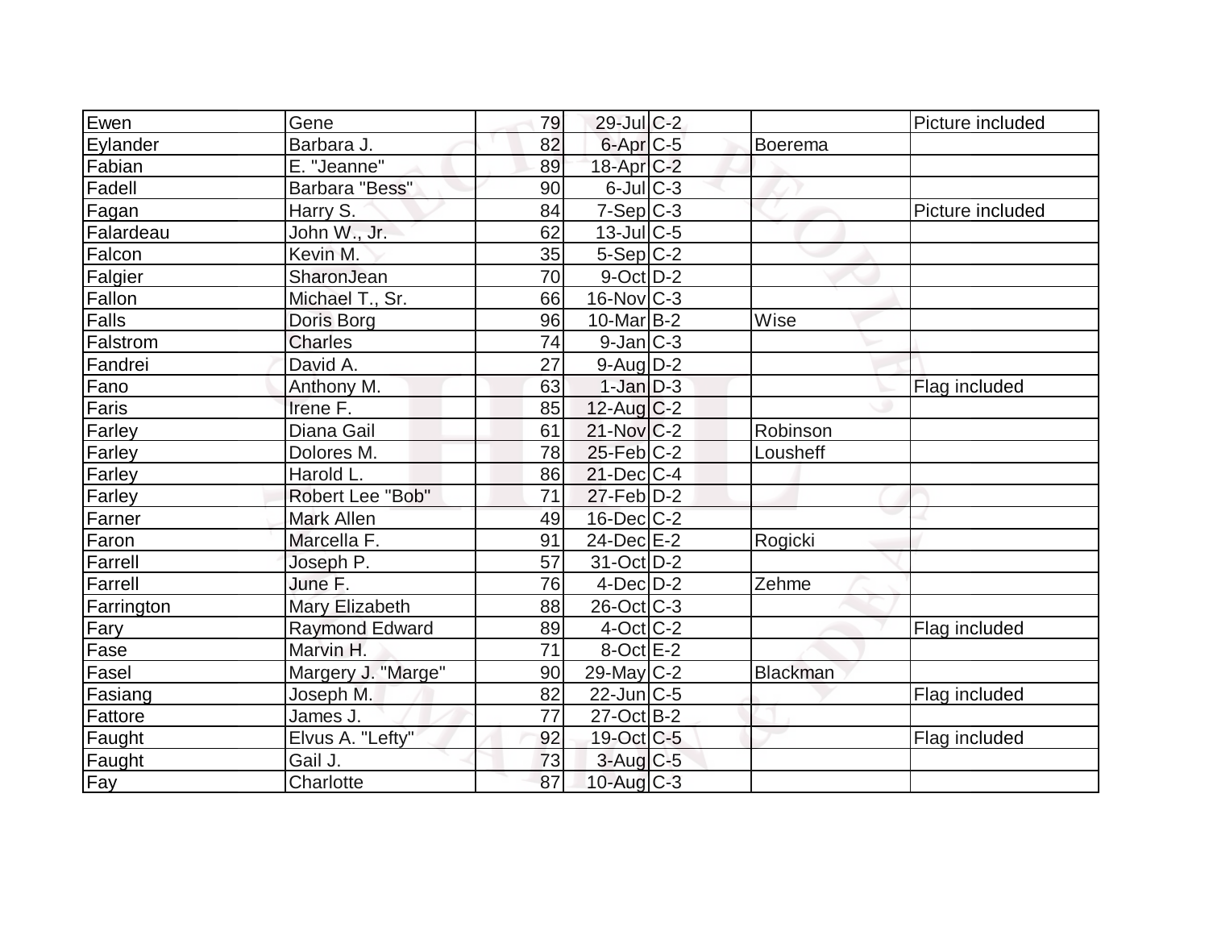| | | | | | | |
|---|---|---|---|---|---|---|
| Ewen | Gene | 79 | 29-Jul | C-2 | | Picture included |
| Eylander | Barbara J. | 82 | 6-Apr | C-5 | Boerema | |
| Fabian | E. "Jeanne" | 89 | 18-Apr | C-2 | | |
| Fadell | Barbara "Bess" | 90 | 6-Jul | C-3 | | |
| Fagan | Harry S. | 84 | 7-Sep | C-3 | | Picture included |
| Falardeau | John W., Jr. | 62 | 13-Jul | C-5 | | |
| Falcon | Kevin M. | 35 | 5-Sep | C-2 | | |
| Falgier | SharonJean | 70 | 9-Oct | D-2 | | |
| Fallon | Michael T., Sr. | 66 | 16-Nov | C-3 | | |
| Falls | Doris Borg | 96 | 10-Mar | B-2 | Wise | |
| Falstrom | Charles | 74 | 9-Jan | C-3 | | |
| Fandrei | David A. | 27 | 9-Aug | D-2 | | |
| Fano | Anthony M. | 63 | 1-Jan | D-3 | | Flag included |
| Faris | Irene F. | 85 | 12-Aug | C-2 | | |
| Farley | Diana Gail | 61 | 21-Nov | C-2 | Robinson | |
| Farley | Dolores M. | 78 | 25-Feb | C-2 | Lousheff | |
| Farley | Harold L. | 86 | 21-Dec | C-4 | | |
| Farley | Robert Lee "Bob" | 71 | 27-Feb | D-2 | | |
| Farner | Mark Allen | 49 | 16-Dec | C-2 | | |
| Faron | Marcella F. | 91 | 24-Dec | E-2 | Rogicki | |
| Farrell | Joseph P. | 57 | 31-Oct | D-2 | | |
| Farrell | June F. | 76 | 4-Dec | D-2 | Zehme | |
| Farrington | Mary Elizabeth | 88 | 26-Oct | C-3 | | |
| Fary | Raymond Edward | 89 | 4-Oct | C-2 | | Flag included |
| Fase | Marvin H. | 71 | 8-Oct | E-2 | | |
| Fasel | Margery J. "Marge" | 90 | 29-May | C-2 | Blackman | |
| Fasiang | Joseph M. | 82 | 22-Jun | C-5 | | Flag included |
| Fattore | James J. | 77 | 27-Oct | B-2 | | |
| Faught | Elvus A. "Lefty" | 92 | 19-Oct | C-5 | | Flag included |
| Faught | Gail J. | 73 | 3-Aug | C-5 | | |
| Fay | Charlotte | 87 | 10-Aug | C-3 | | |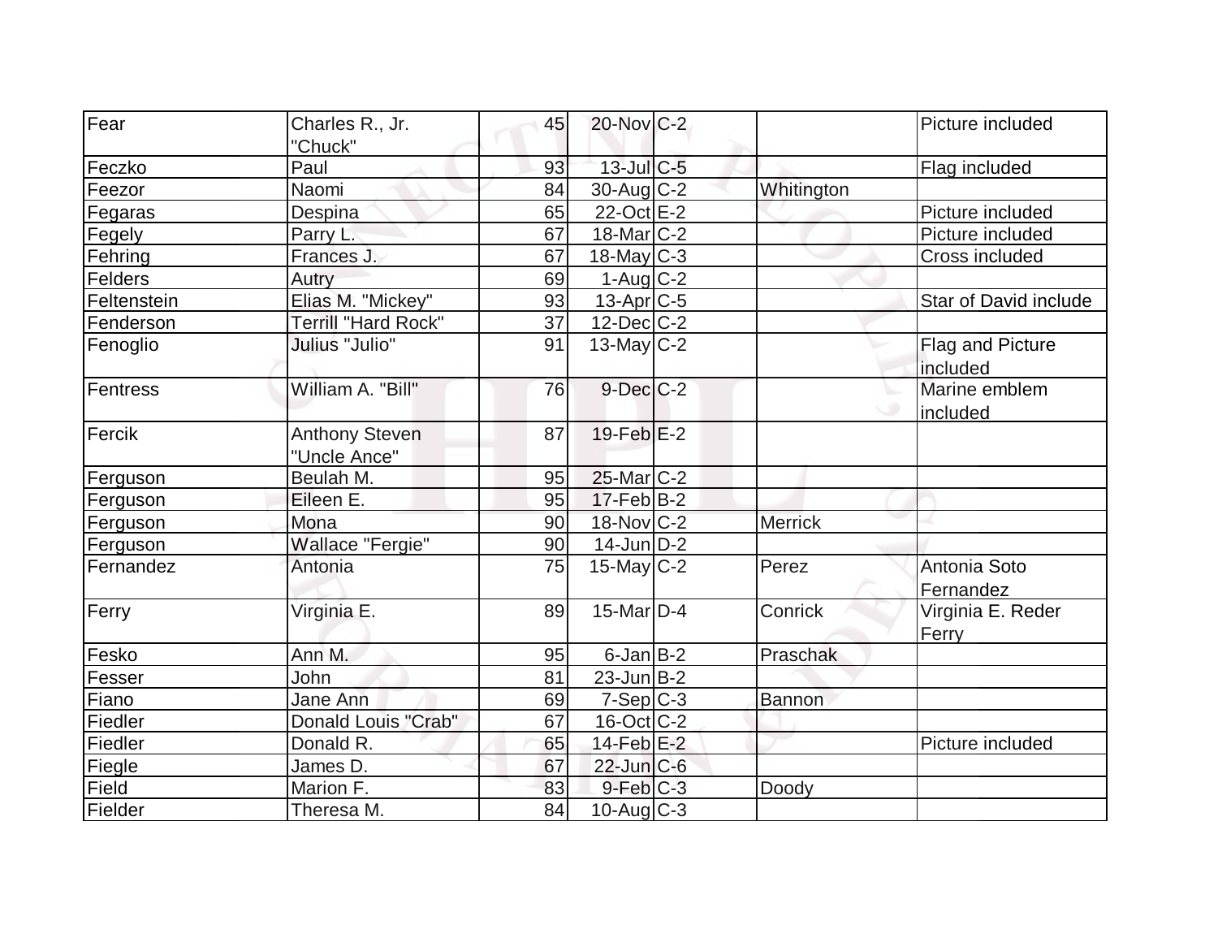| Fear | Charles R., Jr. "Chuck" | 45 | 20-Nov | C-2 | | Picture included |
|---|---|---|---|---|---|---|
| Feczko | Paul | 93 | 13-Jul | C-5 | | Flag included |
| Feezor | Naomi | 84 | 30-Aug | C-2 | Whitington | |
| Fegaras | Despina | 65 | 22-Oct | E-2 | | Picture included |
| Fegely | Parry L. | 67 | 18-Mar | C-2 | | Picture included |
| Fehring | Frances J. | 67 | 18-May | C-3 | | Cross included |
| Felders | Autry | 69 | 1-Aug | C-2 | | |
| Feltenstein | Elias M. "Mickey" | 93 | 13-Apr | C-5 | | Star of David include |
| Fenderson | Terrill "Hard Rock" | 37 | 12-Dec | C-2 | | |
| Fenoglio | Julius "Julio" | 91 | 13-May | C-2 | | Flag and Picture included |
| Fentress | William A. "Bill" | 76 | 9-Dec | C-2 | | Marine emblem included |
| Fercik | Anthony Steven "Uncle Ance" | 87 | 19-Feb | E-2 | | |
| Ferguson | Beulah M. | 95 | 25-Mar | C-2 | | |
| Ferguson | Eileen E. | 95 | 17-Feb | B-2 | | |
| Ferguson | Mona | 90 | 18-Nov | C-2 | Merrick | |
| Ferguson | Wallace "Fergie" | 90 | 14-Jun | D-2 | | |
| Fernandez | Antonia | 75 | 15-May | C-2 | Perez | Antonia Soto Fernandez |
| Ferry | Virginia E. | 89 | 15-Mar | D-4 | Conrick | Virginia E. Reder Ferry |
| Fesko | Ann M. | 95 | 6-Jan | B-2 | Praschak | |
| Fesser | John | 81 | 23-Jun | B-2 | | |
| Fiano | Jane Ann | 69 | 7-Sep | C-3 | Bannon | |
| Fiedler | Donald Louis "Crab" | 67 | 16-Oct | C-2 | | |
| Fiedler | Donald R. | 65 | 14-Feb | E-2 | | Picture included |
| Fiegle | James D. | 67 | 22-Jun | C-6 | | |
| Field | Marion F. | 83 | 9-Feb | C-3 | Doody | |
| Fielder | Theresa M. | 84 | 10-Aug | C-3 | | |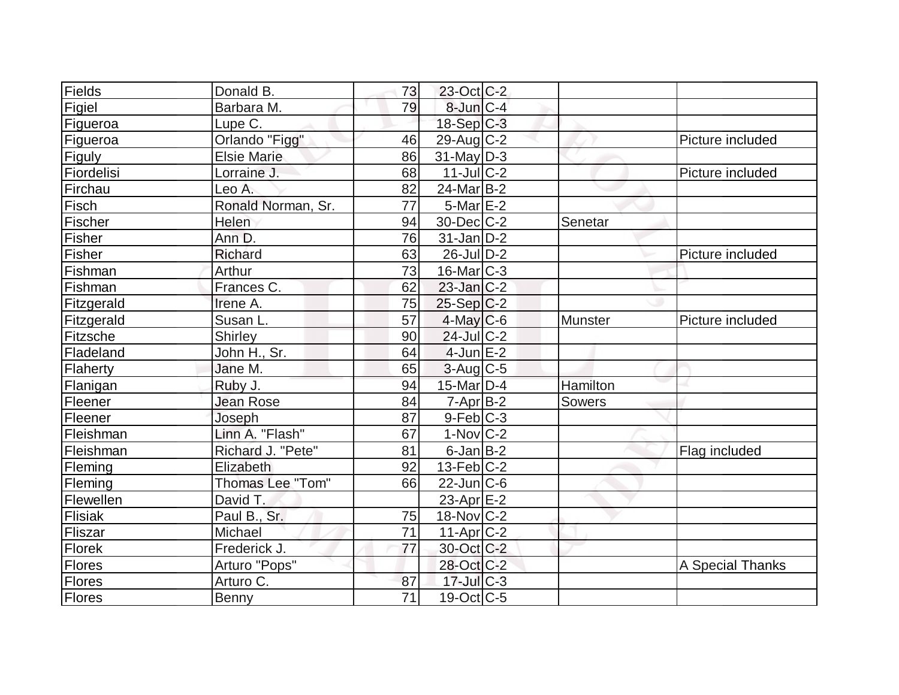| | | | | | | |
|---|---|---|---|---|---|---|
| Fields | Donald B. | 73 | 23-Oct | C-2 | | |
| Figiel | Barbara M. | 79 | 8-Jun | C-4 | | |
| Figueroa | Lupe C. | | 18-Sep | C-3 | | |
| Figueroa | Orlando "Figg" | 46 | 29-Aug | C-2 | | Picture included |
| Figuly | Elsie Marie | 86 | 31-May | D-3 | | |
| Fiordelisi | Lorraine J. | 68 | 11-Jul | C-2 | | Picture included |
| Firchau | Leo A. | 82 | 24-Mar | B-2 | | |
| Fisch | Ronald Norman, Sr. | 77 | 5-Mar | E-2 | | |
| Fischer | Helen | 94 | 30-Dec | C-2 | Senetar | |
| Fisher | Ann D. | 76 | 31-Jan | D-2 | | |
| Fisher | Richard | 63 | 26-Jul | D-2 | | Picture included |
| Fishman | Arthur | 73 | 16-Mar | C-3 | | |
| Fishman | Frances C. | 62 | 23-Jan | C-2 | | |
| Fitzgerald | Irene A. | 75 | 25-Sep | C-2 | | |
| Fitzgerald | Susan L. | 57 | 4-May | C-6 | Munster | Picture included |
| Fitzsche | Shirley | 90 | 24-Jul | C-2 | | |
| Fladeland | John H., Sr. | 64 | 4-Jun | E-2 | | |
| Flaherty | Jane M. | 65 | 3-Aug | C-5 | | |
| Flanigan | Ruby J. | 94 | 15-Mar | D-4 | Hamilton | |
| Fleener | Jean Rose | 84 | 7-Apr | B-2 | Sowers | |
| Fleener | Joseph | 87 | 9-Feb | C-3 | | |
| Fleishman | Linn A. "Flash" | 67 | 1-Nov | C-2 | | |
| Fleishman | Richard J. "Pete" | 81 | 6-Jan | B-2 | | Flag included |
| Fleming | Elizabeth | 92 | 13-Feb | C-2 | | |
| Fleming | Thomas Lee "Tom" | 66 | 22-Jun | C-6 | | |
| Flewellen | David T. | | 23-Apr | E-2 | | |
| Flisiak | Paul B., Sr. | 75 | 18-Nov | C-2 | | |
| Fliszar | Michael | 71 | 11-Apr | C-2 | | |
| Florek | Frederick J. | 77 | 30-Oct | C-2 | | |
| Flores | Arturo "Pops" | | 28-Oct | C-2 | | A Special Thanks |
| Flores | Arturo C. | 87 | 17-Jul | C-3 | | |
| Flores | Benny | 71 | 19-Oct | C-5 | | |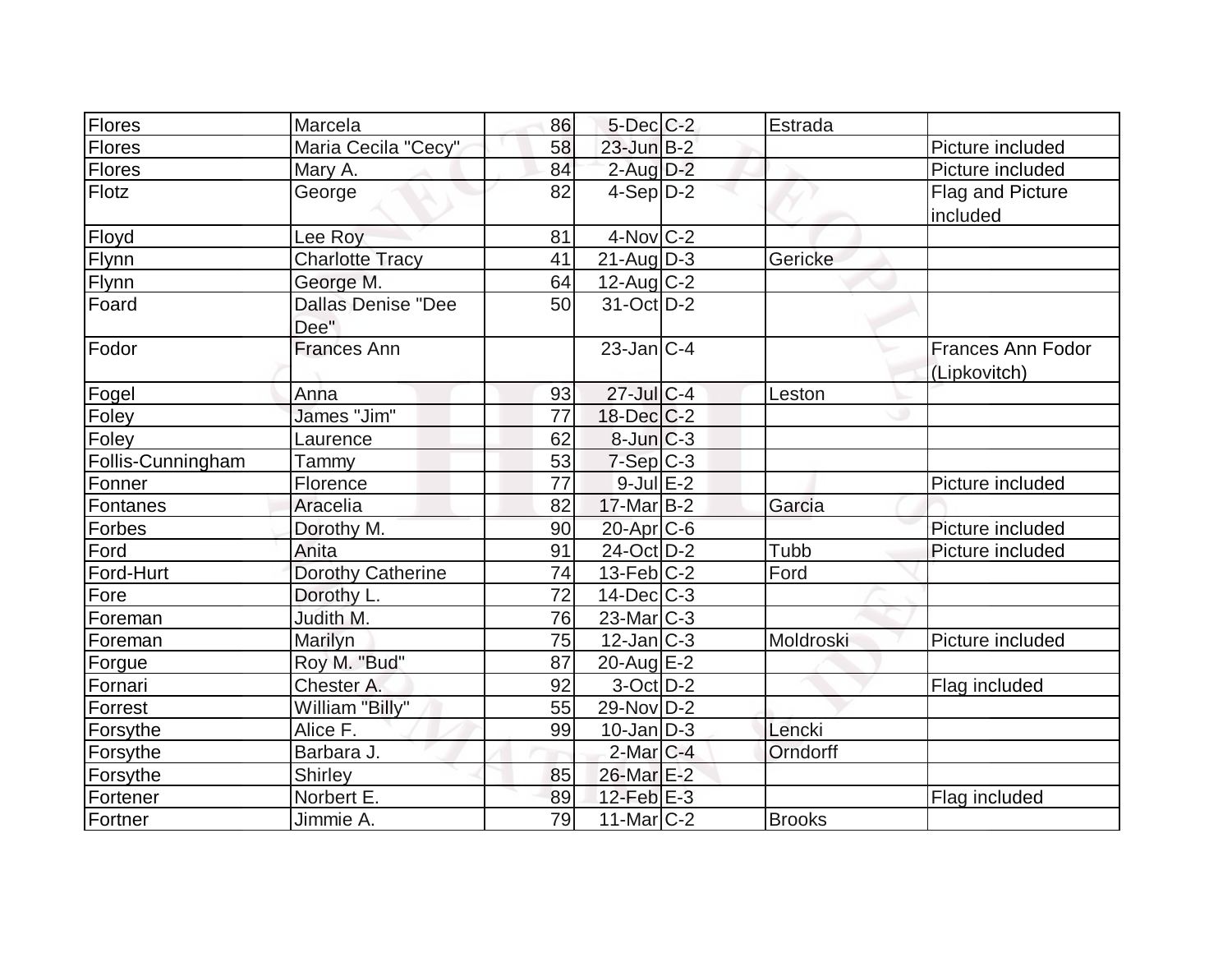| | | | | | | |
|---|---|---|---|---|---|---|
| Flores | Marcela | 86 | 5-Dec | C-2 | Estrada | |
| Flores | Maria Cecila "Cecy" | 58 | 23-Jun | B-2 | | Picture included |
| Flores | Mary A. | 84 | 2-Aug | D-2 | | Picture included |
| Flotz | George | 82 | 4-Sep | D-2 | | Flag and Picture included |
| Floyd | Lee Roy | 81 | 4-Nov | C-2 | | |
| Flynn | Charlotte Tracy | 41 | 21-Aug | D-3 | Gericke | |
| Flynn | George M. | 64 | 12-Aug | C-2 | | |
| Foard | Dallas Denise "Dee Dee" | 50 | 31-Oct | D-2 | | |
| Fodor | Frances Ann | | 23-Jan | C-4 | | Frances Ann Fodor (Lipkovitch) |
| Fogel | Anna | 93 | 27-Jul | C-4 | Leston | |
| Foley | James "Jim" | 77 | 18-Dec | C-2 | | |
| Foley | Laurence | 62 | 8-Jun | C-3 | | |
| Follis-Cunningham | Tammy | 53 | 7-Sep | C-3 | | |
| Fonner | Florence | 77 | 9-Jul | E-2 | | Picture included |
| Fontanes | Aracelia | 82 | 17-Mar | B-2 | Garcia | |
| Forbes | Dorothy M. | 90 | 20-Apr | C-6 | | Picture included |
| Ford | Anita | 91 | 24-Oct | D-2 | Tubb | Picture included |
| Ford-Hurt | Dorothy Catherine | 74 | 13-Feb | C-2 | Ford | |
| Fore | Dorothy L. | 72 | 14-Dec | C-3 | | |
| Foreman | Judith M. | 76 | 23-Mar | C-3 | | |
| Foreman | Marilyn | 75 | 12-Jan | C-3 | Moldroski | Picture included |
| Forgue | Roy M. "Bud" | 87 | 20-Aug | E-2 | | |
| Fornari | Chester A. | 92 | 3-Oct | D-2 | | Flag included |
| Forrest | William "Billy" | 55 | 29-Nov | D-2 | | |
| Forsythe | Alice F. | 99 | 10-Jan | D-3 | Lencki | |
| Forsythe | Barbara J. | | 2-Mar | C-4 | Orndorff | |
| Forsythe | Shirley | 85 | 26-Mar | E-2 | | |
| Fortener | Norbert E. | 89 | 12-Feb | E-3 | | Flag included |
| Fortner | Jimmie A. | 79 | 11-Mar | C-2 | Brooks | |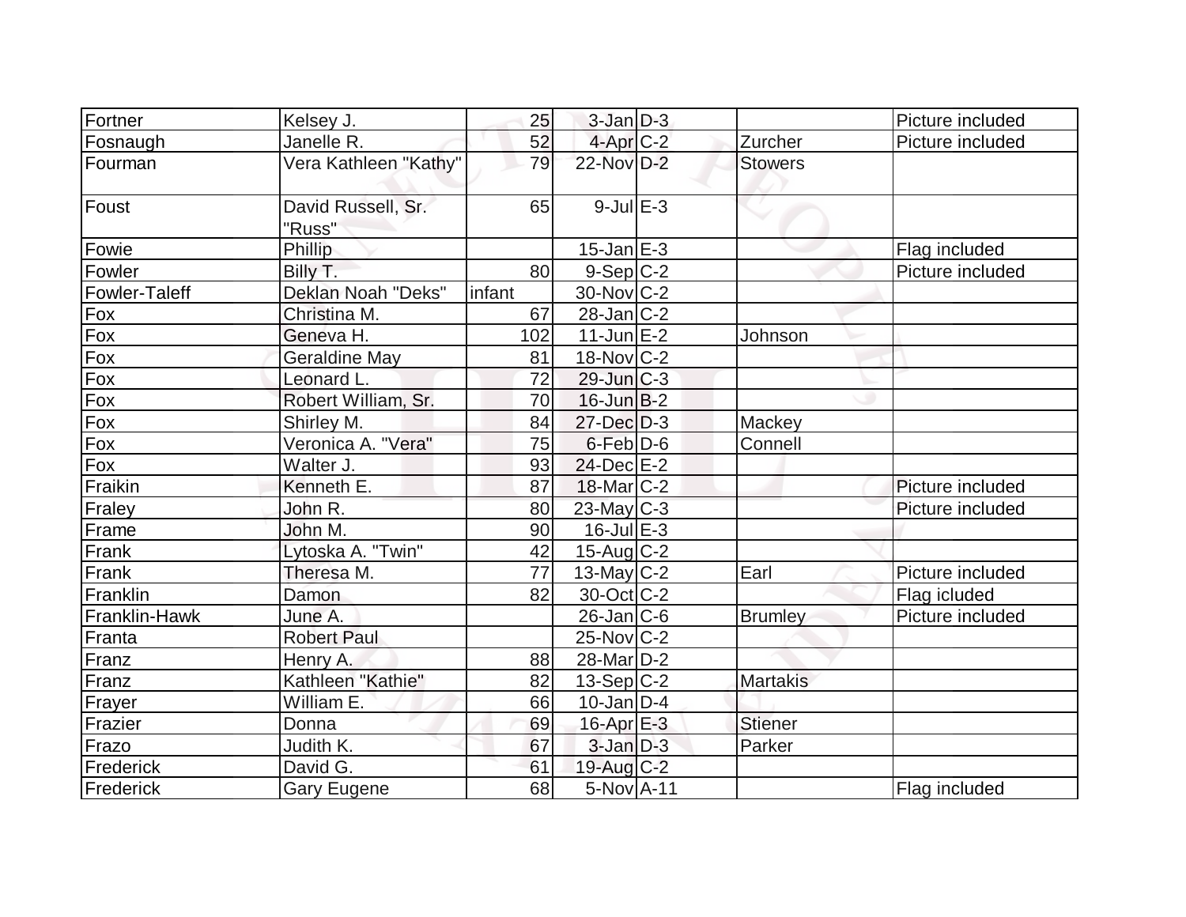| | | | | | | |
|---|---|---|---|---|---|---|
| Fortner | Kelsey J. | 25 | 3-Jan | D-3 | | Picture included |
| Fosnaugh | Janelle R. | 52 | 4-Apr | C-2 | Zurcher | Picture included |
| Fourman | Vera Kathleen "Kathy" | 79 | 22-Nov | D-2 | Stowers | |
| Foust | David Russell, Sr. "Russ" | 65 | 9-Jul | E-3 | | |
| Fowie | Phillip | | 15-Jan | E-3 | | Flag included |
| Fowler | Billy T. | 80 | 9-Sep | C-2 | | Picture included |
| Fowler-Taleff | Deklan Noah "Deks" | infant | 30-Nov | C-2 | | |
| Fox | Christina M. | 67 | 28-Jan | C-2 | | |
| Fox | Geneva H. | 102 | 11-Jun | E-2 | Johnson | |
| Fox | Geraldine May | 81 | 18-Nov | C-2 | | |
| Fox | Leonard L. | 72 | 29-Jun | C-3 | | |
| Fox | Robert William, Sr. | 70 | 16-Jun | B-2 | | |
| Fox | Shirley M. | 84 | 27-Dec | D-3 | Mackey | |
| Fox | Veronica A. "Vera" | 75 | 6-Feb | D-6 | Connell | |
| Fox | Walter J. | 93 | 24-Dec | E-2 | | |
| Fraikin | Kenneth E. | 87 | 18-Mar | C-2 | | Picture included |
| Fraley | John R. | 80 | 23-May | C-3 | | Picture included |
| Frame | John M. | 90 | 16-Jul | E-3 | | |
| Frank | Lytoska A. "Twin" | 42 | 15-Aug | C-2 | | |
| Frank | Theresa M. | 77 | 13-May | C-2 | Earl | Picture included |
| Franklin | Damon | 82 | 30-Oct | C-2 | | Flag icluded |
| Franklin-Hawk | June A. | | 26-Jan | C-6 | Brumley | Picture included |
| Franta | Robert Paul | | 25-Nov | C-2 | | |
| Franz | Henry A. | 88 | 28-Mar | D-2 | | |
| Franz | Kathleen "Kathie" | 82 | 13-Sep | C-2 | Martakis | |
| Frayer | William E. | 66 | 10-Jan | D-4 | | |
| Frazier | Donna | 69 | 16-Apr | E-3 | Stiener | |
| Frazo | Judith K. | 67 | 3-Jan | D-3 | Parker | |
| Frederick | David G. | 61 | 19-Aug | C-2 | | |
| Frederick | Gary Eugene | 68 | 5-Nov | A-11 | | Flag included |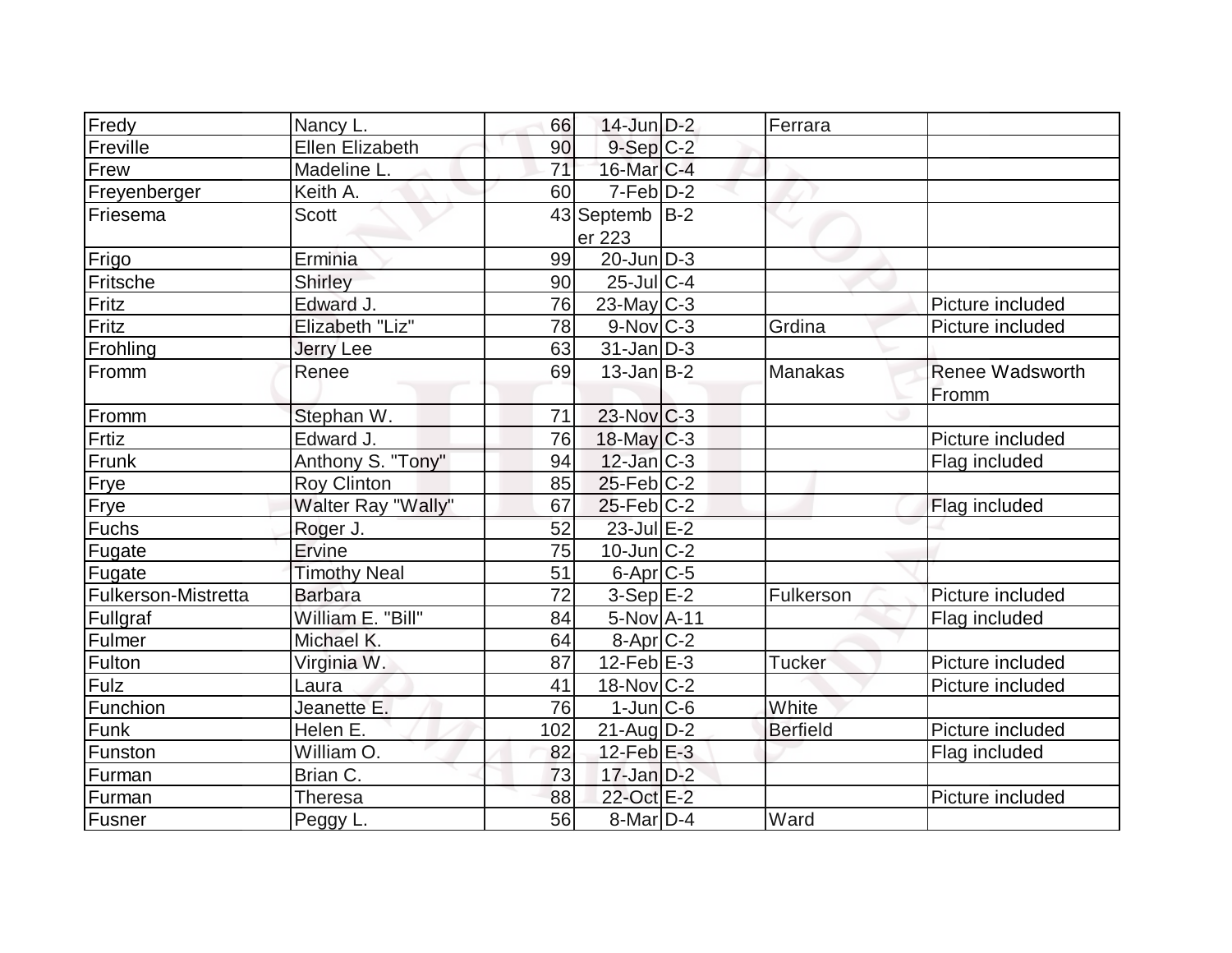| Fredy | Nancy L. | 66 | 14-Jun | D-2 | Ferrara | |
|---|---|---|---|---|---|---|
| Freville | Ellen Elizabeth | 90 | 9-Sep | C-2 | | |
| Frew | Madeline L. | 71 | 16-Mar | C-4 | | |
| Freyenberger | Keith A. | 60 | 7-Feb | D-2 | | |
| Friesema | Scott | 43 | September 223 | B-2 | | |
| Frigo | Erminia | 99 | 20-Jun | D-3 | | |
| Fritsche | Shirley | 90 | 25-Jul | C-4 | | |
| Fritz | Edward J. | 76 | 23-May | C-3 | | Picture included |
| Fritz | Elizabeth "Liz" | 78 | 9-Nov | C-3 | Grdina | Picture included |
| Frohling | Jerry Lee | 63 | 31-Jan | D-3 | | |
| Fromm | Renee | 69 | 13-Jan | B-2 | Manakas | Renee Wadsworth Fromm |
| Fromm | Stephan W. | 71 | 23-Nov | C-3 | | |
| Frtiz | Edward J. | 76 | 18-May | C-3 | | Picture included |
| Frunk | Anthony S. "Tony" | 94 | 12-Jan | C-3 | | Flag included |
| Frye | Roy Clinton | 85 | 25-Feb | C-2 | | |
| Frye | Walter Ray "Wally" | 67 | 25-Feb | C-2 | | Flag included |
| Fuchs | Roger J. | 52 | 23-Jul | E-2 | | |
| Fugate | Ervine | 75 | 10-Jun | C-2 | | |
| Fugate | Timothy Neal | 51 | 6-Apr | C-5 | | |
| Fulkerson-Mistretta | Barbara | 72 | 3-Sep | E-2 | Fulkerson | Picture included |
| Fullgraf | William E. "Bill" | 84 | 5-Nov | A-11 | | Flag included |
| Fulmer | Michael K. | 64 | 8-Apr | C-2 | | |
| Fulton | Virginia W. | 87 | 12-Feb | E-3 | Tucker | Picture included |
| Fulz | Laura | 41 | 18-Nov | C-2 | | Picture included |
| Funchion | Jeanette E. | 76 | 1-Jun | C-6 | White | |
| Funk | Helen E. | 102 | 21-Aug | D-2 | Berfield | Picture included |
| Funston | William O. | 82 | 12-Feb | E-3 | | Flag included |
| Furman | Brian C. | 73 | 17-Jan | D-2 | | |
| Furman | Theresa | 88 | 22-Oct | E-2 | | Picture included |
| Fusner | Peggy L. | 56 | 8-Mar | D-4 | Ward | |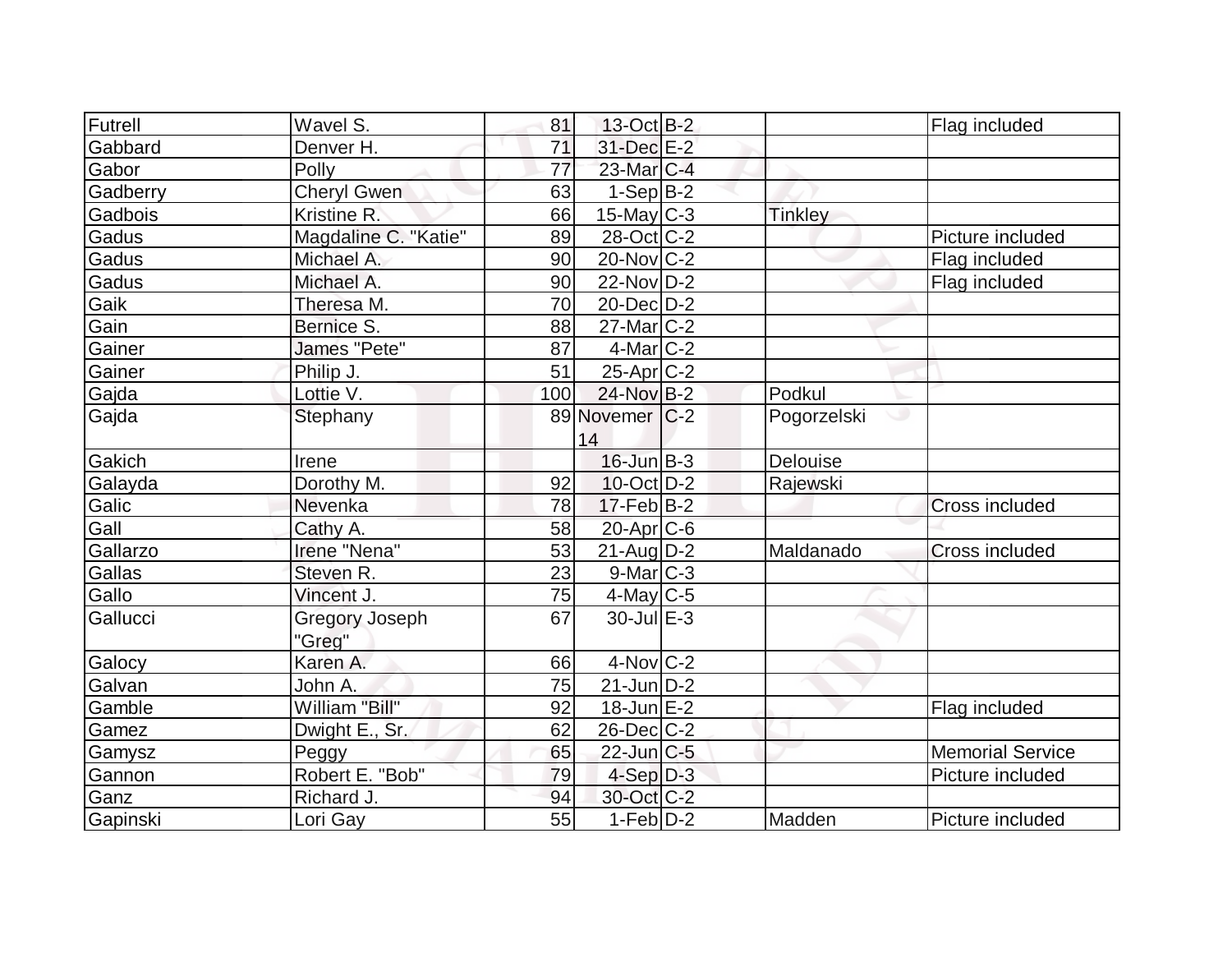| | | | | | | |
|---|---|---|---|---|---|---|
| Futrell | Wavel S. | 81 | 13-Oct | B-2 | | Flag included |
| Gabbard | Denver H. | 71 | 31-Dec | E-2 | | |
| Gabor | Polly | 77 | 23-Mar | C-4 | | |
| Gadberry | Cheryl Gwen | 63 | 1-Sep | B-2 | | |
| Gadbois | Kristine R. | 66 | 15-May | C-3 | Tinkley | |
| Gadus | Magdaline C. "Katie" | 89 | 28-Oct | C-2 | | Picture included |
| Gadus | Michael A. | 90 | 20-Nov | C-2 | | Flag included |
| Gadus | Michael A. | 90 | 22-Nov | D-2 | | Flag included |
| Gaik | Theresa M. | 70 | 20-Dec | D-2 | | |
| Gain | Bernice S. | 88 | 27-Mar | C-2 | | |
| Gainer | James "Pete" | 87 | 4-Mar | C-2 | | |
| Gainer | Philip J. | 51 | 25-Apr | C-2 | | |
| Gajda | Lottie V. | 100 | 24-Nov | B-2 | Podkul | |
| Gajda | Stephany | 89 | Novemer 14 | C-2 | Pogorzelski | |
| Gakich | Irene | | 16-Jun | B-3 | Delouise | |
| Galayda | Dorothy M. | 92 | 10-Oct | D-2 | Rajewski | |
| Galic | Nevenka | 78 | 17-Feb | B-2 | | Cross included |
| Gall | Cathy A. | 58 | 20-Apr | C-6 | | |
| Gallarzo | Irene "Nena" | 53 | 21-Aug | D-2 | Maldanado | Cross included |
| Gallas | Steven R. | 23 | 9-Mar | C-3 | | |
| Gallo | Vincent J. | 75 | 4-May | C-5 | | |
| Gallucci | Gregory Joseph "Greg" | 67 | 30-Jul | E-3 | | |
| Galocy | Karen A. | 66 | 4-Nov | C-2 | | |
| Galvan | John A. | 75 | 21-Jun | D-2 | | |
| Gamble | William "Bill" | 92 | 18-Jun | E-2 | | Flag included |
| Gamez | Dwight E., Sr. | 62 | 26-Dec | C-2 | | |
| Gamysz | Peggy | 65 | 22-Jun | C-5 | | Memorial Service |
| Gannon | Robert E. "Bob" | 79 | 4-Sep | D-3 | | Picture included |
| Ganz | Richard J. | 94 | 30-Oct | C-2 | | |
| Gapinski | Lori Gay | 55 | 1-Feb | D-2 | Madden | Picture included |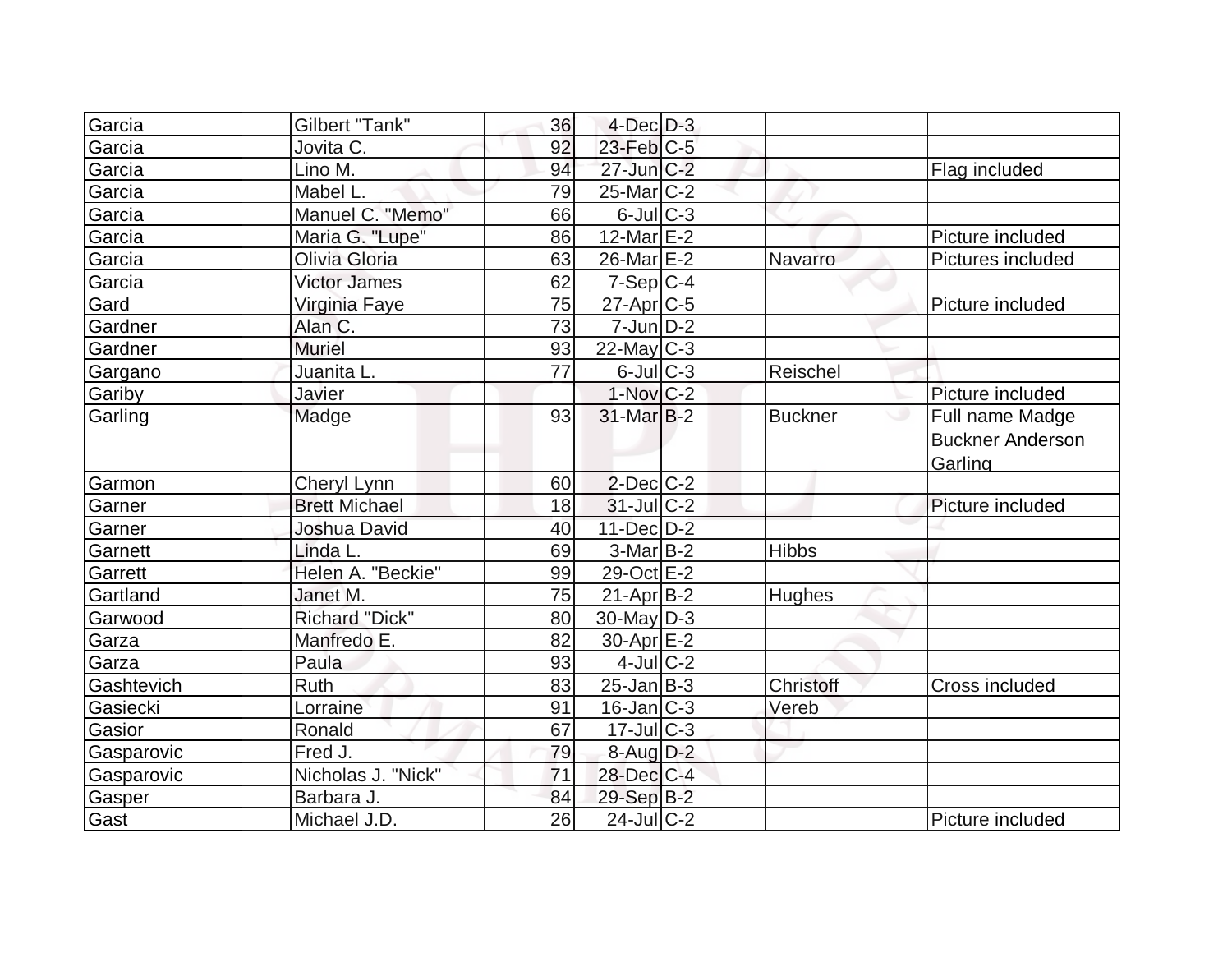| | | | | | | |
|---|---|---|---|---|---|---|
| Garcia | Gilbert "Tank" | 36 | 4-Dec | D-3 | | |
| Garcia | Jovita C. | 92 | 23-Feb | C-5 | | |
| Garcia | Lino M. | 94 | 27-Jun | C-2 | | Flag included |
| Garcia | Mabel L. | 79 | 25-Mar | C-2 | | |
| Garcia | Manuel C. "Memo" | 66 | 6-Jul | C-3 | | |
| Garcia | Maria G. "Lupe" | 86 | 12-Mar | E-2 | | Picture included |
| Garcia | Olivia Gloria | 63 | 26-Mar | E-2 | Navarro | Pictures included |
| Garcia | Victor James | 62 | 7-Sep | C-4 | | |
| Gard | Virginia Faye | 75 | 27-Apr | C-5 | | Picture included |
| Gardner | Alan C. | 73 | 7-Jun | D-2 | | |
| Gardner | Muriel | 93 | 22-May | C-3 | | |
| Gargano | Juanita L. | 77 | 6-Jul | C-3 | Reischel | |
| Gariby | Javier | | 1-Nov | C-2 | | Picture included |
| Garling | Madge | 93 | 31-Mar | B-2 | Buckner | Full name Madge Buckner Anderson Garling |
| Garmon | Cheryl Lynn | 60 | 2-Dec | C-2 | | |
| Garner | Brett Michael | 18 | 31-Jul | C-2 | | Picture included |
| Garner | Joshua David | 40 | 11-Dec | D-2 | | |
| Garnett | Linda L. | 69 | 3-Mar | B-2 | Hibbs | |
| Garrett | Helen A. "Beckie" | 99 | 29-Oct | E-2 | | |
| Gartland | Janet M. | 75 | 21-Apr | B-2 | Hughes | |
| Garwood | Richard "Dick" | 80 | 30-May | D-3 | | |
| Garza | Manfredo E. | 82 | 30-Apr | E-2 | | |
| Garza | Paula | 93 | 4-Jul | C-2 | | |
| Gashtevich | Ruth | 83 | 25-Jan | B-3 | Christoff | Cross included |
| Gasiecki | Lorraine | 91 | 16-Jan | C-3 | Vereb | |
| Gasior | Ronald | 67 | 17-Jul | C-3 | | |
| Gasparovic | Fred J. | 79 | 8-Aug | D-2 | | |
| Gasparovic | Nicholas J. "Nick" | 71 | 28-Dec | C-4 | | |
| Gasper | Barbara J. | 84 | 29-Sep | B-2 | | |
| Gast | Michael J.D. | 26 | 24-Jul | C-2 | | Picture included |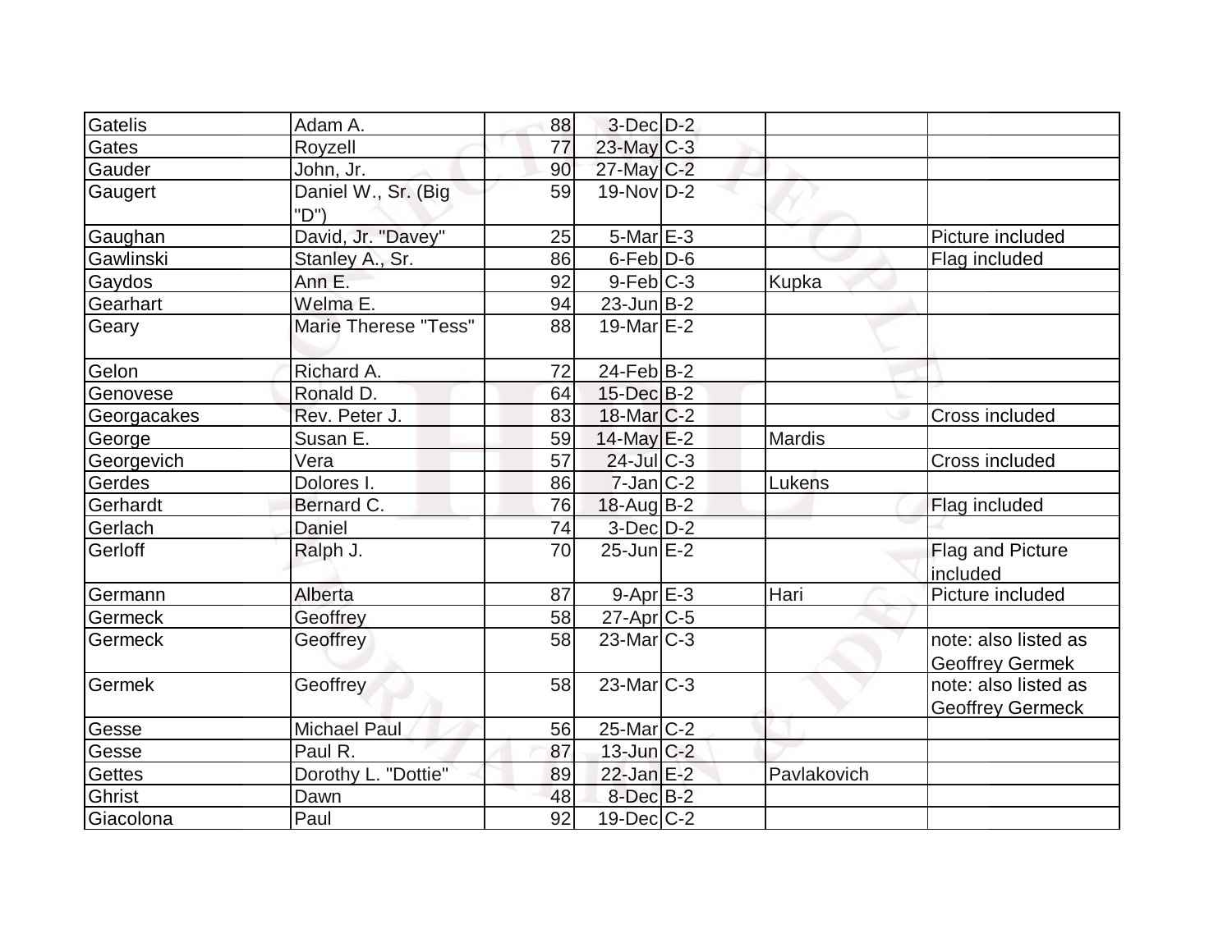| Gatelis | Adam A. | 88 | 3-Dec | D-2 | | |
|---|---|---|---|---|---|---|
| Gates | Royzell | 77 | 23-May | C-3 | | |
| Gauder | John, Jr. | 90 | 27-May | C-2 | | |
| Gaugert | Daniel W., Sr. (Big "D") | 59 | 19-Nov | D-2 | | |
| Gaughan | David, Jr. "Davey" | 25 | 5-Mar | E-3 | | Picture included |
| Gawlinski | Stanley A., Sr. | 86 | 6-Feb | D-6 | | Flag included |
| Gaydos | Ann E. | 92 | 9-Feb | C-3 | Kupka | |
| Gearhart | Welma E. | 94 | 23-Jun | B-2 | | |
| Geary | Marie Therese "Tess" | 88 | 19-Mar | E-2 | | |
| Gelon | Richard A. | 72 | 24-Feb | B-2 | | |
| Genovese | Ronald D. | 64 | 15-Dec | B-2 | | |
| Georgacakes | Rev. Peter J. | 83 | 18-Mar | C-2 | | Cross included |
| George | Susan E. | 59 | 14-May | E-2 | Mardis | |
| Georgevich | Vera | 57 | 24-Jul | C-3 | | Cross included |
| Gerdes | Dolores I. | 86 | 7-Jan | C-2 | Lukens | |
| Gerhardt | Bernard C. | 76 | 18-Aug | B-2 | | Flag included |
| Gerlach | Daniel | 74 | 3-Dec | D-2 | | |
| Gerloff | Ralph J. | 70 | 25-Jun | E-2 | | Flag and Picture included |
| Germann | Alberta | 87 | 9-Apr | E-3 | Hari | Picture included |
| Germeck | Geoffrey | 58 | 27-Apr | C-5 | | |
| Germeck | Geoffrey | 58 | 23-Mar | C-3 | | note: also listed as Geoffrey Germek |
| Germek | Geoffrey | 58 | 23-Mar | C-3 | | note: also listed as Geoffrey Germeck |
| Gesse | Michael Paul | 56 | 25-Mar | C-2 | | |
| Gesse | Paul R. | 87 | 13-Jun | C-2 | | |
| Gettes | Dorothy L. "Dottie" | 89 | 22-Jan | E-2 | Pavlakovich | |
| Ghrist | Dawn | 48 | 8-Dec | B-2 | | |
| Giacolona | Paul | 92 | 19-Dec | C-2 | | |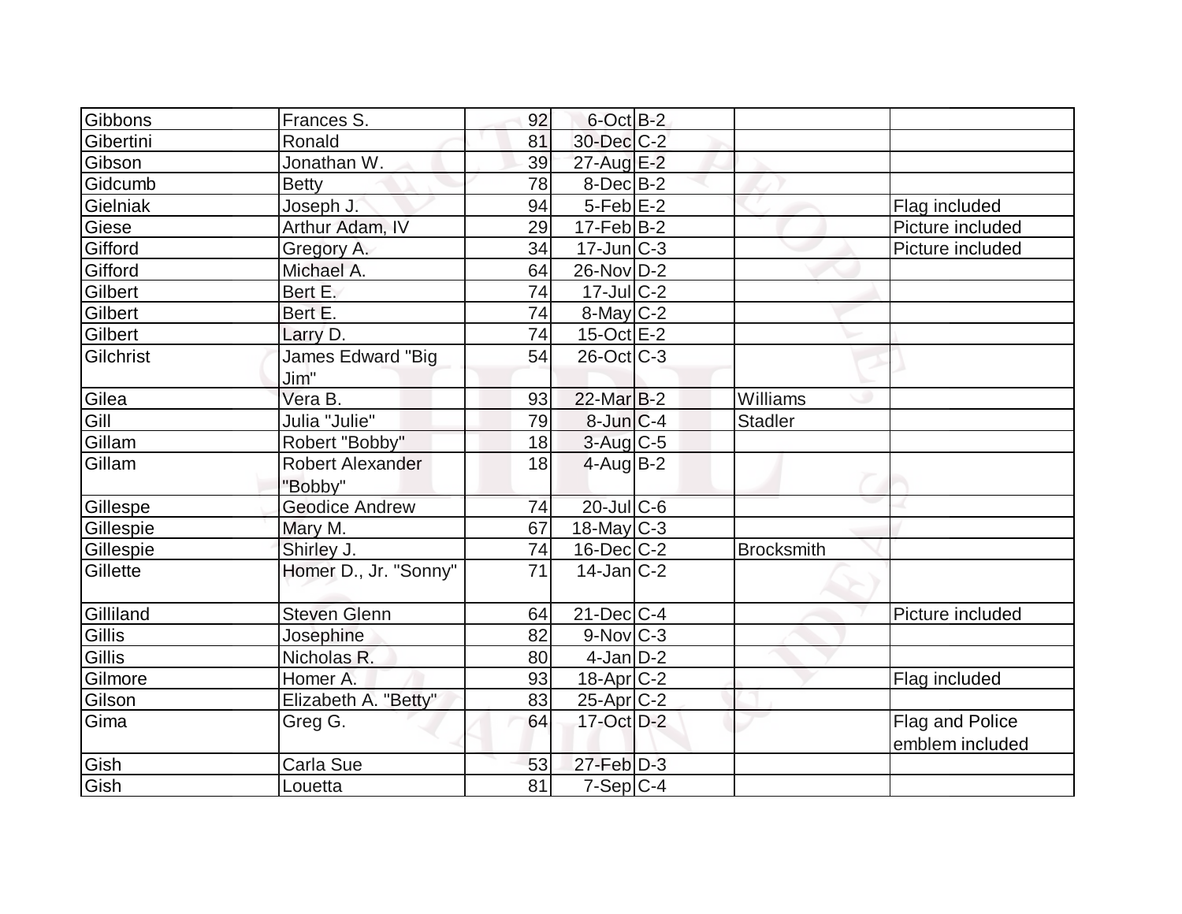| | | | | | | |
|---|---|---|---|---|---|---|
| Gibbons | Frances S. | 92 | 6-Oct | B-2 | | |
| Gibertini | Ronald | 81 | 30-Dec | C-2 | | |
| Gibson | Jonathan W. | 39 | 27-Aug | E-2 | | |
| Gidcumb | Betty | 78 | 8-Dec | B-2 | | |
| Gielniak | Joseph J. | 94 | 5-Feb | E-2 | | Flag included |
| Giese | Arthur Adam, IV | 29 | 17-Feb | B-2 | | Picture included |
| Gifford | Gregory A. | 34 | 17-Jun | C-3 | | Picture included |
| Gifford | Michael A. | 64 | 26-Nov | D-2 | | |
| Gilbert | Bert E. | 74 | 17-Jul | C-2 | | |
| Gilbert | Bert E. | 74 | 8-May | C-2 | | |
| Gilbert | Larry D. | 74 | 15-Oct | E-2 | | |
| Gilchrist | James Edward "Big Jim" | 54 | 26-Oct | C-3 | | |
| Gilea | Vera B. | 93 | 22-Mar | B-2 | Williams | |
| Gill | Julia "Julie" | 79 | 8-Jun | C-4 | Stadler | |
| Gillam | Robert "Bobby" | 18 | 3-Aug | C-5 | | |
| Gillam | Robert Alexander "Bobby" | 18 | 4-Aug | B-2 | | |
| Gillespe | Geodice Andrew | 74 | 20-Jul | C-6 | | |
| Gillespie | Mary M. | 67 | 18-May | C-3 | | |
| Gillespie | Shirley J. | 74 | 16-Dec | C-2 | Brocksmith | |
| Gillette | Homer D., Jr. "Sonny" | 71 | 14-Jan | C-2 | | |
| Gilliland | Steven Glenn | 64 | 21-Dec | C-4 | | Picture included |
| Gillis | Josephine | 82 | 9-Nov | C-3 | | |
| Gillis | Nicholas R. | 80 | 4-Jan | D-2 | | |
| Gilmore | Homer A. | 93 | 18-Apr | C-2 | | Flag included |
| Gilson | Elizabeth A. "Betty" | 83 | 25-Apr | C-2 | | |
| Gima | Greg G. | 64 | 17-Oct | D-2 | | Flag and Police emblem included |
| Gish | Carla Sue | 53 | 27-Feb | D-3 | | |
| Gish | Louetta | 81 | 7-Sep | C-4 | | |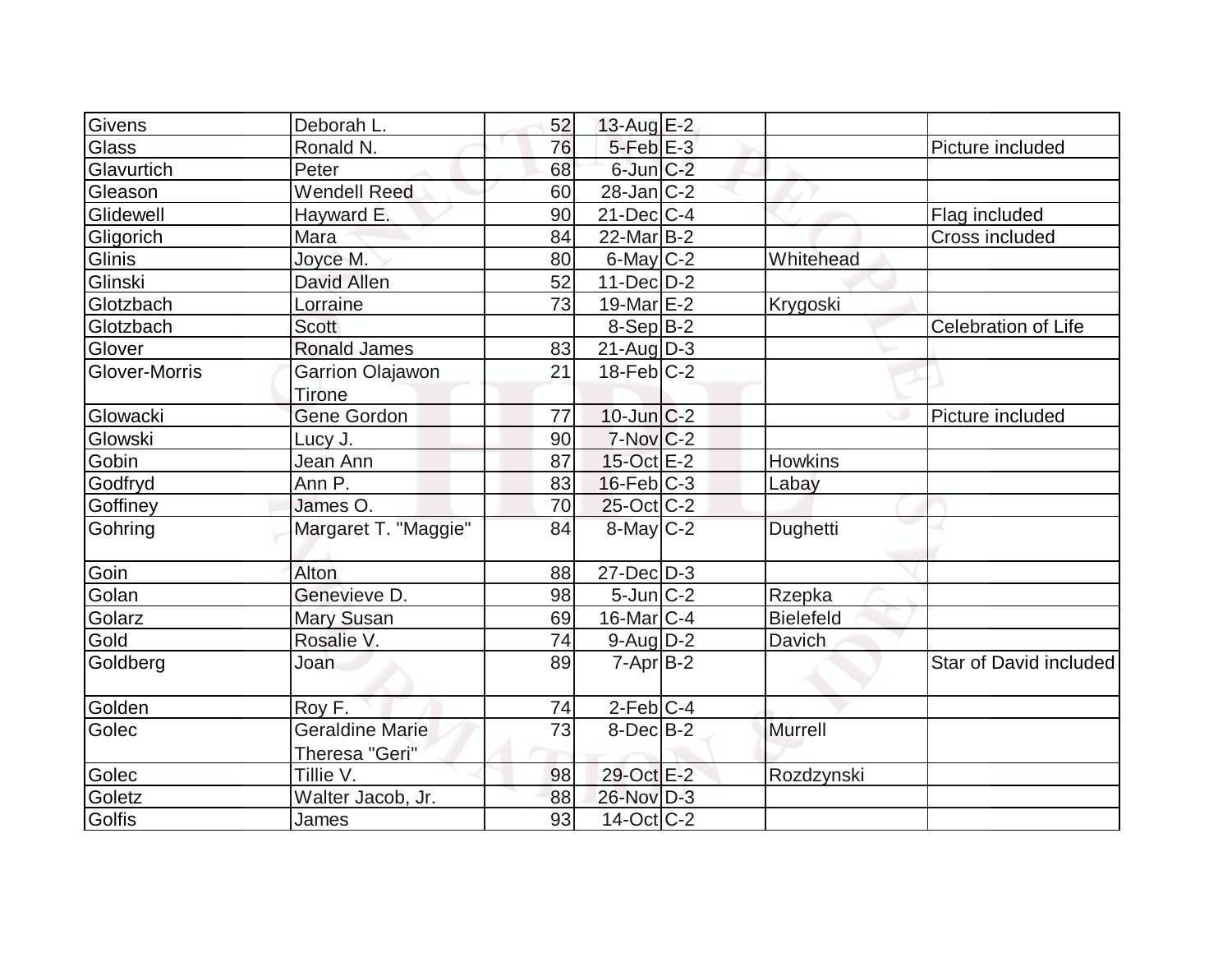| | | | | | | |
|---|---|---|---|---|---|---|
| Givens | Deborah L. | 52 | 13-Aug | E-2 | | |
| Glass | Ronald N. | 76 | 5-Feb | E-3 | | Picture included |
| Glavurtich | Peter | 68 | 6-Jun | C-2 | | |
| Gleason | Wendell Reed | 60 | 28-Jan | C-2 | | |
| Glidewell | Hayward E. | 90 | 21-Dec | C-4 | | Flag included |
| Gligorich | Mara | 84 | 22-Mar | B-2 | | Cross included |
| Glinis | Joyce M. | 80 | 6-May | C-2 | Whitehead | |
| Glinski | David Allen | 52 | 11-Dec | D-2 | | |
| Glotzbach | Lorraine | 73 | 19-Mar | E-2 | Krygoski | |
| Glotzbach | Scott | | 8-Sep | B-2 | | Celebration of Life |
| Glover | Ronald James | 83 | 21-Aug | D-3 | | |
| Glover-Morris | Garrion Olajawon Tirone | 21 | 18-Feb | C-2 | | |
| Glowacki | Gene Gordon | 77 | 10-Jun | C-2 | | Picture included |
| Glowski | Lucy J. | 90 | 7-Nov | C-2 | | |
| Gobin | Jean Ann | 87 | 15-Oct | E-2 | Howkins | |
| Godfryd | Ann P. | 83 | 16-Feb | C-3 | Labay | |
| Goffiney | James O. | 70 | 25-Oct | C-2 | | |
| Gohring | Margaret T. "Maggie" | 84 | 8-May | C-2 | Dughetti | |
| Goin | Alton | 88 | 27-Dec | D-3 | | |
| Golan | Genevieve D. | 98 | 5-Jun | C-2 | Rzepka | |
| Golarz | Mary Susan | 69 | 16-Mar | C-4 | Bielefeld | |
| Gold | Rosalie V. | 74 | 9-Aug | D-2 | Davich | |
| Goldberg | Joan | 89 | 7-Apr | B-2 | | Star of David included |
| Golden | Roy F. | 74 | 2-Feb | C-4 | | |
| Golec | Geraldine Marie Theresa "Geri" | 73 | 8-Dec | B-2 | Murrell | |
| Golec | Tillie V. | 98 | 29-Oct | E-2 | Rozdzynski | |
| Goletz | Walter Jacob, Jr. | 88 | 26-Nov | D-3 | | |
| Golfis | James | 93 | 14-Oct | C-2 | | |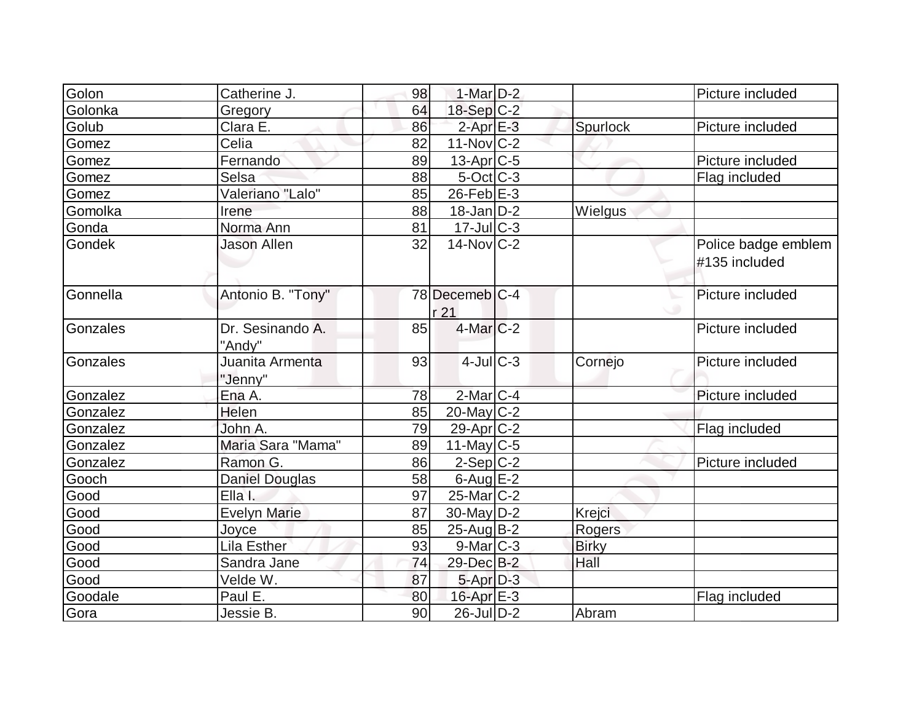| Golon | Catherine J. | 98 | 1-Mar | D-2 | | Picture included |
|---|---|---|---|---|---|---|
| Golonka | Gregory | 64 | 18-Sep | C-2 | | |
| Golub | Clara E. | 86 | 2-Apr | E-3 | Spurlock | Picture included |
| Gomez | Celia | 82 | 11-Nov | C-2 | | |
| Gomez | Fernando | 89 | 13-Apr | C-5 | | Picture included |
| Gomez | Selsa | 88 | 5-Oct | C-3 | | Flag included |
| Gomez | Valeriano "Lalo" | 85 | 26-Feb | E-3 | | |
| Gomolka | Irene | 88 | 18-Jan | D-2 | Wielgus | |
| Gonda | Norma Ann | 81 | 17-Jul | C-3 | | |
| Gondek | Jason Allen | 32 | 14-Nov | C-2 | | Police badge emblem #135 included |
| Gonnella | Antonio B. "Tony" | 78 | December 21 | C-4 | | Picture included |
| Gonzales | Dr. Sesinando A. "Andy" | 85 | 4-Mar | C-2 | | Picture included |
| Gonzales | Juanita Armenta "Jenny" | 93 | 4-Jul | C-3 | Cornejo | Picture included |
| Gonzalez | Ena A. | 78 | 2-Mar | C-4 | | Picture included |
| Gonzalez | Helen | 85 | 20-May | C-2 | | |
| Gonzalez | John A. | 79 | 29-Apr | C-2 | | Flag included |
| Gonzalez | Maria Sara "Mama" | 89 | 11-May | C-5 | | |
| Gonzalez | Ramon G. | 86 | 2-Sep | C-2 | | Picture included |
| Gooch | Daniel Douglas | 58 | 6-Aug | E-2 | | |
| Good | Ella I. | 97 | 25-Mar | C-2 | | |
| Good | Evelyn Marie | 87 | 30-May | D-2 | Krejci | |
| Good | Joyce | 85 | 25-Aug | B-2 | Rogers | |
| Good | Lila Esther | 93 | 9-Mar | C-3 | Birky | |
| Good | Sandra Jane | 74 | 29-Dec | B-2 | Hall | |
| Good | Velde W. | 87 | 5-Apr | D-3 | | |
| Goodale | Paul E. | 80 | 16-Apr | E-3 | | Flag included |
| Gora | Jessie B. | 90 | 26-Jul | D-2 | Abram | |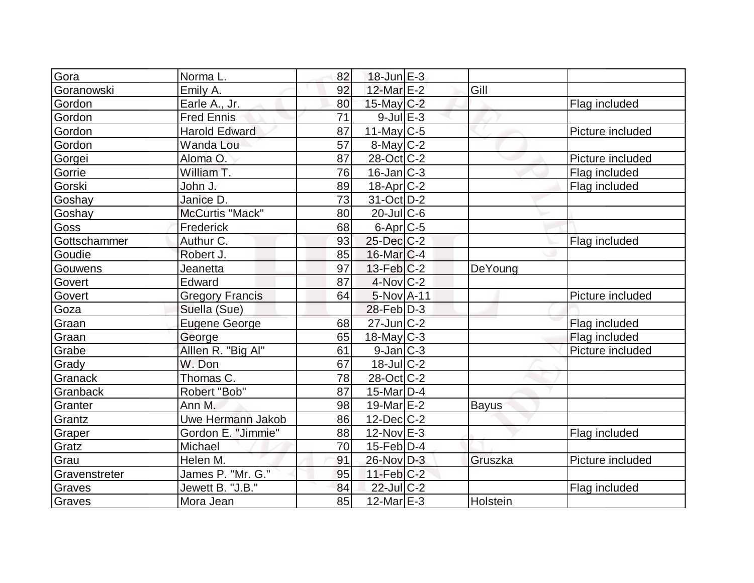| | | | | | | |
|---|---|---|---|---|---|---|
| Gora | Norma L. | 82 | 18-Jun | E-3 | | |
| Goranowski | Emily A. | 92 | 12-Mar | E-2 | Gill | |
| Gordon | Earle A., Jr. | 80 | 15-May | C-2 | | Flag included |
| Gordon | Fred Ennis | 71 | 9-Jul | E-3 | | |
| Gordon | Harold Edward | 87 | 11-May | C-5 | | Picture included |
| Gordon | Wanda Lou | 57 | 8-May | C-2 | | |
| Gorgei | Aloma O. | 87 | 28-Oct | C-2 | | Picture included |
| Gorrie | William T. | 76 | 16-Jan | C-3 | | Flag included |
| Gorski | John J. | 89 | 18-Apr | C-2 | | Flag included |
| Goshay | Janice D. | 73 | 31-Oct | D-2 | | |
| Goshay | McCurtis "Mack" | 80 | 20-Jul | C-6 | | |
| Goss | Frederick | 68 | 6-Apr | C-5 | | |
| Gottschammer | Authur C. | 93 | 25-Dec | C-2 | | Flag included |
| Goudie | Robert J. | 85 | 16-Mar | C-4 | | |
| Gouwens | Jeanetta | 97 | 13-Feb | C-2 | DeYoung | |
| Govert | Edward | 87 | 4-Nov | C-2 | | |
| Govert | Gregory Francis | 64 | 5-Nov | A-11 | | Picture included |
| Goza | Suella (Sue) | | 28-Feb | D-3 | | |
| Graan | Eugene George | 68 | 27-Jun | C-2 | | Flag included |
| Graan | George | 65 | 18-May | C-3 | | Flag included |
| Grabe | Alllen R. "Big Al" | 61 | 9-Jan | C-3 | | Picture included |
| Grady | W. Don | 67 | 18-Jul | C-2 | | |
| Granack | Thomas C. | 78 | 28-Oct | C-2 | | |
| Granback | Robert "Bob" | 87 | 15-Mar | D-4 | | |
| Granter | Ann M. | 98 | 19-Mar | E-2 | Bayus | |
| Grantz | Uwe Hermann Jakob | 86 | 12-Dec | C-2 | | |
| Graper | Gordon E. "Jimmie" | 88 | 12-Nov | E-3 | | Flag included |
| Gratz | Michael | 70 | 15-Feb | D-4 | | |
| Grau | Helen M. | 91 | 26-Nov | D-3 | Gruszka | Picture included |
| Gravenstreter | James P. "Mr. G." | 95 | 11-Feb | C-2 | | |
| Graves | Jewett B. "J.B." | 84 | 22-Jul | C-2 | | Flag included |
| Graves | Mora Jean | 85 | 12-Mar | E-3 | Holstein | |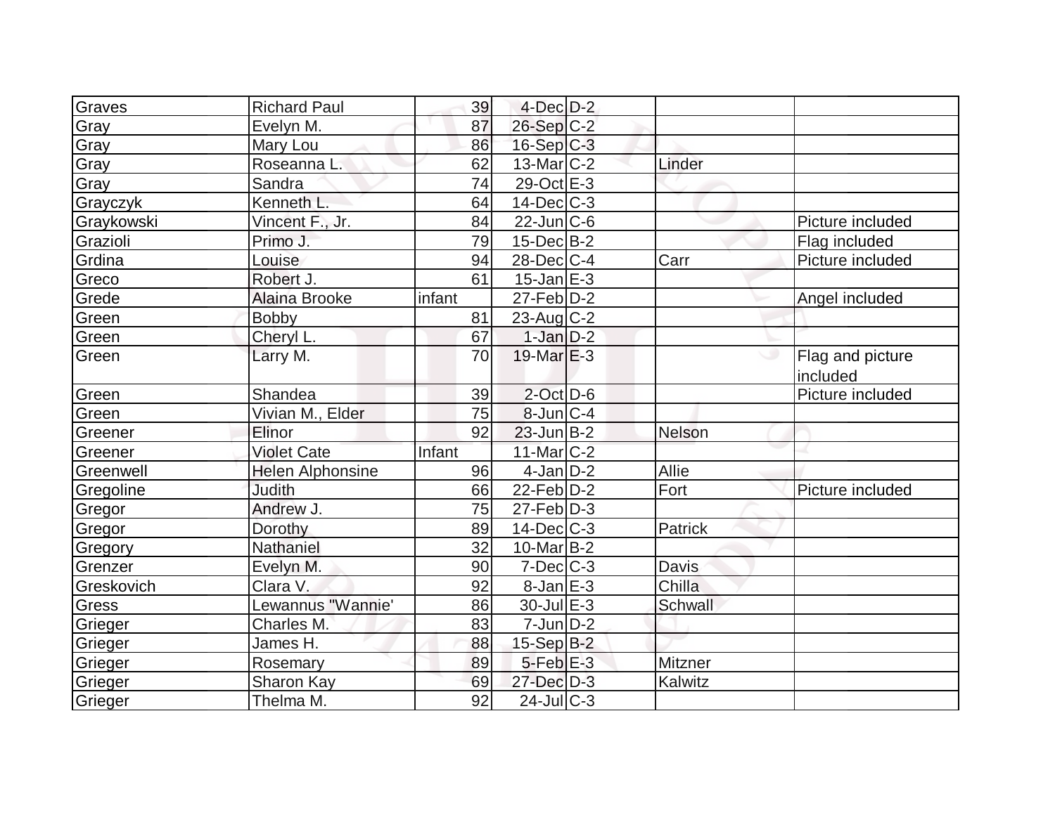| | | | | | | |
|---|---|---|---|---|---|---|
| Graves | Richard Paul | 39 | 4-Dec | D-2 | | |
| Gray | Evelyn M. | 87 | 26-Sep | C-2 | | |
| Gray | Mary Lou | 86 | 16-Sep | C-3 | | |
| Gray | Roseanna L. | 62 | 13-Mar | C-2 | Linder | |
| Gray | Sandra | 74 | 29-Oct | E-3 | | |
| Grayczyk | Kenneth L. | 64 | 14-Dec | C-3 | | |
| Graykowski | Vincent F., Jr. | 84 | 22-Jun | C-6 | | Picture included |
| Grazioli | Primo J. | 79 | 15-Dec | B-2 | | Flag included |
| Grdina | Louise | 94 | 28-Dec | C-4 | Carr | Picture included |
| Greco | Robert J. | 61 | 15-Jan | E-3 | | |
| Grede | Alaina Brooke | infant | 27-Feb | D-2 | | Angel included |
| Green | Bobby | 81 | 23-Aug | C-2 | | |
| Green | Cheryl L. | 67 | 1-Jan | D-2 | | |
| Green | Larry M. | 70 | 19-Mar | E-3 | | Flag and picture included |
| Green | Shandea | 39 | 2-Oct | D-6 | | Picture included |
| Green | Vivian M., Elder | 75 | 8-Jun | C-4 | | |
| Greener | Elinor | 92 | 23-Jun | B-2 | Nelson | |
| Greener | Violet Cate | Infant | 11-Mar | C-2 | | |
| Greenwell | Helen Alphonsine | 96 | 4-Jan | D-2 | Allie | |
| Gregoline | Judith | 66 | 22-Feb | D-2 | Fort | Picture included |
| Gregor | Andrew J. | 75 | 27-Feb | D-3 | | |
| Gregor | Dorothy | 89 | 14-Dec | C-3 | Patrick | |
| Gregory | Nathaniel | 32 | 10-Mar | B-2 | | |
| Grenzer | Evelyn M. | 90 | 7-Dec | C-3 | Davis | |
| Greskovich | Clara V. | 92 | 8-Jan | E-3 | Chilla | |
| Gress | Lewannus "Wannie' | 86 | 30-Jul | E-3 | Schwall | |
| Grieger | Charles M. | 83 | 7-Jun | D-2 | | |
| Grieger | James H. | 88 | 15-Sep | B-2 | | |
| Grieger | Rosemary | 89 | 5-Feb | E-3 | Mitzner | |
| Grieger | Sharon Kay | 69 | 27-Dec | D-3 | Kalwitz | |
| Grieger | Thelma M. | 92 | 24-Jul | C-3 | | |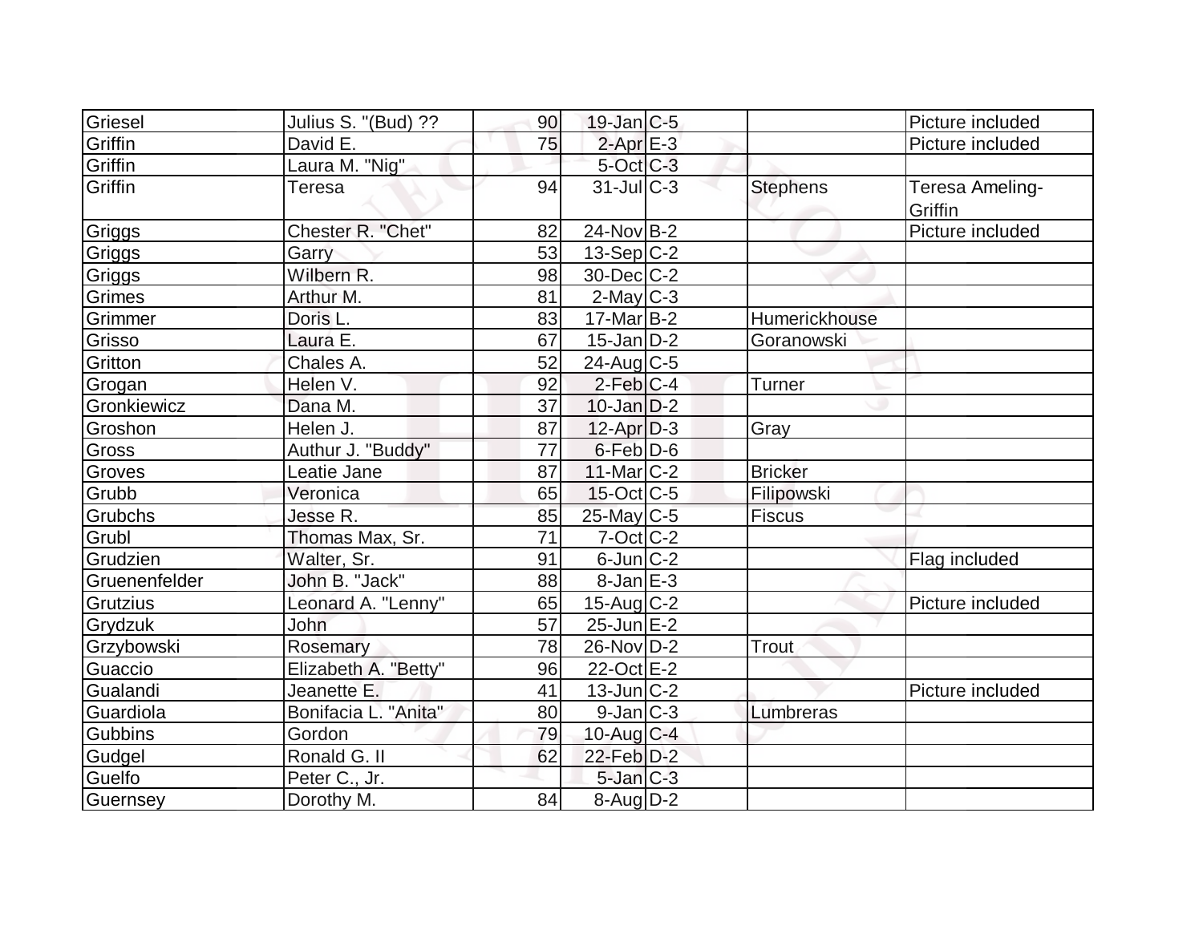| Griesel | Julius S. "(Bud) ?? | 90 | 19-Jan | C-5 | | Picture included |
|---|---|---|---|---|---|---|
| Griffin | David E. | 75 | 2-Apr | E-3 | | Picture included |
| Griffin | Laura M. "Nig" | | 5-Oct | C-3 | | |
| Griffin | Teresa | 94 | 31-Jul | C-3 | Stephens | Teresa Ameling-Griffin |
| Griggs | Chester R. "Chet" | 82 | 24-Nov | B-2 | | Picture included |
| Griggs | Garry | 53 | 13-Sep | C-2 | | |
| Griggs | Wilbern R. | 98 | 30-Dec | C-2 | | |
| Grimes | Arthur M. | 81 | 2-May | C-3 | | |
| Grimmer | Doris L. | 83 | 17-Mar | B-2 | Humerickhouse | |
| Grisso | Laura E. | 67 | 15-Jan | D-2 | Goranowski | |
| Gritton | Chales A. | 52 | 24-Aug | C-5 | | |
| Grogan | Helen V. | 92 | 2-Feb | C-4 | Turner | |
| Gronkiewicz | Dana M. | 37 | 10-Jan | D-2 | | |
| Groshon | Helen J. | 87 | 12-Apr | D-3 | Gray | |
| Gross | Authur J. "Buddy" | 77 | 6-Feb | D-6 | | |
| Groves | Leatie Jane | 87 | 11-Mar | C-2 | Bricker | |
| Grubb | Veronica | 65 | 15-Oct | C-5 | Filipowski | |
| Grubchs | Jesse R. | 85 | 25-May | C-5 | Fiscus | |
| Grubl | Thomas Max, Sr. | 71 | 7-Oct | C-2 | | |
| Grudzien | Walter, Sr. | 91 | 6-Jun | C-2 | | Flag included |
| Gruenenfelder | John B. "Jack" | 88 | 8-Jan | E-3 | | |
| Grutzius | Leonard A. "Lenny" | 65 | 15-Aug | C-2 | | Picture included |
| Grydzuk | John | 57 | 25-Jun | E-2 | | |
| Grzybowski | Rosemary | 78 | 26-Nov | D-2 | Trout | |
| Guaccio | Elizabeth A. "Betty" | 96 | 22-Oct | E-2 | | |
| Gualandi | Jeanette E. | 41 | 13-Jun | C-2 | | Picture included |
| Guardiola | Bonifacia L. "Anita" | 80 | 9-Jan | C-3 | Lumbreras | |
| Gubbins | Gordon | 79 | 10-Aug | C-4 | | |
| Gudgel | Ronald G. II | 62 | 22-Feb | D-2 | | |
| Guelfo | Peter C., Jr. | | 5-Jan | C-3 | | |
| Guernsey | Dorothy M. | 84 | 8-Aug | D-2 | | |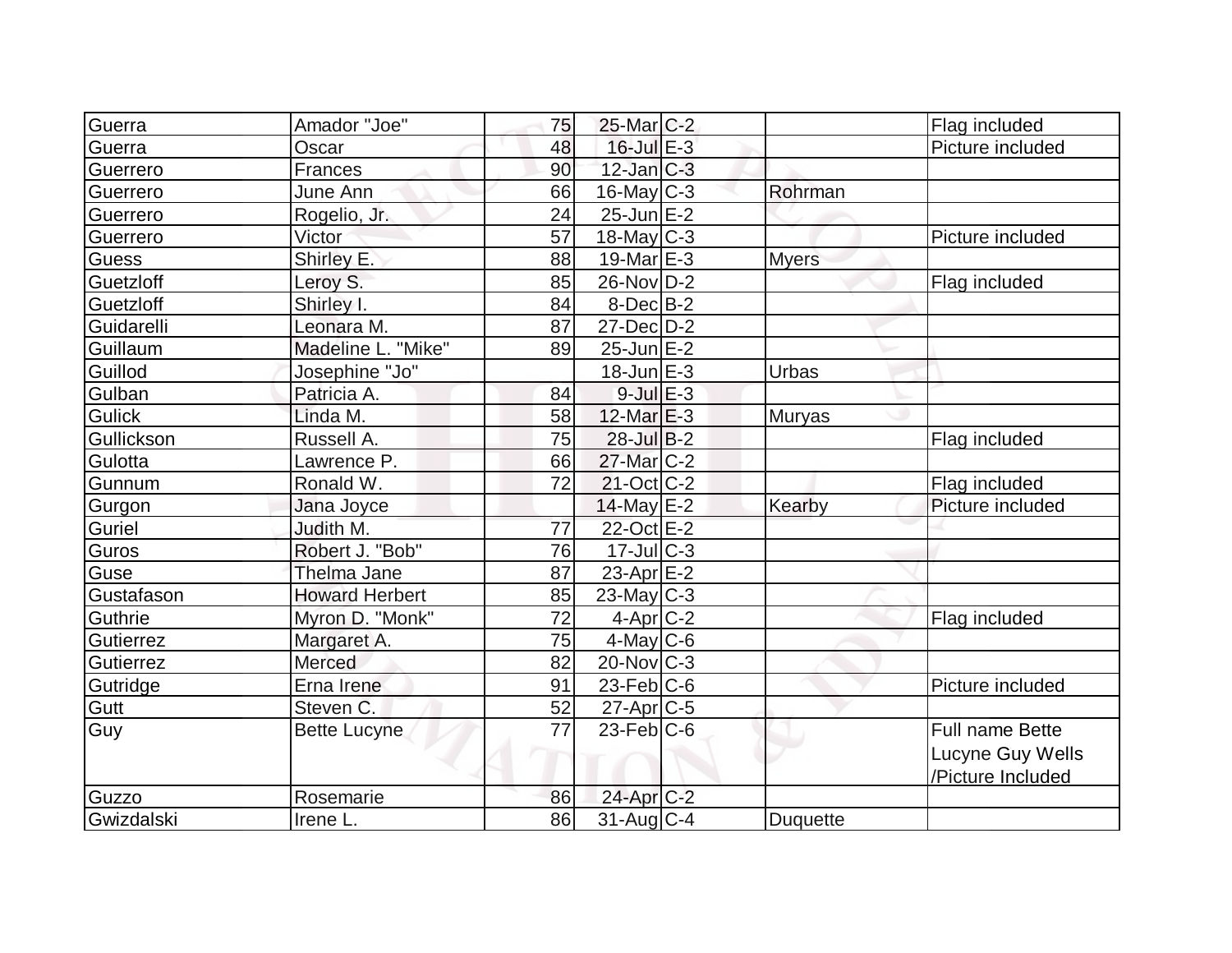| | | | | | | |
|---|---|---|---|---|---|---|
| Guerra | Amador "Joe" | 75 | 25-Mar | C-2 | | Flag included |
| Guerra | Oscar | 48 | 16-Jul | E-3 | | Picture included |
| Guerrero | Frances | 90 | 12-Jan | C-3 | | |
| Guerrero | June Ann | 66 | 16-May | C-3 | Rohrman | |
| Guerrero | Rogelio, Jr. | 24 | 25-Jun | E-2 | | |
| Guerrero | Victor | 57 | 18-May | C-3 | | Picture included |
| Guess | Shirley E. | 88 | 19-Mar | E-3 | Myers | |
| Guetzloff | Leroy S. | 85 | 26-Nov | D-2 | | Flag included |
| Guetzloff | Shirley I. | 84 | 8-Dec | B-2 | | |
| Guidarelli | Leonara M. | 87 | 27-Dec | D-2 | | |
| Guillaum | Madeline L. "Mike" | 89 | 25-Jun | E-2 | | |
| Guillod | Josephine "Jo" | | 18-Jun | E-3 | Urbas | |
| Gulban | Patricia A. | 84 | 9-Jul | E-3 | | |
| Gulick | Linda M. | 58 | 12-Mar | E-3 | Muryas | |
| Gullickson | Russell A. | 75 | 28-Jul | B-2 | | Flag included |
| Gulotta | Lawrence P. | 66 | 27-Mar | C-2 | | |
| Gunnum | Ronald W. | 72 | 21-Oct | C-2 | | Flag included |
| Gurgon | Jana Joyce | | 14-May | E-2 | Kearby | Picture included |
| Guriel | Judith M. | 77 | 22-Oct | E-2 | | |
| Guros | Robert J. "Bob" | 76 | 17-Jul | C-3 | | |
| Guse | Thelma Jane | 87 | 23-Apr | E-2 | | |
| Gustafason | Howard Herbert | 85 | 23-May | C-3 | | |
| Guthrie | Myron D. "Monk" | 72 | 4-Apr | C-2 | | Flag included |
| Gutierrez | Margaret A. | 75 | 4-May | C-6 | | |
| Gutierrez | Merced | 82 | 20-Nov | C-3 | | |
| Gutridge | Erna Irene | 91 | 23-Feb | C-6 | | Picture included |
| Gutt | Steven C. | 52 | 27-Apr | C-5 | | |
| Guy | Bette Lucyne | 77 | 23-Feb | C-6 | | Full name Bette Lucyne Guy Wells /Picture Included |
| Guzzo | Rosemarie | 86 | 24-Apr | C-2 | | |
| Gwizdalski | Irene L. | 86 | 31-Aug | C-4 | Duquette | |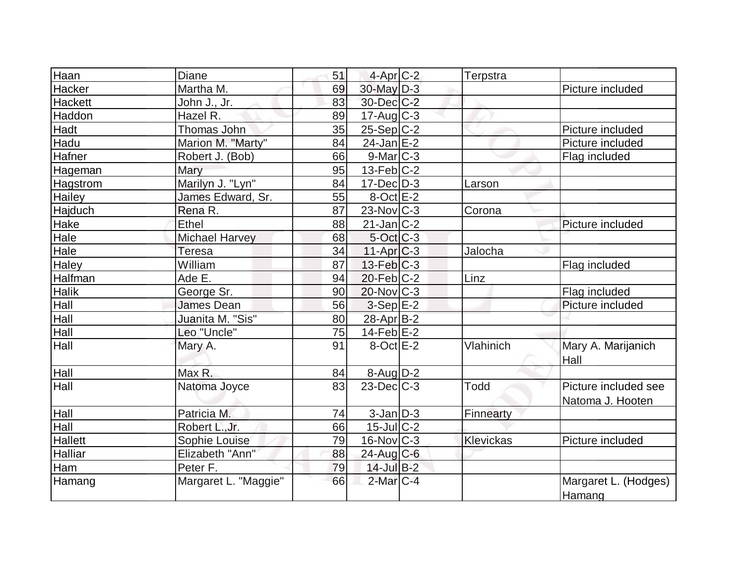| Haan | Diane | 51 | 4-Apr | C-2 | Terpstra | |
|---|---|---|---|---|---|---|
| Hacker | Martha M. | 69 | 30-May | D-3 | | Picture included |
| Hackett | John J., Jr. | 83 | 30-Dec | C-2 | | |
| Haddon | Hazel R. | 89 | 17-Aug | C-3 | | |
| Hadt | Thomas John | 35 | 25-Sep | C-2 | | Picture included |
| Hadu | Marion M. "Marty" | 84 | 24-Jan | E-2 | | Picture included |
| Hafner | Robert J. (Bob) | 66 | 9-Mar | C-3 | | Flag included |
| Hageman | Mary | 95 | 13-Feb | C-2 | | |
| Hagstrom | Marilyn J. "Lyn" | 84 | 17-Dec | D-3 | Larson | |
| Hailey | James Edward, Sr. | 55 | 8-Oct | E-2 | | |
| Hajduch | Rena R. | 87 | 23-Nov | C-3 | Corona | |
| Hake | Ethel | 88 | 21-Jan | C-2 | | Picture included |
| Hale | Michael Harvey | 68 | 5-Oct | C-3 | | |
| Hale | Teresa | 34 | 11-Apr | C-3 | Jalocha | |
| Haley | William | 87 | 13-Feb | C-3 | | Flag included |
| Halfman | Ade E. | 94 | 20-Feb | C-2 | Linz | |
| Halik | George Sr. | 90 | 20-Nov | C-3 | | Flag included |
| Hall | James Dean | 56 | 3-Sep | E-2 | | Picture included |
| Hall | Juanita M. "Sis" | 80 | 28-Apr | B-2 | | |
| Hall | Leo "Uncle" | 75 | 14-Feb | E-2 | | |
| Hall | Mary A. | 91 | 8-Oct | E-2 | Vlahinich | Mary A. Marijanich Hall |
| Hall | Max R. | 84 | 8-Aug | D-2 | | |
| Hall | Natoma Joyce | 83 | 23-Dec | C-3 | Todd | Picture included see Natoma J. Hooten |
| Hall | Patricia M. | 74 | 3-Jan | D-3 | Finnearty | |
| Hall | Robert L.,Jr. | 66 | 15-Jul | C-2 | | |
| Hallett | Sophie Louise | 79 | 16-Nov | C-3 | Klevickas | Picture included |
| Halliar | Elizabeth "Ann" | 88 | 24-Aug | C-6 | | |
| Ham | Peter F. | 79 | 14-Jul | B-2 | | |
| Hamang | Margaret L. "Maggie" | 66 | 2-Mar | C-4 | | Margaret L. (Hodges) Hamang |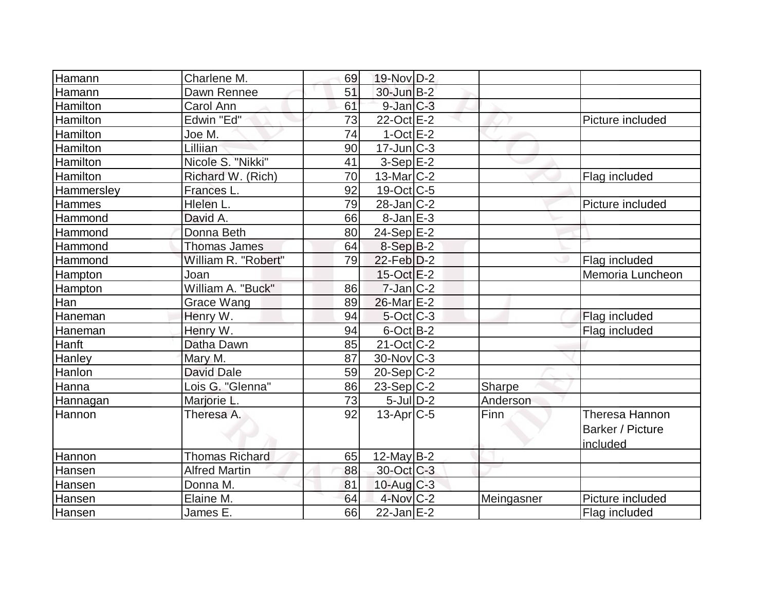| Hamann | Charlene M. | 69 | 19-Nov | D-2 | | |
|---|---|---|---|---|---|---|
| Hamann | Dawn Rennee | 51 | 30-Jun | B-2 | | |
| Hamilton | Carol Ann | 61 | 9-Jan | C-3 | | |
| Hamilton | Edwin "Ed" | 73 | 22-Oct | E-2 | | Picture included |
| Hamilton | Joe M. | 74 | 1-Oct | E-2 | | |
| Hamilton | Lilliian | 90 | 17-Jun | C-3 | | |
| Hamilton | Nicole S. "Nikki" | 41 | 3-Sep | E-2 | | |
| Hamilton | Richard W. (Rich) | 70 | 13-Mar | C-2 | | Flag included |
| Hammersley | Frances L. | 92 | 19-Oct | C-5 | | |
| Hammes | Hlelen L. | 79 | 28-Jan | C-2 | | Picture included |
| Hammond | David A. | 66 | 8-Jan | E-3 | | |
| Hammond | Donna Beth | 80 | 24-Sep | E-2 | | |
| Hammond | Thomas James | 64 | 8-Sep | B-2 | | |
| Hammond | William R. "Robert" | 79 | 22-Feb | D-2 | | Flag included |
| Hampton | Joan | | 15-Oct | E-2 | | Memoria Luncheon |
| Hampton | William A. "Buck" | 86 | 7-Jan | C-2 | | |
| Han | Grace Wang | 89 | 26-Mar | E-2 | | |
| Haneman | Henry W. | 94 | 5-Oct | C-3 | | Flag included |
| Haneman | Henry W. | 94 | 6-Oct | B-2 | | Flag included |
| Hanft | Datha Dawn | 85 | 21-Oct | C-2 | | |
| Hanley | Mary M. | 87 | 30-Nov | C-3 | | |
| Hanlon | David Dale | 59 | 20-Sep | C-2 | | |
| Hanna | Lois G. "Glenna" | 86 | 23-Sep | C-2 | Sharpe | |
| Hannagan | Marjorie L. | 73 | 5-Jul | D-2 | Anderson | |
| Hannon | Theresa A. | 92 | 13-Apr | C-5 | Finn | Theresa Hannon Barker / Picture included |
| Hannon | Thomas Richard | 65 | 12-May | B-2 | | |
| Hansen | Alfred Martin | 88 | 30-Oct | C-3 | | |
| Hansen | Donna M. | 81 | 10-Aug | C-3 | | |
| Hansen | Elaine M. | 64 | 4-Nov | C-2 | Meingasner | Picture included |
| Hansen | James E. | 66 | 22-Jan | E-2 | | Flag included |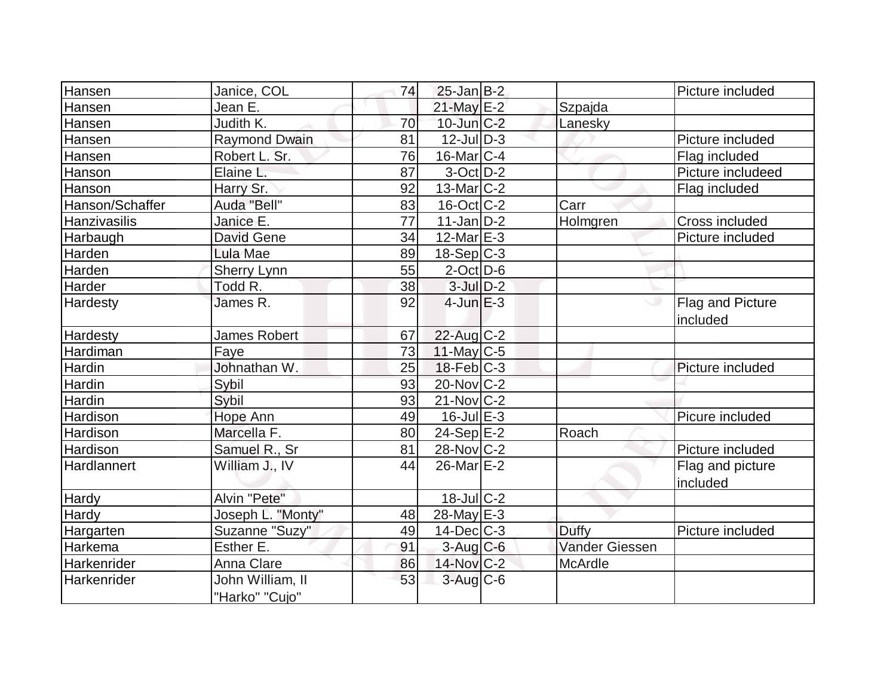| | | | | | | |
|---|---|---|---|---|---|---|
| Hansen | Janice, COL | 74 | 25-Jan | B-2 | | Picture included |
| Hansen | Jean E. | | 21-May | E-2 | Szpajda | |
| Hansen | Judith K. | 70 | 10-Jun | C-2 | Lanesky | |
| Hansen | Raymond Dwain | 81 | 12-Jul | D-3 | | Picture included |
| Hansen | Robert L. Sr. | 76 | 16-Mar | C-4 | | Flag included |
| Hanson | Elaine L. | 87 | 3-Oct | D-2 | | Picture includeed |
| Hanson | Harry Sr. | 92 | 13-Mar | C-2 | | Flag included |
| Hanson/Schaffer | Auda "Bell" | 83 | 16-Oct | C-2 | Carr | |
| Hanzivasilis | Janice E. | 77 | 11-Jan | D-2 | Holmgren | Cross included |
| Harbaugh | David Gene | 34 | 12-Mar | E-3 | | Picture included |
| Harden | Lula Mae | 89 | 18-Sep | C-3 | | |
| Harden | Sherry Lynn | 55 | 2-Oct | D-6 | | |
| Harder | Todd R. | 38 | 3-Jul | D-2 | | |
| Hardesty | James R. | 92 | 4-Jun | E-3 | | Flag and Picture included |
| Hardesty | James Robert | 67 | 22-Aug | C-2 | | |
| Hardiman | Faye | 73 | 11-May | C-5 | | |
| Hardin | Johnathan W. | 25 | 18-Feb | C-3 | | Picture included |
| Hardin | Sybil | 93 | 20-Nov | C-2 | | |
| Hardin | Sybil | 93 | 21-Nov | C-2 | | |
| Hardison | Hope Ann | 49 | 16-Jul | E-3 | | Picure included |
| Hardison | Marcella F. | 80 | 24-Sep | E-2 | Roach | |
| Hardison | Samuel R., Sr | 81 | 28-Nov | C-2 | | Picture included |
| Hardlannert | William J., IV | 44 | 26-Mar | E-2 | | Flag and picture included |
| Hardy | Alvin "Pete" | | 18-Jul | C-2 | | |
| Hardy | Joseph L. "Monty" | 48 | 28-May | E-3 | | |
| Hargarten | Suzanne "Suzy" | 49 | 14-Dec | C-3 | Duffy | Picture included |
| Harkema | Esther E. | 91 | 3-Aug | C-6 | Vander Giessen | |
| Harkenrider | Anna Clare | 86 | 14-Nov | C-2 | McArdle | |
| Harkenrider | John William, II "Harko" "Cujo" | 53 | 3-Aug | C-6 | | |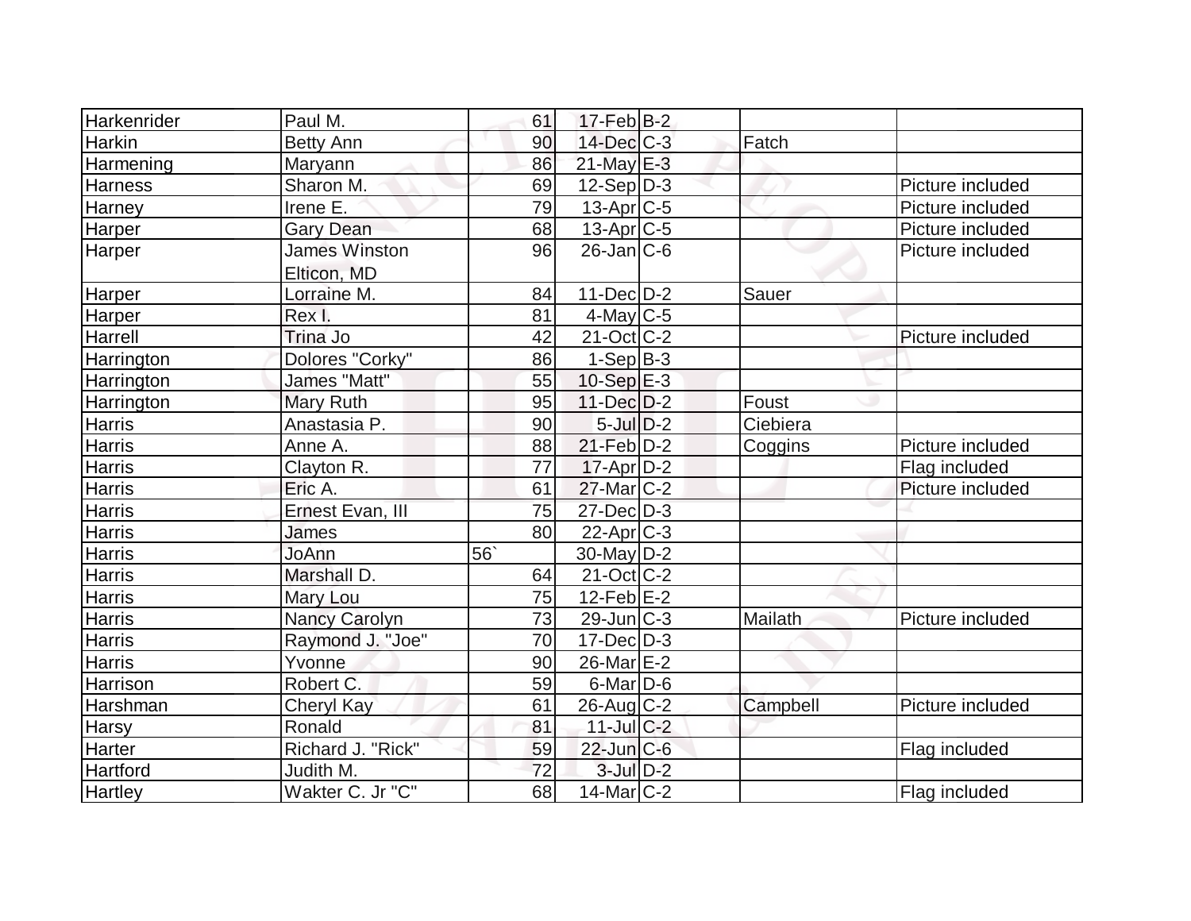| | | | | | | |
|---|---|---|---|---|---|---|
| Harkenrider | Paul M. | 61 | 17-Feb | B-2 | | |
| Harkin | Betty Ann | 90 | 14-Dec | C-3 | Fatch | |
| Harmening | Maryann | 86 | 21-May | E-3 | | |
| Harness | Sharon M. | 69 | 12-Sep | D-3 | | Picture included |
| Harney | Irene E. | 79 | 13-Apr | C-5 | | Picture included |
| Harper | Gary Dean | 68 | 13-Apr | C-5 | | Picture included |
| Harper | James Winston Elticon, MD | 96 | 26-Jan | C-6 | | Picture included |
| Harper | Lorraine M. | 84 | 11-Dec | D-2 | Sauer | |
| Harper | Rex I. | 81 | 4-May | C-5 | | |
| Harrell | Trina Jo | 42 | 21-Oct | C-2 | | Picture included |
| Harrington | Dolores "Corky" | 86 | 1-Sep | B-3 | | |
| Harrington | James "Matt" | 55 | 10-Sep | E-3 | | |
| Harrington | Mary Ruth | 95 | 11-Dec | D-2 | Foust | |
| Harris | Anastasia P. | 90 | 5-Jul | D-2 | Ciebiera | |
| Harris | Anne A. | 88 | 21-Feb | D-2 | Coggins | Picture included |
| Harris | Clayton R. | 77 | 17-Apr | D-2 | | Flag included |
| Harris | Eric A. | 61 | 27-Mar | C-2 | | Picture included |
| Harris | Ernest Evan, III | 75 | 27-Dec | D-3 | | |
| Harris | James | 80 | 22-Apr | C-3 | | |
| Harris | JoAnn | 56` | 30-May | D-2 | | |
| Harris | Marshall D. | 64 | 21-Oct | C-2 | | |
| Harris | Mary Lou | 75 | 12-Feb | E-2 | | |
| Harris | Nancy Carolyn | 73 | 29-Jun | C-3 | Mailath | Picture included |
| Harris | Raymond J. "Joe" | 70 | 17-Dec | D-3 | | |
| Harris | Yvonne | 90 | 26-Mar | E-2 | | |
| Harrison | Robert C. | 59 | 6-Mar | D-6 | | |
| Harshman | Cheryl Kay | 61 | 26-Aug | C-2 | Campbell | Picture included |
| Harsy | Ronald | 81 | 11-Jul | C-2 | | |
| Harter | Richard J. "Rick" | 59 | 22-Jun | C-6 | | Flag included |
| Hartford | Judith M. | 72 | 3-Jul | D-2 | | |
| Hartley | Wakter C. Jr "C" | 68 | 14-Mar | C-2 | | Flag included |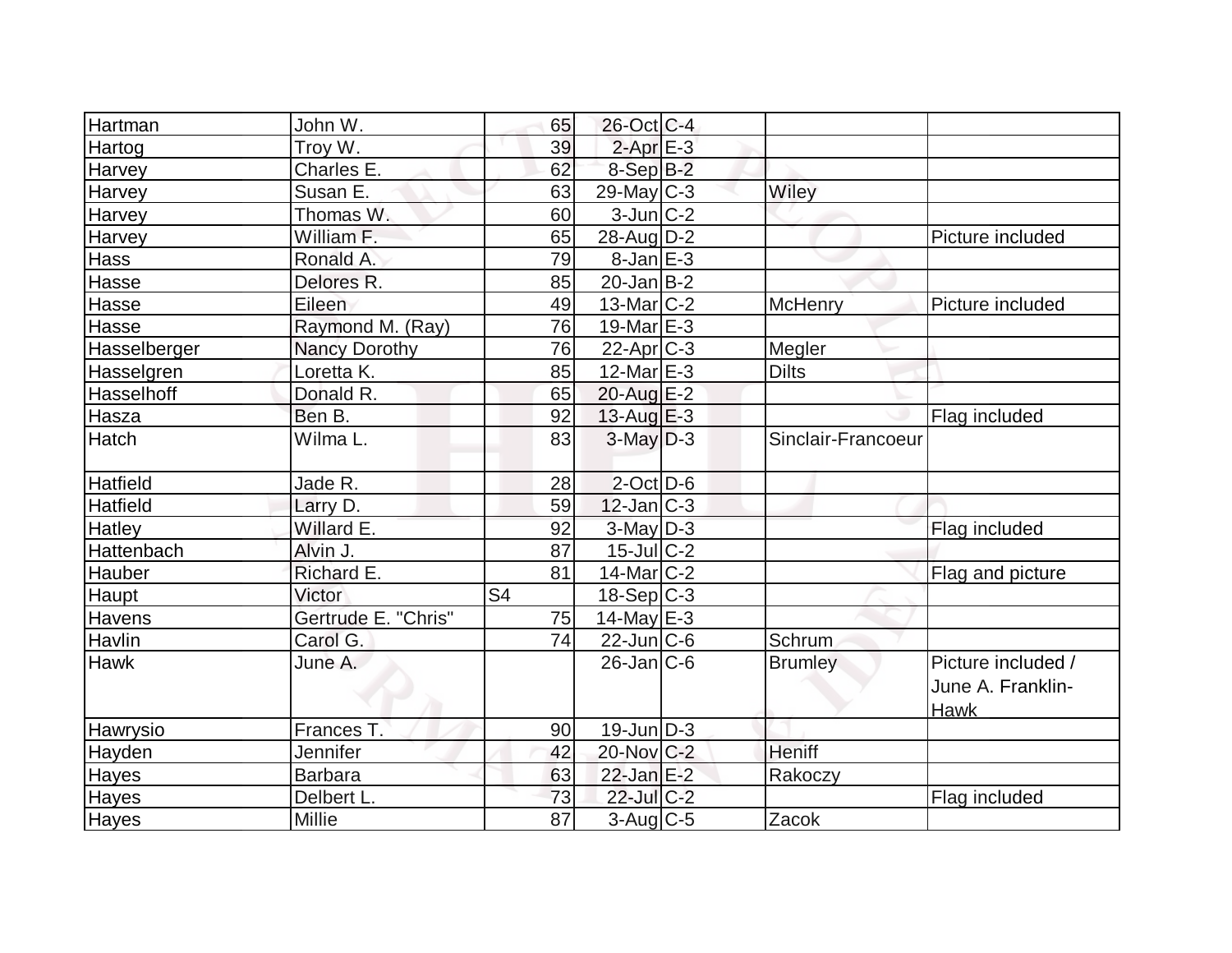| | | | | | | |
|---|---|---|---|---|---|---|
| Hartman | John W. | 65 | 26-Oct | C-4 | | |
| Hartog | Troy W. | 39 | 2-Apr | E-3 | | |
| Harvey | Charles E. | 62 | 8-Sep | B-2 | | |
| Harvey | Susan E. | 63 | 29-May | C-3 | Wiley | |
| Harvey | Thomas W. | 60 | 3-Jun | C-2 | | |
| Harvey | William F. | 65 | 28-Aug | D-2 | | Picture included |
| Hass | Ronald A. | 79 | 8-Jan | E-3 | | |
| Hasse | Delores R. | 85 | 20-Jan | B-2 | | |
| Hasse | Eileen | 49 | 13-Mar | C-2 | McHenry | Picture included |
| Hasse | Raymond M. (Ray) | 76 | 19-Mar | E-3 | | |
| Hasselberger | Nancy Dorothy | 76 | 22-Apr | C-3 | Megler | |
| Hasselgren | Loretta K. | 85 | 12-Mar | E-3 | Dilts | |
| Hasselhoff | Donald R. | 65 | 20-Aug | E-2 | | |
| Hasza | Ben B. | 92 | 13-Aug | E-3 | | Flag included |
| Hatch | Wilma L. | 83 | 3-May | D-3 | Sinclair-Francoeur | |
| Hatfield | Jade R. | 28 | 2-Oct | D-6 | | |
| Hatfield | Larry D. | 59 | 12-Jan | C-3 | | |
| Hatley | Willard E. | 92 | 3-May | D-3 | | Flag included |
| Hattenbach | Alvin J. | 87 | 15-Jul | C-2 | | |
| Hauber | Richard E. | 81 | 14-Mar | C-2 | | Flag and picture |
| Haupt | Victor | S4 | 18-Sep | C-3 | | |
| Havens | Gertrude E. "Chris" | 75 | 14-May | E-3 | | |
| Havlin | Carol G. | 74 | 22-Jun | C-6 | Schrum | |
| Hawk | June A. | | 26-Jan | C-6 | Brumley | Picture included / June A. Franklin-Hawk |
| Hawrysio | Frances T. | 90 | 19-Jun | D-3 | | |
| Hayden | Jennifer | 42 | 20-Nov | C-2 | Heniff | |
| Hayes | Barbara | 63 | 22-Jan | E-2 | Rakoczy | |
| Hayes | Delbert L. | 73 | 22-Jul | C-2 | | Flag included |
| Hayes | Millie | 87 | 3-Aug | C-5 | Zacok | |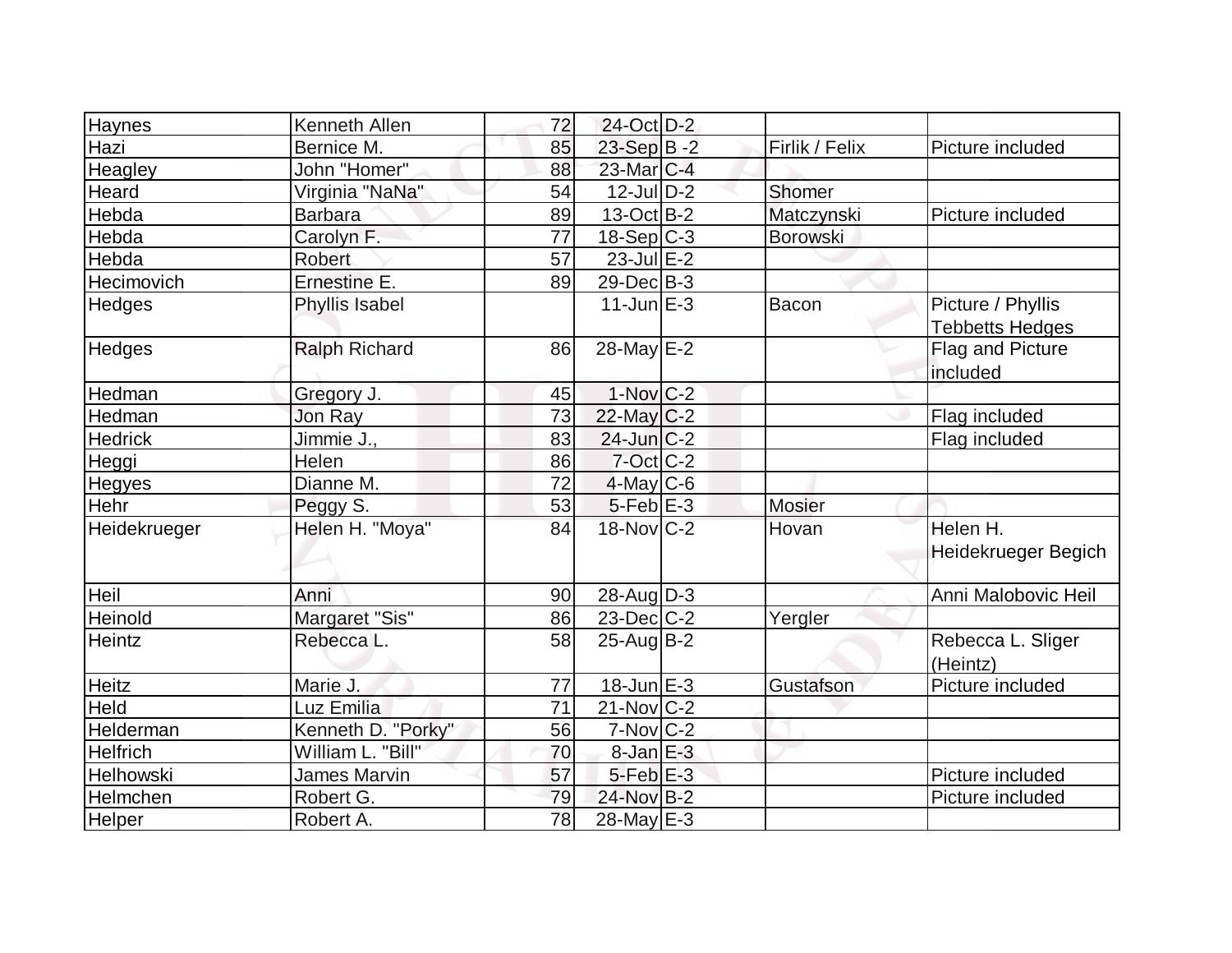| | | | | | | |
|---|---|---|---|---|---|---|
| Haynes | Kenneth Allen | 72 | 24-Oct | D-2 | | |
| Hazi | Bernice M. | 85 | 23-Sep | B -2 | Firlik / Felix | Picture included |
| Heagley | John "Homer" | 88 | 23-Mar | C-4 | | |
| Heard | Virginia "NaNa" | 54 | 12-Jul | D-2 | Shomer | |
| Hebda | Barbara | 89 | 13-Oct | B-2 | Matczynski | Picture included |
| Hebda | Carolyn F. | 77 | 18-Sep | C-3 | Borowski | |
| Hebda | Robert | 57 | 23-Jul | E-2 | | |
| Hecimovich | Ernestine E. | 89 | 29-Dec | B-3 | | |
| Hedges | Phyllis Isabel | | 11-Jun | E-3 | Bacon | Picture / Phyllis Tebbetts Hedges |
| Hedges | Ralph Richard | 86 | 28-May | E-2 | | Flag and Picture included |
| Hedman | Gregory J. | 45 | 1-Nov | C-2 | | |
| Hedman | Jon Ray | 73 | 22-May | C-2 | | Flag included |
| Hedrick | Jimmie J., | 83 | 24-Jun | C-2 | | Flag included |
| Heggi | Helen | 86 | 7-Oct | C-2 | | |
| Hegyes | Dianne M. | 72 | 4-May | C-6 | | |
| Hehr | Peggy S. | 53 | 5-Feb | E-3 | Mosier | |
| Heidekrueger | Helen H. "Moya" | 84 | 18-Nov | C-2 | Hovan | Helen H. Heidekrueger Begich |
| Heil | Anni | 90 | 28-Aug | D-3 | | Anni Malobovic Heil |
| Heinold | Margaret "Sis" | 86 | 23-Dec | C-2 | Yergler | |
| Heintz | Rebecca L. | 58 | 25-Aug | B-2 | | Rebecca L. Sliger (Heintz) |
| Heitz | Marie J. | 77 | 18-Jun | E-3 | Gustafson | Picture included |
| Held | Luz Emilia | 71 | 21-Nov | C-2 | | |
| Helderman | Kenneth D. "Porky" | 56 | 7-Nov | C-2 | | |
| Helfrich | William L. "Bill" | 70 | 8-Jan | E-3 | | |
| Helhowski | James Marvin | 57 | 5-Feb | E-3 | | Picture included |
| Helmchen | Robert G. | 79 | 24-Nov | B-2 | | Picture included |
| Helper | Robert A. | 78 | 28-May | E-3 | | |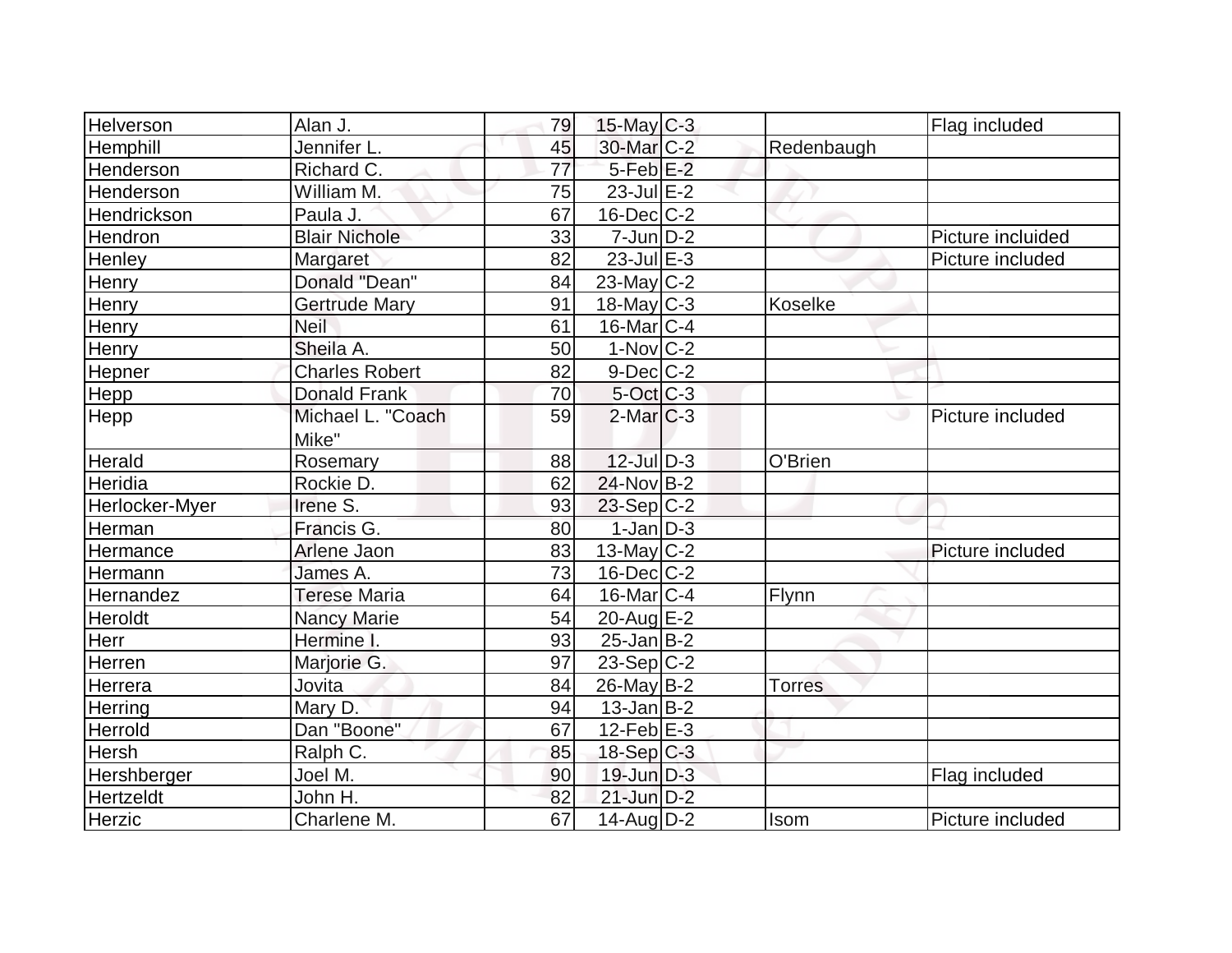| Helverson | Alan J. | 79 | 15-May | C-3 | | Flag included |
|---|---|---|---|---|---|---|
| Hemphill | Jennifer L. | 45 | 30-Mar | C-2 | Redenbaugh | |
| Henderson | Richard C. | 77 | 5-Feb | E-2 | | |
| Henderson | William M. | 75 | 23-Jul | E-2 | | |
| Hendrickson | Paula J. | 67 | 16-Dec | C-2 | | |
| Hendron | Blair Nichole | 33 | 7-Jun | D-2 | | Picture incluided |
| Henley | Margaret | 82 | 23-Jul | E-3 | | Picture included |
| Henry | Donald "Dean" | 84 | 23-May | C-2 | | |
| Henry | Gertrude Mary | 91 | 18-May | C-3 | Koselke | |
| Henry | Neil | 61 | 16-Mar | C-4 | | |
| Henry | Sheila A. | 50 | 1-Nov | C-2 | | |
| Hepner | Charles Robert | 82 | 9-Dec | C-2 | | |
| Hepp | Donald Frank | 70 | 5-Oct | C-3 | | |
| Hepp | Michael L. "Coach Mike" | 59 | 2-Mar | C-3 | | Picture included |
| Herald | Rosemary | 88 | 12-Jul | D-3 | O'Brien | |
| Heridia | Rockie D. | 62 | 24-Nov | B-2 | | |
| Herlocker-Myer | Irene S. | 93 | 23-Sep | C-2 | | |
| Herman | Francis G. | 80 | 1-Jan | D-3 | | |
| Hermance | Arlene Jaon | 83 | 13-May | C-2 | | Picture included |
| Hermann | James A. | 73 | 16-Dec | C-2 | | |
| Hernandez | Terese Maria | 64 | 16-Mar | C-4 | Flynn | |
| Heroldt | Nancy Marie | 54 | 20-Aug | E-2 | | |
| Herr | Hermine I. | 93 | 25-Jan | B-2 | | |
| Herren | Marjorie G. | 97 | 23-Sep | C-2 | | |
| Herrera | Jovita | 84 | 26-May | B-2 | Torres | |
| Herring | Mary D. | 94 | 13-Jan | B-2 | | |
| Herrold | Dan "Boone" | 67 | 12-Feb | E-3 | | |
| Hersh | Ralph C. | 85 | 18-Sep | C-3 | | |
| Hershberger | Joel M. | 90 | 19-Jun | D-3 | | Flag included |
| Hertzeldt | John H. | 82 | 21-Jun | D-2 | | |
| Herzic | Charlene M. | 67 | 14-Aug | D-2 | Isom | Picture included |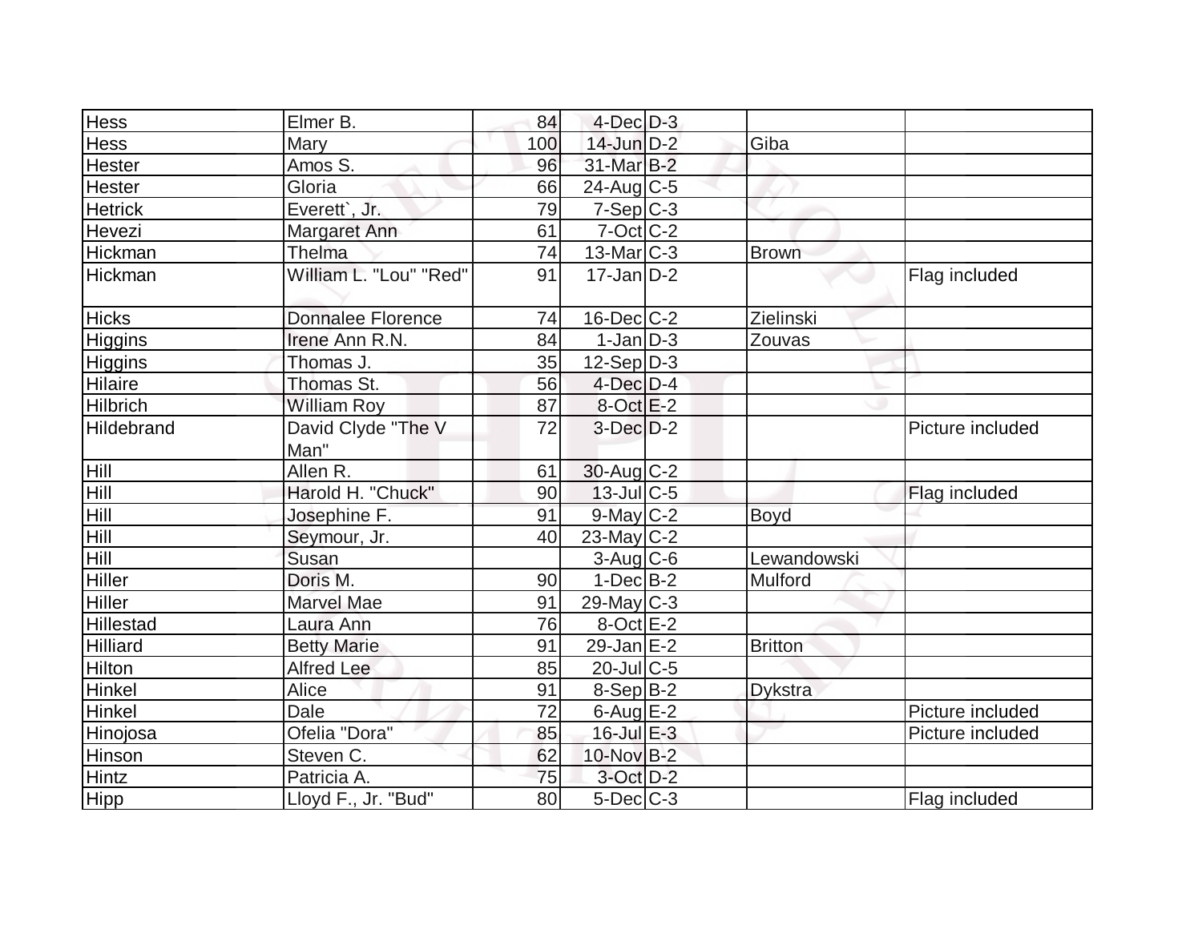| | | | | | | |
|---|---|---|---|---|---|---|
| Hess | Elmer B. | 84 | 4-Dec | D-3 | | |
| Hess | Mary | 100 | 14-Jun | D-2 | Giba | |
| Hester | Amos S. | 96 | 31-Mar | B-2 | | |
| Hester | Gloria | 66 | 24-Aug | C-5 | | |
| Hetrick | Everett`, Jr. | 79 | 7-Sep | C-3 | | |
| Hevezi | Margaret Ann | 61 | 7-Oct | C-2 | | |
| Hickman | Thelma | 74 | 13-Mar | C-3 | Brown | |
| Hickman | William L. "Lou" "Red" | 91 | 17-Jan | D-2 | | Flag included |
| Hicks | Donnalee Florence | 74 | 16-Dec | C-2 | Zielinski | |
| Higgins | Irene Ann R.N. | 84 | 1-Jan | D-3 | Zouvas | |
| Higgins | Thomas J. | 35 | 12-Sep | D-3 | | |
| Hilaire | Thomas St. | 56 | 4-Dec | D-4 | | |
| Hilbrich | William Roy | 87 | 8-Oct | E-2 | | |
| Hildebrand | David Clyde "The V Man" | 72 | 3-Dec | D-2 | | Picture included |
| Hill | Allen R. | 61 | 30-Aug | C-2 | | |
| Hill | Harold H. "Chuck" | 90 | 13-Jul | C-5 | | Flag included |
| Hill | Josephine F. | 91 | 9-May | C-2 | Boyd | |
| Hill | Seymour, Jr. | 40 | 23-May | C-2 | | |
| Hill | Susan | | 3-Aug | C-6 | Lewandowski | |
| Hiller | Doris M. | 90 | 1-Dec | B-2 | Mulford | |
| Hiller | Marvel Mae | 91 | 29-May | C-3 | | |
| Hillestad | Laura Ann | 76 | 8-Oct | E-2 | | |
| Hilliard | Betty Marie | 91 | 29-Jan | E-2 | Britton | |
| Hilton | Alfred Lee | 85 | 20-Jul | C-5 | | |
| Hinkel | Alice | 91 | 8-Sep | B-2 | Dykstra | |
| Hinkel | Dale | 72 | 6-Aug | E-2 | | Picture included |
| Hinojosa | Ofelia "Dora" | 85 | 16-Jul | E-3 | | Picture included |
| Hinson | Steven C. | 62 | 10-Nov | B-2 | | |
| Hintz | Patricia A. | 75 | 3-Oct | D-2 | | |
| Hipp | Lloyd F., Jr. "Bud" | 80 | 5-Dec | C-3 | | Flag included |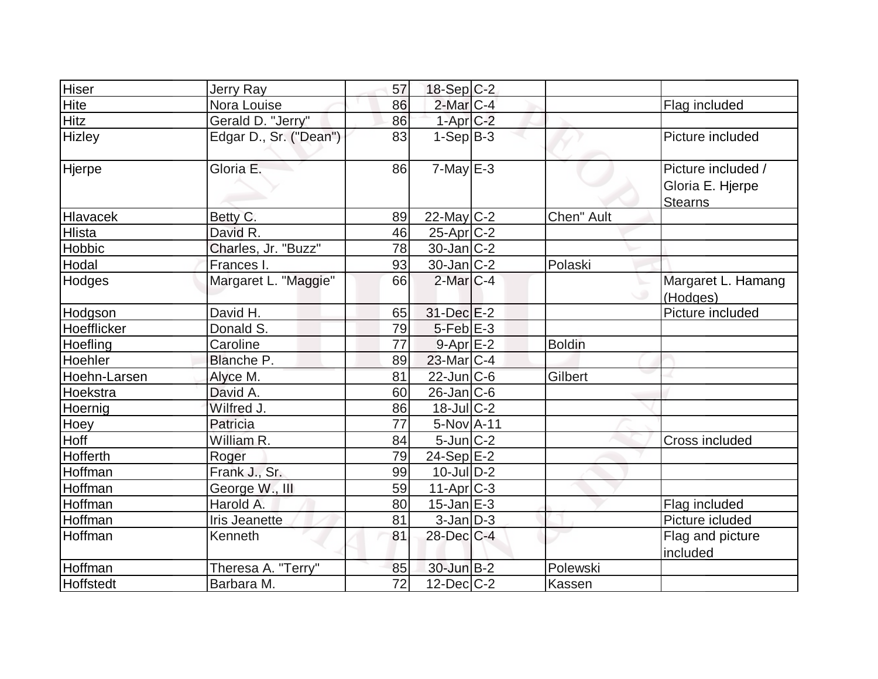| | | | | | | |
|---|---|---|---|---|---|---|
| Hiser | Jerry Ray | 57 | 18-Sep | C-2 | | |
| Hite | Nora Louise | 86 | 2-Mar | C-4 | | Flag included |
| Hitz | Gerald D. "Jerry" | 86 | 1-Apr | C-2 | | |
| Hizley | Edgar D., Sr. ("Dean") | 83 | 1-Sep | B-3 | | Picture included |
| Hjerpe | Gloria E. | 86 | 7-May | E-3 | | Picture included / Gloria E. Hjerpe Stearns |
| Hlavacek | Betty C. | 89 | 22-May | C-2 | Chen" Ault | |
| Hlista | David R. | 46 | 25-Apr | C-2 | | |
| Hobbic | Charles, Jr. "Buzz" | 78 | 30-Jan | C-2 | | |
| Hodal | Frances I. | 93 | 30-Jan | C-2 | Polaski | |
| Hodges | Margaret L. "Maggie" | 66 | 2-Mar | C-4 | | Margaret L. Hamang (Hodges) |
| Hodgson | David H. | 65 | 31-Dec | E-2 | | Picture included |
| Hoefflicker | Donald S. | 79 | 5-Feb | E-3 | | |
| Hoefling | Caroline | 77 | 9-Apr | E-2 | Boldin | |
| Hoehler | Blanche P. | 89 | 23-Mar | C-4 | | |
| Hoehn-Larsen | Alyce M. | 81 | 22-Jun | C-6 | Gilbert | |
| Hoekstra | David A. | 60 | 26-Jan | C-6 | | |
| Hoernig | Wilfred J. | 86 | 18-Jul | C-2 | | |
| Hoey | Patricia | 77 | 5-Nov | A-11 | | |
| Hoff | William R. | 84 | 5-Jun | C-2 | | Cross included |
| Hofferth | Roger | 79 | 24-Sep | E-2 | | |
| Hoffman | Frank J., Sr. | 99 | 10-Jul | D-2 | | |
| Hoffman | George W., III | 59 | 11-Apr | C-3 | | |
| Hoffman | Harold A. | 80 | 15-Jan | E-3 | | Flag included |
| Hoffman | Iris Jeanette | 81 | 3-Jan | D-3 | | Picture icluded |
| Hoffman | Kenneth | 81 | 28-Dec | C-4 | | Flag and picture included |
| Hoffman | Theresa A. "Terry" | 85 | 30-Jun | B-2 | Polewski | |
| Hoffstedt | Barbara M. | 72 | 12-Dec | C-2 | Kassen | |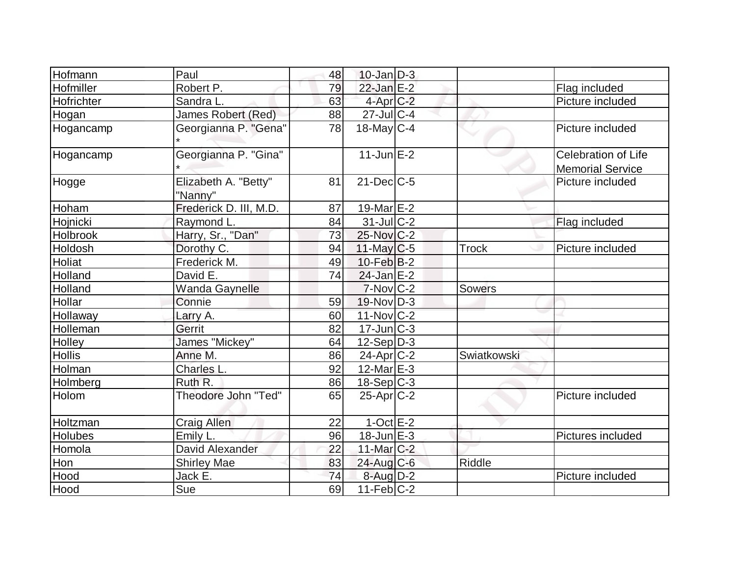| | | | | | | |
|---|---|---|---|---|---|---|
| Hofmann | Paul | 48 | 10-Jan | D-3 | | |
| Hofmiller | Robert P. | 79 | 22-Jan | E-2 | | Flag included |
| Hofrichter | Sandra L. | 63 | 4-Apr | C-2 | | Picture included |
| Hogan | James Robert (Red) | 88 | 27-Jul | C-4 | | |
| Hogancamp | Georgianna P. "Gena" * | 78 | 18-May | C-4 | | Picture included |
| Hogancamp | Georgianna P. "Gina" * | | 11-Jun | E-2 | | Celebration of Life Memorial Service |
| Hogge | Elizabeth A. "Betty" "Nanny" | 81 | 21-Dec | C-5 | | Picture included |
| Hoham | Frederick D. III, M.D. | 87 | 19-Mar | E-2 | | |
| Hojnicki | Raymond L. | 84 | 31-Jul | C-2 | | Flag included |
| Holbrook | Harry, Sr., "Dan" | 73 | 25-Nov | C-2 | | |
| Holdosh | Dorothy C. | 94 | 11-May | C-5 | Trock | Picture included |
| Holiat | Frederick M. | 49 | 10-Feb | B-2 | | |
| Holland | David E. | 74 | 24-Jan | E-2 | | |
| Holland | Wanda Gaynelle | | 7-Nov | C-2 | Sowers | |
| Hollar | Connie | 59 | 19-Nov | D-3 | | |
| Hollaway | Larry A. | 60 | 11-Nov | C-2 | | |
| Holleman | Gerrit | 82 | 17-Jun | C-3 | | |
| Holley | James "Mickey" | 64 | 12-Sep | D-3 | | |
| Hollis | Anne M. | 86 | 24-Apr | C-2 | Swiatkowski | |
| Holman | Charles L. | 92 | 12-Mar | E-3 | | |
| Holmberg | Ruth R. | 86 | 18-Sep | C-3 | | |
| Holom | Theodore John "Ted" | 65 | 25-Apr | C-2 | | Picture included |
| Holtzman | Craig Allen | 22 | 1-Oct | E-2 | | |
| Holubes | Emily L. | 96 | 18-Jun | E-3 | | Pictures included |
| Homola | David Alexander | 22 | 11-Mar | C-2 | | |
| Hon | Shirley Mae | 83 | 24-Aug | C-6 | Riddle | |
| Hood | Jack E. | 74 | 8-Aug | D-2 | | Picture included |
| Hood | Sue | 69 | 11-Feb | C-2 | | |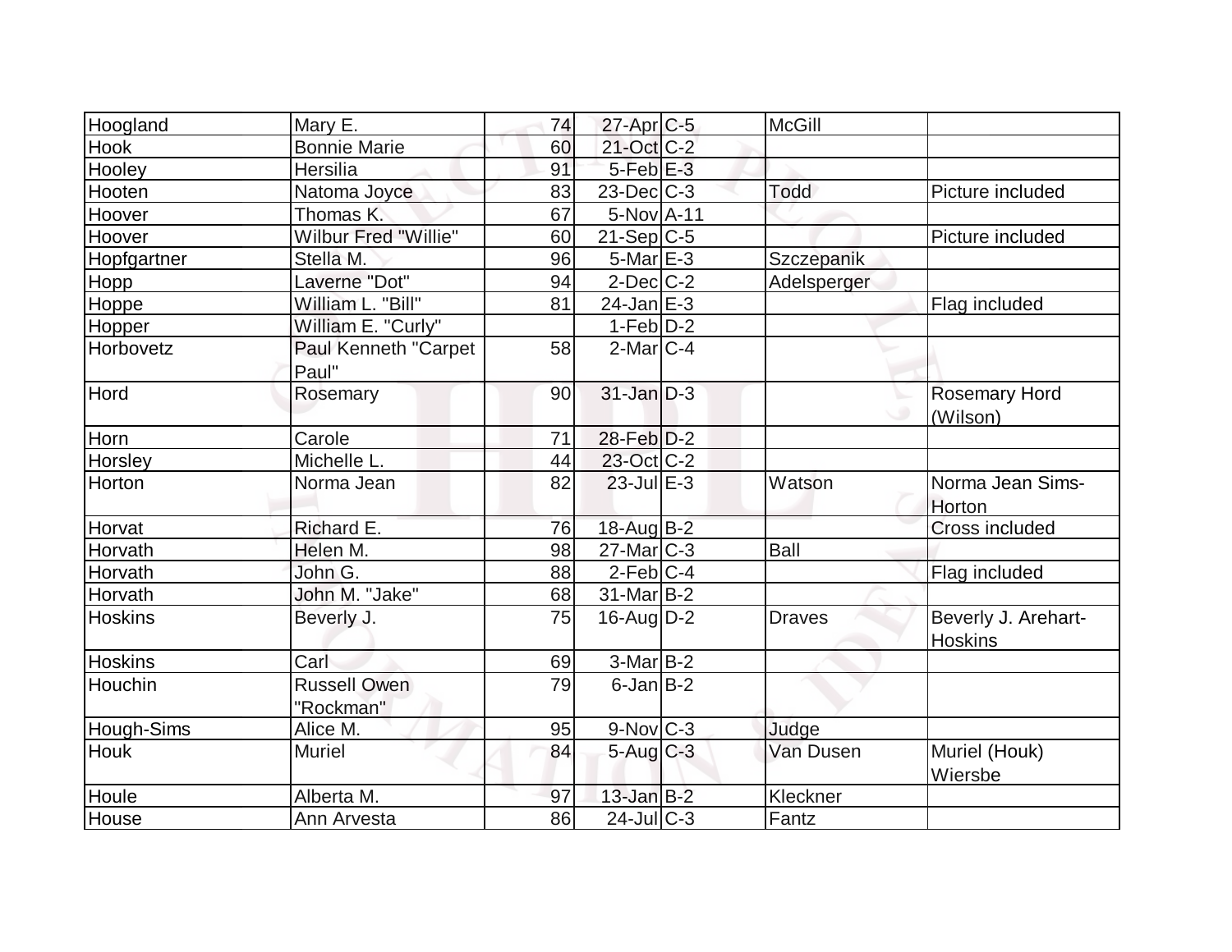| | | | | | | |
|---|---|---|---|---|---|---|
| Hoogland | Mary E. | 74 | 27-Apr | C-5 | McGill | |
| Hook | Bonnie Marie | 60 | 21-Oct | C-2 | | |
| Hooley | Hersilia | 91 | 5-Feb | E-3 | | |
| Hooten | Natoma Joyce | 83 | 23-Dec | C-3 | Todd | Picture included |
| Hoover | Thomas K. | 67 | 5-Nov | A-11 | | |
| Hoover | Wilbur Fred "Willie" | 60 | 21-Sep | C-5 | | Picture included |
| Hopfgartner | Stella M. | 96 | 5-Mar | E-3 | Szczepanik | |
| Hopp | Laverne "Dot" | 94 | 2-Dec | C-2 | Adelsperger | |
| Hoppe | William L. "Bill" | 81 | 24-Jan | E-3 | | Flag included |
| Hopper | William E. "Curly" | | 1-Feb | D-2 | | |
| Horbovetz | Paul Kenneth "Carpet Paul" | 58 | 2-Mar | C-4 | | |
| Hord | Rosemary | 90 | 31-Jan | D-3 | | Rosemary Hord (Wilson) |
| Horn | Carole | 71 | 28-Feb | D-2 | | |
| Horsley | Michelle L. | 44 | 23-Oct | C-2 | | |
| Horton | Norma Jean | 82 | 23-Jul | E-3 | Watson | Norma Jean Sims-Horton |
| Horvat | Richard E. | 76 | 18-Aug | B-2 | | Cross included |
| Horvath | Helen M. | 98 | 27-Mar | C-3 | Ball | |
| Horvath | John G. | 88 | 2-Feb | C-4 | | Flag included |
| Horvath | John M. "Jake" | 68 | 31-Mar | B-2 | | |
| Hoskins | Beverly J. | 75 | 16-Aug | D-2 | Draves | Beverly J. Arehart-Hoskins |
| Hoskins | Carl | 69 | 3-Mar | B-2 | | |
| Houchin | Russell Owen "Rockman" | 79 | 6-Jan | B-2 | | |
| Hough-Sims | Alice M. | 95 | 9-Nov | C-3 | Judge | |
| Houk | Muriel | 84 | 5-Aug | C-3 | Van Dusen | Muriel (Houk) Wiersbe |
| Houle | Alberta M. | 97 | 13-Jan | B-2 | Kleckner | |
| House | Ann Arvesta | 86 | 24-Jul | C-3 | Fantz | |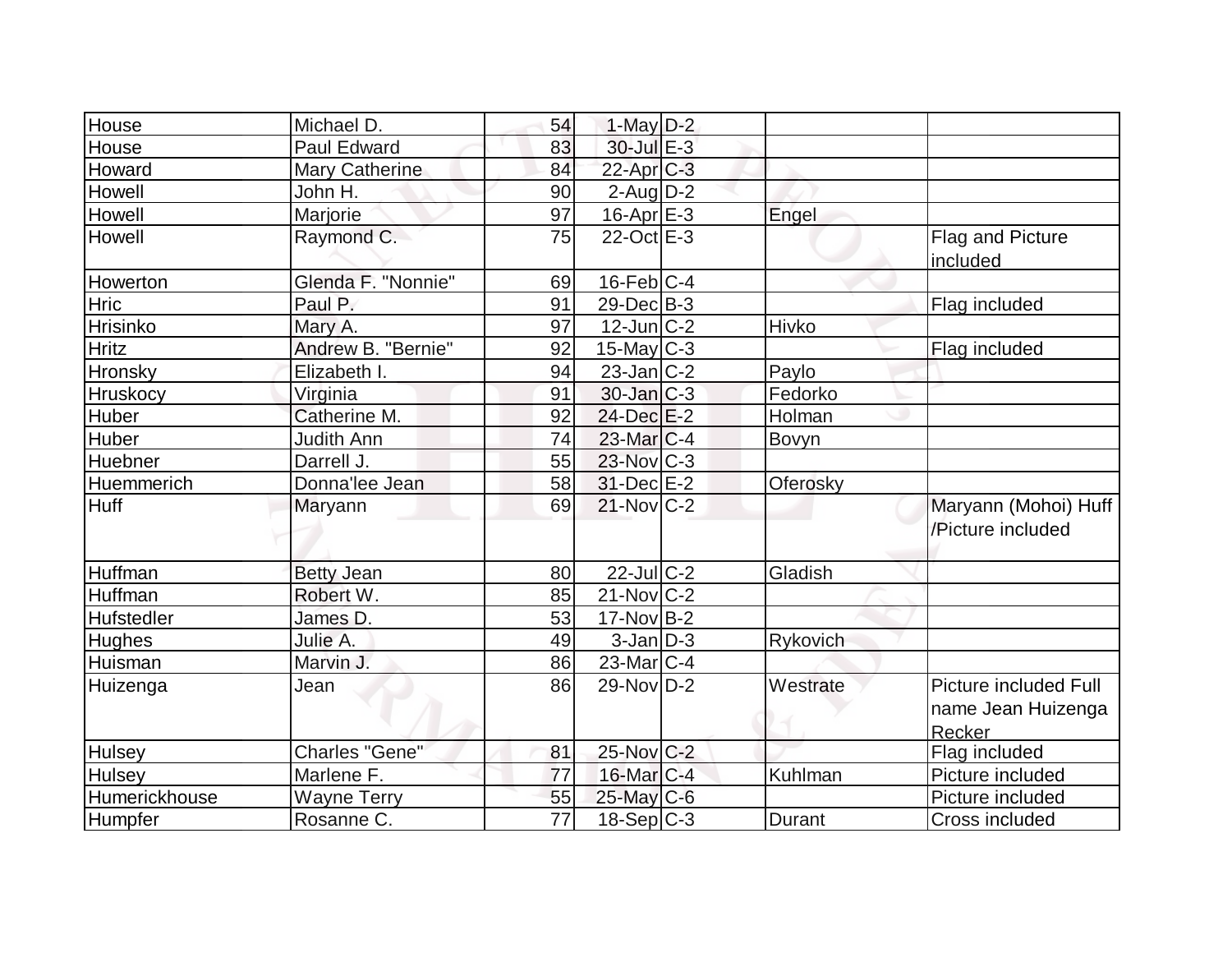| | | | | | | |
|---|---|---|---|---|---|---|
| House | Michael D. | 54 | 1-May | D-2 | | |
| House | Paul Edward | 83 | 30-Jul | E-3 | | |
| Howard | Mary Catherine | 84 | 22-Apr | C-3 | | |
| Howell | John H. | 90 | 2-Aug | D-2 | | |
| Howell | Marjorie | 97 | 16-Apr | E-3 | Engel | |
| Howell | Raymond C. | 75 | 22-Oct | E-3 | | Flag and Picture included |
| Howerton | Glenda F. "Nonnie" | 69 | 16-Feb | C-4 | | |
| Hric | Paul P. | 91 | 29-Dec | B-3 | | Flag included |
| Hrisinko | Mary A. | 97 | 12-Jun | C-2 | Hivko | |
| Hritz | Andrew B. "Bernie" | 92 | 15-May | C-3 | | Flag included |
| Hronsky | Elizabeth I. | 94 | 23-Jan | C-2 | Paylo | |
| Hruskocy | Virginia | 91 | 30-Jan | C-3 | Fedorko | |
| Huber | Catherine M. | 92 | 24-Dec | E-2 | Holman | |
| Huber | Judith Ann | 74 | 23-Mar | C-4 | Bovyn | |
| Huebner | Darrell J. | 55 | 23-Nov | C-3 | | |
| Huemmerich | Donna'lee Jean | 58 | 31-Dec | E-2 | Oferosky | |
| Huff | Maryann | 69 | 21-Nov | C-2 | | Maryann (Mohoi) Huff /Picture included |
| Huffman | Betty Jean | 80 | 22-Jul | C-2 | Gladish | |
| Huffman | Robert W. | 85 | 21-Nov | C-2 | | |
| Hufstedler | James D. | 53 | 17-Nov | B-2 | | |
| Hughes | Julie A. | 49 | 3-Jan | D-3 | Rykovich | |
| Huisman | Marvin J. | 86 | 23-Mar | C-4 | | |
| Huizenga | Jean | 86 | 29-Nov | D-2 | Westrate | Picture included Full name Jean Huizenga Recker |
| Hulsey | Charles "Gene" | 81 | 25-Nov | C-2 | | Flag included |
| Hulsey | Marlene F. | 77 | 16-Mar | C-4 | Kuhlman | Picture included |
| Humerickhouse | Wayne Terry | 55 | 25-May | C-6 | | Picture included |
| Humpfer | Rosanne C. | 77 | 18-Sep | C-3 | Durant | Cross included |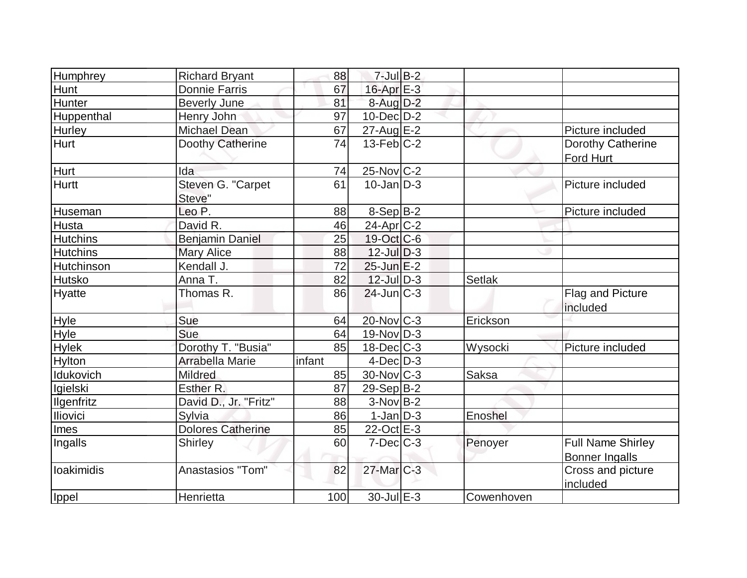| Humphrey | Richard Bryant | 88 | 7-Jul | B-2 | | |
|---|---|---|---|---|---|---|
| Hunt | Donnie Farris | 67 | 16-Apr | E-3 | | |
| Hunter | Beverly June | 81 | 8-Aug | D-2 | | |
| Huppenthal | Henry John | 97 | 10-Dec | D-2 | | |
| Hurley | Michael Dean | 67 | 27-Aug | E-2 | | Picture included |
| Hurt | Doothy Catherine | 74 | 13-Feb | C-2 | | Dorothy Catherine Ford Hurt |
| Hurt | Ida | 74 | 25-Nov | C-2 | | |
| Hurtt | Steven G. "Carpet Steve" | 61 | 10-Jan | D-3 | | Picture included |
| Huseman | Leo P. | 88 | 8-Sep | B-2 | | Picture included |
| Husta | David R. | 46 | 24-Apr | C-2 | | |
| Hutchins | Benjamin Daniel | 25 | 19-Oct | C-6 | | |
| Hutchins | Mary Alice | 88 | 12-Jul | D-3 | | |
| Hutchinson | Kendall J. | 72 | 25-Jun | E-2 | | |
| Hutsko | Anna T. | 82 | 12-Jul | D-3 | Setlak | |
| Hyatte | Thomas R. | 86 | 24-Jun | C-3 | | Flag and Picture included |
| Hyle | Sue | 64 | 20-Nov | C-3 | Erickson | |
| Hyle | Sue | 64 | 19-Nov | D-3 | | |
| Hylek | Dorothy T. "Busia" | 85 | 18-Dec | C-3 | Wysocki | Picture included |
| Hylton | Arrabella Marie | infant | 4-Dec | D-3 | | |
| Idukovich | Mildred | 85 | 30-Nov | C-3 | Saksa | |
| Igielski | Esther R. | 87 | 29-Sep | B-2 | | |
| Ilgenfritz | David D., Jr. "Fritz" | 88 | 3-Nov | B-2 | | |
| Iliovici | Sylvia | 86 | 1-Jan | D-3 | Enoshel | |
| Imes | Dolores Catherine | 85 | 22-Oct | E-3 | | |
| Ingalls | Shirley | 60 | 7-Dec | C-3 | Penoyer | Full Name Shirley Bonner Ingalls |
| Ioakimidis | Anastasios "Tom" | 82 | 27-Mar | C-3 | | Cross and picture included |
| Ippel | Henrietta | 100 | 30-Jul | E-3 | Cowenhoven | |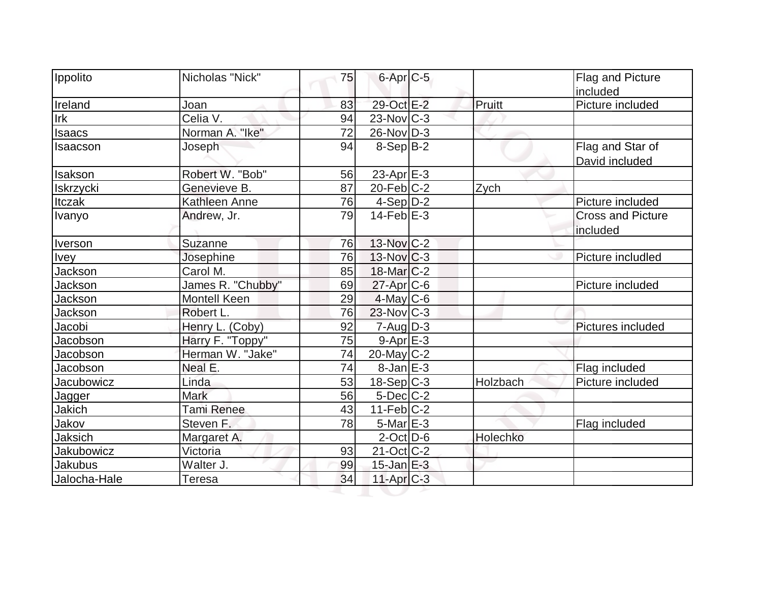| | | | | | | |
|---|---|---|---|---|---|---|
| Ippolito | Nicholas "Nick" | 75 | 6-Apr | C-5 | | Flag and Picture included |
| Ireland | Joan | 83 | 29-Oct | E-2 | Pruitt | Picture included |
| Irk | Celia V. | 94 | 23-Nov | C-3 | | |
| Isaacs | Norman A. "Ike" | 72 | 26-Nov | D-3 | | |
| Isaacson | Joseph | 94 | 8-Sep | B-2 | | Flag and Star of David included |
| Isakson | Robert W. "Bob" | 56 | 23-Apr | E-3 | | |
| Iskrzycki | Genevieve B. | 87 | 20-Feb | C-2 | Zych | |
| Itczak | Kathleen Anne | 76 | 4-Sep | D-2 | | Picture included |
| Ivanyo | Andrew, Jr. | 79 | 14-Feb | E-3 | | Cross and Picture included |
| Iverson | Suzanne | 76 | 13-Nov | C-2 | | |
| Ivey | Josephine | 76 | 13-Nov | C-3 | | Picture includled |
| Jackson | Carol M. | 85 | 18-Mar | C-2 | | |
| Jackson | James R. "Chubby" | 69 | 27-Apr | C-6 | | Picture included |
| Jackson | Montell Keen | 29 | 4-May | C-6 | | |
| Jackson | Robert L. | 76 | 23-Nov | C-3 | | |
| Jacobi | Henry L. (Coby) | 92 | 7-Aug | D-3 | | Pictures included |
| Jacobson | Harry F. "Toppy" | 75 | 9-Apr | E-3 | | |
| Jacobson | Herman W. "Jake" | 74 | 20-May | C-2 | | |
| Jacobson | Neal E. | 74 | 8-Jan | E-3 | | Flag included |
| Jacubowicz | Linda | 53 | 18-Sep | C-3 | Holzbach | Picture included |
| Jagger | Mark | 56 | 5-Dec | C-2 | | |
| Jakich | Tami Renee | 43 | 11-Feb | C-2 | | |
| Jakov | Steven F. | 78 | 5-Mar | E-3 | | Flag included |
| Jaksich | Margaret A. | | 2-Oct | D-6 | Holechko | |
| Jakubowicz | Victoria | 93 | 21-Oct | C-2 | | |
| Jakubus | Walter J. | 99 | 15-Jan | E-3 | | |
| Jalocha-Hale | Teresa | 34 | 11-Apr | C-3 | | |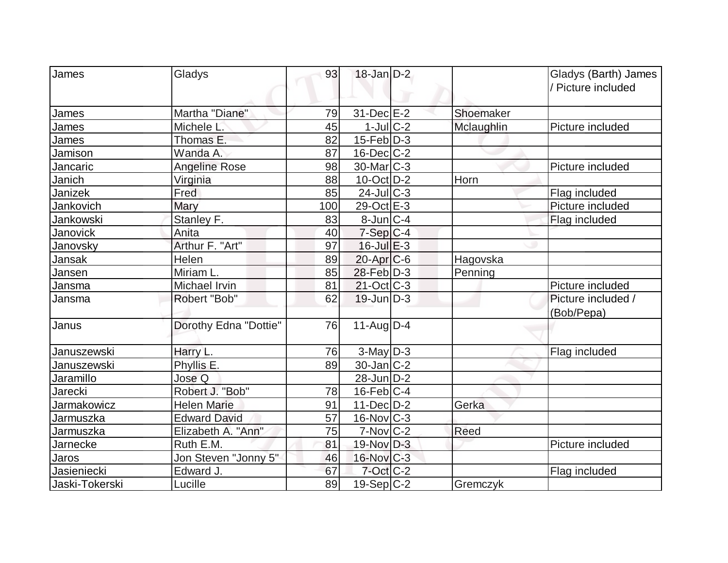| | | | | | | |
|---|---|---|---|---|---|---|
| James | Gladys | 93 | 18-Jan | D-2 | | Gladys (Barth) James / Picture included |
| James | Martha "Diane" | 79 | 31-Dec | E-2 | Shoemaker | |
| James | Michele L. | 45 | 1-Jul | C-2 | Mclaughlin | Picture included |
| James | Thomas E. | 82 | 15-Feb | D-3 | | |
| Jamison | Wanda A. | 87 | 16-Dec | C-2 | | |
| Jancaric | Angeline Rose | 98 | 30-Mar | C-3 | | Picture included |
| Janich | Virginia | 88 | 10-Oct | D-2 | Horn | |
| Janizek | Fred | 85 | 24-Jul | C-3 | | Flag included |
| Jankovich | Mary | 100 | 29-Oct | E-3 | | Picture included |
| Jankowski | Stanley F. | 83 | 8-Jun | C-4 | | Flag included |
| Janovick | Anita | 40 | 7-Sep | C-4 | | |
| Janovsky | Arthur F. "Art" | 97 | 16-Jul | E-3 | | |
| Jansak | Helen | 89 | 20-Apr | C-6 | Hagovska | |
| Jansen | Miriam L. | 85 | 28-Feb | D-3 | Penning | |
| Jansma | Michael Irvin | 81 | 21-Oct | C-3 | | Picture included |
| Jansma | Robert "Bob" | 62 | 19-Jun | D-3 | | Picture included / (Bob/Pepa) |
| Janus | Dorothy Edna "Dottie" | 76 | 11-Aug | D-4 | | |
| Januszewski | Harry L. | 76 | 3-May | D-3 | | Flag included |
| Januszewski | Phyllis E. | 89 | 30-Jan | C-2 | | |
| Jaramillo | Jose Q | | 28-Jun | D-2 | | |
| Jarecki | Robert J. "Bob" | 78 | 16-Feb | C-4 | | |
| Jarmakowicz | Helen Marie | 91 | 11-Dec | D-2 | Gerka | |
| Jarmuszka | Edward David | 57 | 16-Nov | C-3 | | |
| Jarmuszka | Elizabeth A. "Ann" | 75 | 7-Nov | C-2 | Reed | |
| Jarnecke | Ruth E.M. | 81 | 19-Nov | D-3 | | Picture included |
| Jaros | Jon Steven "Jonny 5" | 46 | 16-Nov | C-3 | | |
| Jasieniecki | Edward J. | 67 | 7-Oct | C-2 | | Flag included |
| Jaski-Tokerski | Lucille | 89 | 19-Sep | C-2 | Gremczyk | |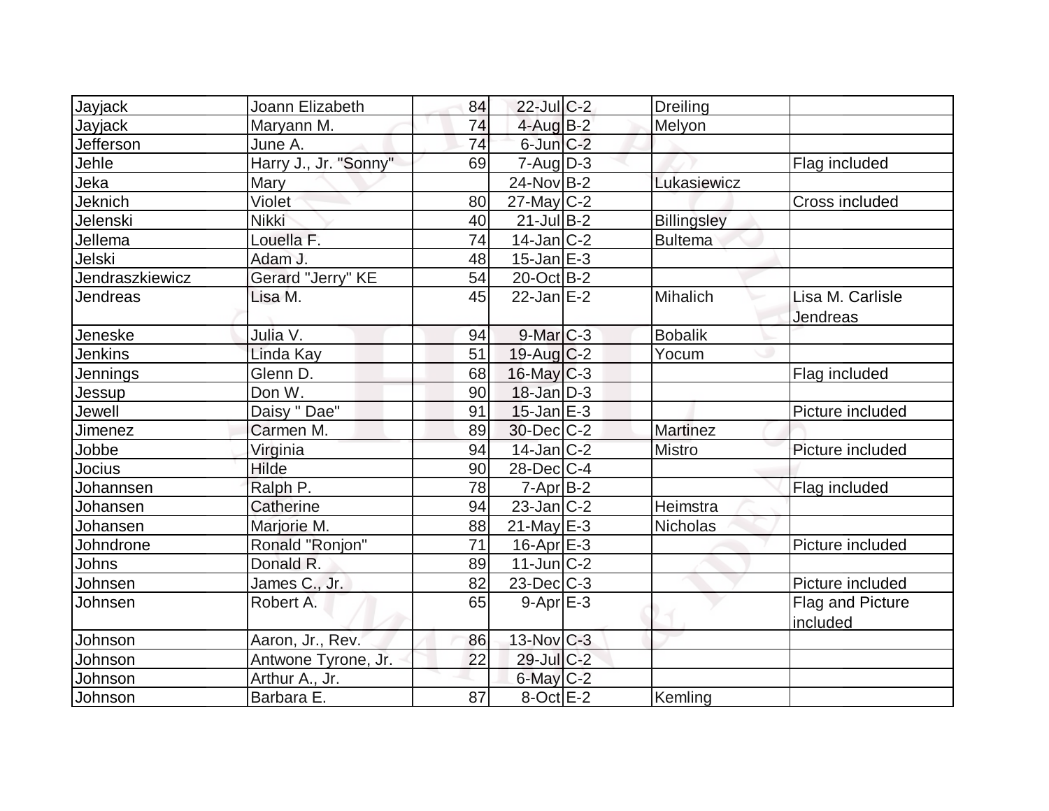| | | | | | | |
|---|---|---|---|---|---|---|
| Jayjack | Joann Elizabeth | 84 | 22-Jul | C-2 | Dreiling | |
| Jayjack | Maryann M. | 74 | 4-Aug | B-2 | Melyon | |
| Jefferson | June A. | 74 | 6-Jun | C-2 | | |
| Jehle | Harry J., Jr. "Sonny" | 69 | 7-Aug | D-3 | | Flag included |
| Jeka | Mary | | 24-Nov | B-2 | Lukasiewicz | |
| Jeknich | Violet | 80 | 27-May | C-2 | | Cross included |
| Jelenski | Nikki | 40 | 21-Jul | B-2 | Billingsley | |
| Jellema | Louella F. | 74 | 14-Jan | C-2 | Bultema | |
| Jelski | Adam J. | 48 | 15-Jan | E-3 | | |
| Jendraszkiewicz | Gerard "Jerry" KE | 54 | 20-Oct | B-2 | | |
| Jendreas | Lisa M. | 45 | 22-Jan | E-2 | Mihalich | Lisa M. Carlisle Jendreas |
| Jeneske | Julia V. | 94 | 9-Mar | C-3 | Bobalik | |
| Jenkins | Linda Kay | 51 | 19-Aug | C-2 | Yocum | |
| Jennings | Glenn D. | 68 | 16-May | C-3 | | Flag included |
| Jessup | Don W. | 90 | 18-Jan | D-3 | | |
| Jewell | Daisy " Dae" | 91 | 15-Jan | E-3 | | Picture included |
| Jimenez | Carmen M. | 89 | 30-Dec | C-2 | Martinez | |
| Jobbe | Virginia | 94 | 14-Jan | C-2 | Mistro | Picture included |
| Jocius | Hilde | 90 | 28-Dec | C-4 | | |
| Johannsen | Ralph P. | 78 | 7-Apr | B-2 | | Flag included |
| Johansen | Catherine | 94 | 23-Jan | C-2 | Heimstra | |
| Johansen | Marjorie M. | 88 | 21-May | E-3 | Nicholas | |
| Johndrone | Ronald "Ronjon" | 71 | 16-Apr | E-3 | | Picture included |
| Johns | Donald R. | 89 | 11-Jun | C-2 | | |
| Johnsen | James C., Jr. | 82 | 23-Dec | C-3 | | Picture included |
| Johnsen | Robert A. | 65 | 9-Apr | E-3 | | Flag and Picture included |
| Johnson | Aaron, Jr., Rev. | 86 | 13-Nov | C-3 | | |
| Johnson | Antwone Tyrone, Jr. | 22 | 29-Jul | C-2 | | |
| Johnson | Arthur A., Jr. | | 6-May | C-2 | | |
| Johnson | Barbara E. | 87 | 8-Oct | E-2 | Kemling | |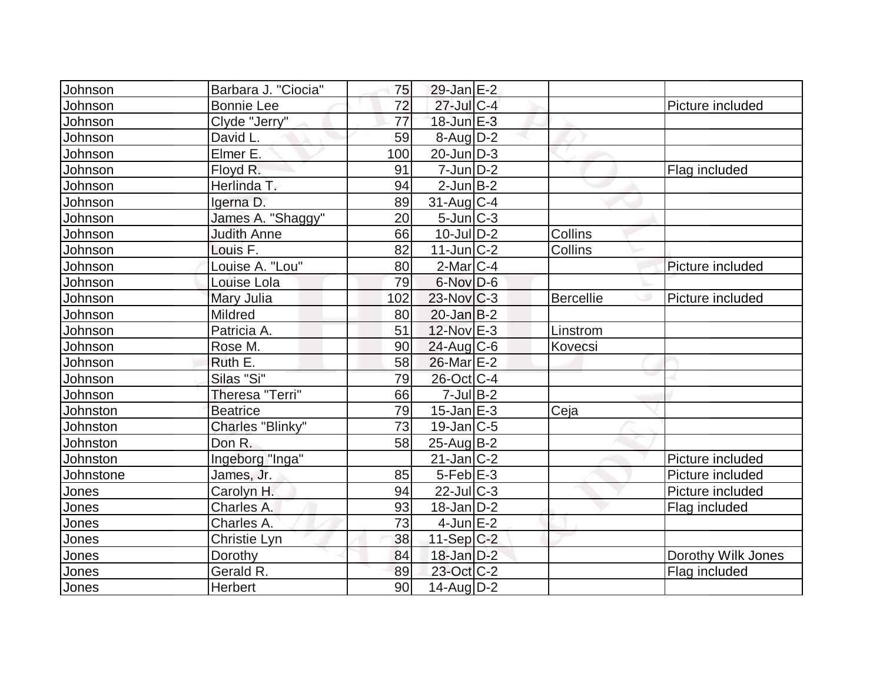| | | | | | | |
|---|---|---|---|---|---|---|
| Johnson | Barbara J. "Ciocia" | 75 | 29-Jan | E-2 | | |
| Johnson | Bonnie Lee | 72 | 27-Jul | C-4 | | Picture included |
| Johnson | Clyde "Jerry" | 77 | 18-Jun | E-3 | | |
| Johnson | David L. | 59 | 8-Aug | D-2 | | |
| Johnson | Elmer E. | 100 | 20-Jun | D-3 | | |
| Johnson | Floyd R. | 91 | 7-Jun | D-2 | | Flag included |
| Johnson | Herlinda T. | 94 | 2-Jun | B-2 | | |
| Johnson | Igerna D. | 89 | 31-Aug | C-4 | | |
| Johnson | James A. "Shaggy" | 20 | 5-Jun | C-3 | | |
| Johnson | Judith Anne | 66 | 10-Jul | D-2 | Collins | |
| Johnson | Louis F. | 82 | 11-Jun | C-2 | Collins | |
| Johnson | Louise A. "Lou" | 80 | 2-Mar | C-4 | | Picture included |
| Johnson | Louise Lola | 79 | 6-Nov | D-6 | | |
| Johnson | Mary Julia | 102 | 23-Nov | C-3 | Bercellie | Picture included |
| Johnson | Mildred | 80 | 20-Jan | B-2 | | |
| Johnson | Patricia A. | 51 | 12-Nov | E-3 | Linstrom | |
| Johnson | Rose M. | 90 | 24-Aug | C-6 | Kovecsi | |
| Johnson | Ruth E. | 58 | 26-Mar | E-2 | | |
| Johnson | Silas "Si" | 79 | 26-Oct | C-4 | | |
| Johnson | Theresa "Terri" | 66 | 7-Jul | B-2 | | |
| Johnston | Beatrice | 79 | 15-Jan | E-3 | Ceja | |
| Johnston | Charles "Blinky" | 73 | 19-Jan | C-5 | | |
| Johnston | Don R. | 58 | 25-Aug | B-2 | | |
| Johnston | Ingeborg "Inga" | | 21-Jan | C-2 | | Picture included |
| Johnstone | James, Jr. | 85 | 5-Feb | E-3 | | Picture included |
| Jones | Carolyn H. | 94 | 22-Jul | C-3 | | Picture included |
| Jones | Charles A. | 93 | 18-Jan | D-2 | | Flag included |
| Jones | Charles A. | 73 | 4-Jun | E-2 | | |
| Jones | Christie Lyn | 38 | 11-Sep | C-2 | | |
| Jones | Dorothy | 84 | 18-Jan | D-2 | | Dorothy Wilk Jones |
| Jones | Gerald R. | 89 | 23-Oct | C-2 | | Flag included |
| Jones | Herbert | 90 | 14-Aug | D-2 | | |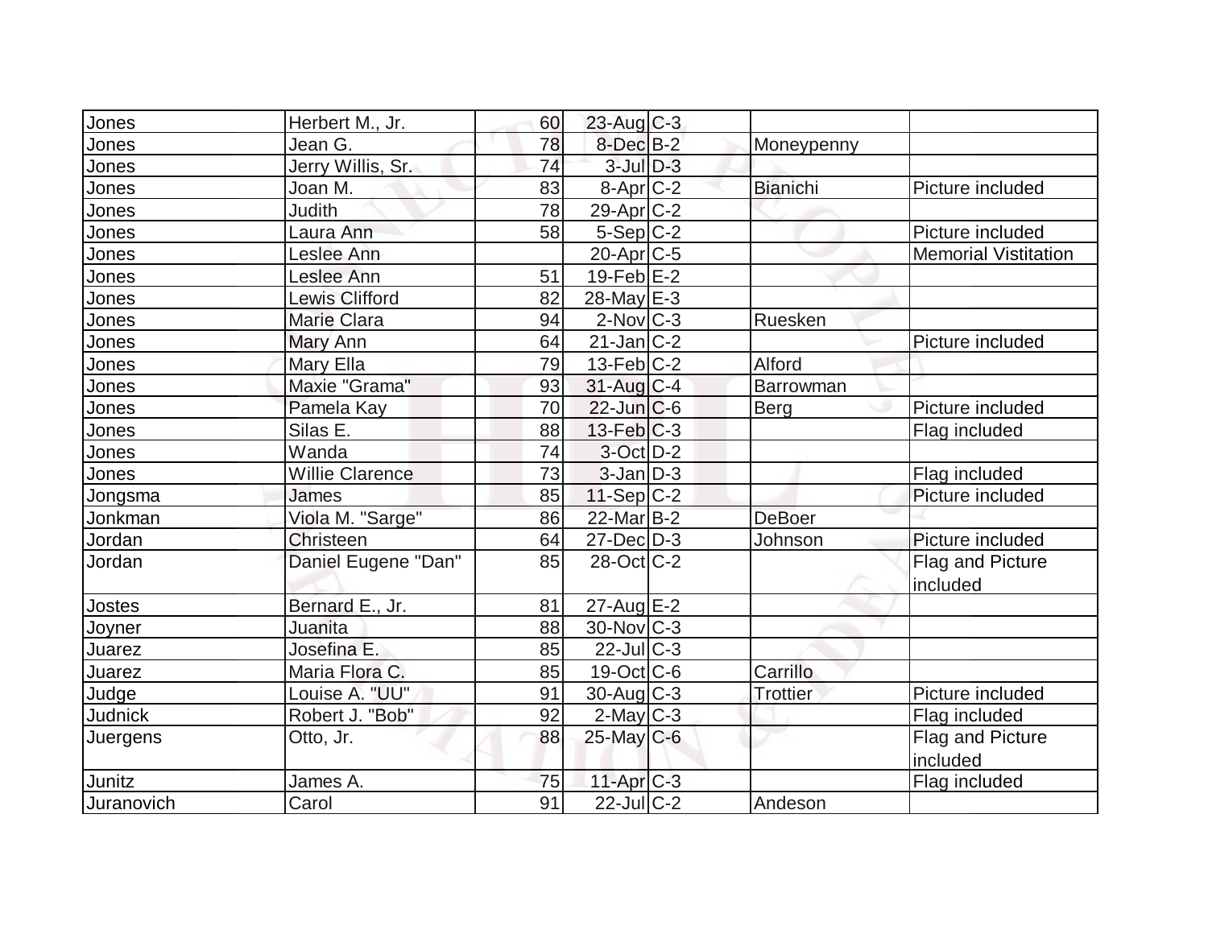| | | | | | | |
|---|---|---|---|---|---|---|
| Jones | Herbert M., Jr. | 60 | 23-Aug | C-3 | | |
| Jones | Jean G. | 78 | 8-Dec | B-2 | Moneypenny | |
| Jones | Jerry Willis, Sr. | 74 | 3-Jul | D-3 | | |
| Jones | Joan M. | 83 | 8-Apr | C-2 | Bianichi | Picture included |
| Jones | Judith | 78 | 29-Apr | C-2 | | |
| Jones | Laura Ann | 58 | 5-Sep | C-2 | | Picture included |
| Jones | Leslee Ann | | 20-Apr | C-5 | | Memorial Vistitation |
| Jones | Leslee Ann | 51 | 19-Feb | E-2 | | |
| Jones | Lewis Clifford | 82 | 28-May | E-3 | | |
| Jones | Marie Clara | 94 | 2-Nov | C-3 | Ruesken | |
| Jones | Mary Ann | 64 | 21-Jan | C-2 | | Picture included |
| Jones | Mary Ella | 79 | 13-Feb | C-2 | Alford | |
| Jones | Maxie "Grama" | 93 | 31-Aug | C-4 | Barrowman | |
| Jones | Pamela Kay | 70 | 22-Jun | C-6 | Berg | Picture included |
| Jones | Silas E. | 88 | 13-Feb | C-3 | | Flag included |
| Jones | Wanda | 74 | 3-Oct | D-2 | | |
| Jones | Willie Clarence | 73 | 3-Jan | D-3 | | Flag included |
| Jongsma | James | 85 | 11-Sep | C-2 | | Picture included |
| Jonkman | Viola M. "Sarge" | 86 | 22-Mar | B-2 | DeBoer | |
| Jordan | Christeen | 64 | 27-Dec | D-3 | Johnson | Picture included |
| Jordan | Daniel Eugene "Dan" | 85 | 28-Oct | C-2 | | Flag and Picture included |
| Jostes | Bernard E., Jr. | 81 | 27-Aug | E-2 | | |
| Joyner | Juanita | 88 | 30-Nov | C-3 | | |
| Juarez | Josefina E. | 85 | 22-Jul | C-3 | | |
| Juarez | Maria Flora C. | 85 | 19-Oct | C-6 | Carrillo | |
| Judge | Louise A. "UU" | 91 | 30-Aug | C-3 | Trottier | Picture included |
| Judnick | Robert J. "Bob" | 92 | 2-May | C-3 | | Flag included |
| Juergens | Otto, Jr. | 88 | 25-May | C-6 | | Flag and Picture included |
| Junitz | James A. | 75 | 11-Apr | C-3 | | Flag included |
| Juranovich | Carol | 91 | 22-Jul | C-2 | Andeson | |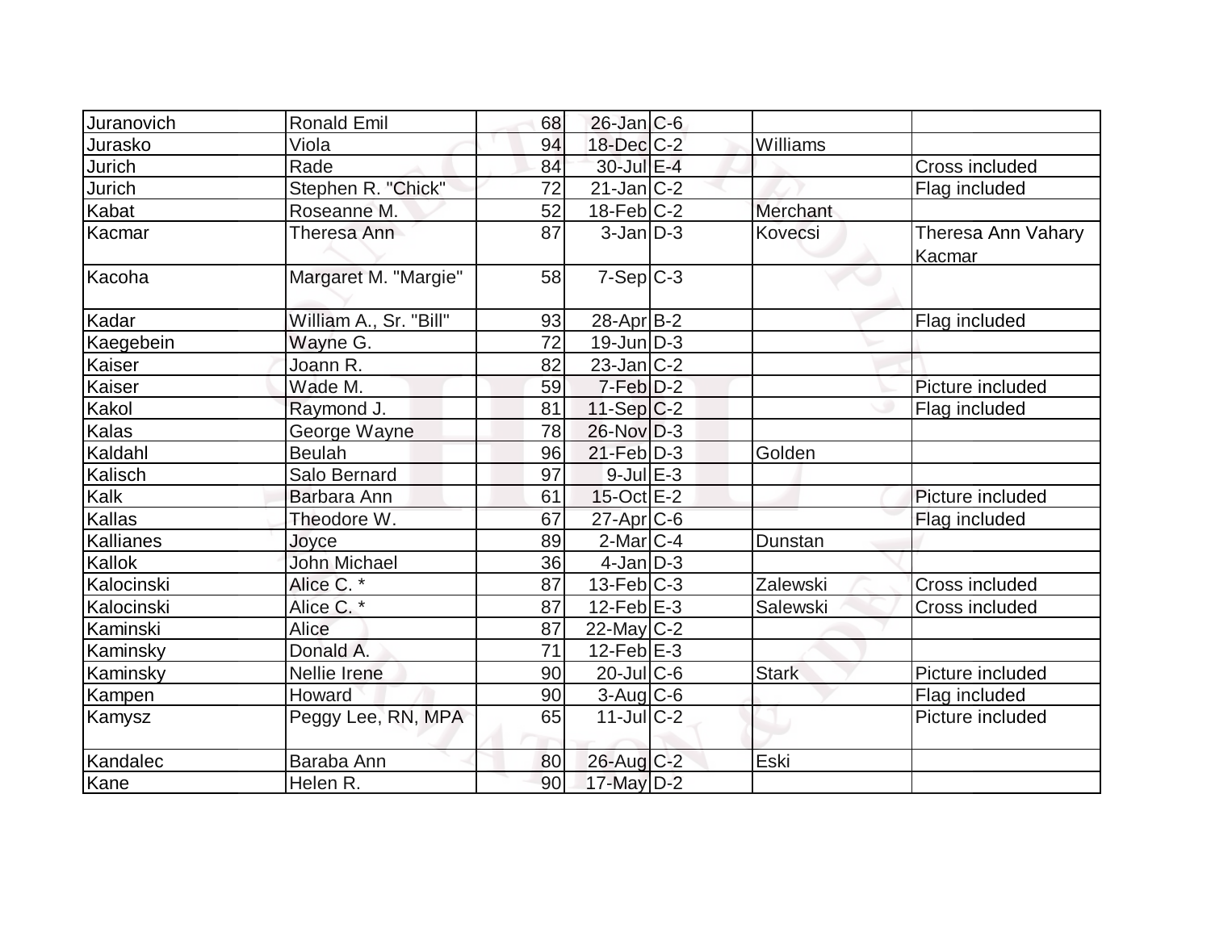| | | | | | | |
|---|---|---|---|---|---|---|
| Juranovich | Ronald Emil | 68 | 26-Jan | C-6 | | |
| Jurasko | Viola | 94 | 18-Dec | C-2 | Williams | |
| Jurich | Rade | 84 | 30-Jul | E-4 | | Cross included |
| Jurich | Stephen R. "Chick" | 72 | 21-Jan | C-2 | | Flag included |
| Kabat | Roseanne M. | 52 | 18-Feb | C-2 | Merchant | |
| Kacmar | Theresa Ann | 87 | 3-Jan | D-3 | Kovecsi | Theresa Ann Vahary Kacmar |
| Kacoha | Margaret M. "Margie" | 58 | 7-Sep | C-3 | | |
| Kadar | William A., Sr. "Bill" | 93 | 28-Apr | B-2 | | Flag included |
| Kaegebein | Wayne G. | 72 | 19-Jun | D-3 | | |
| Kaiser | Joann R. | 82 | 23-Jan | C-2 | | |
| Kaiser | Wade M. | 59 | 7-Feb | D-2 | | Picture included |
| Kakol | Raymond J. | 81 | 11-Sep | C-2 | | Flag included |
| Kalas | George Wayne | 78 | 26-Nov | D-3 | | |
| Kaldahl | Beulah | 96 | 21-Feb | D-3 | Golden | |
| Kalisch | Salo Bernard | 97 | 9-Jul | E-3 | | |
| Kalk | Barbara Ann | 61 | 15-Oct | E-2 | | Picture included |
| Kallas | Theodore W. | 67 | 27-Apr | C-6 | | Flag included |
| Kallianes | Joyce | 89 | 2-Mar | C-4 | Dunstan | |
| Kallok | John Michael | 36 | 4-Jan | D-3 | | |
| Kalocinski | Alice C. * | 87 | 13-Feb | C-3 | Zalewski | Cross included |
| Kalocinski | Alice C. * | 87 | 12-Feb | E-3 | Salewski | Cross included |
| Kaminski | Alice | 87 | 22-May | C-2 | | |
| Kaminsky | Donald A. | 71 | 12-Feb | E-3 | | |
| Kaminsky | Nellie Irene | 90 | 20-Jul | C-6 | Stark | Picture included |
| Kampen | Howard | 90 | 3-Aug | C-6 | | Flag included |
| Kamysz | Peggy Lee, RN, MPA | 65 | 11-Jul | C-2 | | Picture included |
| Kandalec | Baraba Ann | 80 | 26-Aug | C-2 | Eski | |
| Kane | Helen R. | 90 | 17-May | D-2 | | |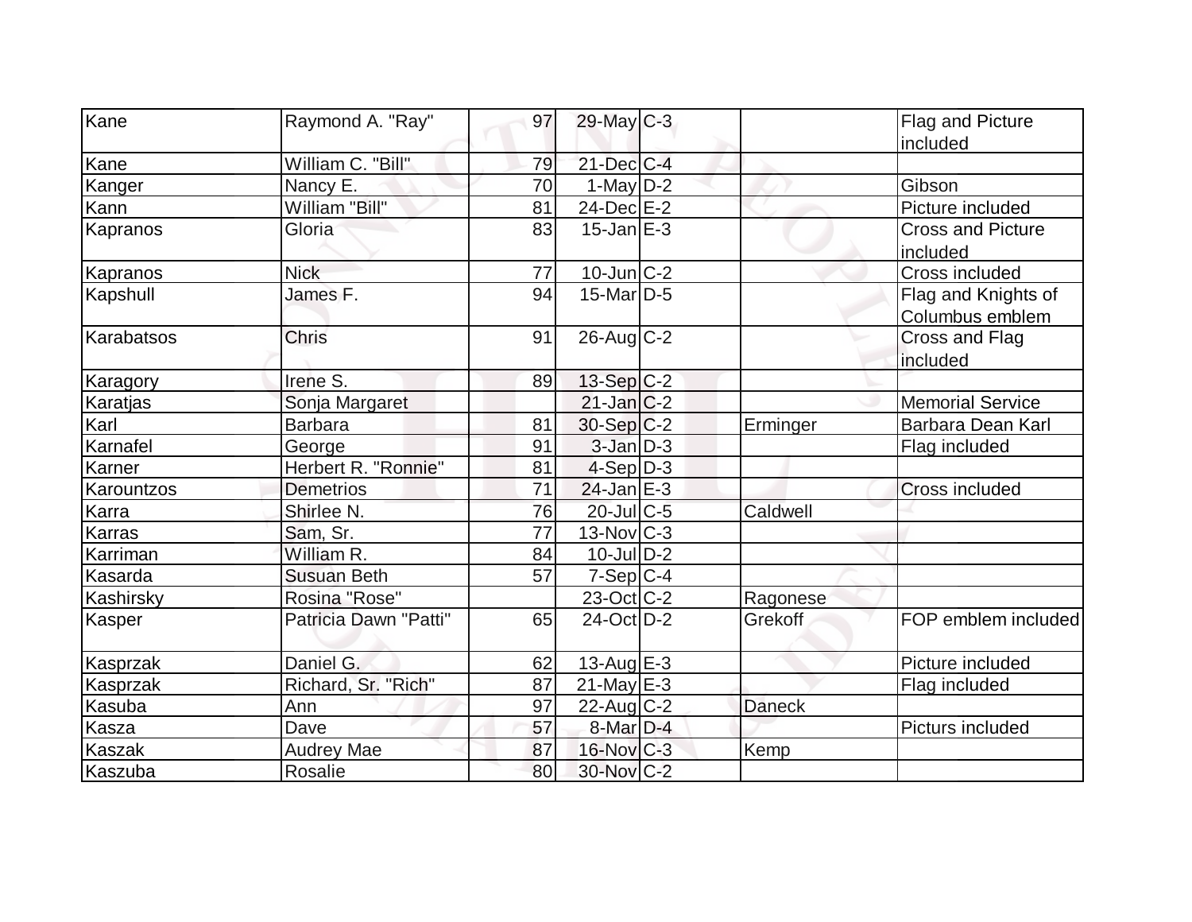| Kane | Raymond A. "Ray" | 97 | 29-May | C-3 | | Flag and Picture included |
|---|---|---|---|---|---|---|
| Kane | William C. "Bill" | 79 | 21-Dec | C-4 | | |
| Kanger | Nancy E. | 70 | 1-May | D-2 | | Gibson |
| Kann | William "Bill" | 81 | 24-Dec | E-2 | | Picture included |
| Kapranos | Gloria | 83 | 15-Jan | E-3 | | Cross and Picture included |
| Kapranos | Nick | 77 | 10-Jun | C-2 | | Cross included |
| Kapshull | James F. | 94 | 15-Mar | D-5 | | Flag and Knights of Columbus emblem |
| Karabatsos | Chris | 91 | 26-Aug | C-2 | | Cross and Flag included |
| Karagory | Irene S. | 89 | 13-Sep | C-2 | | |
| Karatjas | Sonja Margaret | | 21-Jan | C-2 | | Memorial Service |
| Karl | Barbara | 81 | 30-Sep | C-2 | Erminger | Barbara Dean Karl |
| Karnafel | George | 91 | 3-Jan | D-3 | | Flag included |
| Karner | Herbert R. "Ronnie" | 81 | 4-Sep | D-3 | | |
| Karountzos | Demetrios | 71 | 24-Jan | E-3 | | Cross included |
| Karra | Shirlee N. | 76 | 20-Jul | C-5 | Caldwell | |
| Karras | Sam, Sr. | 77 | 13-Nov | C-3 | | |
| Karriman | William R. | 84 | 10-Jul | D-2 | | |
| Kasarda | Susuan Beth | 57 | 7-Sep | C-4 | | |
| Kashirsky | Rosina "Rose" | | 23-Oct | C-2 | Ragonese | |
| Kasper | Patricia Dawn "Patti" | 65 | 24-Oct | D-2 | Grekoff | FOP emblem included |
| Kasprzak | Daniel G. | 62 | 13-Aug | E-3 | | Picture included |
| Kasprzak | Richard, Sr. "Rich" | 87 | 21-May | E-3 | | Flag included |
| Kasuba | Ann | 97 | 22-Aug | C-2 | Daneck | |
| Kasza | Dave | 57 | 8-Mar | D-4 | | Picturs included |
| Kaszak | Audrey Mae | 87 | 16-Nov | C-3 | Kemp | |
| Kaszuba | Rosalie | 80 | 30-Nov | C-2 | | |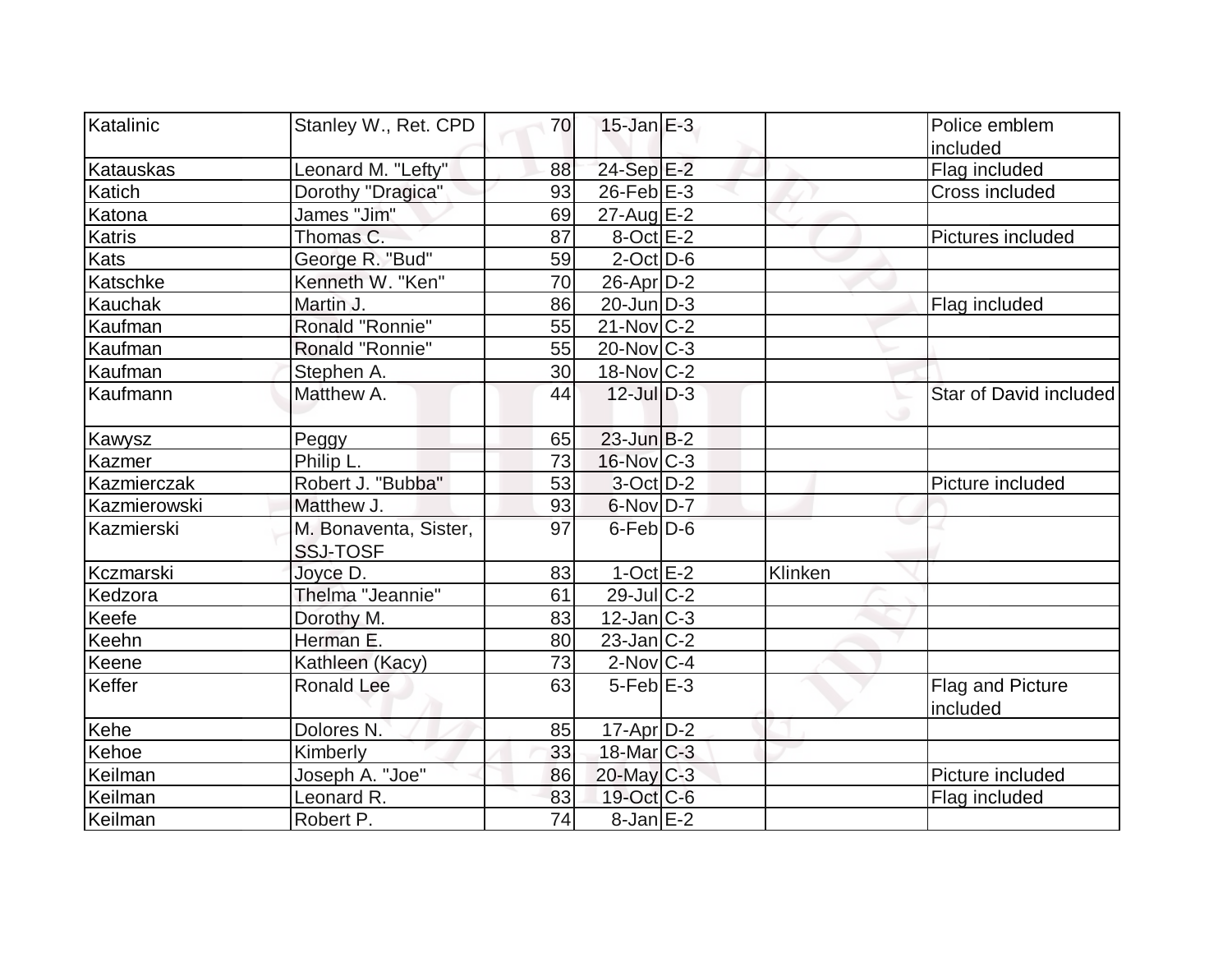| | | | | | | |
|---|---|---|---|---|---|---|
| Katalinic | Stanley W., Ret. CPD | 70 | 15-Jan | E-3 | | Police emblem included |
| Katauskas | Leonard M. "Lefty" | 88 | 24-Sep | E-2 | | Flag included |
| Katich | Dorothy "Dragica" | 93 | 26-Feb | E-3 | | Cross included |
| Katona | James "Jim" | 69 | 27-Aug | E-2 | | |
| Katris | Thomas C. | 87 | 8-Oct | E-2 | | Pictures included |
| Kats | George R. "Bud" | 59 | 2-Oct | D-6 | | |
| Katschke | Kenneth W. "Ken" | 70 | 26-Apr | D-2 | | |
| Kauchak | Martin J. | 86 | 20-Jun | D-3 | | Flag included |
| Kaufman | Ronald "Ronnie" | 55 | 21-Nov | C-2 | | |
| Kaufman | Ronald "Ronnie" | 55 | 20-Nov | C-3 | | |
| Kaufman | Stephen A. | 30 | 18-Nov | C-2 | | |
| Kaufmann | Matthew A. | 44 | 12-Jul | D-3 | | Star of David included |
| Kawysz | Peggy | 65 | 23-Jun | B-2 | | |
| Kazmer | Philip L. | 73 | 16-Nov | C-3 | | |
| Kazmierczak | Robert J. "Bubba" | 53 | 3-Oct | D-2 | | Picture included |
| Kazmierowski | Matthew J. | 93 | 6-Nov | D-7 | | |
| Kazmierski | M. Bonaventa, Sister, SSJ-TOSF | 97 | 6-Feb | D-6 | | |
| Kczmarski | Joyce D. | 83 | 1-Oct | E-2 | Klinken | |
| Kedzora | Thelma "Jeannie" | 61 | 29-Jul | C-2 | | |
| Keefe | Dorothy M. | 83 | 12-Jan | C-3 | | |
| Keehn | Herman E. | 80 | 23-Jan | C-2 | | |
| Keene | Kathleen (Kacy) | 73 | 2-Nov | C-4 | | |
| Keffer | Ronald Lee | 63 | 5-Feb | E-3 | | Flag and Picture included |
| Kehe | Dolores N. | 85 | 17-Apr | D-2 | | |
| Kehoe | Kimberly | 33 | 18-Mar | C-3 | | |
| Keilman | Joseph A. "Joe" | 86 | 20-May | C-3 | | Picture included |
| Keilman | Leonard R. | 83 | 19-Oct | C-6 | | Flag included |
| Keilman | Robert P. | 74 | 8-Jan | E-2 | | |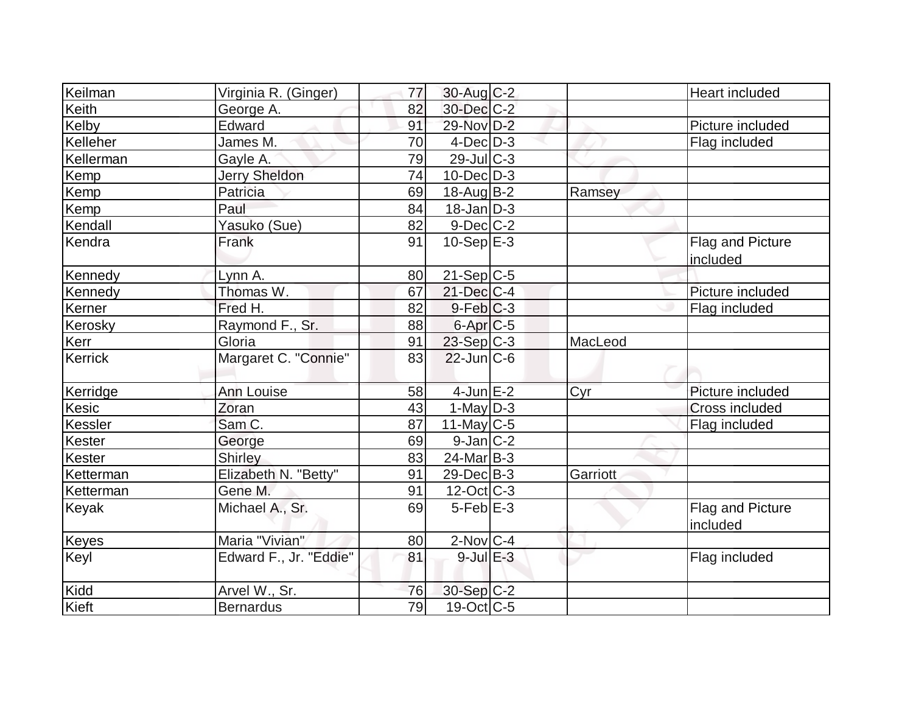| Keilman | Virginia R. (Ginger) | 77 | 30-Aug | C-2 | | Heart included |
|---|---|---|---|---|---|---|
| Keith | George A. | 82 | 30-Dec | C-2 | | |
| Kelby | Edward | 91 | 29-Nov | D-2 | | Picture included |
| Kelleher | James M. | 70 | 4-Dec | D-3 | | Flag included |
| Kellerman | Gayle A. | 79 | 29-Jul | C-3 | | |
| Kemp | Jerry Sheldon | 74 | 10-Dec | D-3 | | |
| Kemp | Patricia | 69 | 18-Aug | B-2 | Ramsey | |
| Kemp | Paul | 84 | 18-Jan | D-3 | | |
| Kendall | Yasuko (Sue) | 82 | 9-Dec | C-2 | | |
| Kendra | Frank | 91 | 10-Sep | E-3 | | Flag and Picture included |
| Kennedy | Lynn A. | 80 | 21-Sep | C-5 | | |
| Kennedy | Thomas W. | 67 | 21-Dec | C-4 | | Picture included |
| Kerner | Fred H. | 82 | 9-Feb | C-3 | | Flag included |
| Kerosky | Raymond F., Sr. | 88 | 6-Apr | C-5 | | |
| Kerr | Gloria | 91 | 23-Sep | C-3 | MacLeod | |
| Kerrick | Margaret C. "Connie" | 83 | 22-Jun | C-6 | | |
| Kerridge | Ann Louise | 58 | 4-Jun | E-2 | Cyr | Picture included |
| Kesic | Zoran | 43 | 1-May | D-3 | | Cross included |
| Kessler | Sam C. | 87 | 11-May | C-5 | | Flag included |
| Kester | George | 69 | 9-Jan | C-2 | | |
| Kester | Shirley | 83 | 24-Mar | B-3 | | |
| Ketterman | Elizabeth N. "Betty" | 91 | 29-Dec | B-3 | Garriott | |
| Ketterman | Gene M. | 91 | 12-Oct | C-3 | | |
| Keyak | Michael A., Sr. | 69 | 5-Feb | E-3 | | Flag and Picture included |
| Keyes | Maria "Vivian" | 80 | 2-Nov | C-4 | | |
| Keyl | Edward F., Jr. "Eddie" | 81 | 9-Jul | E-3 | | Flag included |
| Kidd | Arvel W., Sr. | 76 | 30-Sep | C-2 | | |
| Kieft | Bernardus | 79 | 19-Oct | C-5 | | |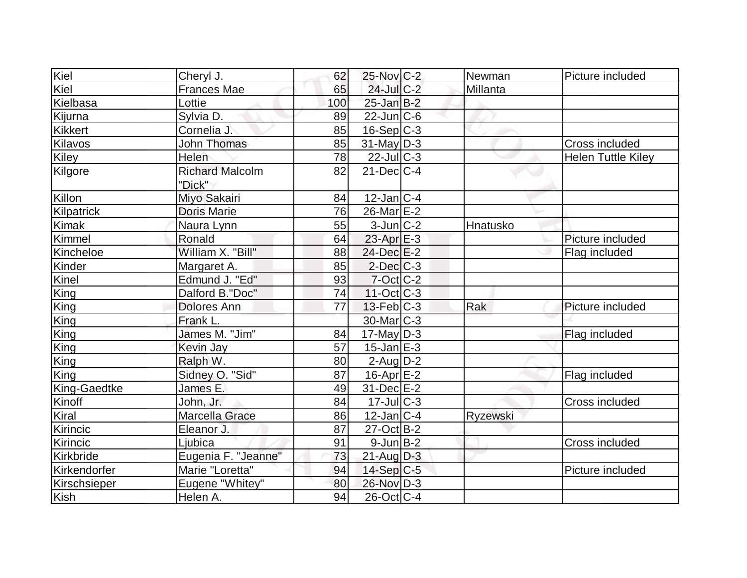| Kiel | Cheryl J. | 62 | 25-Nov | C-2 | Newman | Picture included |
|---|---|---|---|---|---|---|
| Kiel | Frances Mae | 65 | 24-Jul | C-2 | Millanta | |
| Kielbasa | Lottie | 100 | 25-Jan | B-2 | | |
| Kijurna | Sylvia D. | 89 | 22-Jun | C-6 | | |
| Kikkert | Cornelia J. | 85 | 16-Sep | C-3 | | |
| Kilavos | John Thomas | 85 | 31-May | D-3 | | Cross included |
| Kiley | Helen | 78 | 22-Jul | C-3 | | Helen Tuttle Kiley |
| Kilgore | Richard Malcolm "Dick" | 82 | 21-Dec | C-4 | | |
| Killon | Miyo Sakairi | 84 | 12-Jan | C-4 | | |
| Kilpatrick | Doris Marie | 76 | 26-Mar | E-2 | | |
| Kimak | Naura Lynn | 55 | 3-Jun | C-2 | Hnatusko | |
| Kimmel | Ronald | 64 | 23-Apr | E-3 | | Picture included |
| Kincheloe | William X. "Bill" | 88 | 24-Dec | E-2 | | Flag included |
| Kinder | Margaret A. | 85 | 2-Dec | C-3 | | |
| Kinel | Edmund J. "Ed" | 93 | 7-Oct | C-2 | | |
| King | Dalford B."Doc" | 74 | 11-Oct | C-3 | | |
| King | Dolores Ann | 77 | 13-Feb | C-3 | Rak | Picture included |
| King | Frank L. | | 30-Mar | C-3 | | |
| King | James M. "Jim" | 84 | 17-May | D-3 | | Flag included |
| King | Kevin Jay | 57 | 15-Jan | E-3 | | |
| King | Ralph W. | 80 | 2-Aug | D-2 | | |
| King | Sidney O. "Sid" | 87 | 16-Apr | E-2 | | Flag included |
| King-Gaedtke | James E. | 49 | 31-Dec | E-2 | | |
| Kinoff | John, Jr. | 84 | 17-Jul | C-3 | | Cross included |
| Kiral | Marcella Grace | 86 | 12-Jan | C-4 | Ryzewski | |
| Kirincic | Eleanor J. | 87 | 27-Oct | B-2 | | |
| Kirincic | Ljubica | 91 | 9-Jun | B-2 | | Cross included |
| Kirkbride | Eugenia F. "Jeanne" | 73 | 21-Aug | D-3 | | |
| Kirkendorfer | Marie "Loretta" | 94 | 14-Sep | C-5 | | Picture included |
| Kirschsieper | Eugene "Whitey" | 80 | 26-Nov | D-3 | | |
| Kish | Helen A. | 94 | 26-Oct | C-4 | | |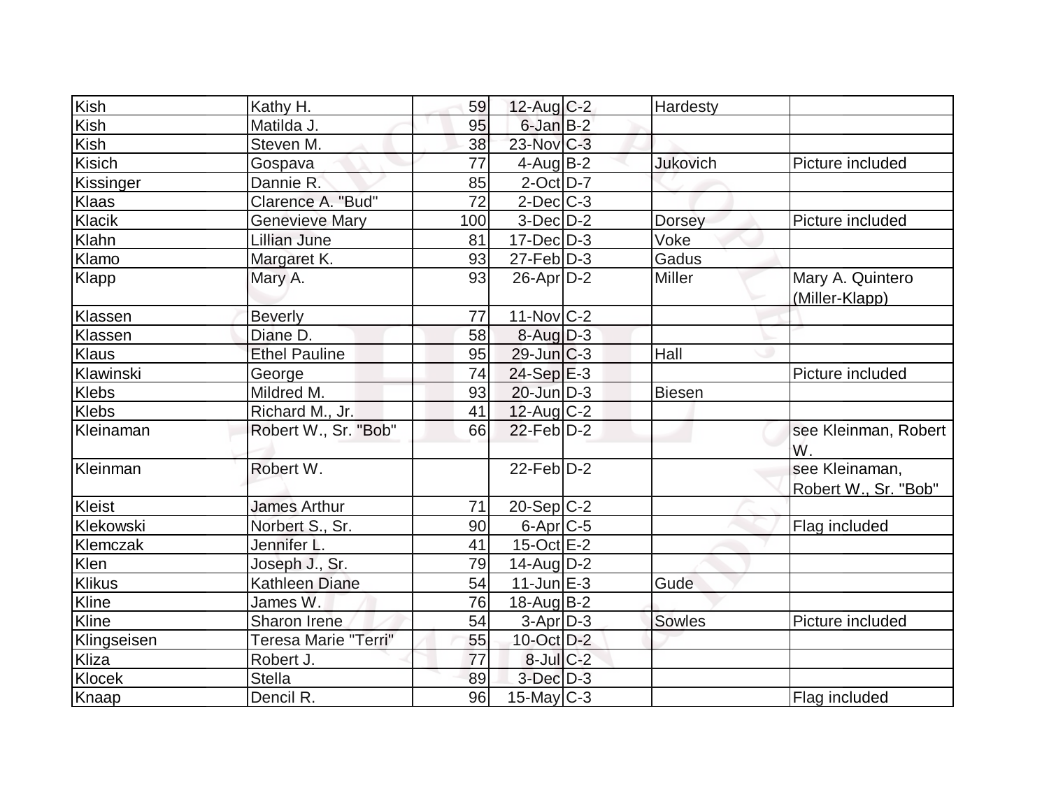| Kish | Kathy H. | 59 | 12-Aug | C-2 | Hardesty | |
|---|---|---|---|---|---|---|
| Kish | Matilda J. | 95 | 6-Jan | B-2 | | |
| Kish | Steven M. | 38 | 23-Nov | C-3 | | |
| Kisich | Gospava | 77 | 4-Aug | B-2 | Jukovich | Picture included |
| Kissinger | Dannie R. | 85 | 2-Oct | D-7 | | |
| Klaas | Clarence A. "Bud" | 72 | 2-Dec | C-3 | | |
| Klacik | Genevieve Mary | 100 | 3-Dec | D-2 | Dorsey | Picture included |
| Klahn | Lillian June | 81 | 17-Dec | D-3 | Voke | |
| Klamo | Margaret K. | 93 | 27-Feb | D-3 | Gadus | |
| Klapp | Mary A. | 93 | 26-Apr | D-2 | Miller | Mary A. Quintero (Miller-Klapp) |
| Klassen | Beverly | 77 | 11-Nov | C-2 | | |
| Klassen | Diane D. | 58 | 8-Aug | D-3 | | |
| Klaus | Ethel Pauline | 95 | 29-Jun | C-3 | Hall | |
| Klawinski | George | 74 | 24-Sep | E-3 | | Picture included |
| Klebs | Mildred M. | 93 | 20-Jun | D-3 | Biesen | |
| Klebs | Richard M., Jr. | 41 | 12-Aug | C-2 | | |
| Kleinaman | Robert W., Sr. "Bob" | 66 | 22-Feb | D-2 | | see Kleinman, Robert W. |
| Kleinman | Robert W. | | 22-Feb | D-2 | | see Kleinaman, Robert W., Sr. "Bob" |
| Kleist | James Arthur | 71 | 20-Sep | C-2 | | |
| Klekowski | Norbert S., Sr. | 90 | 6-Apr | C-5 | | Flag included |
| Klemczak | Jennifer L. | 41 | 15-Oct | E-2 | | |
| Klen | Joseph J., Sr. | 79 | 14-Aug | D-2 | | |
| Klikus | Kathleen Diane | 54 | 11-Jun | E-3 | Gude | |
| Kline | James W. | 76 | 18-Aug | B-2 | | |
| Kline | Sharon Irene | 54 | 3-Apr | D-3 | Sowles | Picture included |
| Klingseisen | Teresa Marie "Terri" | 55 | 10-Oct | D-2 | | |
| Kliza | Robert J. | 77 | 8-Jul | C-2 | | |
| Klocek | Stella | 89 | 3-Dec | D-3 | | |
| Knaap | Dencil R. | 96 | 15-May | C-3 | | Flag included |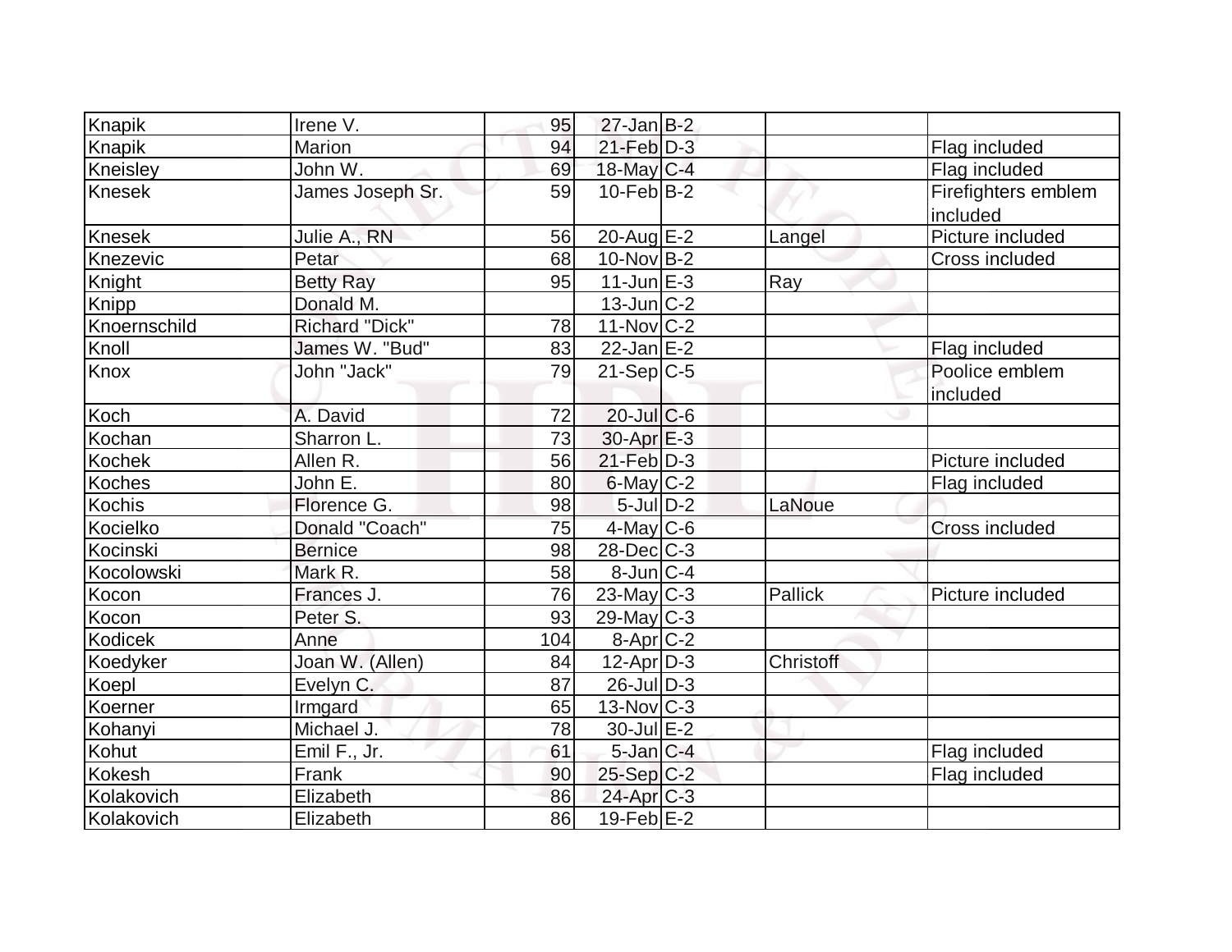| | | | | | | |
|---|---|---|---|---|---|---|
| Knapik | Irene V. | 95 | 27-Jan | B-2 | | |
| Knapik | Marion | 94 | 21-Feb | D-3 | | Flag included |
| Kneisley | John W. | 69 | 18-May | C-4 | | Flag included |
| Knesek | James Joseph Sr. | 59 | 10-Feb | B-2 | | Firefighters emblem included |
| Knesek | Julie A., RN | 56 | 20-Aug | E-2 | Langel | Picture included |
| Knezevic | Petar | 68 | 10-Nov | B-2 | | Cross included |
| Knight | Betty Ray | 95 | 11-Jun | E-3 | Ray | |
| Knipp | Donald M. | | 13-Jun | C-2 | | |
| Knoernschild | Richard "Dick" | 78 | 11-Nov | C-2 | | |
| Knoll | James W. "Bud" | 83 | 22-Jan | E-2 | | Flag included |
| Knox | John "Jack" | 79 | 21-Sep | C-5 | | Poolice emblem included |
| Koch | A. David | 72 | 20-Jul | C-6 | | |
| Kochan | Sharron L. | 73 | 30-Apr | E-3 | | |
| Kochek | Allen R. | 56 | 21-Feb | D-3 | | Picture included |
| Koches | John E. | 80 | 6-May | C-2 | | Flag included |
| Kochis | Florence G. | 98 | 5-Jul | D-2 | LaNoue | |
| Kocielko | Donald "Coach" | 75 | 4-May | C-6 | | Cross included |
| Kocinski | Bernice | 98 | 28-Dec | C-3 | | |
| Kocolowski | Mark R. | 58 | 8-Jun | C-4 | | |
| Kocon | Frances J. | 76 | 23-May | C-3 | Pallick | Picture included |
| Kocon | Peter S. | 93 | 29-May | C-3 | | |
| Kodicek | Anne | 104 | 8-Apr | C-2 | | |
| Koedyker | Joan W. (Allen) | 84 | 12-Apr | D-3 | Christoff | |
| Koepl | Evelyn C. | 87 | 26-Jul | D-3 | | |
| Koerner | Irmgard | 65 | 13-Nov | C-3 | | |
| Kohanyi | Michael J. | 78 | 30-Jul | E-2 | | |
| Kohut | Emil F., Jr. | 61 | 5-Jan | C-4 | | Flag included |
| Kokesh | Frank | 90 | 25-Sep | C-2 | | Flag included |
| Kolakovich | Elizabeth | 86 | 24-Apr | C-3 | | |
| Kolakovich | Elizabeth | 86 | 19-Feb | E-2 | | |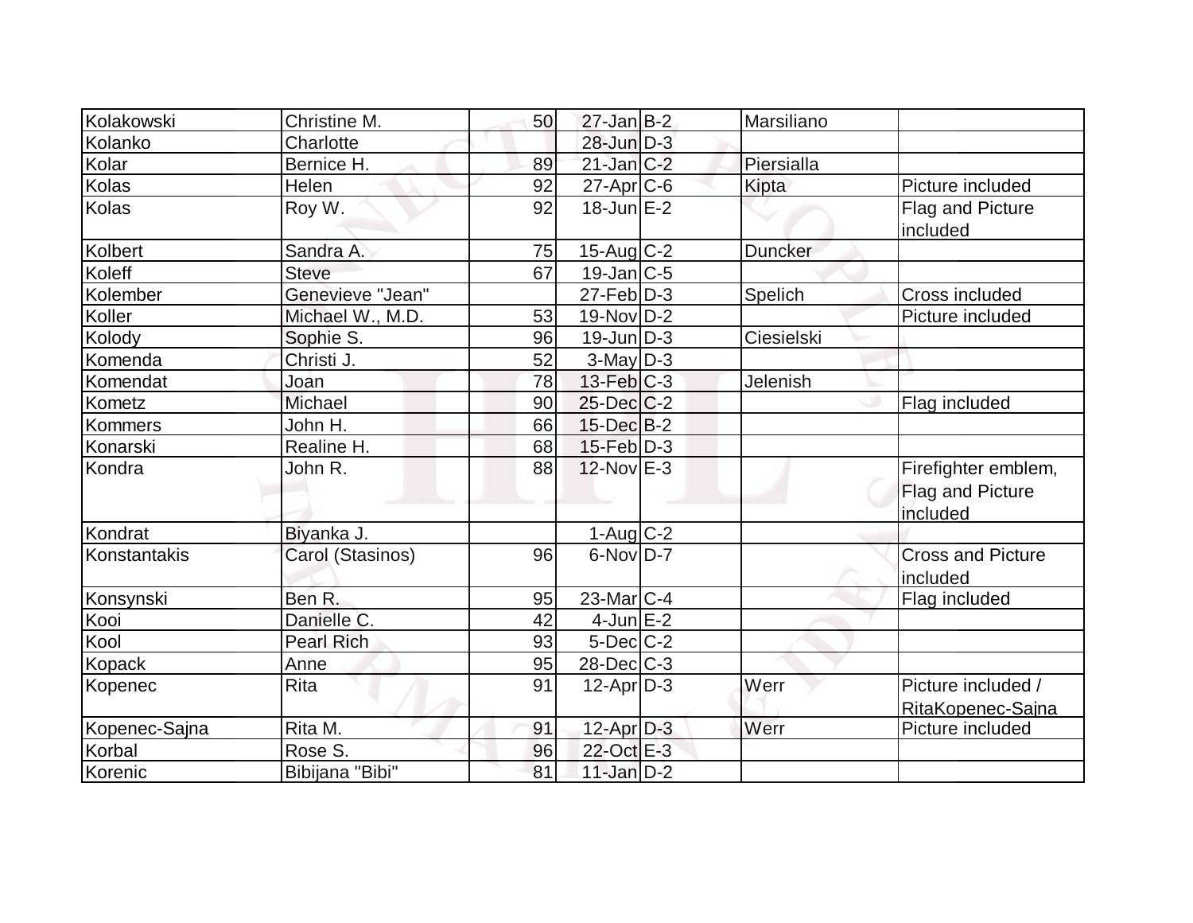| | | | | | | |
|---|---|---|---|---|---|---|
| Kolakowski | Christine M. | 50 | 27-Jan | B-2 | Marsiliano | |
| Kolanko | Charlotte | | 28-Jun | D-3 | | |
| Kolar | Bernice H. | 89 | 21-Jan | C-2 | Piersialla | |
| Kolas | Helen | 92 | 27-Apr | C-6 | Kipta | Picture included |
| Kolas | Roy W. | 92 | 18-Jun | E-2 | | Flag and Picture included |
| Kolbert | Sandra A. | 75 | 15-Aug | C-2 | Duncker | |
| Koleff | Steve | 67 | 19-Jan | C-5 | | |
| Kolember | Genevieve "Jean" | | 27-Feb | D-3 | Spelich | Cross included |
| Koller | Michael W., M.D. | 53 | 19-Nov | D-2 | | Picture included |
| Kolody | Sophie S. | 96 | 19-Jun | D-3 | Ciesielski | |
| Komenda | Christi J. | 52 | 3-May | D-3 | | |
| Komendat | Joan | 78 | 13-Feb | C-3 | Jelenish | |
| Kometz | Michael | 90 | 25-Dec | C-2 | | Flag included |
| Kommers | John H. | 66 | 15-Dec | B-2 | | |
| Konarski | Realine H. | 68 | 15-Feb | D-3 | | |
| Kondra | John R. | 88 | 12-Nov | E-3 | | Firefighter emblem, Flag and Picture included |
| Kondrat | Biyanka J. | | 1-Aug | C-2 | | |
| Konstantakis | Carol (Stasinos) | 96 | 6-Nov | D-7 | | Cross and Picture included |
| Konsynski | Ben R. | 95 | 23-Mar | C-4 | | Flag included |
| Kooi | Danielle C. | 42 | 4-Jun | E-2 | | |
| Kool | Pearl Rich | 93 | 5-Dec | C-2 | | |
| Kopack | Anne | 95 | 28-Dec | C-3 | | |
| Kopenec | Rita | 91 | 12-Apr | D-3 | Werr | Picture included / RitaKopenec-Sajna |
| Kopenec-Sajna | Rita M. | 91 | 12-Apr | D-3 | Werr | Picture included |
| Korbal | Rose S. | 96 | 22-Oct | E-3 | | |
| Korenic | Bibijana "Bibi" | 81 | 11-Jan | D-2 | | |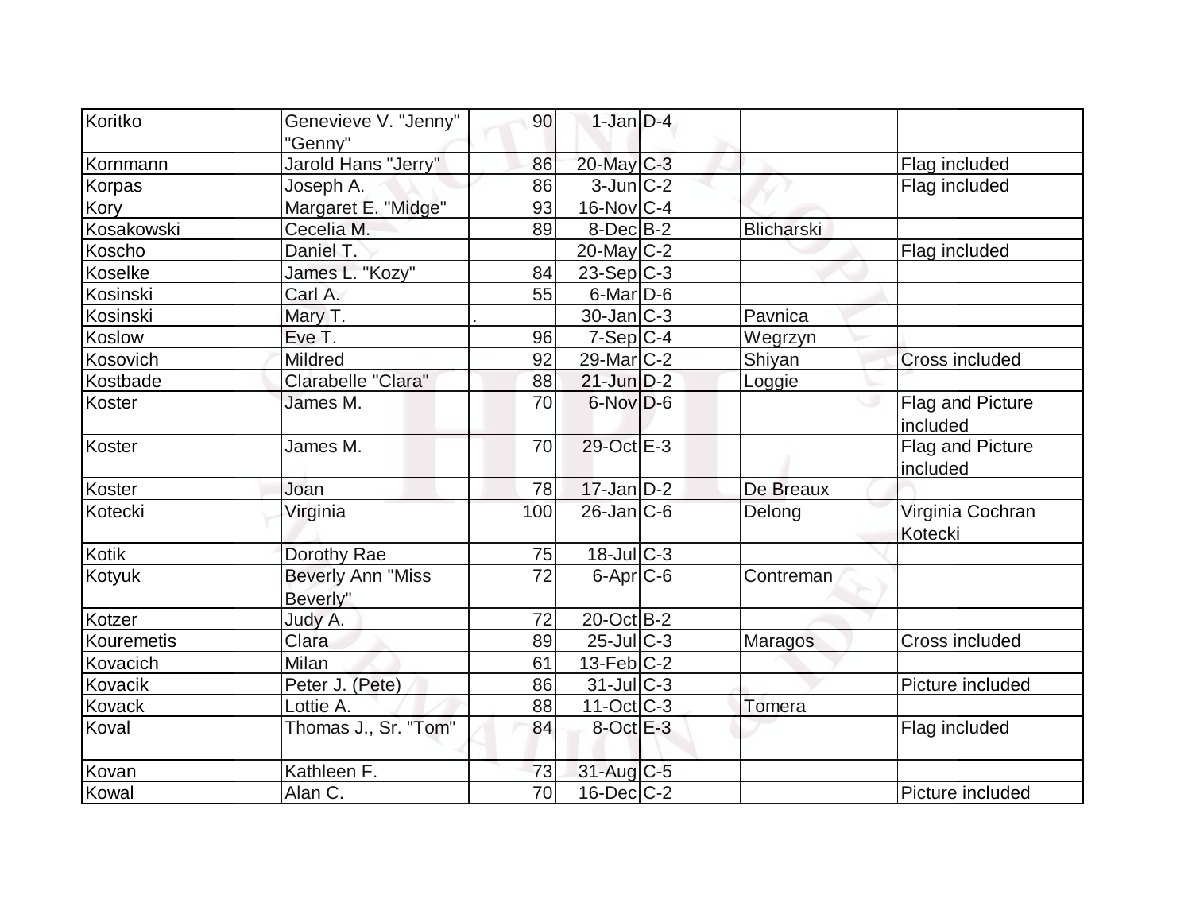| | | | | | | |
|---|---|---|---|---|---|---|
| Koritko | Genevieve V. "Jenny" "Genny" | 90 | 1-Jan | D-4 | | |
| Kornmann | Jarold Hans "Jerry" | 86 | 20-May | C-3 | | Flag included |
| Korpas | Joseph A. | 86 | 3-Jun | C-2 | | Flag included |
| Kory | Margaret E. "Midge" | 93 | 16-Nov | C-4 | | |
| Kosakowski | Cecelia M. | 89 | 8-Dec | B-2 | Blicharski | |
| Koscho | Daniel T. | | 20-May | C-2 | | Flag included |
| Koselke | James L. "Kozy" | 84 | 23-Sep | C-3 | | |
| Kosinski | Carl A. | 55 | 6-Mar | D-6 | | |
| Kosinski | Mary T. | . | 30-Jan | C-3 | Pavnica | |
| Koslow | Eve T. | 96 | 7-Sep | C-4 | Wegrzyn | |
| Kosovich | Mildred | 92 | 29-Mar | C-2 | Shiyan | Cross included |
| Kostbade | Clarabelle "Clara" | 88 | 21-Jun | D-2 | Loggie | |
| Koster | James M. | 70 | 6-Nov | D-6 | | Flag and Picture included |
| Koster | James M. | 70 | 29-Oct | E-3 | | Flag and Picture included |
| Koster | Joan | 78 | 17-Jan | D-2 | De Breaux | |
| Kotecki | Virginia | 100 | 26-Jan | C-6 | Delong | Virginia Cochran Kotecki |
| Kotik | Dorothy Rae | 75 | 18-Jul | C-3 | | |
| Kotyuk | Beverly Ann "Miss Beverly" | 72 | 6-Apr | C-6 | Contreman | |
| Kotzer | Judy A. | 72 | 20-Oct | B-2 | | |
| Kouremetis | Clara | 89 | 25-Jul | C-3 | Maragos | Cross included |
| Kovacich | Milan | 61 | 13-Feb | C-2 | | |
| Kovacik | Peter J. (Pete) | 86 | 31-Jul | C-3 | | Picture included |
| Kovack | Lottie A. | 88 | 11-Oct | C-3 | Tomera | |
| Koval | Thomas J., Sr. "Tom" | 84 | 8-Oct | E-3 | | Flag included |
| Kovan | Kathleen F. | 73 | 31-Aug | C-5 | | |
| Kowal | Alan C. | 70 | 16-Dec | C-2 | | Picture included |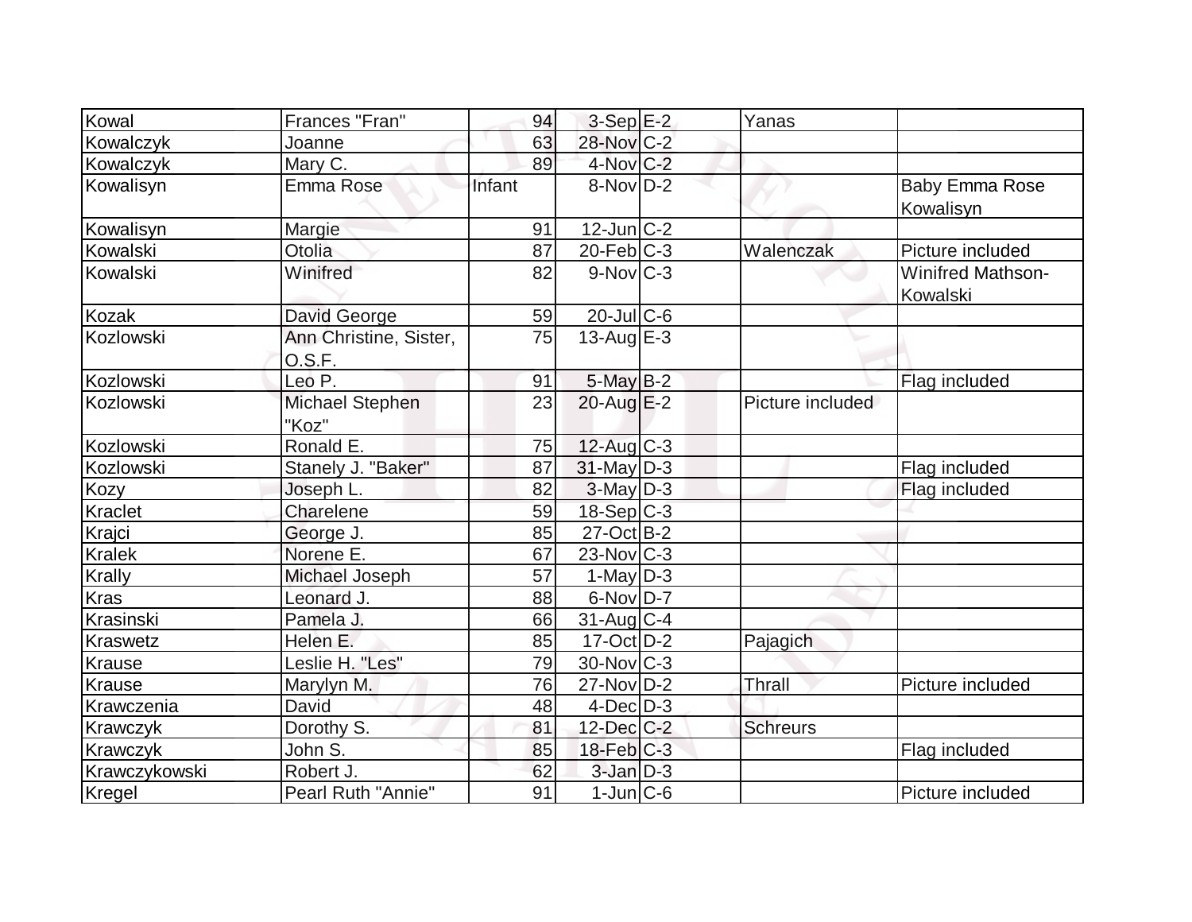| | | | | | | |
|---|---|---|---|---|---|---|
| Kowal | Frances "Fran" | 94 | 3-Sep | E-2 | Yanas | |
| Kowalczyk | Joanne | 63 | 28-Nov | C-2 | | |
| Kowalczyk | Mary C. | 89 | 4-Nov | C-2 | | |
| Kowalisyn | Emma Rose | Infant | 8-Nov | D-2 | | Baby Emma Rose Kowalisyn |
| Kowalisyn | Margie | 91 | 12-Jun | C-2 | | |
| Kowalski | Otolia | 87 | 20-Feb | C-3 | Walenczak | Picture included |
| Kowalski | Winifred | 82 | 9-Nov | C-3 | | Winifred Mathson-Kowalski |
| Kozak | David George | 59 | 20-Jul | C-6 | | |
| Kozlowski | Ann Christine, Sister, O.S.F. | 75 | 13-Aug | E-3 | | |
| Kozlowski | Leo P. | 91 | 5-May | B-2 | | Flag included |
| Kozlowski | Michael Stephen "Koz" | 23 | 20-Aug | E-2 | Picture included | |
| Kozlowski | Ronald E. | 75 | 12-Aug | C-3 | | |
| Kozlowski | Stanely J. "Baker" | 87 | 31-May | D-3 | | Flag included |
| Kozy | Joseph L. | 82 | 3-May | D-3 | | Flag included |
| Kraclet | Charelene | 59 | 18-Sep | C-3 | | |
| Krajci | George J. | 85 | 27-Oct | B-2 | | |
| Kralek | Norene E. | 67 | 23-Nov | C-3 | | |
| Krally | Michael Joseph | 57 | 1-May | D-3 | | |
| Kras | Leonard J. | 88 | 6-Nov | D-7 | | |
| Krasinski | Pamela J. | 66 | 31-Aug | C-4 | | |
| Kraswetz | Helen E. | 85 | 17-Oct | D-2 | Pajagich | |
| Krause | Leslie H. "Les" | 79 | 30-Nov | C-3 | | |
| Krause | Marylyn M. | 76 | 27-Nov | D-2 | Thrall | Picture included |
| Krawczenia | David | 48 | 4-Dec | D-3 | | |
| Krawczyk | Dorothy S. | 81 | 12-Dec | C-2 | Schreurs | |
| Krawczyk | John S. | 85 | 18-Feb | C-3 | | Flag included |
| Krawczykowski | Robert J. | 62 | 3-Jan | D-3 | | |
| Kregel | Pearl Ruth "Annie" | 91 | 1-Jun | C-6 | | Picture included |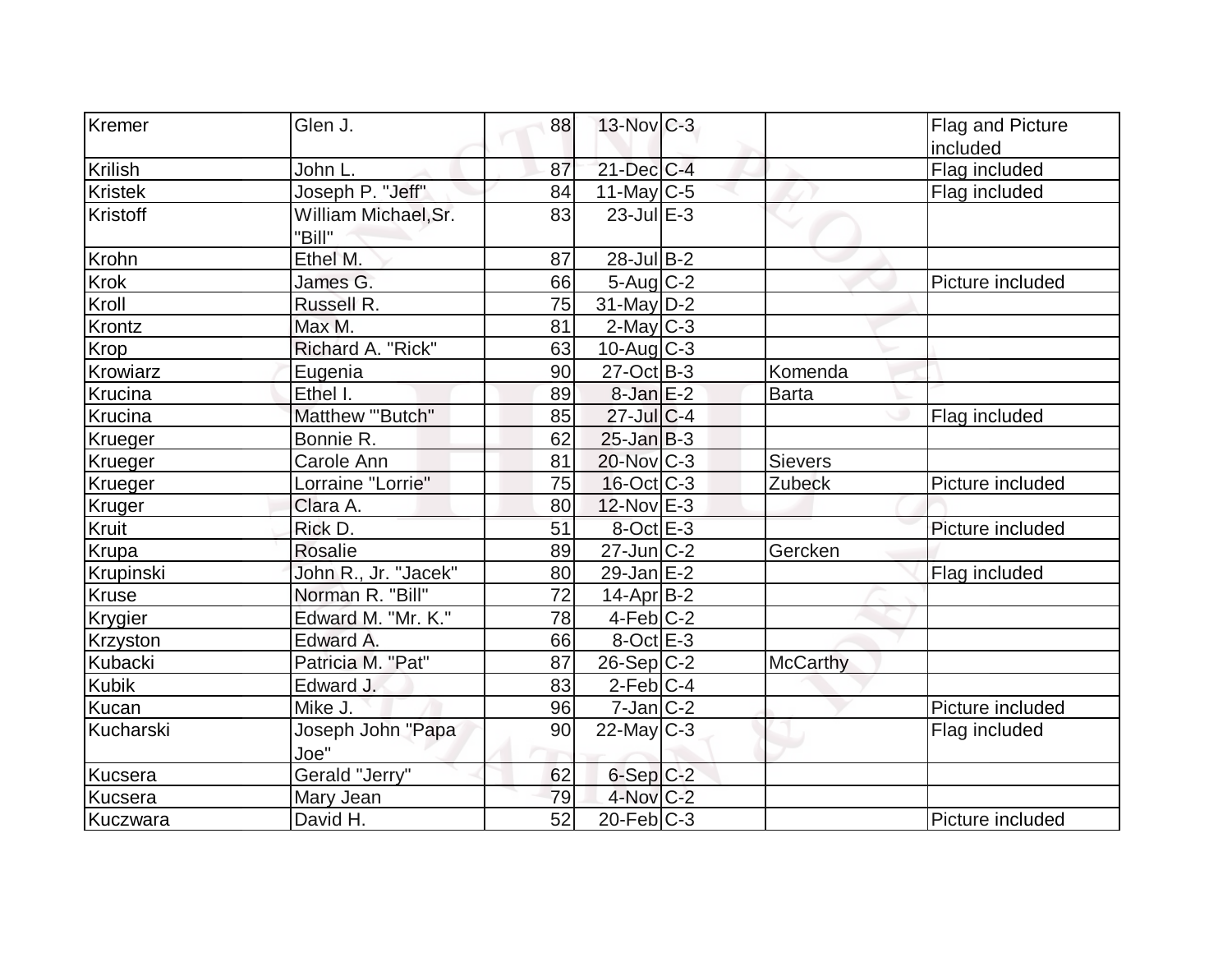| Kremer | Glen J. | 88 | 13-Nov | C-3 | | Flag and Picture included |
|---|---|---|---|---|---|---|
| Krilish | John L. | 87 | 21-Dec | C-4 | | Flag included |
| Kristek | Joseph P. "Jeff" | 84 | 11-May | C-5 | | Flag included |
| Kristoff | William Michael,Sr. "Bill" | 83 | 23-Jul | E-3 | | |
| Krohn | Ethel M. | 87 | 28-Jul | B-2 | | |
| Krok | James G. | 66 | 5-Aug | C-2 | | Picture included |
| Kroll | Russell R. | 75 | 31-May | D-2 | | |
| Krontz | Max M. | 81 | 2-May | C-3 | | |
| Krop | Richard A. "Rick" | 63 | 10-Aug | C-3 | | |
| Krowiarz | Eugenia | 90 | 27-Oct | B-3 | Komenda | |
| Krucina | Ethel I. | 89 | 8-Jan | E-2 | Barta | |
| Krucina | Matthew "'Butch" | 85 | 27-Jul | C-4 | | Flag included |
| Krueger | Bonnie R. | 62 | 25-Jan | B-3 | | |
| Krueger | Carole Ann | 81 | 20-Nov | C-3 | Sievers | |
| Krueger | Lorraine "Lorrie" | 75 | 16-Oct | C-3 | Zubeck | Picture included |
| Kruger | Clara A. | 80 | 12-Nov | E-3 | | |
| Kruit | Rick D. | 51 | 8-Oct | E-3 | | Picture included |
| Krupa | Rosalie | 89 | 27-Jun | C-2 | Gercken | |
| Krupinski | John R., Jr. "Jacek" | 80 | 29-Jan | E-2 | | Flag included |
| Kruse | Norman R. "Bill" | 72 | 14-Apr | B-2 | | |
| Krygier | Edward M. "Mr. K." | 78 | 4-Feb | C-2 | | |
| Krzyston | Edward A. | 66 | 8-Oct | E-3 | | |
| Kubacki | Patricia M. "Pat" | 87 | 26-Sep | C-2 | McCarthy | |
| Kubik | Edward J. | 83 | 2-Feb | C-4 | | |
| Kucan | Mike J. | 96 | 7-Jan | C-2 | | Picture included |
| Kucharski | Joseph John "Papa Joe" | 90 | 22-May | C-3 | | Flag included |
| Kucsera | Gerald "Jerry" | 62 | 6-Sep | C-2 | | |
| Kucsera | Mary Jean | 79 | 4-Nov | C-2 | | |
| Kuczwara | David H. | 52 | 20-Feb | C-3 | | Picture included |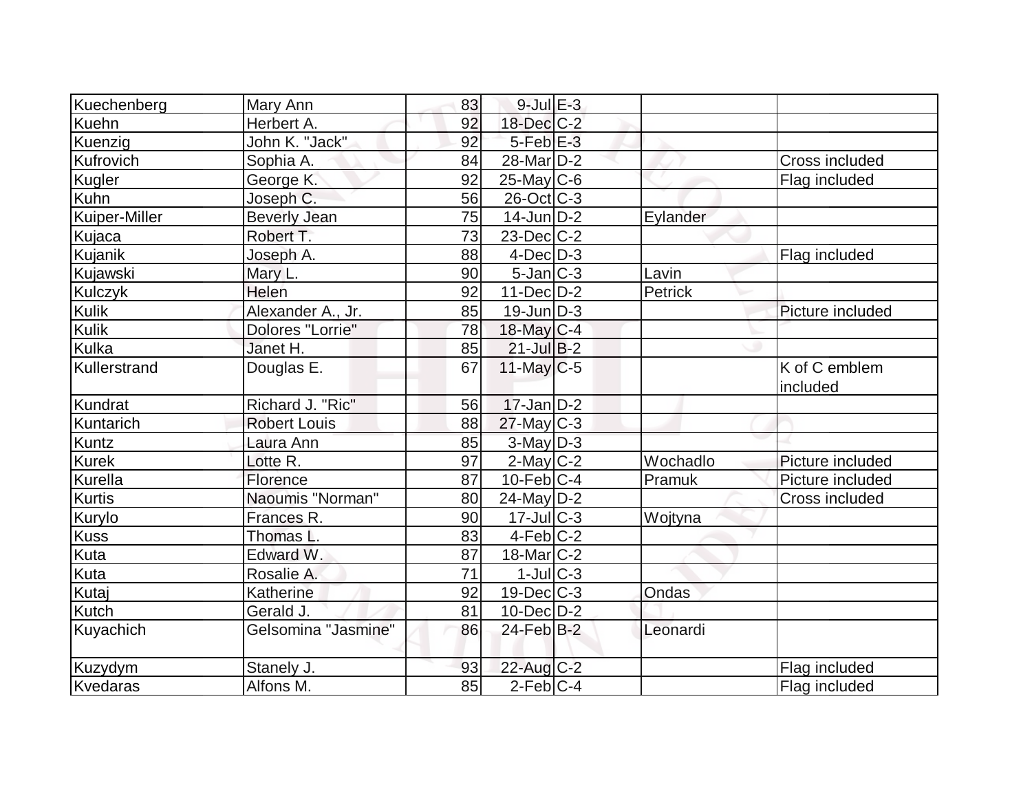| | | | | | | |
|---|---|---|---|---|---|---|
| Kuechenberg | Mary Ann | 83 | 9-Jul | E-3 | | |
| Kuehn | Herbert A. | 92 | 18-Dec | C-2 | | |
| Kuenzig | John K. "Jack" | 92 | 5-Feb | E-3 | | |
| Kufrovich | Sophia A. | 84 | 28-Mar | D-2 | | Cross included |
| Kugler | George K. | 92 | 25-May | C-6 | | Flag included |
| Kuhn | Joseph C. | 56 | 26-Oct | C-3 | | |
| Kuiper-Miller | Beverly Jean | 75 | 14-Jun | D-2 | Eylander | |
| Kujaca | Robert T. | 73 | 23-Dec | C-2 | | |
| Kujanik | Joseph A. | 88 | 4-Dec | D-3 | | Flag included |
| Kujawski | Mary L. | 90 | 5-Jan | C-3 | Lavin | |
| Kulczyk | Helen | 92 | 11-Dec | D-2 | Petrick | |
| Kulik | Alexander A., Jr. | 85 | 19-Jun | D-3 | | Picture included |
| Kulik | Dolores "Lorrie" | 78 | 18-May | C-4 | | |
| Kulka | Janet H. | 85 | 21-Jul | B-2 | | |
| Kullerstrand | Douglas E. | 67 | 11-May | C-5 | | K of C emblem included |
| Kundrat | Richard J. "Ric" | 56 | 17-Jan | D-2 | | |
| Kuntarich | Robert Louis | 88 | 27-May | C-3 | | |
| Kuntz | Laura Ann | 85 | 3-May | D-3 | | |
| Kurek | Lotte R. | 97 | 2-May | C-2 | Wochadlo | Picture included |
| Kurella | Florence | 87 | 10-Feb | C-4 | Pramuk | Picture included |
| Kurtis | Naoumis "Norman" | 80 | 24-May | D-2 | | Cross included |
| Kurylo | Frances R. | 90 | 17-Jul | C-3 | Wojtyna | |
| Kuss | Thomas L. | 83 | 4-Feb | C-2 | | |
| Kuta | Edward W. | 87 | 18-Mar | C-2 | | |
| Kuta | Rosalie A. | 71 | 1-Jul | C-3 | | |
| Kutaj | Katherine | 92 | 19-Dec | C-3 | Ondas | |
| Kutch | Gerald J. | 81 | 10-Dec | D-2 | | |
| Kuyachich | Gelsomina "Jasmine" | 86 | 24-Feb | B-2 | Leonardi | |
| Kuzydym | Stanely J. | 93 | 22-Aug | C-2 | | Flag included |
| Kvedaras | Alfons M. | 85 | 2-Feb | C-4 | | Flag included |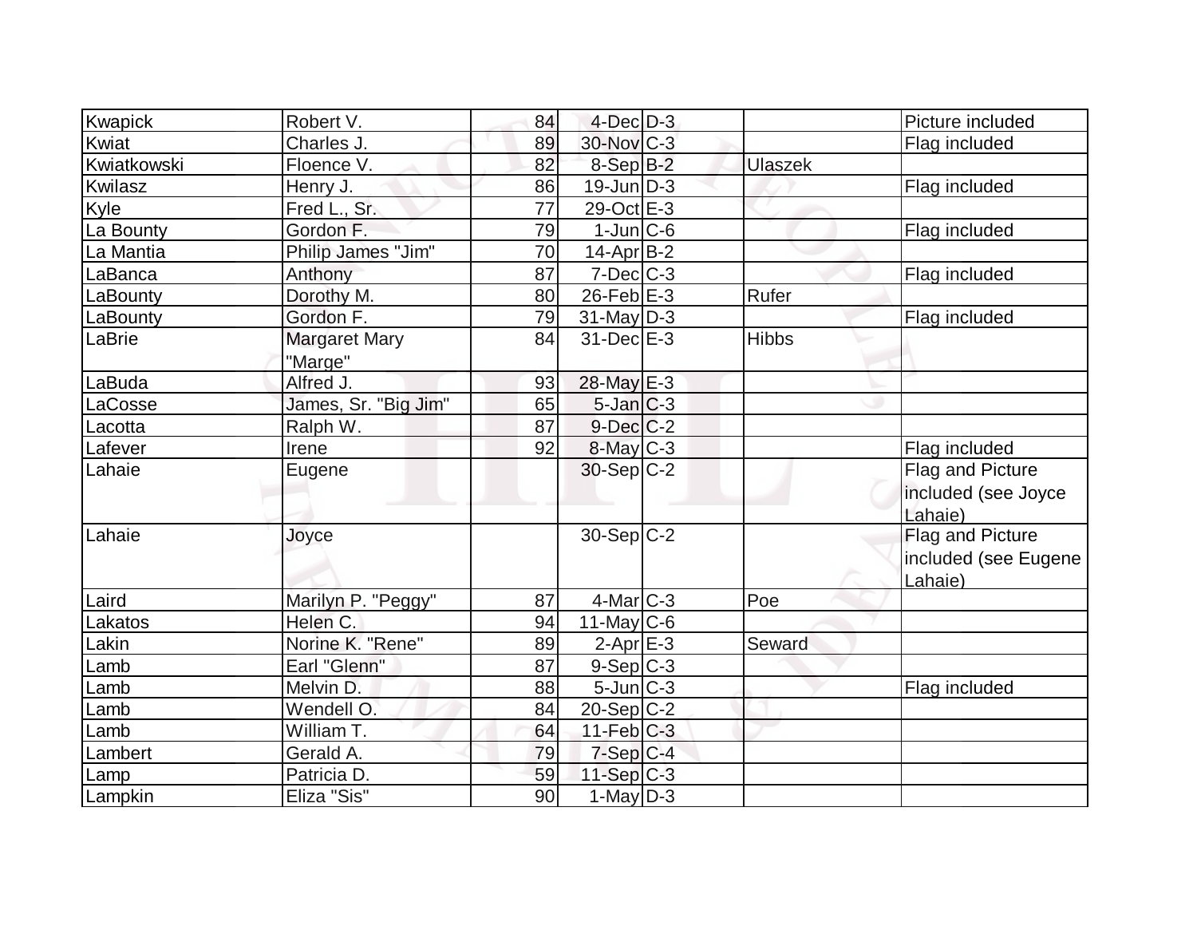| | | | | | | |
|---|---|---|---|---|---|---|
| Kwapick | Robert V. | 84 | 4-Dec | D-3 | | Picture included |
| Kwiat | Charles J. | 89 | 30-Nov | C-3 | | Flag included |
| Kwiatkowski | Floence V. | 82 | 8-Sep | B-2 | Ulaszek | |
| Kwilasz | Henry J. | 86 | 19-Jun | D-3 | | Flag included |
| Kyle | Fred L., Sr. | 77 | 29-Oct | E-3 | | |
| La Bounty | Gordon F. | 79 | 1-Jun | C-6 | | Flag included |
| La Mantia | Philip James "Jim" | 70 | 14-Apr | B-2 | | |
| LaBanca | Anthony | 87 | 7-Dec | C-3 | | Flag included |
| LaBounty | Dorothy M. | 80 | 26-Feb | E-3 | Rufer | |
| LaBounty | Gordon F. | 79 | 31-May | D-3 | | Flag included |
| LaBrie | Margaret Mary "Marge" | 84 | 31-Dec | E-3 | Hibbs | |
| LaBuda | Alfred J. | 93 | 28-May | E-3 | | |
| LaCosse | James, Sr. "Big Jim" | 65 | 5-Jan | C-3 | | |
| Lacotta | Ralph W. | 87 | 9-Dec | C-2 | | |
| Lafever | Irene | 92 | 8-May | C-3 | | Flag included |
| Lahaie | Eugene | | 30-Sep | C-2 | | Flag and Picture included (see Joyce Lahaie) |
| Lahaie | Joyce | | 30-Sep | C-2 | | Flag and Picture included (see Eugene Lahaie) |
| Laird | Marilyn P. "Peggy" | 87 | 4-Mar | C-3 | Poe | |
| Lakatos | Helen C. | 94 | 11-May | C-6 | | |
| Lakin | Norine K. "Rene" | 89 | 2-Apr | E-3 | Seward | |
| Lamb | Earl "Glenn" | 87 | 9-Sep | C-3 | | |
| Lamb | Melvin D. | 88 | 5-Jun | C-3 | | Flag included |
| Lamb | Wendell O. | 84 | 20-Sep | C-2 | | |
| Lamb | William T. | 64 | 11-Feb | C-3 | | |
| Lambert | Gerald A. | 79 | 7-Sep | C-4 | | |
| Lamp | Patricia D. | 59 | 11-Sep | C-3 | | |
| Lampkin | Eliza "Sis" | 90 | 1-May | D-3 | | |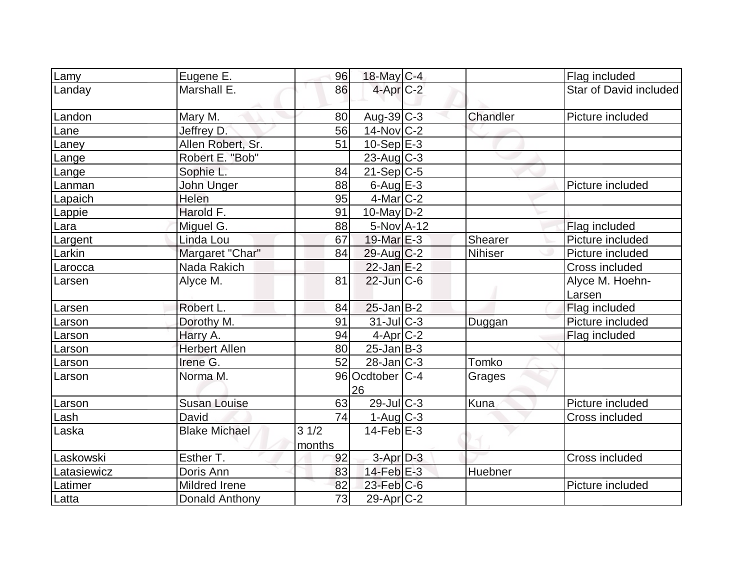| | | | | | | |
|---|---|---|---|---|---|---|
| Lamy | Eugene E. | 96 | 18-May | C-4 | | Flag included |
| Landay | Marshall E. | 86 | 4-Apr | C-2 | | Star of David included |
| Landon | Mary M. | 80 | Aug-39 | C-3 | Chandler | Picture included |
| Lane | Jeffrey D. | 56 | 14-Nov | C-2 | | |
| Laney | Allen Robert, Sr. | 51 | 10-Sep | E-3 | | |
| Lange | Robert E. "Bob" | | 23-Aug | C-3 | | |
| Lange | Sophie L. | 84 | 21-Sep | C-5 | | |
| Lanman | John Unger | 88 | 6-Aug | E-3 | | Picture included |
| Lapaich | Helen | 95 | 4-Mar | C-2 | | |
| Lappie | Harold F. | 91 | 10-May | D-2 | | |
| Lara | Miguel G. | 88 | 5-Nov | A-12 | | Flag included |
| Largent | Linda Lou | 67 | 19-Mar | E-3 | Shearer | Picture included |
| Larkin | Margaret "Char" | 84 | 29-Aug | C-2 | Nihiser | Picture included |
| Larocca | Nada Rakich | | 22-Jan | E-2 | | Cross included |
| Larsen | Alyce M. | 81 | 22-Jun | C-6 | | Alyce M. Hoehn-Larsen |
| Larsen | Robert L. | 84 | 25-Jan | B-2 | | Flag included |
| Larson | Dorothy M. | 91 | 31-Jul | C-3 | Duggan | Picture included |
| Larson | Harry A. | 94 | 4-Apr | C-2 | | Flag included |
| Larson | Herbert Allen | 80 | 25-Jan | B-3 | | |
| Larson | Irene G. | 52 | 28-Jan | C-3 | Tomko | |
| Larson | Norma M. | 96 | Ocdtober 26 | C-4 | Grages | |
| Larson | Susan Louise | 63 | 29-Jul | C-3 | Kuna | Picture included |
| Lash | David | 74 | 1-Aug | C-3 | | Cross included |
| Laska | Blake Michael | 3 1/2 months | 14-Feb | E-3 | | |
| Laskowski | Esther T. | 92 | 3-Apr | D-3 | | Cross included |
| Latasiewicz | Doris Ann | 83 | 14-Feb | E-3 | Huebner | |
| Latimer | Mildred Irene | 82 | 23-Feb | C-6 | | Picture included |
| Latta | Donald Anthony | 73 | 29-Apr | C-2 | | |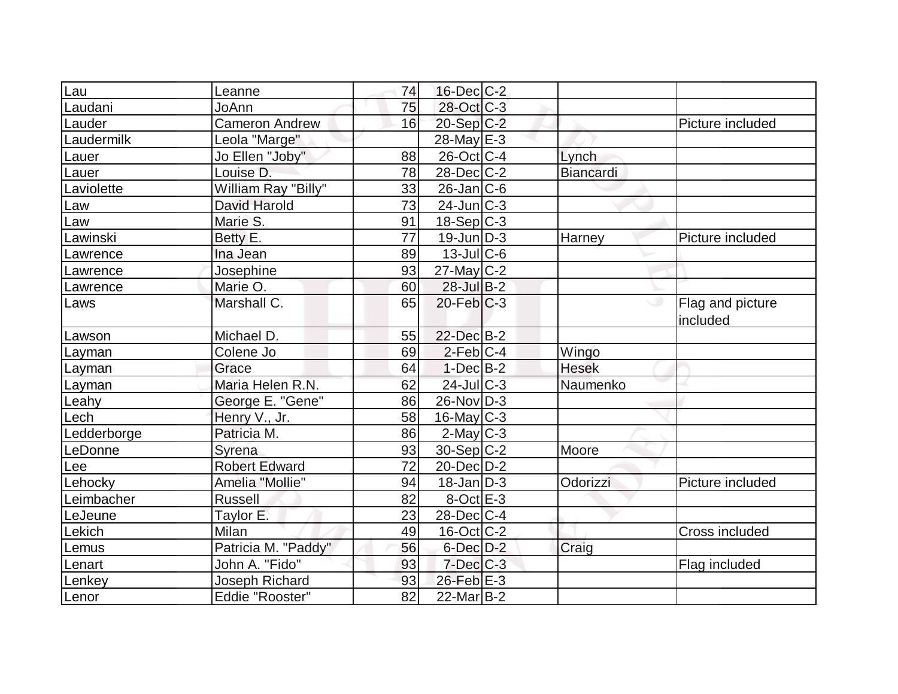| | | | | | | |
|---|---|---|---|---|---|---|
| Lau | Leanne | 74 | 16-Dec | C-2 | | |
| Laudani | JoAnn | 75 | 28-Oct | C-3 | | |
| Lauder | Cameron Andrew | 16 | 20-Sep | C-2 | | Picture included |
| Laudermilk | Leola "Marge" | | 28-May | E-3 | | |
| Lauer | Jo Ellen "Joby" | 88 | 26-Oct | C-4 | Lynch | |
| Lauer | Louise D. | 78 | 28-Dec | C-2 | Biancardi | |
| Laviolette | William Ray "Billy" | 33 | 26-Jan | C-6 | | |
| Law | David Harold | 73 | 24-Jun | C-3 | | |
| Law | Marie S. | 91 | 18-Sep | C-3 | | |
| Lawinski | Betty E. | 77 | 19-Jun | D-3 | Harney | Picture included |
| Lawrence | Ina Jean | 89 | 13-Jul | C-6 | | |
| Lawrence | Josephine | 93 | 27-May | C-2 | | |
| Lawrence | Marie O. | 60 | 28-Jul | B-2 | | |
| Laws | Marshall C. | 65 | 20-Feb | C-3 | | Flag and picture included |
| Lawson | Michael D. | 55 | 22-Dec | B-2 | | |
| Layman | Colene Jo | 69 | 2-Feb | C-4 | Wingo | |
| Layman | Grace | 64 | 1-Dec | B-2 | Hesek | |
| Layman | Maria Helen R.N. | 62 | 24-Jul | C-3 | Naumenko | |
| Leahy | George E. "Gene" | 86 | 26-Nov | D-3 | | |
| Lech | Henry V., Jr. | 58 | 16-May | C-3 | | |
| Ledderborge | Patricia M. | 86 | 2-May | C-3 | | |
| LeDonne | Syrena | 93 | 30-Sep | C-2 | Moore | |
| Lee | Robert Edward | 72 | 20-Dec | D-2 | | |
| Lehocky | Amelia "Mollie" | 94 | 18-Jan | D-3 | Odorizzi | Picture included |
| Leimbacher | Russell | 82 | 8-Oct | E-3 | | |
| LeJeune | Taylor E. | 23 | 28-Dec | C-4 | | |
| Lekich | Milan | 49 | 16-Oct | C-2 | | Cross included |
| Lemus | Patricia M. "Paddy" | 56 | 6-Dec | D-2 | Craig | |
| Lenart | John A. "Fido" | 93 | 7-Dec | C-3 | | Flag included |
| Lenkey | Joseph Richard | 93 | 26-Feb | E-3 | | |
| Lenor | Eddie "Rooster" | 82 | 22-Mar | B-2 | | |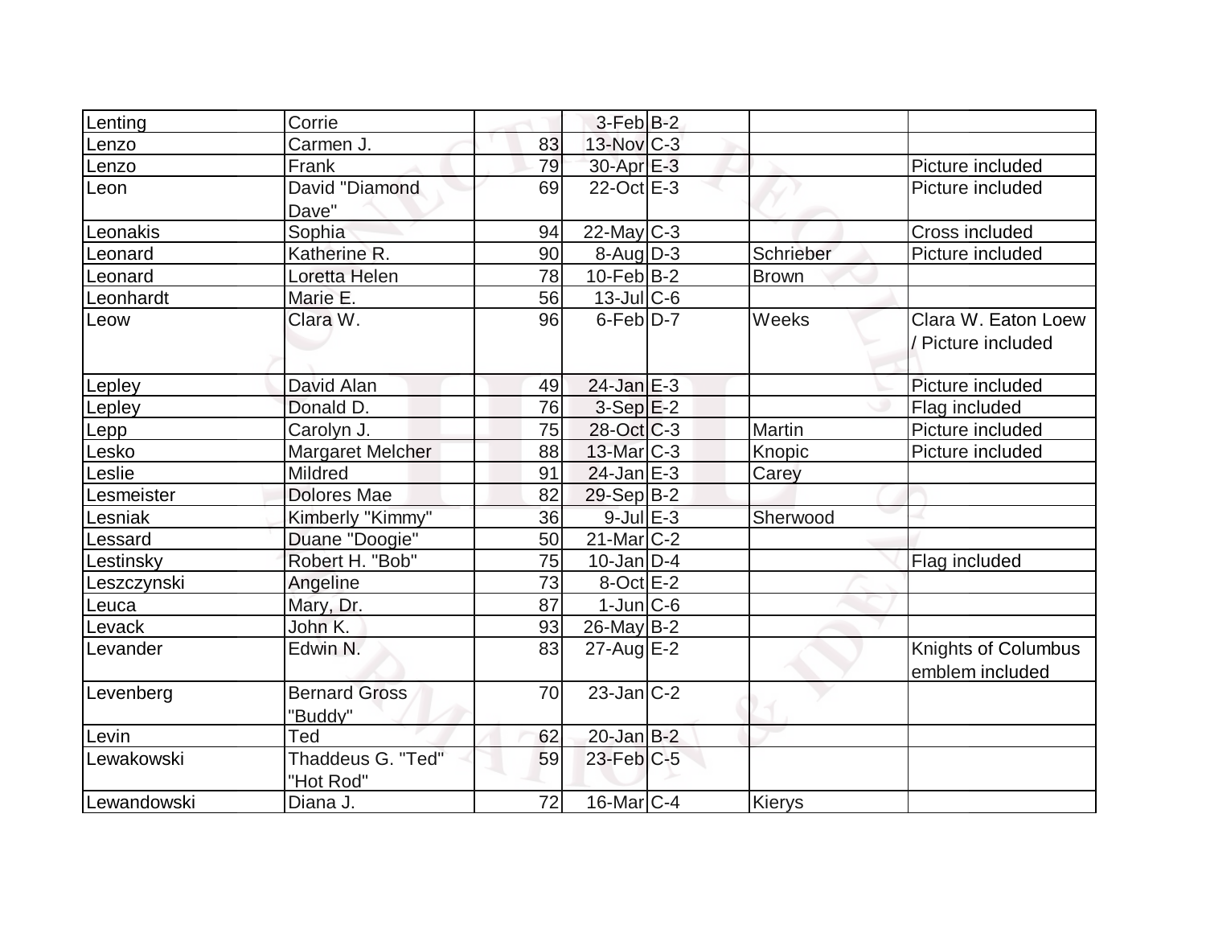| | | | | | | |
|---|---|---|---|---|---|---|
| Lenting | Corrie | | 3-Feb | B-2 | | |
| Lenzo | Carmen J. | 83 | 13-Nov | C-3 | | |
| Lenzo | Frank | 79 | 30-Apr | E-3 | | Picture included |
| Leon | David "Diamond Dave" | 69 | 22-Oct | E-3 | | Picture included |
| Leonakis | Sophia | 94 | 22-May | C-3 | | Cross included |
| Leonard | Katherine R. | 90 | 8-Aug | D-3 | Schrieber | Picture included |
| Leonard | Loretta Helen | 78 | 10-Feb | B-2 | Brown | |
| Leonhardt | Marie E. | 56 | 13-Jul | C-6 | | |
| Leow | Clara W. | 96 | 6-Feb | D-7 | Weeks | Clara W. Eaton Loew / Picture included |
| Lepley | David Alan | 49 | 24-Jan | E-3 | | Picture included |
| Lepley | Donald D. | 76 | 3-Sep | E-2 | | Flag included |
| Lepp | Carolyn J. | 75 | 28-Oct | C-3 | Martin | Picture included |
| Lesko | Margaret Melcher | 88 | 13-Mar | C-3 | Knopic | Picture included |
| Leslie | Mildred | 91 | 24-Jan | E-3 | Carey | |
| Lesmeister | Dolores Mae | 82 | 29-Sep | B-2 | | |
| Lesniak | Kimberly "Kimmy" | 36 | 9-Jul | E-3 | Sherwood | |
| Lessard | Duane "Doogie" | 50 | 21-Mar | C-2 | | |
| Lestinsky | Robert H. "Bob" | 75 | 10-Jan | D-4 | | Flag included |
| Leszczynski | Angeline | 73 | 8-Oct | E-2 | | |
| Leuca | Mary, Dr. | 87 | 1-Jun | C-6 | | |
| Levack | John K. | 93 | 26-May | B-2 | | |
| Levander | Edwin N. | 83 | 27-Aug | E-2 | | Knights of Columbus emblem included |
| Levenberg | Bernard Gross "Buddy" | 70 | 23-Jan | C-2 | | |
| Levin | Ted | 62 | 20-Jan | B-2 | | |
| Lewakowski | Thaddeus G. "Ted" "Hot Rod" | 59 | 23-Feb | C-5 | | |
| Lewandowski | Diana J. | 72 | 16-Mar | C-4 | Kierys | |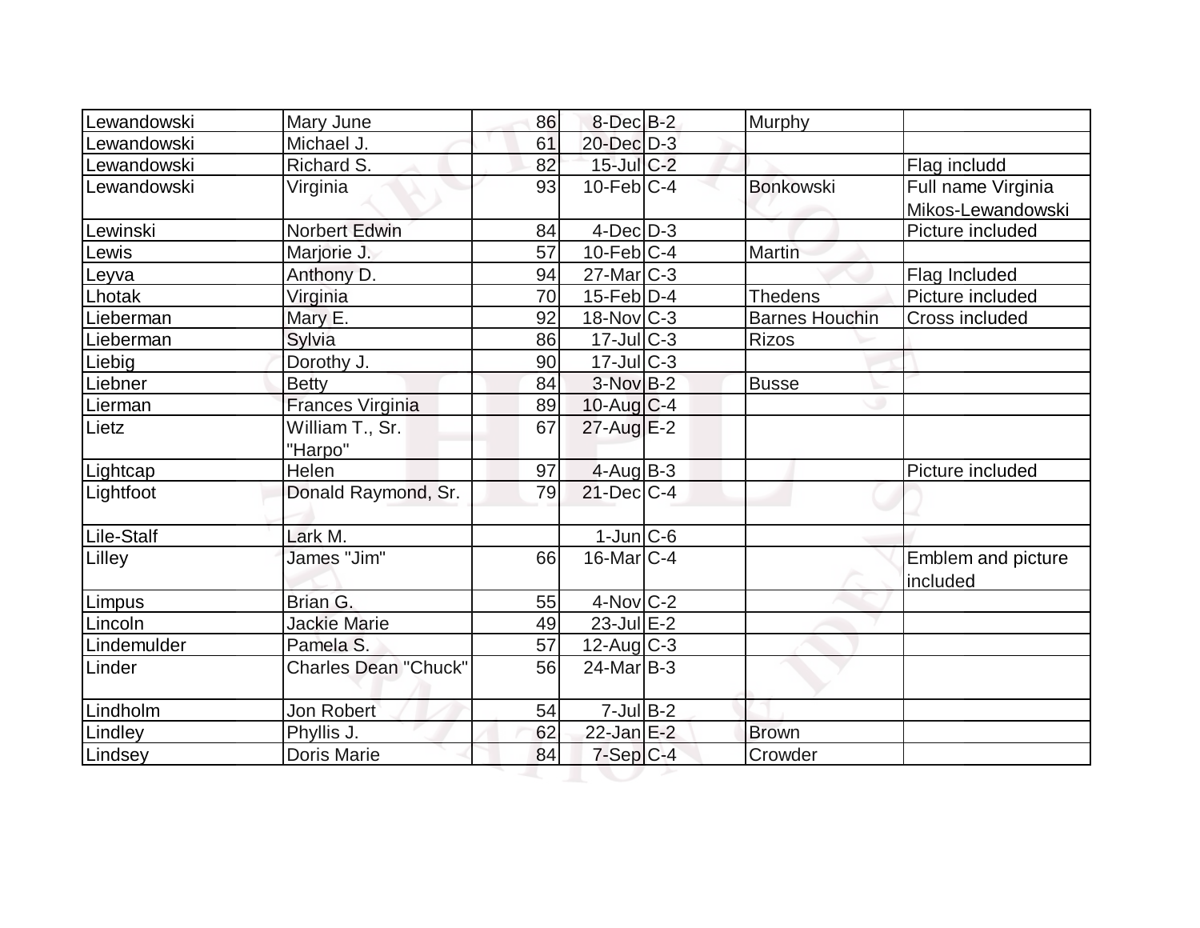| | | | | | | |
|---|---|---|---|---|---|---|
| Lewandowski | Mary June | 86 | 8-Dec | B-2 | Murphy | |
| Lewandowski | Michael J. | 61 | 20-Dec | D-3 | | |
| Lewandowski | Richard S. | 82 | 15-Jul | C-2 | | Flag includd |
| Lewandowski | Virginia | 93 | 10-Feb | C-4 | Bonkowski | Full name Virginia Mikos-Lewandowski |
| Lewinski | Norbert Edwin | 84 | 4-Dec | D-3 | | Picture included |
| Lewis | Marjorie J. | 57 | 10-Feb | C-4 | Martin | |
| Leyva | Anthony D. | 94 | 27-Mar | C-3 | | Flag Included |
| Lhotak | Virginia | 70 | 15-Feb | D-4 | Thedens | Picture included |
| Lieberman | Mary E. | 92 | 18-Nov | C-3 | Barnes Houchin | Cross included |
| Lieberman | Sylvia | 86 | 17-Jul | C-3 | Rizos | |
| Liebig | Dorothy J. | 90 | 17-Jul | C-3 | | |
| Liebner | Betty | 84 | 3-Nov | B-2 | Busse | |
| Lierman | Frances Virginia | 89 | 10-Aug | C-4 | | |
| Lietz | William T., Sr. "Harpo" | 67 | 27-Aug | E-2 | | |
| Lightcap | Helen | 97 | 4-Aug | B-3 | | Picture included |
| Lightfoot | Donald Raymond, Sr. | 79 | 21-Dec | C-4 | | |
| Lile-Stalf | Lark M. | | 1-Jun | C-6 | | |
| Lilley | James "Jim" | 66 | 16-Mar | C-4 | | Emblem and picture included |
| Limpus | Brian G. | 55 | 4-Nov | C-2 | | |
| Lincoln | Jackie Marie | 49 | 23-Jul | E-2 | | |
| Lindemulder | Pamela S. | 57 | 12-Aug | C-3 | | |
| Linder | Charles Dean "Chuck" | 56 | 24-Mar | B-3 | | |
| Lindholm | Jon Robert | 54 | 7-Jul | B-2 | | |
| Lindley | Phyllis J. | 62 | 22-Jan | E-2 | Brown | |
| Lindsey | Doris Marie | 84 | 7-Sep | C-4 | Crowder | |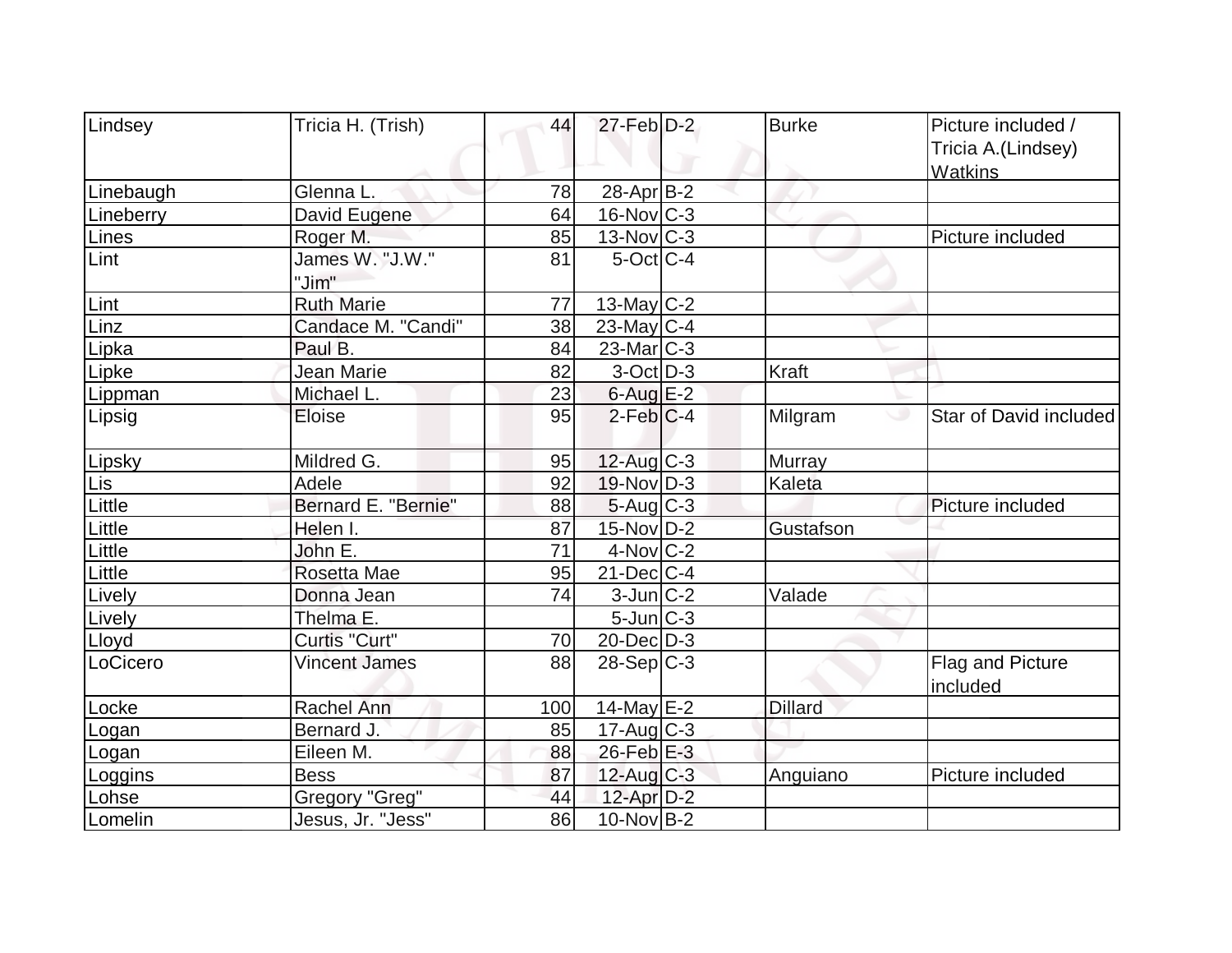| Lindsey | Tricia H. (Trish) | 44 | 27-Feb | D-2 | Burke | Picture included / Tricia A.(Lindsey) Watkins |
|---|---|---|---|---|---|---|
| Linebaugh | Glenna L. | 78 | 28-Apr | B-2 | | |
| Lineberry | David Eugene | 64 | 16-Nov | C-3 | | |
| Lines | Roger M. | 85 | 13-Nov | C-3 | | Picture included |
| Lint | James W. "J.W." "Jim" | 81 | 5-Oct | C-4 | | |
| Lint | Ruth Marie | 77 | 13-May | C-2 | | |
| Linz | Candace M. "Candi" | 38 | 23-May | C-4 | | |
| Lipka | Paul B. | 84 | 23-Mar | C-3 | | |
| Lipke | Jean Marie | 82 | 3-Oct | D-3 | Kraft | |
| Lippman | Michael L. | 23 | 6-Aug | E-2 | | |
| Lipsig | Eloise | 95 | 2-Feb | C-4 | Milgram | Star of David included |
| Lipsky | Mildred G. | 95 | 12-Aug | C-3 | Murray | |
| Lis | Adele | 92 | 19-Nov | D-3 | Kaleta | |
| Little | Bernard E. "Bernie" | 88 | 5-Aug | C-3 | | Picture included |
| Little | Helen I. | 87 | 15-Nov | D-2 | Gustafson | |
| Little | John E. | 71 | 4-Nov | C-2 | | |
| Little | Rosetta Mae | 95 | 21-Dec | C-4 | | |
| Lively | Donna Jean | 74 | 3-Jun | C-2 | Valade | |
| Lively | Thelma E. | | 5-Jun | C-3 | | |
| Lloyd | Curtis "Curt" | 70 | 20-Dec | D-3 | | |
| LoCicero | Vincent James | 88 | 28-Sep | C-3 | | Flag and Picture included |
| Locke | Rachel Ann | 100 | 14-May | E-2 | Dillard | |
| Logan | Bernard J. | 85 | 17-Aug | C-3 | | |
| Logan | Eileen M. | 88 | 26-Feb | E-3 | | |
| Loggins | Bess | 87 | 12-Aug | C-3 | Anguiano | Picture included |
| Lohse | Gregory "Greg" | 44 | 12-Apr | D-2 | | |
| Lomelin | Jesus, Jr. "Jess" | 86 | 10-Nov | B-2 | | |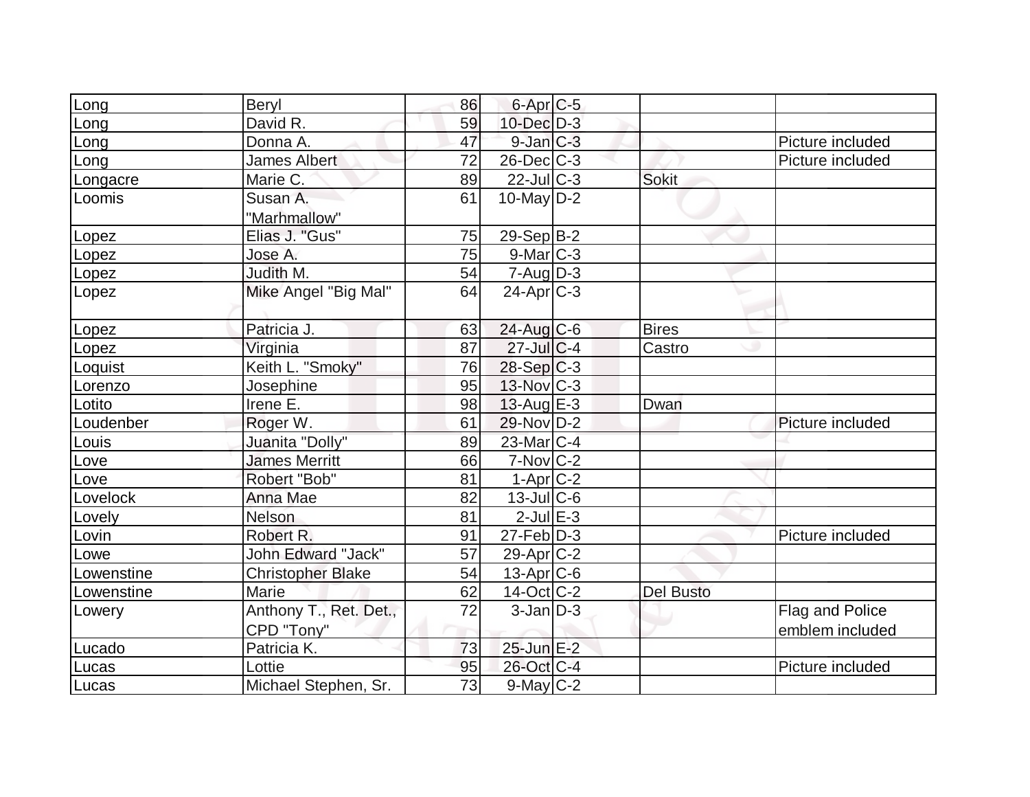| | | | | | | |
|---|---|---|---|---|---|---|
| Long | Beryl | 86 | 6-Apr | C-5 | | |
| Long | David R. | 59 | 10-Dec | D-3 | | |
| Long | Donna A. | 47 | 9-Jan | C-3 | | Picture included |
| Long | James Albert | 72 | 26-Dec | C-3 | | Picture included |
| Longacre | Marie C. | 89 | 22-Jul | C-3 | Sokit | |
| Loomis | Susan A. "Marhmallow" | 61 | 10-May | D-2 | | |
| Lopez | Elias J. "Gus" | 75 | 29-Sep | B-2 | | |
| Lopez | Jose A. | 75 | 9-Mar | C-3 | | |
| Lopez | Judith M. | 54 | 7-Aug | D-3 | | |
| Lopez | Mike Angel "Big Mal" | 64 | 24-Apr | C-3 | | |
| Lopez | Patricia J. | 63 | 24-Aug | C-6 | Bires | |
| Lopez | Virginia | 87 | 27-Jul | C-4 | Castro | |
| Loquist | Keith L. "Smoky" | 76 | 28-Sep | C-3 | | |
| Lorenzo | Josephine | 95 | 13-Nov | C-3 | | |
| Lotito | Irene E. | 98 | 13-Aug | E-3 | Dwan | |
| Loudenber | Roger W. | 61 | 29-Nov | D-2 | | Picture included |
| Louis | Juanita "Dolly" | 89 | 23-Mar | C-4 | | |
| Love | James Merritt | 66 | 7-Nov | C-2 | | |
| Love | Robert "Bob" | 81 | 1-Apr | C-2 | | |
| Lovelock | Anna Mae | 82 | 13-Jul | C-6 | | |
| Lovely | Nelson | 81 | 2-Jul | E-3 | | |
| Lovin | Robert R. | 91 | 27-Feb | D-3 | | Picture included |
| Lowe | John Edward "Jack" | 57 | 29-Apr | C-2 | | |
| Lowenstine | Christopher Blake | 54 | 13-Apr | C-6 | | |
| Lowenstine | Marie | 62 | 14-Oct | C-2 | Del Busto | |
| Lowery | Anthony T., Ret. Det., CPD "Tony" | 72 | 3-Jan | D-3 | | Flag and Police emblem included |
| Lucado | Patricia K. | 73 | 25-Jun | E-2 | | |
| Lucas | Lottie | 95 | 26-Oct | C-4 | | Picture included |
| Lucas | Michael Stephen, Sr. | 73 | 9-May | C-2 | | |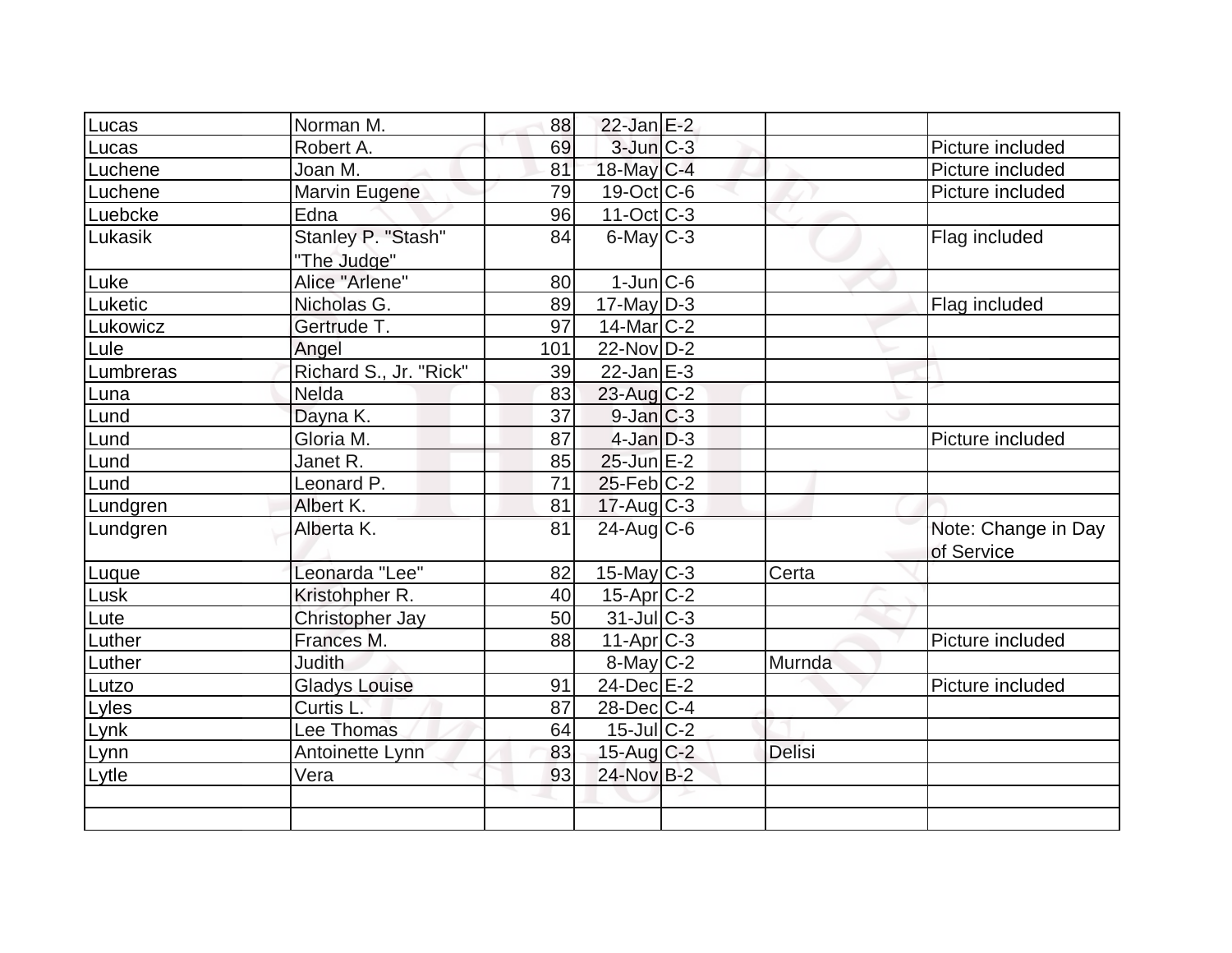| Lucas | Norman M. | 88 | 22-Jan | E-2 | | |
|---|---|---|---|---|---|---|
| Lucas | Robert A. | 69 | 3-Jun | C-3 | | Picture included |
| Luchene | Joan M. | 81 | 18-May | C-4 | | Picture included |
| Luchene | Marvin Eugene | 79 | 19-Oct | C-6 | | Picture included |
| Luebcke | Edna | 96 | 11-Oct | C-3 | | |
| Lukasik | Stanley P. "Stash" "The Judge" | 84 | 6-May | C-3 | | Flag included |
| Luke | Alice "Arlene" | 80 | 1-Jun | C-6 | | |
| Luketic | Nicholas G. | 89 | 17-May | D-3 | | Flag included |
| Lukowicz | Gertrude T. | 97 | 14-Mar | C-2 | | |
| Lule | Angel | 101 | 22-Nov | D-2 | | |
| Lumbreras | Richard S., Jr. "Rick" | 39 | 22-Jan | E-3 | | |
| Luna | Nelda | 83 | 23-Aug | C-2 | | |
| Lund | Dayna K. | 37 | 9-Jan | C-3 | | |
| Lund | Gloria M. | 87 | 4-Jan | D-3 | | Picture included |
| Lund | Janet R. | 85 | 25-Jun | E-2 | | |
| Lund | Leonard P. | 71 | 25-Feb | C-2 | | |
| Lundgren | Albert K. | 81 | 17-Aug | C-3 | | |
| Lundgren | Alberta K. | 81 | 24-Aug | C-6 | | Note: Change in Day of Service |
| Luque | Leonarda "Lee" | 82 | 15-May | C-3 | Certa | |
| Lusk | Kristohpher R. | 40 | 15-Apr | C-2 | | |
| Lute | Christopher Jay | 50 | 31-Jul | C-3 | | |
| Luther | Frances M. | 88 | 11-Apr | C-3 | | Picture included |
| Luther | Judith | | 8-May | C-2 | Murnda | |
| Lutzo | Gladys Louise | 91 | 24-Dec | E-2 | | Picture included |
| Lyles | Curtis L. | 87 | 28-Dec | C-4 | | |
| Lynk | Lee Thomas | 64 | 15-Jul | C-2 | | |
| Lynn | Antoinette Lynn | 83 | 15-Aug | C-2 | Delisi | |
| Lytle | Vera | 93 | 24-Nov | B-2 | | |
| | | | | | | |
| | | | | | | |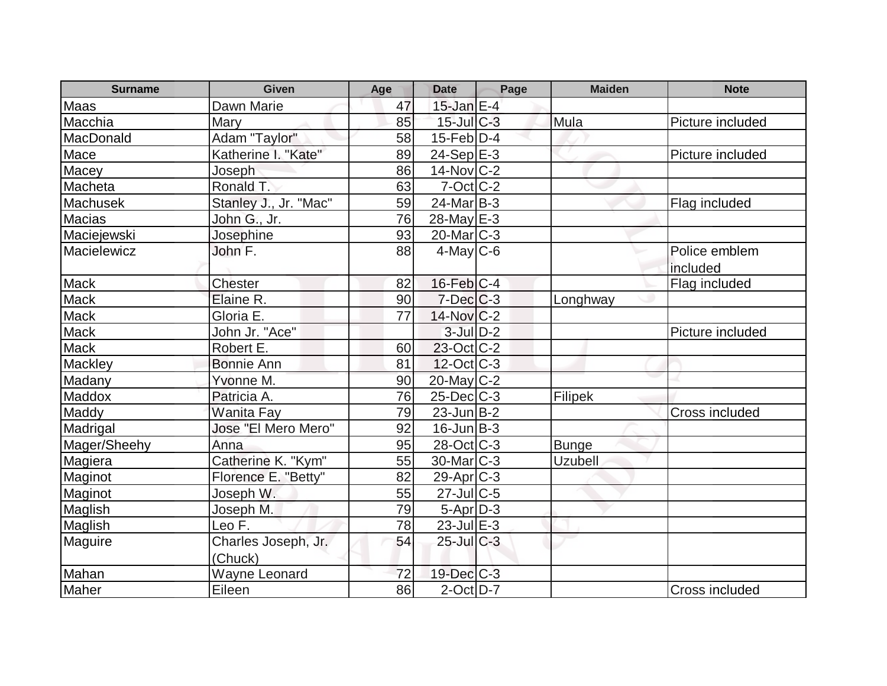| Surname | Given | Age | Date | Page | Maiden | Note |
|---|---|---|---|---|---|---|
| Maas | Dawn Marie | 47 | 15-Jan | E-4 | | |
| Macchia | Mary | 85 | 15-Jul | C-3 | Mula | Picture included |
| MacDonald | Adam "Taylor" | 58 | 15-Feb | D-4 | | |
| Mace | Katherine I. "Kate" | 89 | 24-Sep | E-3 | | Picture included |
| Macey | Joseph | 86 | 14-Nov | C-2 | | |
| Macheta | Ronald T. | 63 | 7-Oct | C-2 | | |
| Machusek | Stanley J., Jr. "Mac" | 59 | 24-Mar | B-3 | | Flag included |
| Macias | John G., Jr. | 76 | 28-May | E-3 | | |
| Maciejewski | Josephine | 93 | 20-Mar | C-3 | | |
| Macielewicz | John F. | 88 | 4-May | C-6 | | Police emblem included |
| Mack | Chester | 82 | 16-Feb | C-4 | | Flag included |
| Mack | Elaine R. | 90 | 7-Dec | C-3 | Longhway | |
| Mack | Gloria E. | 77 | 14-Nov | C-2 | | |
| Mack | John Jr. "Ace" | | 3-Jul | D-2 | | Picture included |
| Mack | Robert E. | 60 | 23-Oct | C-2 | | |
| Mackley | Bonnie Ann | 81 | 12-Oct | C-3 | | |
| Madany | Yvonne M. | 90 | 20-May | C-2 | | |
| Maddox | Patricia A. | 76 | 25-Dec | C-3 | Filipek | |
| Maddy | Wanita Fay | 79 | 23-Jun | B-2 | | Cross included |
| Madrigal | Jose "El Mero Mero" | 92 | 16-Jun | B-3 | | |
| Mager/Sheehy | Anna | 95 | 28-Oct | C-3 | Bunge | |
| Magiera | Catherine K. "Kym" | 55 | 30-Mar | C-3 | Uzubell | |
| Maginot | Florence E. "Betty" | 82 | 29-Apr | C-3 | | |
| Maginot | Joseph W. | 55 | 27-Jul | C-5 | | |
| Maglish | Joseph M. | 79 | 5-Apr | D-3 | | |
| Maglish | Leo F. | 78 | 23-Jul | E-3 | | |
| Maguire | Charles Joseph, Jr. (Chuck) | 54 | 25-Jul | C-3 | | |
| Mahan | Wayne Leonard | 72 | 19-Dec | C-3 | | |
| Maher | Eileen | 86 | 2-Oct | D-7 | | Cross included |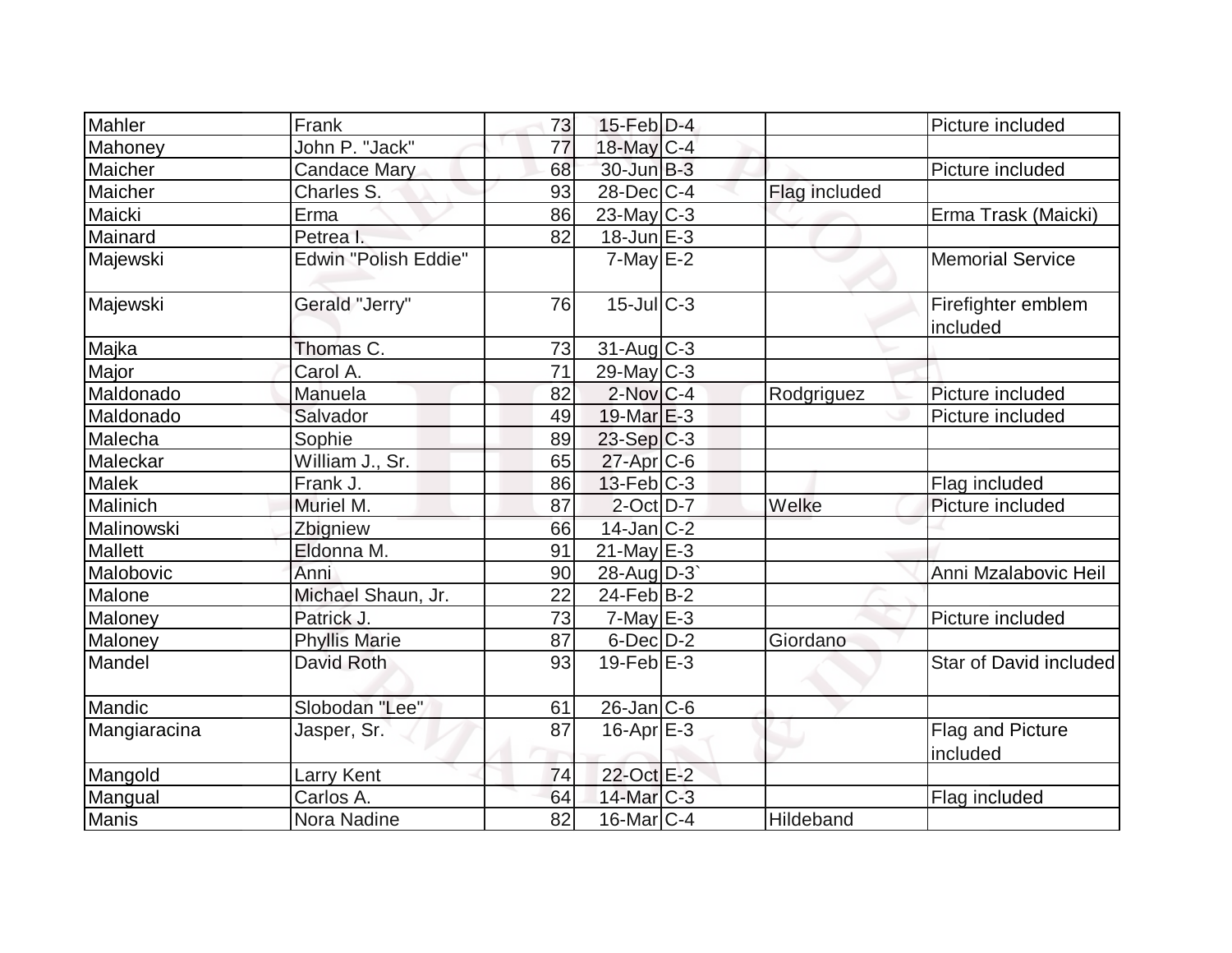| | | | | | | |
|---|---|---|---|---|---|---|
| Mahler | Frank | 73 | 15-Feb | D-4 | | Picture included |
| Mahoney | John P. "Jack" | 77 | 18-May | C-4 | | |
| Maicher | Candace Mary | 68 | 30-Jun | B-3 | | Picture included |
| Maicher | Charles S. | 93 | 28-Dec | C-4 | Flag included | |
| Maicki | Erma | 86 | 23-May | C-3 | | Erma Trask (Maicki) |
| Mainard | Petrea I. | 82 | 18-Jun | E-3 | | |
| Majewski | Edwin "Polish Eddie" | | 7-May | E-2 | | Memorial Service |
| Majewski | Gerald "Jerry" | 76 | 15-Jul | C-3 | | Firefighter emblem included |
| Majka | Thomas C. | 73 | 31-Aug | C-3 | | |
| Major | Carol A. | 71 | 29-May | C-3 | | |
| Maldonado | Manuela | 82 | 2-Nov | C-4 | Rodgriguez | Picture included |
| Maldonado | Salvador | 49 | 19-Mar | E-3 | | Picture included |
| Malecha | Sophie | 89 | 23-Sep | C-3 | | |
| Maleckar | William J., Sr. | 65 | 27-Apr | C-6 | | |
| Malek | Frank J. | 86 | 13-Feb | C-3 | | Flag included |
| Malinich | Muriel M. | 87 | 2-Oct | D-7 | Welke | Picture included |
| Malinowski | Zbigniew | 66 | 14-Jan | C-2 | | |
| Mallett | Eldonna M. | 91 | 21-May | E-3 | | |
| Malobovic | Anni | 90 | 28-Aug | D-3` | | Anni Mzalabovic Heil |
| Malone | Michael Shaun, Jr. | 22 | 24-Feb | B-2 | | |
| Maloney | Patrick J. | 73 | 7-May | E-3 | | Picture included |
| Maloney | Phyllis Marie | 87 | 6-Dec | D-2 | Giordano | |
| Mandel | David Roth | 93 | 19-Feb | E-3 | | Star of David included |
| Mandic | Slobodan "Lee" | 61 | 26-Jan | C-6 | | |
| Mangiaracina | Jasper, Sr. | 87 | 16-Apr | E-3 | | Flag and Picture included |
| Mangold | Larry Kent | 74 | 22-Oct | E-2 | | |
| Mangual | Carlos A. | 64 | 14-Mar | C-3 | | Flag included |
| Manis | Nora Nadine | 82 | 16-Mar | C-4 | Hildeband | |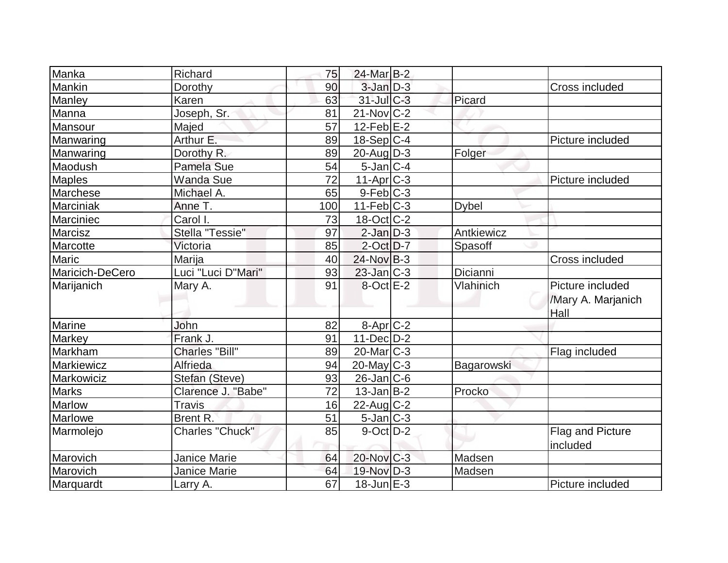| | | | | | | |
|---|---|---|---|---|---|---|
| Manka | Richard | 75 | 24-Mar | B-2 | | |
| Mankin | Dorothy | 90 | 3-Jan | D-3 | | Cross included |
| Manley | Karen | 63 | 31-Jul | C-3 | Picard | |
| Manna | Joseph, Sr. | 81 | 21-Nov | C-2 | | |
| Mansour | Majed | 57 | 12-Feb | E-2 | | |
| Manwaring | Arthur E. | 89 | 18-Sep | C-4 | | Picture included |
| Manwaring | Dorothy R. | 89 | 20-Aug | D-3 | Folger | |
| Maodush | Pamela Sue | 54 | 5-Jan | C-4 | | |
| Maples | Wanda Sue | 72 | 11-Apr | C-3 | | Picture included |
| Marchese | Michael A. | 65 | 9-Feb | C-3 | | |
| Marciniak | Anne T. | 100 | 11-Feb | C-3 | Dybel | |
| Marciniec | Carol I. | 73 | 18-Oct | C-2 | | |
| Marcisz | Stella "Tessie" | 97 | 2-Jan | D-3 | Antkiewicz | |
| Marcotte | Victoria | 85 | 2-Oct | D-7 | Spasoff | |
| Maric | Marija | 40 | 24-Nov | B-3 | | Cross included |
| Maricich-DeCero | Luci "Luci D"Mari" | 93 | 23-Jan | C-3 | Dicianni | |
| Marijanich | Mary A. | 91 | 8-Oct | E-2 | Vlahinich | Picture included /Mary A. Marjanich Hall |
| Marine | John | 82 | 8-Apr | C-2 | | |
| Markey | Frank J. | 91 | 11-Dec | D-2 | | |
| Markham | Charles "Bill" | 89 | 20-Mar | C-3 | | Flag included |
| Markiewicz | Alfrieda | 94 | 20-May | C-3 | Bagarowski | |
| Markowiciz | Stefan (Steve) | 93 | 26-Jan | C-6 | | |
| Marks | Clarence J. "Babe" | 72 | 13-Jan | B-2 | Procko | |
| Marlow | Travis | 16 | 22-Aug | C-2 | | |
| Marlowe | Brent R. | 51 | 5-Jan | C-3 | | |
| Marmolejo | Charles "Chuck" | 85 | 9-Oct | D-2 | | Flag and Picture included |
| Marovich | Janice Marie | 64 | 20-Nov | C-3 | Madsen | |
| Marovich | Janice Marie | 64 | 19-Nov | D-3 | Madsen | |
| Marquardt | Larry A. | 67 | 18-Jun | E-3 | | Picture included |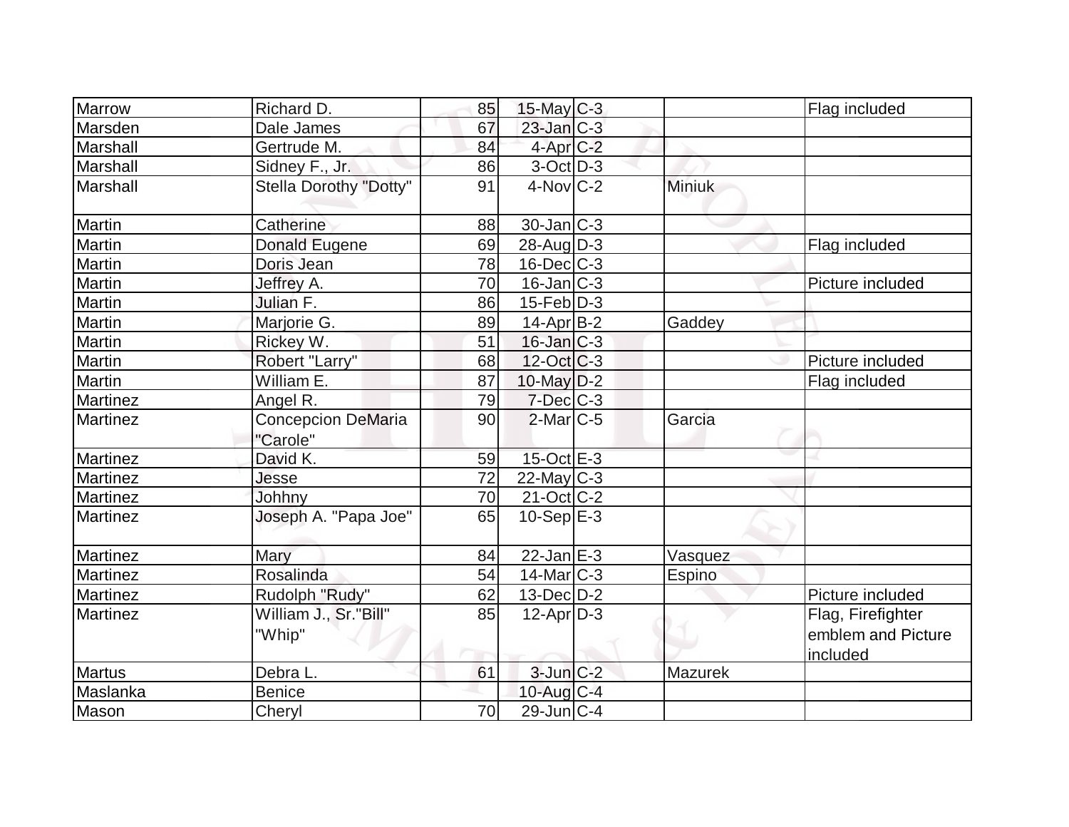| | | | | | | |
|---|---|---|---|---|---|---|
| Marrow | Richard D. | 85 | 15-May | C-3 | | Flag included |
| Marsden | Dale James | 67 | 23-Jan | C-3 | | |
| Marshall | Gertrude M. | 84 | 4-Apr | C-2 | | |
| Marshall | Sidney F., Jr. | 86 | 3-Oct | D-3 | | |
| Marshall | Stella Dorothy "Dotty" | 91 | 4-Nov | C-2 | Miniuk | |
| Martin | Catherine | 88 | 30-Jan | C-3 | | |
| Martin | Donald Eugene | 69 | 28-Aug | D-3 | | Flag included |
| Martin | Doris Jean | 78 | 16-Dec | C-3 | | |
| Martin | Jeffrey A. | 70 | 16-Jan | C-3 | | Picture included |
| Martin | Julian F. | 86 | 15-Feb | D-3 | | |
| Martin | Marjorie G. | 89 | 14-Apr | B-2 | Gaddey | |
| Martin | Rickey W. | 51 | 16-Jan | C-3 | | |
| Martin | Robert "Larry" | 68 | 12-Oct | C-3 | | Picture included |
| Martin | William E. | 87 | 10-May | D-2 | | Flag included |
| Martinez | Angel R. | 79 | 7-Dec | C-3 | | |
| Martinez | Concepcion DeMaria "Carole" | 90 | 2-Mar | C-5 | Garcia | |
| Martinez | David K. | 59 | 15-Oct | E-3 | | |
| Martinez | Jesse | 72 | 22-May | C-3 | | |
| Martinez | Johhny | 70 | 21-Oct | C-2 | | |
| Martinez | Joseph A. "Papa Joe" | 65 | 10-Sep | E-3 | | |
| Martinez | Mary | 84 | 22-Jan | E-3 | Vasquez | |
| Martinez | Rosalinda | 54 | 14-Mar | C-3 | Espino | |
| Martinez | Rudolph "Rudy" | 62 | 13-Dec | D-2 | | Picture included |
| Martinez | William J., Sr."Bill" "Whip" | 85 | 12-Apr | D-3 | | Flag, Firefighter emblem and Picture included |
| Martus | Debra L. | 61 | 3-Jun | C-2 | Mazurek | |
| Maslanka | Benice | | 10-Aug | C-4 | | |
| Mason | Cheryl | 70 | 29-Jun | C-4 | | |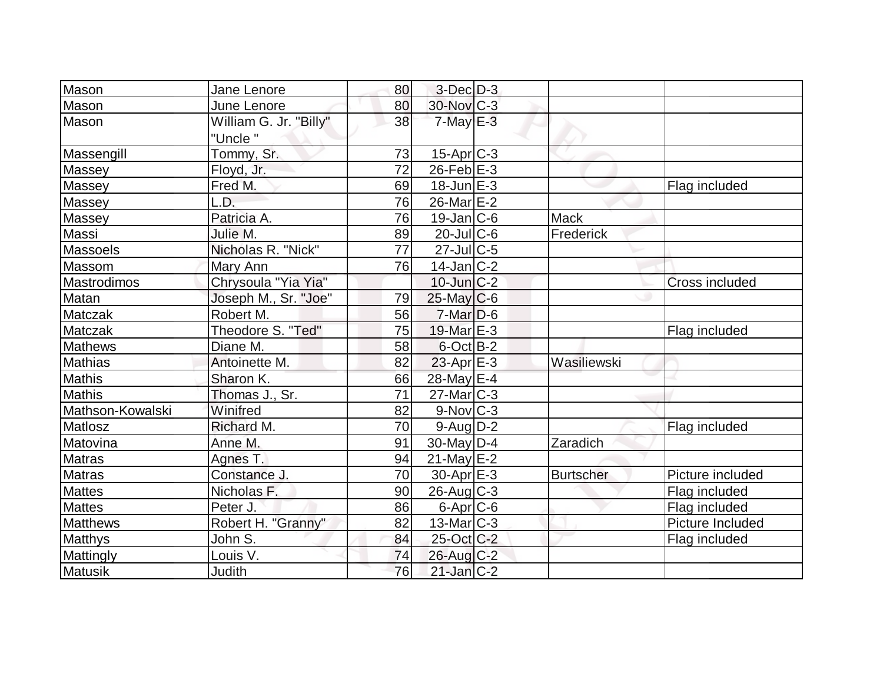| | | | | | | |
|---|---|---|---|---|---|---|
| Mason | Jane Lenore | 80 | 3-Dec | D-3 | | |
| Mason | June Lenore | 80 | 30-Nov | C-3 | | |
| Mason | William G. Jr. "Billy" "Uncle " | 38 | 7-May | E-3 | | |
| Massengill | Tommy, Sr. | 73 | 15-Apr | C-3 | | |
| Massey | Floyd, Jr. | 72 | 26-Feb | E-3 | | |
| Massey | Fred M. | 69 | 18-Jun | E-3 | | Flag included |
| Massey | L.D. | 76 | 26-Mar | E-2 | | |
| Massey | Patricia A. | 76 | 19-Jan | C-6 | Mack | |
| Massi | Julie M. | 89 | 20-Jul | C-6 | Frederick | |
| Massoels | Nicholas R. "Nick" | 77 | 27-Jul | C-5 | | |
| Massom | Mary Ann | 76 | 14-Jan | C-2 | | |
| Mastrodimos | Chrysoula "Yia Yia" | | 10-Jun | C-2 | | Cross included |
| Matan | Joseph M., Sr. "Joe" | 79 | 25-May | C-6 | | |
| Matczak | Robert M. | 56 | 7-Mar | D-6 | | |
| Matczak | Theodore S. "Ted" | 75 | 19-Mar | E-3 | | Flag included |
| Mathews | Diane M. | 58 | 6-Oct | B-2 | | |
| Mathias | Antoinette M. | 82 | 23-Apr | E-3 | Wasiliewski | |
| Mathis | Sharon K. | 66 | 28-May | E-4 | | |
| Mathis | Thomas J., Sr. | 71 | 27-Mar | C-3 | | |
| Mathson-Kowalski | Winifred | 82 | 9-Nov | C-3 | | |
| Matlosz | Richard M. | 70 | 9-Aug | D-2 | | Flag included |
| Matovina | Anne M. | 91 | 30-May | D-4 | Zaradich | |
| Matras | Agnes T. | 94 | 21-May | E-2 | | |
| Matras | Constance J. | 70 | 30-Apr | E-3 | Burtscher | Picture included |
| Mattes | Nicholas F. | 90 | 26-Aug | C-3 | | Flag included |
| Mattes | Peter J. | 86 | 6-Apr | C-6 | | Flag included |
| Matthews | Robert H. "Granny" | 82 | 13-Mar | C-3 | | Picture Included |
| Matthys | John S. | 84 | 25-Oct | C-2 | | Flag included |
| Mattingly | Louis V. | 74 | 26-Aug | C-2 | | |
| Matusik | Judith | 76 | 21-Jan | C-2 | | |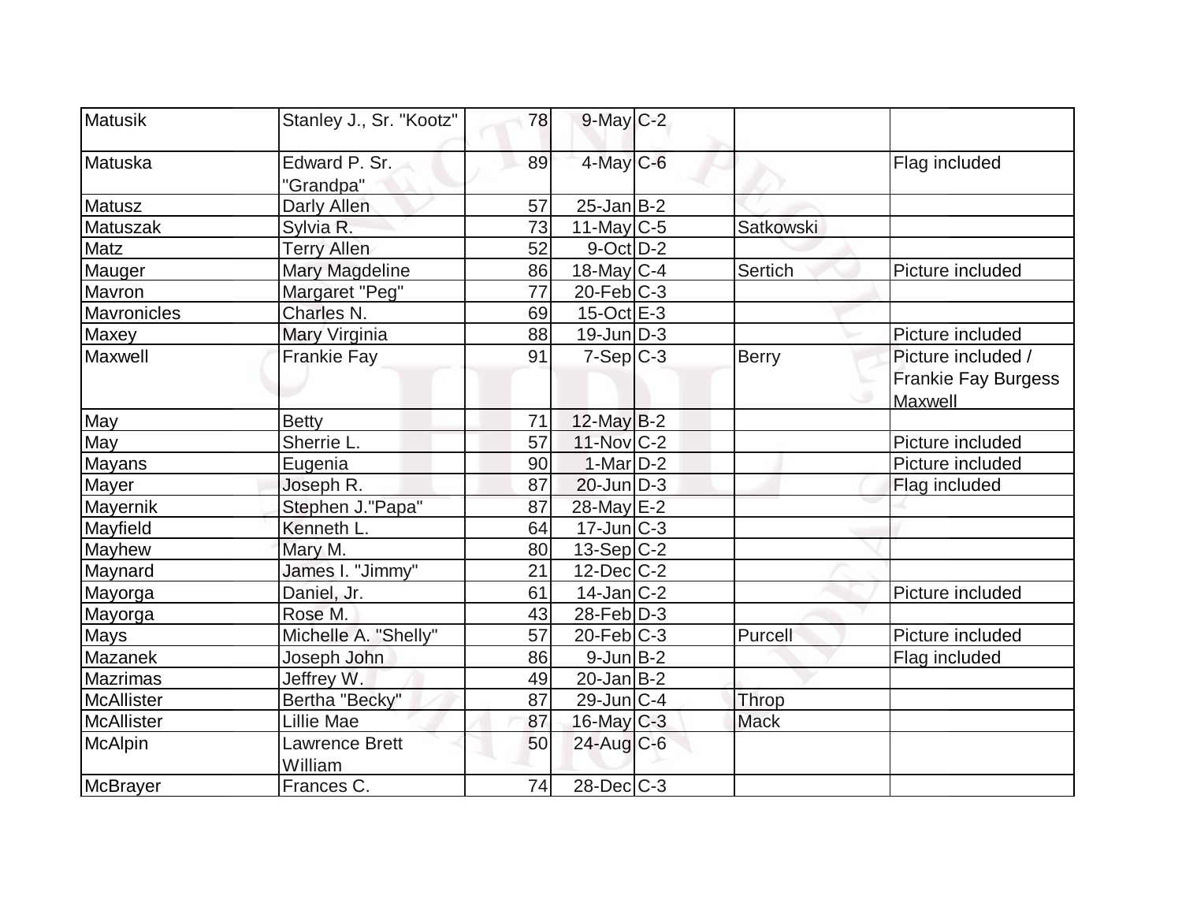| | | | | | | |
|---|---|---|---|---|---|---|
| Matusik | Stanley J., Sr. "Kootz" | 78 | 9-May | C-2 | | |
| Matuska | Edward P. Sr. "Grandpa" | 89 | 4-May | C-6 | | Flag included |
| Matusz | Darly Allen | 57 | 25-Jan | B-2 | | |
| Matuszak | Sylvia R. | 73 | 11-May | C-5 | Satkowski | |
| Matz | Terry Allen | 52 | 9-Oct | D-2 | | |
| Mauger | Mary Magdeline | 86 | 18-May | C-4 | Sertich | Picture included |
| Mavron | Margaret "Peg" | 77 | 20-Feb | C-3 | | |
| Mavronicles | Charles N. | 69 | 15-Oct | E-3 | | |
| Maxey | Mary Virginia | 88 | 19-Jun | D-3 | | Picture included |
| Maxwell | Frankie Fay | 91 | 7-Sep | C-3 | Berry | Picture included / Frankie Fay Burgess Maxwell |
| May | Betty | 71 | 12-May | B-2 | | |
| May | Sherrie L. | 57 | 11-Nov | C-2 | | Picture included |
| Mayans | Eugenia | 90 | 1-Mar | D-2 | | Picture included |
| Mayer | Joseph R. | 87 | 20-Jun | D-3 | | Flag included |
| Mayernik | Stephen J."Papa" | 87 | 28-May | E-2 | | |
| Mayfield | Kenneth L. | 64 | 17-Jun | C-3 | | |
| Mayhew | Mary M. | 80 | 13-Sep | C-2 | | |
| Maynard | James I. "Jimmy" | 21 | 12-Dec | C-2 | | |
| Mayorga | Daniel, Jr. | 61 | 14-Jan | C-2 | | Picture included |
| Mayorga | Rose M. | 43 | 28-Feb | D-3 | | |
| Mays | Michelle A. "Shelly" | 57 | 20-Feb | C-3 | Purcell | Picture included |
| Mazanek | Joseph John | 86 | 9-Jun | B-2 | | Flag included |
| Mazrimas | Jeffrey W. | 49 | 20-Jan | B-2 | | |
| McAllister | Bertha "Becky" | 87 | 29-Jun | C-4 | Throp | |
| McAllister | Lillie Mae | 87 | 16-May | C-3 | Mack | |
| McAlpin | Lawrence Brett William | 50 | 24-Aug | C-6 | | |
| McBrayer | Frances C. | 74 | 28-Dec | C-3 | | |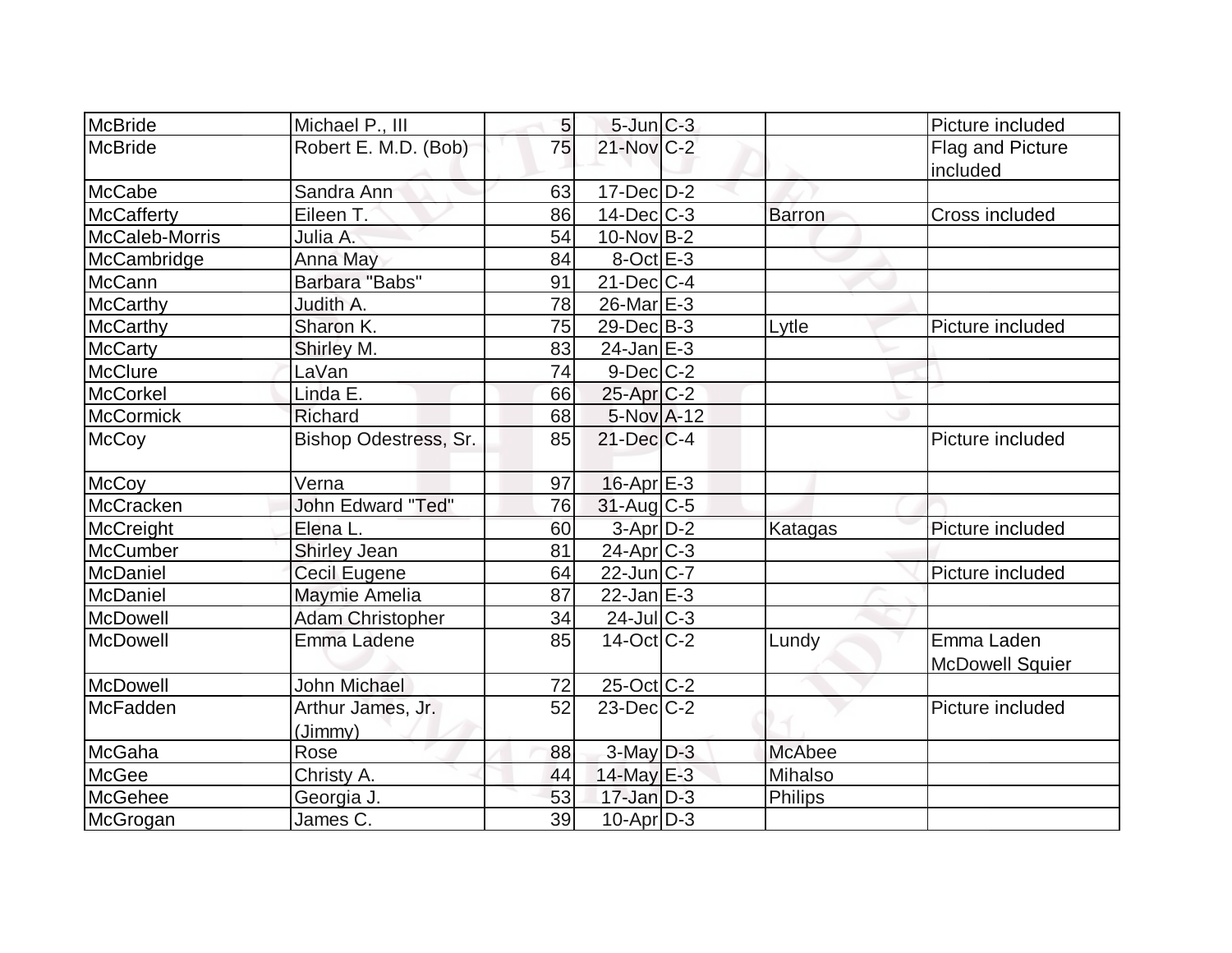| | | | | | | |
|---|---|---|---|---|---|---|
| McBride | Michael P., III | 5 | 5-Jun | C-3 | | Picture included |
| McBride | Robert E. M.D. (Bob) | 75 | 21-Nov | C-2 | | Flag and Picture included |
| McCabe | Sandra Ann | 63 | 17-Dec | D-2 | | |
| McCafferty | Eileen T. | 86 | 14-Dec | C-3 | Barron | Cross included |
| McCaleb-Morris | Julia A. | 54 | 10-Nov | B-2 | | |
| McCambridge | Anna May | 84 | 8-Oct | E-3 | | |
| McCann | Barbara "Babs" | 91 | 21-Dec | C-4 | | |
| McCarthy | Judith A. | 78 | 26-Mar | E-3 | | |
| McCarthy | Sharon K. | 75 | 29-Dec | B-3 | Lytle | Picture included |
| McCarty | Shirley M. | 83 | 24-Jan | E-3 | | |
| McClure | LaVan | 74 | 9-Dec | C-2 | | |
| McCorkel | Linda E. | 66 | 25-Apr | C-2 | | |
| McCormick | Richard | 68 | 5-Nov | A-12 | | |
| McCoy | Bishop Odestress, Sr. | 85 | 21-Dec | C-4 | | Picture included |
| McCoy | Verna | 97 | 16-Apr | E-3 | | |
| McCracken | John Edward "Ted" | 76 | 31-Aug | C-5 | | |
| McCreight | Elena L. | 60 | 3-Apr | D-2 | Katagas | Picture included |
| McCumber | Shirley Jean | 81 | 24-Apr | C-3 | | |
| McDaniel | Cecil Eugene | 64 | 22-Jun | C-7 | | Picture included |
| McDaniel | Maymie Amelia | 87 | 22-Jan | E-3 | | |
| McDowell | Adam Christopher | 34 | 24-Jul | C-3 | | |
| McDowell | Emma Ladene | 85 | 14-Oct | C-2 | Lundy | Emma Laden McDowell Squier |
| McDowell | John Michael | 72 | 25-Oct | C-2 | | |
| McFadden | Arthur James, Jr. (Jimmy) | 52 | 23-Dec | C-2 | | Picture included |
| McGaha | Rose | 88 | 3-May | D-3 | McAbee | |
| McGee | Christy A. | 44 | 14-May | E-3 | Mihalso | |
| McGehee | Georgia J. | 53 | 17-Jan | D-3 | Philips | |
| McGrogan | James C. | 39 | 10-Apr | D-3 | | |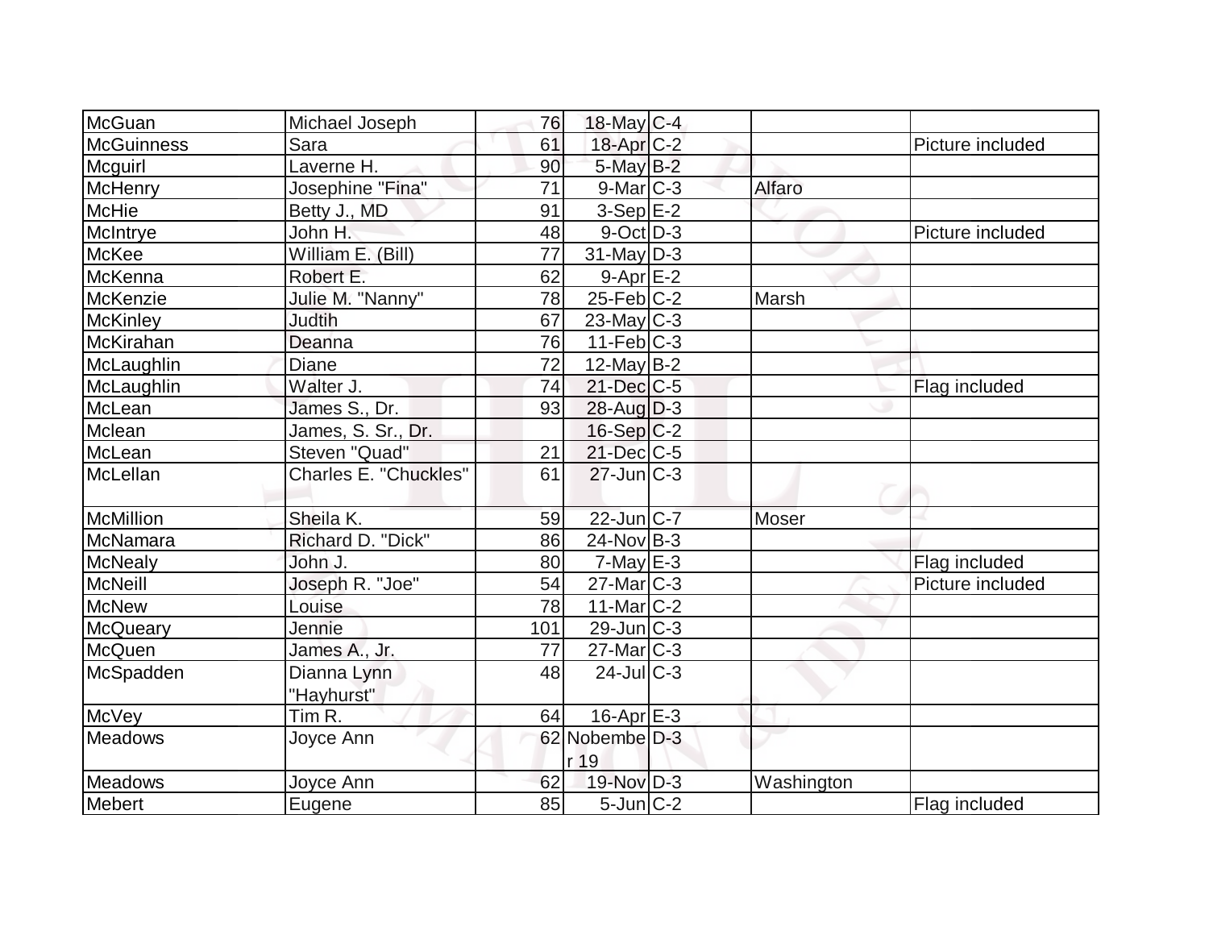| | | | | | | |
|---|---|---|---|---|---|---|
| McGuan | Michael Joseph | 76 | 18-May | C-4 | | |
| McGuinness | Sara | 61 | 18-Apr | C-2 | | Picture included |
| Mcguirl | Laverne H. | 90 | 5-May | B-2 | | |
| McHenry | Josephine "Fina" | 71 | 9-Mar | C-3 | Alfaro | |
| McHie | Betty J., MD | 91 | 3-Sep | E-2 | | |
| McIntrye | John H. | 48 | 9-Oct | D-3 | | Picture included |
| McKee | William E. (Bill) | 77 | 31-May | D-3 | | |
| McKenna | Robert E. | 62 | 9-Apr | E-2 | | |
| McKenzie | Julie M. "Nanny" | 78 | 25-Feb | C-2 | Marsh | |
| McKinley | Judtih | 67 | 23-May | C-3 | | |
| McKirahan | Deanna | 76 | 11-Feb | C-3 | | |
| McLaughlin | Diane | 72 | 12-May | B-2 | | |
| McLaughlin | Walter J. | 74 | 21-Dec | C-5 | | Flag included |
| McLean | James S., Dr. | 93 | 28-Aug | D-3 | | |
| Mclean | James, S. Sr., Dr. | | 16-Sep | C-2 | | |
| McLean | Steven "Quad" | 21 | 21-Dec | C-5 | | |
| McLellan | Charles E. "Chuckles" | 61 | 27-Jun | C-3 | | |
| McMillion | Sheila K. | 59 | 22-Jun | C-7 | Moser | |
| McNamara | Richard D. "Dick" | 86 | 24-Nov | B-3 | | |
| McNealy | John J. | 80 | 7-May | E-3 | | Flag included |
| McNeill | Joseph R. "Joe" | 54 | 27-Mar | C-3 | | Picture included |
| McNew | Louise | 78 | 11-Mar | C-2 | | |
| McQueary | Jennie | 101 | 29-Jun | C-3 | | |
| McQuen | James A., Jr. | 77 | 27-Mar | C-3 | | |
| McSpadden | Dianna Lynn "Hayhurst" | 48 | 24-Jul | C-3 | | |
| McVey | Tim R. | 64 | 16-Apr | E-3 | | |
| Meadows | Joyce Ann | 62 | Nobember 19 | D-3 | | |
| Meadows | Joyce Ann | 62 | 19-Nov | D-3 | Washington | |
| Mebert | Eugene | 85 | 5-Jun | C-2 | | Flag included |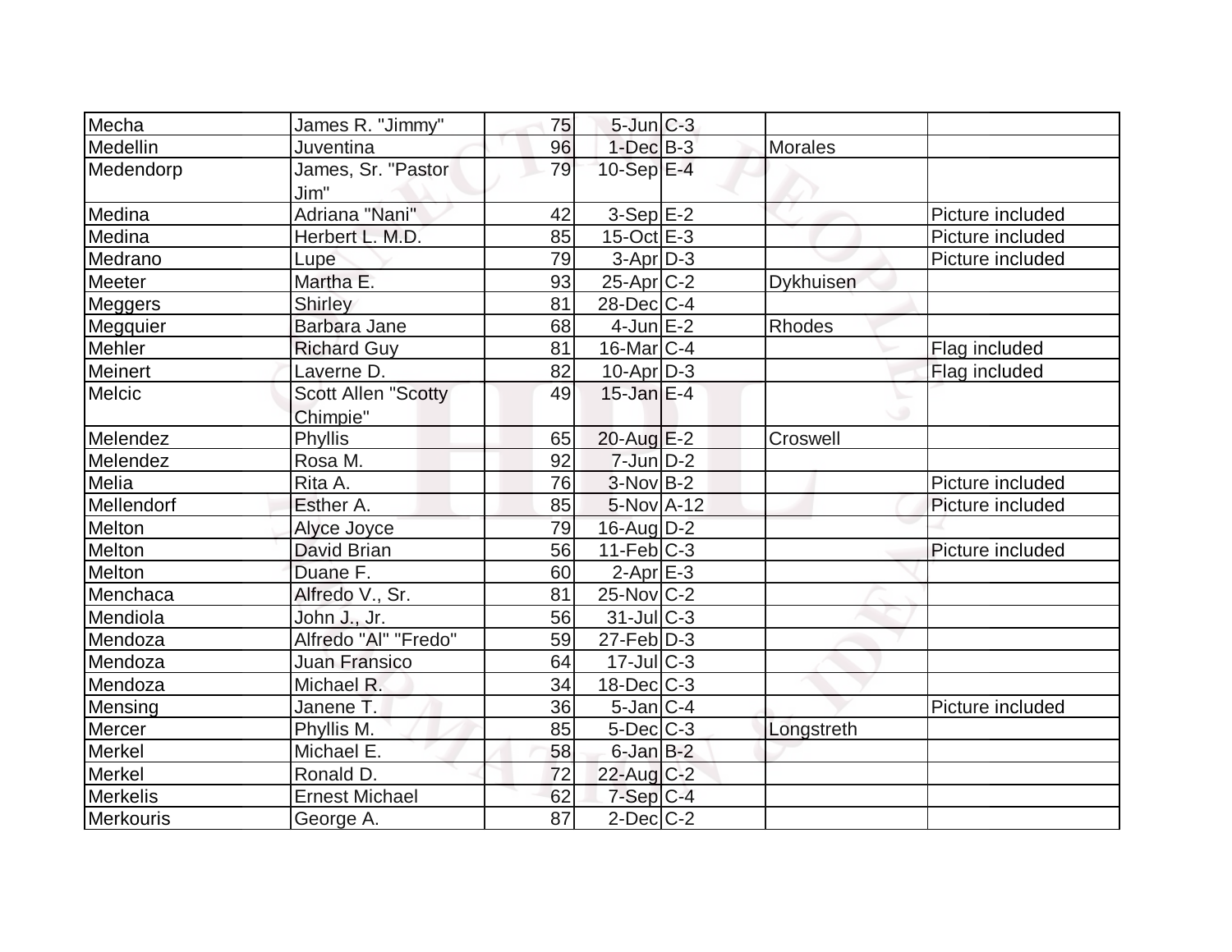| | | | | | | |
|---|---|---|---|---|---|---|
| Mecha | James R. "Jimmy" | 75 | 5-Jun | C-3 | | |
| Medellin | Juventina | 96 | 1-Dec | B-3 | Morales | |
| Medendorp | James, Sr. "Pastor Jim" | 79 | 10-Sep | E-4 | | |
| Medina | Adriana "Nani" | 42 | 3-Sep | E-2 | | Picture included |
| Medina | Herbert L. M.D. | 85 | 15-Oct | E-3 | | Picture included |
| Medrano | Lupe | 79 | 3-Apr | D-3 | | Picture included |
| Meeter | Martha E. | 93 | 25-Apr | C-2 | Dykhuisen | |
| Meggers | Shirley | 81 | 28-Dec | C-4 | | |
| Megquier | Barbara Jane | 68 | 4-Jun | E-2 | Rhodes | |
| Mehler | Richard Guy | 81 | 16-Mar | C-4 | | Flag included |
| Meinert | Laverne D. | 82 | 10-Apr | D-3 | | Flag included |
| Melcic | Scott Allen "Scotty Chimpie" | 49 | 15-Jan | E-4 | | |
| Melendez | Phyllis | 65 | 20-Aug | E-2 | Croswell | |
| Melendez | Rosa M. | 92 | 7-Jun | D-2 | | |
| Melia | Rita A. | 76 | 3-Nov | B-2 | | Picture included |
| Mellendorf | Esther A. | 85 | 5-Nov | A-12 | | Picture included |
| Melton | Alyce Joyce | 79 | 16-Aug | D-2 | | |
| Melton | David Brian | 56 | 11-Feb | C-3 | | Picture included |
| Melton | Duane F. | 60 | 2-Apr | E-3 | | |
| Menchaca | Alfredo V., Sr. | 81 | 25-Nov | C-2 | | |
| Mendiola | John J., Jr. | 56 | 31-Jul | C-3 | | |
| Mendoza | Alfredo "Al" "Fredo" | 59 | 27-Feb | D-3 | | |
| Mendoza | Juan Fransico | 64 | 17-Jul | C-3 | | |
| Mendoza | Michael R. | 34 | 18-Dec | C-3 | | |
| Mensing | Janene T. | 36 | 5-Jan | C-4 | | Picture included |
| Mercer | Phyllis M. | 85 | 5-Dec | C-3 | Longstreth | |
| Merkel | Michael E. | 58 | 6-Jan | B-2 | | |
| Merkel | Ronald D. | 72 | 22-Aug | C-2 | | |
| Merkelis | Ernest Michael | 62 | 7-Sep | C-4 | | |
| Merkouris | George A. | 87 | 2-Dec | C-2 | | |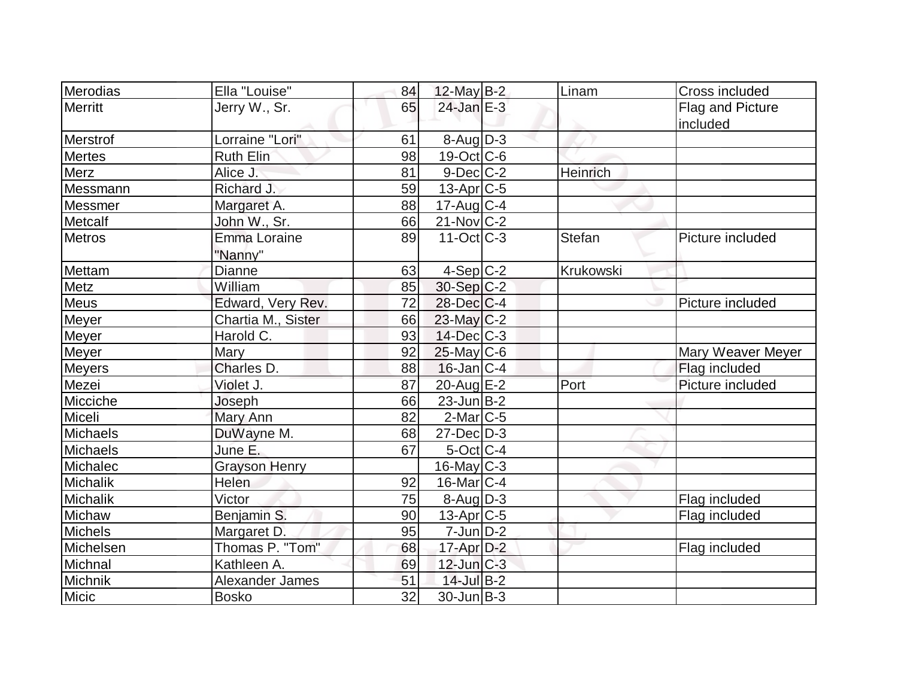| Merodias | Ella "Louise" | 84 | 12-May | B-2 | Linam | Cross included |
|---|---|---|---|---|---|---|
| Merritt | Jerry W., Sr. | 65 | 24-Jan | E-3 | | Flag and Picture included |
| Merstrof | Lorraine "Lori" | 61 | 8-Aug | D-3 | | |
| Mertes | Ruth Elin | 98 | 19-Oct | C-6 | | |
| Merz | Alice J. | 81 | 9-Dec | C-2 | Heinrich | |
| Messmann | Richard J. | 59 | 13-Apr | C-5 | | |
| Messmer | Margaret A. | 88 | 17-Aug | C-4 | | |
| Metcalf | John W., Sr. | 66 | 21-Nov | C-2 | | |
| Metros | Emma Loraine "Nanny" | 89 | 11-Oct | C-3 | Stefan | Picture included |
| Mettam | Dianne | 63 | 4-Sep | C-2 | Krukowski | |
| Metz | William | 85 | 30-Sep | C-2 | | |
| Meus | Edward, Very Rev. | 72 | 28-Dec | C-4 | | Picture included |
| Meyer | Chartia M., Sister | 66 | 23-May | C-2 | | |
| Meyer | Harold C. | 93 | 14-Dec | C-3 | | |
| Meyer | Mary | 92 | 25-May | C-6 | | Mary Weaver Meyer |
| Meyers | Charles D. | 88 | 16-Jan | C-4 | | Flag included |
| Mezei | Violet J. | 87 | 20-Aug | E-2 | Port | Picture included |
| Micciche | Joseph | 66 | 23-Jun | B-2 | | |
| Miceli | Mary Ann | 82 | 2-Mar | C-5 | | |
| Michaels | DuWayne M. | 68 | 27-Dec | D-3 | | |
| Michaels | June E. | 67 | 5-Oct | C-4 | | |
| Michalec | Grayson Henry | | 16-May | C-3 | | |
| Michalik | Helen | 92 | 16-Mar | C-4 | | |
| Michalik | Victor | 75 | 8-Aug | D-3 | | Flag included |
| Michaw | Benjamin S. | 90 | 13-Apr | C-5 | | Flag included |
| Michels | Margaret D. | 95 | 7-Jun | D-2 | | |
| Michelsen | Thomas P. "Tom" | 68 | 17-Apr | D-2 | | Flag included |
| Michnal | Kathleen A. | 69 | 12-Jun | C-3 | | |
| Michnik | Alexander James | 51 | 14-Jul | B-2 | | |
| Micic | Bosko | 32 | 30-Jun | B-3 | | |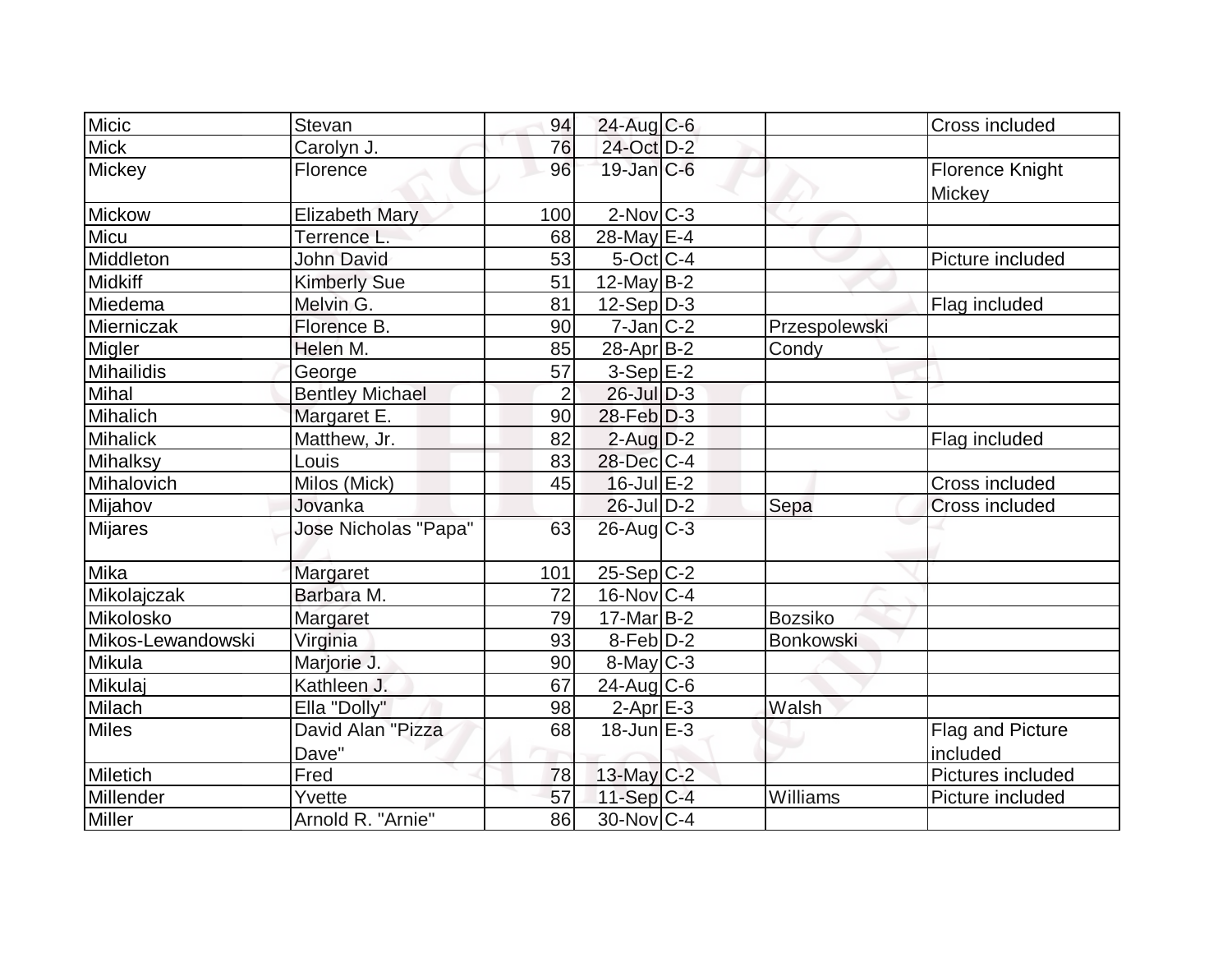| | | | | | | |
|---|---|---|---|---|---|---|
| Micic | Stevan | 94 | 24-Aug | C-6 | | Cross included |
| Mick | Carolyn J. | 76 | 24-Oct | D-2 | | |
| Mickey | Florence | 96 | 19-Jan | C-6 | | Florence Knight Mickey |
| Mickow | Elizabeth Mary | 100 | 2-Nov | C-3 | | |
| Micu | Terrence L. | 68 | 28-May | E-4 | | |
| Middleton | John David | 53 | 5-Oct | C-4 | | Picture included |
| Midkiff | Kimberly Sue | 51 | 12-May | B-2 | | |
| Miedema | Melvin G. | 81 | 12-Sep | D-3 | | Flag included |
| Mierniczak | Florence B. | 90 | 7-Jan | C-2 | Przespolewski | |
| Migler | Helen M. | 85 | 28-Apr | B-2 | Condy | |
| Mihailidis | George | 57 | 3-Sep | E-2 | | |
| Mihal | Bentley Michael | 2 | 26-Jul | D-3 | | |
| Mihalich | Margaret E. | 90 | 28-Feb | D-3 | | |
| Mihalick | Matthew, Jr. | 82 | 2-Aug | D-2 | | Flag included |
| Mihalksy | Louis | 83 | 28-Dec | C-4 | | |
| Mihalovich | Milos (Mick) | 45 | 16-Jul | E-2 | | Cross included |
| Mijahov | Jovanka | | 26-Jul | D-2 | Sepa | Cross included |
| Mijares | Jose Nicholas "Papa" | 63 | 26-Aug | C-3 | | |
| Mika | Margaret | 101 | 25-Sep | C-2 | | |
| Mikolajczak | Barbara M. | 72 | 16-Nov | C-4 | | |
| Mikolosko | Margaret | 79 | 17-Mar | B-2 | Bozsiko | |
| Mikos-Lewandowski | Virginia | 93 | 8-Feb | D-2 | Bonkowski | |
| Mikula | Marjorie J. | 90 | 8-May | C-3 | | |
| Mikulaj | Kathleen J. | 67 | 24-Aug | C-6 | | |
| Milach | Ella "Dolly" | 98 | 2-Apr | E-3 | Walsh | |
| Miles | David Alan "Pizza Dave" | 68 | 18-Jun | E-3 | | Flag and Picture included |
| Miletich | Fred | 78 | 13-May | C-2 | | Pictures included |
| Millender | Yvette | 57 | 11-Sep | C-4 | Williams | Picture included |
| Miller | Arnold R. "Arnie" | 86 | 30-Nov | C-4 | | |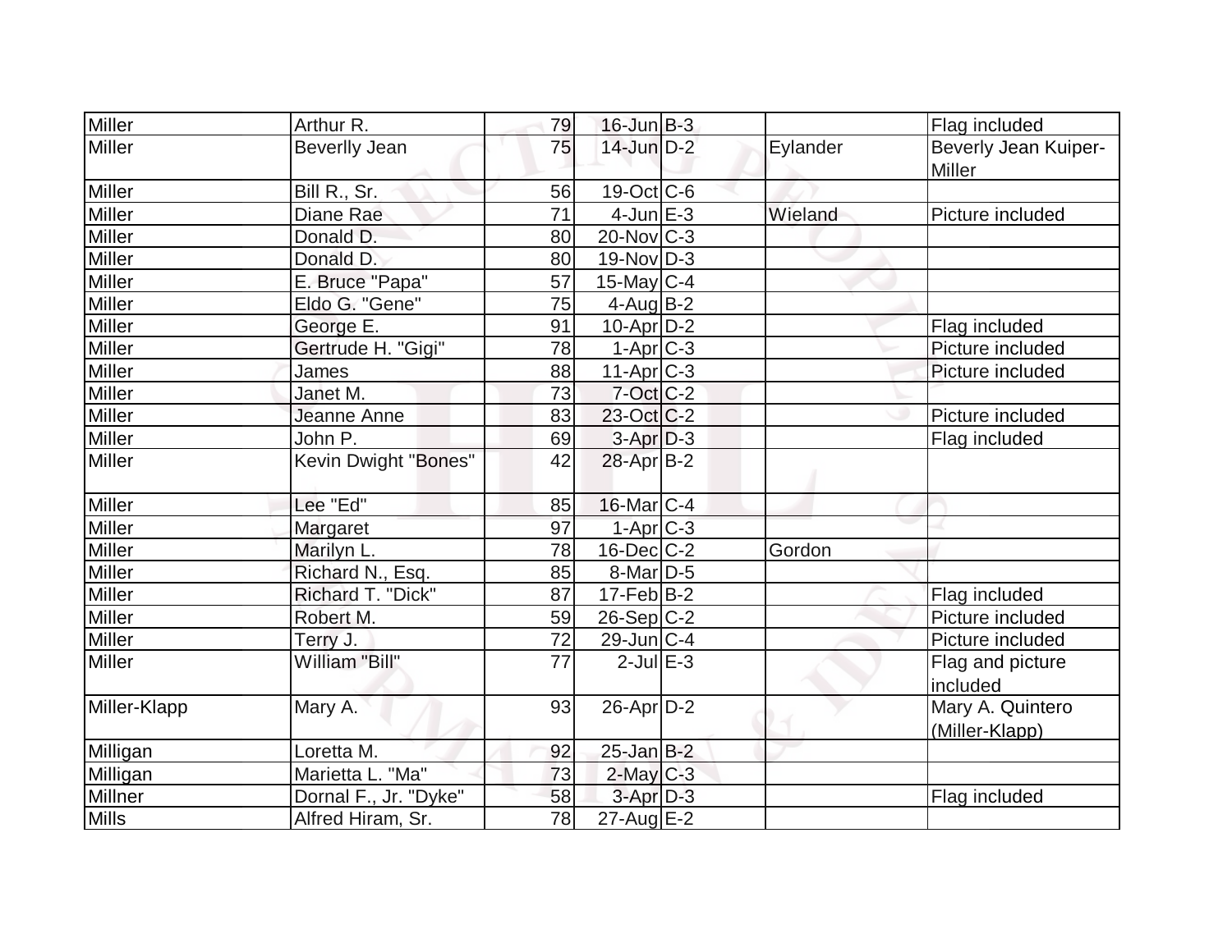| Miller | Arthur R. | 79 | 16-Jun | B-3 | | Flag included |
|---|---|---|---|---|---|---|
| Miller | Beverlly Jean | 75 | 14-Jun | D-2 | Eylander | Beverly Jean Kuiper-Miller |
| Miller | Bill R., Sr. | 56 | 19-Oct | C-6 | | |
| Miller | Diane Rae | 71 | 4-Jun | E-3 | Wieland | Picture included |
| Miller | Donald D. | 80 | 20-Nov | C-3 | | |
| Miller | Donald D. | 80 | 19-Nov | D-3 | | |
| Miller | E. Bruce "Papa" | 57 | 15-May | C-4 | | |
| Miller | Eldo G. "Gene" | 75 | 4-Aug | B-2 | | |
| Miller | George E. | 91 | 10-Apr | D-2 | | Flag included |
| Miller | Gertrude H. "Gigi" | 78 | 1-Apr | C-3 | | Picture included |
| Miller | James | 88 | 11-Apr | C-3 | | Picture included |
| Miller | Janet M. | 73 | 7-Oct | C-2 | | |
| Miller | Jeanne Anne | 83 | 23-Oct | C-2 | | Picture included |
| Miller | John P. | 69 | 3-Apr | D-3 | | Flag included |
| Miller | Kevin Dwight "Bones" | 42 | 28-Apr | B-2 | | |
| Miller | Lee "Ed" | 85 | 16-Mar | C-4 | | |
| Miller | Margaret | 97 | 1-Apr | C-3 | | |
| Miller | Marilyn L. | 78 | 16-Dec | C-2 | Gordon | |
| Miller | Richard N., Esq. | 85 | 8-Mar | D-5 | | |
| Miller | Richard T. "Dick" | 87 | 17-Feb | B-2 | | Flag included |
| Miller | Robert M. | 59 | 26-Sep | C-2 | | Picture included |
| Miller | Terry J. | 72 | 29-Jun | C-4 | | Picture included |
| Miller | William "Bill" | 77 | 2-Jul | E-3 | | Flag and picture included |
| Miller-Klapp | Mary A. | 93 | 26-Apr | D-2 | | Mary A. Quintero (Miller-Klapp) |
| Milligan | Loretta M. | 92 | 25-Jan | B-2 | | |
| Milligan | Marietta L. "Ma" | 73 | 2-May | C-3 | | |
| Millner | Dornal F., Jr. "Dyke" | 58 | 3-Apr | D-3 | | Flag included |
| Mills | Alfred Hiram, Sr. | 78 | 27-Aug | E-2 | | |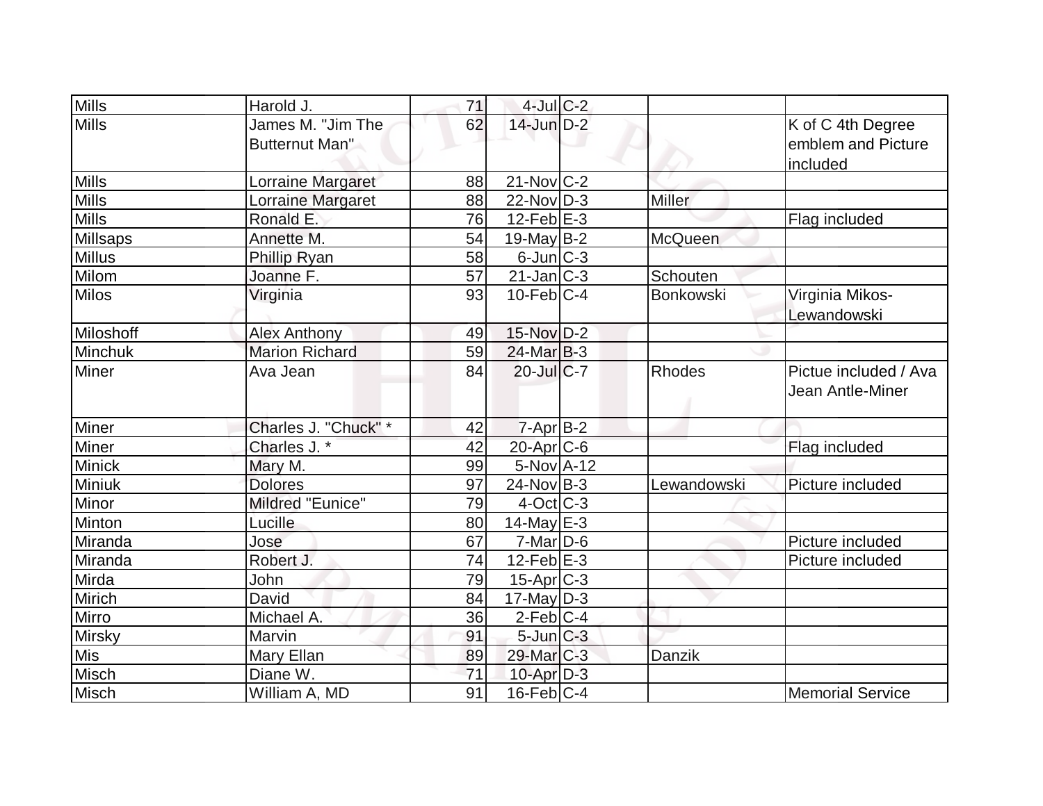| | | | | | | |
|---|---|---|---|---|---|---|
| Mills | Harold J. | 71 | 4-Jul | C-2 | | |
| Mills | James M. "Jim The Butternut Man" | 62 | 14-Jun | D-2 | | K of C 4th Degree emblem and Picture included |
| Mills | Lorraine Margaret | 88 | 21-Nov | C-2 | | |
| Mills | Lorraine Margaret | 88 | 22-Nov | D-3 | Miller | |
| Mills | Ronald E. | 76 | 12-Feb | E-3 | | Flag included |
| Millsaps | Annette M. | 54 | 19-May | B-2 | McQueen | |
| Millus | Phillip Ryan | 58 | 6-Jun | C-3 | | |
| Milom | Joanne F. | 57 | 21-Jan | C-3 | Schouten | |
| Milos | Virginia | 93 | 10-Feb | C-4 | Bonkowski | Virginia Mikos-Lewandowski |
| Miloshoff | Alex Anthony | 49 | 15-Nov | D-2 | | |
| Minchuk | Marion Richard | 59 | 24-Mar | B-3 | | |
| Miner | Ava Jean | 84 | 20-Jul | C-7 | Rhodes | Pictue included / Ava Jean Antle-Miner |
| Miner | Charles J. "Chuck" * | 42 | 7-Apr | B-2 | | |
| Miner | Charles J. * | 42 | 20-Apr | C-6 | | Flag included |
| Minick | Mary M. | 99 | 5-Nov | A-12 | | |
| Miniuk | Dolores | 97 | 24-Nov | B-3 | Lewandowski | Picture included |
| Minor | Mildred "Eunice" | 79 | 4-Oct | C-3 | | |
| Minton | Lucille | 80 | 14-May | E-3 | | |
| Miranda | Jose | 67 | 7-Mar | D-6 | | Picture included |
| Miranda | Robert J. | 74 | 12-Feb | E-3 | | Picture included |
| Mirda | John | 79 | 15-Apr | C-3 | | |
| Mirich | David | 84 | 17-May | D-3 | | |
| Mirro | Michael A. | 36 | 2-Feb | C-4 | | |
| Mirsky | Marvin | 91 | 5-Jun | C-3 | | |
| Mis | Mary Ellan | 89 | 29-Mar | C-3 | Danzik | |
| Misch | Diane W. | 71 | 10-Apr | D-3 | | |
| Misch | William A, MD | 91 | 16-Feb | C-4 | | Memorial Service |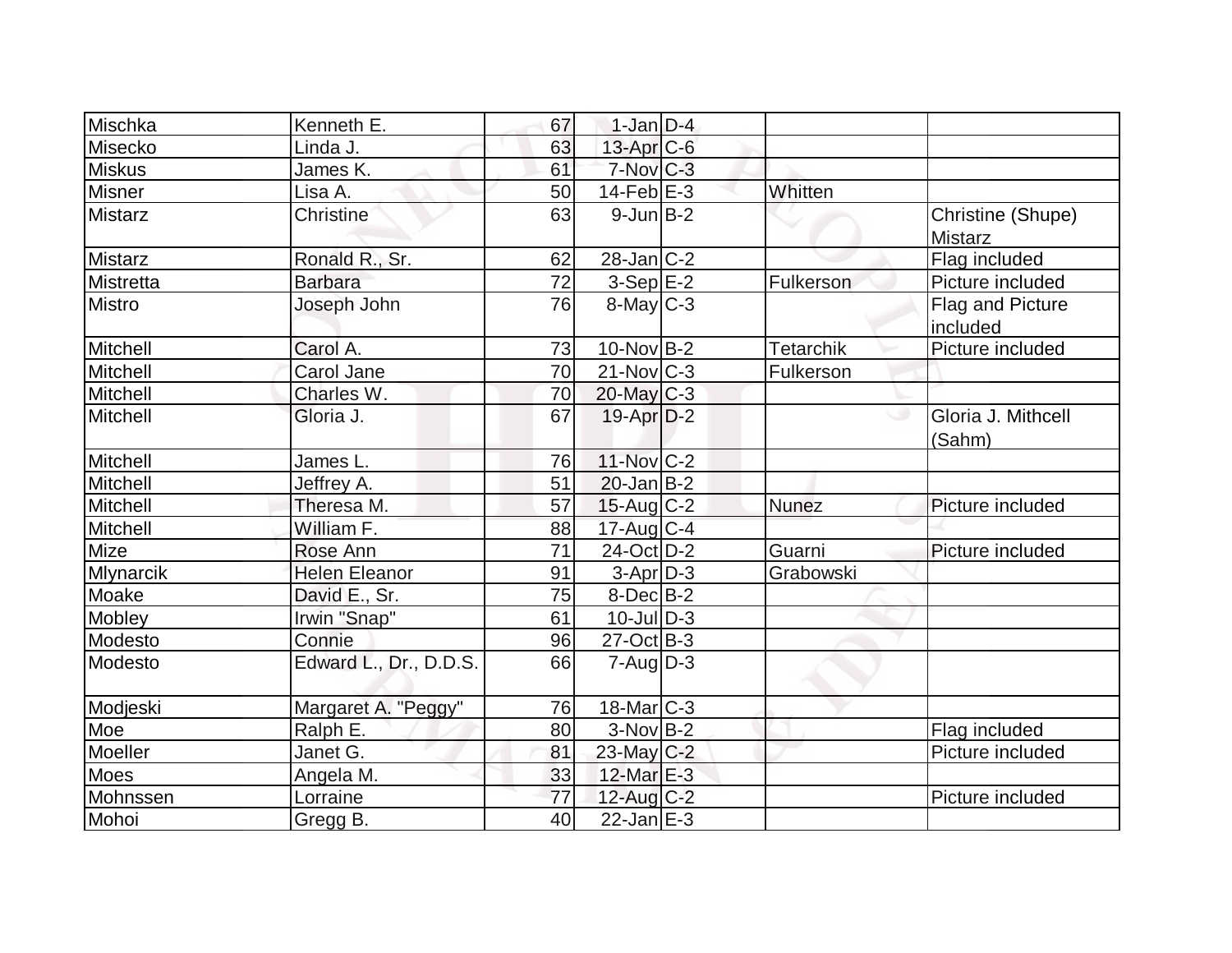| Mischka | Kenneth E. | 67 | 1-Jan | D-4 | | |
|---|---|---|---|---|---|---|
| Misecko | Linda J. | 63 | 13-Apr | C-6 | | |
| Miskus | James K. | 61 | 7-Nov | C-3 | | |
| Misner | Lisa A. | 50 | 14-Feb | E-3 | Whitten | |
| Mistarz | Christine | 63 | 9-Jun | B-2 | | Christine (Shupe) Mistarz |
| Mistarz | Ronald R., Sr. | 62 | 28-Jan | C-2 | | Flag included |
| Mistretta | Barbara | 72 | 3-Sep | E-2 | Fulkerson | Picture included |
| Mistro | Joseph John | 76 | 8-May | C-3 | | Flag and Picture included |
| Mitchell | Carol A. | 73 | 10-Nov | B-2 | Tetarchik | Picture included |
| Mitchell | Carol Jane | 70 | 21-Nov | C-3 | Fulkerson | |
| Mitchell | Charles W. | 70 | 20-May | C-3 | | |
| Mitchell | Gloria J. | 67 | 19-Apr | D-2 | | Gloria J. Mithcell (Sahm) |
| Mitchell | James L. | 76 | 11-Nov | C-2 | | |
| Mitchell | Jeffrey A. | 51 | 20-Jan | B-2 | | |
| Mitchell | Theresa M. | 57 | 15-Aug | C-2 | Nunez | Picture included |
| Mitchell | William F. | 88 | 17-Aug | C-4 | | |
| Mize | Rose Ann | 71 | 24-Oct | D-2 | Guarni | Picture included |
| Mlynarcik | Helen Eleanor | 91 | 3-Apr | D-3 | Grabowski | |
| Moake | David E., Sr. | 75 | 8-Dec | B-2 | | |
| Mobley | Irwin "Snap" | 61 | 10-Jul | D-3 | | |
| Modesto | Connie | 96 | 27-Oct | B-3 | | |
| Modesto | Edward L., Dr., D.D.S. | 66 | 7-Aug | D-3 | | |
| Modjeski | Margaret A. "Peggy" | 76 | 18-Mar | C-3 | | |
| Moe | Ralph E. | 80 | 3-Nov | B-2 | | Flag included |
| Moeller | Janet G. | 81 | 23-May | C-2 | | Picture included |
| Moes | Angela M. | 33 | 12-Mar | E-3 | | |
| Mohnssen | Lorraine | 77 | 12-Aug | C-2 | | Picture included |
| Mohoi | Gregg B. | 40 | 22-Jan | E-3 | | |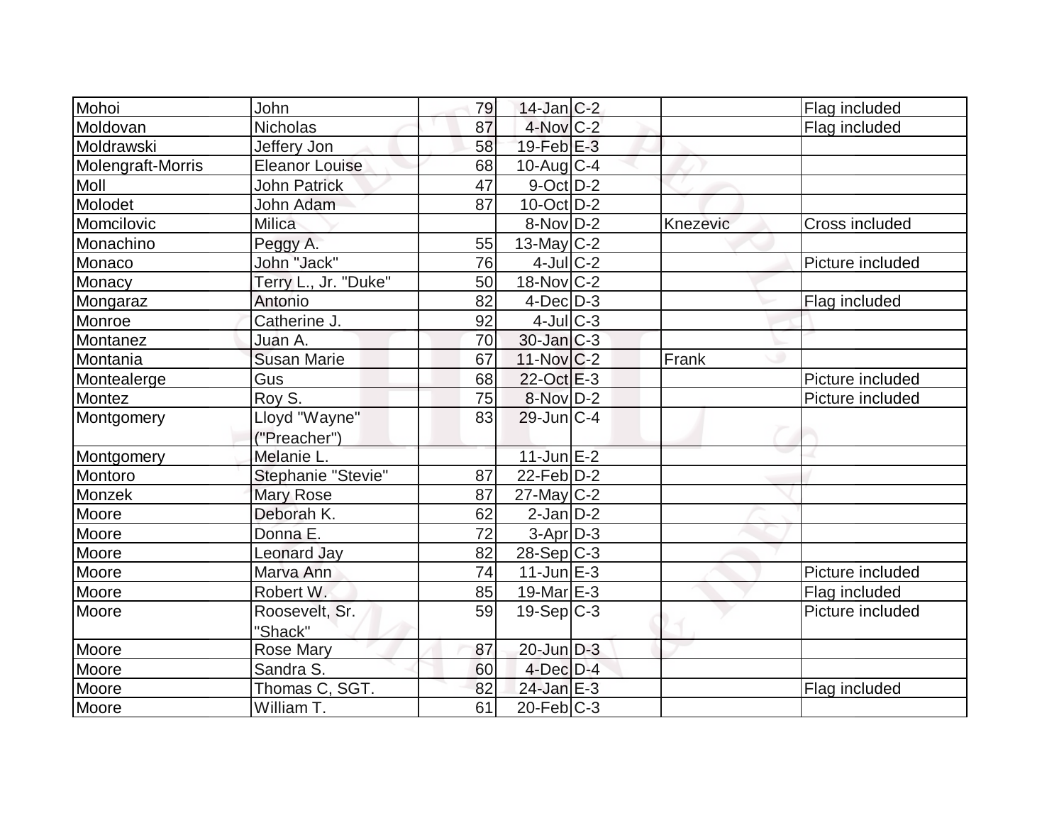| Mohoi | John | 79 | 14-Jan | C-2 | | Flag included |
|---|---|---|---|---|---|---|
| Moldovan | Nicholas | 87 | 4-Nov | C-2 | | Flag included |
| Moldrawski | Jeffery Jon | 58 | 19-Feb | E-3 | | |
| Molengraft-Morris | Eleanor Louise | 68 | 10-Aug | C-4 | | |
| Moll | John Patrick | 47 | 9-Oct | D-2 | | |
| Molodet | John Adam | 87 | 10-Oct | D-2 | | |
| Momcilovic | Milica | | 8-Nov | D-2 | Knezevic | Cross included |
| Monachino | Peggy A. | 55 | 13-May | C-2 | | |
| Monaco | John "Jack" | 76 | 4-Jul | C-2 | | Picture included |
| Monacy | Terry L., Jr. "Duke" | 50 | 18-Nov | C-2 | | |
| Mongaraz | Antonio | 82 | 4-Dec | D-3 | | Flag included |
| Monroe | Catherine J. | 92 | 4-Jul | C-3 | | |
| Montanez | Juan A. | 70 | 30-Jan | C-3 | | |
| Montania | Susan Marie | 67 | 11-Nov | C-2 | Frank | |
| Montealerge | Gus | 68 | 22-Oct | E-3 | | Picture included |
| Montez | Roy S. | 75 | 8-Nov | D-2 | | Picture included |
| Montgomery | Lloyd "Wayne" ("Preacher") | 83 | 29-Jun | C-4 | | |
| Montgomery | Melanie L. | | 11-Jun | E-2 | | |
| Montoro | Stephanie "Stevie" | 87 | 22-Feb | D-2 | | |
| Monzek | Mary Rose | 87 | 27-May | C-2 | | |
| Moore | Deborah K. | 62 | 2-Jan | D-2 | | |
| Moore | Donna E. | 72 | 3-Apr | D-3 | | |
| Moore | Leonard Jay | 82 | 28-Sep | C-3 | | |
| Moore | Marva Ann | 74 | 11-Jun | E-3 | | Picture included |
| Moore | Robert W. | 85 | 19-Mar | E-3 | | Flag included |
| Moore | Roosevelt, Sr. "Shack" | 59 | 19-Sep | C-3 | | Picture included |
| Moore | Rose Mary | 87 | 20-Jun | D-3 | | |
| Moore | Sandra S. | 60 | 4-Dec | D-4 | | |
| Moore | Thomas C, SGT. | 82 | 24-Jan | E-3 | | Flag included |
| Moore | William T. | 61 | 20-Feb | C-3 | | |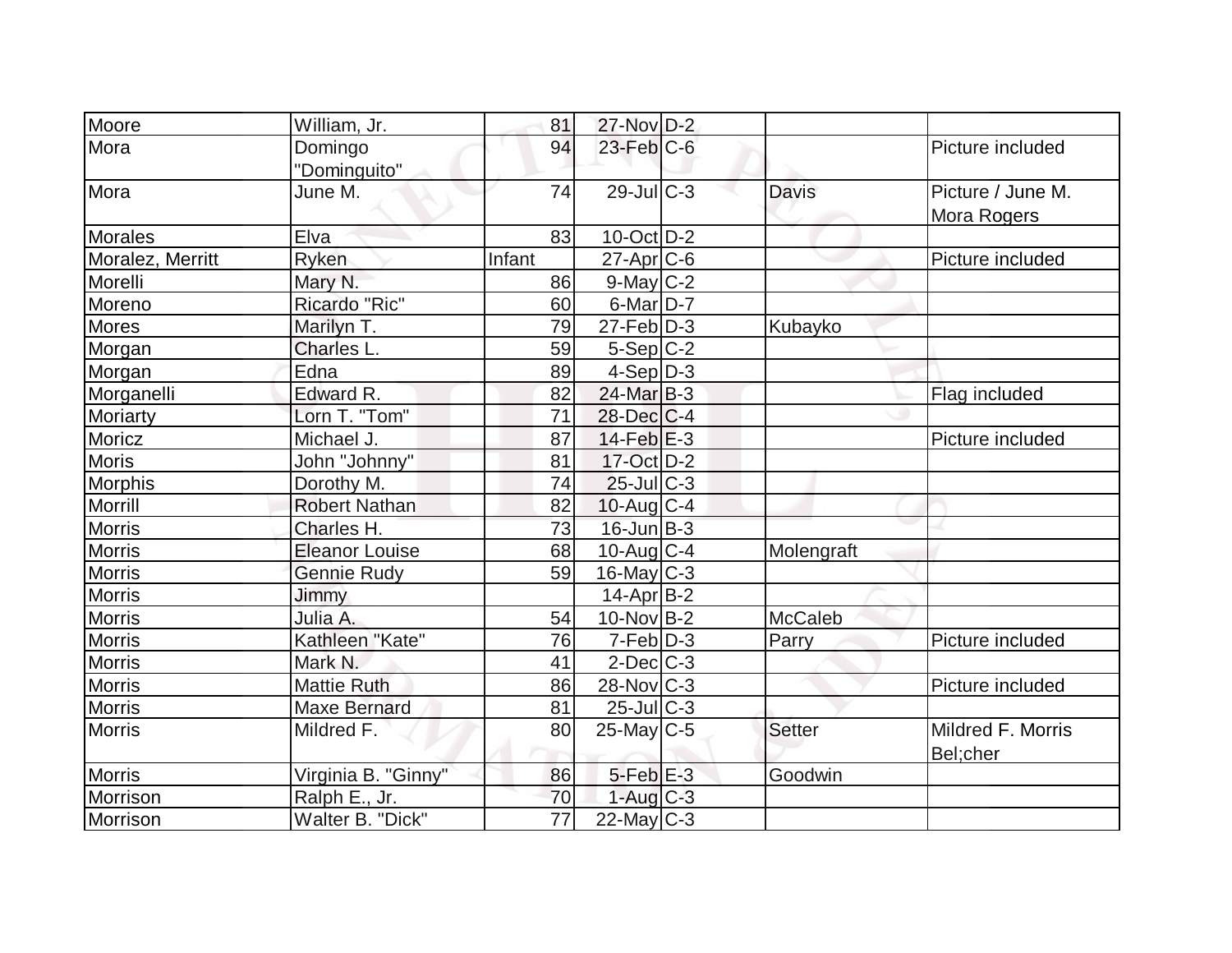| | | | | | | |
|---|---|---|---|---|---|---|
| Moore | William, Jr. | 81 | 27-Nov | D-2 | | |
| Mora | Domingo "Dominguito" | 94 | 23-Feb | C-6 | | Picture included |
| Mora | June M. | 74 | 29-Jul | C-3 | Davis | Picture / June M. Mora Rogers |
| Morales | Elva | 83 | 10-Oct | D-2 | | |
| Moralez, Merritt | Ryken | Infant | 27-Apr | C-6 | | Picture included |
| Morelli | Mary N. | 86 | 9-May | C-2 | | |
| Moreno | Ricardo "Ric" | 60 | 6-Mar | D-7 | | |
| Mores | Marilyn T. | 79 | 27-Feb | D-3 | Kubayko | |
| Morgan | Charles L. | 59 | 5-Sep | C-2 | | |
| Morgan | Edna | 89 | 4-Sep | D-3 | | |
| Morganelli | Edward R. | 82 | 24-Mar | B-3 | | Flag included |
| Moriarty | Lorn T. "Tom" | 71 | 28-Dec | C-4 | | |
| Moricz | Michael J. | 87 | 14-Feb | E-3 | | Picture included |
| Moris | John "Johnny" | 81 | 17-Oct | D-2 | | |
| Morphis | Dorothy M. | 74 | 25-Jul | C-3 | | |
| Morrill | Robert Nathan | 82 | 10-Aug | C-4 | | |
| Morris | Charles H. | 73 | 16-Jun | B-3 | | |
| Morris | Eleanor Louise | 68 | 10-Aug | C-4 | Molengraft | |
| Morris | Gennie Rudy | 59 | 16-May | C-3 | | |
| Morris | Jimmy | | 14-Apr | B-2 | | |
| Morris | Julia A. | 54 | 10-Nov | B-2 | McCaleb | |
| Morris | Kathleen "Kate" | 76 | 7-Feb | D-3 | Parry | Picture included |
| Morris | Mark N. | 41 | 2-Dec | C-3 | | |
| Morris | Mattie Ruth | 86 | 28-Nov | C-3 | | Picture included |
| Morris | Maxe Bernard | 81 | 25-Jul | C-3 | | |
| Morris | Mildred F. | 80 | 25-May | C-5 | Setter | Mildred F. Morris Bel;cher |
| Morris | Virginia B. "Ginny" | 86 | 5-Feb | E-3 | Goodwin | |
| Morrison | Ralph E., Jr. | 70 | 1-Aug | C-3 | | |
| Morrison | Walter B. "Dick" | 77 | 22-May | C-3 | | |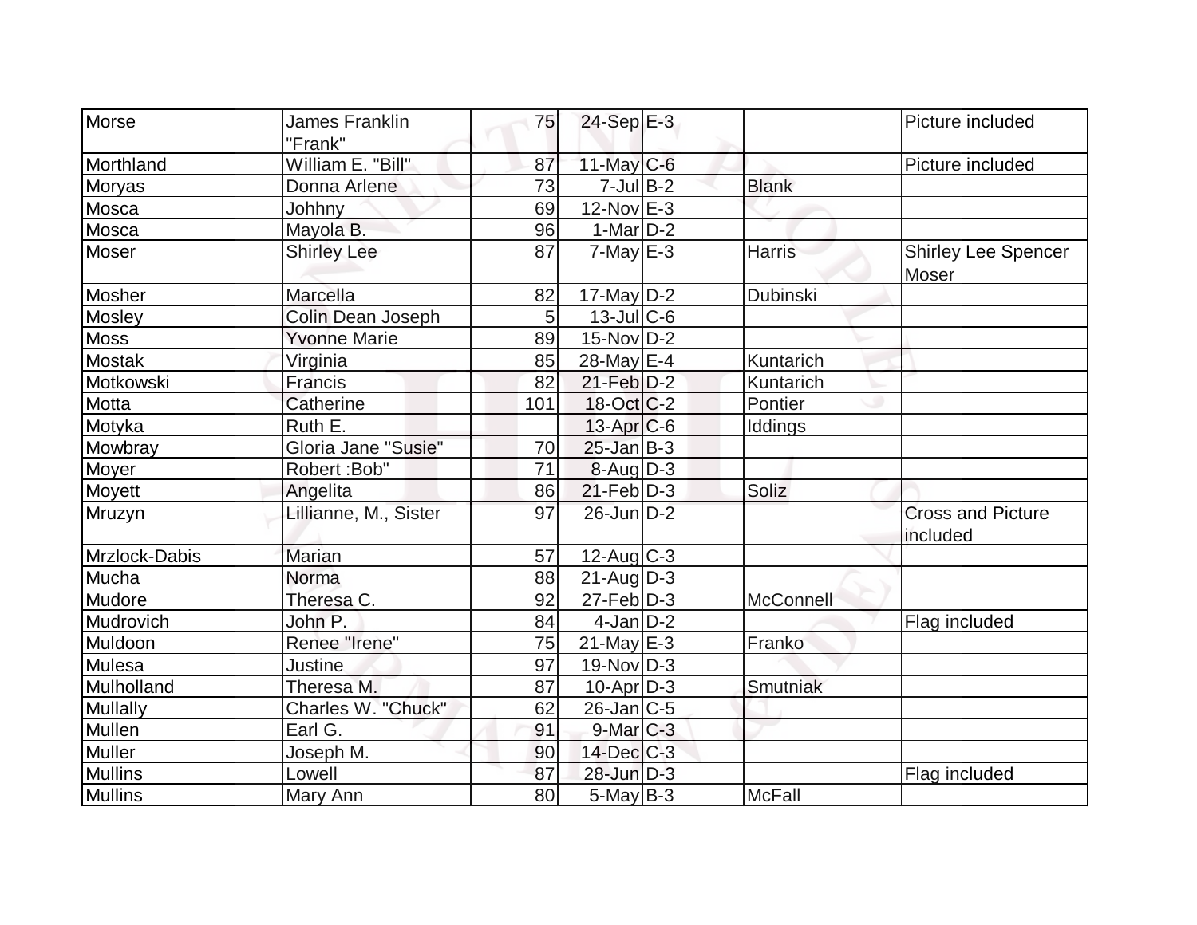| Morse | James Franklin "Frank" | 75 | 24-Sep | E-3 | | Picture included |
|---|---|---|---|---|---|---|
| Morthland | William E. "Bill" | 87 | 11-May | C-6 | | Picture included |
| Moryas | Donna Arlene | 73 | 7-Jul | B-2 | Blank | |
| Mosca | Johhny | 69 | 12-Nov | E-3 | | |
| Mosca | Mayola B. | 96 | 1-Mar | D-2 | | |
| Moser | Shirley Lee | 87 | 7-May | E-3 | Harris | Shirley Lee Spencer Moser |
| Mosher | Marcella | 82 | 17-May | D-2 | Dubinski | |
| Mosley | Colin Dean Joseph | 5 | 13-Jul | C-6 | | |
| Moss | Yvonne Marie | 89 | 15-Nov | D-2 | | |
| Mostak | Virginia | 85 | 28-May | E-4 | Kuntarich | |
| Motkowski | Francis | 82 | 21-Feb | D-2 | Kuntarich | |
| Motta | Catherine | 101 | 18-Oct | C-2 | Pontier | |
| Motyka | Ruth E. | | 13-Apr | C-6 | Iddings | |
| Mowbray | Gloria Jane "Susie" | 70 | 25-Jan | B-3 | | |
| Moyer | Robert :Bob" | 71 | 8-Aug | D-3 | | |
| Moyett | Angelita | 86 | 21-Feb | D-3 | Soliz | |
| Mruzyn | Lillianne, M., Sister | 97 | 26-Jun | D-2 | | Cross and Picture included |
| Mrzlock-Dabis | Marian | 57 | 12-Aug | C-3 | | |
| Mucha | Norma | 88 | 21-Aug | D-3 | | |
| Mudore | Theresa C. | 92 | 27-Feb | D-3 | McConnell | |
| Mudrovich | John P. | 84 | 4-Jan | D-2 | | Flag included |
| Muldoon | Renee "Irene" | 75 | 21-May | E-3 | Franko | |
| Mulesa | Justine | 97 | 19-Nov | D-3 | | |
| Mulholland | Theresa M. | 87 | 10-Apr | D-3 | Smutniak | |
| Mullally | Charles W. "Chuck" | 62 | 26-Jan | C-5 | | |
| Mullen | Earl G. | 91 | 9-Mar | C-3 | | |
| Muller | Joseph M. | 90 | 14-Dec | C-3 | | |
| Mullins | Lowell | 87 | 28-Jun | D-3 | | Flag included |
| Mullins | Mary Ann | 80 | 5-May | B-3 | McFall | |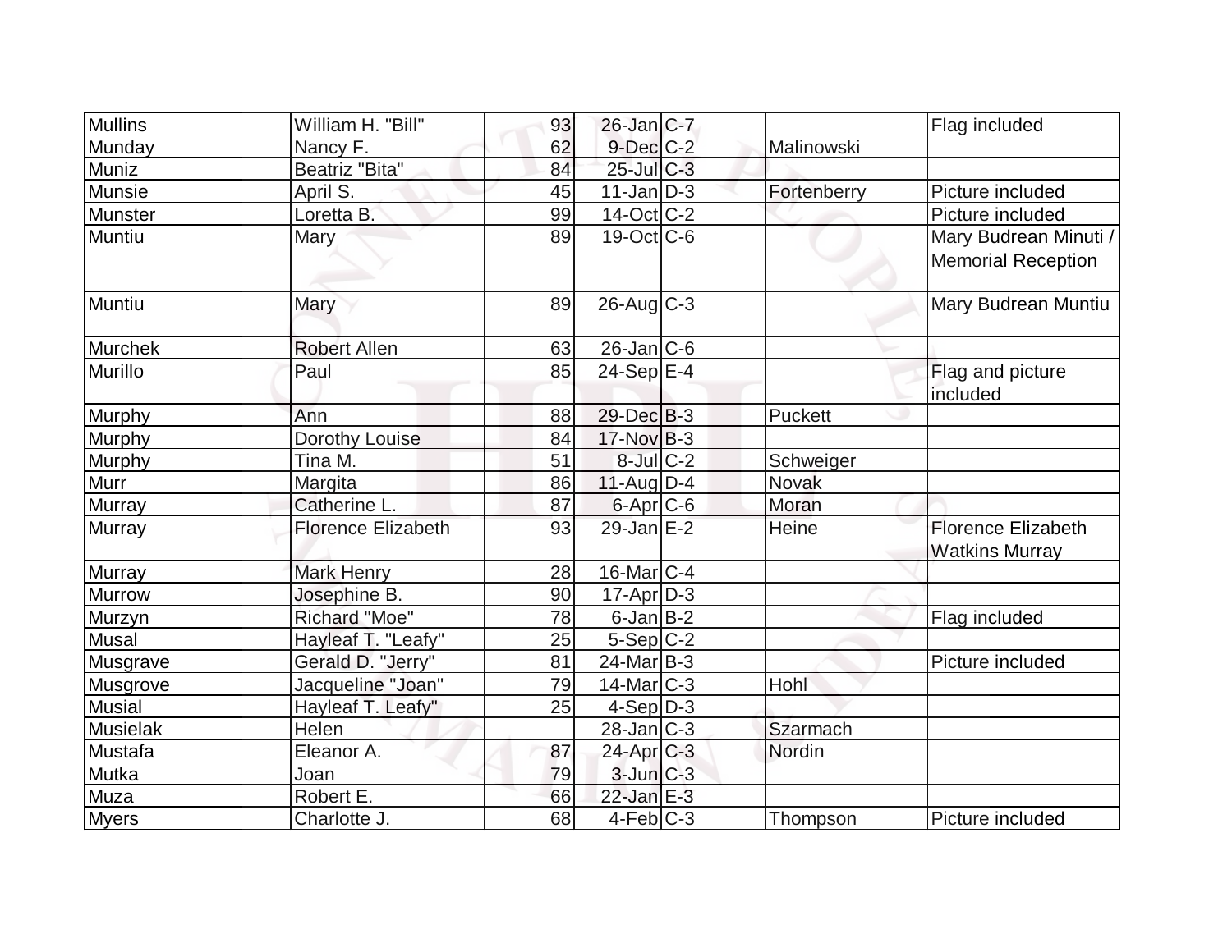| Mullins | William H. "Bill" | 93 | 26-Jan | C-7 | | Flag included |
|---|---|---|---|---|---|---|
| Munday | Nancy F. | 62 | 9-Dec | C-2 | Malinowski | |
| Muniz | Beatriz "Bita" | 84 | 25-Jul | C-3 | | |
| Munsie | April S. | 45 | 11-Jan | D-3 | Fortenberry | Picture included |
| Munster | Loretta B. | 99 | 14-Oct | C-2 | | Picture included |
| Muntiu | Mary | 89 | 19-Oct | C-6 | | Mary Budrean Minuti / Memorial Reception |
| Muntiu | Mary | 89 | 26-Aug | C-3 | | Mary Budrean Muntiu |
| Murchek | Robert Allen | 63 | 26-Jan | C-6 | | |
| Murillo | Paul | 85 | 24-Sep | E-4 | | Flag and picture included |
| Murphy | Ann | 88 | 29-Dec | B-3 | Puckett | |
| Murphy | Dorothy Louise | 84 | 17-Nov | B-3 | | |
| Murphy | Tina M. | 51 | 8-Jul | C-2 | Schweiger | |
| Murr | Margita | 86 | 11-Aug | D-4 | Novak | |
| Murray | Catherine L. | 87 | 6-Apr | C-6 | Moran | |
| Murray | Florence Elizabeth | 93 | 29-Jan | E-2 | Heine | Florence Elizabeth Watkins Murray |
| Murray | Mark Henry | 28 | 16-Mar | C-4 | | |
| Murrow | Josephine B. | 90 | 17-Apr | D-3 | | |
| Murzyn | Richard "Moe" | 78 | 6-Jan | B-2 | | Flag included |
| Musal | Hayleaf T. "Leafy" | 25 | 5-Sep | C-2 | | |
| Musgrave | Gerald D. "Jerry" | 81 | 24-Mar | B-3 | | Picture included |
| Musgrove | Jacqueline "Joan" | 79 | 14-Mar | C-3 | Hohl | |
| Musial | Hayleaf T. Leafy" | 25 | 4-Sep | D-3 | | |
| Musielak | Helen | | 28-Jan | C-3 | Szarmach | |
| Mustafa | Eleanor A. | 87 | 24-Apr | C-3 | Nordin | |
| Mutka | Joan | 79 | 3-Jun | C-3 | | |
| Muza | Robert E. | 66 | 22-Jan | E-3 | | |
| Myers | Charlotte J. | 68 | 4-Feb | C-3 | Thompson | Picture included |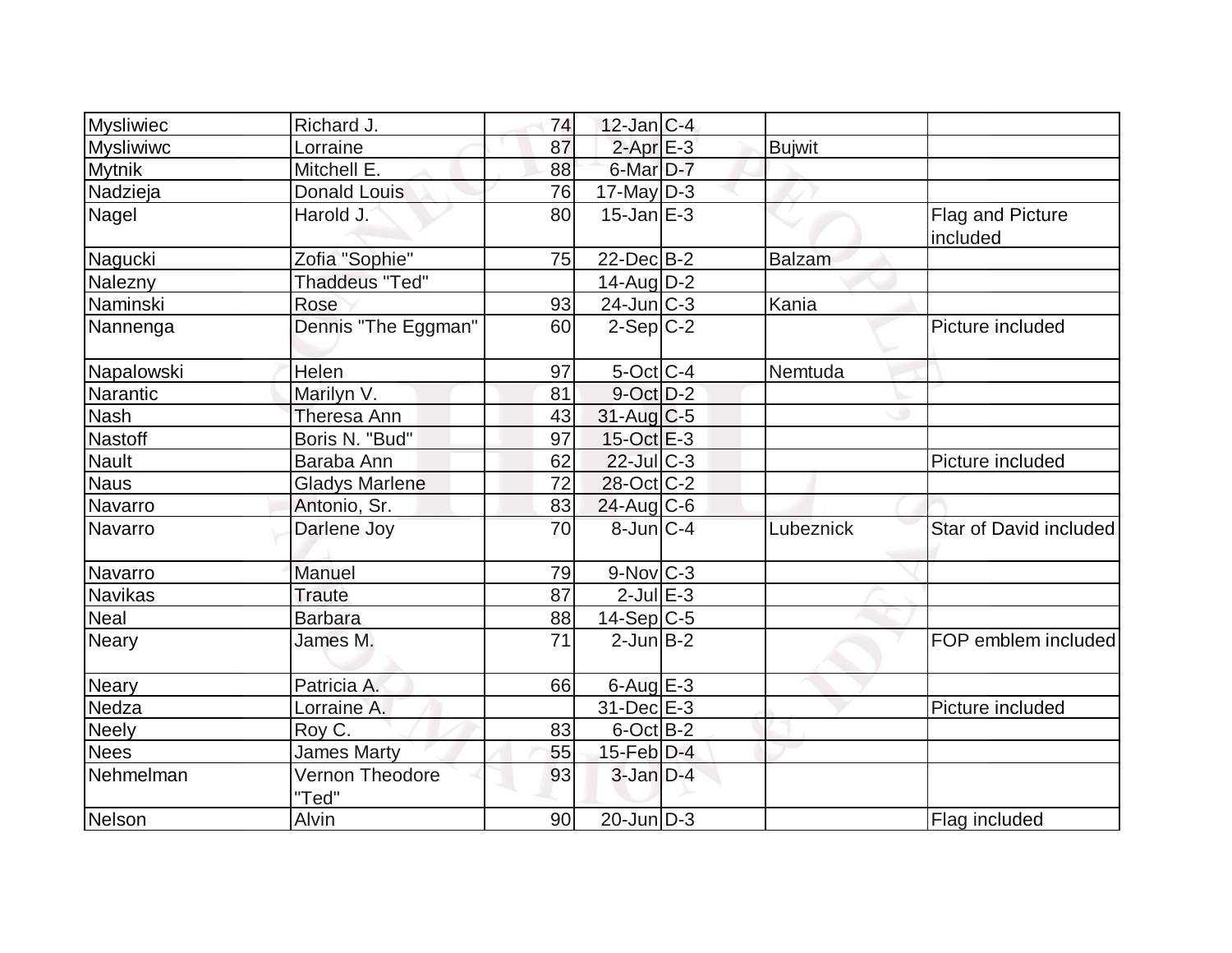| | | | | | | |
|---|---|---|---|---|---|---|
| Mysliwiec | Richard J. | 74 | 12-Jan | C-4 | | |
| Mysliwiwc | Lorraine | 87 | 2-Apr | E-3 | Bujwit | |
| Mytnik | Mitchell E. | 88 | 6-Mar | D-7 | | |
| Nadzieja | Donald Louis | 76 | 17-May | D-3 | | |
| Nagel | Harold J. | 80 | 15-Jan | E-3 | | Flag and Picture included |
| Nagucki | Zofia "Sophie" | 75 | 22-Dec | B-2 | Balzam | |
| Nalezny | Thaddeus "Ted" | | 14-Aug | D-2 | | |
| Naminski | Rose | 93 | 24-Jun | C-3 | Kania | |
| Nannenga | Dennis "The Eggman" | 60 | 2-Sep | C-2 | | Picture included |
| Napalowski | Helen | 97 | 5-Oct | C-4 | Nemtuda | |
| Narantic | Marilyn V. | 81 | 9-Oct | D-2 | | |
| Nash | Theresa Ann | 43 | 31-Aug | C-5 | | |
| Nastoff | Boris N. "Bud" | 97 | 15-Oct | E-3 | | |
| Nault | Baraba Ann | 62 | 22-Jul | C-3 | | Picture included |
| Naus | Gladys Marlene | 72 | 28-Oct | C-2 | | |
| Navarro | Antonio, Sr. | 83 | 24-Aug | C-6 | | |
| Navarro | Darlene Joy | 70 | 8-Jun | C-4 | Lubeznick | Star of David included |
| Navarro | Manuel | 79 | 9-Nov | C-3 | | |
| Navikas | Traute | 87 | 2-Jul | E-3 | | |
| Neal | Barbara | 88 | 14-Sep | C-5 | | |
| Neary | James M. | 71 | 2-Jun | B-2 | | FOP emblem included |
| Neary | Patricia A. | 66 | 6-Aug | E-3 | | |
| Nedza | Lorraine A. | | 31-Dec | E-3 | | Picture included |
| Neely | Roy C. | 83 | 6-Oct | B-2 | | |
| Nees | James Marty | 55 | 15-Feb | D-4 | | |
| Nehmelman | Vernon Theodore "Ted" | 93 | 3-Jan | D-4 | | |
| Nelson | Alvin | 90 | 20-Jun | D-3 | | Flag included |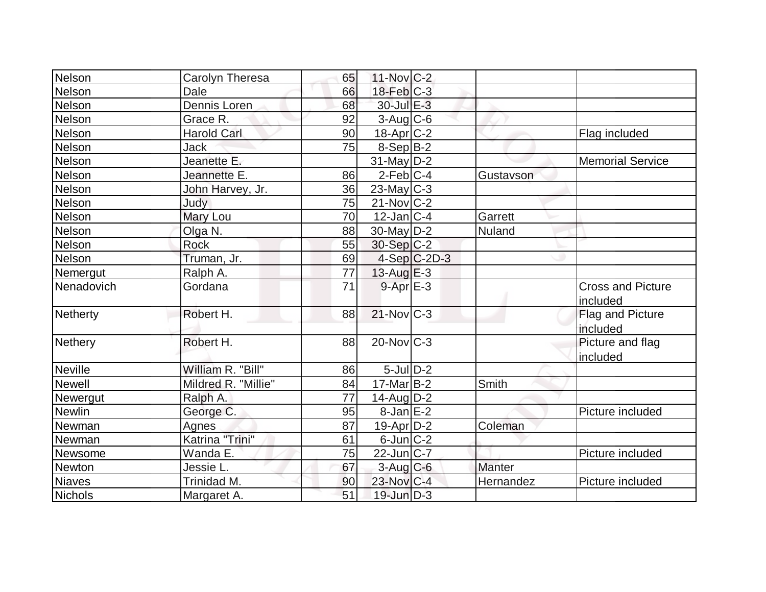| | | | | | | |
|---|---|---|---|---|---|---|
| Nelson | Carolyn Theresa | 65 | 11-Nov | C-2 | | |
| Nelson | Dale | 66 | 18-Feb | C-3 | | |
| Nelson | Dennis Loren | 68 | 30-Jul | E-3 | | |
| Nelson | Grace R. | 92 | 3-Aug | C-6 | | |
| Nelson | Harold Carl | 90 | 18-Apr | C-2 | | Flag included |
| Nelson | Jack | 75 | 8-Sep | B-2 | | |
| Nelson | Jeanette E. | | 31-May | D-2 | | Memorial Service |
| Nelson | Jeannette E. | 86 | 2-Feb | C-4 | Gustavson | |
| Nelson | John Harvey, Jr. | 36 | 23-May | C-3 | | |
| Nelson | Judy | 75 | 21-Nov | C-2 | | |
| Nelson | Mary Lou | 70 | 12-Jan | C-4 | Garrett | |
| Nelson | Olga N. | 88 | 30-May | D-2 | Nuland | |
| Nelson | Rock | 55 | 30-Sep | C-2 | | |
| Nelson | Truman, Jr. | 69 | 4-Sep | C-2D-3 | | |
| Nemergut | Ralph A. | 77 | 13-Aug | E-3 | | |
| Nenadovich | Gordana | 71 | 9-Apr | E-3 | | Cross and Picture included |
| Netherty | Robert H. | 88 | 21-Nov | C-3 | | Flag and Picture included |
| Nethery | Robert H. | 88 | 20-Nov | C-3 | | Picture and flag included |
| Neville | William R. "Bill" | 86 | 5-Jul | D-2 | | |
| Newell | Mildred R. "Millie" | 84 | 17-Mar | B-2 | Smith | |
| Newergut | Ralph A. | 77 | 14-Aug | D-2 | | |
| Newlin | George C. | 95 | 8-Jan | E-2 | | Picture included |
| Newman | Agnes | 87 | 19-Apr | D-2 | Coleman | |
| Newman | Katrina "Trini" | 61 | 6-Jun | C-2 | | |
| Newsome | Wanda E. | 75 | 22-Jun | C-7 | | Picture included |
| Newton | Jessie L. | 67 | 3-Aug | C-6 | Manter | |
| Niaves | Trinidad M. | 90 | 23-Nov | C-4 | Hernandez | Picture included |
| Nichols | Margaret A. | 51 | 19-Jun | D-3 | | |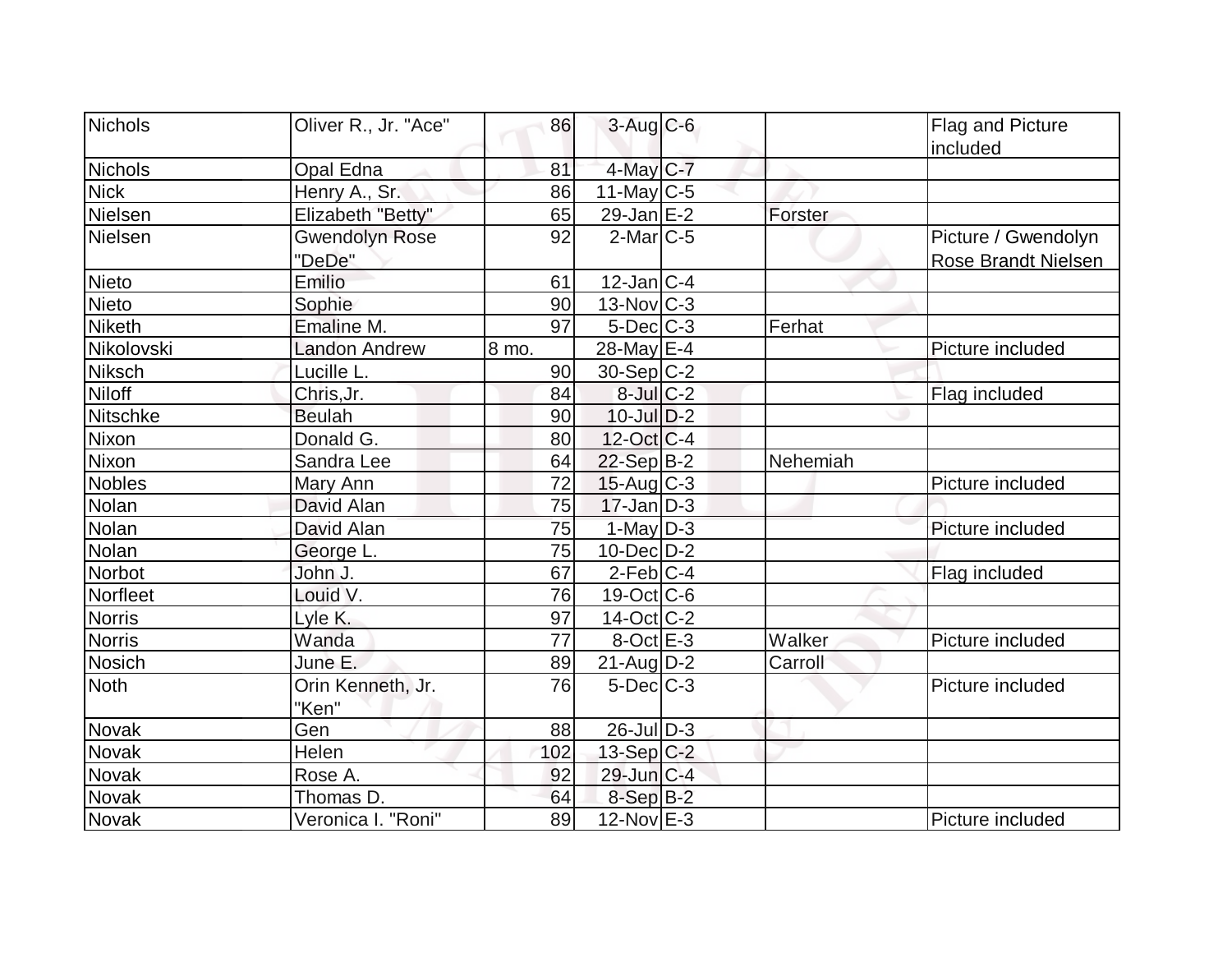| Nichols | Oliver R., Jr. "Ace" | 86 | 3-Aug | C-6 | | Flag and Picture included |
|---|---|---|---|---|---|---|
| Nichols | Opal Edna | 81 | 4-May | C-7 | | |
| Nick | Henry A., Sr. | 86 | 11-May | C-5 | | |
| Nielsen | Elizabeth "Betty" | 65 | 29-Jan | E-2 | Forster | |
| Nielsen | Gwendolyn Rose "DeDe" | 92 | 2-Mar | C-5 | | Picture / Gwendolyn Rose Brandt Nielsen |
| Nieto | Emilio | 61 | 12-Jan | C-4 | | |
| Nieto | Sophie | 90 | 13-Nov | C-3 | | |
| Niketh | Emaline M. | 97 | 5-Dec | C-3 | Ferhat | |
| Nikolovski | Landon Andrew | 8 mo. | 28-May | E-4 | | Picture included |
| Niksch | Lucille L. | 90 | 30-Sep | C-2 | | |
| Niloff | Chris,Jr. | 84 | 8-Jul | C-2 | | Flag included |
| Nitschke | Beulah | 90 | 10-Jul | D-2 | | |
| Nixon | Donald G. | 80 | 12-Oct | C-4 | | |
| Nixon | Sandra Lee | 64 | 22-Sep | B-2 | Nehemiah | |
| Nobles | Mary Ann | 72 | 15-Aug | C-3 | | Picture included |
| Nolan | David Alan | 75 | 17-Jan | D-3 | | |
| Nolan | David Alan | 75 | 1-May | D-3 | | Picture included |
| Nolan | George L. | 75 | 10-Dec | D-2 | | |
| Norbot | John J. | 67 | 2-Feb | C-4 | | Flag included |
| Norfleet | Louid V. | 76 | 19-Oct | C-6 | | |
| Norris | Lyle K. | 97 | 14-Oct | C-2 | | |
| Norris | Wanda | 77 | 8-Oct | E-3 | Walker | Picture included |
| Nosich | June E. | 89 | 21-Aug | D-2 | Carroll | |
| Noth | Orin Kenneth, Jr. "Ken" | 76 | 5-Dec | C-3 | | Picture included |
| Novak | Gen | 88 | 26-Jul | D-3 | | |
| Novak | Helen | 102 | 13-Sep | C-2 | | |
| Novak | Rose A. | 92 | 29-Jun | C-4 | | |
| Novak | Thomas D. | 64 | 8-Sep | B-2 | | |
| Novak | Veronica I. "Roni" | 89 | 12-Nov | E-3 | | Picture included |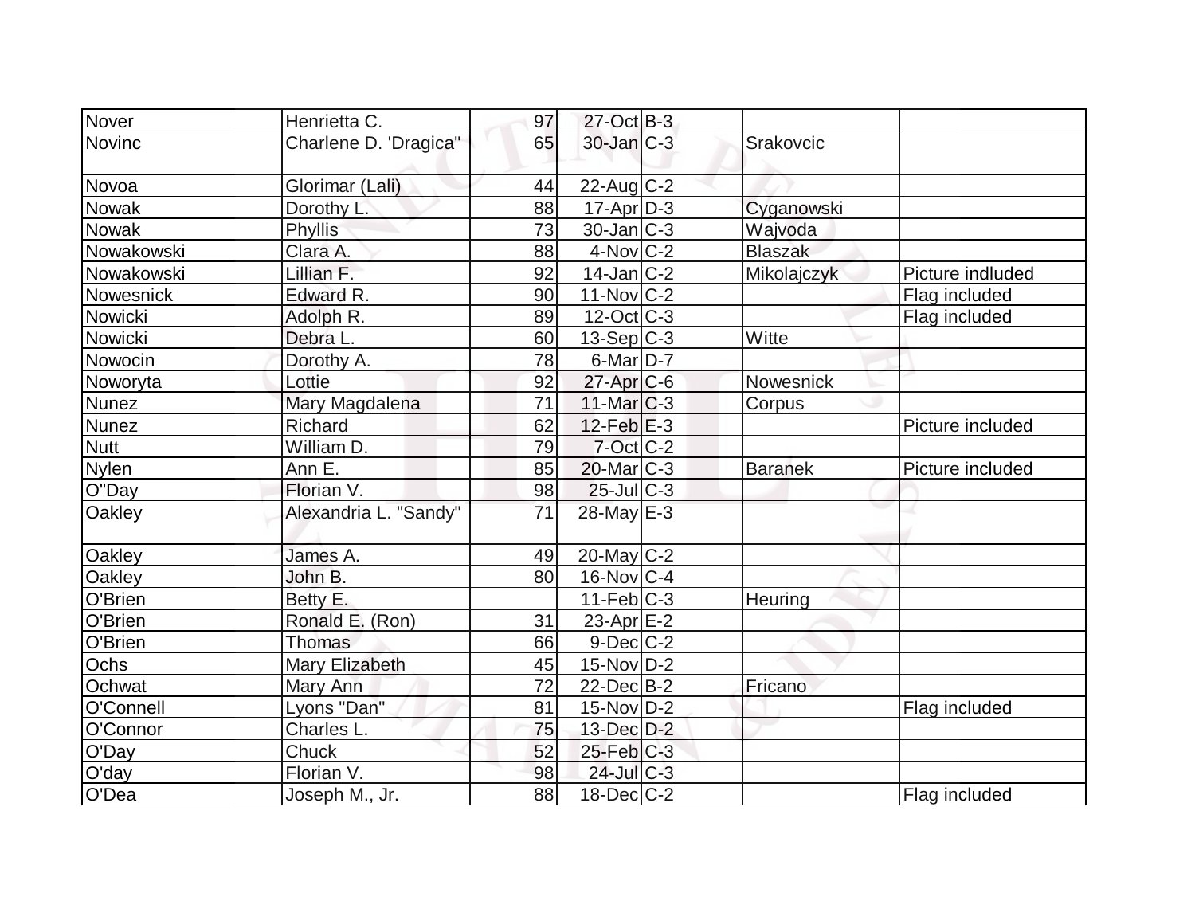| | | | | | | |
|---|---|---|---|---|---|---|
| Nover | Henrietta C. | 97 | 27-Oct | B-3 | | |
| Novinc | Charlene D. 'Dragica" | 65 | 30-Jan | C-3 | Srakovcic | |
| Novoa | Glorimar (Lali) | 44 | 22-Aug | C-2 | | |
| Nowak | Dorothy L. | 88 | 17-Apr | D-3 | Cyganowski | |
| Nowak | Phyllis | 73 | 30-Jan | C-3 | Wajvoda | |
| Nowakowski | Clara A. | 88 | 4-Nov | C-2 | Blaszak | |
| Nowakowski | Lillian F. | 92 | 14-Jan | C-2 | Mikolajczyk | Picture indluded |
| Nowesnick | Edward R. | 90 | 11-Nov | C-2 | | Flag included |
| Nowicki | Adolph R. | 89 | 12-Oct | C-3 | | Flag included |
| Nowicki | Debra L. | 60 | 13-Sep | C-3 | Witte | |
| Nowocin | Dorothy A. | 78 | 6-Mar | D-7 | | |
| Noworyta | Lottie | 92 | 27-Apr | C-6 | Nowesnick | |
| Nunez | Mary Magdalena | 71 | 11-Mar | C-3 | Corpus | |
| Nunez | Richard | 62 | 12-Feb | E-3 | | Picture included |
| Nutt | William D. | 79 | 7-Oct | C-2 | | |
| Nylen | Ann E. | 85 | 20-Mar | C-3 | Baranek | Picture included |
| O"Day | Florian V. | 98 | 25-Jul | C-3 | | |
| Oakley | Alexandria L. "Sandy" | 71 | 28-May | E-3 | | |
| Oakley | James A. | 49 | 20-May | C-2 | | |
| Oakley | John B. | 80 | 16-Nov | C-4 | | |
| O'Brien | Betty E. | | 11-Feb | C-3 | Heuring | |
| O'Brien | Ronald E. (Ron) | 31 | 23-Apr | E-2 | | |
| O'Brien | Thomas | 66 | 9-Dec | C-2 | | |
| Ochs | Mary Elizabeth | 45 | 15-Nov | D-2 | | |
| Ochwat | Mary Ann | 72 | 22-Dec | B-2 | Fricano | |
| O'Connell | Lyons "Dan" | 81 | 15-Nov | D-2 | | Flag included |
| O'Connor | Charles L. | 75 | 13-Dec | D-2 | | |
| O'Day | Chuck | 52 | 25-Feb | C-3 | | |
| O'day | Florian V. | 98 | 24-Jul | C-3 | | |
| O'Dea | Joseph M., Jr. | 88 | 18-Dec | C-2 | | Flag included |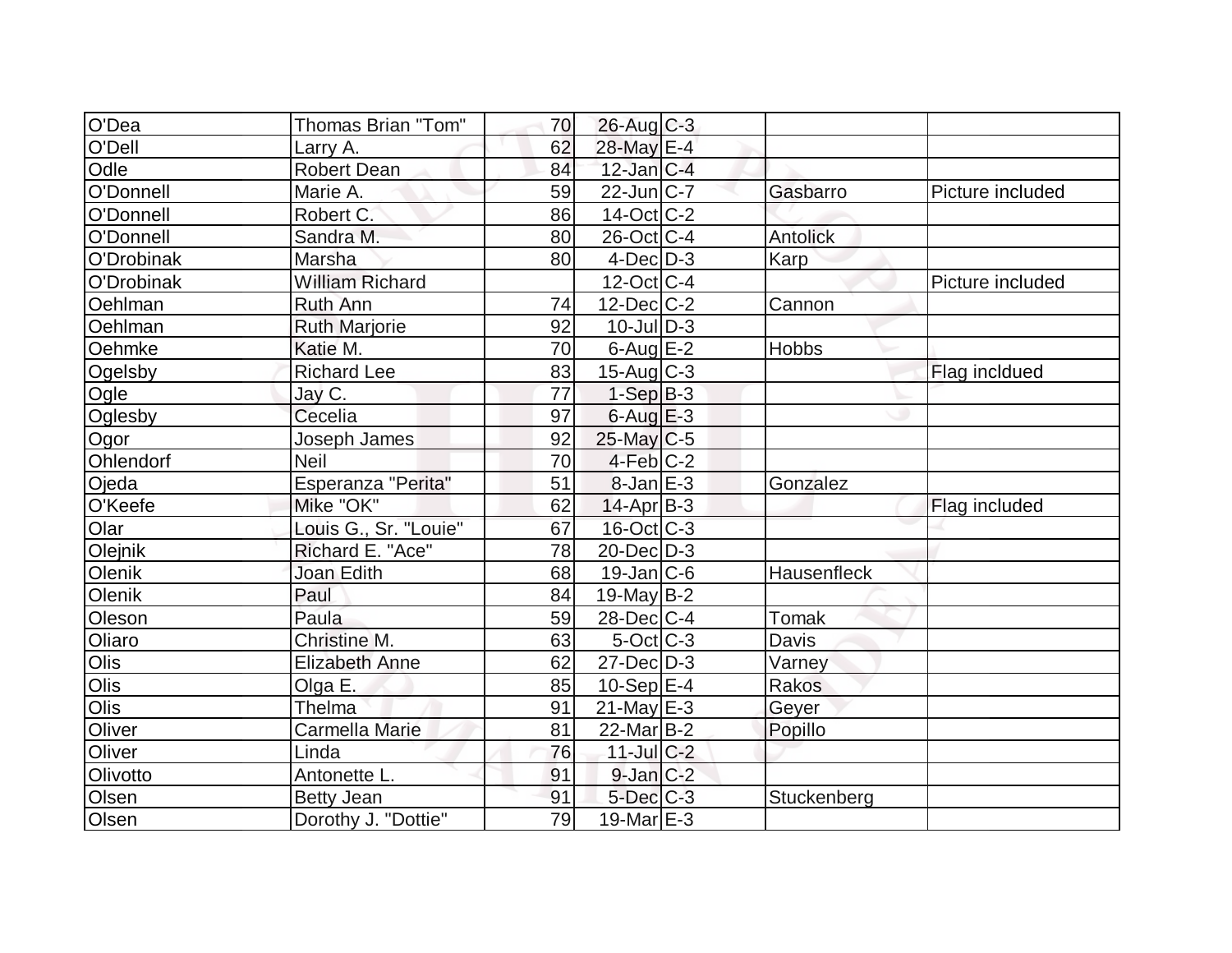| | | | | | | |
|---|---|---|---|---|---|---|
| O'Dea | Thomas Brian "Tom" | 70 | 26-Aug | C-3 | | |
| O'Dell | Larry A. | 62 | 28-May | E-4 | | |
| Odle | Robert Dean | 84 | 12-Jan | C-4 | | |
| O'Donnell | Marie A. | 59 | 22-Jun | C-7 | Gasbarro | Picture included |
| O'Donnell | Robert C. | 86 | 14-Oct | C-2 | | |
| O'Donnell | Sandra M. | 80 | 26-Oct | C-4 | Antolick | |
| O'Drobinak | Marsha | 80 | 4-Dec | D-3 | Karp | |
| O'Drobinak | William Richard | | 12-Oct | C-4 | | Picture included |
| Oehlman | Ruth Ann | 74 | 12-Dec | C-2 | Cannon | |
| Oehlman | Ruth Marjorie | 92 | 10-Jul | D-3 | | |
| Oehmke | Katie M. | 70 | 6-Aug | E-2 | Hobbs | |
| Ogelsby | Richard Lee | 83 | 15-Aug | C-3 | | Flag incldued |
| Ogle | Jay C. | 77 | 1-Sep | B-3 | | |
| Oglesby | Cecelia | 97 | 6-Aug | E-3 | | |
| Ogor | Joseph James | 92 | 25-May | C-5 | | |
| Ohlendorf | Neil | 70 | 4-Feb | C-2 | | |
| Ojeda | Esperanza "Perita" | 51 | 8-Jan | E-3 | Gonzalez | |
| O'Keefe | Mike "OK" | 62 | 14-Apr | B-3 | | Flag included |
| Olar | Louis G., Sr. "Louie" | 67 | 16-Oct | C-3 | | |
| Olejnik | Richard E. "Ace" | 78 | 20-Dec | D-3 | | |
| Olenik | Joan Edith | 68 | 19-Jan | C-6 | Hausenfleck | |
| Olenik | Paul | 84 | 19-May | B-2 | | |
| Oleson | Paula | 59 | 28-Dec | C-4 | Tomak | |
| Oliaro | Christine M. | 63 | 5-Oct | C-3 | Davis | |
| Olis | Elizabeth Anne | 62 | 27-Dec | D-3 | Varney | |
| Olis | Olga E. | 85 | 10-Sep | E-4 | Rakos | |
| Olis | Thelma | 91 | 21-May | E-3 | Geyer | |
| Oliver | Carmella Marie | 81 | 22-Mar | B-2 | Popillo | |
| Oliver | Linda | 76 | 11-Jul | C-2 | | |
| Olivotto | Antonette L. | 91 | 9-Jan | C-2 | | |
| Olsen | Betty Jean | 91 | 5-Dec | C-3 | Stuckenberg | |
| Olsen | Dorothy J. "Dottie" | 79 | 19-Mar | E-3 | | |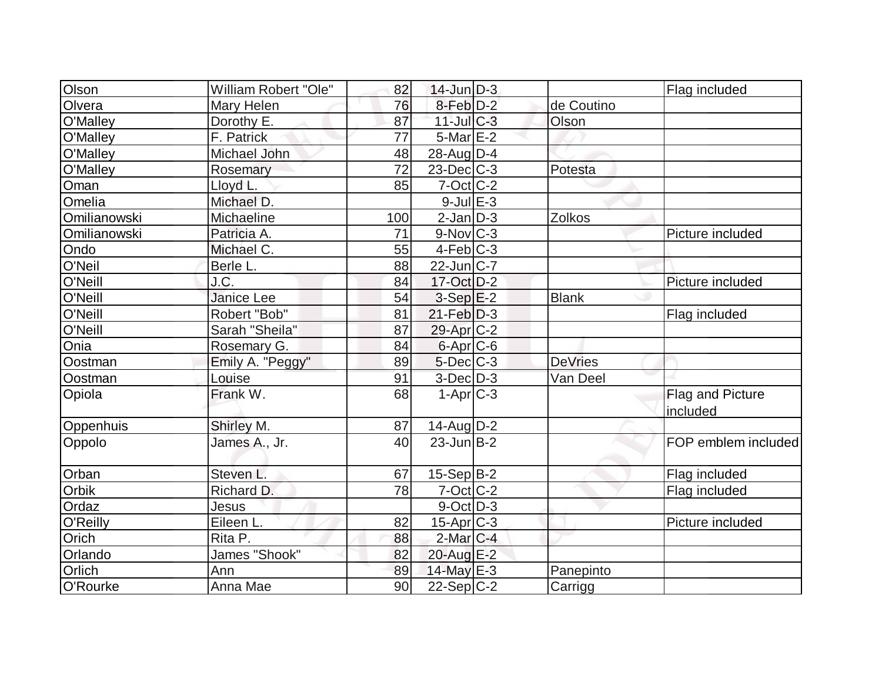| Olson | William Robert "Ole" | 82 | 14-Jun | D-3 | | Flag included |
|---|---|---|---|---|---|---|
| Olvera | Mary Helen | 76 | 8-Feb | D-2 | de Coutino | |
| O'Malley | Dorothy E. | 87 | 11-Jul | C-3 | Olson | |
| O'Malley | F. Patrick | 77 | 5-Mar | E-2 | | |
| O'Malley | Michael John | 48 | 28-Aug | D-4 | | |
| O'Malley | Rosemary | 72 | 23-Dec | C-3 | Potesta | |
| Oman | Lloyd L. | 85 | 7-Oct | C-2 | | |
| Omelia | Michael D. | | 9-Jul | E-3 | | |
| Omilianowski | Michaeline | 100 | 2-Jan | D-3 | Zolkos | |
| Omilianowski | Patricia A. | 71 | 9-Nov | C-3 | | Picture included |
| Ondo | Michael C. | 55 | 4-Feb | C-3 | | |
| O'Neil | Berle L. | 88 | 22-Jun | C-7 | | |
| O'Neill | J.C. | 84 | 17-Oct | D-2 | | Picture included |
| O'Neill | Janice Lee | 54 | 3-Sep | E-2 | Blank | |
| O'Neill | Robert "Bob" | 81 | 21-Feb | D-3 | | Flag included |
| O'Neill | Sarah "Sheila" | 87 | 29-Apr | C-2 | | |
| Onia | Rosemary G. | 84 | 6-Apr | C-6 | | |
| Oostman | Emily A. "Peggy" | 89 | 5-Dec | C-3 | DeVries | |
| Oostman | Louise | 91 | 3-Dec | D-3 | Van Deel | |
| Opiola | Frank W. | 68 | 1-Apr | C-3 | | Flag and Picture included |
| Oppenhuis | Shirley M. | 87 | 14-Aug | D-2 | | |
| Oppolo | James A., Jr. | 40 | 23-Jun | B-2 | | FOP emblem included |
| Orban | Steven L. | 67 | 15-Sep | B-2 | | Flag included |
| Orbik | Richard D. | 78 | 7-Oct | C-2 | | Flag included |
| Ordaz | Jesus | | 9-Oct | D-3 | | |
| O'Reilly | Eileen L. | 82 | 15-Apr | C-3 | | Picture included |
| Orich | Rita P. | 88 | 2-Mar | C-4 | | |
| Orlando | James "Shook" | 82 | 20-Aug | E-2 | | |
| Orlich | Ann | 89 | 14-May | E-3 | Panepinto | |
| O'Rourke | Anna Mae | 90 | 22-Sep | C-2 | Carrigg | |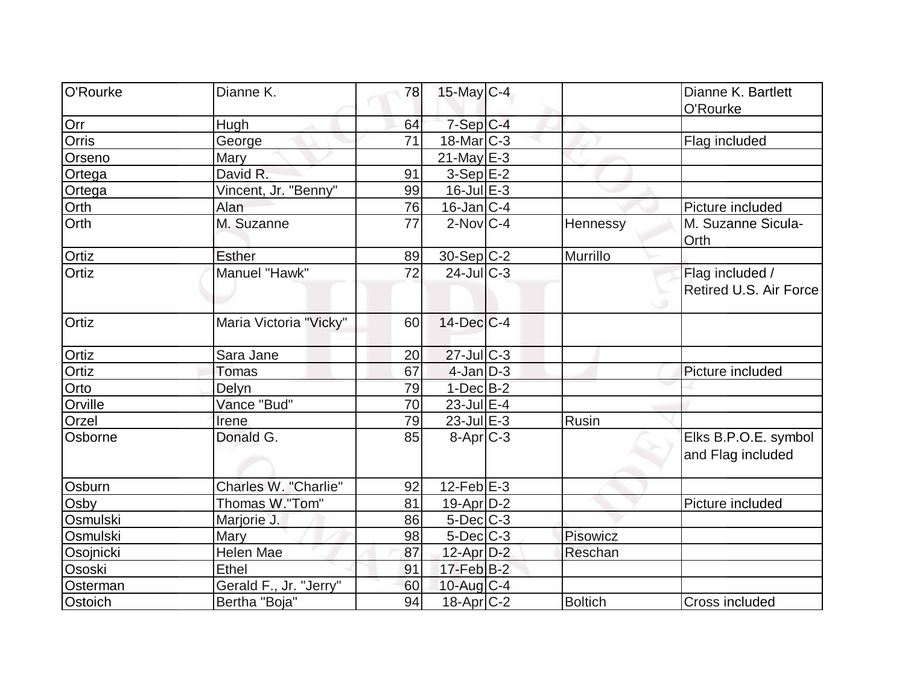| O'Rourke | Dianne K. | 78 | 15-May | C-4 | | Dianne K. Bartlett O'Rourke |
|---|---|---|---|---|---|---|
| Orr | Hugh | 64 | 7-Sep | C-4 | | |
| Orris | George | 71 | 18-Mar | C-3 | | Flag included |
| Orseno | Mary | | 21-May | E-3 | | |
| Ortega | David R. | 91 | 3-Sep | E-2 | | |
| Ortega | Vincent, Jr. "Benny" | 99 | 16-Jul | E-3 | | |
| Orth | Alan | 76 | 16-Jan | C-4 | | Picture included |
| Orth | M. Suzanne | 77 | 2-Nov | C-4 | Hennessy | M. Suzanne Sicula-Orth |
| Ortiz | Esther | 89 | 30-Sep | C-2 | Murrillo | |
| Ortiz | Manuel "Hawk" | 72 | 24-Jul | C-3 | | Flag included / Retired U.S. Air Force |
| Ortiz | Maria Victoria "Vicky" | 60 | 14-Dec | C-4 | | |
| Ortiz | Sara Jane | 20 | 27-Jul | C-3 | | |
| Ortiz | Tomas | 67 | 4-Jan | D-3 | | Picture included |
| Orto | Delyn | 79 | 1-Dec | B-2 | | |
| Orville | Vance "Bud" | 70 | 23-Jul | E-4 | | |
| Orzel | Irene | 79 | 23-Jul | E-3 | Rusin | |
| Osborne | Donald G. | 85 | 8-Apr | C-3 | | Elks B.P.O.E. symbol and Flag included |
| Osburn | Charles W. "Charlie" | 92 | 12-Feb | E-3 | | |
| Osby | Thomas W."Tom" | 81 | 19-Apr | D-2 | | Picture included |
| Osmulski | Marjorie J. | 86 | 5-Dec | C-3 | | |
| Osmulski | Mary | 98 | 5-Dec | C-3 | Pisowicz | |
| Osojnicki | Helen Mae | 87 | 12-Apr | D-2 | Reschan | |
| Ososki | Ethel | 91 | 17-Feb | B-2 | | |
| Osterman | Gerald F., Jr. "Jerry" | 60 | 10-Aug | C-4 | | |
| Ostoich | Bertha "Boja" | 94 | 18-Apr | C-2 | Boltich | Cross included |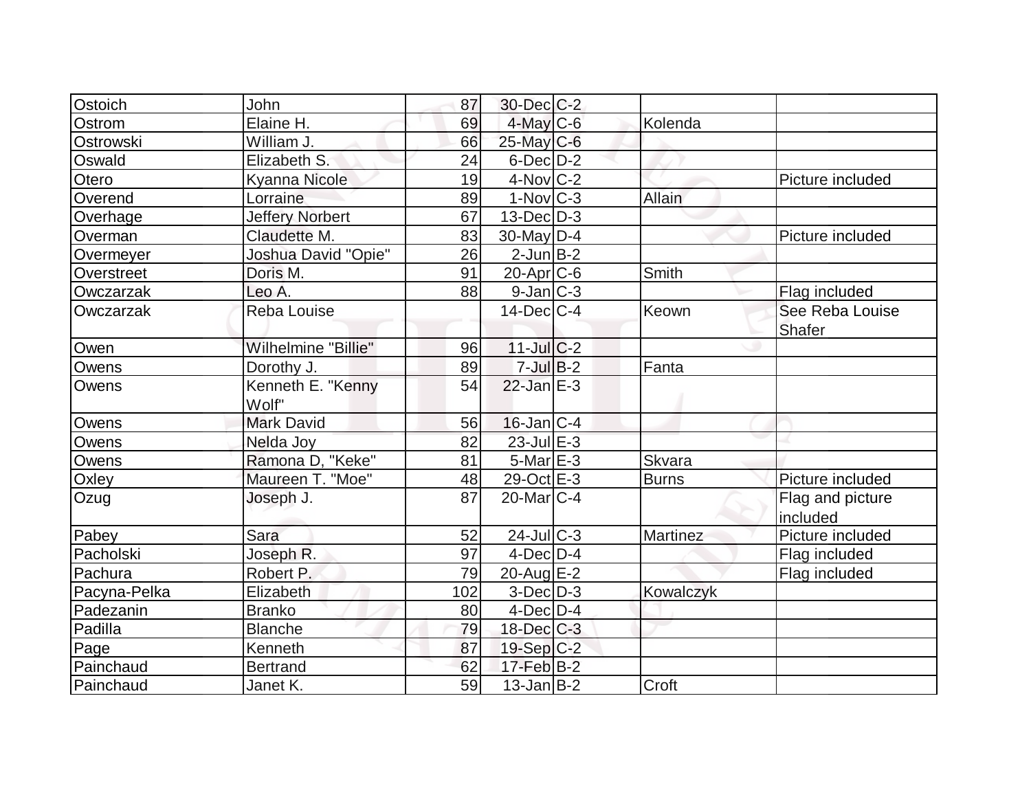| Ostoich | John | 87 | 30-Dec | C-2 | | |
|---|---|---|---|---|---|---|
| Ostrom | Elaine H. | 69 | 4-May | C-6 | Kolenda | |
| Ostrowski | William J. | 66 | 25-May | C-6 | | |
| Oswald | Elizabeth S. | 24 | 6-Dec | D-2 | | |
| Otero | Kyanna Nicole | 19 | 4-Nov | C-2 | | Picture included |
| Overend | Lorraine | 89 | 1-Nov | C-3 | Allain | |
| Overhage | Jeffery Norbert | 67 | 13-Dec | D-3 | | |
| Overman | Claudette M. | 83 | 30-May | D-4 | | Picture included |
| Overmeyer | Joshua David "Opie" | 26 | 2-Jun | B-2 | | |
| Overstreet | Doris M. | 91 | 20-Apr | C-6 | Smith | |
| Owczarzak | Leo A. | 88 | 9-Jan | C-3 | | Flag included |
| Owczarzak | Reba Louise | | 14-Dec | C-4 | Keown | See Reba Louise Shafer |
| Owen | Wilhelmine "Billie" | 96 | 11-Jul | C-2 | | |
| Owens | Dorothy J. | 89 | 7-Jul | B-2 | Fanta | |
| Owens | Kenneth E. "Kenny Wolf" | 54 | 22-Jan | E-3 | | |
| Owens | Mark David | 56 | 16-Jan | C-4 | | |
| Owens | Nelda Joy | 82 | 23-Jul | E-3 | | |
| Owens | Ramona D, "Keke" | 81 | 5-Mar | E-3 | Skvara | |
| Oxley | Maureen T. "Moe" | 48 | 29-Oct | E-3 | Burns | Picture included |
| Ozug | Joseph J. | 87 | 20-Mar | C-4 | | Flag and picture included |
| Pabey | Sara | 52 | 24-Jul | C-3 | Martinez | Picture included |
| Pacholski | Joseph R. | 97 | 4-Dec | D-4 | | Flag included |
| Pachura | Robert P. | 79 | 20-Aug | E-2 | | Flag included |
| Pacyna-Pelka | Elizabeth | 102 | 3-Dec | D-3 | Kowalczyk | |
| Padezanin | Branko | 80 | 4-Dec | D-4 | | |
| Padilla | Blanche | 79 | 18-Dec | C-3 | | |
| Page | Kenneth | 87 | 19-Sep | C-2 | | |
| Painchaud | Bertrand | 62 | 17-Feb | B-2 | | |
| Painchaud | Janet K. | 59 | 13-Jan | B-2 | Croft | |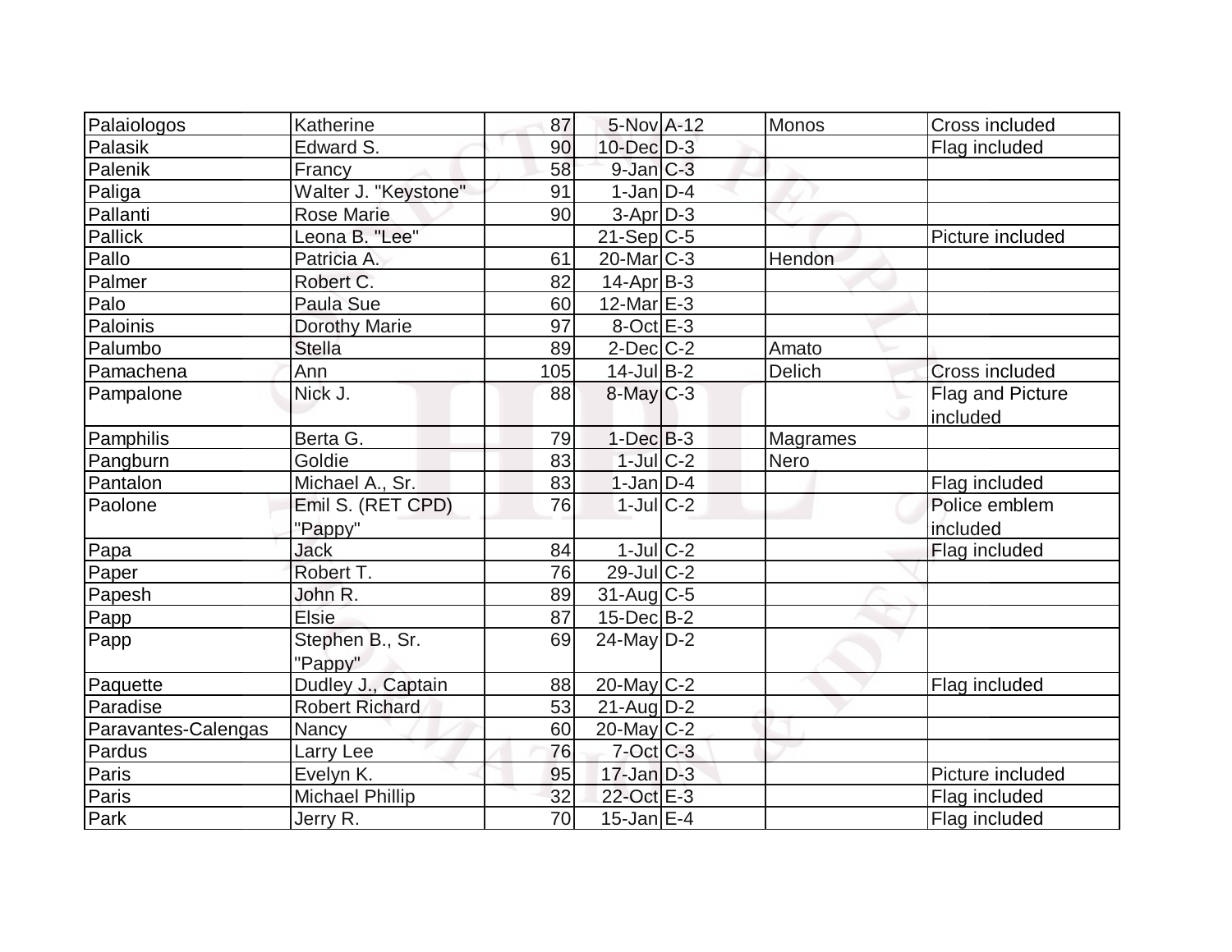| Palaiologos | Katherine | 87 | 5-Nov | A-12 | Monos | Cross included |
|---|---|---|---|---|---|---|
| Palasik | Edward S. | 90 | 10-Dec | D-3 | | Flag included |
| Palenik | Francy | 58 | 9-Jan | C-3 | | |
| Paliga | Walter J. "Keystone" | 91 | 1-Jan | D-4 | | |
| Pallanti | Rose Marie | 90 | 3-Apr | D-3 | | |
| Pallick | Leona B. "Lee" | | 21-Sep | C-5 | | Picture included |
| Pallo | Patricia A. | 61 | 20-Mar | C-3 | Hendon | |
| Palmer | Robert C. | 82 | 14-Apr | B-3 | | |
| Palo | Paula Sue | 60 | 12-Mar | E-3 | | |
| Paloinis | Dorothy Marie | 97 | 8-Oct | E-3 | | |
| Palumbo | Stella | 89 | 2-Dec | C-2 | Amato | |
| Pamachena | Ann | 105 | 14-Jul | B-2 | Delich | Cross included |
| Pampalone | Nick J. | 88 | 8-May | C-3 | | Flag and Picture included |
| Pamphilis | Berta G. | 79 | 1-Dec | B-3 | Magrames | |
| Pangburn | Goldie | 83 | 1-Jul | C-2 | Nero | |
| Pantalon | Michael A., Sr. | 83 | 1-Jan | D-4 | | Flag included |
| Paolone | Emil S. (RET CPD) "Pappy" | 76 | 1-Jul | C-2 | | Police emblem included |
| Papa | Jack | 84 | 1-Jul | C-2 | | Flag included |
| Paper | Robert T. | 76 | 29-Jul | C-2 | | |
| Papesh | John R. | 89 | 31-Aug | C-5 | | |
| Papp | Elsie | 87 | 15-Dec | B-2 | | |
| Papp | Stephen B., Sr. "Pappy" | 69 | 24-May | D-2 | | |
| Paquette | Dudley J., Captain | 88 | 20-May | C-2 | | Flag included |
| Paradise | Robert Richard | 53 | 21-Aug | D-2 | | |
| Paravantes-Calengas | Nancy | 60 | 20-May | C-2 | | |
| Pardus | Larry Lee | 76 | 7-Oct | C-3 | | |
| Paris | Evelyn K. | 95 | 17-Jan | D-3 | | Picture included |
| Paris | Michael Phillip | 32 | 22-Oct | E-3 | | Flag included |
| Park | Jerry R. | 70 | 15-Jan | E-4 | | Flag included |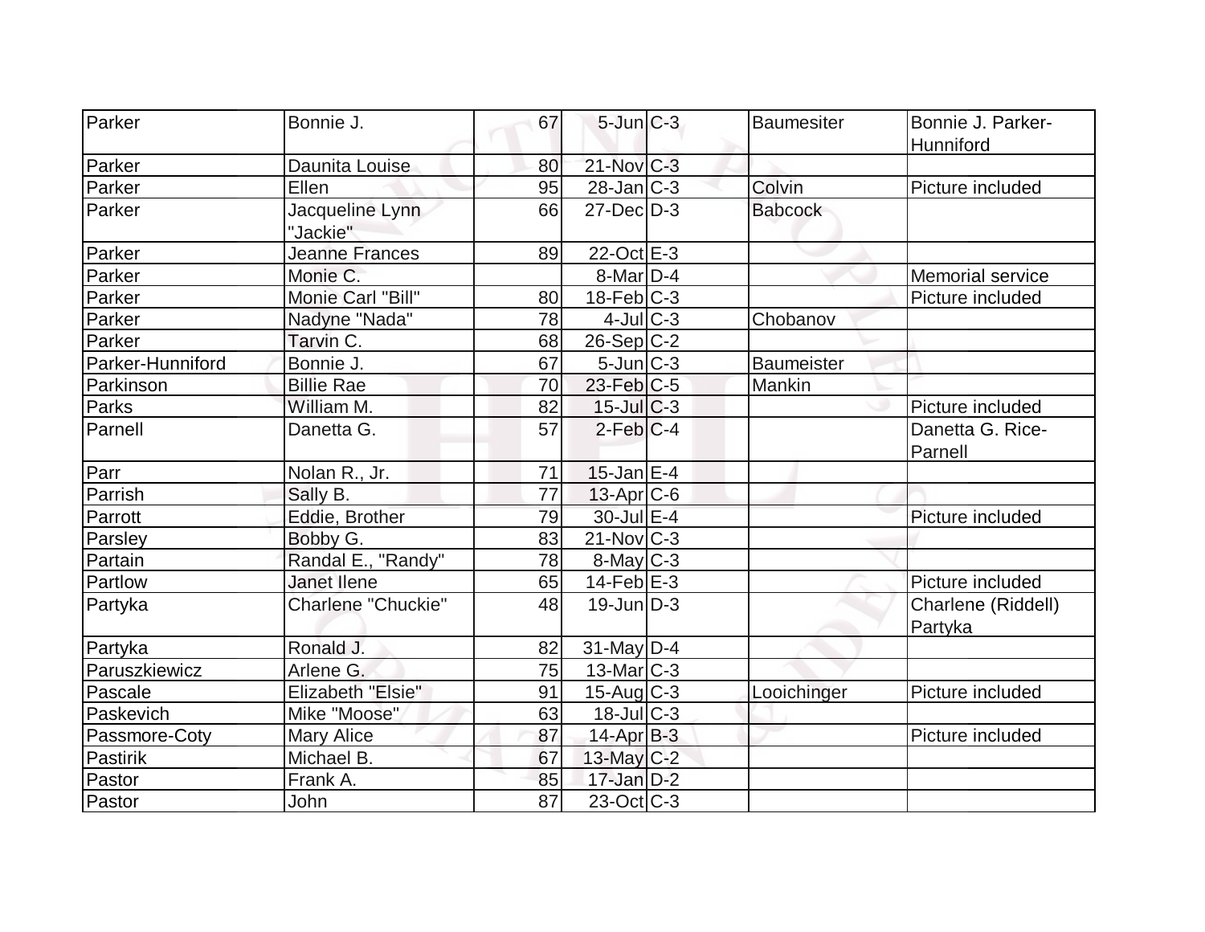| | | | | | | |
|---|---|---|---|---|---|---|
| Parker | Bonnie J. | 67 | 5-Jun | C-3 | Baumesiter | Bonnie J. Parker-Hunniford |
| Parker | Daunita Louise | 80 | 21-Nov | C-3 | | |
| Parker | Ellen | 95 | 28-Jan | C-3 | Colvin | Picture included |
| Parker | Jacqueline Lynn "Jackie" | 66 | 27-Dec | D-3 | Babcock | |
| Parker | Jeanne Frances | 89 | 22-Oct | E-3 | | |
| Parker | Monie C. | | 8-Mar | D-4 | | Memorial service |
| Parker | Monie Carl "Bill" | 80 | 18-Feb | C-3 | | Picture included |
| Parker | Nadyne "Nada" | 78 | 4-Jul | C-3 | Chobanov | |
| Parker | Tarvin C. | 68 | 26-Sep | C-2 | | |
| Parker-Hunniford | Bonnie J. | 67 | 5-Jun | C-3 | Baumeister | |
| Parkinson | Billie Rae | 70 | 23-Feb | C-5 | Mankin | |
| Parks | William M. | 82 | 15-Jul | C-3 | | Picture included |
| Parnell | Danetta G. | 57 | 2-Feb | C-4 | | Danetta G. Rice-Parnell |
| Parr | Nolan R., Jr. | 71 | 15-Jan | E-4 | | |
| Parrish | Sally B. | 77 | 13-Apr | C-6 | | |
| Parrott | Eddie, Brother | 79 | 30-Jul | E-4 | | Picture included |
| Parsley | Bobby G. | 83 | 21-Nov | C-3 | | |
| Partain | Randal E., "Randy" | 78 | 8-May | C-3 | | |
| Partlow | Janet Ilene | 65 | 14-Feb | E-3 | | Picture included |
| Partyka | Charlene "Chuckie" | 48 | 19-Jun | D-3 | | Charlene (Riddell) Partyka |
| Partyka | Ronald J. | 82 | 31-May | D-4 | | |
| Paruszkiewicz | Arlene G. | 75 | 13-Mar | C-3 | | |
| Pascale | Elizabeth "Elsie" | 91 | 15-Aug | C-3 | Looichinger | Picture included |
| Paskevich | Mike "Moose" | 63 | 18-Jul | C-3 | | |
| Passmore-Coty | Mary Alice | 87 | 14-Apr | B-3 | | Picture included |
| Pastirik | Michael B. | 67 | 13-May | C-2 | | |
| Pastor | Frank A. | 85 | 17-Jan | D-2 | | |
| Pastor | John | 87 | 23-Oct | C-3 | | |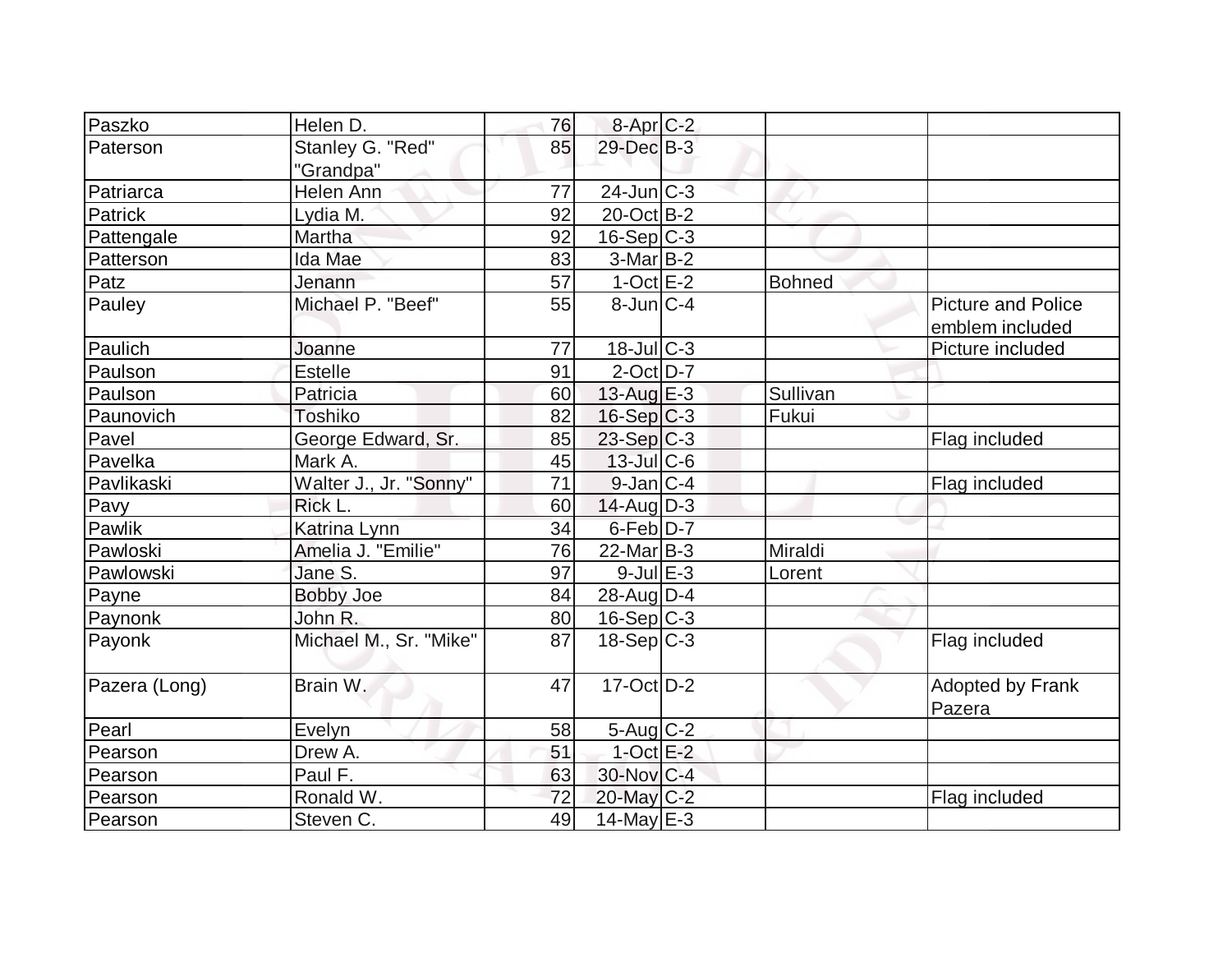| | | | | | | |
|---|---|---|---|---|---|---|
| Paszko | Helen D. | 76 | 8-Apr | C-2 | | |
| Paterson | Stanley G. "Red" "Grandpa" | 85 | 29-Dec | B-3 | | |
| Patriarca | Helen Ann | 77 | 24-Jun | C-3 | | |
| Patrick | Lydia M. | 92 | 20-Oct | B-2 | | |
| Pattengale | Martha | 92 | 16-Sep | C-3 | | |
| Patterson | Ida Mae | 83 | 3-Mar | B-2 | | |
| Patz | Jenann | 57 | 1-Oct | E-2 | Bohned | |
| Pauley | Michael P. "Beef" | 55 | 8-Jun | C-4 | | Picture and Police emblem included |
| Paulich | Joanne | 77 | 18-Jul | C-3 | | Picture included |
| Paulson | Estelle | 91 | 2-Oct | D-7 | | |
| Paulson | Patricia | 60 | 13-Aug | E-3 | Sullivan | |
| Paunovich | Toshiko | 82 | 16-Sep | C-3 | Fukui | |
| Pavel | George Edward, Sr. | 85 | 23-Sep | C-3 | | Flag included |
| Pavelka | Mark A. | 45 | 13-Jul | C-6 | | |
| Pavlikaski | Walter J., Jr. "Sonny" | 71 | 9-Jan | C-4 | | Flag included |
| Pavy | Rick L. | 60 | 14-Aug | D-3 | | |
| Pawlik | Katrina Lynn | 34 | 6-Feb | D-7 | | |
| Pawloski | Amelia J. "Emilie" | 76 | 22-Mar | B-3 | Miraldi | |
| Pawlowski | Jane S. | 97 | 9-Jul | E-3 | Lorent | |
| Payne | Bobby Joe | 84 | 28-Aug | D-4 | | |
| Paynonk | John R. | 80 | 16-Sep | C-3 | | |
| Payonk | Michael M., Sr. "Mike" | 87 | 18-Sep | C-3 | | Flag included |
| Pazera (Long) | Brain W. | 47 | 17-Oct | D-2 | | Adopted by Frank Pazera |
| Pearl | Evelyn | 58 | 5-Aug | C-2 | | |
| Pearson | Drew A. | 51 | 1-Oct | E-2 | | |
| Pearson | Paul F. | 63 | 30-Nov | C-4 | | |
| Pearson | Ronald W. | 72 | 20-May | C-2 | | Flag included |
| Pearson | Steven C. | 49 | 14-May | E-3 | | |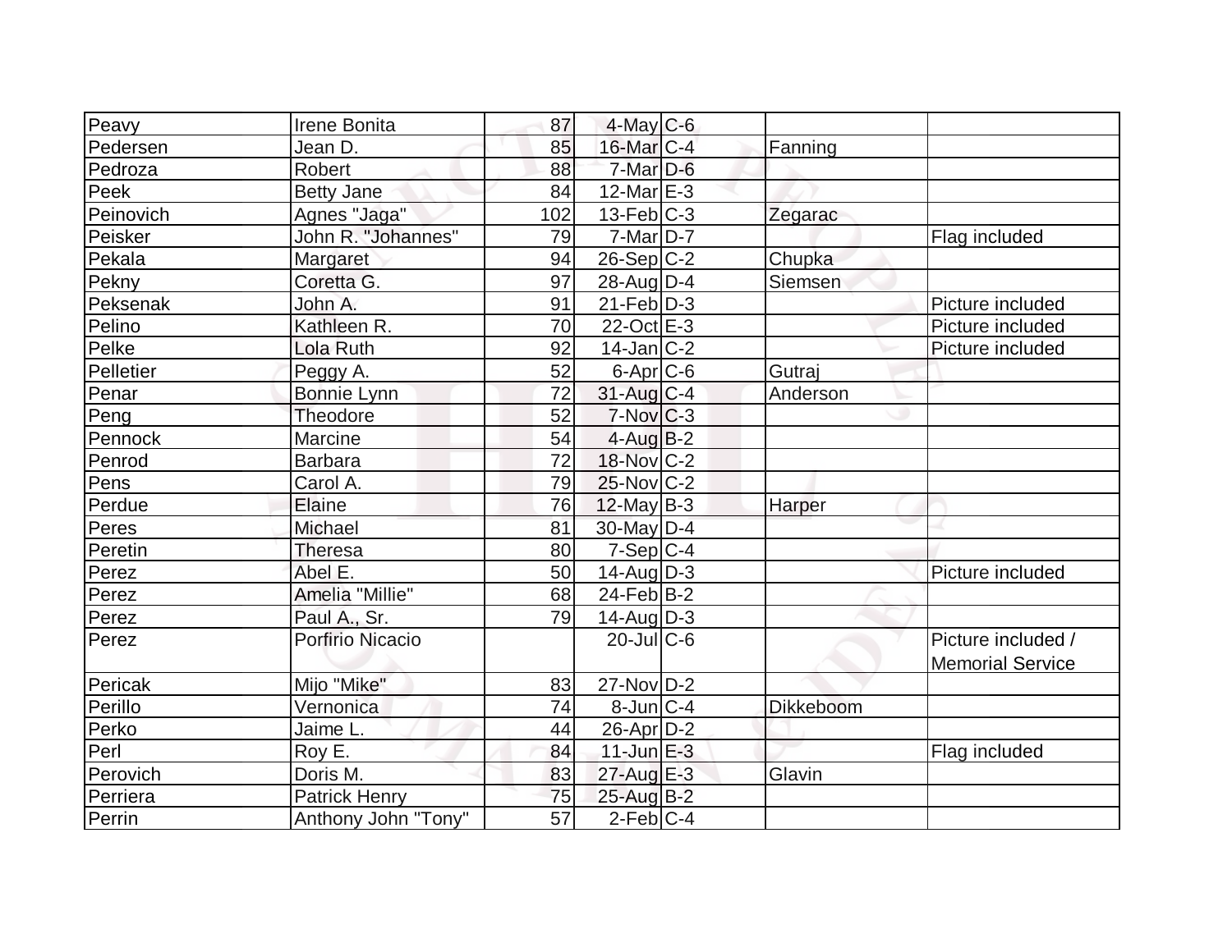| Peavy | Irene Bonita | 87 | 4-May | C-6 | | |
|---|---|---|---|---|---|---|
| Pedersen | Jean D. | 85 | 16-Mar | C-4 | Fanning | |
| Pedroza | Robert | 88 | 7-Mar | D-6 | | |
| Peek | Betty Jane | 84 | 12-Mar | E-3 | | |
| Peinovich | Agnes "Jaga" | 102 | 13-Feb | C-3 | Zegarac | |
| Peisker | John R. "Johannes" | 79 | 7-Mar | D-7 | | Flag included |
| Pekala | Margaret | 94 | 26-Sep | C-2 | Chupka | |
| Pekny | Coretta G. | 97 | 28-Aug | D-4 | Siemsen | |
| Peksenak | John A. | 91 | 21-Feb | D-3 | | Picture included |
| Pelino | Kathleen R. | 70 | 22-Oct | E-3 | | Picture included |
| Pelke | Lola Ruth | 92 | 14-Jan | C-2 | | Picture included |
| Pelletier | Peggy A. | 52 | 6-Apr | C-6 | Gutraj | |
| Penar | Bonnie Lynn | 72 | 31-Aug | C-4 | Anderson | |
| Peng | Theodore | 52 | 7-Nov | C-3 | | |
| Pennock | Marcine | 54 | 4-Aug | B-2 | | |
| Penrod | Barbara | 72 | 18-Nov | C-2 | | |
| Pens | Carol A. | 79 | 25-Nov | C-2 | | |
| Perdue | Elaine | 76 | 12-May | B-3 | Harper | |
| Peres | Michael | 81 | 30-May | D-4 | | |
| Peretin | Theresa | 80 | 7-Sep | C-4 | | |
| Perez | Abel E. | 50 | 14-Aug | D-3 | | Picture included |
| Perez | Amelia "Millie" | 68 | 24-Feb | B-2 | | |
| Perez | Paul A., Sr. | 79 | 14-Aug | D-3 | | |
| Perez | Porfirio Nicacio | | 20-Jul | C-6 | | Picture included / Memorial Service |
| Pericak | Mijo "Mike" | 83 | 27-Nov | D-2 | | |
| Perillo | Vernonica | 74 | 8-Jun | C-4 | Dikkeboom | |
| Perko | Jaime L. | 44 | 26-Apr | D-2 | | |
| Perl | Roy E. | 84 | 11-Jun | E-3 | | Flag included |
| Perovich | Doris M. | 83 | 27-Aug | E-3 | Glavin | |
| Perriera | Patrick Henry | 75 | 25-Aug | B-2 | | |
| Perrin | Anthony John "Tony" | 57 | 2-Feb | C-4 | | |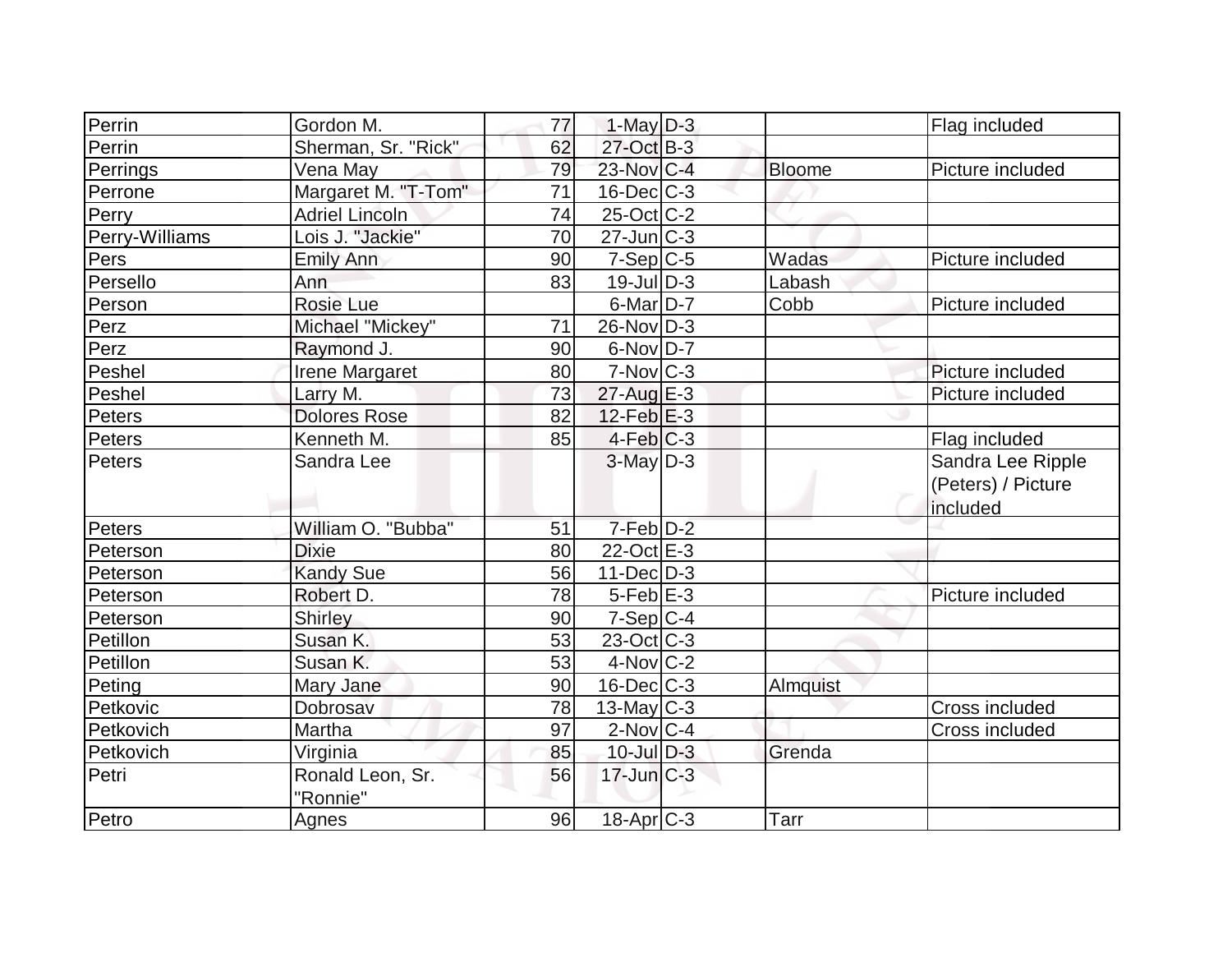| | | | | | | |
|---|---|---|---|---|---|---|
| Perrin | Gordon M. | 77 | 1-May | D-3 | | Flag included |
| Perrin | Sherman, Sr. "Rick" | 62 | 27-Oct | B-3 | | |
| Perrings | Vena May | 79 | 23-Nov | C-4 | Bloome | Picture included |
| Perrone | Margaret M. "T-Tom" | 71 | 16-Dec | C-3 | | |
| Perry | Adriel Lincoln | 74 | 25-Oct | C-2 | | |
| Perry-Williams | Lois J. "Jackie" | 70 | 27-Jun | C-3 | | |
| Pers | Emily Ann | 90 | 7-Sep | C-5 | Wadas | Picture included |
| Persello | Ann | 83 | 19-Jul | D-3 | Labash | |
| Person | Rosie Lue | | 6-Mar | D-7 | Cobb | Picture included |
| Perz | Michael "Mickey" | 71 | 26-Nov | D-3 | | |
| Perz | Raymond J. | 90 | 6-Nov | D-7 | | |
| Peshel | Irene Margaret | 80 | 7-Nov | C-3 | | Picture included |
| Peshel | Larry M. | 73 | 27-Aug | E-3 | | Picture included |
| Peters | Dolores Rose | 82 | 12-Feb | E-3 | | |
| Peters | Kenneth M. | 85 | 4-Feb | C-3 | | Flag included |
| Peters | Sandra Lee | | 3-May | D-3 | | Sandra Lee Ripple (Peters) / Picture included |
| Peters | William O. "Bubba" | 51 | 7-Feb | D-2 | | |
| Peterson | Dixie | 80 | 22-Oct | E-3 | | |
| Peterson | Kandy Sue | 56 | 11-Dec | D-3 | | |
| Peterson | Robert D. | 78 | 5-Feb | E-3 | | Picture included |
| Peterson | Shirley | 90 | 7-Sep | C-4 | | |
| Petillon | Susan K. | 53 | 23-Oct | C-3 | | |
| Petillon | Susan K. | 53 | 4-Nov | C-2 | | |
| Peting | Mary Jane | 90 | 16-Dec | C-3 | Almquist | |
| Petkovic | Dobrosav | 78 | 13-May | C-3 | | Cross included |
| Petkovich | Martha | 97 | 2-Nov | C-4 | | Cross included |
| Petkovich | Virginia | 85 | 10-Jul | D-3 | Grenda | |
| Petri | Ronald Leon, Sr. "Ronnie" | 56 | 17-Jun | C-3 | | |
| Petro | Agnes | 96 | 18-Apr | C-3 | Tarr | |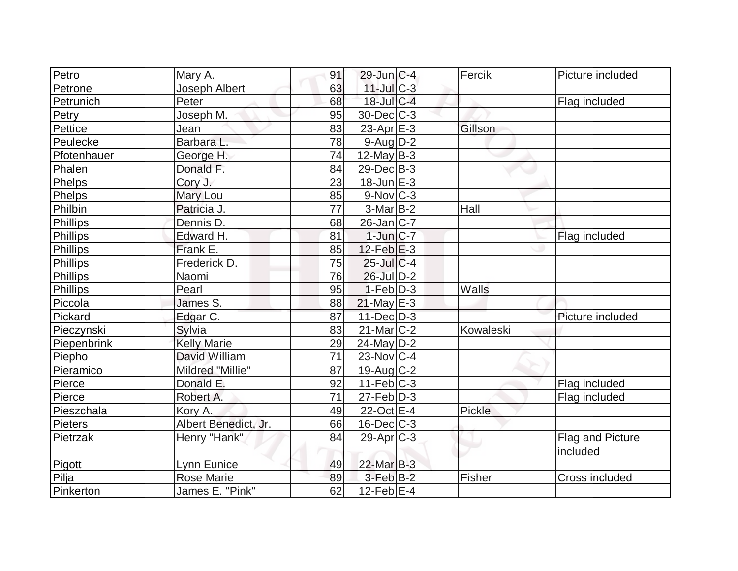| | | | | | | |
|---|---|---|---|---|---|---|
| Petro | Mary A. | 91 | 29-Jun | C-4 | Fercik | Picture included |
| Petrone | Joseph Albert | 63 | 11-Jul | C-3 | | |
| Petrunich | Peter | 68 | 18-Jul | C-4 | | Flag included |
| Petry | Joseph M. | 95 | 30-Dec | C-3 | | |
| Pettice | Jean | 83 | 23-Apr | E-3 | Gillson | |
| Peulecke | Barbara L. | 78 | 9-Aug | D-2 | | |
| Pfotenhauer | George H. | 74 | 12-May | B-3 | | |
| Phalen | Donald F. | 84 | 29-Dec | B-3 | | |
| Phelps | Cory J. | 23 | 18-Jun | E-3 | | |
| Phelps | Mary Lou | 85 | 9-Nov | C-3 | | |
| Philbin | Patricia J. | 77 | 3-Mar | B-2 | Hall | |
| Phillips | Dennis D. | 68 | 26-Jan | C-7 | | |
| Phillips | Edward H. | 81 | 1-Jun | C-7 | | Flag included |
| Phillips | Frank E. | 85 | 12-Feb | E-3 | | |
| Phillips | Frederick D. | 75 | 25-Jul | C-4 | | |
| Phillips | Naomi | 76 | 26-Jul | D-2 | | |
| Phillips | Pearl | 95 | 1-Feb | D-3 | Walls | |
| Piccola | James S. | 88 | 21-May | E-3 | | |
| Pickard | Edgar C. | 87 | 11-Dec | D-3 | | Picture included |
| Pieczynski | Sylvia | 83 | 21-Mar | C-2 | Kowaleski | |
| Piepenbrink | Kelly Marie | 29 | 24-May | D-2 | | |
| Piepho | David William | 71 | 23-Nov | C-4 | | |
| Pieramico | Mildred "Millie" | 87 | 19-Aug | C-2 | | |
| Pierce | Donald E. | 92 | 11-Feb | C-3 | | Flag included |
| Pierce | Robert A. | 71 | 27-Feb | D-3 | | Flag included |
| Pieszchala | Kory A. | 49 | 22-Oct | E-4 | Pickle | |
| Pieters | Albert Benedict, Jr. | 66 | 16-Dec | C-3 | | |
| Pietrzak | Henry "Hank" | 84 | 29-Apr | C-3 | | Flag and Picture included |
| Pigott | Lynn Eunice | 49 | 22-Mar | B-3 | | |
| Pilja | Rose Marie | 89 | 3-Feb | B-2 | Fisher | Cross included |
| Pinkerton | James E. "Pink" | 62 | 12-Feb | E-4 | | |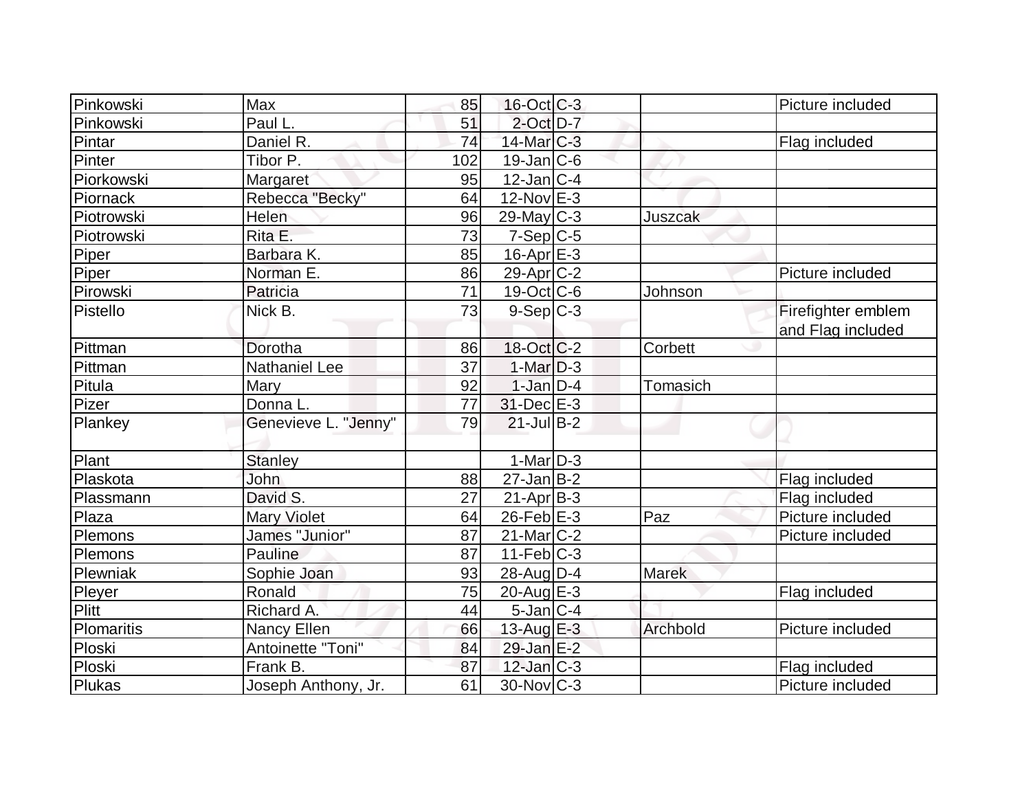| | | | | | | |
|---|---|---|---|---|---|---|
| Pinkowski | Max | 85 | 16-Oct | C-3 | | Picture included |
| Pinkowski | Paul L. | 51 | 2-Oct | D-7 | | |
| Pintar | Daniel R. | 74 | 14-Mar | C-3 | | Flag included |
| Pinter | Tibor P. | 102 | 19-Jan | C-6 | | |
| Piorkowski | Margaret | 95 | 12-Jan | C-4 | | |
| Piornack | Rebecca "Becky" | 64 | 12-Nov | E-3 | | |
| Piotrowski | Helen | 96 | 29-May | C-3 | Juszcak | |
| Piotrowski | Rita E. | 73 | 7-Sep | C-5 | | |
| Piper | Barbara K. | 85 | 16-Apr | E-3 | | |
| Piper | Norman E. | 86 | 29-Apr | C-2 | | Picture included |
| Pirowski | Patricia | 71 | 19-Oct | C-6 | Johnson | |
| Pistello | Nick B. | 73 | 9-Sep | C-3 | | Firefighter emblem and Flag included |
| Pittman | Dorotha | 86 | 18-Oct | C-2 | Corbett | |
| Pittman | Nathaniel Lee | 37 | 1-Mar | D-3 | | |
| Pitula | Mary | 92 | 1-Jan | D-4 | Tomasich | |
| Pizer | Donna L. | 77 | 31-Dec | E-3 | | |
| Plankey | Genevieve L. "Jenny" | 79 | 21-Jul | B-2 | | |
| Plant | Stanley | | 1-Mar | D-3 | | |
| Plaskota | John | 88 | 27-Jan | B-2 | | Flag included |
| Plassmann | David S. | 27 | 21-Apr | B-3 | | Flag included |
| Plaza | Mary Violet | 64 | 26-Feb | E-3 | Paz | Picture included |
| Plemons | James "Junior" | 87 | 21-Mar | C-2 | | Picture included |
| Plemons | Pauline | 87 | 11-Feb | C-3 | | |
| Plewniak | Sophie Joan | 93 | 28-Aug | D-4 | Marek | |
| Pleyer | Ronald | 75 | 20-Aug | E-3 | | Flag included |
| Plitt | Richard A. | 44 | 5-Jan | C-4 | | |
| Plomaritis | Nancy Ellen | 66 | 13-Aug | E-3 | Archbold | Picture included |
| Ploski | Antoinette "Toni" | 84 | 29-Jan | E-2 | | |
| Ploski | Frank B. | 87 | 12-Jan | C-3 | | Flag included |
| Plukas | Joseph Anthony, Jr. | 61 | 30-Nov | C-3 | | Picture included |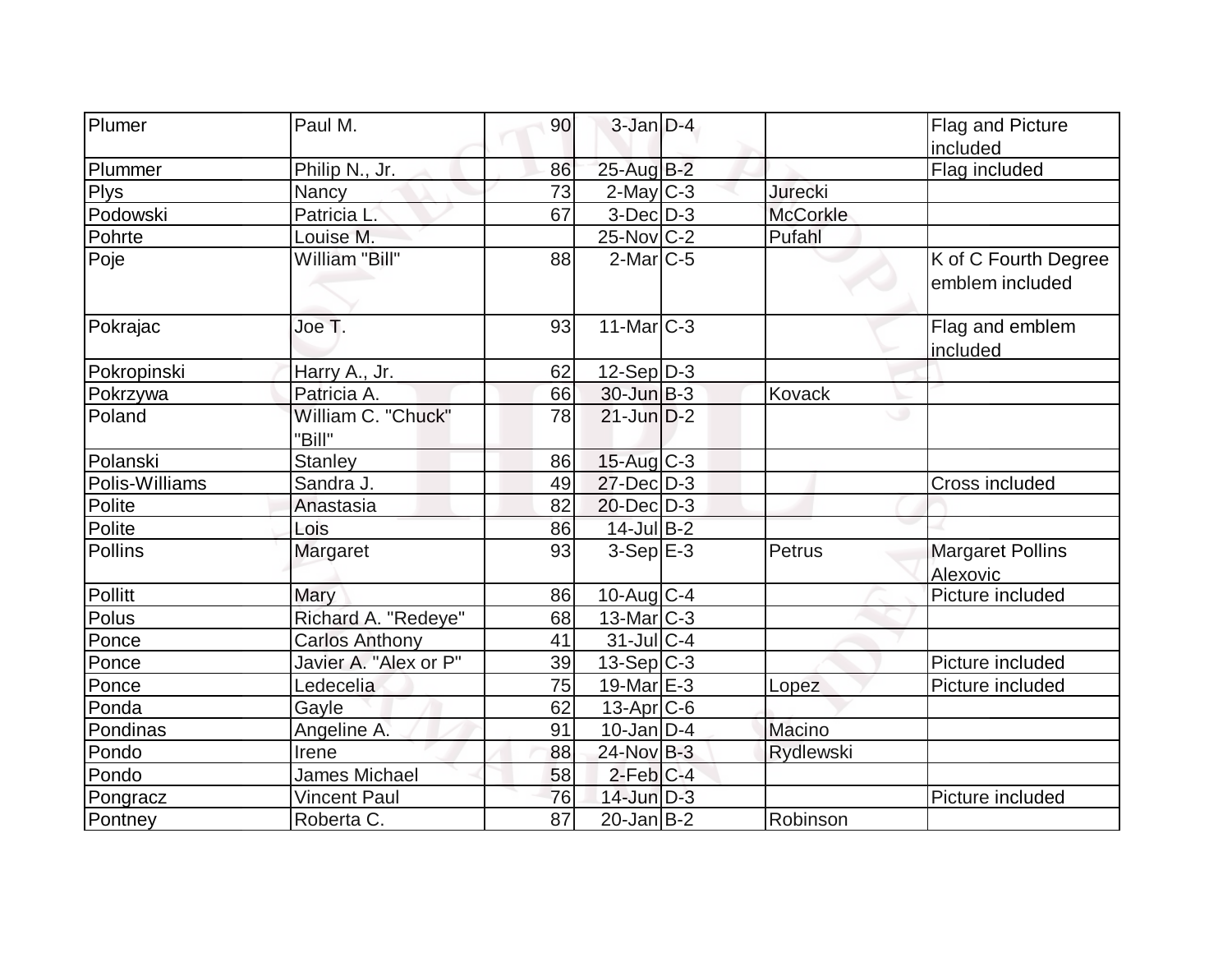| Plumer | Paul M. | 90 | 3-Jan | D-4 | | Flag and Picture included |
|---|---|---|---|---|---|---|
| Plummer | Philip N., Jr. | 86 | 25-Aug | B-2 | | Flag included |
| Plys | Nancy | 73 | 2-May | C-3 | Jurecki | |
| Podowski | Patricia L. | 67 | 3-Dec | D-3 | McCorkle | |
| Pohrte | Louise M. | | 25-Nov | C-2 | Pufahl | |
| Poje | William "Bill" | 88 | 2-Mar | C-5 | | K of C Fourth Degree emblem included |
| Pokrajac | Joe T. | 93 | 11-Mar | C-3 | | Flag and emblem included |
| Pokropinski | Harry A., Jr. | 62 | 12-Sep | D-3 | | |
| Pokrzywa | Patricia A. | 66 | 30-Jun | B-3 | Kovack | |
| Poland | William C. "Chuck" "Bill" | 78 | 21-Jun | D-2 | | |
| Polanski | Stanley | 86 | 15-Aug | C-3 | | |
| Polis-Williams | Sandra J. | 49 | 27-Dec | D-3 | | Cross included |
| Polite | Anastasia | 82 | 20-Dec | D-3 | | |
| Polite | Lois | 86 | 14-Jul | B-2 | | |
| Pollins | Margaret | 93 | 3-Sep | E-3 | Petrus | Margaret Pollins Alexovic |
| Pollitt | Mary | 86 | 10-Aug | C-4 | | Picture included |
| Polus | Richard A. "Redeye" | 68 | 13-Mar | C-3 | | |
| Ponce | Carlos Anthony | 41 | 31-Jul | C-4 | | |
| Ponce | Javier A. "Alex or P" | 39 | 13-Sep | C-3 | | Picture included |
| Ponce | Ledecelia | 75 | 19-Mar | E-3 | Lopez | Picture included |
| Ponda | Gayle | 62 | 13-Apr | C-6 | | |
| Pondinas | Angeline A. | 91 | 10-Jan | D-4 | Macino | |
| Pondo | Irene | 88 | 24-Nov | B-3 | Rydlewski | |
| Pondo | James Michael | 58 | 2-Feb | C-4 | | |
| Pongracz | Vincent Paul | 76 | 14-Jun | D-3 | | Picture included |
| Pontney | Roberta C. | 87 | 20-Jan | B-2 | Robinson | |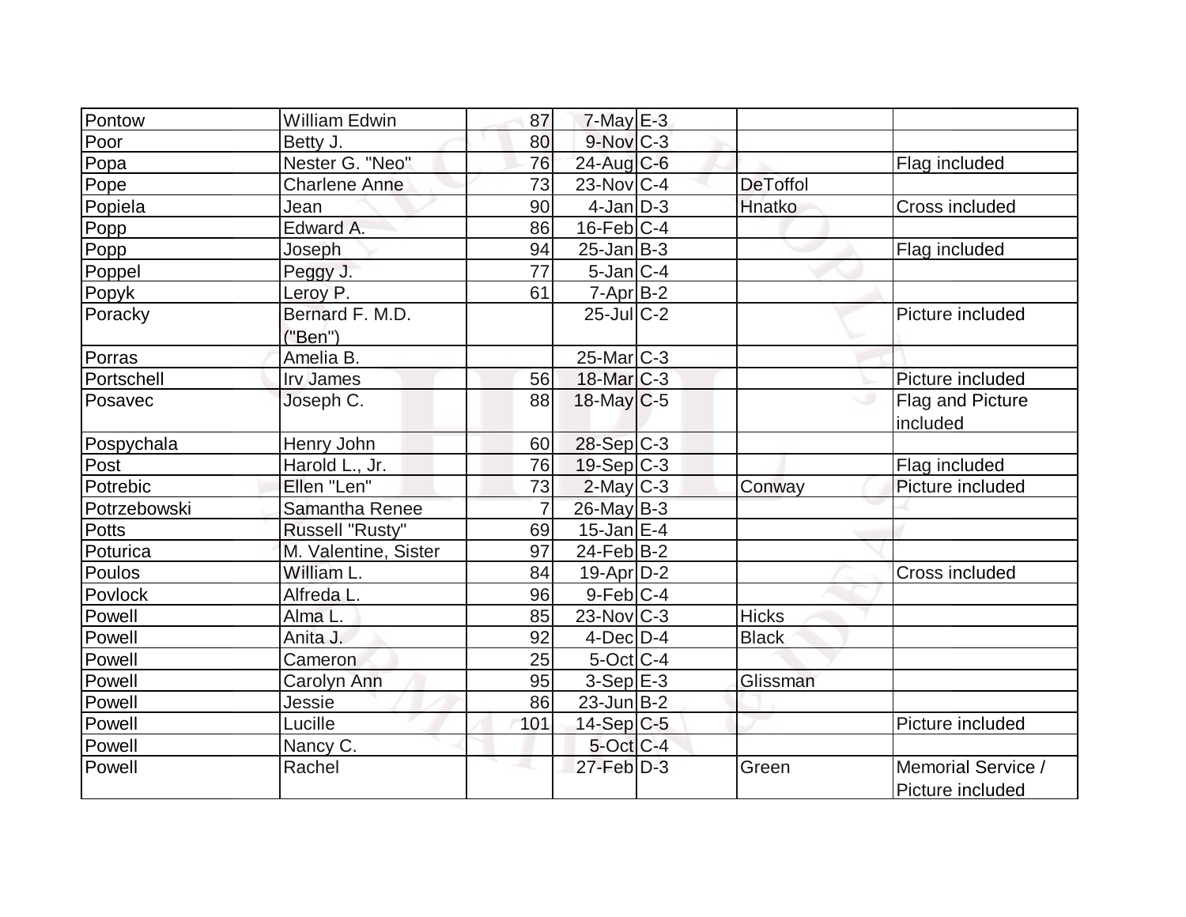| | | | | | | |
|---|---|---|---|---|---|---|
| Pontow | William Edwin | 87 | 7-May | E-3 | | |
| Poor | Betty J. | 80 | 9-Nov | C-3 | | |
| Popa | Nester G. "Neo" | 76 | 24-Aug | C-6 | | Flag included |
| Pope | Charlene Anne | 73 | 23-Nov | C-4 | DeToffol | |
| Popiela | Jean | 90 | 4-Jan | D-3 | Hnatko | Cross included |
| Popp | Edward A. | 86 | 16-Feb | C-4 | | |
| Popp | Joseph | 94 | 25-Jan | B-3 | | Flag included |
| Poppel | Peggy J. | 77 | 5-Jan | C-4 | | |
| Popyk | Leroy P. | 61 | 7-Apr | B-2 | | |
| Poracky | Bernard F. M.D. ("Ben") | | 25-Jul | C-2 | | Picture included |
| Porras | Amelia B. | | 25-Mar | C-3 | | |
| Portschell | Irv James | 56 | 18-Mar | C-3 | | Picture included |
| Posavec | Joseph C. | 88 | 18-May | C-5 | | Flag and Picture included |
| Pospychala | Henry John | 60 | 28-Sep | C-3 | | |
| Post | Harold L., Jr. | 76 | 19-Sep | C-3 | | Flag included |
| Potrebic | Ellen "Len" | 73 | 2-May | C-3 | Conway | Picture included |
| Potrzebowski | Samantha Renee | 7 | 26-May | B-3 | | |
| Potts | Russell "Rusty" | 69 | 15-Jan | E-4 | | |
| Poturica | M. Valentine, Sister | 97 | 24-Feb | B-2 | | |
| Poulos | William L. | 84 | 19-Apr | D-2 | | Cross included |
| Povlock | Alfreda L. | 96 | 9-Feb | C-4 | | |
| Powell | Alma L. | 85 | 23-Nov | C-3 | Hicks | |
| Powell | Anita J. | 92 | 4-Dec | D-4 | Black | |
| Powell | Cameron | 25 | 5-Oct | C-4 | | |
| Powell | Carolyn Ann | 95 | 3-Sep | E-3 | Glissman | |
| Powell | Jessie | 86 | 23-Jun | B-2 | | |
| Powell | Lucille | 101 | 14-Sep | C-5 | | Picture included |
| Powell | Nancy C. | | 5-Oct | C-4 | | |
| Powell | Rachel | | 27-Feb | D-3 | Green | Memorial Service / Picture included |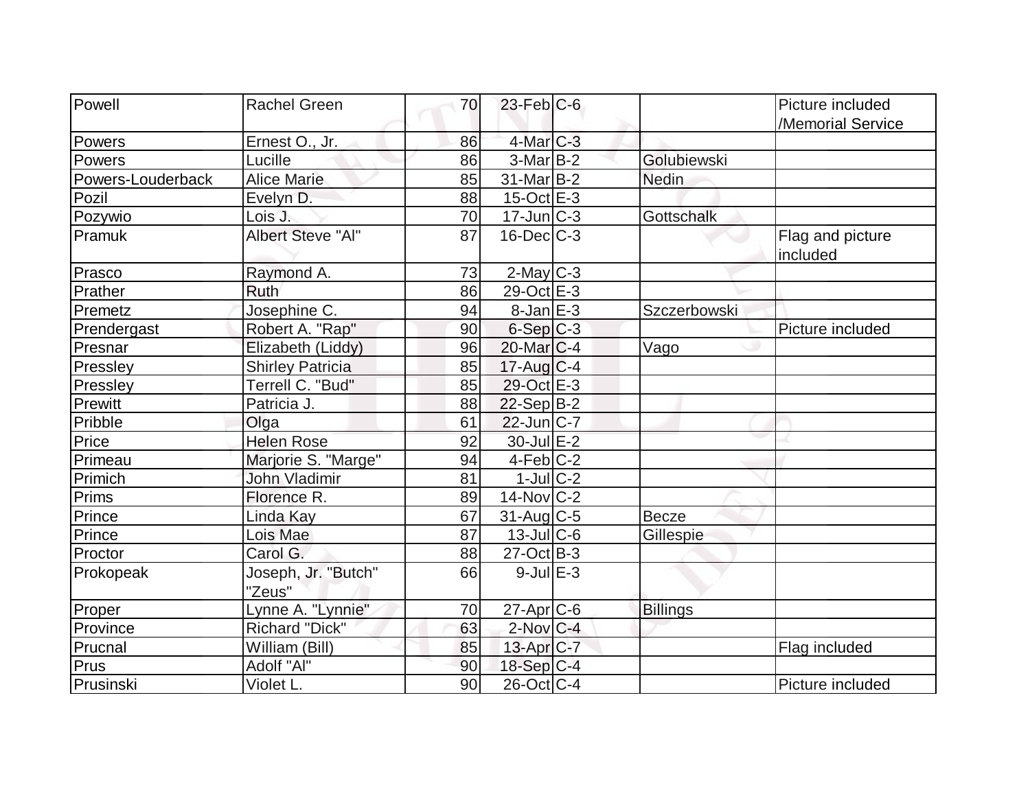| | | | | | | |
|---|---|---|---|---|---|---|
| Powell | Rachel Green | 70 | 23-Feb | C-6 | | Picture included /Memorial Service |
| Powers | Ernest O., Jr. | 86 | 4-Mar | C-3 | | |
| Powers | Lucille | 86 | 3-Mar | B-2 | Golubiewski | |
| Powers-Louderback | Alice Marie | 85 | 31-Mar | B-2 | Nedin | |
| Pozil | Evelyn D. | 88 | 15-Oct | E-3 | | |
| Pozywio | Lois J. | 70 | 17-Jun | C-3 | Gottschalk | |
| Pramuk | Albert Steve "Al" | 87 | 16-Dec | C-3 | | Flag and picture included |
| Prasco | Raymond A. | 73 | 2-May | C-3 | | |
| Prather | Ruth | 86 | 29-Oct | E-3 | | |
| Premetz | Josephine C. | 94 | 8-Jan | E-3 | Szczerbowski | |
| Prendergast | Robert A. "Rap" | 90 | 6-Sep | C-3 | | Picture included |
| Presnar | Elizabeth (Liddy) | 96 | 20-Mar | C-4 | Vago | |
| Pressley | Shirley Patricia | 85 | 17-Aug | C-4 | | |
| Pressley | Terrell C. "Bud" | 85 | 29-Oct | E-3 | | |
| Prewitt | Patricia J. | 88 | 22-Sep | B-2 | | |
| Pribble | Olga | 61 | 22-Jun | C-7 | | |
| Price | Helen Rose | 92 | 30-Jul | E-2 | | |
| Primeau | Marjorie S. "Marge" | 94 | 4-Feb | C-2 | | |
| Primich | John Vladimir | 81 | 1-Jul | C-2 | | |
| Prims | Florence R. | 89 | 14-Nov | C-2 | | |
| Prince | Linda Kay | 67 | 31-Aug | C-5 | Becze | |
| Prince | Lois Mae | 87 | 13-Jul | C-6 | Gillespie | |
| Proctor | Carol G. | 88 | 27-Oct | B-3 | | |
| Prokopeak | Joseph, Jr. "Butch" "Zeus" | 66 | 9-Jul | E-3 | | |
| Proper | Lynne A. "Lynnie" | 70 | 27-Apr | C-6 | Billings | |
| Province | Richard "Dick" | 63 | 2-Nov | C-4 | | |
| Prucnal | William (Bill) | 85 | 13-Apr | C-7 | | Flag included |
| Prus | Adolf "Al" | 90 | 18-Sep | C-4 | | |
| Prusinski | Violet L. | 90 | 26-Oct | C-4 | | Picture included |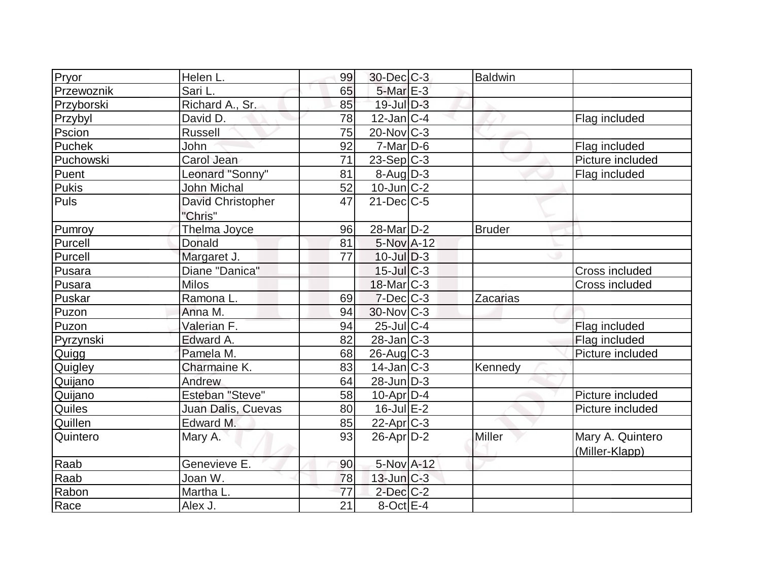| Pryor | Helen L. | 99 | 30-Dec | C-3 | Baldwin | |
|---|---|---|---|---|---|---|
| Przewoznik | Sari L. | 65 | 5-Mar | E-3 | | |
| Przyborski | Richard A., Sr. | 85 | 19-Jul | D-3 | | |
| Przybyl | David D. | 78 | 12-Jan | C-4 | | Flag included |
| Pscion | Russell | 75 | 20-Nov | C-3 | | |
| Puchek | John | 92 | 7-Mar | D-6 | | Flag included |
| Puchowski | Carol Jean | 71 | 23-Sep | C-3 | | Picture included |
| Puent | Leonard "Sonny" | 81 | 8-Aug | D-3 | | Flag included |
| Pukis | John Michal | 52 | 10-Jun | C-2 | | |
| Puls | David Christopher "Chris" | 47 | 21-Dec | C-5 | | |
| Pumroy | Thelma Joyce | 96 | 28-Mar | D-2 | Bruder | |
| Purcell | Donald | 81 | 5-Nov | A-12 | | |
| Purcell | Margaret J. | 77 | 10-Jul | D-3 | | |
| Pusara | Diane "Danica" | | 15-Jul | C-3 | | Cross included |
| Pusara | Milos | | 18-Mar | C-3 | | Cross included |
| Puskar | Ramona L. | 69 | 7-Dec | C-3 | Zacarias | |
| Puzon | Anna M. | 94 | 30-Nov | C-3 | | |
| Puzon | Valerian F. | 94 | 25-Jul | C-4 | | Flag included |
| Pyrzynski | Edward A. | 82 | 28-Jan | C-3 | | Flag included |
| Quigg | Pamela M. | 68 | 26-Aug | C-3 | | Picture included |
| Quigley | Charmaine K. | 83 | 14-Jan | C-3 | Kennedy | |
| Quijano | Andrew | 64 | 28-Jun | D-3 | | |
| Quijano | Esteban "Steve" | 58 | 10-Apr | D-4 | | Picture included |
| Quiles | Juan Dalis, Cuevas | 80 | 16-Jul | E-2 | | Picture included |
| Quillen | Edward M. | 85 | 22-Apr | C-3 | | |
| Quintero | Mary A. | 93 | 26-Apr | D-2 | Miller | Mary A. Quintero (Miller-Klapp) |
| Raab | Genevieve E. | 90 | 5-Nov | A-12 | | |
| Raab | Joan W. | 78 | 13-Jun | C-3 | | |
| Rabon | Martha L. | 77 | 2-Dec | C-2 | | |
| Race | Alex J. | 21 | 8-Oct | E-4 | | |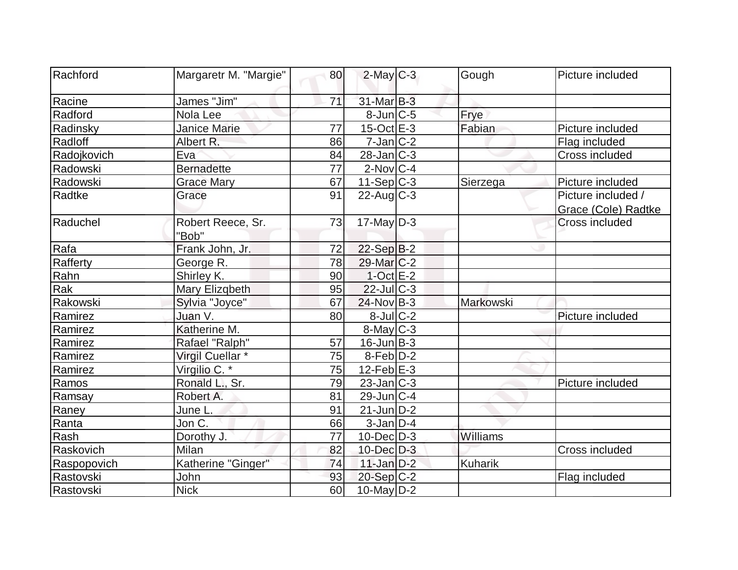| | | | | | | |
|---|---|---|---|---|---|---|
| Rachford | Margaretr M. "Margie" | 80 | 2-May | C-3 | Gough | Picture included |
| Racine | James "Jim" | 71 | 31-Mar | B-3 | | |
| Radford | Nola Lee | | 8-Jun | C-5 | Frye | |
| Radinsky | Janice Marie | 77 | 15-Oct | E-3 | Fabian | Picture included |
| Radloff | Albert R. | 86 | 7-Jan | C-2 | | Flag included |
| Radojkovich | Eva | 84 | 28-Jan | C-3 | | Cross included |
| Radowski | Bernadette | 77 | 2-Nov | C-4 | | |
| Radowski | Grace Mary | 67 | 11-Sep | C-3 | Sierzega | Picture included |
| Radtke | Grace | 91 | 22-Aug | C-3 | | Picture included / Grace (Cole) Radtke |
| Raduchel | Robert Reece, Sr. "Bob" | 73 | 17-May | D-3 | | Cross included |
| Rafa | Frank John, Jr. | 72 | 22-Sep | B-2 | | |
| Rafferty | George R. | 78 | 29-Mar | C-2 | | |
| Rahn | Shirley K. | 90 | 1-Oct | E-2 | | |
| Rak | Mary Elizqbeth | 95 | 22-Jul | C-3 | | |
| Rakowski | Sylvia "Joyce" | 67 | 24-Nov | B-3 | Markowski | |
| Ramirez | Juan V. | 80 | 8-Jul | C-2 | | Picture included |
| Ramirez | Katherine M. | | 8-May | C-3 | | |
| Ramirez | Rafael "Ralph" | 57 | 16-Jun | B-3 | | |
| Ramirez | Virgil Cuellar * | 75 | 8-Feb | D-2 | | |
| Ramirez | Virgilio C. * | 75 | 12-Feb | E-3 | | |
| Ramos | Ronald L., Sr. | 79 | 23-Jan | C-3 | | Picture included |
| Ramsay | Robert A. | 81 | 29-Jun | C-4 | | |
| Raney | June L. | 91 | 21-Jun | D-2 | | |
| Ranta | Jon C. | 66 | 3-Jan | D-4 | | |
| Rash | Dorothy J. | 77 | 10-Dec | D-3 | Williams | |
| Raskovich | Milan | 82 | 10-Dec | D-3 | | Cross included |
| Raspopovich | Katherine "Ginger" | 74 | 11-Jan | D-2 | Kuharik | |
| Rastovski | John | 93 | 20-Sep | C-2 | | Flag included |
| Rastovski | Nick | 60 | 10-May | D-2 | | |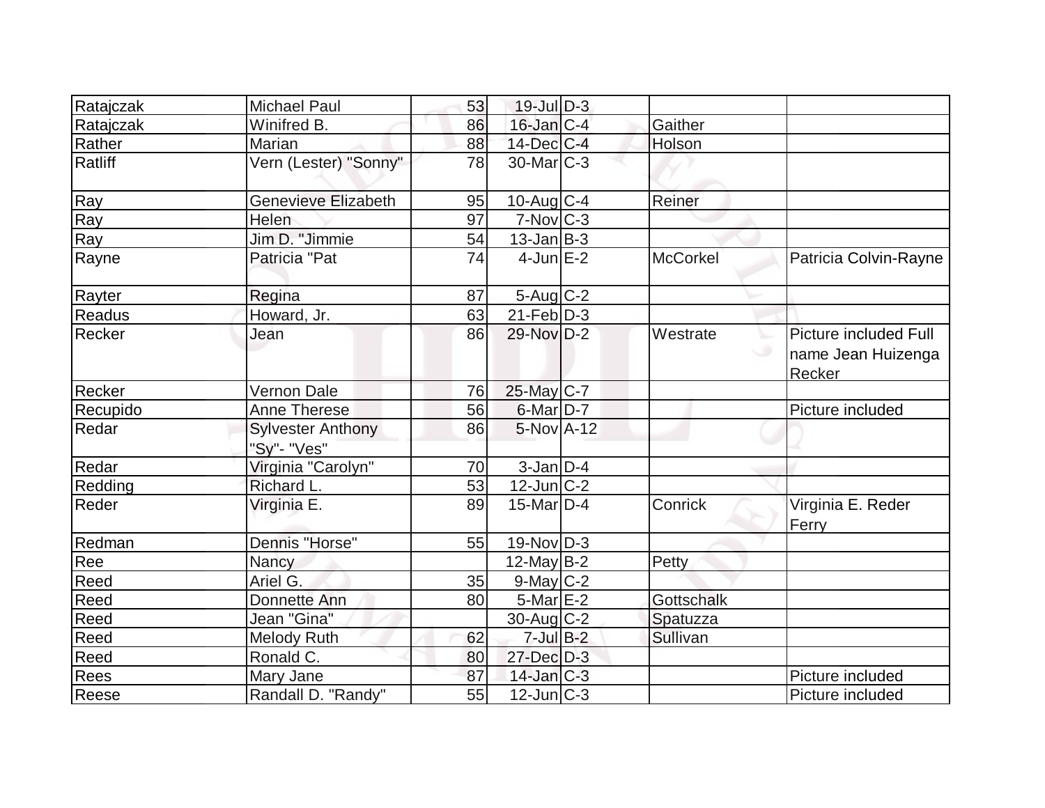| | | | | | | |
|---|---|---|---|---|---|---|
| Ratajczak | Michael Paul | 53 | 19-Jul | D-3 | | |
| Ratajczak | Winifred B. | 86 | 16-Jan | C-4 | Gaither | |
| Rather | Marian | 88 | 14-Dec | C-4 | Holson | |
| Ratliff | Vern (Lester) "Sonny" | 78 | 30-Mar | C-3 | | |
| Ray | Genevieve Elizabeth | 95 | 10-Aug | C-4 | Reiner | |
| Ray | Helen | 97 | 7-Nov | C-3 | | |
| Ray | Jim D. "Jimmie | 54 | 13-Jan | B-3 | | |
| Rayne | Patricia "Pat | 74 | 4-Jun | E-2 | McCorkel | Patricia Colvin-Rayne |
| Rayter | Regina | 87 | 5-Aug | C-2 | | |
| Readus | Howard, Jr. | 63 | 21-Feb | D-3 | | |
| Recker | Jean | 86 | 29-Nov | D-2 | Westrate | Picture included Full name Jean Huizenga Recker |
| Recker | Vernon Dale | 76 | 25-May | C-7 | | |
| Recupido | Anne Therese | 56 | 6-Mar | D-7 | | Picture included |
| Redar | Sylvester Anthony "Sy"- "Ves" | 86 | 5-Nov | A-12 | | |
| Redar | Virginia "Carolyn" | 70 | 3-Jan | D-4 | | |
| Redding | Richard L. | 53 | 12-Jun | C-2 | | |
| Reder | Virginia E. | 89 | 15-Mar | D-4 | Conrick | Virginia E. Reder Ferry |
| Redman | Dennis "Horse" | 55 | 19-Nov | D-3 | | |
| Ree | Nancy | | 12-May | B-2 | Petty | |
| Reed | Ariel G. | 35 | 9-May | C-2 | | |
| Reed | Donnette Ann | 80 | 5-Mar | E-2 | Gottschalk | |
| Reed | Jean "Gina" | | 30-Aug | C-2 | Spatuzza | |
| Reed | Melody Ruth | 62 | 7-Jul | B-2 | Sullivan | |
| Reed | Ronald C. | 80 | 27-Dec | D-3 | | |
| Rees | Mary Jane | 87 | 14-Jan | C-3 | | Picture included |
| Reese | Randall D. "Randy" | 55 | 12-Jun | C-3 | | Picture included |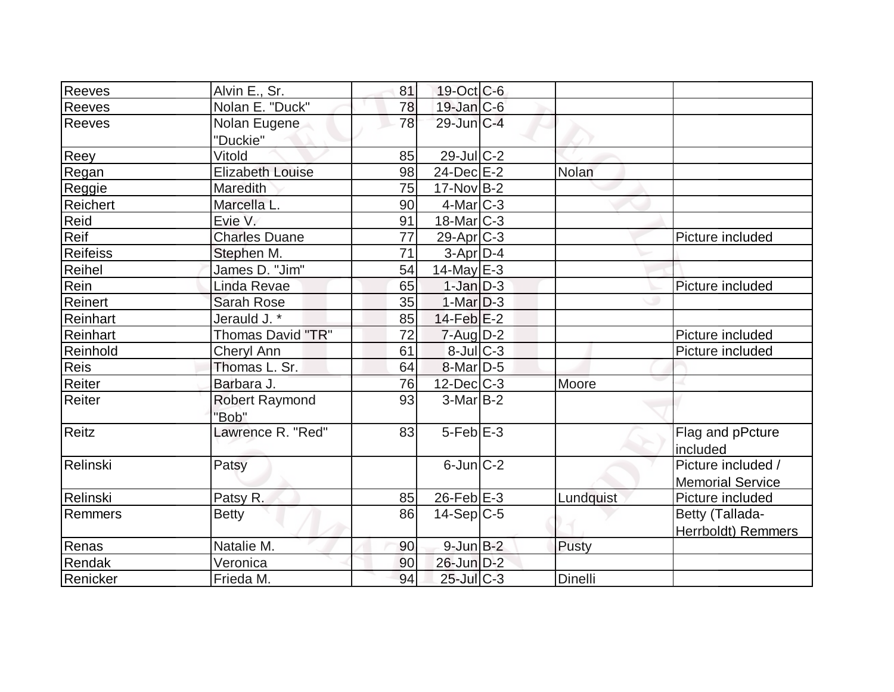| | | | | | | |
|---|---|---|---|---|---|---|
| Reeves | Alvin E., Sr. | 81 | 19-Oct | C-6 | | |
| Reeves | Nolan E. "Duck" | 78 | 19-Jan | C-6 | | |
| Reeves | Nolan Eugene "Duckie" | 78 | 29-Jun | C-4 | | |
| Reey | Vitold | 85 | 29-Jul | C-2 | | |
| Regan | Elizabeth Louise | 98 | 24-Dec | E-2 | Nolan | |
| Reggie | Maredith | 75 | 17-Nov | B-2 | | |
| Reichert | Marcella L. | 90 | 4-Mar | C-3 | | |
| Reid | Evie V. | 91 | 18-Mar | C-3 | | |
| Reif | Charles Duane | 77 | 29-Apr | C-3 | | Picture included |
| Reifeiss | Stephen M. | 71 | 3-Apr | D-4 | | |
| Reihel | James D. "Jim" | 54 | 14-May | E-3 | | |
| Rein | Linda Revae | 65 | 1-Jan | D-3 | | Picture included |
| Reinert | Sarah Rose | 35 | 1-Mar | D-3 | | |
| Reinhart | Jerauld J. * | 85 | 14-Feb | E-2 | | |
| Reinhart | Thomas David "TR" | 72 | 7-Aug | D-2 | | Picture included |
| Reinhold | Cheryl Ann | 61 | 8-Jul | C-3 | | Picture included |
| Reis | Thomas L. Sr. | 64 | 8-Mar | D-5 | | |
| Reiter | Barbara J. | 76 | 12-Dec | C-3 | Moore | |
| Reiter | Robert Raymond "Bob" | 93 | 3-Mar | B-2 | | |
| Reitz | Lawrence R. "Red" | 83 | 5-Feb | E-3 | | Flag and pPcture included |
| Relinski | Patsy | | 6-Jun | C-2 | | Picture included / Memorial Service |
| Relinski | Patsy R. | 85 | 26-Feb | E-3 | Lundquist | Picture included |
| Remmers | Betty | 86 | 14-Sep | C-5 | | Betty (Tallada-Herrboldt) Remmers |
| Renas | Natalie M. | 90 | 9-Jun | B-2 | Pusty | |
| Rendak | Veronica | 90 | 26-Jun | D-2 | | |
| Renicker | Frieda M. | 94 | 25-Jul | C-3 | Dinelli | |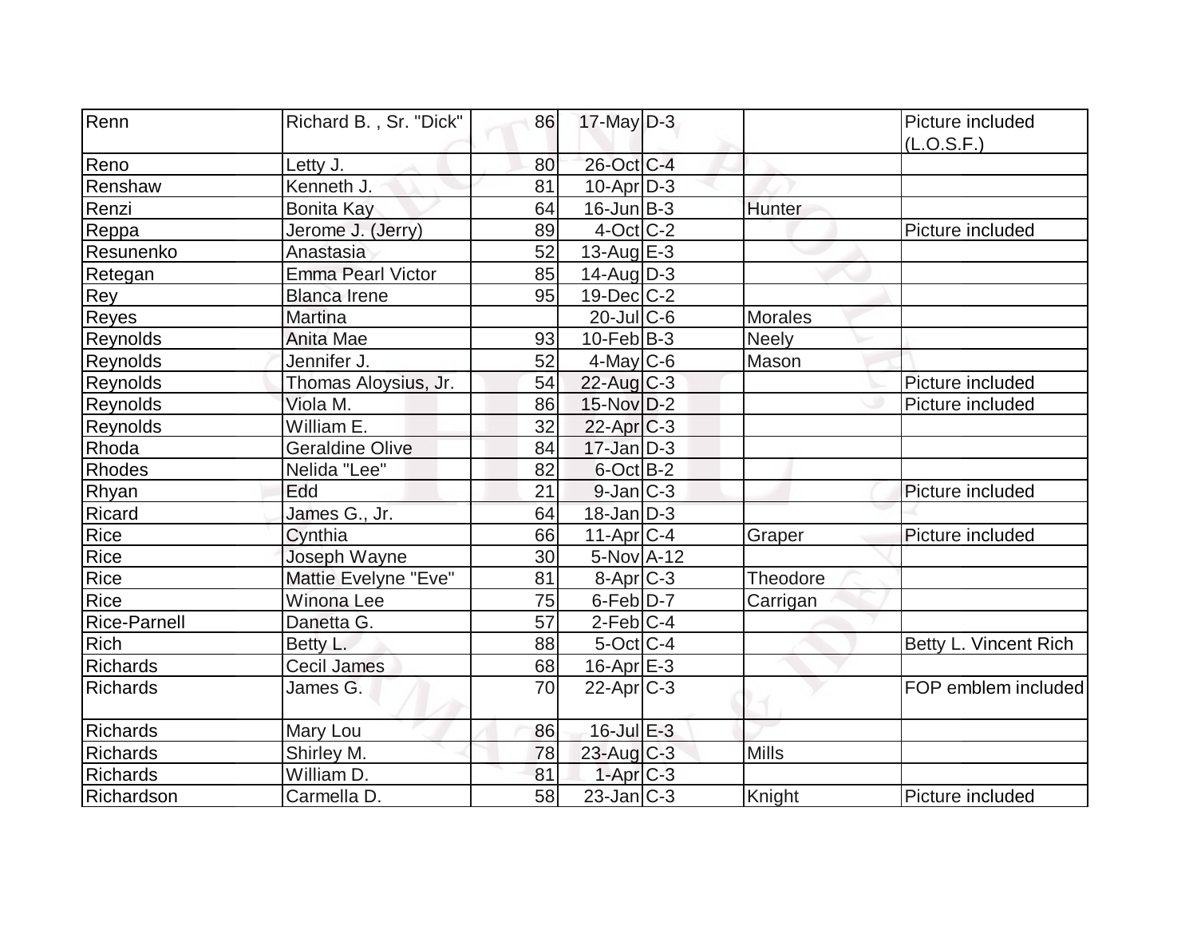| | | | | | | |
|---|---|---|---|---|---|---|
| Renn | Richard B. , Sr. "Dick" | 86 | 17-May | D-3 | | Picture included (L.O.S.F.) |
| Reno | Letty J. | 80 | 26-Oct | C-4 | | |
| Renshaw | Kenneth J. | 81 | 10-Apr | D-3 | | |
| Renzi | Bonita Kay | 64 | 16-Jun | B-3 | Hunter | |
| Reppa | Jerome J. (Jerry) | 89 | 4-Oct | C-2 | | Picture included |
| Resunenko | Anastasia | 52 | 13-Aug | E-3 | | |
| Retegan | Emma Pearl Victor | 85 | 14-Aug | D-3 | | |
| Rey | Blanca Irene | 95 | 19-Dec | C-2 | | |
| Reyes | Martina | | 20-Jul | C-6 | Morales | |
| Reynolds | Anita Mae | 93 | 10-Feb | B-3 | Neely | |
| Reynolds | Jennifer J. | 52 | 4-May | C-6 | Mason | |
| Reynolds | Thomas Aloysius, Jr. | 54 | 22-Aug | C-3 | | Picture included |
| Reynolds | Viola M. | 86 | 15-Nov | D-2 | | Picture included |
| Reynolds | William E. | 32 | 22-Apr | C-3 | | |
| Rhoda | Geraldine Olive | 84 | 17-Jan | D-3 | | |
| Rhodes | Nelida "Lee" | 82 | 6-Oct | B-2 | | |
| Rhyan | Edd | 21 | 9-Jan | C-3 | | Picture included |
| Ricard | James G., Jr. | 64 | 18-Jan | D-3 | | |
| Rice | Cynthia | 66 | 11-Apr | C-4 | Graper | Picture included |
| Rice | Joseph Wayne | 30 | 5-Nov | A-12 | | |
| Rice | Mattie Evelyne "Eve" | 81 | 8-Apr | C-3 | Theodore | |
| Rice | Winona Lee | 75 | 6-Feb | D-7 | Carrigan | |
| Rice-Parnell | Danetta G. | 57 | 2-Feb | C-4 | | |
| Rich | Betty L. | 88 | 5-Oct | C-4 | | Betty L. Vincent Rich |
| Richards | Cecil James | 68 | 16-Apr | E-3 | | |
| Richards | James G. | 70 | 22-Apr | C-3 | | FOP emblem included |
| Richards | Mary Lou | 86 | 16-Jul | E-3 | | |
| Richards | Shirley M. | 78 | 23-Aug | C-3 | Mills | |
| Richards | William D. | 81 | 1-Apr | C-3 | | |
| Richardson | Carmella D. | 58 | 23-Jan | C-3 | Knight | Picture included |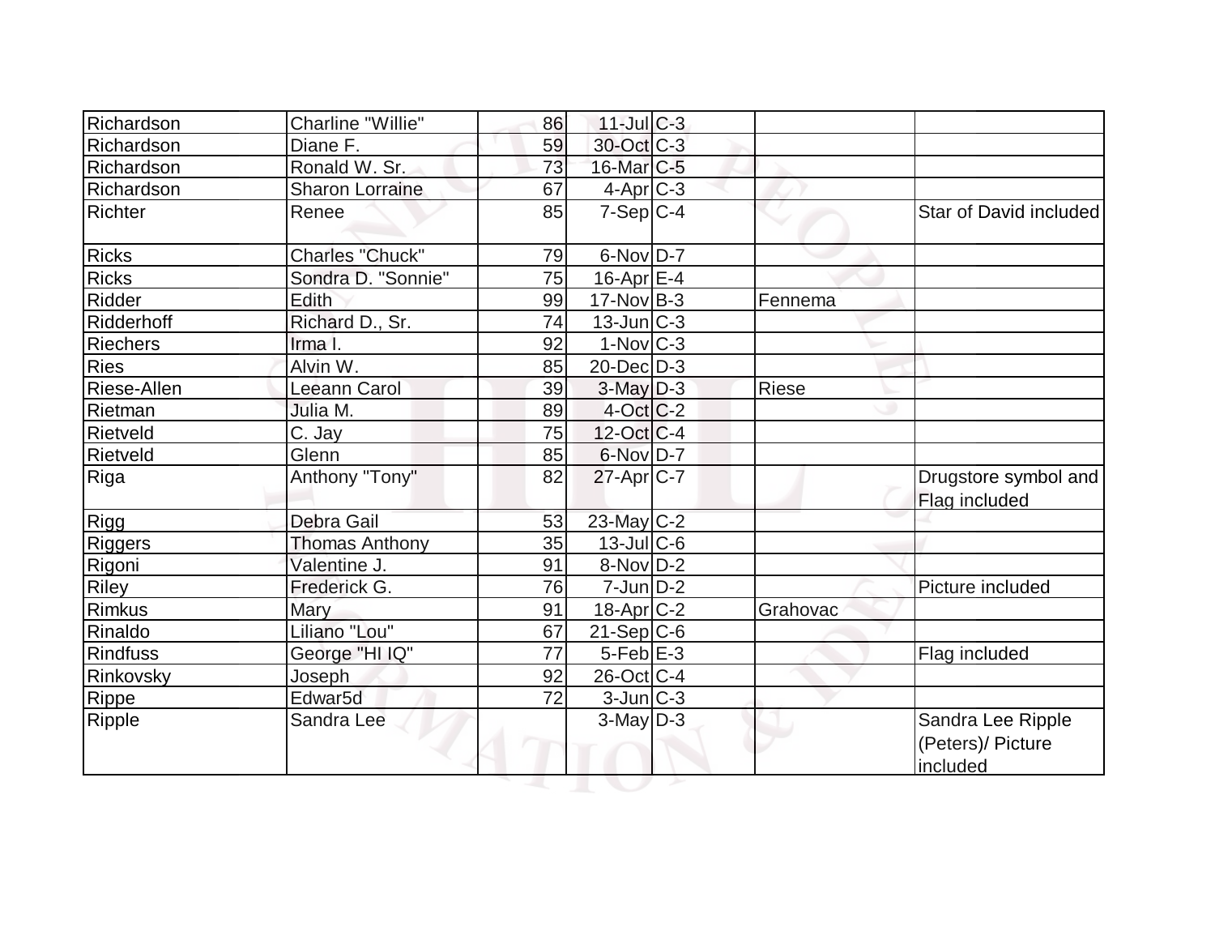| | | | | | | |
|---|---|---|---|---|---|---|
| Richardson | Charline "Willie" | 86 | 11-Jul | C-3 | | |
| Richardson | Diane F. | 59 | 30-Oct | C-3 | | |
| Richardson | Ronald W. Sr. | 73 | 16-Mar | C-5 | | |
| Richardson | Sharon Lorraine | 67 | 4-Apr | C-3 | | |
| Richter | Renee | 85 | 7-Sep | C-4 | | Star of David included |
| Ricks | Charles "Chuck" | 79 | 6-Nov | D-7 | | |
| Ricks | Sondra D. "Sonnie" | 75 | 16-Apr | E-4 | | |
| Ridder | Edith | 99 | 17-Nov | B-3 | Fennema | |
| Ridderhoff | Richard D., Sr. | 74 | 13-Jun | C-3 | | |
| Riechers | Irma I. | 92 | 1-Nov | C-3 | | |
| Ries | Alvin W. | 85 | 20-Dec | D-3 | | |
| Riese-Allen | Leeann Carol | 39 | 3-May | D-3 | Riese | |
| Rietman | Julia M. | 89 | 4-Oct | C-2 | | |
| Rietveld | C. Jay | 75 | 12-Oct | C-4 | | |
| Rietveld | Glenn | 85 | 6-Nov | D-7 | | |
| Riga | Anthony "Tony" | 82 | 27-Apr | C-7 | | Drugstore symbol and Flag included |
| Rigg | Debra Gail | 53 | 23-May | C-2 | | |
| Riggers | Thomas Anthony | 35 | 13-Jul | C-6 | | |
| Rigoni | Valentine J. | 91 | 8-Nov | D-2 | | |
| Riley | Frederick G. | 76 | 7-Jun | D-2 | | Picture included |
| Rimkus | Mary | 91 | 18-Apr | C-2 | Grahovac | |
| Rinaldo | Liliano "Lou" | 67 | 21-Sep | C-6 | | |
| Rindfuss | George "HI IQ" | 77 | 5-Feb | E-3 | | Flag included |
| Rinkovsky | Joseph | 92 | 26-Oct | C-4 | | |
| Rippe | Edwar5d | 72 | 3-Jun | C-3 | | |
| Ripple | Sandra Lee | | 3-May | D-3 | | Sandra Lee Ripple (Peters)/ Picture included |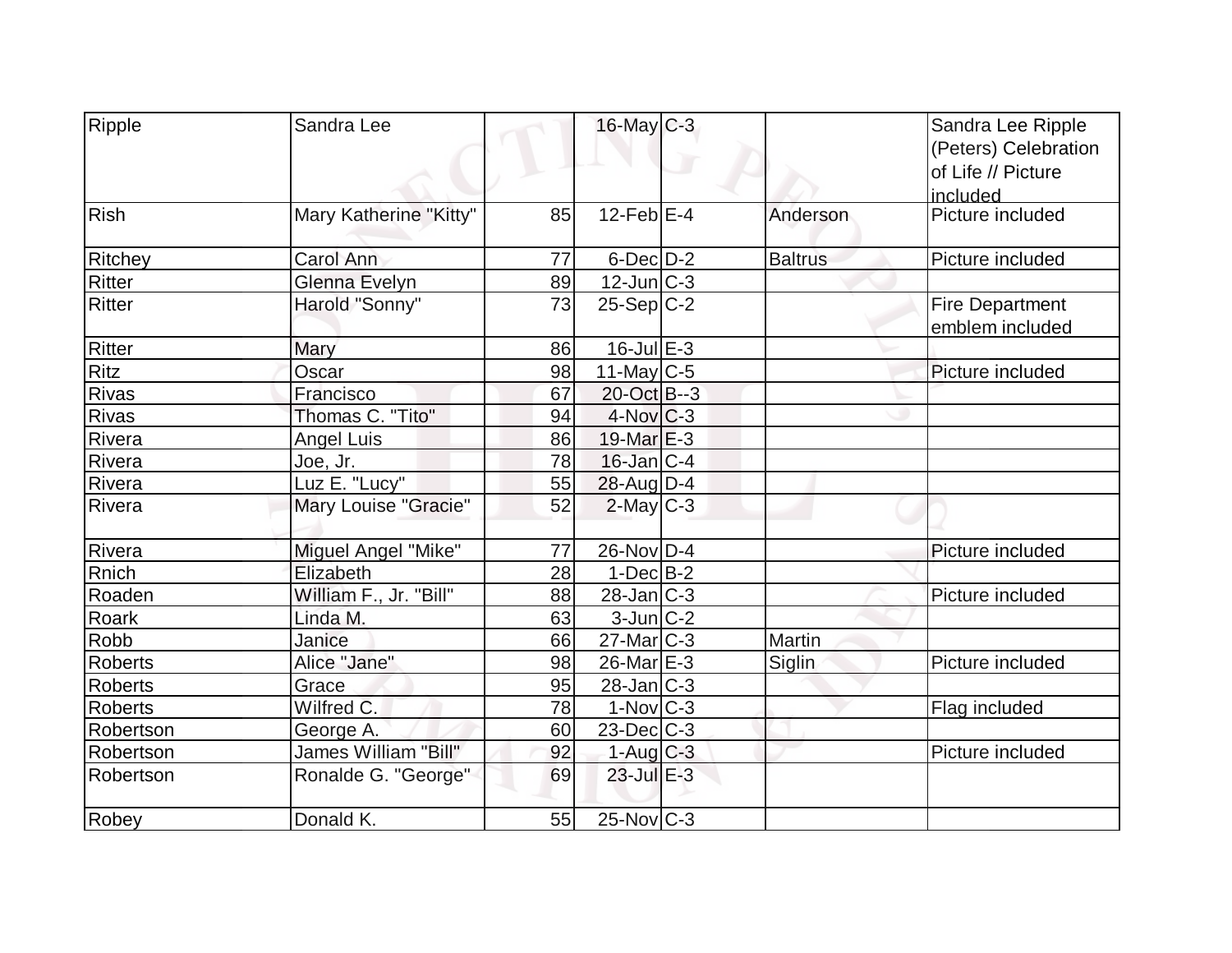| | | | | | | |
|---|---|---|---|---|---|---|
| Ripple | Sandra Lee | | 16-May | C-3 | | Sandra Lee Ripple (Peters) Celebration of Life // Picture included |
| Rish | Mary Katherine "Kitty" | 85 | 12-Feb | E-4 | Anderson | Picture included |
| Ritchey | Carol Ann | 77 | 6-Dec | D-2 | Baltrus | Picture included |
| Ritter | Glenna Evelyn | 89 | 12-Jun | C-3 | | |
| Ritter | Harold "Sonny" | 73 | 25-Sep | C-2 | | Fire Department emblem included |
| Ritter | Mary | 86 | 16-Jul | E-3 | | |
| Ritz | Oscar | 98 | 11-May | C-5 | | Picture included |
| Rivas | Francisco | 67 | 20-Oct | B--3 | | |
| Rivas | Thomas C. "Tito" | 94 | 4-Nov | C-3 | | |
| Rivera | Angel Luis | 86 | 19-Mar | E-3 | | |
| Rivera | Joe, Jr. | 78 | 16-Jan | C-4 | | |
| Rivera | Luz E. "Lucy" | 55 | 28-Aug | D-4 | | |
| Rivera | Mary Louise "Gracie" | 52 | 2-May | C-3 | | |
| Rivera | Miguel Angel "Mike" | 77 | 26-Nov | D-4 | | Picture included |
| Rnich | Elizabeth | 28 | 1-Dec | B-2 | | |
| Roaden | William F., Jr. "Bill" | 88 | 28-Jan | C-3 | | Picture included |
| Roark | Linda M. | 63 | 3-Jun | C-2 | | |
| Robb | Janice | 66 | 27-Mar | C-3 | Martin | |
| Roberts | Alice "Jane" | 98 | 26-Mar | E-3 | Siglin | Picture included |
| Roberts | Grace | 95 | 28-Jan | C-3 | | |
| Roberts | Wilfred C. | 78 | 1-Nov | C-3 | | Flag included |
| Robertson | George A. | 60 | 23-Dec | C-3 | | |
| Robertson | James William "Bill" | 92 | 1-Aug | C-3 | | Picture included |
| Robertson | Ronalde G. "George" | 69 | 23-Jul | E-3 | | |
| Robey | Donald K. | 55 | 25-Nov | C-3 | | |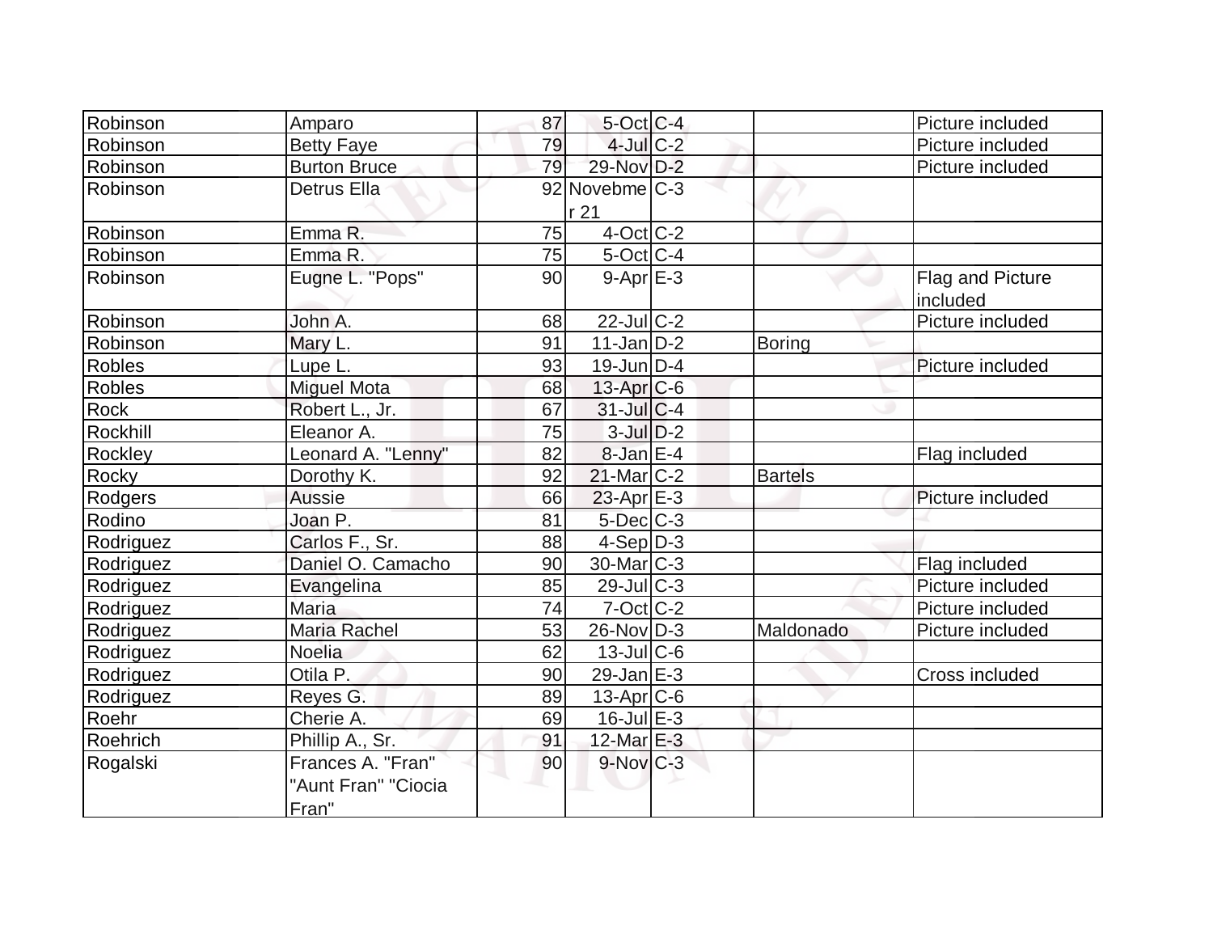| | | | | | | |
|---|---|---|---|---|---|---|
| Robinson | Amparo | 87 | 5-Oct | C-4 | | Picture included |
| Robinson | Betty Faye | 79 | 4-Jul | C-2 | | Picture included |
| Robinson | Burton Bruce | 79 | 29-Nov | D-2 | | Picture included |
| Robinson | Detrus Ella | 92 | Novebmer 21 | C-3 | | |
| Robinson | Emma R. | 75 | 4-Oct | C-2 | | |
| Robinson | Emma R. | 75 | 5-Oct | C-4 | | |
| Robinson | Eugne L. "Pops" | 90 | 9-Apr | E-3 | | Flag and Picture included |
| Robinson | John A. | 68 | 22-Jul | C-2 | | Picture included |
| Robinson | Mary L. | 91 | 11-Jan | D-2 | Boring | |
| Robles | Lupe L. | 93 | 19-Jun | D-4 | | Picture included |
| Robles | Miguel Mota | 68 | 13-Apr | C-6 | | |
| Rock | Robert L., Jr. | 67 | 31-Jul | C-4 | | |
| Rockhill | Eleanor A. | 75 | 3-Jul | D-2 | | |
| Rockley | Leonard A. "Lenny" | 82 | 8-Jan | E-4 | | Flag included |
| Rocky | Dorothy K. | 92 | 21-Mar | C-2 | Bartels | |
| Rodgers | Aussie | 66 | 23-Apr | E-3 | | Picture included |
| Rodino | Joan P. | 81 | 5-Dec | C-3 | | |
| Rodriguez | Carlos F., Sr. | 88 | 4-Sep | D-3 | | |
| Rodriguez | Daniel O. Camacho | 90 | 30-Mar | C-3 | | Flag included |
| Rodriguez | Evangelina | 85 | 29-Jul | C-3 | | Picture included |
| Rodriguez | Maria | 74 | 7-Oct | C-2 | | Picture included |
| Rodriguez | Maria Rachel | 53 | 26-Nov | D-3 | Maldonado | Picture included |
| Rodriguez | Noelia | 62 | 13-Jul | C-6 | | |
| Rodriguez | Otila P. | 90 | 29-Jan | E-3 | | Cross included |
| Rodriguez | Reyes G. | 89 | 13-Apr | C-6 | | |
| Roehr | Cherie A. | 69 | 16-Jul | E-3 | | |
| Roehrich | Phillip A., Sr. | 91 | 12-Mar | E-3 | | |
| Rogalski | Frances A. "Fran" "Aunt Fran" "Ciocia Fran" | 90 | 9-Nov | C-3 | | |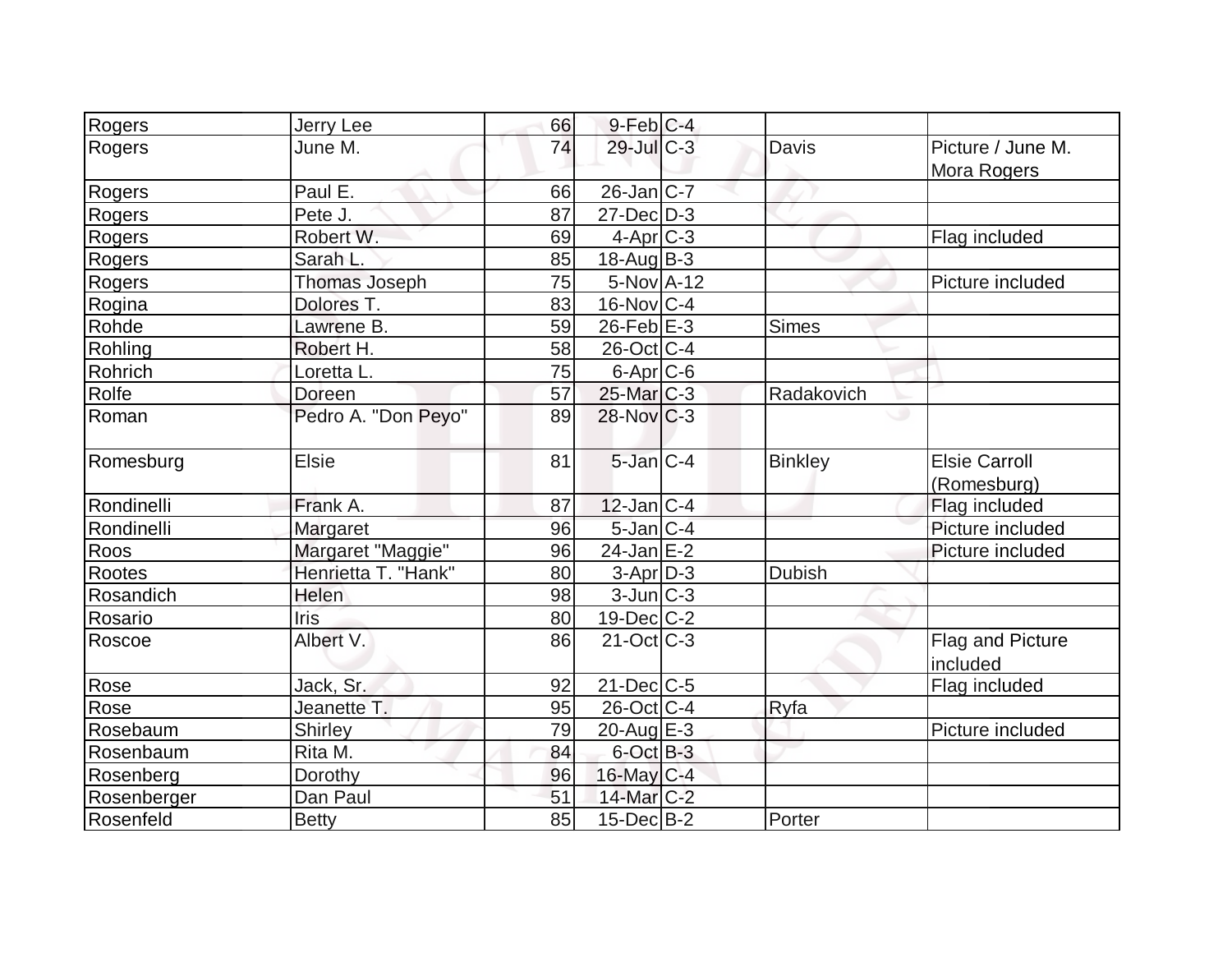| | | | | | | |
|---|---|---|---|---|---|---|
| Rogers | Jerry Lee | 66 | 9-Feb | C-4 | | |
| Rogers | June M. | 74 | 29-Jul | C-3 | Davis | Picture / June M. Mora Rogers |
| Rogers | Paul E. | 66 | 26-Jan | C-7 | | |
| Rogers | Pete J. | 87 | 27-Dec | D-3 | | |
| Rogers | Robert W. | 69 | 4-Apr | C-3 | | Flag included |
| Rogers | Sarah L. | 85 | 18-Aug | B-3 | | |
| Rogers | Thomas Joseph | 75 | 5-Nov | A-12 | | Picture included |
| Rogina | Dolores T. | 83 | 16-Nov | C-4 | | |
| Rohde | Lawrene B. | 59 | 26-Feb | E-3 | Simes | |
| Rohling | Robert H. | 58 | 26-Oct | C-4 | | |
| Rohrich | Loretta L. | 75 | 6-Apr | C-6 | | |
| Rolfe | Doreen | 57 | 25-Mar | C-3 | Radakovich | |
| Roman | Pedro A. "Don Peyo" | 89 | 28-Nov | C-3 | | |
| Romesburg | Elsie | 81 | 5-Jan | C-4 | Binkley | Elsie Carroll (Romesburg) |
| Rondinelli | Frank A. | 87 | 12-Jan | C-4 | | Flag included |
| Rondinelli | Margaret | 96 | 5-Jan | C-4 | | Picture included |
| Roos | Margaret "Maggie" | 96 | 24-Jan | E-2 | | Picture included |
| Rootes | Henrietta T. "Hank" | 80 | 3-Apr | D-3 | Dubish | |
| Rosandich | Helen | 98 | 3-Jun | C-3 | | |
| Rosario | Iris | 80 | 19-Dec | C-2 | | |
| Roscoe | Albert V. | 86 | 21-Oct | C-3 | | Flag and Picture included |
| Rose | Jack, Sr. | 92 | 21-Dec | C-5 | | Flag included |
| Rose | Jeanette T. | 95 | 26-Oct | C-4 | Ryfa | |
| Rosebaum | Shirley | 79 | 20-Aug | E-3 | | Picture included |
| Rosenbaum | Rita M. | 84 | 6-Oct | B-3 | | |
| Rosenberg | Dorothy | 96 | 16-May | C-4 | | |
| Rosenberger | Dan Paul | 51 | 14-Mar | C-2 | | |
| Rosenfeld | Betty | 85 | 15-Dec | B-2 | Porter | |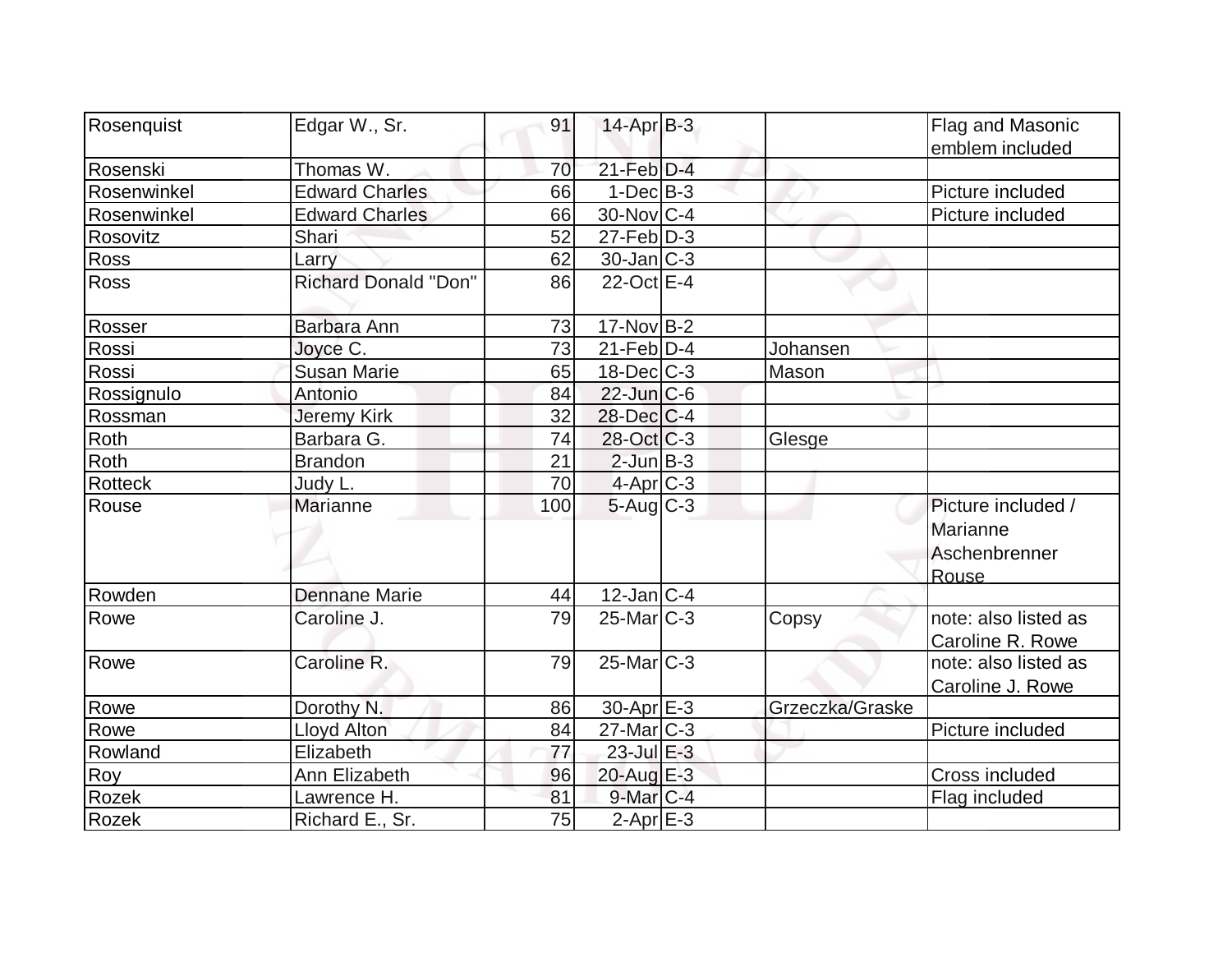| | | | | | | |
|---|---|---|---|---|---|---|
| Rosenquist | Edgar W., Sr. | 91 | 14-Apr | B-3 | | Flag and Masonic emblem included |
| Rosenski | Thomas W. | 70 | 21-Feb | D-4 | | |
| Rosenwinkel | Edward Charles | 66 | 1-Dec | B-3 | | Picture included |
| Rosenwinkel | Edward Charles | 66 | 30-Nov | C-4 | | Picture included |
| Rosovitz | Shari | 52 | 27-Feb | D-3 | | |
| Ross | Larry | 62 | 30-Jan | C-3 | | |
| Ross | Richard Donald "Don" | 86 | 22-Oct | E-4 | | |
| Rosser | Barbara Ann | 73 | 17-Nov | B-2 | | |
| Rossi | Joyce C. | 73 | 21-Feb | D-4 | Johansen | |
| Rossi | Susan Marie | 65 | 18-Dec | C-3 | Mason | |
| Rossignulo | Antonio | 84 | 22-Jun | C-6 | | |
| Rossman | Jeremy Kirk | 32 | 28-Dec | C-4 | | |
| Roth | Barbara G. | 74 | 28-Oct | C-3 | Glesge | |
| Roth | Brandon | 21 | 2-Jun | B-3 | | |
| Rotteck | Judy L. | 70 | 4-Apr | C-3 | | |
| Rouse | Marianne | 100 | 5-Aug | C-3 | | Picture included / Marianne Aschenbrenner Rouse |
| Rowden | Dennane Marie | 44 | 12-Jan | C-4 | | |
| Rowe | Caroline J. | 79 | 25-Mar | C-3 | Copsy | note: also listed as Caroline R. Rowe |
| Rowe | Caroline R. | 79 | 25-Mar | C-3 | | note: also listed as Caroline J. Rowe |
| Rowe | Dorothy N. | 86 | 30-Apr | E-3 | Grzeczka/Graske | |
| Rowe | Lloyd Alton | 84 | 27-Mar | C-3 | | Picture included |
| Rowland | Elizabeth | 77 | 23-Jul | E-3 | | |
| Roy | Ann Elizabeth | 96 | 20-Aug | E-3 | | Cross included |
| Rozek | Lawrence H. | 81 | 9-Mar | C-4 | | Flag included |
| Rozek | Richard E., Sr. | 75 | 2-Apr | E-3 | | |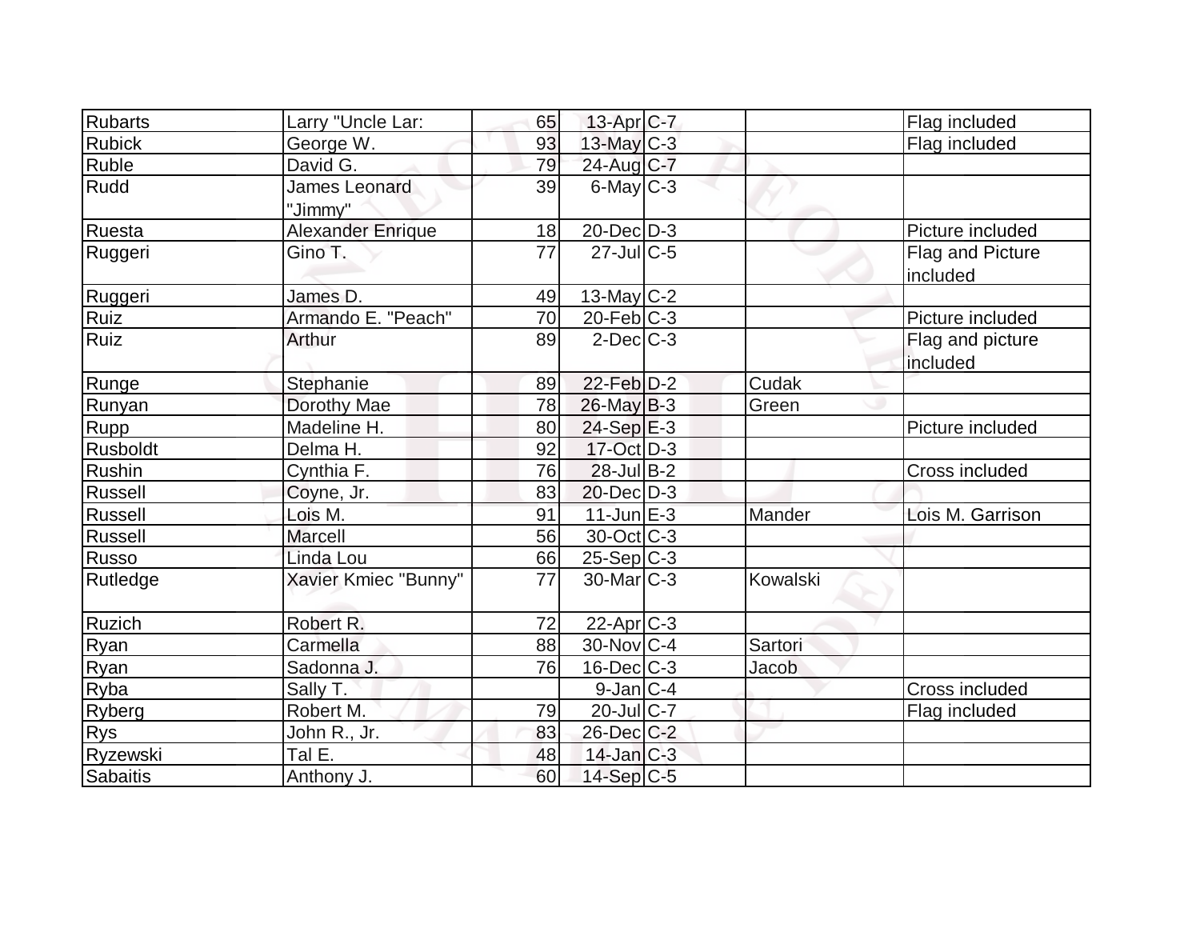| | | | | | | |
|---|---|---|---|---|---|---|
| Rubarts | Larry "Uncle Lar: | 65 | 13-Apr | C-7 | | Flag included |
| Rubick | George W. | 93 | 13-May | C-3 | | Flag included |
| Ruble | David G. | 79 | 24-Aug | C-7 | | |
| Rudd | James Leonard "Jimmy" | 39 | 6-May | C-3 | | |
| Ruesta | Alexander Enrique | 18 | 20-Dec | D-3 | | Picture included |
| Ruggeri | Gino T. | 77 | 27-Jul | C-5 | | Flag and Picture included |
| Ruggeri | James D. | 49 | 13-May | C-2 | | |
| Ruiz | Armando E. "Peach" | 70 | 20-Feb | C-3 | | Picture included |
| Ruiz | Arthur | 89 | 2-Dec | C-3 | | Flag and picture included |
| Runge | Stephanie | 89 | 22-Feb | D-2 | Cudak | |
| Runyan | Dorothy Mae | 78 | 26-May | B-3 | Green | |
| Rupp | Madeline H. | 80 | 24-Sep | E-3 | | Picture included |
| Rusboldt | Delma H. | 92 | 17-Oct | D-3 | | |
| Rushin | Cynthia F. | 76 | 28-Jul | B-2 | | Cross included |
| Russell | Coyne, Jr. | 83 | 20-Dec | D-3 | | |
| Russell | Lois M. | 91 | 11-Jun | E-3 | Mander | Lois M. Garrison |
| Russell | Marcell | 56 | 30-Oct | C-3 | | |
| Russo | Linda Lou | 66 | 25-Sep | C-3 | | |
| Rutledge | Xavier Kmiec "Bunny" | 77 | 30-Mar | C-3 | Kowalski | |
| Ruzich | Robert R. | 72 | 22-Apr | C-3 | | |
| Ryan | Carmella | 88 | 30-Nov | C-4 | Sartori | |
| Ryan | Sadonna J. | 76 | 16-Dec | C-3 | Jacob | |
| Ryba | Sally T. | | 9-Jan | C-4 | | Cross included |
| Ryberg | Robert M. | 79 | 20-Jul | C-7 | | Flag included |
| Rys | John R., Jr. | 83 | 26-Dec | C-2 | | |
| Ryzewski | Tal E. | 48 | 14-Jan | C-3 | | |
| Sabaitis | Anthony J. | 60 | 14-Sep | C-5 | | |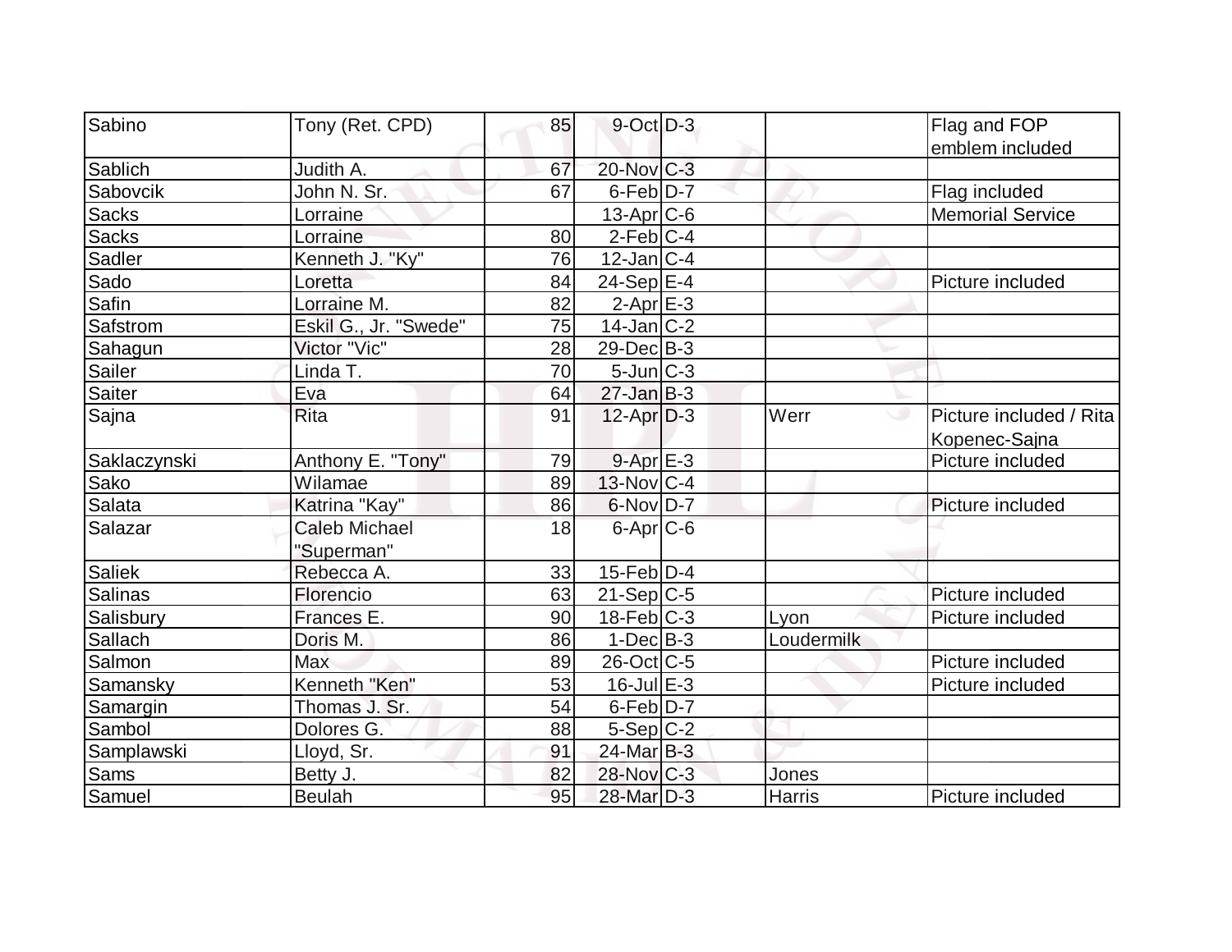| Sabino | Tony (Ret. CPD) | 85 | 9-Oct | D-3 | | Flag and FOP emblem included |
|---|---|---|---|---|---|---|
| Sablich | Judith A. | 67 | 20-Nov | C-3 | | |
| Sabovcik | John N. Sr. | 67 | 6-Feb | D-7 | | Flag included |
| Sacks | Lorraine | | 13-Apr | C-6 | | Memorial Service |
| Sacks | Lorraine | 80 | 2-Feb | C-4 | | |
| Sadler | Kenneth J. "Ky" | 76 | 12-Jan | C-4 | | |
| Sado | Loretta | 84 | 24-Sep | E-4 | | Picture included |
| Safin | Lorraine M. | 82 | 2-Apr | E-3 | | |
| Safstrom | Eskil G., Jr. "Swede" | 75 | 14-Jan | C-2 | | |
| Sahagun | Victor "Vic" | 28 | 29-Dec | B-3 | | |
| Sailer | Linda T. | 70 | 5-Jun | C-3 | | |
| Saiter | Eva | 64 | 27-Jan | B-3 | | |
| Sajna | Rita | 91 | 12-Apr | D-3 | Werr | Picture included / Rita Kopenec-Sajna |
| Saklaczynski | Anthony E. "Tony" | 79 | 9-Apr | E-3 | | Picture included |
| Sako | Wilamae | 89 | 13-Nov | C-4 | | |
| Salata | Katrina "Kay" | 86 | 6-Nov | D-7 | | Picture included |
| Salazar | Caleb Michael "Superman" | 18 | 6-Apr | C-6 | | |
| Saliek | Rebecca A. | 33 | 15-Feb | D-4 | | |
| Salinas | Florencio | 63 | 21-Sep | C-5 | | Picture included |
| Salisbury | Frances E. | 90 | 18-Feb | C-3 | Lyon | Picture included |
| Sallach | Doris M. | 86 | 1-Dec | B-3 | Loudermilk | |
| Salmon | Max | 89 | 26-Oct | C-5 | | Picture included |
| Samansky | Kenneth "Ken" | 53 | 16-Jul | E-3 | | Picture included |
| Samargin | Thomas J. Sr. | 54 | 6-Feb | D-7 | | |
| Sambol | Dolores G. | 88 | 5-Sep | C-2 | | |
| Samplawski | Lloyd, Sr. | 91 | 24-Mar | B-3 | | |
| Sams | Betty J. | 82 | 28-Nov | C-3 | Jones | |
| Samuel | Beulah | 95 | 28-Mar | D-3 | Harris | Picture included |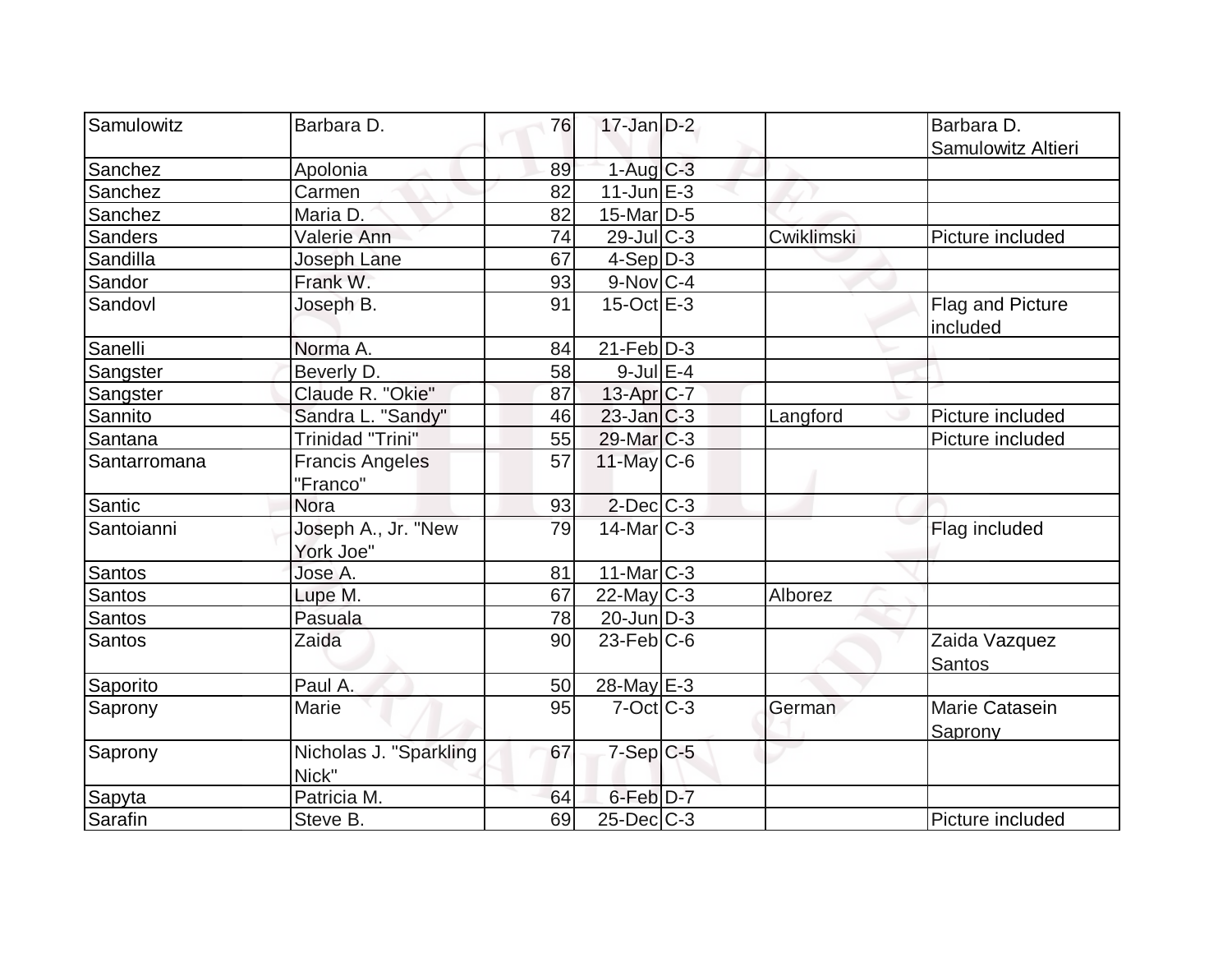| | | | | | | |
|---|---|---|---|---|---|---|
| Samulowitz | Barbara D. | 76 | 17-Jan | D-2 | | Barbara D. Samulowitz Altieri |
| Sanchez | Apolonia | 89 | 1-Aug | C-3 | | |
| Sanchez | Carmen | 82 | 11-Jun | E-3 | | |
| Sanchez | Maria D. | 82 | 15-Mar | D-5 | | |
| Sanders | Valerie Ann | 74 | 29-Jul | C-3 | Cwiklimski | Picture included |
| Sandilla | Joseph Lane | 67 | 4-Sep | D-3 | | |
| Sandor | Frank W. | 93 | 9-Nov | C-4 | | |
| Sandovl | Joseph B. | 91 | 15-Oct | E-3 | | Flag and Picture included |
| Sanelli | Norma A. | 84 | 21-Feb | D-3 | | |
| Sangster | Beverly D. | 58 | 9-Jul | E-4 | | |
| Sangster | Claude R. "Okie" | 87 | 13-Apr | C-7 | | |
| Sannito | Sandra L. "Sandy" | 46 | 23-Jan | C-3 | Langford | Picture included |
| Santana | Trinidad "Trini" | 55 | 29-Mar | C-3 | | Picture included |
| Santarromana | Francis Angeles "Franco" | 57 | 11-May | C-6 | | |
| Santic | Nora | 93 | 2-Dec | C-3 | | |
| Santoianni | Joseph A., Jr. "New York Joe" | 79 | 14-Mar | C-3 | | Flag included |
| Santos | Jose A. | 81 | 11-Mar | C-3 | | |
| Santos | Lupe M. | 67 | 22-May | C-3 | Alborez | |
| Santos | Pasuala | 78 | 20-Jun | D-3 | | |
| Santos | Zaida | 90 | 23-Feb | C-6 | | Zaida Vazquez Santos |
| Saporito | Paul A. | 50 | 28-May | E-3 | | |
| Saprony | Marie | 95 | 7-Oct | C-3 | German | Marie Catasein Saprony |
| Saprony | Nicholas J. "Sparkling Nick" | 67 | 7-Sep | C-5 | | |
| Sapyta | Patricia M. | 64 | 6-Feb | D-7 | | |
| Sarafin | Steve B. | 69 | 25-Dec | C-3 | | Picture included |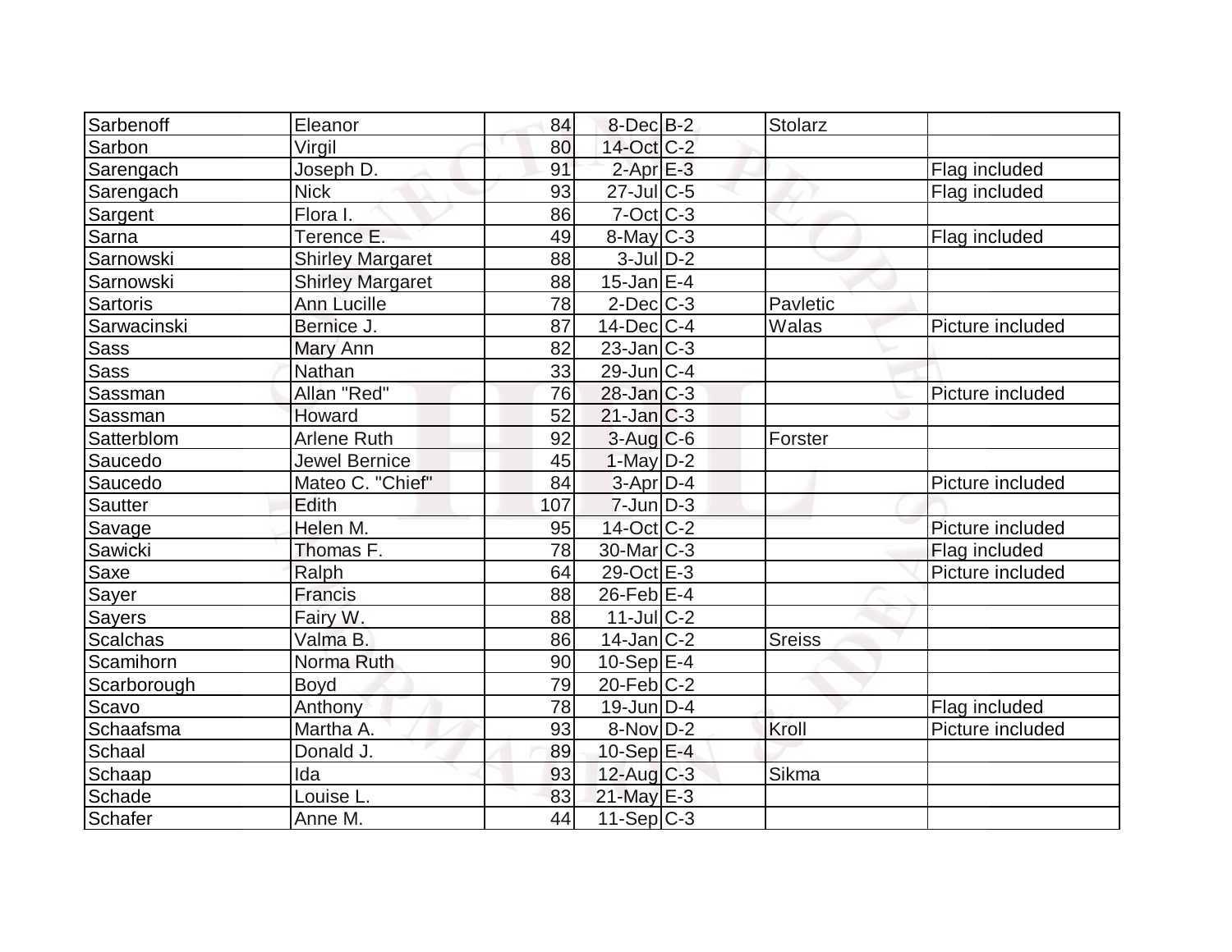| Sarbenoff | Eleanor | 84 | 8-Dec | B-2 | Stolarz | |
|---|---|---|---|---|---|---|
| Sarbon | Virgil | 80 | 14-Oct | C-2 | | |
| Sarengach | Joseph D. | 91 | 2-Apr | E-3 | | Flag included |
| Sarengach | Nick | 93 | 27-Jul | C-5 | | Flag included |
| Sargent | Flora I. | 86 | 7-Oct | C-3 | | |
| Sarna | Terence E. | 49 | 8-May | C-3 | | Flag included |
| Sarnowski | Shirley Margaret | 88 | 3-Jul | D-2 | | |
| Sarnowski | Shirley Margaret | 88 | 15-Jan | E-4 | | |
| Sartoris | Ann Lucille | 78 | 2-Dec | C-3 | Pavletic | |
| Sarwacinski | Bernice J. | 87 | 14-Dec | C-4 | Walas | Picture included |
| Sass | Mary Ann | 82 | 23-Jan | C-3 | | |
| Sass | Nathan | 33 | 29-Jun | C-4 | | |
| Sassman | Allan "Red" | 76 | 28-Jan | C-3 | | Picture included |
| Sassman | Howard | 52 | 21-Jan | C-3 | | |
| Satterblom | Arlene Ruth | 92 | 3-Aug | C-6 | Forster | |
| Saucedo | Jewel Bernice | 45 | 1-May | D-2 | | |
| Saucedo | Mateo C. "Chief" | 84 | 3-Apr | D-4 | | Picture included |
| Sautter | Edith | 107 | 7-Jun | D-3 | | |
| Savage | Helen M. | 95 | 14-Oct | C-2 | | Picture included |
| Sawicki | Thomas F. | 78 | 30-Mar | C-3 | | Flag included |
| Saxe | Ralph | 64 | 29-Oct | E-3 | | Picture included |
| Sayer | Francis | 88 | 26-Feb | E-4 | | |
| Sayers | Fairy W. | 88 | 11-Jul | C-2 | | |
| Scalchas | Valma B. | 86 | 14-Jan | C-2 | Sreiss | |
| Scamihorn | Norma Ruth | 90 | 10-Sep | E-4 | | |
| Scarborough | Boyd | 79 | 20-Feb | C-2 | | |
| Scavo | Anthony | 78 | 19-Jun | D-4 | | Flag included |
| Schaafsma | Martha A. | 93 | 8-Nov | D-2 | Kroll | Picture included |
| Schaal | Donald J. | 89 | 10-Sep | E-4 | | |
| Schaap | Ida | 93 | 12-Aug | C-3 | Sikma | |
| Schade | Louise L. | 83 | 21-May | E-3 | | |
| Schafer | Anne M. | 44 | 11-Sep | C-3 | | |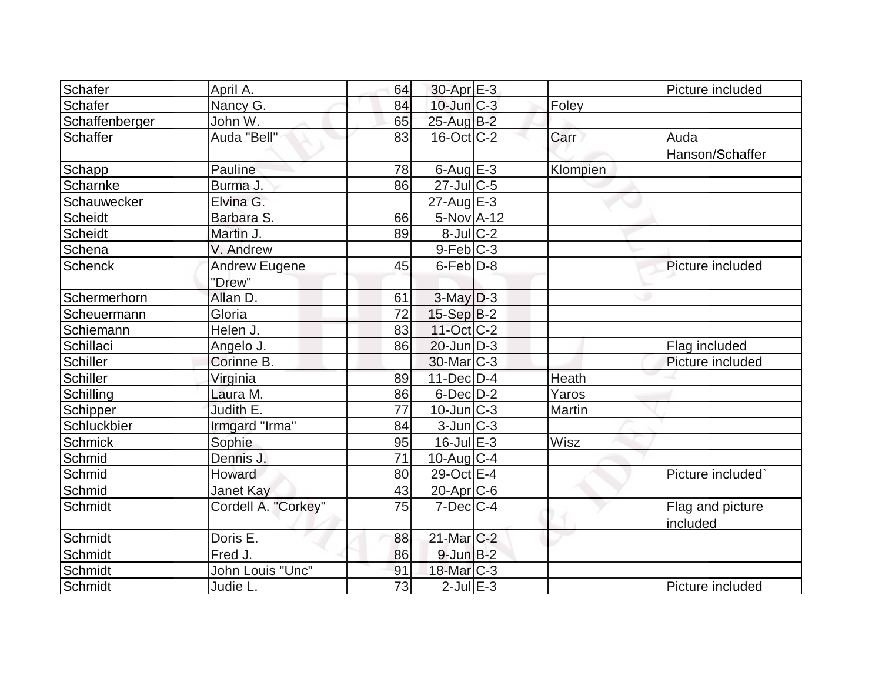| | | | | | | |
|---|---|---|---|---|---|---|
| Schafer | April A. | 64 | 30-Apr | E-3 | | Picture included |
| Schafer | Nancy G. | 84 | 10-Jun | C-3 | Foley | |
| Schaffenberger | John W. | 65 | 25-Aug | B-2 | | |
| Schaffer | Auda "Bell" | 83 | 16-Oct | C-2 | Carr | Auda Hanson/Schaffer |
| Schapp | Pauline | 78 | 6-Aug | E-3 | Klompien | |
| Scharnke | Burma J. | 86 | 27-Jul | C-5 | | |
| Schauwecker | Elvina G. | | 27-Aug | E-3 | | |
| Scheidt | Barbara S. | 66 | 5-Nov | A-12 | | |
| Scheidt | Martin J. | 89 | 8-Jul | C-2 | | |
| Schena | V. Andrew | | 9-Feb | C-3 | | |
| Schenck | Andrew Eugene "Drew" | 45 | 6-Feb | D-8 | | Picture included |
| Schermerhorn | Allan D. | 61 | 3-May | D-3 | | |
| Scheuermann | Gloria | 72 | 15-Sep | B-2 | | |
| Schiemann | Helen J. | 83 | 11-Oct | C-2 | | |
| Schillaci | Angelo J. | 86 | 20-Jun | D-3 | | Flag included |
| Schiller | Corinne B. | | 30-Mar | C-3 | | Picture included |
| Schiller | Virginia | 89 | 11-Dec | D-4 | Heath | |
| Schilling | Laura M. | 86 | 6-Dec | D-2 | Yaros | |
| Schipper | Judith E. | 77 | 10-Jun | C-3 | Martin | |
| Schluckbier | Irmgard "Irma" | 84 | 3-Jun | C-3 | | |
| Schmick | Sophie | 95 | 16-Jul | E-3 | Wisz | |
| Schmid | Dennis J. | 71 | 10-Aug | C-4 | | |
| Schmid | Howard | 80 | 29-Oct | E-4 | | Picture included` |
| Schmid | Janet Kay | 43 | 20-Apr | C-6 | | |
| Schmidt | Cordell A. "Corkey" | 75 | 7-Dec | C-4 | | Flag and picture included |
| Schmidt | Doris E. | 88 | 21-Mar | C-2 | | |
| Schmidt | Fred J. | 86 | 9-Jun | B-2 | | |
| Schmidt | John Louis "Unc" | 91 | 18-Mar | C-3 | | |
| Schmidt | Judie L. | 73 | 2-Jul | E-3 | | Picture included |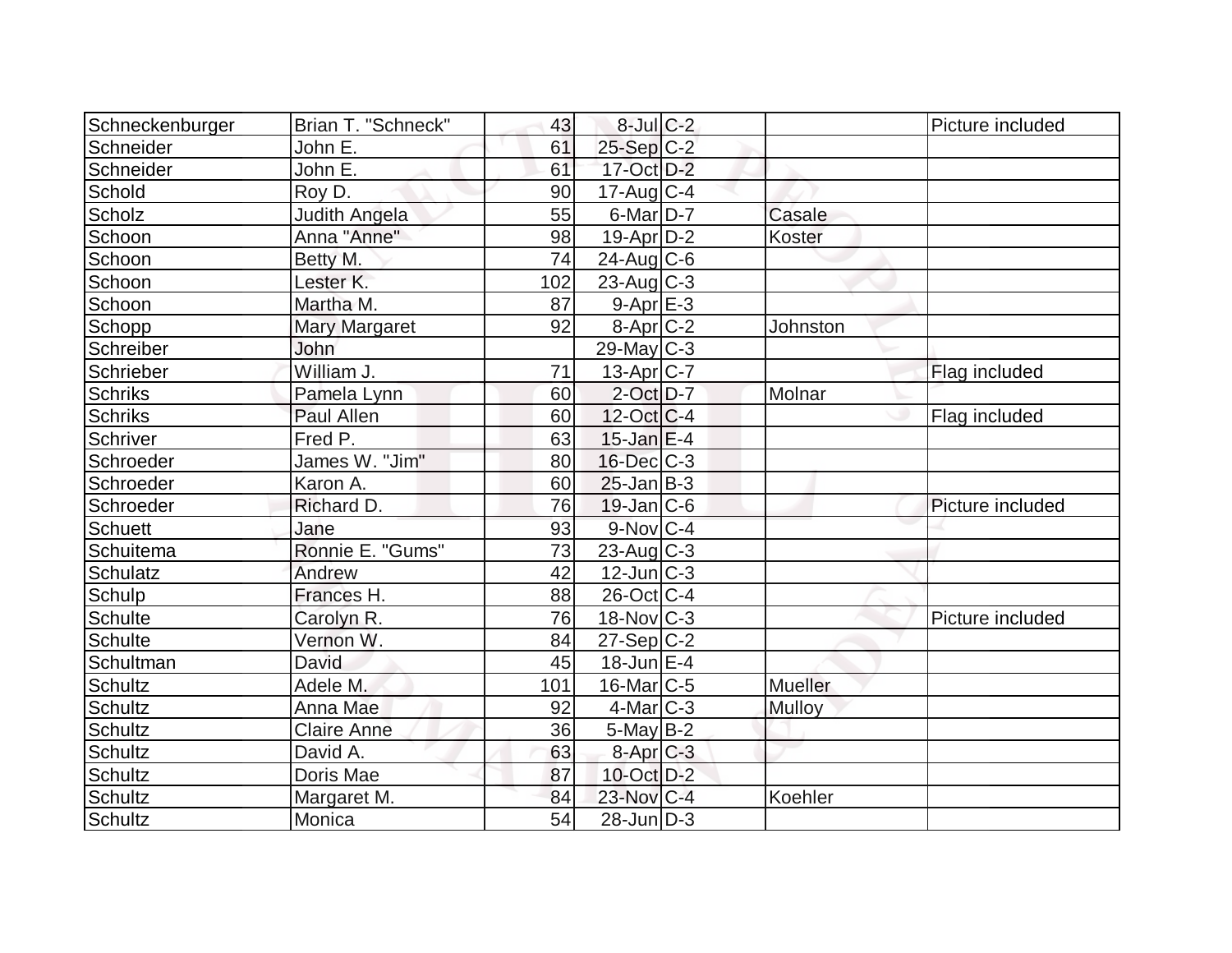| | | | | | | |
|---|---|---|---|---|---|---|
| Schneckenburger | Brian T. "Schneck" | 43 | 8-Jul | C-2 | | Picture included |
| Schneider | John E. | 61 | 25-Sep | C-2 | | |
| Schneider | John E. | 61 | 17-Oct | D-2 | | |
| Schold | Roy D. | 90 | 17-Aug | C-4 | | |
| Scholz | Judith Angela | 55 | 6-Mar | D-7 | Casale | |
| Schoon | Anna "Anne" | 98 | 19-Apr | D-2 | Koster | |
| Schoon | Betty M. | 74 | 24-Aug | C-6 | | |
| Schoon | Lester K. | 102 | 23-Aug | C-3 | | |
| Schoon | Martha M. | 87 | 9-Apr | E-3 | | |
| Schopp | Mary Margaret | 92 | 8-Apr | C-2 | Johnston | |
| Schreiber | John | | 29-May | C-3 | | |
| Schrieber | William J. | 71 | 13-Apr | C-7 | | Flag included |
| Schriks | Pamela Lynn | 60 | 2-Oct | D-7 | Molnar | |
| Schriks | Paul Allen | 60 | 12-Oct | C-4 | | Flag included |
| Schriver | Fred P. | 63 | 15-Jan | E-4 | | |
| Schroeder | James W. "Jim" | 80 | 16-Dec | C-3 | | |
| Schroeder | Karon A. | 60 | 25-Jan | B-3 | | |
| Schroeder | Richard D. | 76 | 19-Jan | C-6 | | Picture included |
| Schuett | Jane | 93 | 9-Nov | C-4 | | |
| Schuitema | Ronnie E. "Gums" | 73 | 23-Aug | C-3 | | |
| Schulatz | Andrew | 42 | 12-Jun | C-3 | | |
| Schulp | Frances H. | 88 | 26-Oct | C-4 | | |
| Schulte | Carolyn R. | 76 | 18-Nov | C-3 | | Picture included |
| Schulte | Vernon W. | 84 | 27-Sep | C-2 | | |
| Schultman | David | 45 | 18-Jun | E-4 | | |
| Schultz | Adele M. | 101 | 16-Mar | C-5 | Mueller | |
| Schultz | Anna Mae | 92 | 4-Mar | C-3 | Mulloy | |
| Schultz | Claire Anne | 36 | 5-May | B-2 | | |
| Schultz | David A. | 63 | 8-Apr | C-3 | | |
| Schultz | Doris Mae | 87 | 10-Oct | D-2 | | |
| Schultz | Margaret M. | 84 | 23-Nov | C-4 | Koehler | |
| Schultz | Monica | 54 | 28-Jun | D-3 | | |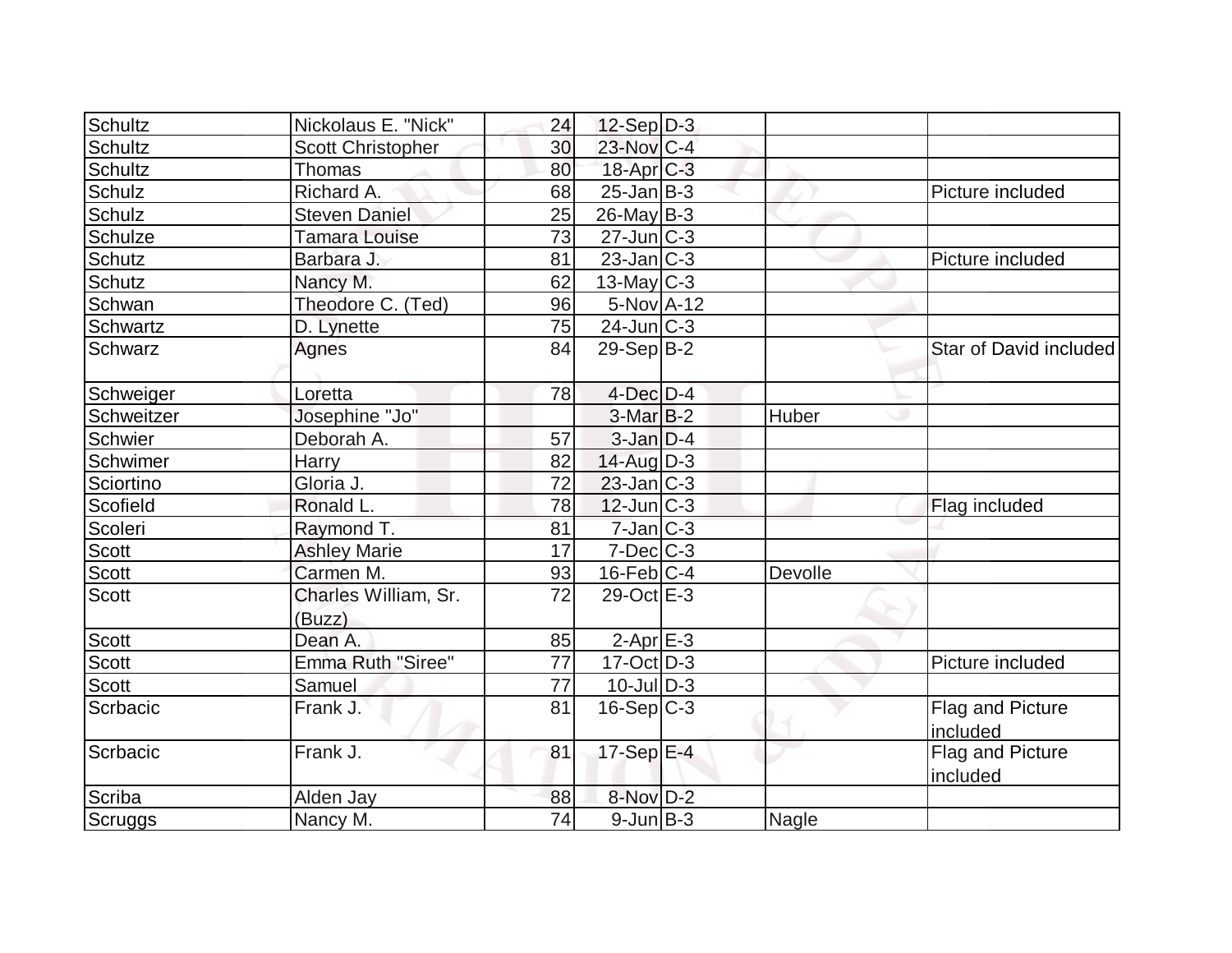| | | | | | | |
|---|---|---|---|---|---|---|
| Schultz | Nickolaus E. "Nick" | 24 | 12-Sep | D-3 | | |
| Schultz | Scott Christopher | 30 | 23-Nov | C-4 | | |
| Schultz | Thomas | 80 | 18-Apr | C-3 | | |
| Schulz | Richard A. | 68 | 25-Jan | B-3 | | Picture included |
| Schulz | Steven Daniel | 25 | 26-May | B-3 | | |
| Schulze | Tamara Louise | 73 | 27-Jun | C-3 | | |
| Schutz | Barbara J. | 81 | 23-Jan | C-3 | | Picture included |
| Schutz | Nancy M. | 62 | 13-May | C-3 | | |
| Schwan | Theodore C. (Ted) | 96 | 5-Nov | A-12 | | |
| Schwartz | D. Lynette | 75 | 24-Jun | C-3 | | |
| Schwarz | Agnes | 84 | 29-Sep | B-2 | | Star of David included |
| Schweiger | Loretta | 78 | 4-Dec | D-4 | | |
| Schweitzer | Josephine "Jo" | | 3-Mar | B-2 | Huber | |
| Schwier | Deborah A. | 57 | 3-Jan | D-4 | | |
| Schwimer | Harry | 82 | 14-Aug | D-3 | | |
| Sciortino | Gloria J. | 72 | 23-Jan | C-3 | | |
| Scofield | Ronald L. | 78 | 12-Jun | C-3 | | Flag included |
| Scoleri | Raymond T. | 81 | 7-Jan | C-3 | | |
| Scott | Ashley Marie | 17 | 7-Dec | C-3 | | |
| Scott | Carmen M. | 93 | 16-Feb | C-4 | Devolle | |
| Scott | Charles William, Sr. (Buzz) | 72 | 29-Oct | E-3 | | |
| Scott | Dean A. | 85 | 2-Apr | E-3 | | |
| Scott | Emma Ruth "Siree" | 77 | 17-Oct | D-3 | | Picture included |
| Scott | Samuel | 77 | 10-Jul | D-3 | | |
| Scrbacic | Frank J. | 81 | 16-Sep | C-3 | | Flag and Picture included |
| Scrbacic | Frank J. | 81 | 17-Sep | E-4 | | Flag and Picture included |
| Scriba | Alden Jay | 88 | 8-Nov | D-2 | | |
| Scruggs | Nancy M. | 74 | 9-Jun | B-3 | Nagle | |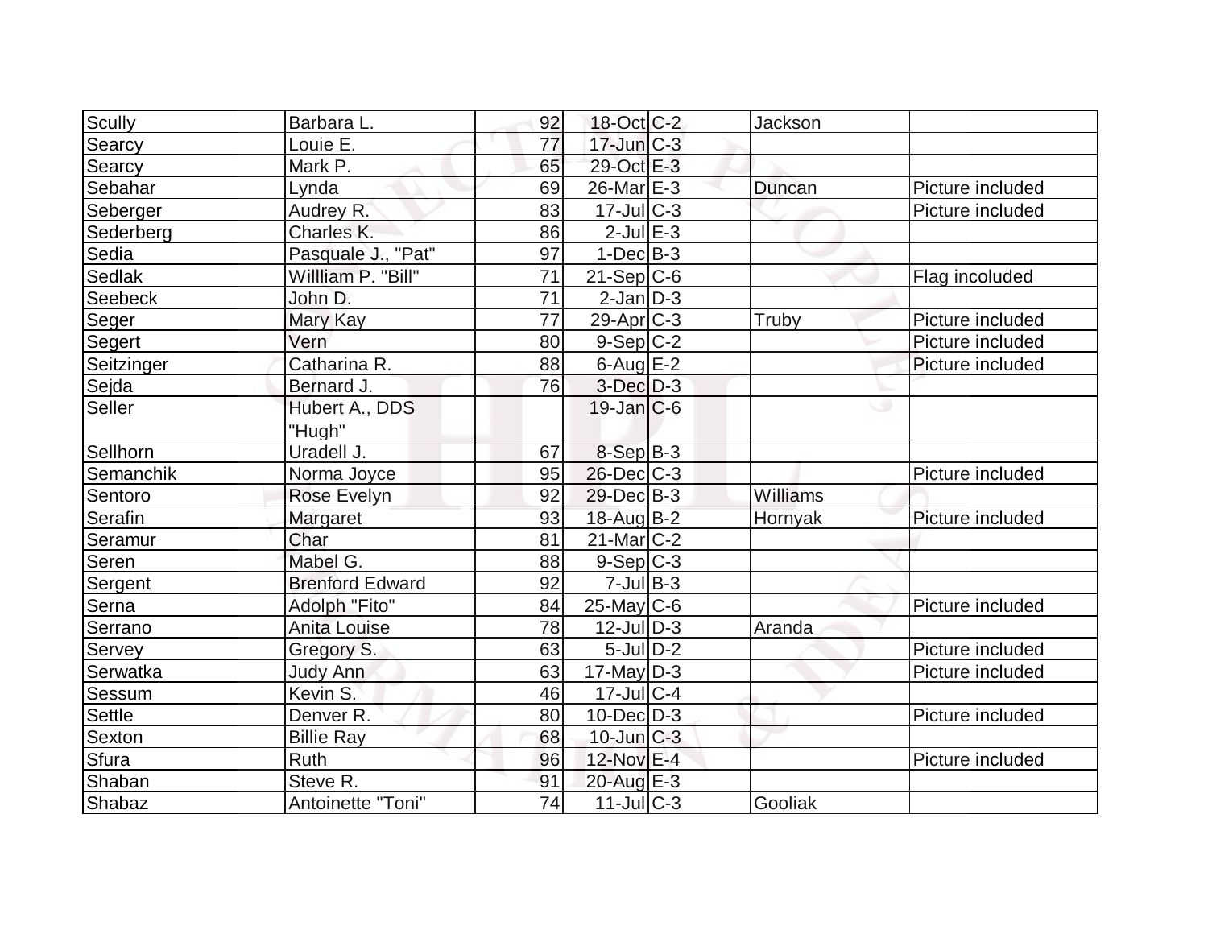| | | | | | | |
|---|---|---|---|---|---|---|
| Scully | Barbara L. | 92 | 18-Oct | C-2 | Jackson | |
| Searcy | Louie E. | 77 | 17-Jun | C-3 | | |
| Searcy | Mark P. | 65 | 29-Oct | E-3 | | |
| Sebahar | Lynda | 69 | 26-Mar | E-3 | Duncan | Picture included |
| Seberger | Audrey R. | 83 | 17-Jul | C-3 | | Picture included |
| Sederberg | Charles K. | 86 | 2-Jul | E-3 | | |
| Sedia | Pasquale J., "Pat" | 97 | 1-Dec | B-3 | | |
| Sedlak | Willliam P. "Bill" | 71 | 21-Sep | C-6 | | Flag incoluded |
| Seebeck | John D. | 71 | 2-Jan | D-3 | | |
| Seger | Mary Kay | 77 | 29-Apr | C-3 | Truby | Picture included |
| Segert | Vern | 80 | 9-Sep | C-2 | | Picture included |
| Seitzinger | Catharina R. | 88 | 6-Aug | E-2 | | Picture included |
| Sejda | Bernard J. | 76 | 3-Dec | D-3 | | |
| Seller | Hubert A., DDS "Hugh" | | 19-Jan | C-6 | | |
| Sellhorn | Uradell J. | 67 | 8-Sep | B-3 | | |
| Semanchik | Norma Joyce | 95 | 26-Dec | C-3 | | Picture included |
| Sentoro | Rose Evelyn | 92 | 29-Dec | B-3 | Williams | |
| Serafin | Margaret | 93 | 18-Aug | B-2 | Hornyak | Picture included |
| Seramur | Char | 81 | 21-Mar | C-2 | | |
| Seren | Mabel G. | 88 | 9-Sep | C-3 | | |
| Sergent | Brenford Edward | 92 | 7-Jul | B-3 | | |
| Serna | Adolph "Fito" | 84 | 25-May | C-6 | | Picture included |
| Serrano | Anita Louise | 78 | 12-Jul | D-3 | Aranda | |
| Servey | Gregory S. | 63 | 5-Jul | D-2 | | Picture included |
| Serwatka | Judy Ann | 63 | 17-May | D-3 | | Picture included |
| Sessum | Kevin S. | 46 | 17-Jul | C-4 | | |
| Settle | Denver R. | 80 | 10-Dec | D-3 | | Picture included |
| Sexton | Billie Ray | 68 | 10-Jun | C-3 | | |
| Sfura | Ruth | 96 | 12-Nov | E-4 | | Picture included |
| Shaban | Steve R. | 91 | 20-Aug | E-3 | | |
| Shabaz | Antoinette "Toni" | 74 | 11-Jul | C-3 | Gooliak | |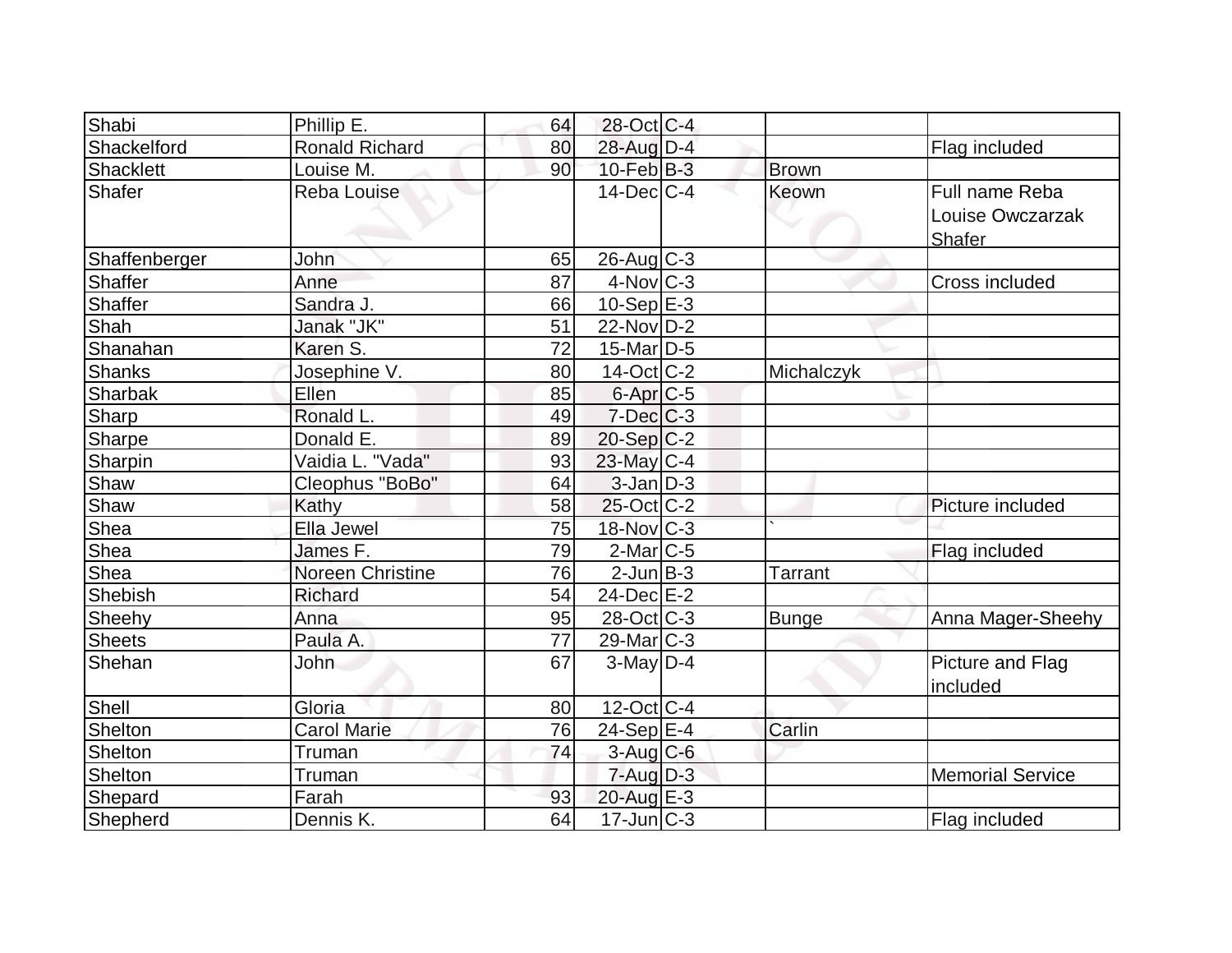| | | | | | | |
|---|---|---|---|---|---|---|
| Shabi | Phillip E. | 64 | 28-Oct | C-4 | | |
| Shackelford | Ronald Richard | 80 | 28-Aug | D-4 | | Flag included |
| Shacklett | Louise M. | 90 | 10-Feb | B-3 | Brown | |
| Shafer | Reba Louise | | 14-Dec | C-4 | Keown | Full name Reba Louise Owczarzak Shafer |
| Shaffenberger | John | 65 | 26-Aug | C-3 | | |
| Shaffer | Anne | 87 | 4-Nov | C-3 | | Cross included |
| Shaffer | Sandra J. | 66 | 10-Sep | E-3 | | |
| Shah | Janak "JK" | 51 | 22-Nov | D-2 | | |
| Shanahan | Karen S. | 72 | 15-Mar | D-5 | | |
| Shanks | Josephine V. | 80 | 14-Oct | C-2 | Michalczyk | |
| Sharbak | Ellen | 85 | 6-Apr | C-5 | | |
| Sharp | Ronald L. | 49 | 7-Dec | C-3 | | |
| Sharpe | Donald E. | 89 | 20-Sep | C-2 | | |
| Sharpin | Vaidia L. "Vada" | 93 | 23-May | C-4 | | |
| Shaw | Cleophus "BoBo" | 64 | 3-Jan | D-3 | | |
| Shaw | Kathy | 58 | 25-Oct | C-2 | | Picture included |
| Shea | Ella Jewel | 75 | 18-Nov | C-3 | ` | |
| Shea | James F. | 79 | 2-Mar | C-5 | | Flag included |
| Shea | Noreen Christine | 76 | 2-Jun | B-3 | Tarrant | |
| Shebish | Richard | 54 | 24-Dec | E-2 | | |
| Sheehy | Anna | 95 | 28-Oct | C-3 | Bunge | Anna Mager-Sheehy |
| Sheets | Paula A. | 77 | 29-Mar | C-3 | | |
| Shehan | John | 67 | 3-May | D-4 | | Picture and Flag included |
| Shell | Gloria | 80 | 12-Oct | C-4 | | |
| Shelton | Carol Marie | 76 | 24-Sep | E-4 | Carlin | |
| Shelton | Truman | 74 | 3-Aug | C-6 | | |
| Shelton | Truman | | 7-Aug | D-3 | | Memorial Service |
| Shepard | Farah | 93 | 20-Aug | E-3 | | |
| Shepherd | Dennis K. | 64 | 17-Jun | C-3 | | Flag included |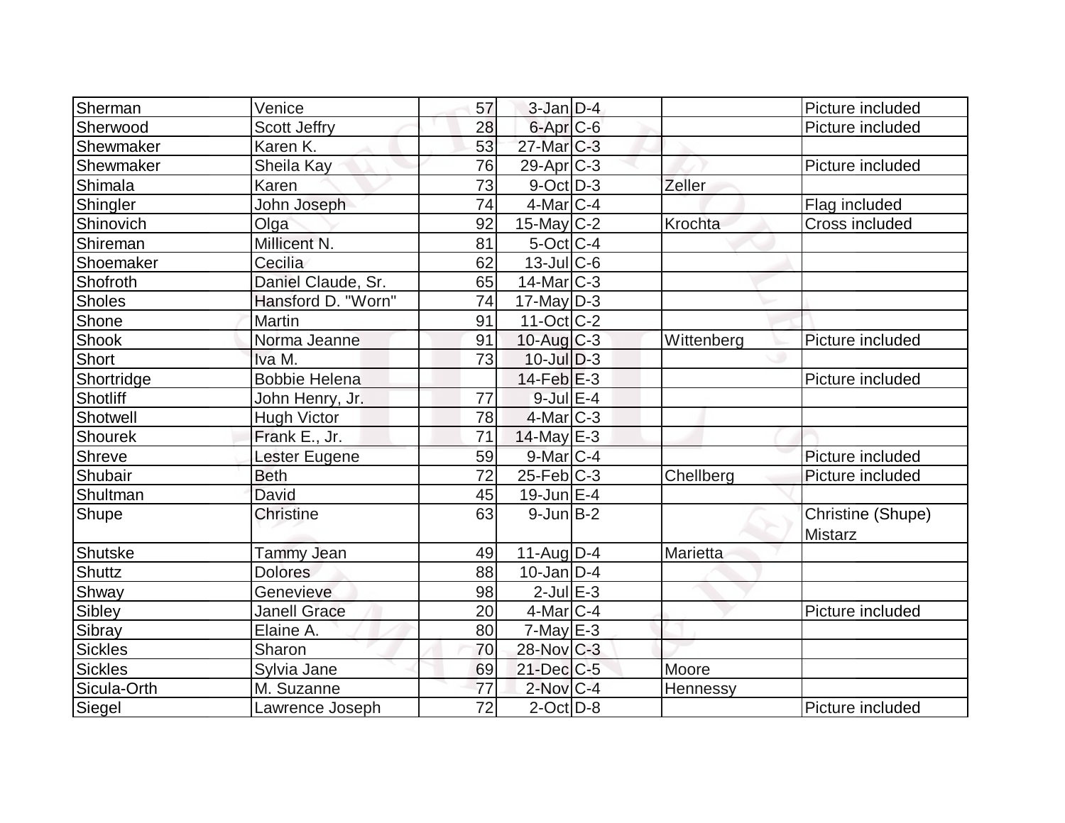| | | | | | | |
|---|---|---|---|---|---|---|
| Sherman | Venice | 57 | 3-Jan | D-4 | | Picture included |
| Sherwood | Scott Jeffry | 28 | 6-Apr | C-6 | | Picture included |
| Shewmaker | Karen K. | 53 | 27-Mar | C-3 | | |
| Shewmaker | Sheila Kay | 76 | 29-Apr | C-3 | | Picture included |
| Shimala | Karen | 73 | 9-Oct | D-3 | Zeller | |
| Shingler | John Joseph | 74 | 4-Mar | C-4 | | Flag included |
| Shinovich | Olga | 92 | 15-May | C-2 | Krochta | Cross included |
| Shireman | Millicent N. | 81 | 5-Oct | C-4 | | |
| Shoemaker | Cecilia | 62 | 13-Jul | C-6 | | |
| Shofroth | Daniel Claude, Sr. | 65 | 14-Mar | C-3 | | |
| Sholes | Hansford D. "Worn" | 74 | 17-May | D-3 | | |
| Shone | Martin | 91 | 11-Oct | C-2 | | |
| Shook | Norma Jeanne | 91 | 10-Aug | C-3 | Wittenberg | Picture included |
| Short | Iva M. | 73 | 10-Jul | D-3 | | |
| Shortridge | Bobbie Helena | | 14-Feb | E-3 | | Picture included |
| Shotliff | John Henry, Jr. | 77 | 9-Jul | E-4 | | |
| Shotwell | Hugh Victor | 78 | 4-Mar | C-3 | | |
| Shourek | Frank E., Jr. | 71 | 14-May | E-3 | | |
| Shreve | Lester Eugene | 59 | 9-Mar | C-4 | | Picture included |
| Shubair | Beth | 72 | 25-Feb | C-3 | Chellberg | Picture included |
| Shultman | David | 45 | 19-Jun | E-4 | | |
| Shupe | Christine | 63 | 9-Jun | B-2 | | Christine (Shupe) Mistarz |
| Shutske | Tammy Jean | 49 | 11-Aug | D-4 | Marietta | |
| Shuttz | Dolores | 88 | 10-Jan | D-4 | | |
| Shway | Genevieve | 98 | 2-Jul | E-3 | | |
| Sibley | Janell Grace | 20 | 4-Mar | C-4 | | Picture included |
| Sibray | Elaine A. | 80 | 7-May | E-3 | | |
| Sickles | Sharon | 70 | 28-Nov | C-3 | | |
| Sickles | Sylvia Jane | 69 | 21-Dec | C-5 | Moore | |
| Sicula-Orth | M. Suzanne | 77 | 2-Nov | C-4 | Hennessy | |
| Siegel | Lawrence Joseph | 72 | 2-Oct | D-8 | | Picture included |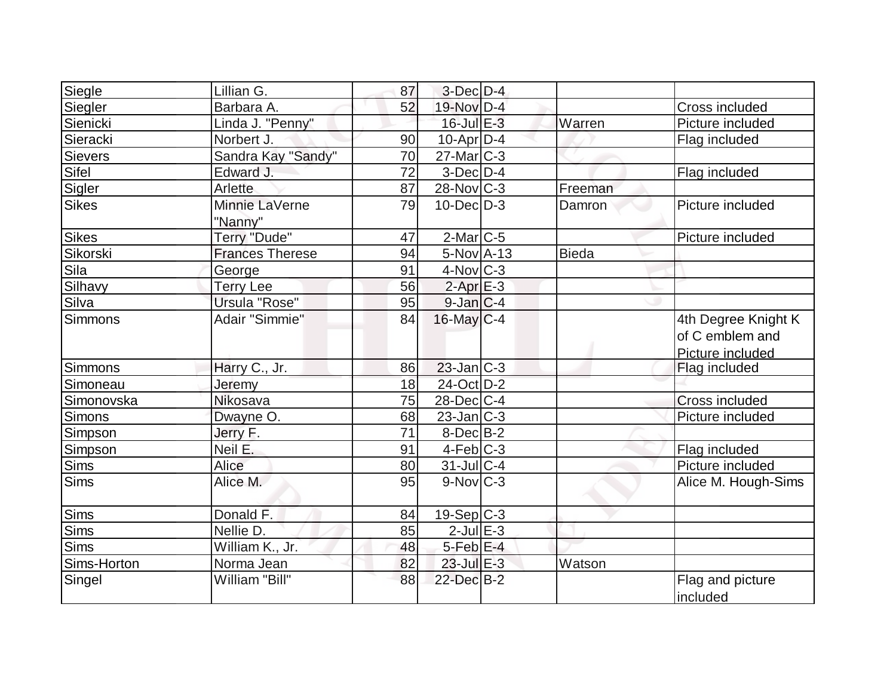| | | | | | | |
|---|---|---|---|---|---|---|
| Siegle | Lillian G. | 87 | 3-Dec | D-4 | | |
| Siegler | Barbara A. | 52 | 19-Nov | D-4 | | Cross included |
| Sienicki | Linda J. "Penny" | | 16-Jul | E-3 | Warren | Picture included |
| Sieracki | Norbert J. | 90 | 10-Apr | D-4 | | Flag included |
| Sievers | Sandra Kay "Sandy" | 70 | 27-Mar | C-3 | | |
| Sifel | Edward J. | 72 | 3-Dec | D-4 | | Flag included |
| Sigler | Arlette | 87 | 28-Nov | C-3 | Freeman | |
| Sikes | Minnie LaVerne "Nanny" | 79 | 10-Dec | D-3 | Damron | Picture included |
| Sikes | Terry "Dude" | 47 | 2-Mar | C-5 | | Picture included |
| Sikorski | Frances Therese | 94 | 5-Nov | A-13 | Bieda | |
| Sila | George | 91 | 4-Nov | C-3 | | |
| Silhavy | Terry Lee | 56 | 2-Apr | E-3 | | |
| Silva | Ursula "Rose" | 95 | 9-Jan | C-4 | | |
| Simmons | Adair "Simmie" | 84 | 16-May | C-4 | | 4th Degree Knight K of C emblem and Picture included |
| Simmons | Harry C., Jr. | 86 | 23-Jan | C-3 | | Flag included |
| Simoneau | Jeremy | 18 | 24-Oct | D-2 | | |
| Simonovska | Nikosava | 75 | 28-Dec | C-4 | | Cross included |
| Simons | Dwayne O. | 68 | 23-Jan | C-3 | | Picture included |
| Simpson | Jerry F. | 71 | 8-Dec | B-2 | | |
| Simpson | Neil E. | 91 | 4-Feb | C-3 | | Flag included |
| Sims | Alice | 80 | 31-Jul | C-4 | | Picture included |
| Sims | Alice M. | 95 | 9-Nov | C-3 | | Alice M. Hough-Sims |
| Sims | Donald F. | 84 | 19-Sep | C-3 | | |
| Sims | Nellie D. | 85 | 2-Jul | E-3 | | |
| Sims | William K., Jr. | 48 | 5-Feb | E-4 | | |
| Sims-Horton | Norma Jean | 82 | 23-Jul | E-3 | Watson | |
| Singel | William "Bill" | 88 | 22-Dec | B-2 | | Flag and picture included |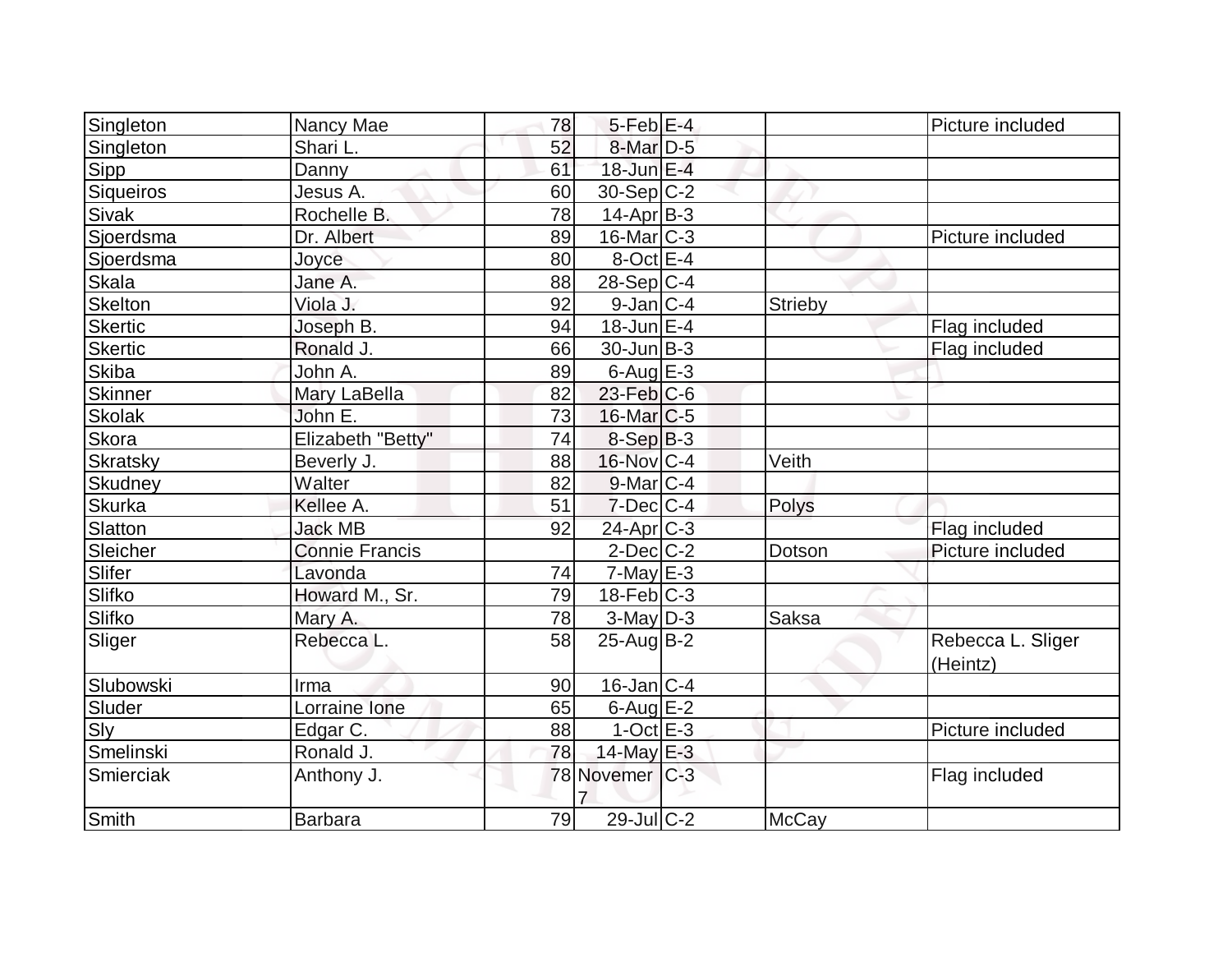| | | | | | | |
|---|---|---|---|---|---|---|
| Singleton | Nancy Mae | 78 | 5-Feb | E-4 | | Picture included |
| Singleton | Shari L. | 52 | 8-Mar | D-5 | | |
| Sipp | Danny | 61 | 18-Jun | E-4 | | |
| Siqueiros | Jesus A. | 60 | 30-Sep | C-2 | | |
| Sivak | Rochelle B. | 78 | 14-Apr | B-3 | | |
| Sjoerdsma | Dr. Albert | 89 | 16-Mar | C-3 | | Picture included |
| Sjoerdsma | Joyce | 80 | 8-Oct | E-4 | | |
| Skala | Jane A. | 88 | 28-Sep | C-4 | | |
| Skelton | Viola J. | 92 | 9-Jan | C-4 | Strieby | |
| Skertic | Joseph B. | 94 | 18-Jun | E-4 | | Flag included |
| Skertic | Ronald J. | 66 | 30-Jun | B-3 | | Flag included |
| Skiba | John A. | 89 | 6-Aug | E-3 | | |
| Skinner | Mary LaBella | 82 | 23-Feb | C-6 | | |
| Skolak | John E. | 73 | 16-Mar | C-5 | | |
| Skora | Elizabeth "Betty" | 74 | 8-Sep | B-3 | | |
| Skratsky | Beverly J. | 88 | 16-Nov | C-4 | Veith | |
| Skudney | Walter | 82 | 9-Mar | C-4 | | |
| Skurka | Kellee A. | 51 | 7-Dec | C-4 | Polys | |
| Slatton | Jack MB | 92 | 24-Apr | C-3 | | Flag included |
| Sleicher | Connie Francis | | 2-Dec | C-2 | Dotson | Picture included |
| Slifer | Lavonda | 74 | 7-May | E-3 | | |
| Slifko | Howard M., Sr. | 79 | 18-Feb | C-3 | | |
| Slifko | Mary A. | 78 | 3-May | D-3 | Saksa | |
| Sliger | Rebecca L. | 58 | 25-Aug | B-2 | | Rebecca L. Sliger (Heintz) |
| Slubowski | Irma | 90 | 16-Jan | C-4 | | |
| Sluder | Lorraine Ione | 65 | 6-Aug | E-2 | | |
| Sly | Edgar C. | 88 | 1-Oct | E-3 | | Picture included |
| Smelinski | Ronald J. | 78 | 14-May | E-3 | | |
| Smierciak | Anthony J. | 78 | Novemer 7 | C-3 | | Flag included |
| Smith | Barbara | 79 | 29-Jul | C-2 | McCay | |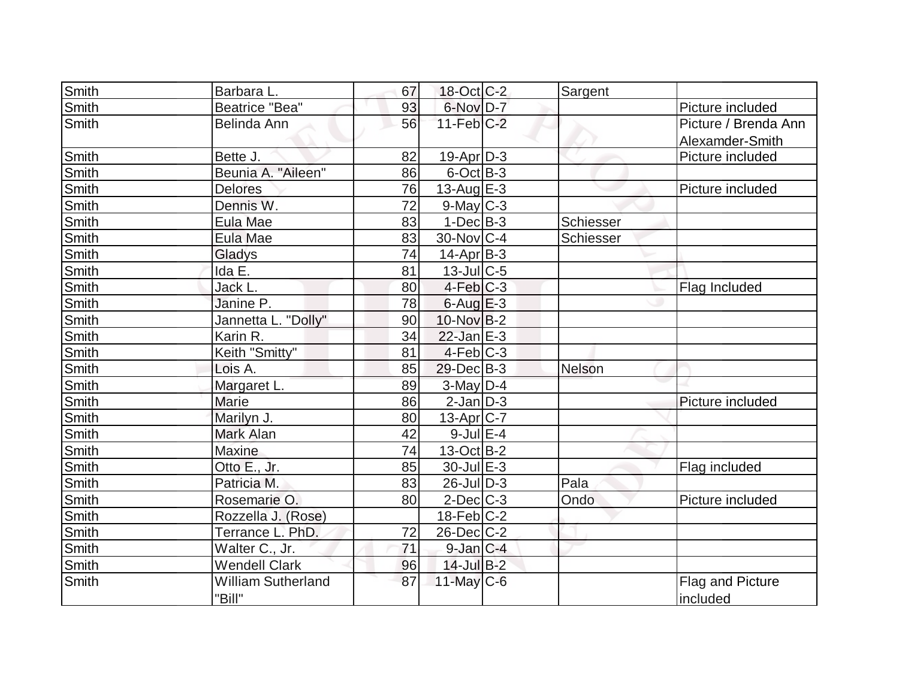| | | | | | | |
|---|---|---|---|---|---|---|
| Smith | Barbara L. | 67 | 18-Oct | C-2 | Sargent | |
| Smith | Beatrice "Bea" | 93 | 6-Nov | D-7 | | Picture included |
| Smith | Belinda Ann | 56 | 11-Feb | C-2 | | Picture / Brenda Ann Alexamder-Smith |
| Smith | Bette J. | 82 | 19-Apr | D-3 | | Picture included |
| Smith | Beunia A. "Aileen" | 86 | 6-Oct | B-3 | | |
| Smith | Delores | 76 | 13-Aug | E-3 | | Picture included |
| Smith | Dennis W. | 72 | 9-May | C-3 | | |
| Smith | Eula Mae | 83 | 1-Dec | B-3 | Schiesser | |
| Smith | Eula Mae | 83 | 30-Nov | C-4 | Schiesser | |
| Smith | Gladys | 74 | 14-Apr | B-3 | | |
| Smith | Ida E. | 81 | 13-Jul | C-5 | | |
| Smith | Jack L. | 80 | 4-Feb | C-3 | | Flag Included |
| Smith | Janine P. | 78 | 6-Aug | E-3 | | |
| Smith | Jannetta L. "Dolly" | 90 | 10-Nov | B-2 | | |
| Smith | Karin R. | 34 | 22-Jan | E-3 | | |
| Smith | Keith "Smitty" | 81 | 4-Feb | C-3 | | |
| Smith | Lois A. | 85 | 29-Dec | B-3 | Nelson | |
| Smith | Margaret L. | 89 | 3-May | D-4 | | |
| Smith | Marie | 86 | 2-Jan | D-3 | | Picture included |
| Smith | Marilyn J. | 80 | 13-Apr | C-7 | | |
| Smith | Mark Alan | 42 | 9-Jul | E-4 | | |
| Smith | Maxine | 74 | 13-Oct | B-2 | | |
| Smith | Otto E., Jr. | 85 | 30-Jul | E-3 | | Flag included |
| Smith | Patricia M. | 83 | 26-Jul | D-3 | Pala | |
| Smith | Rosemarie O. | 80 | 2-Dec | C-3 | Ondo | Picture included |
| Smith | Rozzella J. (Rose) | | 18-Feb | C-2 | | |
| Smith | Terrance L. PhD. | 72 | 26-Dec | C-2 | | |
| Smith | Walter C., Jr. | 71 | 9-Jan | C-4 | | |
| Smith | Wendell Clark | 96 | 14-Jul | B-2 | | |
| Smith | William Sutherland "Bill" | 87 | 11-May | C-6 | | Flag and Picture included |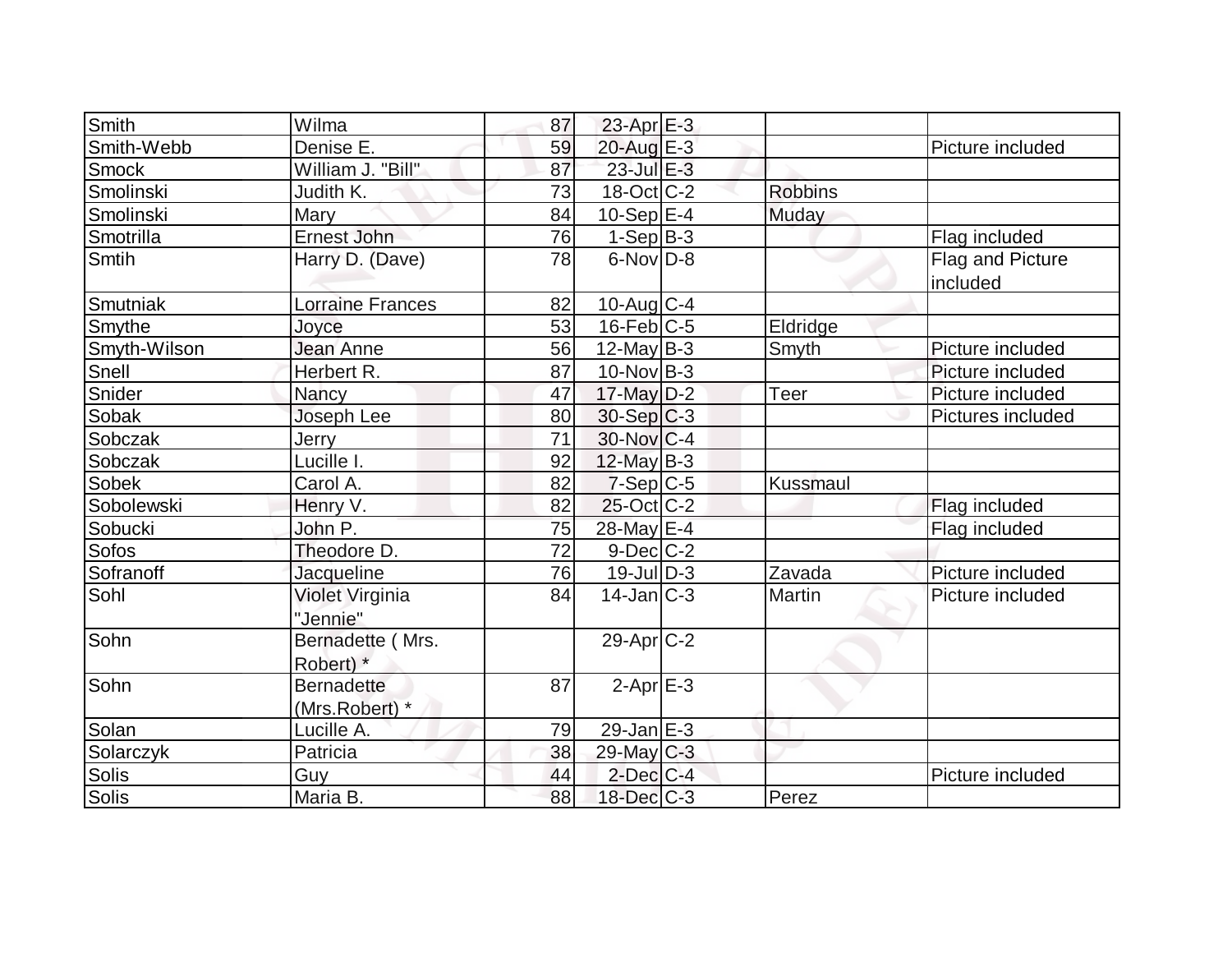| | | | | | | |
|---|---|---|---|---|---|---|
| Smith | Wilma | 87 | 23-Apr | E-3 | | |
| Smith-Webb | Denise E. | 59 | 20-Aug | E-3 | | Picture included |
| Smock | William J. "Bill" | 87 | 23-Jul | E-3 | | |
| Smolinski | Judith K. | 73 | 18-Oct | C-2 | Robbins | |
| Smolinski | Mary | 84 | 10-Sep | E-4 | Muday | |
| Smotrilla | Ernest John | 76 | 1-Sep | B-3 | | Flag included |
| Smtih | Harry D. (Dave) | 78 | 6-Nov | D-8 | | Flag and Picture included |
| Smutniak | Lorraine Frances | 82 | 10-Aug | C-4 | | |
| Smythe | Joyce | 53 | 16-Feb | C-5 | Eldridge | |
| Smyth-Wilson | Jean Anne | 56 | 12-May | B-3 | Smyth | Picture included |
| Snell | Herbert R. | 87 | 10-Nov | B-3 | | Picture included |
| Snider | Nancy | 47 | 17-May | D-2 | Teer | Picture included |
| Sobak | Joseph Lee | 80 | 30-Sep | C-3 | | Pictures included |
| Sobczak | Jerry | 71 | 30-Nov | C-4 | | |
| Sobczak | Lucille I. | 92 | 12-May | B-3 | | |
| Sobek | Carol A. | 82 | 7-Sep | C-5 | Kussmaul | |
| Sobolewski | Henry V. | 82 | 25-Oct | C-2 | | Flag included |
| Sobucki | John P. | 75 | 28-May | E-4 | | Flag included |
| Sofos | Theodore D. | 72 | 9-Dec | C-2 | | |
| Sofranoff | Jacqueline | 76 | 19-Jul | D-3 | Zavada | Picture included |
| Sohl | Violet Virginia "Jennie" | 84 | 14-Jan | C-3 | Martin | Picture included |
| Sohn | Bernadette ( Mrs. Robert) * | | 29-Apr | C-2 | | |
| Sohn | Bernadette (Mrs.Robert) * | 87 | 2-Apr | E-3 | | |
| Solan | Lucille A. | 79 | 29-Jan | E-3 | | |
| Solarczyk | Patricia | 38 | 29-May | C-3 | | |
| Solis | Guy | 44 | 2-Dec | C-4 | | Picture included |
| Solis | Maria B. | 88 | 18-Dec | C-3 | Perez | |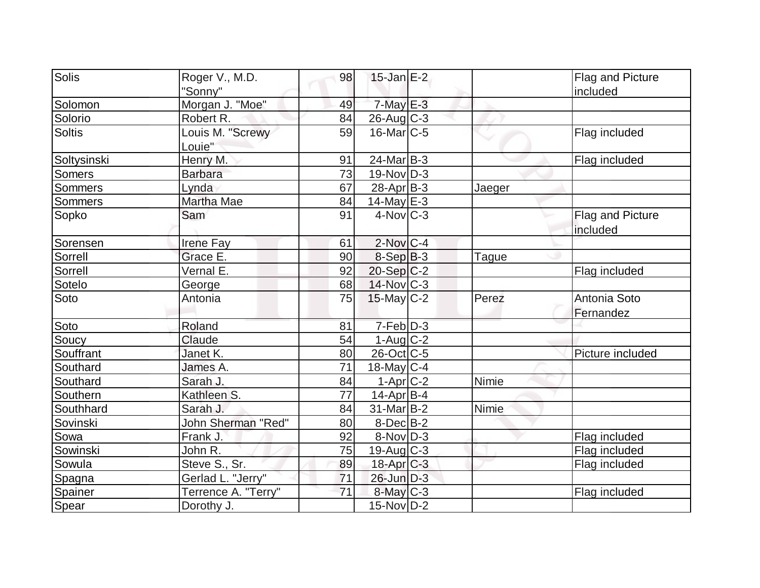| | | | | | | |
|---|---|---|---|---|---|---|
| Solis | Roger V., M.D. "Sonny" | 98 | 15-Jan | E-2 | | Flag and Picture included |
| Solomon | Morgan J. "Moe" | 49 | 7-May | E-3 | | |
| Solorio | Robert R. | 84 | 26-Aug | C-3 | | |
| Soltis | Louis M. "Screwy Louie" | 59 | 16-Mar | C-5 | | Flag included |
| Soltysinski | Henry M. | 91 | 24-Mar | B-3 | | Flag included |
| Somers | Barbara | 73 | 19-Nov | D-3 | | |
| Sommers | Lynda | 67 | 28-Apr | B-3 | Jaeger | |
| Sommers | Martha Mae | 84 | 14-May | E-3 | | |
| Sopko | Sam | 91 | 4-Nov | C-3 | | Flag and Picture included |
| Sorensen | Irene Fay | 61 | 2-Nov | C-4 | | |
| Sorrell | Grace E. | 90 | 8-Sep | B-3 | Tague | |
| Sorrell | Vernal E. | 92 | 20-Sep | C-2 | | Flag included |
| Sotelo | George | 68 | 14-Nov | C-3 | | |
| Soto | Antonia | 75 | 15-May | C-2 | Perez | Antonia Soto Fernandez |
| Soto | Roland | 81 | 7-Feb | D-3 | | |
| Soucy | Claude | 54 | 1-Aug | C-2 | | |
| Souffrant | Janet K. | 80 | 26-Oct | C-5 | | Picture included |
| Southard | James A. | 71 | 18-May | C-4 | | |
| Southard | Sarah J. | 84 | 1-Apr | C-2 | Nimie | |
| Southern | Kathleen S. | 77 | 14-Apr | B-4 | | |
| Southhard | Sarah J. | 84 | 31-Mar | B-2 | Nimie | |
| Sovinski | John Sherman "Red" | 80 | 8-Dec | B-2 | | |
| Sowa | Frank J. | 92 | 8-Nov | D-3 | | Flag included |
| Sowinski | John R. | 75 | 19-Aug | C-3 | | Flag included |
| Sowula | Steve S., Sr. | 89 | 18-Apr | C-3 | | Flag included |
| Spagna | Gerlad L. "Jerry" | 71 | 26-Jun | D-3 | | |
| Spainer | Terrence A. "Terry" | 71 | 8-May | C-3 | | Flag included |
| Spear | Dorothy J. | | 15-Nov | D-2 | | |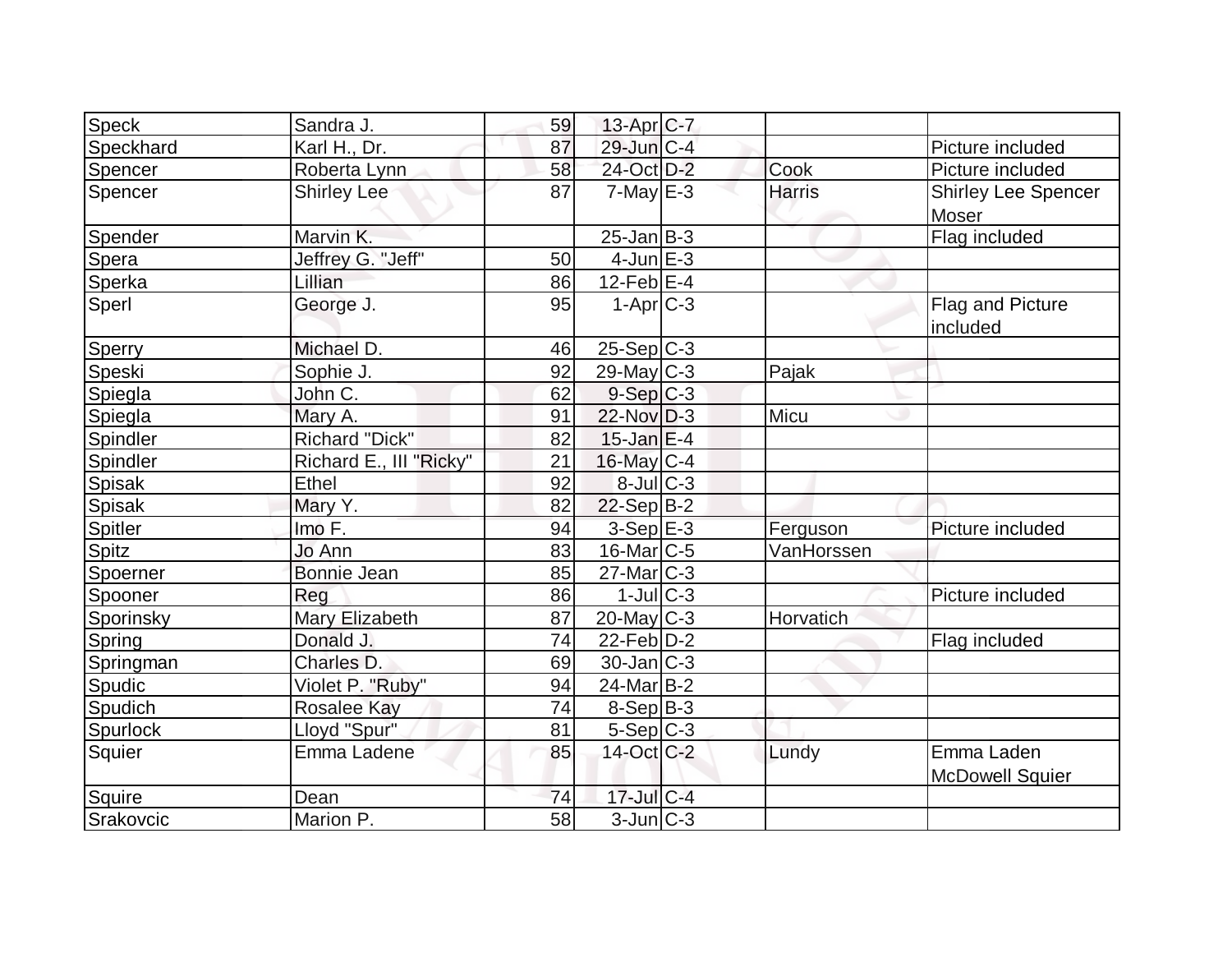| | | | | | | |
|---|---|---|---|---|---|---|
| Speck | Sandra J. | 59 | 13-Apr | C-7 | | |
| Speckhard | Karl H., Dr. | 87 | 29-Jun | C-4 | | Picture included |
| Spencer | Roberta Lynn | 58 | 24-Oct | D-2 | Cook | Picture included |
| Spencer | Shirley Lee | 87 | 7-May | E-3 | Harris | Shirley Lee Spencer Moser |
| Spender | Marvin K. | | 25-Jan | B-3 | | Flag included |
| Spera | Jeffrey G. "Jeff" | 50 | 4-Jun | E-3 | | |
| Sperka | Lillian | 86 | 12-Feb | E-4 | | |
| Sperl | George J. | 95 | 1-Apr | C-3 | | Flag and Picture included |
| Sperry | Michael D. | 46 | 25-Sep | C-3 | | |
| Speski | Sophie J. | 92 | 29-May | C-3 | Pajak | |
| Spiegla | John C. | 62 | 9-Sep | C-3 | | |
| Spiegla | Mary A. | 91 | 22-Nov | D-3 | Micu | |
| Spindler | Richard "Dick" | 82 | 15-Jan | E-4 | | |
| Spindler | Richard E., III "Ricky" | 21 | 16-May | C-4 | | |
| Spisak | Ethel | 92 | 8-Jul | C-3 | | |
| Spisak | Mary Y. | 82 | 22-Sep | B-2 | | |
| Spitler | Imo F. | 94 | 3-Sep | E-3 | Ferguson | Picture included |
| Spitz | Jo Ann | 83 | 16-Mar | C-5 | VanHorssen | |
| Spoerner | Bonnie Jean | 85 | 27-Mar | C-3 | | |
| Spooner | Reg | 86 | 1-Jul | C-3 | | Picture included |
| Sporinsky | Mary Elizabeth | 87 | 20-May | C-3 | Horvatich | |
| Spring | Donald J. | 74 | 22-Feb | D-2 | | Flag included |
| Springman | Charles D. | 69 | 30-Jan | C-3 | | |
| Spudic | Violet P. "Ruby" | 94 | 24-Mar | B-2 | | |
| Spudich | Rosalee Kay | 74 | 8-Sep | B-3 | | |
| Spurlock | Lloyd "Spur" | 81 | 5-Sep | C-3 | | |
| Squier | Emma Ladene | 85 | 14-Oct | C-2 | Lundy | Emma Laden McDowell Squier |
| Squire | Dean | 74 | 17-Jul | C-4 | | |
| Srakovcic | Marion P. | 58 | 3-Jun | C-3 | | |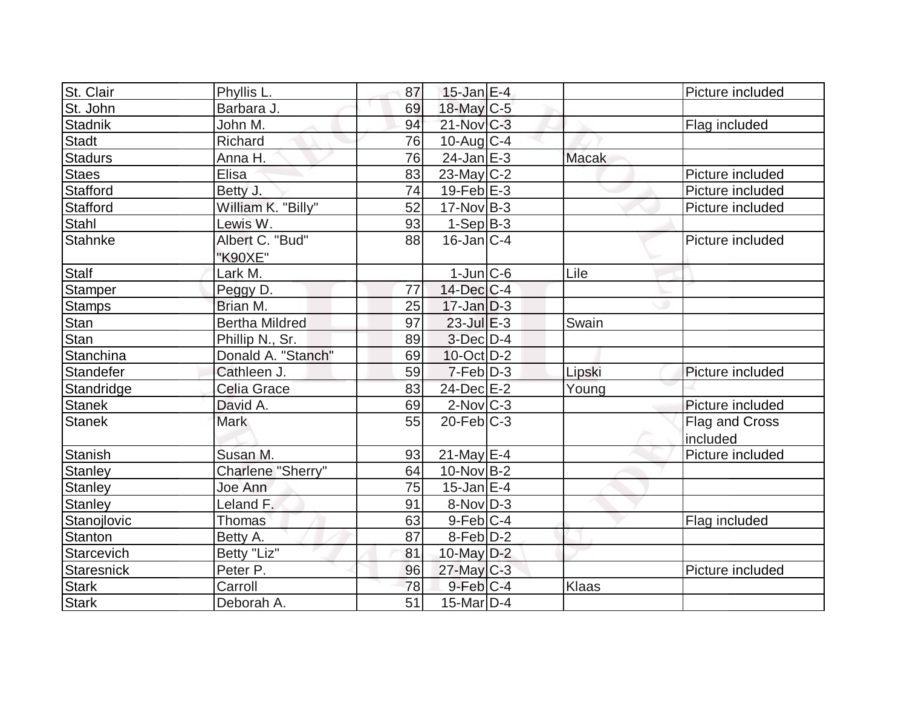| | | | | | | |
|---|---|---|---|---|---|---|
| St. Clair | Phyllis L. | 87 | 15-Jan | E-4 | | Picture included |
| St. John | Barbara J. | 69 | 18-May | C-5 | | |
| Stadnik | John M. | 94 | 21-Nov | C-3 | | Flag included |
| Stadt | Richard | 76 | 10-Aug | C-4 | | |
| Stadurs | Anna H. | 76 | 24-Jan | E-3 | Macak | |
| Staes | Elisa | 83 | 23-May | C-2 | | Picture included |
| Stafford | Betty J. | 74 | 19-Feb | E-3 | | Picture included |
| Stafford | William K. "Billy" | 52 | 17-Nov | B-3 | | Picture included |
| Stahl | Lewis W. | 93 | 1-Sep | B-3 | | |
| Stahnke | Albert C. "Bud" "K90XE" | 88 | 16-Jan | C-4 | | Picture included |
| Stalf | Lark M. | | 1-Jun | C-6 | Lile | |
| Stamper | Peggy D. | 77 | 14-Dec | C-4 | | |
| Stamps | Brian M. | 25 | 17-Jan | D-3 | | |
| Stan | Bertha Mildred | 97 | 23-Jul | E-3 | Swain | |
| Stan | Phillip N., Sr. | 89 | 3-Dec | D-4 | | |
| Stanchina | Donald A. "Stanch" | 69 | 10-Oct | D-2 | | |
| Standefer | Cathleen J. | 59 | 7-Feb | D-3 | Lipski | Picture included |
| Standridge | Celia Grace | 83 | 24-Dec | E-2 | Young | |
| Stanek | David A. | 69 | 2-Nov | C-3 | | Picture included |
| Stanek | Mark | 55 | 20-Feb | C-3 | | Flag and Cross included |
| Stanish | Susan M. | 93 | 21-May | E-4 | | Picture included |
| Stanley | Charlene "Sherry" | 64 | 10-Nov | B-2 | | |
| Stanley | Joe Ann | 75 | 15-Jan | E-4 | | |
| Stanley | Leland F. | 91 | 8-Nov | D-3 | | |
| Stanojlovic | Thomas | 63 | 9-Feb | C-4 | | Flag included |
| Stanton | Betty A. | 87 | 8-Feb | D-2 | | |
| Starcevich | Betty "Liz" | 81 | 10-May | D-2 | | |
| Staresnick | Peter P. | 96 | 27-May | C-3 | | Picture included |
| Stark | Carroll | 78 | 9-Feb | C-4 | Klaas | |
| Stark | Deborah A. | 51 | 15-Mar | D-4 | | |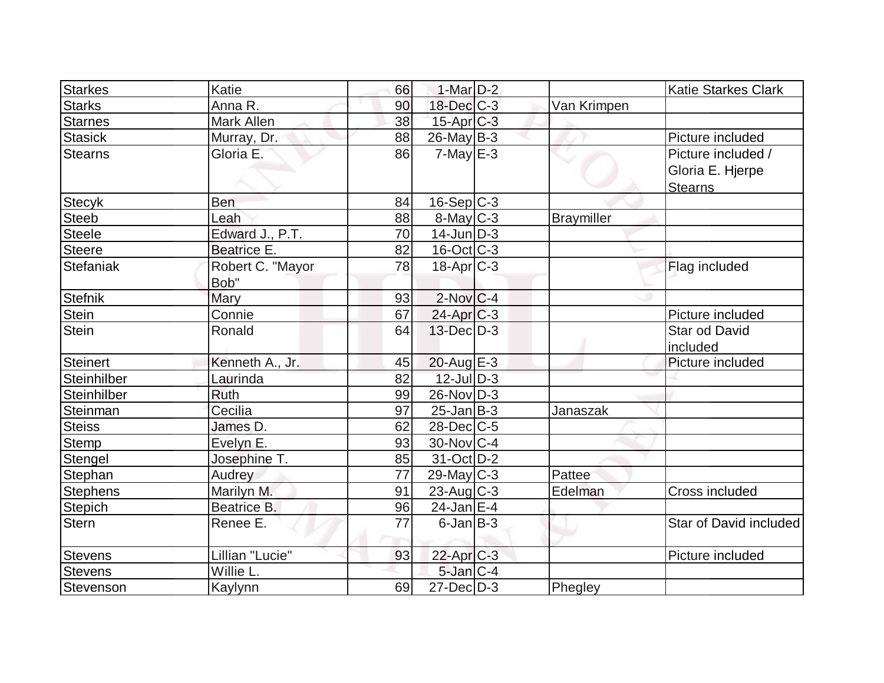| | | | | | | |
|---|---|---|---|---|---|---|
| Starkes | Katie | 66 | 1-Mar | D-2 | | Katie Starkes Clark |
| Starks | Anna R. | 90 | 18-Dec | C-3 | Van Krimpen | |
| Starnes | Mark Allen | 38 | 15-Apr | C-3 | | |
| Stasick | Murray, Dr. | 88 | 26-May | B-3 | | Picture included |
| Stearns | Gloria E. | 86 | 7-May | E-3 | | Picture included / Gloria E. Hjerpe Stearns |
| Stecyk | Ben | 84 | 16-Sep | C-3 | | |
| Steeb | Leah | 88 | 8-May | C-3 | Braymiller | |
| Steele | Edward J., P.T. | 70 | 14-Jun | D-3 | | |
| Steere | Beatrice E. | 82 | 16-Oct | C-3 | | |
| Stefaniak | Robert C. "Mayor Bob" | 78 | 18-Apr | C-3 | | Flag included |
| Stefnik | Mary | 93 | 2-Nov | C-4 | | |
| Stein | Connie | 67 | 24-Apr | C-3 | | Picture included |
| Stein | Ronald | 64 | 13-Dec | D-3 | | Star od David included |
| Steinert | Kenneth A., Jr. | 45 | 20-Aug | E-3 | | Picture included |
| Steinhilber | Laurinda | 82 | 12-Jul | D-3 | | |
| Steinhilber | Ruth | 99 | 26-Nov | D-3 | | |
| Steinman | Cecilia | 97 | 25-Jan | B-3 | Janaszak | |
| Steiss | James D. | 62 | 28-Dec | C-5 | | |
| Stemp | Evelyn E. | 93 | 30-Nov | C-4 | | |
| Stengel | Josephine T. | 85 | 31-Oct | D-2 | | |
| Stephan | Audrey | 77 | 29-May | C-3 | Pattee | |
| Stephens | Marilyn M. | 91 | 23-Aug | C-3 | Edelman | Cross included |
| Stepich | Beatrice B. | 96 | 24-Jan | E-4 | | |
| Stern | Renee E. | 77 | 6-Jan | B-3 | | Star of David included |
| Stevens | Lillian "Lucie" | 93 | 22-Apr | C-3 | | Picture included |
| Stevens | Willie L. | | 5-Jan | C-4 | | |
| Stevenson | Kaylynn | 69 | 27-Dec | D-3 | Phegley | |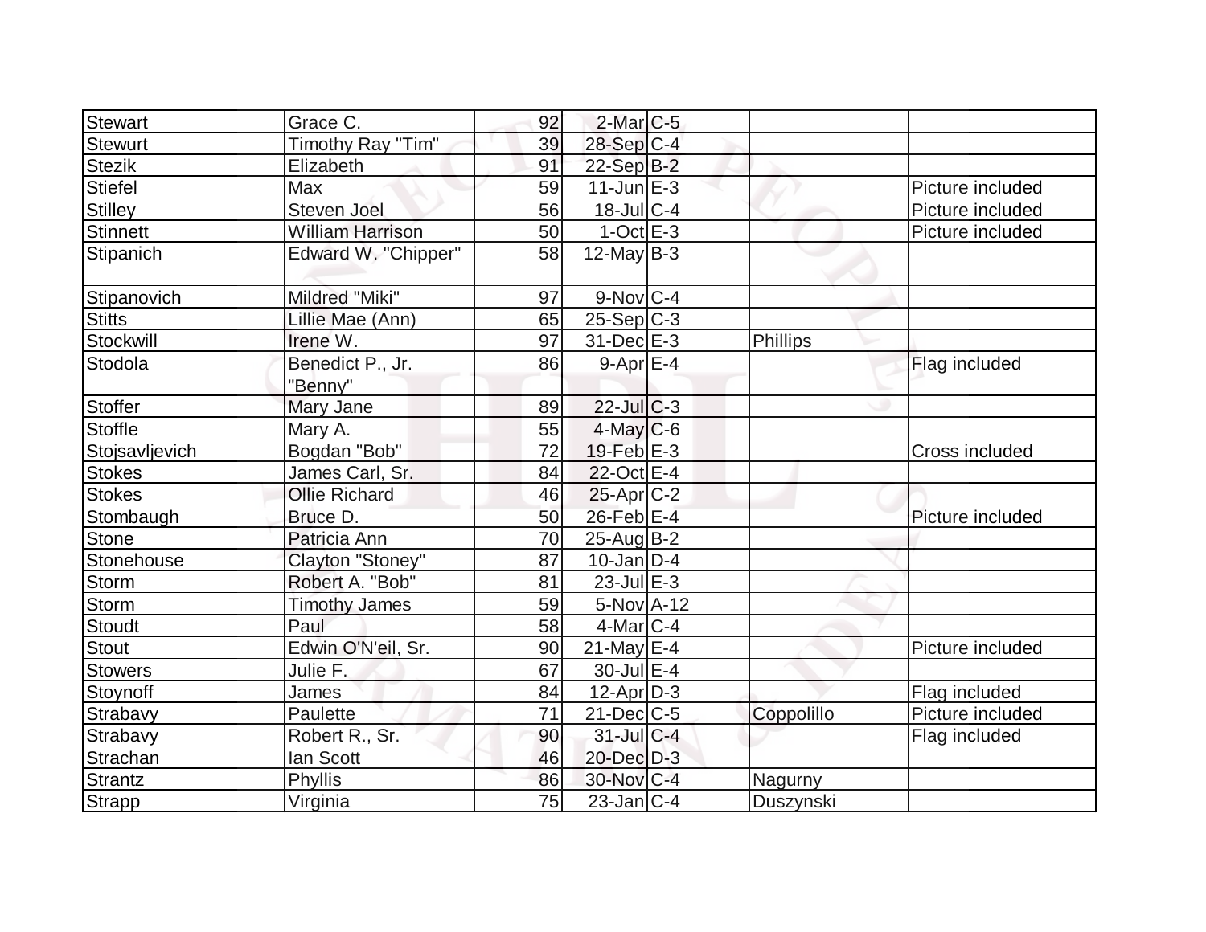| Stewart | Grace C. | 92 | 2-Mar | C-5 | | |
|---|---|---|---|---|---|---|
| Stewurt | Timothy Ray "Tim" | 39 | 28-Sep | C-4 | | |
| Stezik | Elizabeth | 91 | 22-Sep | B-2 | | |
| Stiefel | Max | 59 | 11-Jun | E-3 | | Picture included |
| Stilley | Steven Joel | 56 | 18-Jul | C-4 | | Picture included |
| Stinnett | William Harrison | 50 | 1-Oct | E-3 | | Picture included |
| Stipanich | Edward W. "Chipper" | 58 | 12-May | B-3 | | |
| Stipanovich | Mildred "Miki" | 97 | 9-Nov | C-4 | | |
| Stitts | Lillie Mae (Ann) | 65 | 25-Sep | C-3 | | |
| Stockwill | Irene W. | 97 | 31-Dec | E-3 | Phillips | |
| Stodola | Benedict P., Jr. "Benny" | 86 | 9-Apr | E-4 | | Flag included |
| Stoffer | Mary Jane | 89 | 22-Jul | C-3 | | |
| Stoffle | Mary A. | 55 | 4-May | C-6 | | |
| Stojsavljevich | Bogdan "Bob" | 72 | 19-Feb | E-3 | | Cross included |
| Stokes | James Carl, Sr. | 84 | 22-Oct | E-4 | | |
| Stokes | Ollie Richard | 46 | 25-Apr | C-2 | | |
| Stombaugh | Bruce D. | 50 | 26-Feb | E-4 | | Picture included |
| Stone | Patricia Ann | 70 | 25-Aug | B-2 | | |
| Stonehouse | Clayton "Stoney" | 87 | 10-Jan | D-4 | | |
| Storm | Robert A. "Bob" | 81 | 23-Jul | E-3 | | |
| Storm | Timothy James | 59 | 5-Nov | A-12 | | |
| Stoudt | Paul | 58 | 4-Mar | C-4 | | |
| Stout | Edwin O'N'eil, Sr. | 90 | 21-May | E-4 | | Picture included |
| Stowers | Julie F. | 67 | 30-Jul | E-4 | | |
| Stoynoff | James | 84 | 12-Apr | D-3 | | Flag included |
| Strabavy | Paulette | 71 | 21-Dec | C-5 | Coppolillo | Picture included |
| Strabavy | Robert R., Sr. | 90 | 31-Jul | C-4 | | Flag included |
| Strachan | Ian Scott | 46 | 20-Dec | D-3 | | |
| Strantz | Phyllis | 86 | 30-Nov | C-4 | Nagurny | |
| Strapp | Virginia | 75 | 23-Jan | C-4 | Duszynski | |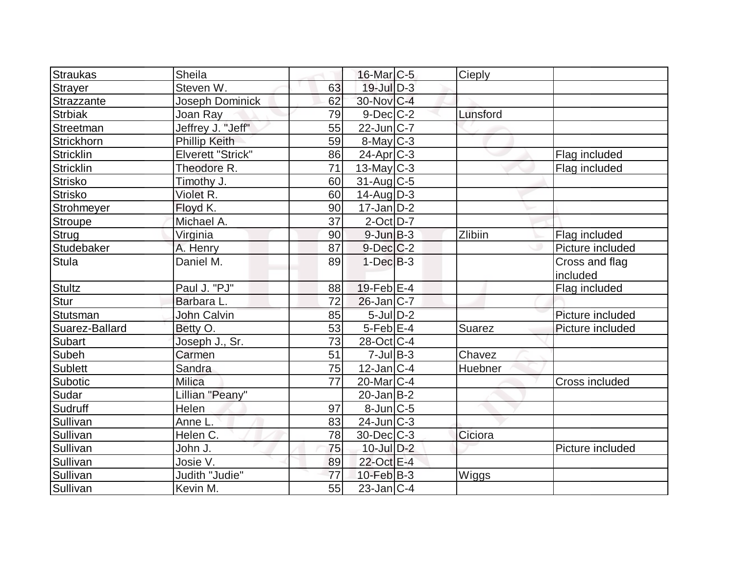| Straukas | Sheila | | 16-Mar | C-5 | Cieply | |
|---|---|---|---|---|---|---|
| Strayer | Steven W. | 63 | 19-Jul | D-3 | | |
| Strazzante | Joseph Dominick | 62 | 30-Nov | C-4 | | |
| Strbiak | Joan Ray | 79 | 9-Dec | C-2 | Lunsford | |
| Streetman | Jeffrey J. "Jeff" | 55 | 22-Jun | C-7 | | |
| Strickhorn | Phillip Keith | 59 | 8-May | C-3 | | |
| Stricklin | Elverett "Strick" | 86 | 24-Apr | C-3 | | Flag included |
| Stricklin | Theodore R. | 71 | 13-May | C-3 | | Flag included |
| Strisko | Timothy J. | 60 | 31-Aug | C-5 | | |
| Strisko | Violet R. | 60 | 14-Aug | D-3 | | |
| Strohmeyer | Floyd K. | 90 | 17-Jan | D-2 | | |
| Stroupe | Michael A. | 37 | 2-Oct | D-7 | | |
| Strug | Virginia | 90 | 9-Jun | B-3 | Zlibiin | Flag included |
| Studebaker | A. Henry | 87 | 9-Dec | C-2 | | Picture included |
| Stula | Daniel M. | 89 | 1-Dec | B-3 | | Cross and flag included |
| Stultz | Paul J. "PJ" | 88 | 19-Feb | E-4 | | Flag included |
| Stur | Barbara L. | 72 | 26-Jan | C-7 | | |
| Stutsman | John Calvin | 85 | 5-Jul | D-2 | | Picture included |
| Suarez-Ballard | Betty O. | 53 | 5-Feb | E-4 | Suarez | Picture included |
| Subart | Joseph J., Sr. | 73 | 28-Oct | C-4 | | |
| Subeh | Carmen | 51 | 7-Jul | B-3 | Chavez | |
| Sublett | Sandra | 75 | 12-Jan | C-4 | Huebner | |
| Subotic | Milica | 77 | 20-Mar | C-4 | | Cross included |
| Sudar | Lillian "Peany" | | 20-Jan | B-2 | | |
| Sudruff | Helen | 97 | 8-Jun | C-5 | | |
| Sullivan | Anne L. | 83 | 24-Jun | C-3 | | |
| Sullivan | Helen C. | 78 | 30-Dec | C-3 | Ciciora | |
| Sullivan | John J. | 75 | 10-Jul | D-2 | | Picture included |
| Sullivan | Josie V. | 89 | 22-Oct | E-4 | | |
| Sullivan | Judith "Judie" | 77 | 10-Feb | B-3 | Wiggs | |
| Sullivan | Kevin M. | 55 | 23-Jan | C-4 | | |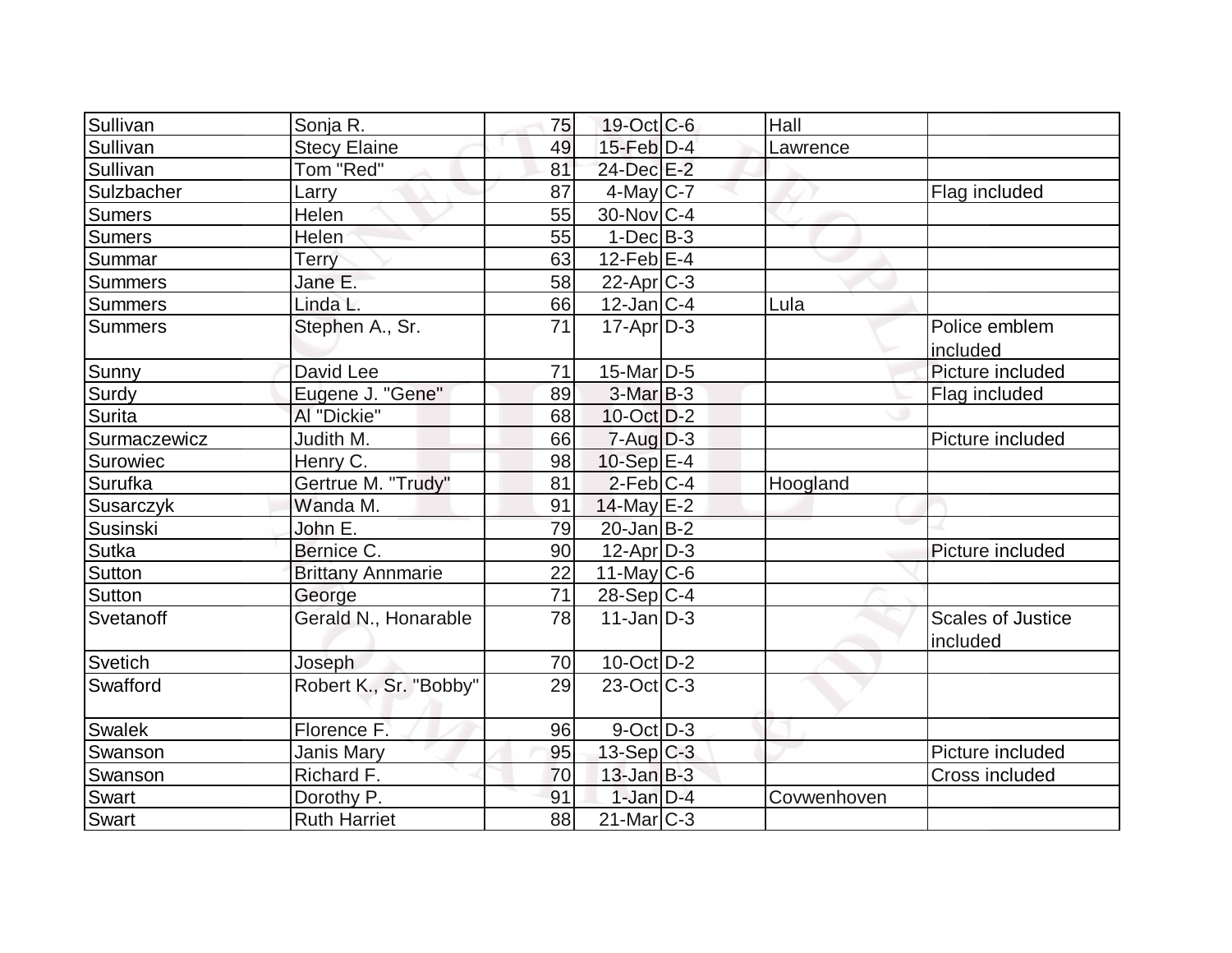| Sullivan | Sonja R. | 75 | 19-Oct | C-6 | Hall | |
|---|---|---|---|---|---|---|
| Sullivan | Stecy Elaine | 49 | 15-Feb | D-4 | Lawrence | |
| Sullivan | Tom "Red" | 81 | 24-Dec | E-2 | | |
| Sulzbacher | Larry | 87 | 4-May | C-7 | | Flag included |
| Sumers | Helen | 55 | 30-Nov | C-4 | | |
| Sumers | Helen | 55 | 1-Dec | B-3 | | |
| Summar | Terry | 63 | 12-Feb | E-4 | | |
| Summers | Jane E. | 58 | 22-Apr | C-3 | | |
| Summers | Linda L. | 66 | 12-Jan | C-4 | Lula | |
| Summers | Stephen A., Sr. | 71 | 17-Apr | D-3 | | Police emblem included |
| Sunny | David Lee | 71 | 15-Mar | D-5 | | Picture included |
| Surdy | Eugene J. "Gene" | 89 | 3-Mar | B-3 | | Flag included |
| Surita | Al "Dickie" | 68 | 10-Oct | D-2 | | |
| Surmaczewicz | Judith M. | 66 | 7-Aug | D-3 | | Picture included |
| Surowiec | Henry C. | 98 | 10-Sep | E-4 | | |
| Surufka | Gertrue M. "Trudy" | 81 | 2-Feb | C-4 | Hoogland | |
| Susarczyk | Wanda M. | 91 | 14-May | E-2 | | |
| Susinski | John E. | 79 | 20-Jan | B-2 | | |
| Sutka | Bernice C. | 90 | 12-Apr | D-3 | | Picture included |
| Sutton | Brittany Annmarie | 22 | 11-May | C-6 | | |
| Sutton | George | 71 | 28-Sep | C-4 | | |
| Svetanoff | Gerald N., Honarable | 78 | 11-Jan | D-3 | | Scales of Justice included |
| Svetich | Joseph | 70 | 10-Oct | D-2 | | |
| Swafford | Robert K., Sr. "Bobby" | 29 | 23-Oct | C-3 | | |
| Swalek | Florence F. | 96 | 9-Oct | D-3 | | |
| Swanson | Janis Mary | 95 | 13-Sep | C-3 | | Picture included |
| Swanson | Richard F. | 70 | 13-Jan | B-3 | | Cross included |
| Swart | Dorothy P. | 91 | 1-Jan | D-4 | Covwenhoven | |
| Swart | Ruth Harriet | 88 | 21-Mar | C-3 | | |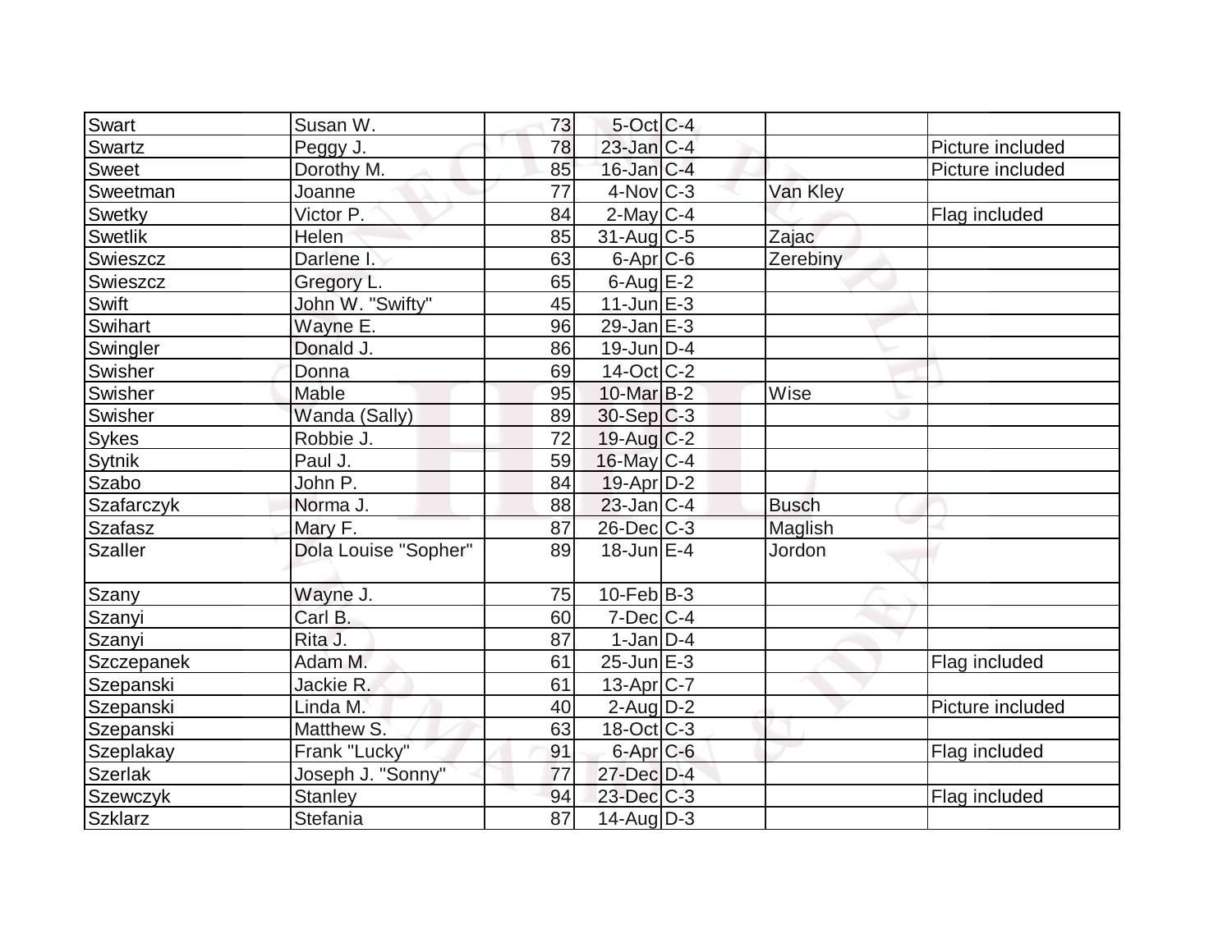| | | | | | | |
|---|---|---|---|---|---|---|
| Swart | Susan W. | 73 | 5-Oct | C-4 | | |
| Swartz | Peggy J. | 78 | 23-Jan | C-4 | | Picture included |
| Sweet | Dorothy M. | 85 | 16-Jan | C-4 | | Picture included |
| Sweetman | Joanne | 77 | 4-Nov | C-3 | Van Kley | |
| Swetky | Victor P. | 84 | 2-May | C-4 | | Flag included |
| Swetlik | Helen | 85 | 31-Aug | C-5 | Zajac | |
| Swieszcz | Darlene I. | 63 | 6-Apr | C-6 | Zerebiny | |
| Swieszcz | Gregory L. | 65 | 6-Aug | E-2 | | |
| Swift | John W. "Swifty" | 45 | 11-Jun | E-3 | | |
| Swihart | Wayne E. | 96 | 29-Jan | E-3 | | |
| Swingler | Donald J. | 86 | 19-Jun | D-4 | | |
| Swisher | Donna | 69 | 14-Oct | C-2 | | |
| Swisher | Mable | 95 | 10-Mar | B-2 | Wise | |
| Swisher | Wanda (Sally) | 89 | 30-Sep | C-3 | | |
| Sykes | Robbie J. | 72 | 19-Aug | C-2 | | |
| Sytnik | Paul J. | 59 | 16-May | C-4 | | |
| Szabo | John P. | 84 | 19-Apr | D-2 | | |
| Szafarczyk | Norma J. | 88 | 23-Jan | C-4 | Busch | |
| Szafasz | Mary F. | 87 | 26-Dec | C-3 | Maglish | |
| Szaller | Dola Louise "Sopher" | 89 | 18-Jun | E-4 | Jordon | |
| Szany | Wayne J. | 75 | 10-Feb | B-3 | | |
| Szanyi | Carl B. | 60 | 7-Dec | C-4 | | |
| Szanyi | Rita J. | 87 | 1-Jan | D-4 | | |
| Szczepanek | Adam M. | 61 | 25-Jun | E-3 | | Flag included |
| Szepanski | Jackie R. | 61 | 13-Apr | C-7 | | |
| Szepanski | Linda M. | 40 | 2-Aug | D-2 | | Picture included |
| Szepanski | Matthew S. | 63 | 18-Oct | C-3 | | |
| Szeplakay | Frank "Lucky" | 91 | 6-Apr | C-6 | | Flag included |
| Szerlak | Joseph J. "Sonny" | 77 | 27-Dec | D-4 | | |
| Szewczyk | Stanley | 94 | 23-Dec | C-3 | | Flag included |
| Szklarz | Stefania | 87 | 14-Aug | D-3 | | |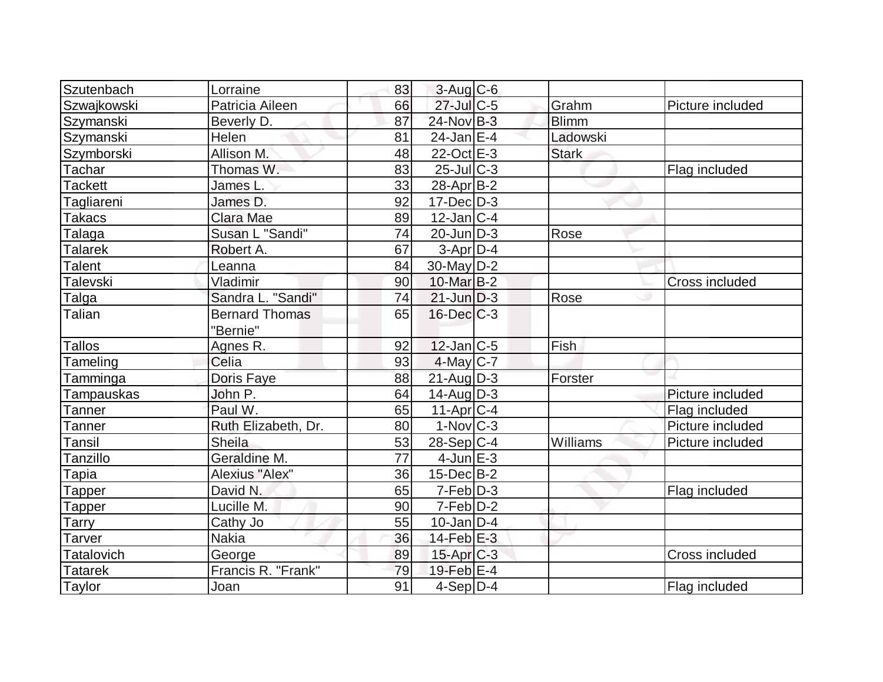| | | | | | | |
|---|---|---|---|---|---|---|
| Szutenbach | Lorraine | 83 | 3-Aug | C-6 | | |
| Szwajkowski | Patricia Aileen | 66 | 27-Jul | C-5 | Grahm | Picture included |
| Szymanski | Beverly D. | 87 | 24-Nov | B-3 | Blimm | |
| Szymanski | Helen | 81 | 24-Jan | E-4 | Ladowski | |
| Szymborski | Allison M. | 48 | 22-Oct | E-3 | Stark | |
| Tachar | Thomas W. | 83 | 25-Jul | C-3 | | Flag included |
| Tackett | James L. | 33 | 28-Apr | B-2 | | |
| Tagliareni | James D. | 92 | 17-Dec | D-3 | | |
| Takacs | Clara Mae | 89 | 12-Jan | C-4 | | |
| Talaga | Susan L "Sandi" | 74 | 20-Jun | D-3 | Rose | |
| Talarek | Robert A. | 67 | 3-Apr | D-4 | | |
| Talent | Leanna | 84 | 30-May | D-2 | | |
| Talevski | Vladimir | 90 | 10-Mar | B-2 | | Cross included |
| Talga | Sandra L. "Sandi" | 74 | 21-Jun | D-3 | Rose | |
| Talian | Bernard Thomas "Bernie" | 65 | 16-Dec | C-3 | | |
| Tallos | Agnes R. | 92 | 12-Jan | C-5 | Fish | |
| Tameling | Celia | 93 | 4-May | C-7 | | |
| Tamminga | Doris Faye | 88 | 21-Aug | D-3 | Forster | |
| Tampauskas | John P. | 64 | 14-Aug | D-3 | | Picture included |
| Tanner | Paul W. | 65 | 11-Apr | C-4 | | Flag included |
| Tanner | Ruth Elizabeth, Dr. | 80 | 1-Nov | C-3 | | Picture included |
| Tansil | Sheila | 53 | 28-Sep | C-4 | Williams | Picture included |
| Tanzillo | Geraldine M. | 77 | 4-Jun | E-3 | | |
| Tapia | Alexius "Alex" | 36 | 15-Dec | B-2 | | |
| Tapper | David N. | 65 | 7-Feb | D-3 | | Flag included |
| Tapper | Lucille M. | 90 | 7-Feb | D-2 | | |
| Tarry | Cathy Jo | 55 | 10-Jan | D-4 | | |
| Tarver | Nakia | 36 | 14-Feb | E-3 | | |
| Tatalovich | George | 89 | 15-Apr | C-3 | | Cross included |
| Tatarek | Francis R. "Frank" | 79 | 19-Feb | E-4 | | |
| Taylor | Joan | 91 | 4-Sep | D-4 | | Flag included |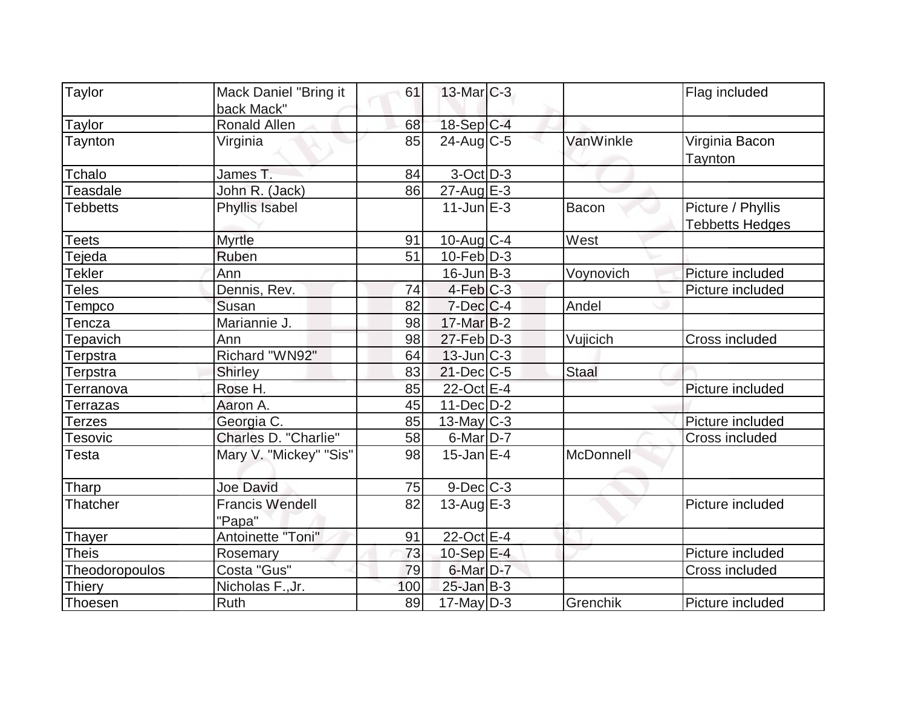| Taylor | Mack Daniel "Bring it back Mack" | 61 | 13-Mar | C-3 | | Flag included |
|---|---|---|---|---|---|---|
| Taylor | Ronald Allen | 68 | 18-Sep | C-4 | | |
| Taynton | Virginia | 85 | 24-Aug | C-5 | VanWinkle | Virginia Bacon Taynton |
| Tchalo | James T. | 84 | 3-Oct | D-3 | | |
| Teasdale | John R. (Jack) | 86 | 27-Aug | E-3 | | |
| Tebbetts | Phyllis Isabel | | 11-Jun | E-3 | Bacon | Picture / Phyllis Tebbetts Hedges |
| Teets | Myrtle | 91 | 10-Aug | C-4 | West | |
| Tejeda | Ruben | 51 | 10-Feb | D-3 | | |
| Tekler | Ann | | 16-Jun | B-3 | Voynovich | Picture included |
| Teles | Dennis, Rev. | 74 | 4-Feb | C-3 | | Picture included |
| Tempco | Susan | 82 | 7-Dec | C-4 | Andel | |
| Tencza | Mariannie J. | 98 | 17-Mar | B-2 | | |
| Tepavich | Ann | 98 | 27-Feb | D-3 | Vujicich | Cross included |
| Terpstra | Richard "WN92" | 64 | 13-Jun | C-3 | | |
| Terpstra | Shirley | 83 | 21-Dec | C-5 | Staal | |
| Terranova | Rose H. | 85 | 22-Oct | E-4 | | Picture included |
| Terrazas | Aaron A. | 45 | 11-Dec | D-2 | | |
| Terzes | Georgia C. | 85 | 13-May | C-3 | | Picture included |
| Tesovic | Charles D. "Charlie" | 58 | 6-Mar | D-7 | | Cross included |
| Testa | Mary V. "Mickey" "Sis" | 98 | 15-Jan | E-4 | McDonnell | |
| Tharp | Joe David | 75 | 9-Dec | C-3 | | |
| Thatcher | Francis Wendell "Papa" | 82 | 13-Aug | E-3 | | Picture included |
| Thayer | Antoinette "Toni" | 91 | 22-Oct | E-4 | | |
| Theis | Rosemary | 73 | 10-Sep | E-4 | | Picture included |
| Theodoropoulos | Costa "Gus" | 79 | 6-Mar | D-7 | | Cross included |
| Thiery | Nicholas F.,Jr. | 100 | 25-Jan | B-3 | | |
| Thoesen | Ruth | 89 | 17-May | D-3 | Grenchik | Picture included |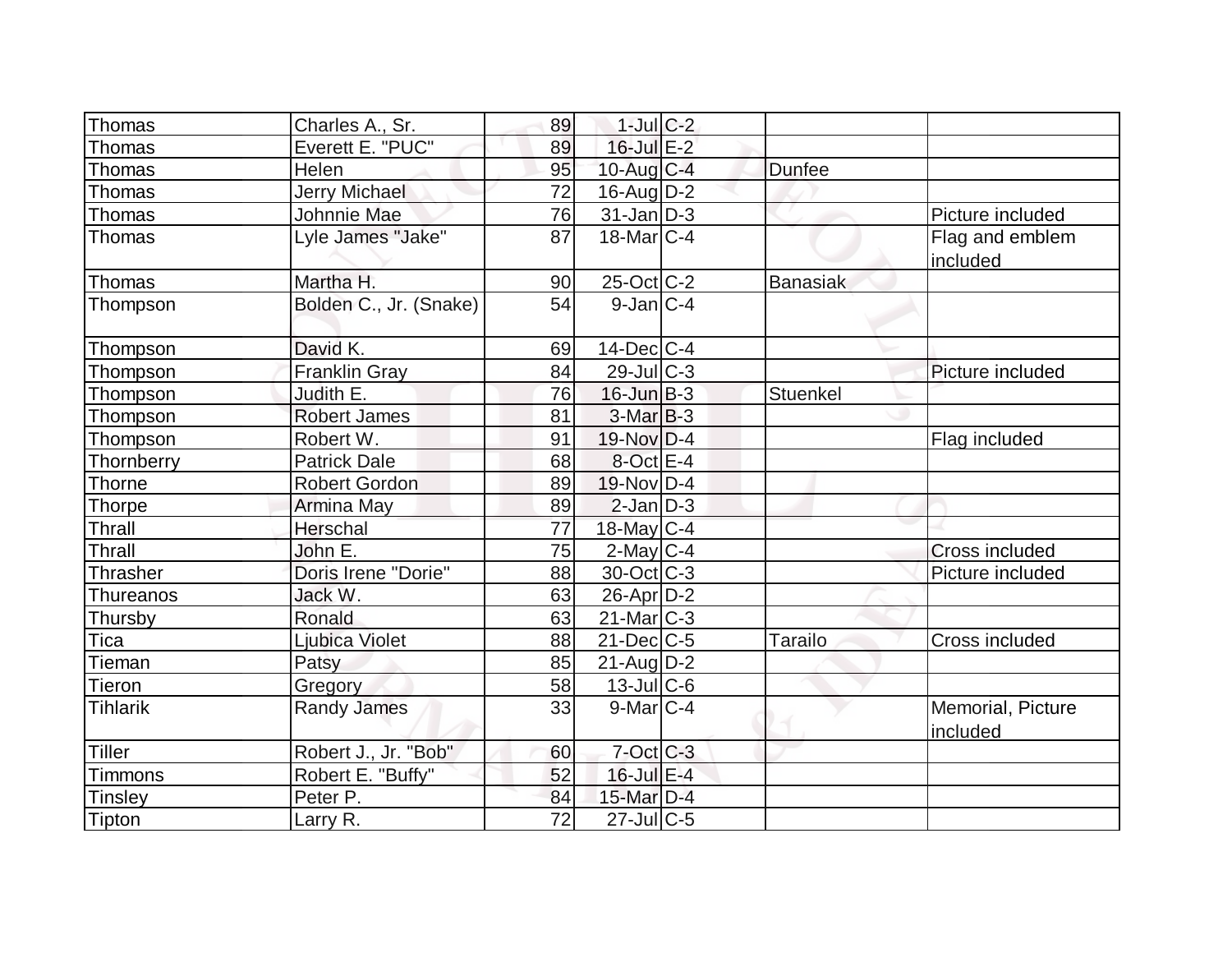| Thomas | Charles A., Sr. | 89 | 1-Jul | C-2 | | |
|---|---|---|---|---|---|---|
| Thomas | Everett E. "PUC" | 89 | 16-Jul | E-2 | | |
| Thomas | Helen | 95 | 10-Aug | C-4 | Dunfee | |
| Thomas | Jerry Michael | 72 | 16-Aug | D-2 | | |
| Thomas | Johnnie Mae | 76 | 31-Jan | D-3 | | Picture included |
| Thomas | Lyle James "Jake" | 87 | 18-Mar | C-4 | | Flag and emblem included |
| Thomas | Martha H. | 90 | 25-Oct | C-2 | Banasiak | |
| Thompson | Bolden C., Jr. (Snake) | 54 | 9-Jan | C-4 | | |
| Thompson | David K. | 69 | 14-Dec | C-4 | | |
| Thompson | Franklin Gray | 84 | 29-Jul | C-3 | | Picture included |
| Thompson | Judith E. | 76 | 16-Jun | B-3 | Stuenkel | |
| Thompson | Robert James | 81 | 3-Mar | B-3 | | |
| Thompson | Robert W. | 91 | 19-Nov | D-4 | | Flag included |
| Thornberry | Patrick Dale | 68 | 8-Oct | E-4 | | |
| Thorne | Robert Gordon | 89 | 19-Nov | D-4 | | |
| Thorpe | Armina May | 89 | 2-Jan | D-3 | | |
| Thrall | Herschal | 77 | 18-May | C-4 | | |
| Thrall | John E. | 75 | 2-May | C-4 | | Cross included |
| Thrasher | Doris Irene "Dorie" | 88 | 30-Oct | C-3 | | Picture included |
| Thureanos | Jack W. | 63 | 26-Apr | D-2 | | |
| Thursby | Ronald | 63 | 21-Mar | C-3 | | |
| Tica | Ljubica Violet | 88 | 21-Dec | C-5 | Tarailo | Cross included |
| Tieman | Patsy | 85 | 21-Aug | D-2 | | |
| Tieron | Gregory | 58 | 13-Jul | C-6 | | |
| Tihlarik | Randy James | 33 | 9-Mar | C-4 | | Memorial, Picture included |
| Tiller | Robert J., Jr. "Bob" | 60 | 7-Oct | C-3 | | |
| Timmons | Robert E. "Buffy" | 52 | 16-Jul | E-4 | | |
| Tinsley | Peter P. | 84 | 15-Mar | D-4 | | |
| Tipton | Larry R. | 72 | 27-Jul | C-5 | | |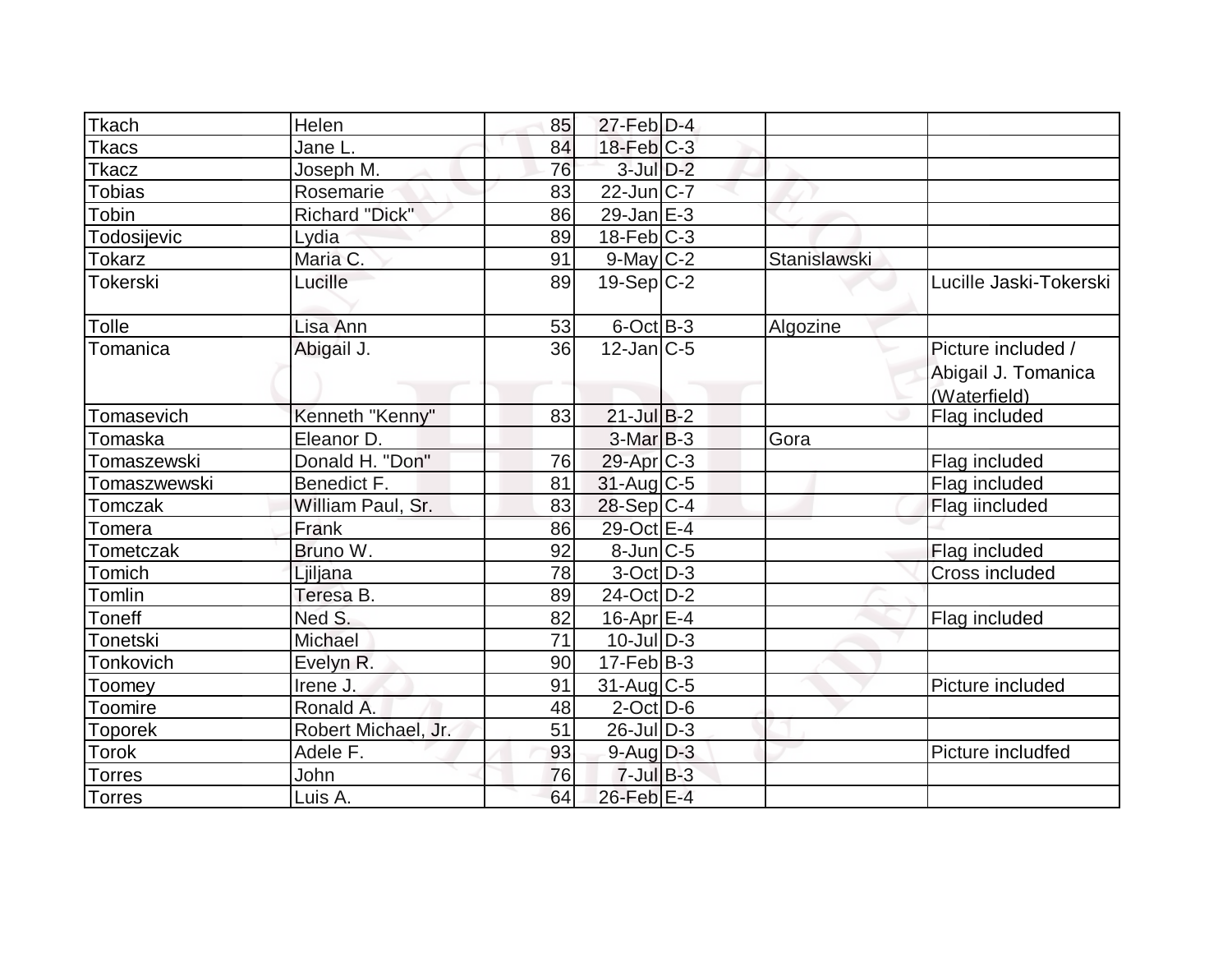| | | | | | | |
|---|---|---|---|---|---|---|
| Tkach | Helen | 85 | 27-Feb | D-4 | | |
| Tkacs | Jane L. | 84 | 18-Feb | C-3 | | |
| Tkacz | Joseph M. | 76 | 3-Jul | D-2 | | |
| Tobias | Rosemarie | 83 | 22-Jun | C-7 | | |
| Tobin | Richard "Dick" | 86 | 29-Jan | E-3 | | |
| Todosijevic | Lydia | 89 | 18-Feb | C-3 | | |
| Tokarz | Maria C. | 91 | 9-May | C-2 | Stanislawski | |
| Tokerski | Lucille | 89 | 19-Sep | C-2 | | Lucille Jaski-Tokerski |
| Tolle | Lisa Ann | 53 | 6-Oct | B-3 | Algozine | |
| Tomanica | Abigail J. | 36 | 12-Jan | C-5 | | Picture included / Abigail J. Tomanica (Waterfield) |
| Tomasevich | Kenneth "Kenny" | 83 | 21-Jul | B-2 | | Flag included |
| Tomaska | Eleanor D. | | 3-Mar | B-3 | Gora | |
| Tomaszewski | Donald H. "Don" | 76 | 29-Apr | C-3 | | Flag included |
| Tomaszwewski | Benedict F. | 81 | 31-Aug | C-5 | | Flag included |
| Tomczak | William Paul, Sr. | 83 | 28-Sep | C-4 | | Flag iincluded |
| Tomera | Frank | 86 | 29-Oct | E-4 | | |
| Tometczak | Bruno W. | 92 | 8-Jun | C-5 | | Flag included |
| Tomich | Ljiljana | 78 | 3-Oct | D-3 | | Cross included |
| Tomlin | Teresa B. | 89 | 24-Oct | D-2 | | |
| Toneff | Ned S. | 82 | 16-Apr | E-4 | | Flag included |
| Tonetski | Michael | 71 | 10-Jul | D-3 | | |
| Tonkovich | Evelyn R. | 90 | 17-Feb | B-3 | | |
| Toomey | Irene J. | 91 | 31-Aug | C-5 | | Picture included |
| Toomire | Ronald A. | 48 | 2-Oct | D-6 | | |
| Toporek | Robert Michael, Jr. | 51 | 26-Jul | D-3 | | |
| Torok | Adele F. | 93 | 9-Aug | D-3 | | Picture includfed |
| Torres | John | 76 | 7-Jul | B-3 | | |
| Torres | Luis A. | 64 | 26-Feb | E-4 | | |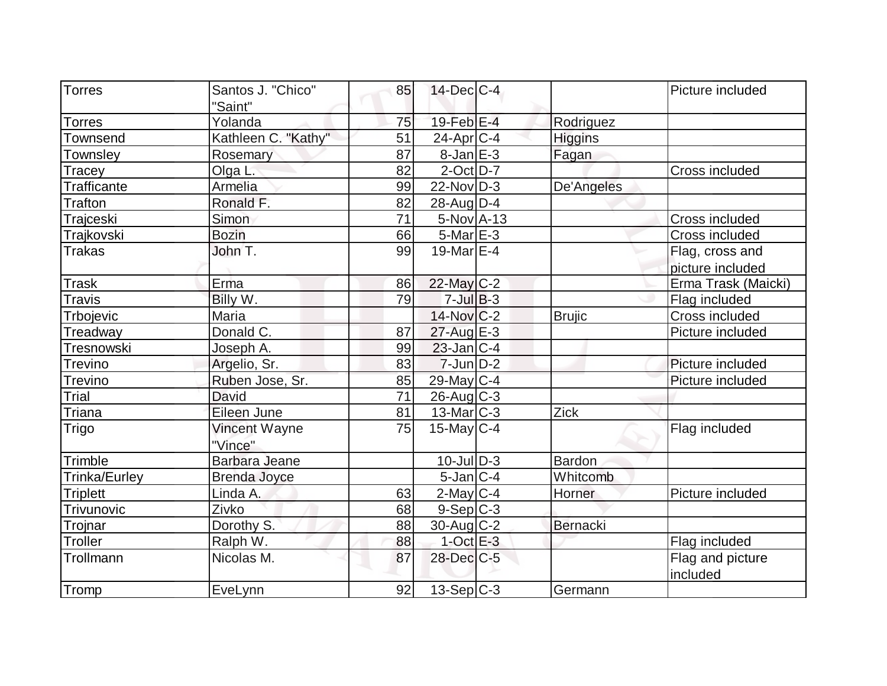| | | | | | | |
|---|---|---|---|---|---|---|
| Torres | Santos J. "Chico" "Saint" | 85 | 14-Dec | C-4 | | Picture included |
| Torres | Yolanda | 75 | 19-Feb | E-4 | Rodriguez | |
| Townsend | Kathleen C. "Kathy" | 51 | 24-Apr | C-4 | Higgins | |
| Townsley | Rosemary | 87 | 8-Jan | E-3 | Fagan | |
| Tracey | Olga L. | 82 | 2-Oct | D-7 | | Cross included |
| Trafficante | Armelia | 99 | 22-Nov | D-3 | De'Angeles | |
| Trafton | Ronald F. | 82 | 28-Aug | D-4 | | |
| Trajceski | Simon | 71 | 5-Nov | A-13 | | Cross included |
| Trajkovski | Bozin | 66 | 5-Mar | E-3 | | Cross included |
| Trakas | John T. | 99 | 19-Mar | E-4 | | Flag, cross and picture included |
| Trask | Erma | 86 | 22-May | C-2 | | Erma Trask (Maicki) |
| Travis | Billy W. | 79 | 7-Jul | B-3 | | Flag included |
| Trbojevic | Maria | | 14-Nov | C-2 | Brujic | Cross included |
| Treadway | Donald C. | 87 | 27-Aug | E-3 | | Picture included |
| Tresnowski | Joseph A. | 99 | 23-Jan | C-4 | | |
| Trevino | Argelio, Sr. | 83 | 7-Jun | D-2 | | Picture included |
| Trevino | Ruben Jose, Sr. | 85 | 29-May | C-4 | | Picture included |
| Trial | David | 71 | 26-Aug | C-3 | | |
| Triana | Eileen June | 81 | 13-Mar | C-3 | Zick | |
| Trigo | Vincent Wayne "Vince" | 75 | 15-May | C-4 | | Flag included |
| Trimble | Barbara Jeane | | 10-Jul | D-3 | Bardon | |
| Trinka/Eurley | Brenda Joyce | | 5-Jan | C-4 | Whitcomb | |
| Triplett | Linda A. | 63 | 2-May | C-4 | Horner | Picture included |
| Trivunovic | Zivko | 68 | 9-Sep | C-3 | | |
| Trojnar | Dorothy S. | 88 | 30-Aug | C-2 | Bernacki | |
| Troller | Ralph W. | 88 | 1-Oct | E-3 | | Flag included |
| Trollmann | Nicolas M. | 87 | 28-Dec | C-5 | | Flag and picture included |
| Tromp | EveLynn | 92 | 13-Sep | C-3 | Germann | |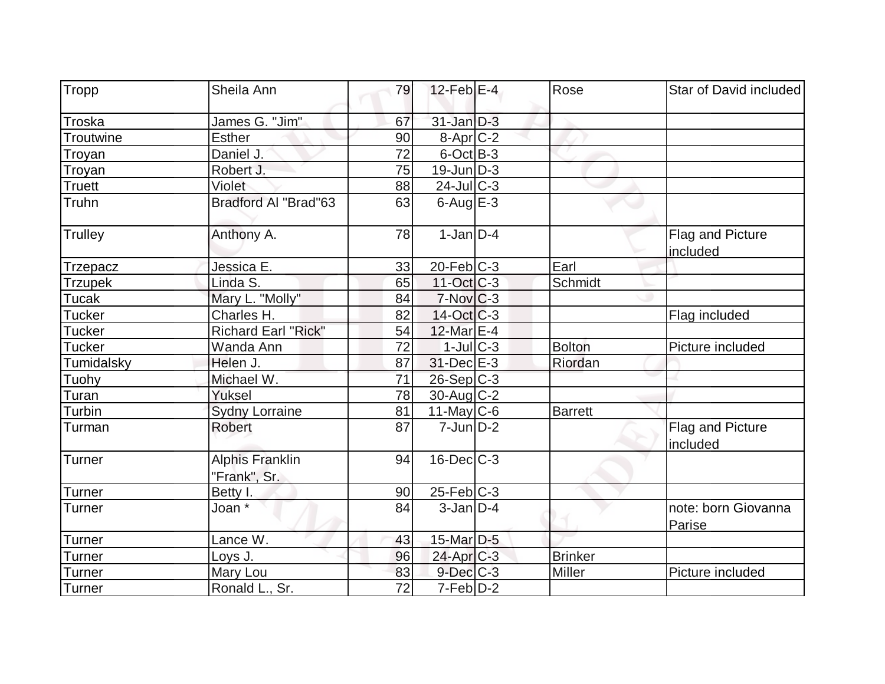| Tropp | Sheila Ann | 79 | 12-Feb | E-4 | Rose | Star of David included |
|---|---|---|---|---|---|---|
| Troska | James G. "Jim" | 67 | 31-Jan | D-3 | | |
| Troutwine | Esther | 90 | 8-Apr | C-2 | | |
| Troyan | Daniel J. | 72 | 6-Oct | B-3 | | |
| Troyan | Robert J. | 75 | 19-Jun | D-3 | | |
| Truett | Violet | 88 | 24-Jul | C-3 | | |
| Truhn | Bradford Al "Brad"63 | 63 | 6-Aug | E-3 | | |
| Trulley | Anthony A. | 78 | 1-Jan | D-4 | | Flag and Picture included |
| Trzepacz | Jessica E. | 33 | 20-Feb | C-3 | Earl | |
| Trzupek | Linda S. | 65 | 11-Oct | C-3 | Schmidt | |
| Tucak | Mary L. "Molly" | 84 | 7-Nov | C-3 | | |
| Tucker | Charles H. | 82 | 14-Oct | C-3 | | Flag included |
| Tucker | Richard Earl "Rick" | 54 | 12-Mar | E-4 | | |
| Tucker | Wanda Ann | 72 | 1-Jul | C-3 | Bolton | Picture included |
| Tumidalsky | Helen J. | 87 | 31-Dec | E-3 | Riordan | |
| Tuohy | Michael W. | 71 | 26-Sep | C-3 | | |
| Turan | Yuksel | 78 | 30-Aug | C-2 | | |
| Turbin | Sydny Lorraine | 81 | 11-May | C-6 | Barrett | |
| Turman | Robert | 87 | 7-Jun | D-2 | | Flag and Picture included |
| Turner | Alphis Franklin "Frank", Sr. | 94 | 16-Dec | C-3 | | |
| Turner | Betty I. | 90 | 25-Feb | C-3 | | |
| Turner | Joan * | 84 | 3-Jan | D-4 | | note: born Giovanna Parise |
| Turner | Lance W. | 43 | 15-Mar | D-5 | | |
| Turner | Loys J. | 96 | 24-Apr | C-3 | Brinker | |
| Turner | Mary Lou | 83 | 9-Dec | C-3 | Miller | Picture included |
| Turner | Ronald L., Sr. | 72 | 7-Feb | D-2 | | |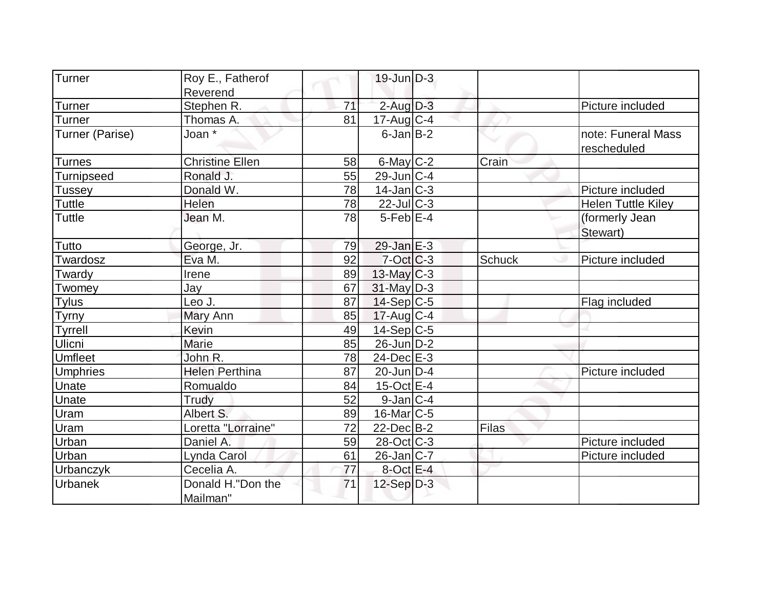| | | | | | | |
|---|---|---|---|---|---|---|
| Turner | Roy E., Fatherof Reverend | | 19-Jun | D-3 | | |
| Turner | Stephen R. | 71 | 2-Aug | D-3 | | Picture included |
| Turner | Thomas A. | 81 | 17-Aug | C-4 | | |
| Turner (Parise) | Joan * | | 6-Jan | B-2 | | note: Funeral Mass rescheduled |
| Turnes | Christine Ellen | 58 | 6-May | C-2 | Crain | |
| Turnipseed | Ronald J. | 55 | 29-Jun | C-4 | | |
| Tussey | Donald W. | 78 | 14-Jan | C-3 | | Picture included |
| Tuttle | Helen | 78 | 22-Jul | C-3 | | Helen Tuttle Kiley |
| Tuttle | Jean M. | 78 | 5-Feb | E-4 | | (formerly Jean Stewart) |
| Tutto | George, Jr. | 79 | 29-Jan | E-3 | | |
| Twardosz | Eva M. | 92 | 7-Oct | C-3 | Schuck | Picture included |
| Twardy | Irene | 89 | 13-May | C-3 | | |
| Twomey | Jay | 67 | 31-May | D-3 | | |
| Tylus | Leo J. | 87 | 14-Sep | C-5 | | Flag included |
| Tyrny | Mary Ann | 85 | 17-Aug | C-4 | | |
| Tyrrell | Kevin | 49 | 14-Sep | C-5 | | |
| Ulicni | Marie | 85 | 26-Jun | D-2 | | |
| Umfleet | John R. | 78 | 24-Dec | E-3 | | |
| Umphries | Helen Perthina | 87 | 20-Jun | D-4 | | Picture included |
| Unate | Romualdo | 84 | 15-Oct | E-4 | | |
| Unate | Trudy | 52 | 9-Jan | C-4 | | |
| Uram | Albert S. | 89 | 16-Mar | C-5 | | |
| Uram | Loretta "Lorraine" | 72 | 22-Dec | B-2 | Filas | |
| Urban | Daniel A. | 59 | 28-Oct | C-3 | | Picture included |
| Urban | Lynda Carol | 61 | 26-Jan | C-7 | | Picture included |
| Urbanczyk | Cecelia A. | 77 | 8-Oct | E-4 | | |
| Urbanek | Donald H."Don the Mailman" | 71 | 12-Sep | D-3 | | |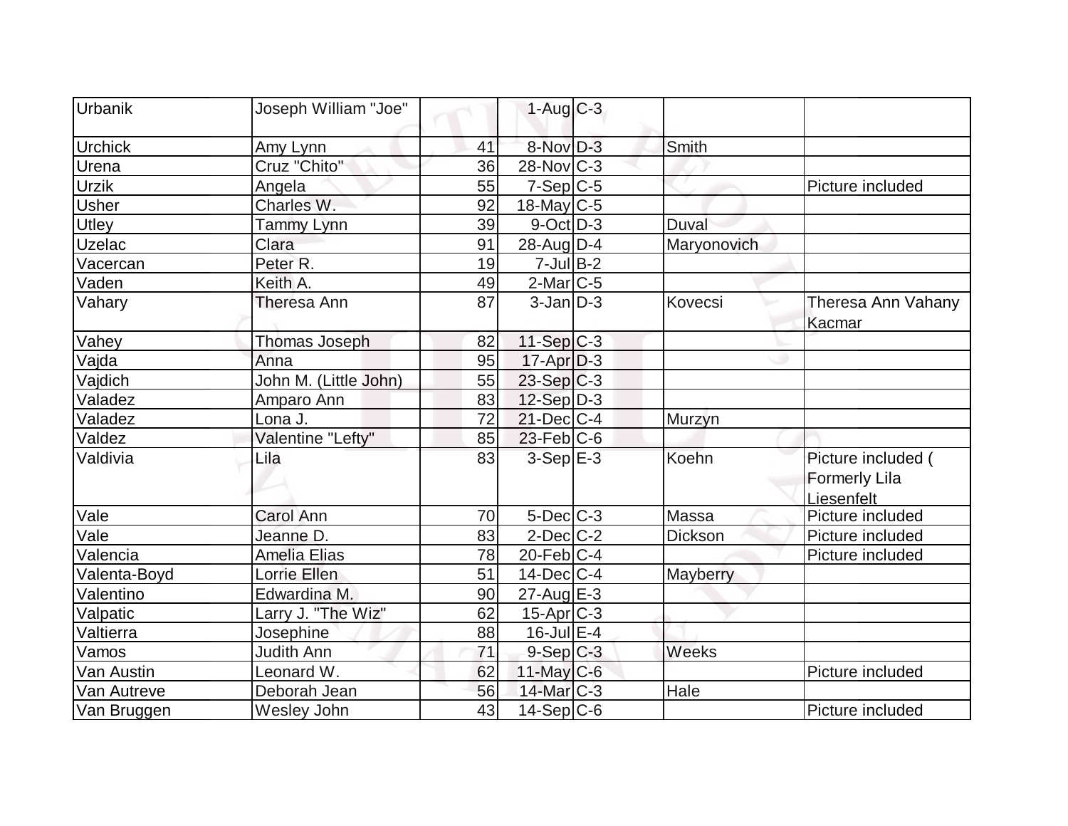| | | | | | | |
|---|---|---|---|---|---|---|
| Urbanik | Joseph William "Joe" | | 1-Aug | C-3 | | |
| Urchick | Amy Lynn | 41 | 8-Nov | D-3 | Smith | |
| Urena | Cruz "Chito" | 36 | 28-Nov | C-3 | | |
| Urzik | Angela | 55 | 7-Sep | C-5 | | Picture included |
| Usher | Charles W. | 92 | 18-May | C-5 | | |
| Utley | Tammy Lynn | 39 | 9-Oct | D-3 | Duval | |
| Uzelac | Clara | 91 | 28-Aug | D-4 | Maryonovich | |
| Vacercan | Peter R. | 19 | 7-Jul | B-2 | | |
| Vaden | Keith A. | 49 | 2-Mar | C-5 | | |
| Vahary | Theresa Ann | 87 | 3-Jan | D-3 | Kovecsi | Theresa Ann Vahany Kacmar |
| Vahey | Thomas Joseph | 82 | 11-Sep | C-3 | | |
| Vajda | Anna | 95 | 17-Apr | D-3 | | |
| Vajdich | John M. (Little John) | 55 | 23-Sep | C-3 | | |
| Valadez | Amparo Ann | 83 | 12-Sep | D-3 | | |
| Valadez | Lona J. | 72 | 21-Dec | C-4 | Murzyn | |
| Valdez | Valentine "Lefty" | 85 | 23-Feb | C-6 | | |
| Valdivia | Lila | 83 | 3-Sep | E-3 | Koehn | Picture included ( Formerly Lila Liesenfelt |
| Vale | Carol Ann | 70 | 5-Dec | C-3 | Massa | Picture included |
| Vale | Jeanne D. | 83 | 2-Dec | C-2 | Dickson | Picture included |
| Valencia | Amelia Elias | 78 | 20-Feb | C-4 | | Picture included |
| Valenta-Boyd | Lorrie Ellen | 51 | 14-Dec | C-4 | Mayberry | |
| Valentino | Edwardina M. | 90 | 27-Aug | E-3 | | |
| Valpatic | Larry J. "The Wiz" | 62 | 15-Apr | C-3 | | |
| Valtierra | Josephine | 88 | 16-Jul | E-4 | | |
| Vamos | Judith Ann | 71 | 9-Sep | C-3 | Weeks | |
| Van Austin | Leonard W. | 62 | 11-May | C-6 | | Picture included |
| Van Autreve | Deborah Jean | 56 | 14-Mar | C-3 | Hale | |
| Van Bruggen | Wesley John | 43 | 14-Sep | C-6 | | Picture included |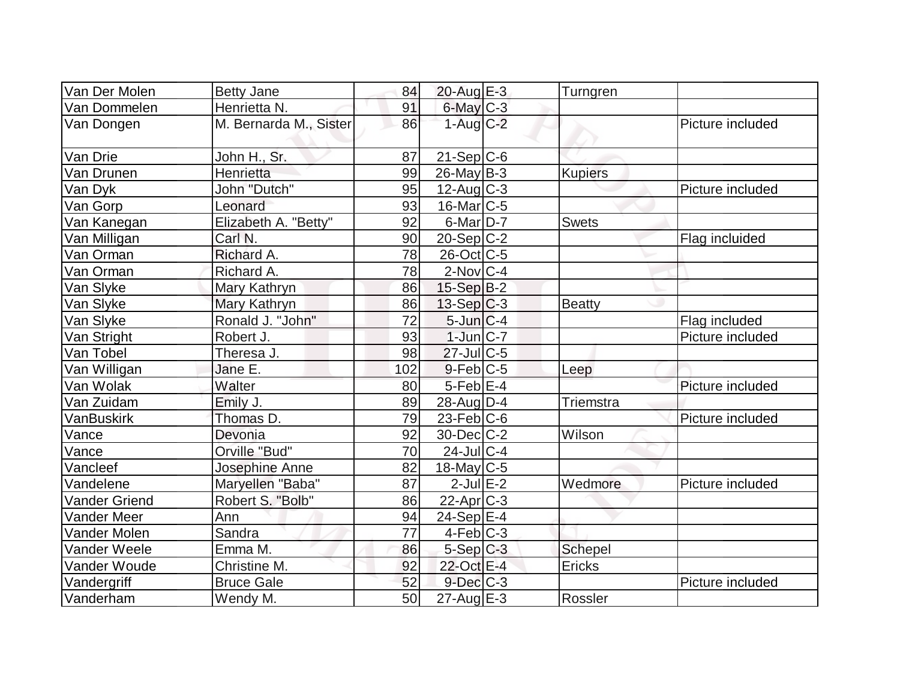| | | | | | | |
|---|---|---|---|---|---|---|
| Van Der Molen | Betty Jane | 84 | 20-Aug | E-3 | Turngren | |
| Van Dommelen | Henrietta N. | 91 | 6-May | C-3 | | |
| Van Dongen | M. Bernarda M., Sister | 86 | 1-Aug | C-2 | | Picture included |
| Van Drie | John H., Sr. | 87 | 21-Sep | C-6 | | |
| Van Drunen | Henrietta | 99 | 26-May | B-3 | Kupiers | |
| Van Dyk | John "Dutch" | 95 | 12-Aug | C-3 | | Picture included |
| Van Gorp | Leonard | 93 | 16-Mar | C-5 | | |
| Van Kanegan | Elizabeth A. "Betty" | 92 | 6-Mar | D-7 | Swets | |
| Van Milligan | Carl N. | 90 | 20-Sep | C-2 | | Flag incluided |
| Van Orman | Richard A. | 78 | 26-Oct | C-5 | | |
| Van Orman | Richard A. | 78 | 2-Nov | C-4 | | |
| Van Slyke | Mary Kathryn | 86 | 15-Sep | B-2 | | |
| Van Slyke | Mary Kathryn | 86 | 13-Sep | C-3 | Beatty | |
| Van Slyke | Ronald J. "John" | 72 | 5-Jun | C-4 | | Flag included |
| Van Stright | Robert J. | 93 | 1-Jun | C-7 | | Picture included |
| Van Tobel | Theresa J. | 98 | 27-Jul | C-5 | | |
| Van Willigan | Jane E. | 102 | 9-Feb | C-5 | Leep | |
| Van Wolak | Walter | 80 | 5-Feb | E-4 | | Picture included |
| Van Zuidam | Emily J. | 89 | 28-Aug | D-4 | Triemstra | |
| VanBuskirk | Thomas D. | 79 | 23-Feb | C-6 | | Picture included |
| Vance | Devonia | 92 | 30-Dec | C-2 | Wilson | |
| Vance | Orville "Bud" | 70 | 24-Jul | C-4 | | |
| Vancleef | Josephine Anne | 82 | 18-May | C-5 | | |
| Vandelene | Maryellen "Baba" | 87 | 2-Jul | E-2 | Wedmore | Picture included |
| Vander Griend | Robert S. "Bolb" | 86 | 22-Apr | C-3 | | |
| Vander Meer | Ann | 94 | 24-Sep | E-4 | | |
| Vander Molen | Sandra | 77 | 4-Feb | C-3 | | |
| Vander Weele | Emma M. | 86 | 5-Sep | C-3 | Schepel | |
| Vander Woude | Christine M. | 92 | 22-Oct | E-4 | Ericks | |
| Vandergriff | Bruce Gale | 52 | 9-Dec | C-3 | | Picture included |
| Vanderham | Wendy M. | 50 | 27-Aug | E-3 | Rossler | |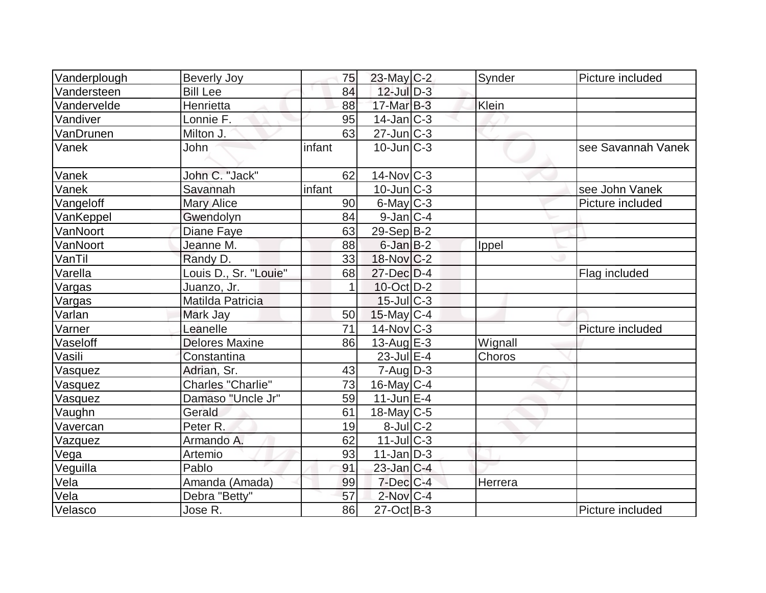| | | | | | | |
|---|---|---|---|---|---|---|
| Vanderplough | Beverly Joy | 75 | 23-May | C-2 | Synder | Picture included |
| Vandersteen | Bill Lee | 84 | 12-Jul | D-3 | | |
| Vandervelde | Henrietta | 88 | 17-Mar | B-3 | Klein | |
| Vandiver | Lonnie F. | 95 | 14-Jan | C-3 | | |
| VanDrunen | Milton J. | 63 | 27-Jun | C-3 | | |
| Vanek | John | infant | 10-Jun | C-3 | | see Savannah Vanek |
| Vanek | John C. "Jack" | 62 | 14-Nov | C-3 | | |
| Vanek | Savannah | infant | 10-Jun | C-3 | | see John Vanek |
| Vangeloff | Mary Alice | 90 | 6-May | C-3 | | Picture included |
| VanKeppel | Gwendolyn | 84 | 9-Jan | C-4 | | |
| VanNoort | Diane Faye | 63 | 29-Sep | B-2 | | |
| VanNoort | Jeanne M. | 88 | 6-Jan | B-2 | Ippel | |
| VanTil | Randy D. | 33 | 18-Nov | C-2 | | |
| Varella | Louis D., Sr. "Louie" | 68 | 27-Dec | D-4 | | Flag included |
| Vargas | Juanzo, Jr. | 1 | 10-Oct | D-2 | | |
| Vargas | Matilda Patricia | | 15-Jul | C-3 | | |
| Varlan | Mark Jay | 50 | 15-May | C-4 | | |
| Varner | Leanelle | 71 | 14-Nov | C-3 | | Picture included |
| Vaseloff | Delores Maxine | 86 | 13-Aug | E-3 | Wignall | |
| Vasili | Constantina | | 23-Jul | E-4 | Choros | |
| Vasquez | Adrian, Sr. | 43 | 7-Aug | D-3 | | |
| Vasquez | Charles "Charlie" | 73 | 16-May | C-4 | | |
| Vasquez | Damaso "Uncle Jr" | 59 | 11-Jun | E-4 | | |
| Vaughn | Gerald | 61 | 18-May | C-5 | | |
| Vavercan | Peter R. | 19 | 8-Jul | C-2 | | |
| Vazquez | Armando A. | 62 | 11-Jul | C-3 | | |
| Vega | Artemio | 93 | 11-Jan | D-3 | | |
| Veguilla | Pablo | 91 | 23-Jan | C-4 | | |
| Vela | Amanda (Amada) | 99 | 7-Dec | C-4 | Herrera | |
| Vela | Debra "Betty" | 57 | 2-Nov | C-4 | | |
| Velasco | Jose R. | 86 | 27-Oct | B-3 | | Picture included |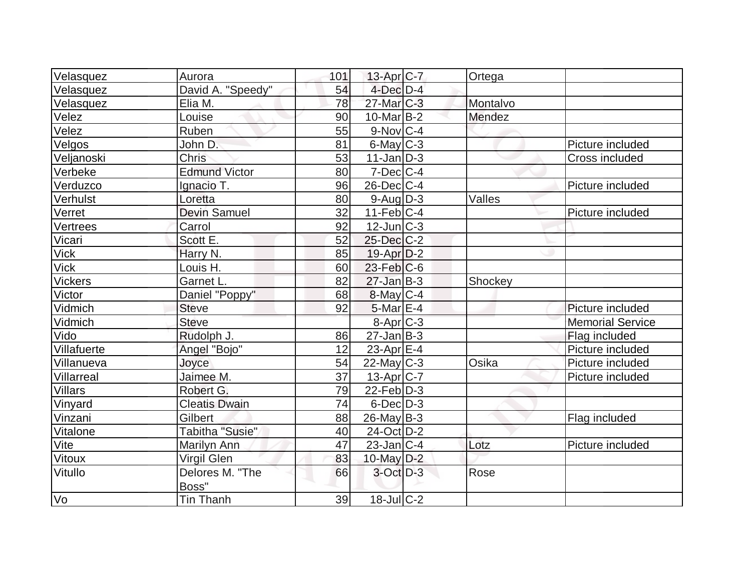| | | | | | | |
|---|---|---|---|---|---|---|
| Velasquez | Aurora | 101 | 13-Apr | C-7 | Ortega | |
| Velasquez | David A. "Speedy" | 54 | 4-Dec | D-4 | | |
| Velasquez | Elia M. | 78 | 27-Mar | C-3 | Montalvo | |
| Velez | Louise | 90 | 10-Mar | B-2 | Mendez | |
| Velez | Ruben | 55 | 9-Nov | C-4 | | |
| Velgos | John D. | 81 | 6-May | C-3 | | Picture included |
| Veljanoski | Chris | 53 | 11-Jan | D-3 | | Cross included |
| Verbeke | Edmund Victor | 80 | 7-Dec | C-4 | | |
| Verduzco | Ignacio T. | 96 | 26-Dec | C-4 | | Picture included |
| Verhulst | Loretta | 80 | 9-Aug | D-3 | Valles | |
| Verret | Devin Samuel | 32 | 11-Feb | C-4 | | Picture included |
| Vertrees | Carrol | 92 | 12-Jun | C-3 | | |
| Vicari | Scott E. | 52 | 25-Dec | C-2 | | |
| Vick | Harry N. | 85 | 19-Apr | D-2 | | |
| Vick | Louis H. | 60 | 23-Feb | C-6 | | |
| Vickers | Garnet L. | 82 | 27-Jan | B-3 | Shockey | |
| Victor | Daniel "Poppy" | 68 | 8-May | C-4 | | |
| Vidmich | Steve | 92 | 5-Mar | E-4 | | Picture included |
| Vidmich | Steve | | 8-Apr | C-3 | | Memorial Service |
| Vido | Rudolph J. | 86 | 27-Jan | B-3 | | Flag included |
| Villafuerte | Angel "Bojo" | 12 | 23-Apr | E-4 | | Picture included |
| Villanueva | Joyce | 54 | 22-May | C-3 | Osika | Picture included |
| Villarreal | Jaimee M. | 37 | 13-Apr | C-7 | | Picture included |
| Villars | Robert G. | 79 | 22-Feb | D-3 | | |
| Vinyard | Cleatis Dwain | 74 | 6-Dec | D-3 | | |
| Vinzani | Gilbert | 88 | 26-May | B-3 | | Flag included |
| Vitalone | Tabitha "Susie" | 40 | 24-Oct | D-2 | | |
| Vite | Marilyn Ann | 47 | 23-Jan | C-4 | Lotz | Picture included |
| Vitoux | Virgil Glen | 83 | 10-May | D-2 | | |
| Vitullo | Delores M. "The Boss" | 66 | 3-Oct | D-3 | Rose | |
| Vo | Tin Thanh | 39 | 18-Jul | C-2 | | |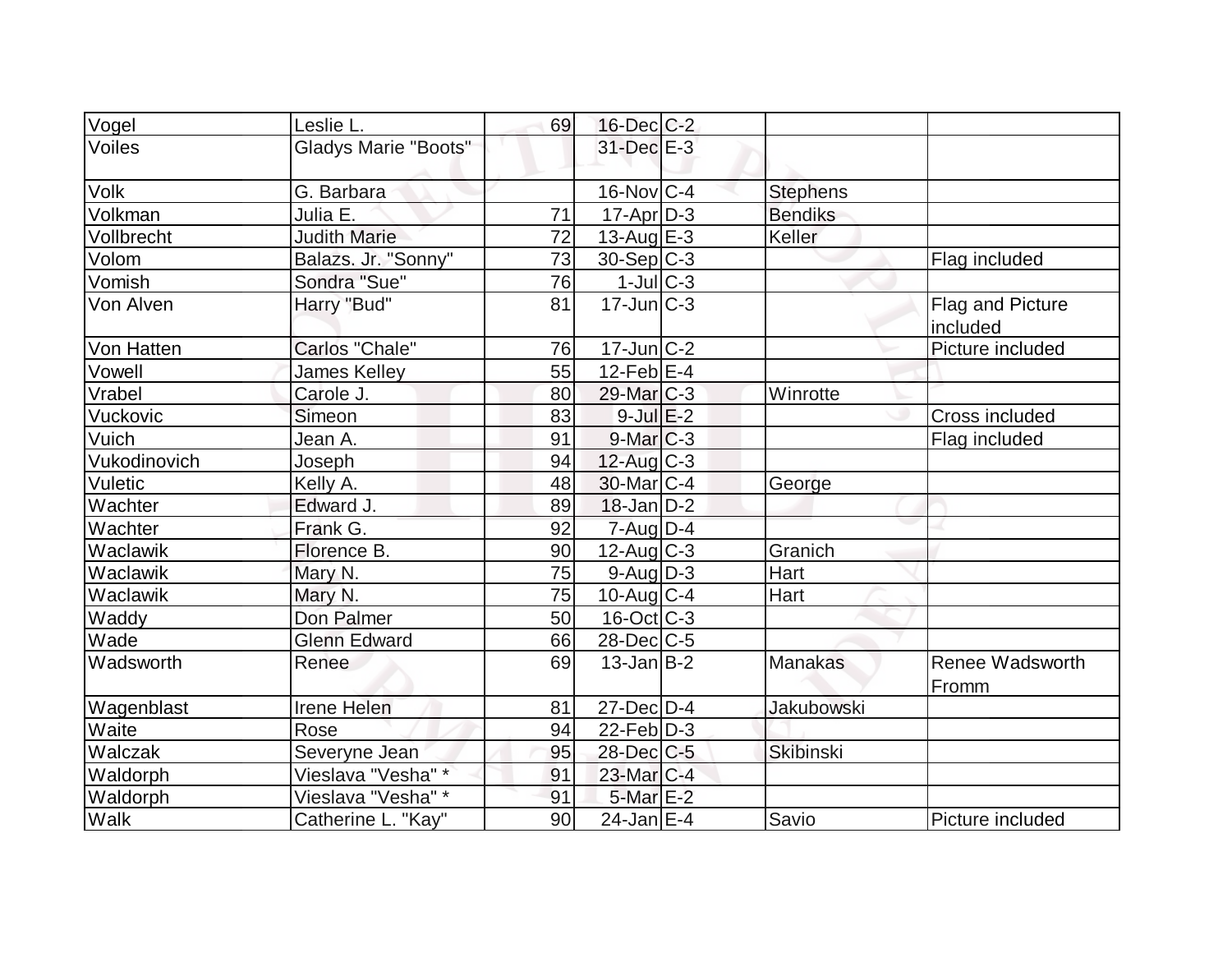| | | | | | | |
|---|---|---|---|---|---|---|
| Vogel | Leslie L. | 69 | 16-Dec | C-2 | | |
| Voiles | Gladys Marie "Boots" | | 31-Dec | E-3 | | |
| Volk | G. Barbara | | 16-Nov | C-4 | Stephens | |
| Volkman | Julia E. | 71 | 17-Apr | D-3 | Bendiks | |
| Vollbrecht | Judith Marie | 72 | 13-Aug | E-3 | Keller | |
| Volom | Balazs. Jr. "Sonny" | 73 | 30-Sep | C-3 | | Flag included |
| Vomish | Sondra "Sue" | 76 | 1-Jul | C-3 | | |
| Von Alven | Harry "Bud" | 81 | 17-Jun | C-3 | | Flag and Picture included |
| Von Hatten | Carlos "Chale" | 76 | 17-Jun | C-2 | | Picture included |
| Vowell | James Kelley | 55 | 12-Feb | E-4 | | |
| Vrabel | Carole J. | 80 | 29-Mar | C-3 | Winrotte | |
| Vuckovic | Simeon | 83 | 9-Jul | E-2 | | Cross included |
| Vuich | Jean A. | 91 | 9-Mar | C-3 | | Flag included |
| Vukodinovich | Joseph | 94 | 12-Aug | C-3 | | |
| Vuletic | Kelly A. | 48 | 30-Mar | C-4 | George | |
| Wachter | Edward J. | 89 | 18-Jan | D-2 | | |
| Wachter | Frank G. | 92 | 7-Aug | D-4 | | |
| Waclawik | Florence B. | 90 | 12-Aug | C-3 | Granich | |
| Waclawik | Mary N. | 75 | 9-Aug | D-3 | Hart | |
| Waclawik | Mary N. | 75 | 10-Aug | C-4 | Hart | |
| Waddy | Don Palmer | 50 | 16-Oct | C-3 | | |
| Wade | Glenn Edward | 66 | 28-Dec | C-5 | | |
| Wadsworth | Renee | 69 | 13-Jan | B-2 | Manakas | Renee Wadsworth Fromm |
| Wagenblast | Irene Helen | 81 | 27-Dec | D-4 | Jakubowski | |
| Waite | Rose | 94 | 22-Feb | D-3 | | |
| Walczak | Severyne Jean | 95 | 28-Dec | C-5 | Skibinski | |
| Waldorph | Vieslava "Vesha" * | 91 | 23-Mar | C-4 | | |
| Waldorph | Vieslava "Vesha" * | 91 | 5-Mar | E-2 | | |
| Walk | Catherine L. "Kay" | 90 | 24-Jan | E-4 | Savio | Picture included |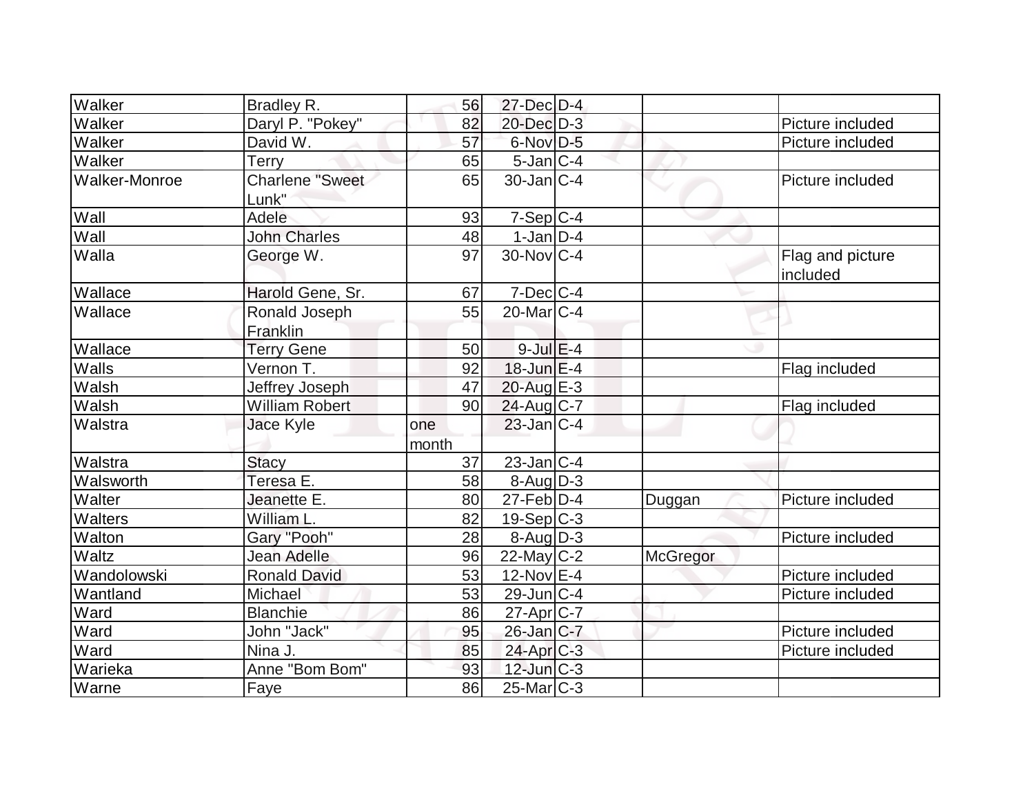| Walker | Bradley R. | 56 | 27-Dec | D-4 | | |
|---|---|---|---|---|---|---|
| Walker | Daryl P. "Pokey" | 82 | 20-Dec | D-3 | | Picture included |
| Walker | David W. | 57 | 6-Nov | D-5 | | Picture included |
| Walker | Terry | 65 | 5-Jan | C-4 | | |
| Walker-Monroe | Charlene "Sweet Lunk" | 65 | 30-Jan | C-4 | | Picture included |
| Wall | Adele | 93 | 7-Sep | C-4 | | |
| Wall | John Charles | 48 | 1-Jan | D-4 | | |
| Walla | George W. | 97 | 30-Nov | C-4 | | Flag and picture included |
| Wallace | Harold Gene, Sr. | 67 | 7-Dec | C-4 | | |
| Wallace | Ronald Joseph Franklin | 55 | 20-Mar | C-4 | | |
| Wallace | Terry Gene | 50 | 9-Jul | E-4 | | |
| Walls | Vernon T. | 92 | 18-Jun | E-4 | | Flag included |
| Walsh | Jeffrey Joseph | 47 | 20-Aug | E-3 | | |
| Walsh | William Robert | 90 | 24-Aug | C-7 | | Flag included |
| Walstra | Jace Kyle | one month | 23-Jan | C-4 | | |
| Walstra | Stacy | 37 | 23-Jan | C-4 | | |
| Walsworth | Teresa E. | 58 | 8-Aug | D-3 | | |
| Walter | Jeanette E. | 80 | 27-Feb | D-4 | Duggan | Picture included |
| Walters | William L. | 82 | 19-Sep | C-3 | | |
| Walton | Gary "Pooh" | 28 | 8-Aug | D-3 | | Picture included |
| Waltz | Jean Adelle | 96 | 22-May | C-2 | McGregor | |
| Wandolowski | Ronald David | 53 | 12-Nov | E-4 | | Picture included |
| Wantland | Michael | 53 | 29-Jun | C-4 | | Picture included |
| Ward | Blanchie | 86 | 27-Apr | C-7 | | |
| Ward | John "Jack" | 95 | 26-Jan | C-7 | | Picture included |
| Ward | Nina J. | 85 | 24-Apr | C-3 | | Picture included |
| Warieka | Anne "Bom Bom" | 93 | 12-Jun | C-3 | | |
| Warne | Faye | 86 | 25-Mar | C-3 | | |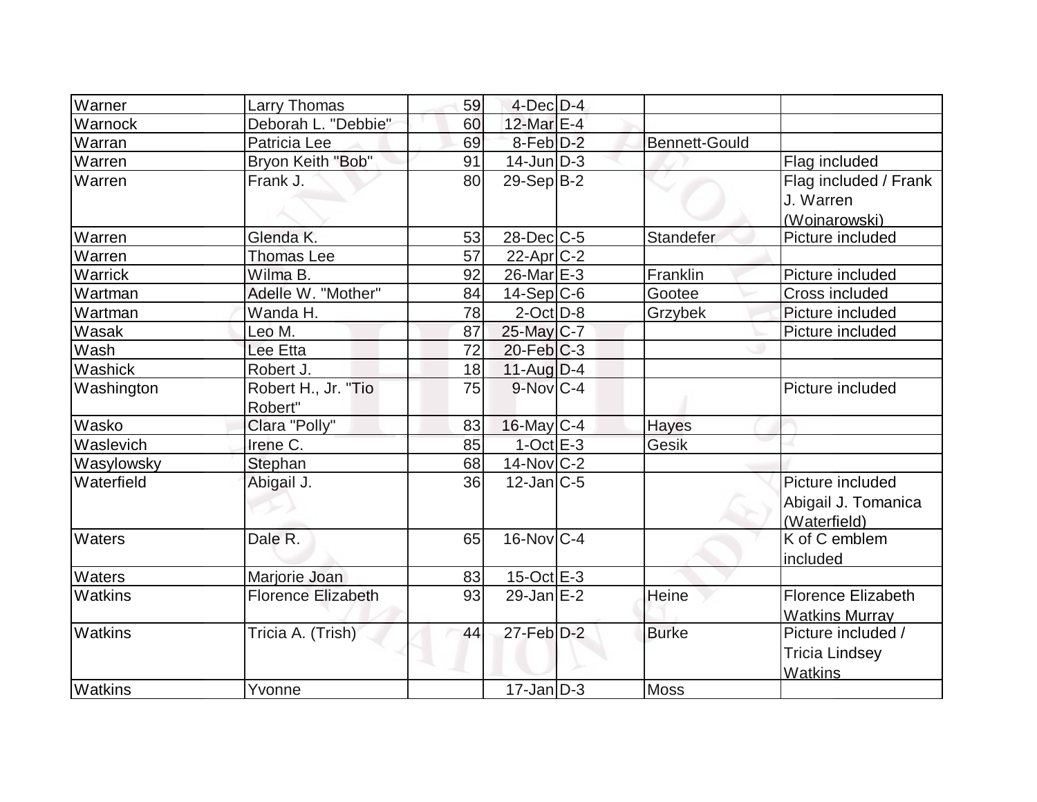| Warner | Larry Thomas | 59 | 4-Dec | D-4 | | |
|---|---|---|---|---|---|---|
| Warnock | Deborah L. "Debbie" | 60 | 12-Mar | E-4 | | |
| Warran | Patricia Lee | 69 | 8-Feb | D-2 | Bennett-Gould | |
| Warren | Bryon Keith "Bob" | 91 | 14-Jun | D-3 | | Flag included |
| Warren | Frank J. | 80 | 29-Sep | B-2 | | Flag included / Frank J. Warren (Wojnarowski) |
| Warren | Glenda K. | 53 | 28-Dec | C-5 | Standefer | Picture included |
| Warren | Thomas Lee | 57 | 22-Apr | C-2 | | |
| Warrick | Wilma B. | 92 | 26-Mar | E-3 | Franklin | Picture included |
| Wartman | Adelle W. "Mother" | 84 | 14-Sep | C-6 | Gootee | Cross included |
| Wartman | Wanda H. | 78 | 2-Oct | D-8 | Grzybek | Picture included |
| Wasak | Leo M. | 87 | 25-May | C-7 | | Picture included |
| Wash | Lee Etta | 72 | 20-Feb | C-3 | | |
| Washick | Robert J. | 18 | 11-Aug | D-4 | | |
| Washington | Robert H., Jr. "Tio Robert" | 75 | 9-Nov | C-4 | | Picture included |
| Wasko | Clara "Polly" | 83 | 16-May | C-4 | Hayes | |
| Waslevich | Irene C. | 85 | 1-Oct | E-3 | Gesik | |
| Wasylowsky | Stephan | 68 | 14-Nov | C-2 | | |
| Waterfield | Abigail J. | 36 | 12-Jan | C-5 | | Picture included Abigail J. Tomanica (Waterfield) |
| Waters | Dale R. | 65 | 16-Nov | C-4 | | K of C emblem included |
| Waters | Marjorie Joan | 83 | 15-Oct | E-3 | | |
| Watkins | Florence Elizabeth | 93 | 29-Jan | E-2 | Heine | Florence Elizabeth Watkins Murray |
| Watkins | Tricia A. (Trish) | 44 | 27-Feb | D-2 | Burke | Picture included / Tricia Lindsey Watkins |
| Watkins | Yvonne | | 17-Jan | D-3 | Moss | |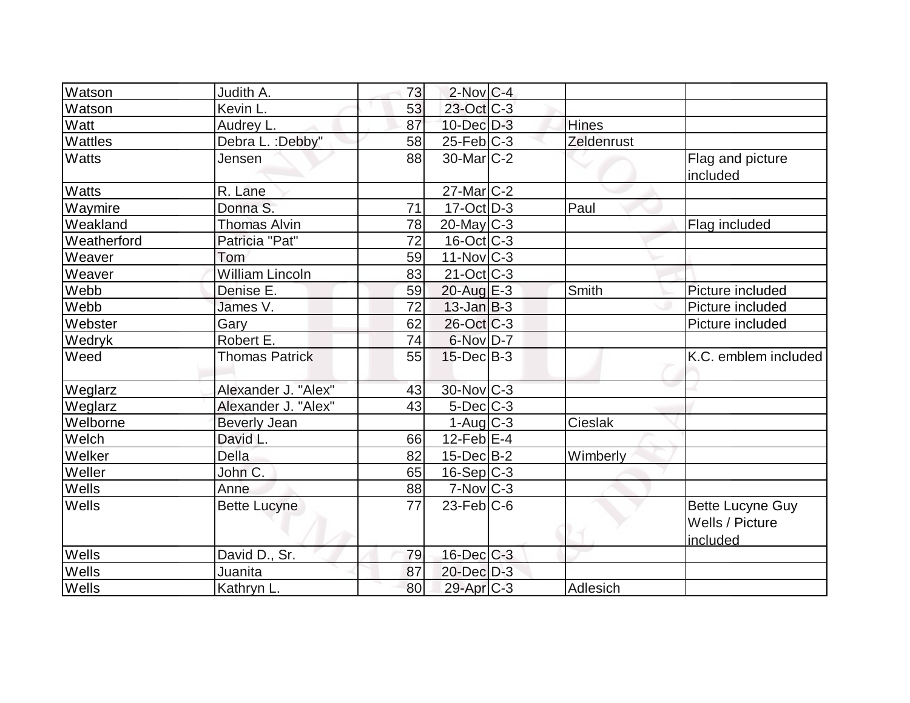| | | | | | | |
|---|---|---|---|---|---|---|
| Watson | Judith A. | 73 | 2-Nov | C-4 | | |
| Watson | Kevin L. | 53 | 23-Oct | C-3 | | |
| Watt | Audrey L. | 87 | 10-Dec | D-3 | Hines | |
| Wattles | Debra L. :Debby" | 58 | 25-Feb | C-3 | Zeldenrust | |
| Watts | Jensen | 88 | 30-Mar | C-2 | | Flag and picture included |
| Watts | R. Lane | | 27-Mar | C-2 | | |
| Waymire | Donna S. | 71 | 17-Oct | D-3 | Paul | |
| Weakland | Thomas Alvin | 78 | 20-May | C-3 | | Flag included |
| Weatherford | Patricia "Pat" | 72 | 16-Oct | C-3 | | |
| Weaver | Tom | 59 | 11-Nov | C-3 | | |
| Weaver | William Lincoln | 83 | 21-Oct | C-3 | | |
| Webb | Denise E. | 59 | 20-Aug | E-3 | Smith | Picture included |
| Webb | James V. | 72 | 13-Jan | B-3 | | Picture included |
| Webster | Gary | 62 | 26-Oct | C-3 | | Picture included |
| Wedryk | Robert E. | 74 | 6-Nov | D-7 | | |
| Weed | Thomas Patrick | 55 | 15-Dec | B-3 | | K.C. emblem included |
| Weglarz | Alexander J. "Alex" | 43 | 30-Nov | C-3 | | |
| Weglarz | Alexander J. "Alex" | 43 | 5-Dec | C-3 | | |
| Welborne | Beverly Jean | | 1-Aug | C-3 | Cieslak | |
| Welch | David L. | 66 | 12-Feb | E-4 | | |
| Welker | Della | 82 | 15-Dec | B-2 | Wimberly | |
| Weller | John C. | 65 | 16-Sep | C-3 | | |
| Wells | Anne | 88 | 7-Nov | C-3 | | |
| Wells | Bette Lucyne | 77 | 23-Feb | C-6 | | Bette Lucyne Guy Wells / Picture included |
| Wells | David D., Sr. | 79 | 16-Dec | C-3 | | |
| Wells | Juanita | 87 | 20-Dec | D-3 | | |
| Wells | Kathryn L. | 80 | 29-Apr | C-3 | Adlesich | |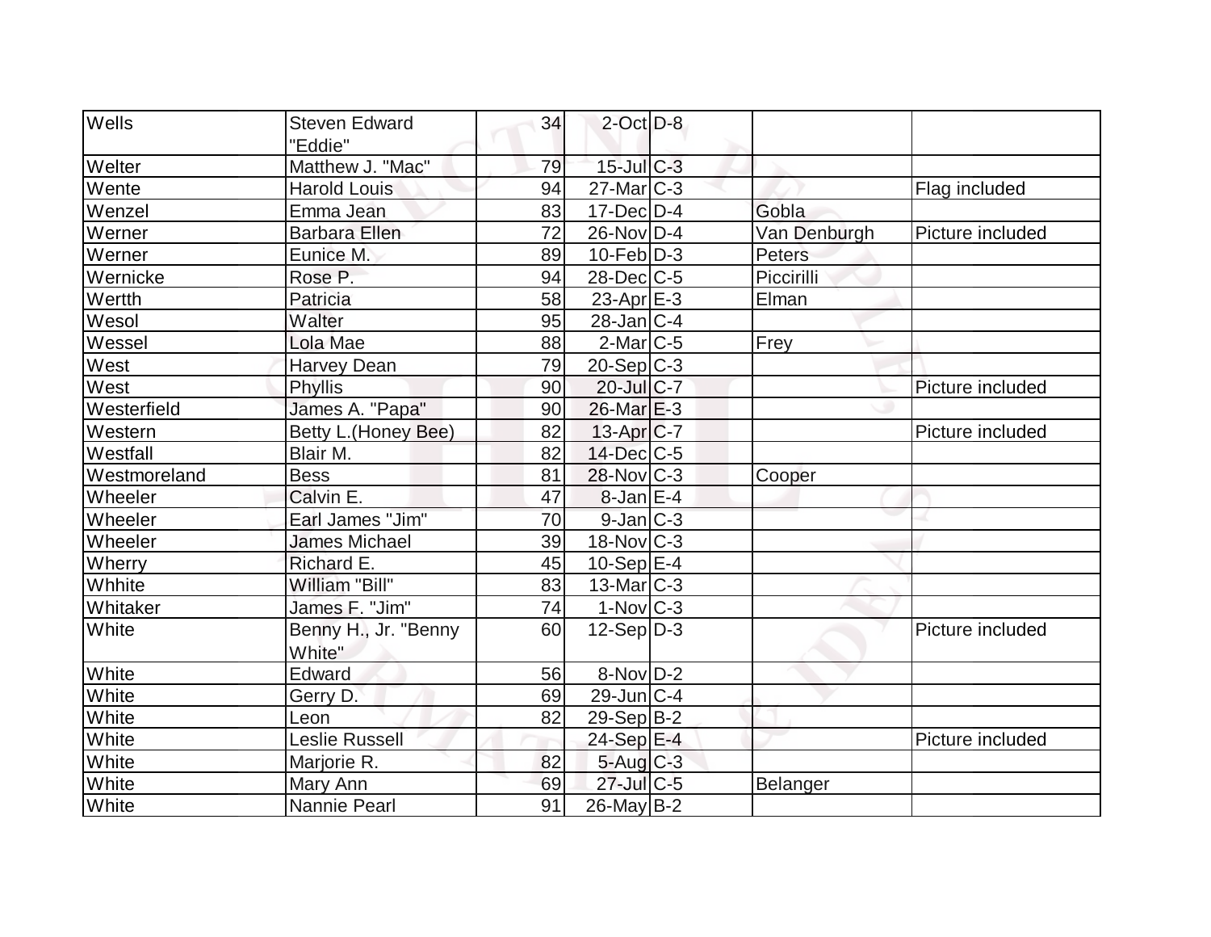| | | | | | | |
|---|---|---|---|---|---|---|
| Wells | Steven Edward "Eddie" | 34 | 2-Oct | D-8 | | |
| Welter | Matthew J. "Mac" | 79 | 15-Jul | C-3 | | |
| Wente | Harold Louis | 94 | 27-Mar | C-3 | | Flag included |
| Wenzel | Emma Jean | 83 | 17-Dec | D-4 | Gobla | |
| Werner | Barbara Ellen | 72 | 26-Nov | D-4 | Van Denburgh | Picture included |
| Werner | Eunice M. | 89 | 10-Feb | D-3 | Peters | |
| Wernicke | Rose P. | 94 | 28-Dec | C-5 | Piccirilli | |
| Wertth | Patricia | 58 | 23-Apr | E-3 | Elman | |
| Wesol | Walter | 95 | 28-Jan | C-4 | | |
| Wessel | Lola Mae | 88 | 2-Mar | C-5 | Frey | |
| West | Harvey Dean | 79 | 20-Sep | C-3 | | |
| West | Phyllis | 90 | 20-Jul | C-7 | | Picture included |
| Westerfield | James A. "Papa" | 90 | 26-Mar | E-3 | | |
| Western | Betty L.(Honey Bee) | 82 | 13-Apr | C-7 | | Picture included |
| Westfall | Blair M. | 82 | 14-Dec | C-5 | | |
| Westmoreland | Bess | 81 | 28-Nov | C-3 | Cooper | |
| Wheeler | Calvin E. | 47 | 8-Jan | E-4 | | |
| Wheeler | Earl James "Jim" | 70 | 9-Jan | C-3 | | |
| Wheeler | James Michael | 39 | 18-Nov | C-3 | | |
| Wherry | Richard E. | 45 | 10-Sep | E-4 | | |
| Whhite | William "Bill" | 83 | 13-Mar | C-3 | | |
| Whitaker | James F. "Jim" | 74 | 1-Nov | C-3 | | |
| White | Benny H., Jr. "Benny White" | 60 | 12-Sep | D-3 | | Picture included |
| White | Edward | 56 | 8-Nov | D-2 | | |
| White | Gerry D. | 69 | 29-Jun | C-4 | | |
| White | Leon | 82 | 29-Sep | B-2 | | |
| White | Leslie Russell | | 24-Sep | E-4 | | Picture included |
| White | Marjorie R. | 82 | 5-Aug | C-3 | | |
| White | Mary Ann | 69 | 27-Jul | C-5 | Belanger | |
| White | Nannie Pearl | 91 | 26-May | B-2 | | |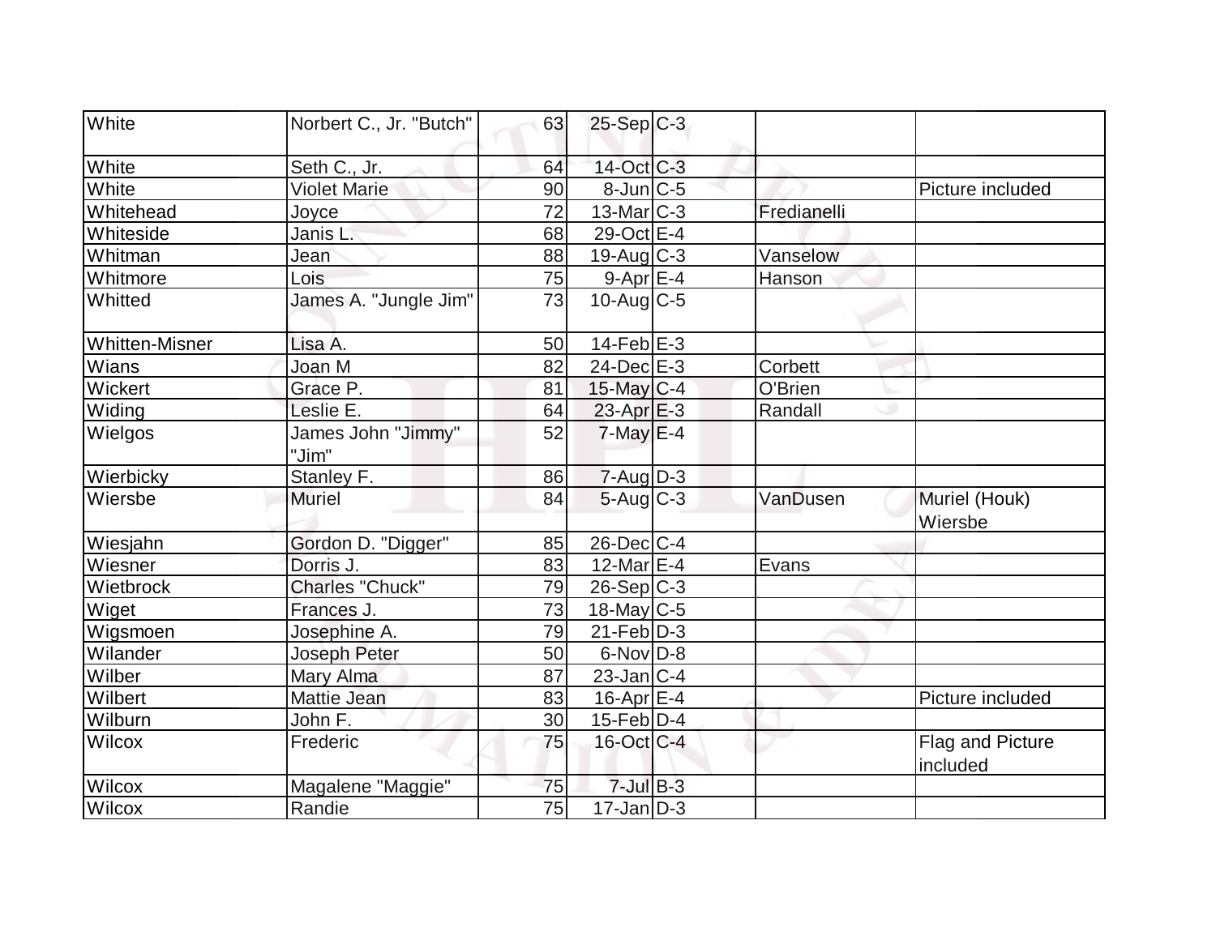| | | | | | | |
|---|---|---|---|---|---|---|
| White | Norbert C., Jr. "Butch" | 63 | 25-Sep | C-3 | | |
| White | Seth C., Jr. | 64 | 14-Oct | C-3 | | |
| White | Violet Marie | 90 | 8-Jun | C-5 | | Picture included |
| Whitehead | Joyce | 72 | 13-Mar | C-3 | Fredianelli | |
| Whiteside | Janis L. | 68 | 29-Oct | E-4 | | |
| Whitman | Jean | 88 | 19-Aug | C-3 | Vanselow | |
| Whitmore | Lois | 75 | 9-Apr | E-4 | Hanson | |
| Whitted | James A. "Jungle Jim" | 73 | 10-Aug | C-5 | | |
| Whitten-Misner | Lisa A. | 50 | 14-Feb | E-3 | | |
| Wians | Joan M | 82 | 24-Dec | E-3 | Corbett | |
| Wickert | Grace P. | 81 | 15-May | C-4 | O'Brien | |
| Widing | Leslie E. | 64 | 23-Apr | E-3 | Randall | |
| Wielgos | James John "Jimmy" "Jim" | 52 | 7-May | E-4 | | |
| Wierbicky | Stanley F. | 86 | 7-Aug | D-3 | | |
| Wiersbe | Muriel | 84 | 5-Aug | C-3 | VanDusen | Muriel (Houk) Wiersbe |
| Wiesjahn | Gordon D. "Digger" | 85 | 26-Dec | C-4 | | |
| Wiesner | Dorris J. | 83 | 12-Mar | E-4 | Evans | |
| Wietbrock | Charles "Chuck" | 79 | 26-Sep | C-3 | | |
| Wiget | Frances J. | 73 | 18-May | C-5 | | |
| Wigsmoen | Josephine A. | 79 | 21-Feb | D-3 | | |
| Wilander | Joseph Peter | 50 | 6-Nov | D-8 | | |
| Wilber | Mary Alma | 87 | 23-Jan | C-4 | | |
| Wilbert | Mattie Jean | 83 | 16-Apr | E-4 | | Picture included |
| Wilburn | John F. | 30 | 15-Feb | D-4 | | |
| Wilcox | Frederic | 75 | 16-Oct | C-4 | | Flag and Picture included |
| Wilcox | Magalene "Maggie" | 75 | 7-Jul | B-3 | | |
| Wilcox | Randie | 75 | 17-Jan | D-3 | | |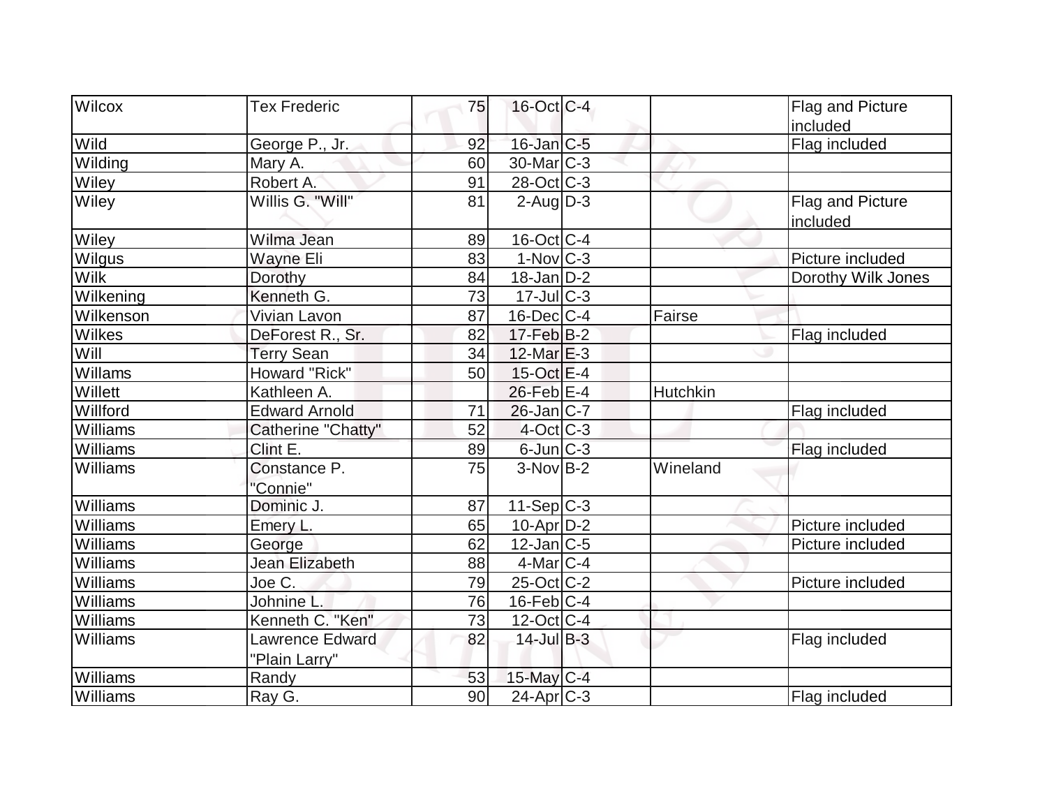| Wilcox | Tex Frederic | 75 | 16-Oct | C-4 | | Flag and Picture included |
|---|---|---|---|---|---|---|
| Wild | George P., Jr. | 92 | 16-Jan | C-5 | | Flag included |
| Wilding | Mary A. | 60 | 30-Mar | C-3 | | |
| Wiley | Robert A. | 91 | 28-Oct | C-3 | | |
| Wiley | Willis G. "Will" | 81 | 2-Aug | D-3 | | Flag and Picture included |
| Wiley | Wilma Jean | 89 | 16-Oct | C-4 | | |
| Wilgus | Wayne Eli | 83 | 1-Nov | C-3 | | Picture included |
| Wilk | Dorothy | 84 | 18-Jan | D-2 | | Dorothy Wilk Jones |
| Wilkening | Kenneth G. | 73 | 17-Jul | C-3 | | |
| Wilkenson | Vivian Lavon | 87 | 16-Dec | C-4 | Fairse | |
| Wilkes | DeForest R., Sr. | 82 | 17-Feb | B-2 | | Flag included |
| Will | Terry Sean | 34 | 12-Mar | E-3 | | |
| Willams | Howard "Rick" | 50 | 15-Oct | E-4 | | |
| Willett | Kathleen A. | | 26-Feb | E-4 | Hutchkin | |
| Willford | Edward Arnold | 71 | 26-Jan | C-7 | | Flag included |
| Williams | Catherine "Chatty" | 52 | 4-Oct | C-3 | | |
| Williams | Clint E. | 89 | 6-Jun | C-3 | | Flag included |
| Williams | Constance P. "Connie" | 75 | 3-Nov | B-2 | Wineland | |
| Williams | Dominic J. | 87 | 11-Sep | C-3 | | |
| Williams | Emery L. | 65 | 10-Apr | D-2 | | Picture included |
| Williams | George | 62 | 12-Jan | C-5 | | Picture included |
| Williams | Jean Elizabeth | 88 | 4-Mar | C-4 | | |
| Williams | Joe C. | 79 | 25-Oct | C-2 | | Picture included |
| Williams | Johnine L. | 76 | 16-Feb | C-4 | | |
| Williams | Kenneth C. "Ken" | 73 | 12-Oct | C-4 | | |
| Williams | Lawrence Edward "Plain Larry" | 82 | 14-Jul | B-3 | | Flag included |
| Williams | Randy | 53 | 15-May | C-4 | | |
| Williams | Ray G. | 90 | 24-Apr | C-3 | | Flag included |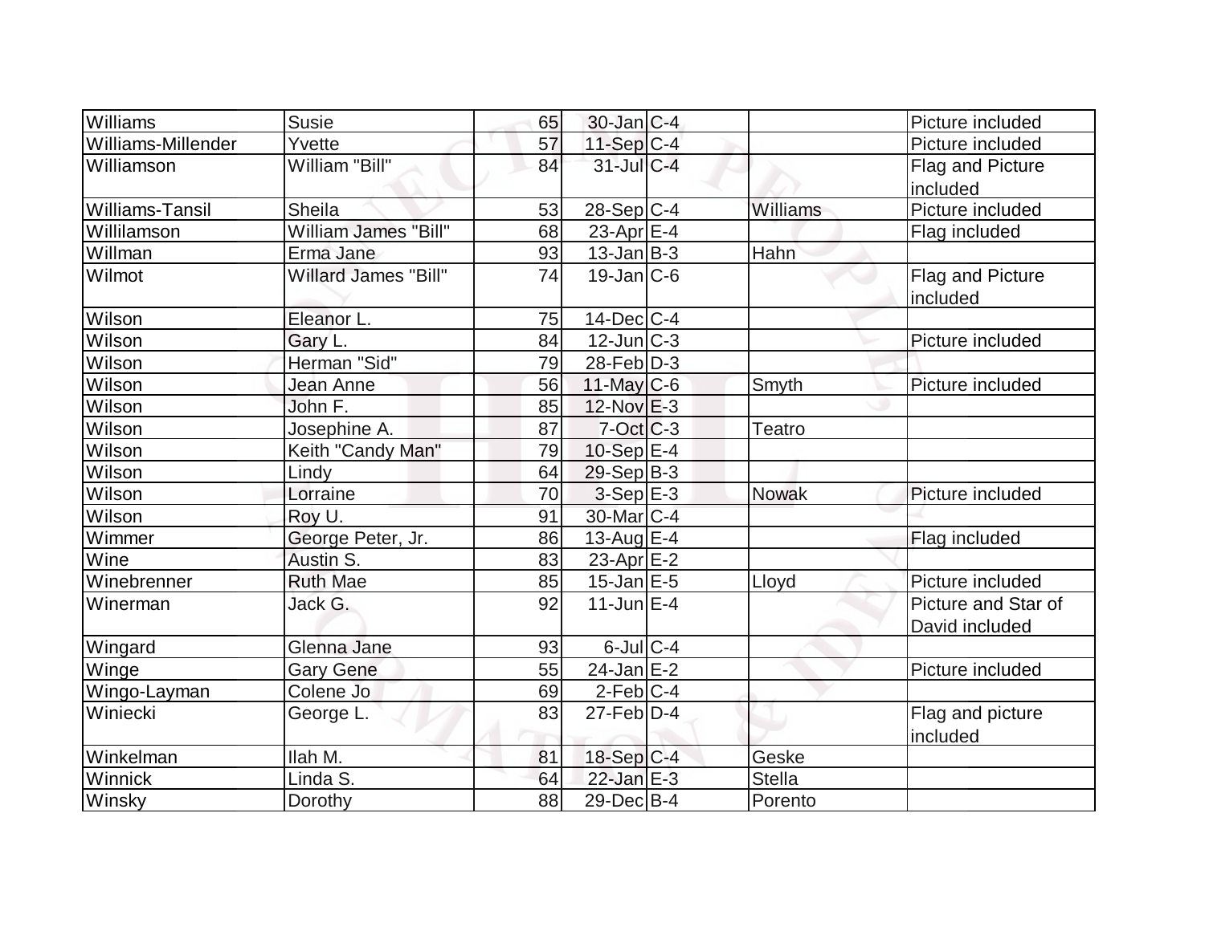| | | | | | | |
|---|---|---|---|---|---|---|
| Williams | Susie | 65 | 30-Jan | C-4 | | Picture included |
| Williams-Millender | Yvette | 57 | 11-Sep | C-4 | | Picture included |
| Williamson | William "Bill" | 84 | 31-Jul | C-4 | | Flag and Picture included |
| Williams-Tansil | Sheila | 53 | 28-Sep | C-4 | Williams | Picture included |
| Willilamson | William James "Bill" | 68 | 23-Apr | E-4 | | Flag included |
| Willman | Erma Jane | 93 | 13-Jan | B-3 | Hahn | |
| Wilmot | Willard James "Bill" | 74 | 19-Jan | C-6 | | Flag and Picture included |
| Wilson | Eleanor L. | 75 | 14-Dec | C-4 | | |
| Wilson | Gary L. | 84 | 12-Jun | C-3 | | Picture included |
| Wilson | Herman "Sid" | 79 | 28-Feb | D-3 | | |
| Wilson | Jean Anne | 56 | 11-May | C-6 | Smyth | Picture included |
| Wilson | John F. | 85 | 12-Nov | E-3 | | |
| Wilson | Josephine A. | 87 | 7-Oct | C-3 | Teatro | |
| Wilson | Keith "Candy Man" | 79 | 10-Sep | E-4 | | |
| Wilson | Lindy | 64 | 29-Sep | B-3 | | |
| Wilson | Lorraine | 70 | 3-Sep | E-3 | Nowak | Picture included |
| Wilson | Roy U. | 91 | 30-Mar | C-4 | | |
| Wimmer | George Peter, Jr. | 86 | 13-Aug | E-4 | | Flag included |
| Wine | Austin S. | 83 | 23-Apr | E-2 | | |
| Winebrenner | Ruth Mae | 85 | 15-Jan | E-5 | Lloyd | Picture included |
| Winerman | Jack G. | 92 | 11-Jun | E-4 | | Picture and Star of David included |
| Wingard | Glenna Jane | 93 | 6-Jul | C-4 | | |
| Winge | Gary Gene | 55 | 24-Jan | E-2 | | Picture included |
| Wingo-Layman | Colene Jo | 69 | 2-Feb | C-4 | | |
| Winiecki | George L. | 83 | 27-Feb | D-4 | | Flag and picture included |
| Winkelman | Ilah M. | 81 | 18-Sep | C-4 | Geske | |
| Winnick | Linda S. | 64 | 22-Jan | E-3 | Stella | |
| Winsky | Dorothy | 88 | 29-Dec | B-4 | Porento | |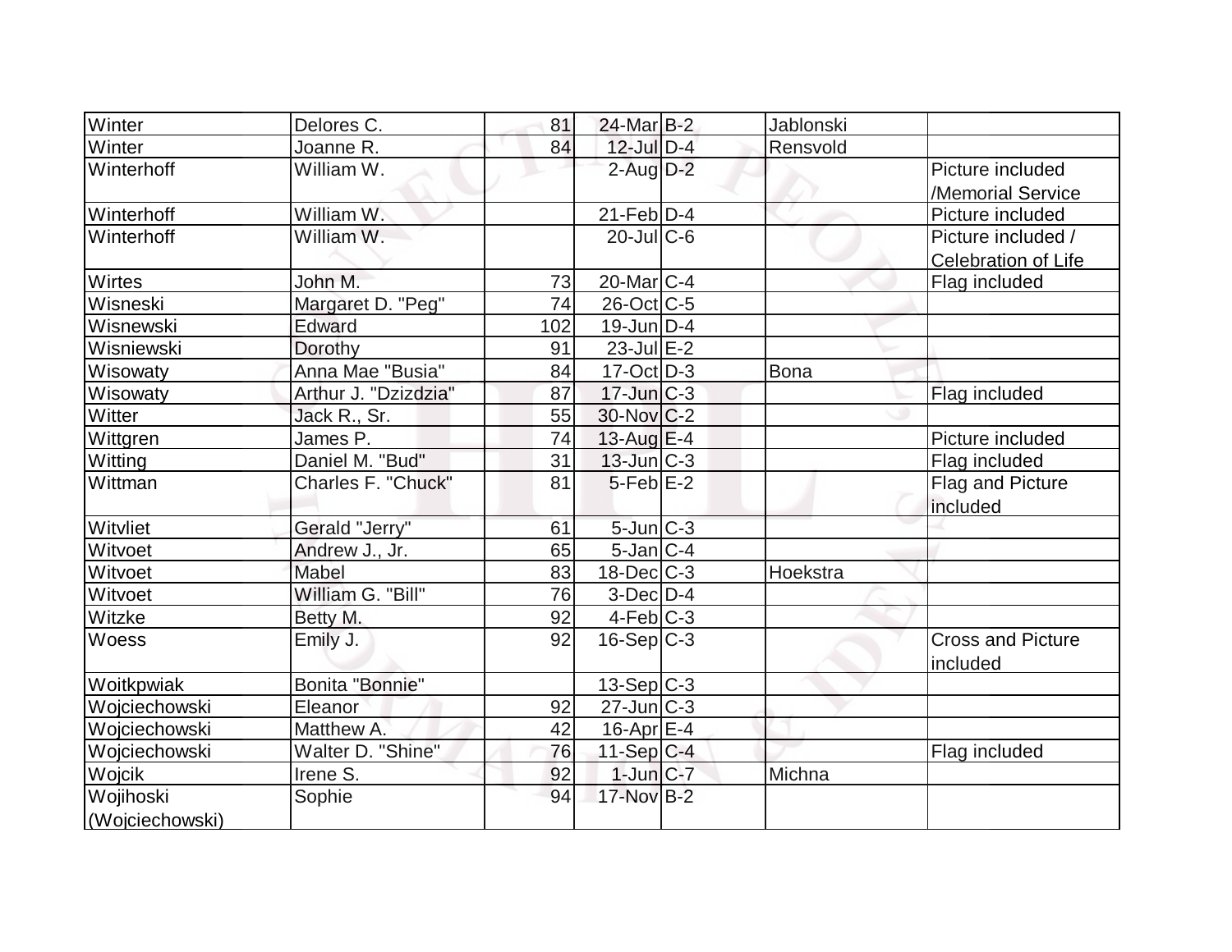| | | | | | | |
|---|---|---|---|---|---|---|
| Winter | Delores C. | 81 | 24-Mar | B-2 | Jablonski | |
| Winter | Joanne R. | 84 | 12-Jul | D-4 | Rensvold | |
| Winterhoff | William W. | | 2-Aug | D-2 | | Picture included /Memorial Service |
| Winterhoff | William W. | | 21-Feb | D-4 | | Picture included |
| Winterhoff | William W. | | 20-Jul | C-6 | | Picture included / Celebration of Life |
| Wirtes | John M. | 73 | 20-Mar | C-4 | | Flag included |
| Wisneski | Margaret D. "Peg" | 74 | 26-Oct | C-5 | | |
| Wisnewski | Edward | 102 | 19-Jun | D-4 | | |
| Wisniewski | Dorothy | 91 | 23-Jul | E-2 | | |
| Wisowaty | Anna Mae "Busia" | 84 | 17-Oct | D-3 | Bona | |
| Wisowaty | Arthur J. "Dzizdzia" | 87 | 17-Jun | C-3 | | Flag included |
| Witter | Jack R., Sr. | 55 | 30-Nov | C-2 | | |
| Wittgren | James P. | 74 | 13-Aug | E-4 | | Picture included |
| Witting | Daniel M. "Bud" | 31 | 13-Jun | C-3 | | Flag included |
| Wittman | Charles F. "Chuck" | 81 | 5-Feb | E-2 | | Flag and Picture included |
| Witvliet | Gerald "Jerry" | 61 | 5-Jun | C-3 | | |
| Witvoet | Andrew J., Jr. | 65 | 5-Jan | C-4 | | |
| Witvoet | Mabel | 83 | 18-Dec | C-3 | Hoekstra | |
| Witvoet | William G. "Bill" | 76 | 3-Dec | D-4 | | |
| Witzke | Betty M. | 92 | 4-Feb | C-3 | | |
| Woess | Emily J. | 92 | 16-Sep | C-3 | | Cross and Picture included |
| Woitkpwiak | Bonita "Bonnie" | | 13-Sep | C-3 | | |
| Wojciechowski | Eleanor | 92 | 27-Jun | C-3 | | |
| Wojciechowski | Matthew A. | 42 | 16-Apr | E-4 | | |
| Wojciechowski | Walter D. "Shine" | 76 | 11-Sep | C-4 | | Flag included |
| Wojcik | Irene S. | 92 | 1-Jun | C-7 | Michna | |
| Wojihoski (Wojciechowski) | Sophie | 94 | 17-Nov | B-2 | | |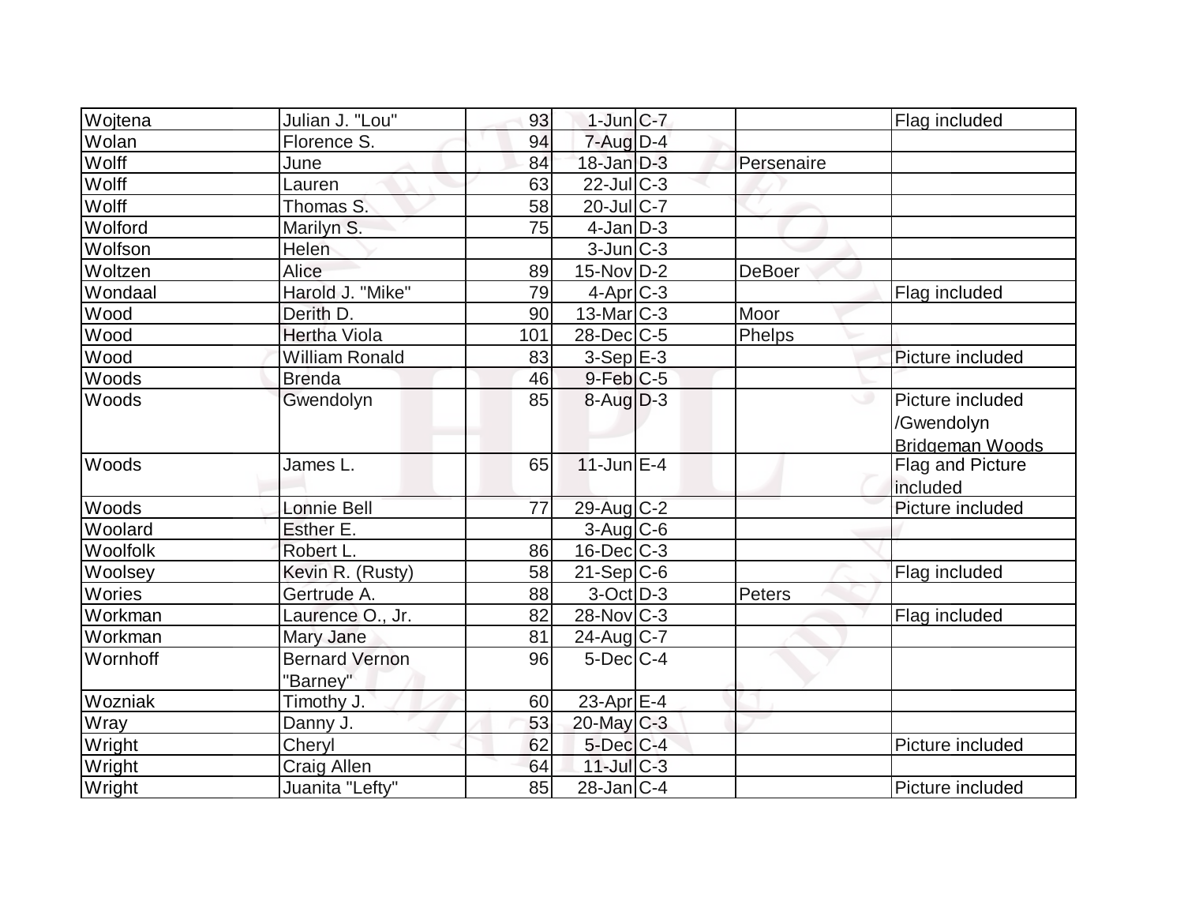| Wojtena | Julian J. "Lou" | 93 | 1-Jun | C-7 | | Flag included |
|---|---|---|---|---|---|---|
| Wolan | Florence S. | 94 | 7-Aug | D-4 | | |
| Wolff | June | 84 | 18-Jan | D-3 | Persenaire | |
| Wolff | Lauren | 63 | 22-Jul | C-3 | | |
| Wolff | Thomas S. | 58 | 20-Jul | C-7 | | |
| Wolford | Marilyn S. | 75 | 4-Jan | D-3 | | |
| Wolfson | Helen | | 3-Jun | C-3 | | |
| Woltzen | Alice | 89 | 15-Nov | D-2 | DeBoer | |
| Wondaal | Harold J. "Mike" | 79 | 4-Apr | C-3 | | Flag included |
| Wood | Derith D. | 90 | 13-Mar | C-3 | Moor | |
| Wood | Hertha Viola | 101 | 28-Dec | C-5 | Phelps | |
| Wood | William Ronald | 83 | 3-Sep | E-3 | | Picture included |
| Woods | Brenda | 46 | 9-Feb | C-5 | | |
| Woods | Gwendolyn | 85 | 8-Aug | D-3 | | Picture included /Gwendolyn Bridgeman Woods |
| Woods | James L. | 65 | 11-Jun | E-4 | | Flag and Picture included |
| Woods | Lonnie Bell | 77 | 29-Aug | C-2 | | Picture included |
| Woolard | Esther E. | | 3-Aug | C-6 | | |
| Woolfolk | Robert L. | 86 | 16-Dec | C-3 | | |
| Woolsey | Kevin R. (Rusty) | 58 | 21-Sep | C-6 | | Flag included |
| Wories | Gertrude A. | 88 | 3-Oct | D-3 | Peters | |
| Workman | Laurence O., Jr. | 82 | 28-Nov | C-3 | | Flag included |
| Workman | Mary Jane | 81 | 24-Aug | C-7 | | |
| Wornhoff | Bernard Vernon "Barney" | 96 | 5-Dec | C-4 | | |
| Wozniak | Timothy J. | 60 | 23-Apr | E-4 | | |
| Wray | Danny J. | 53 | 20-May | C-3 | | |
| Wright | Cheryl | 62 | 5-Dec | C-4 | | Picture included |
| Wright | Craig Allen | 64 | 11-Jul | C-3 | | |
| Wright | Juanita "Lefty" | 85 | 28-Jan | C-4 | | Picture included |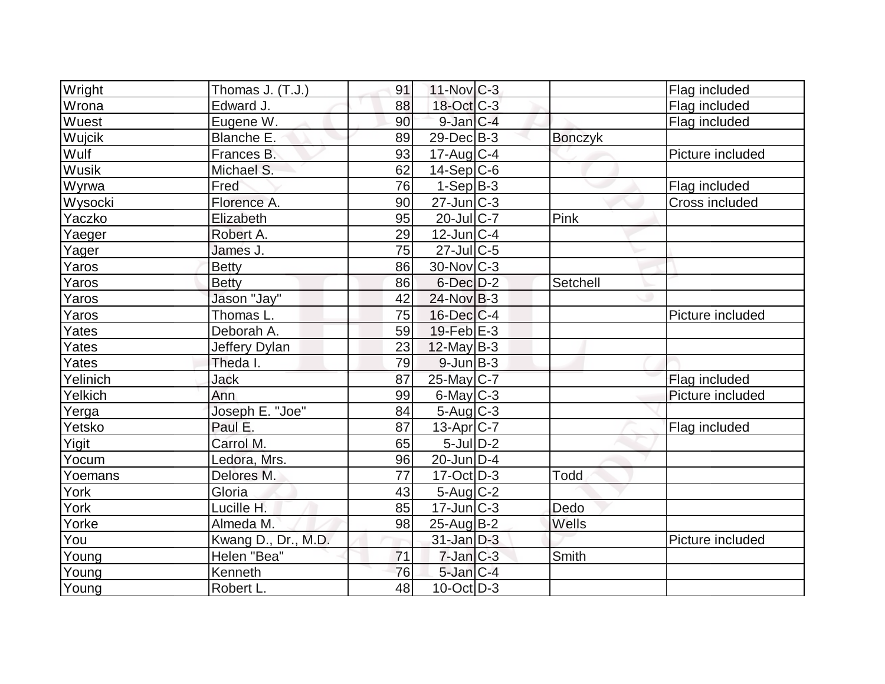| | | | | | | |
|---|---|---|---|---|---|---|
| Wright | Thomas J. (T.J.) | 91 | 11-Nov | C-3 | | Flag included |
| Wrona | Edward J. | 88 | 18-Oct | C-3 | | Flag included |
| Wuest | Eugene W. | 90 | 9-Jan | C-4 | | Flag included |
| Wujcik | Blanche E. | 89 | 29-Dec | B-3 | Bonczyk | |
| Wulf | Frances B. | 93 | 17-Aug | C-4 | | Picture included |
| Wusik | Michael S. | 62 | 14-Sep | C-6 | | |
| Wyrwa | Fred | 76 | 1-Sep | B-3 | | Flag included |
| Wysocki | Florence A. | 90 | 27-Jun | C-3 | | Cross included |
| Yaczko | Elizabeth | 95 | 20-Jul | C-7 | Pink | |
| Yaeger | Robert A. | 29 | 12-Jun | C-4 | | |
| Yager | James J. | 75 | 27-Jul | C-5 | | |
| Yaros | Betty | 86 | 30-Nov | C-3 | | |
| Yaros | Betty | 86 | 6-Dec | D-2 | Setchell | |
| Yaros | Jason "Jay" | 42 | 24-Nov | B-3 | | |
| Yaros | Thomas L. | 75 | 16-Dec | C-4 | | Picture included |
| Yates | Deborah A. | 59 | 19-Feb | E-3 | | |
| Yates | Jeffery Dylan | 23 | 12-May | B-3 | | |
| Yates | Theda I. | 79 | 9-Jun | B-3 | | |
| Yelinich | Jack | 87 | 25-May | C-7 | | Flag included |
| Yelkich | Ann | 99 | 6-May | C-3 | | Picture included |
| Yerga | Joseph E. "Joe" | 84 | 5-Aug | C-3 | | |
| Yetsko | Paul E. | 87 | 13-Apr | C-7 | | Flag included |
| Yigit | Carrol M. | 65 | 5-Jul | D-2 | | |
| Yocum | Ledora, Mrs. | 96 | 20-Jun | D-4 | | |
| Yoemans | Delores M. | 77 | 17-Oct | D-3 | Todd | |
| York | Gloria | 43 | 5-Aug | C-2 | | |
| York | Lucille H. | 85 | 17-Jun | C-3 | Dedo | |
| Yorke | Almeda M. | 98 | 25-Aug | B-2 | Wells | |
| You | Kwang D., Dr., M.D. | | 31-Jan | D-3 | | Picture included |
| Young | Helen "Bea" | 71 | 7-Jan | C-3 | Smith | |
| Young | Kenneth | 76 | 5-Jan | C-4 | | |
| Young | Robert L. | 48 | 10-Oct | D-3 | | |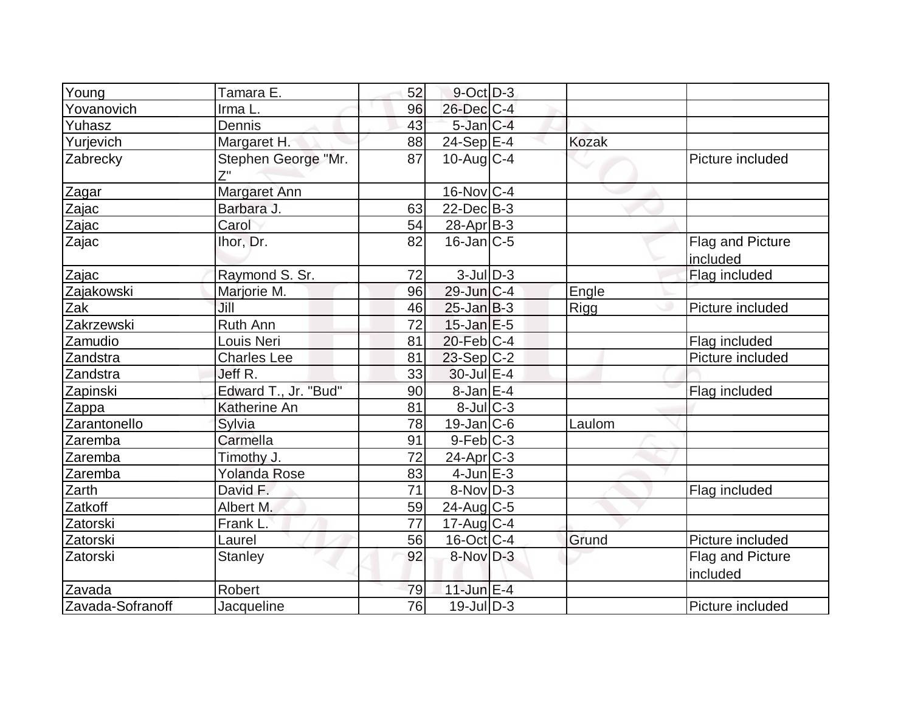| | | | | | | |
|---|---|---|---|---|---|---|
| Young | Tamara E. | 52 | 9-Oct | D-3 | | |
| Yovanovich | Irma L. | 96 | 26-Dec | C-4 | | |
| Yuhasz | Dennis | 43 | 5-Jan | C-4 | | |
| Yurjevich | Margaret H. | 88 | 24-Sep | E-4 | Kozak | |
| Zabrecky | Stephen George "Mr. Z" | 87 | 10-Aug | C-4 | | Picture included |
| Zagar | Margaret Ann | | 16-Nov | C-4 | | |
| Zajac | Barbara J. | 63 | 22-Dec | B-3 | | |
| Zajac | Carol | 54 | 28-Apr | B-3 | | |
| Zajac | Ihor, Dr. | 82 | 16-Jan | C-5 | | Flag and Picture included |
| Zajac | Raymond S. Sr. | 72 | 3-Jul | D-3 | | Flag included |
| Zajakowski | Marjorie M. | 96 | 29-Jun | C-4 | Engle | |
| Zak | Jill | 46 | 25-Jan | B-3 | Rigg | Picture included |
| Zakrzewski | Ruth Ann | 72 | 15-Jan | E-5 | | |
| Zamudio | Louis Neri | 81 | 20-Feb | C-4 | | Flag included |
| Zandstra | Charles Lee | 81 | 23-Sep | C-2 | | Picture included |
| Zandstra | Jeff R. | 33 | 30-Jul | E-4 | | |
| Zapinski | Edward T., Jr. "Bud" | 90 | 8-Jan | E-4 | | Flag included |
| Zappa | Katherine An | 81 | 8-Jul | C-3 | | |
| Zarantonello | Sylvia | 78 | 19-Jan | C-6 | Laulom | |
| Zaremba | Carmella | 91 | 9-Feb | C-3 | | |
| Zaremba | Timothy J. | 72 | 24-Apr | C-3 | | |
| Zaremba | Yolanda Rose | 83 | 4-Jun | E-3 | | |
| Zarth | David F. | 71 | 8-Nov | D-3 | | Flag included |
| Zatkoff | Albert M. | 59 | 24-Aug | C-5 | | |
| Zatorski | Frank L. | 77 | 17-Aug | C-4 | | |
| Zatorski | Laurel | 56 | 16-Oct | C-4 | Grund | Picture included |
| Zatorski | Stanley | 92 | 8-Nov | D-3 | | Flag and Picture included |
| Zavada | Robert | 79 | 11-Jun | E-4 | | |
| Zavada-Sofranoff | Jacqueline | 76 | 19-Jul | D-3 | | Picture included |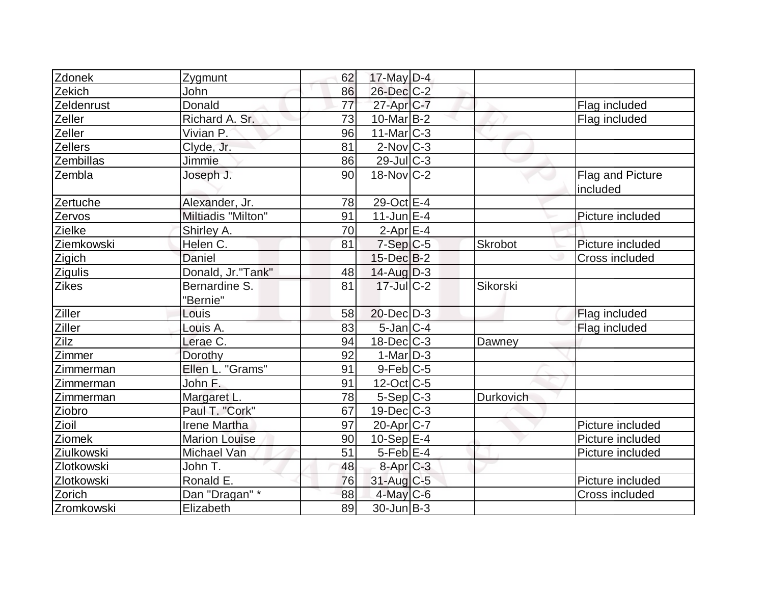| | | | | | | |
|---|---|---|---|---|---|---|
| Zdonek | Zygmunt | 62 | 17-May | D-4 | | |
| Zekich | John | 86 | 26-Dec | C-2 | | |
| Zeldenrust | Donald | 77 | 27-Apr | C-7 | | Flag included |
| Zeller | Richard A. Sr. | 73 | 10-Mar | B-2 | | Flag included |
| Zeller | Vivian P. | 96 | 11-Mar | C-3 | | |
| Zellers | Clyde, Jr. | 81 | 2-Nov | C-3 | | |
| Zembillas | Jimmie | 86 | 29-Jul | C-3 | | |
| Zembla | Joseph J. | 90 | 18-Nov | C-2 | | Flag and Picture included |
| Zertuche | Alexander, Jr. | 78 | 29-Oct | E-4 | | |
| Zervos | Miltiadis "Milton" | 91 | 11-Jun | E-4 | | Picture included |
| Zielke | Shirley A. | 70 | 2-Apr | E-4 | | |
| Ziemkowski | Helen C. | 81 | 7-Sep | C-5 | Skrobot | Picture included |
| Zigich | Daniel | | 15-Dec | B-2 | | Cross included |
| Zigulis | Donald, Jr."Tank" | 48 | 14-Aug | D-3 | | |
| Zikes | Bernardine S. "Bernie" | 81 | 17-Jul | C-2 | Sikorski | |
| Ziller | Louis | 58 | 20-Dec | D-3 | | Flag included |
| Ziller | Louis A. | 83 | 5-Jan | C-4 | | Flag included |
| Zilz | Lerae C. | 94 | 18-Dec | C-3 | Dawney | |
| Zimmer | Dorothy | 92 | 1-Mar | D-3 | | |
| Zimmerman | Ellen L. "Grams" | 91 | 9-Feb | C-5 | | |
| Zimmerman | John F. | 91 | 12-Oct | C-5 | | |
| Zimmerman | Margaret L. | 78 | 5-Sep | C-3 | Durkovich | |
| Ziobro | Paul T. "Cork" | 67 | 19-Dec | C-3 | | |
| Zioil | Irene Martha | 97 | 20-Apr | C-7 | | Picture included |
| Ziomek | Marion Louise | 90 | 10-Sep | E-4 | | Picture included |
| Ziulkowski | Michael Van | 51 | 5-Feb | E-4 | | Picture included |
| Zlotkowski | John T. | 48 | 8-Apr | C-3 | | |
| Zlotkowski | Ronald E. | 76 | 31-Aug | C-5 | | Picture included |
| Zorich | Dan "Dragan" * | 88 | 4-May | C-6 | | Cross included |
| Zromkowski | Elizabeth | 89 | 30-Jun | B-3 | | |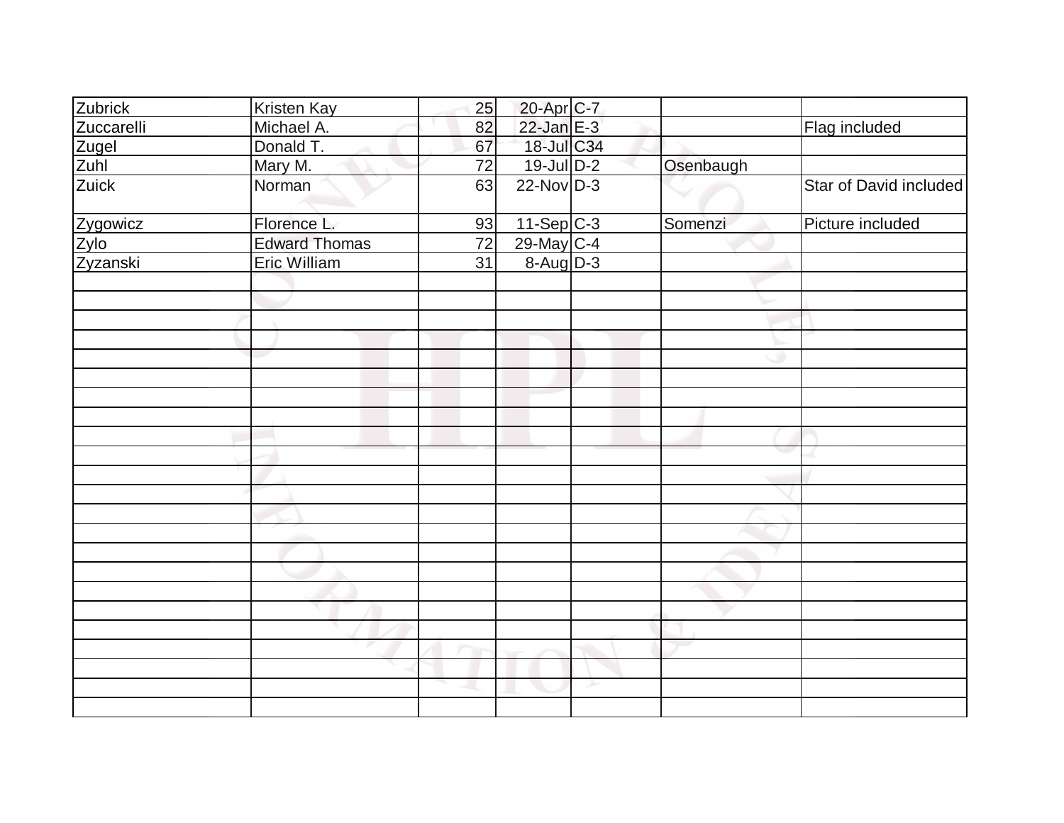| | | | | | | |
|---|---|---|---|---|---|---|
| Zubrick | Kristen Kay | 25 | 20-Apr | C-7 | | |
| Zuccarelli | Michael A. | 82 | 22-Jan | E-3 | | Flag included |
| Zugel | Donald T. | 67 | 18-Jul | C34 | | |
| Zuhl | Mary M. | 72 | 19-Jul | D-2 | Osenbaugh | |
| Zuick | Norman | 63 | 22-Nov | D-3 | | Star of David included |
| Zygowicz | Florence L. | 93 | 11-Sep | C-3 | Somenzi | Picture included |
| Zylo | Edward Thomas | 72 | 29-May | C-4 | | |
| Zyzanski | Eric William | 31 | 8-Aug | D-3 | | |